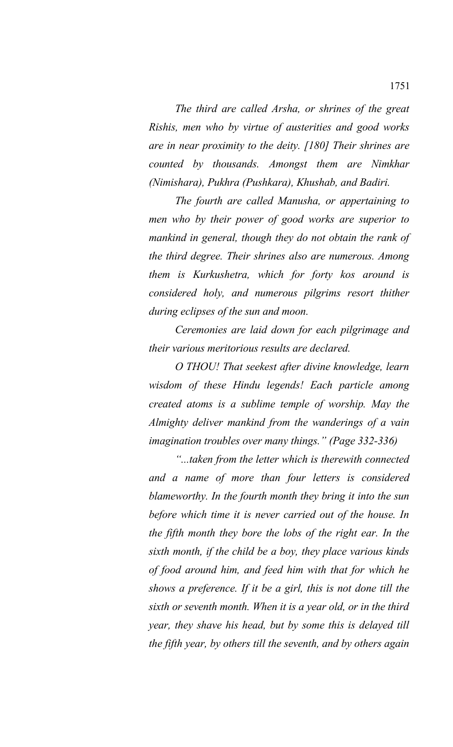*The third are called Arsha, or shrines of the great Rishis, men who by virtue of austerities and good works are in near proximity to the deity. [180] Their shrines are counted by thousands. Amongst them are Nimkhar (Nimishara), Pukhra (Pushkara), Khushab, and Badiri.*

*The fourth are called Manusha, or appertaining to men who by their power of good works are superior to mankind in general, though they do not obtain the rank of the third degree. Their shrines also are numerous. Among them is Kurkushetra, which for forty kos around is considered holy, and numerous pilgrims resort thither during eclipses of the sun and moon.*

*Ceremonies are laid down for each pilgrimage and their various meritorious results are declared.*

*O THOU! That seekest after divine knowledge, learn wisdom of these Hindu legends! Each particle among created atoms is a sublime temple of worship. May the Almighty deliver mankind from the wanderings of a vain imagination troubles over many things." (Page 332-336)*

*"...taken from the letter which is therewith connected and a name of more than four letters is considered blameworthy. In the fourth month they bring it into the sun before which time it is never carried out of the house. In the fifth month they bore the lobs of the right ear. In the sixth month, if the child be a boy, they place various kinds of food around him, and feed him with that for which he shows a preference. If it be a girl, this is not done till the sixth or seventh month. When it is a year old, or in the third year, they shave his head, but by some this is delayed till the fifth year, by others till the seventh, and by others again*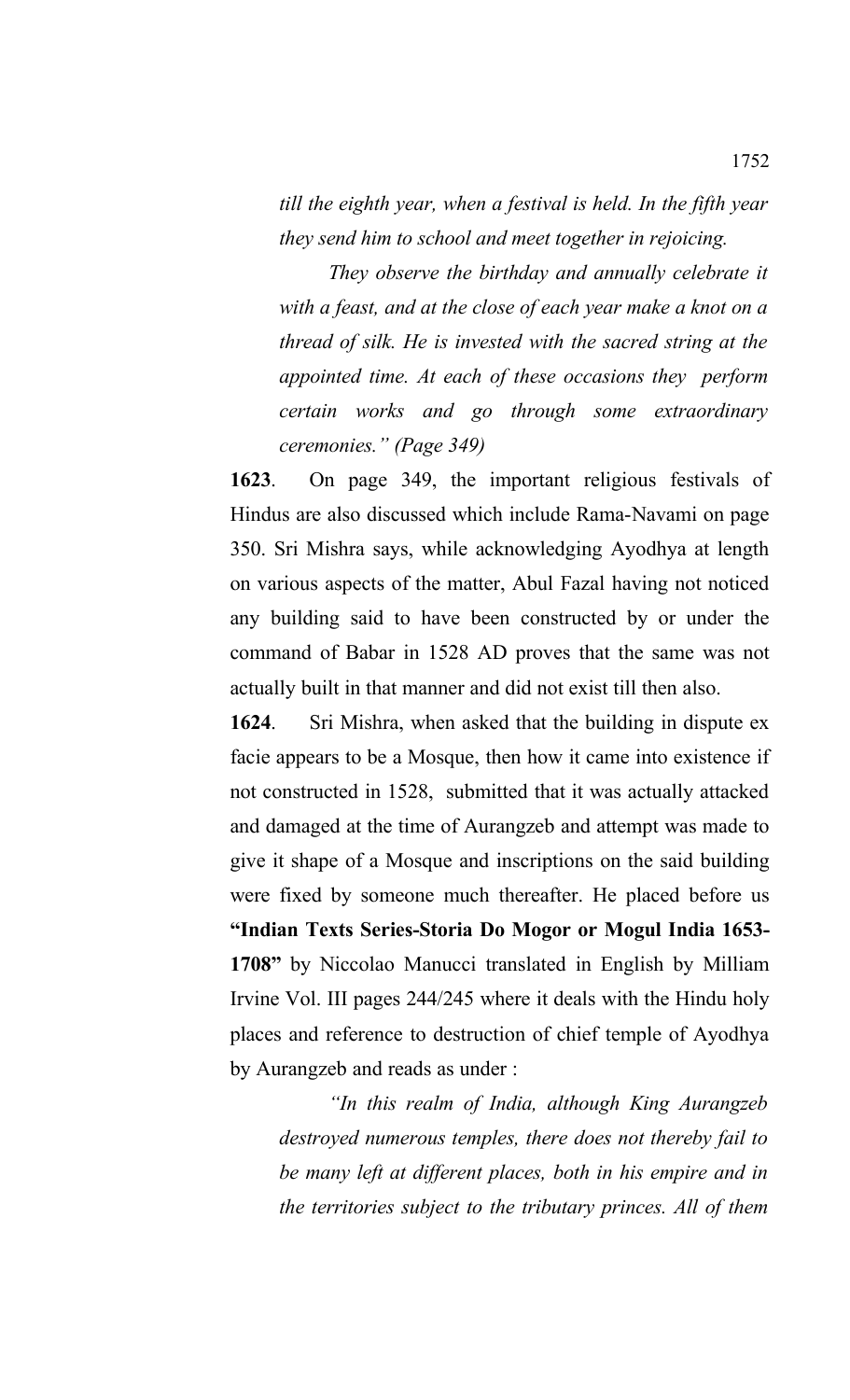*till the eighth year, when a festival is held. In the fifth year they send him to school and meet together in rejoicing.*

*They observe the birthday and annually celebrate it with a feast, and at the close of each year make a knot on a thread of silk. He is invested with the sacred string at the appointed time. At each of these occasions they perform certain works and go through some extraordinary ceremonies." (Page 349)*

**1623**. On page 349, the important religious festivals of Hindus are also discussed which include Rama-Navami on page 350. Sri Mishra says, while acknowledging Ayodhya at length on various aspects of the matter, Abul Fazal having not noticed any building said to have been constructed by or under the command of Babar in 1528 AD proves that the same was not actually built in that manner and did not exist till then also.

**1624**. Sri Mishra, when asked that the building in dispute ex facie appears to be a Mosque, then how it came into existence if not constructed in 1528, submitted that it was actually attacked and damaged at the time of Aurangzeb and attempt was made to give it shape of a Mosque and inscriptions on the said building were fixed by someone much thereafter. He placed before us **"Indian Texts Series-Storia Do Mogor or Mogul India 1653-1708"** by Niccolao Manucci translated in English by Milliam Irvine Vol. III pages 244/245 where it deals with the Hindu holy places and reference to destruction of chief temple of Ayodhya by Aurangzeb and reads as under :

*"In this realm of India, although King Aurangzeb destroyed numerous temples, there does not thereby fail to be many left at different places, both in his empire and in the territories subject to the tributary princes. All of them*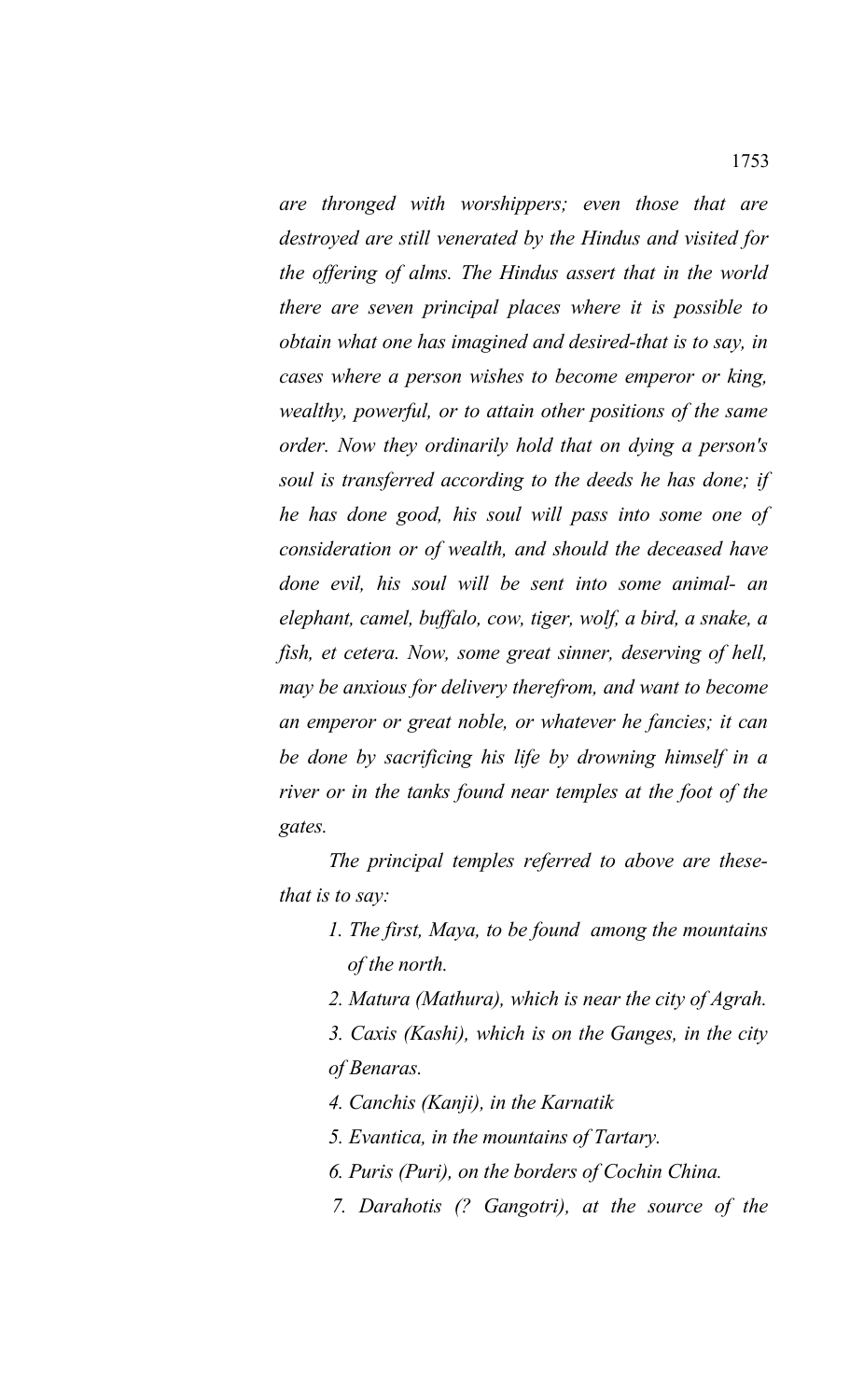*are thronged with worshippers; even those that are destroyed are still venerated by the Hindus and visited for the offering of alms. The Hindus assert that in the world there are seven principal places where it is possible to obtain what one has imagined and desired-that is to say, in cases where a person wishes to become emperor or king, wealthy, powerful, or to attain other positions of the same order. Now they ordinarily hold that on dying a person's soul is transferred according to the deeds he has done; if he has done good, his soul will pass into some one of consideration or of wealth, and should the deceased have done evil, his soul will be sent into some animal- an elephant, camel, buffalo, cow, tiger, wolf, a bird, a snake, a fish, et cetera. Now, some great sinner, deserving of hell, may be anxious for delivery therefrom, and want to become an emperor or great noble, or whatever he fancies; it can be done by sacrificing his life by drowning himself in a river or in the tanks found near temples at the foot of the gates.*

*The principal temples referred to above are these-that is to say:*

1. *The first, Maya, to be found among the mountains of the north.*
2. *Matura (Mathura), which is near the city of Agrah.*
3. *Caxis (Kashi), which is on the Ganges, in the city of Benaras.*
4. *Canchis (Kanji), in the Karnatik*
5. *Evantica, in the mountains of Tartary.*
6. *Puris (Puri), on the borders of Cochin China.*
7. *Darahotis (? Gangotri), at the source of the*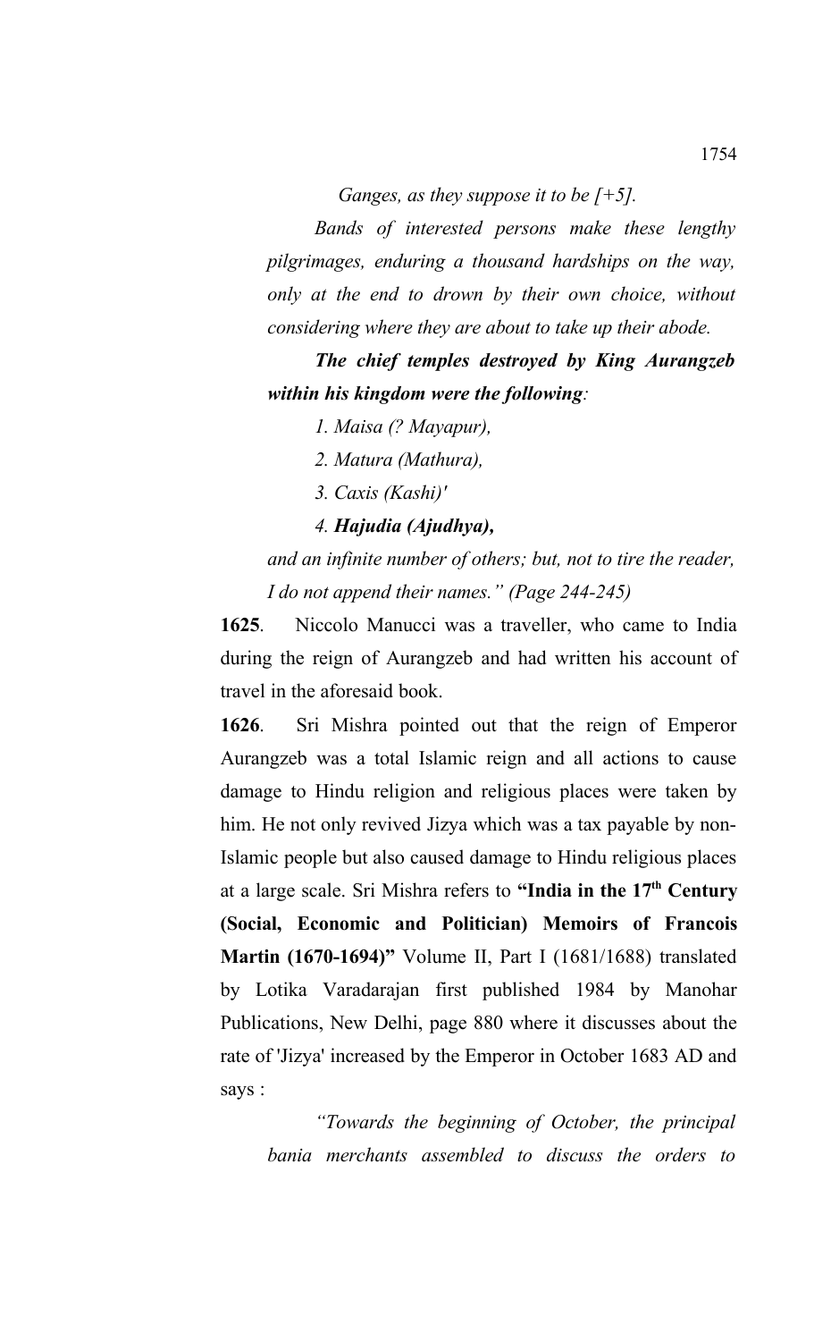*Ganges, as they suppose it to be [+5].*

*Bands of interested persons make these lengthy pilgrimages, enduring a thousand hardships on the way, only at the end to drown by their own choice, without considering where they are about to take up their abode.*

***The chief temples destroyed by King Aurangzeb within his kingdom were the following:***

*1. Maisa (? Mayapur),*

*2. Matura (Mathura),*

*3. Caxis (Kashi)'*

*4. **Hajudia (Ajudhya),***

*and an infinite number of others; but, not to tire the reader, I do not append their names." (Page 244-245)*

**1625**. Niccolo Manucci was a traveller, who came to India during the reign of Aurangzeb and had written his account of travel in the aforesaid book.

**1626**. Sri Mishra pointed out that the reign of Emperor Aurangzeb was a total Islamic reign and all actions to cause damage to Hindu religion and religious places were taken by him. He not only revived Jizya which was a tax payable by non-Islamic people but also caused damage to Hindu religious places at a large scale. Sri Mishra refers to **"India in the 17th Century (Social, Economic and Politician) Memoirs of Francois Martin (1670-1694)"** Volume II, Part I (1681/1688) translated by Lotika Varadarajan first published 1984 by Manohar Publications, New Delhi, page 880 where it discusses about the rate of 'Jizya' increased by the Emperor in October 1683 AD and says :

*"Towards the beginning of October, the principal bania merchants assembled to discuss the orders to*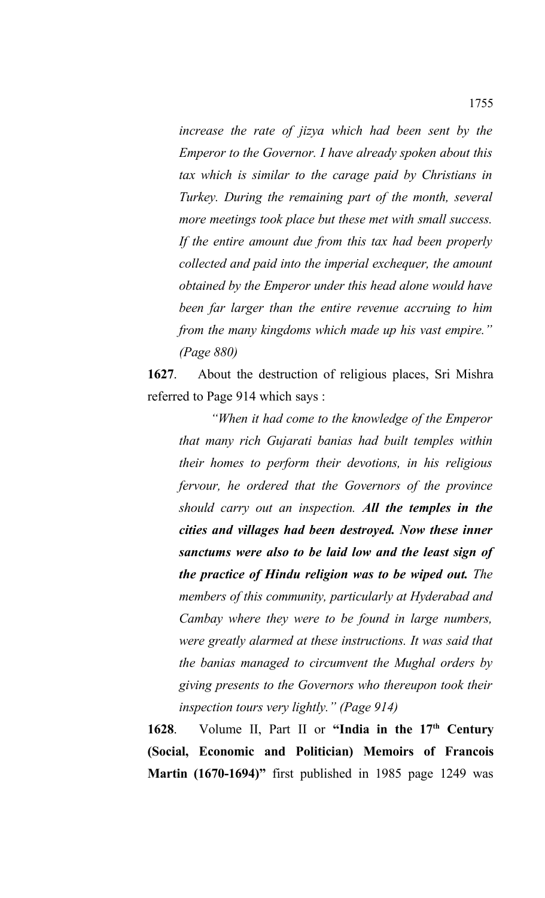*increase the rate of jizya which had been sent by the Emperor to the Governor. I have already spoken about this tax which is similar to the carage paid by Christians in Turkey. During the remaining part of the month, several more meetings took place but these met with small success. If the entire amount due from this tax had been properly collected and paid into the imperial exchequer, the amount obtained by the Emperor under this head alone would have been far larger than the entire revenue accruing to him from the many kingdoms which made up his vast empire." (Page 880)*

**1627**. About the destruction of religious places, Sri Mishra referred to Page 914 which says :

> *"When it had come to the knowledge of the Emperor that many rich Gujarati banias had built temples within their homes to perform their devotions, in his religious fervour, he ordered that the Governors of the province should carry out an inspection.* ***All the temples in the cities and villages had been destroyed. Now these inner sanctums were also to be laid low and the least sign of the practice of Hindu religion was to be wiped out.*** *The members of this community, particularly at Hyderabad and Cambay where they were to be found in large numbers, were greatly alarmed at these instructions. It was said that the banias managed to circumvent the Mughal orders by giving presents to the Governors who thereupon took their inspection tours very lightly." (Page 914)*

**1628**. Volume II, Part II or **"India in the 17th Century (Social, Economic and Politician) Memoirs of Francois Martin (1670-1694)"** first published in 1985 page 1249 was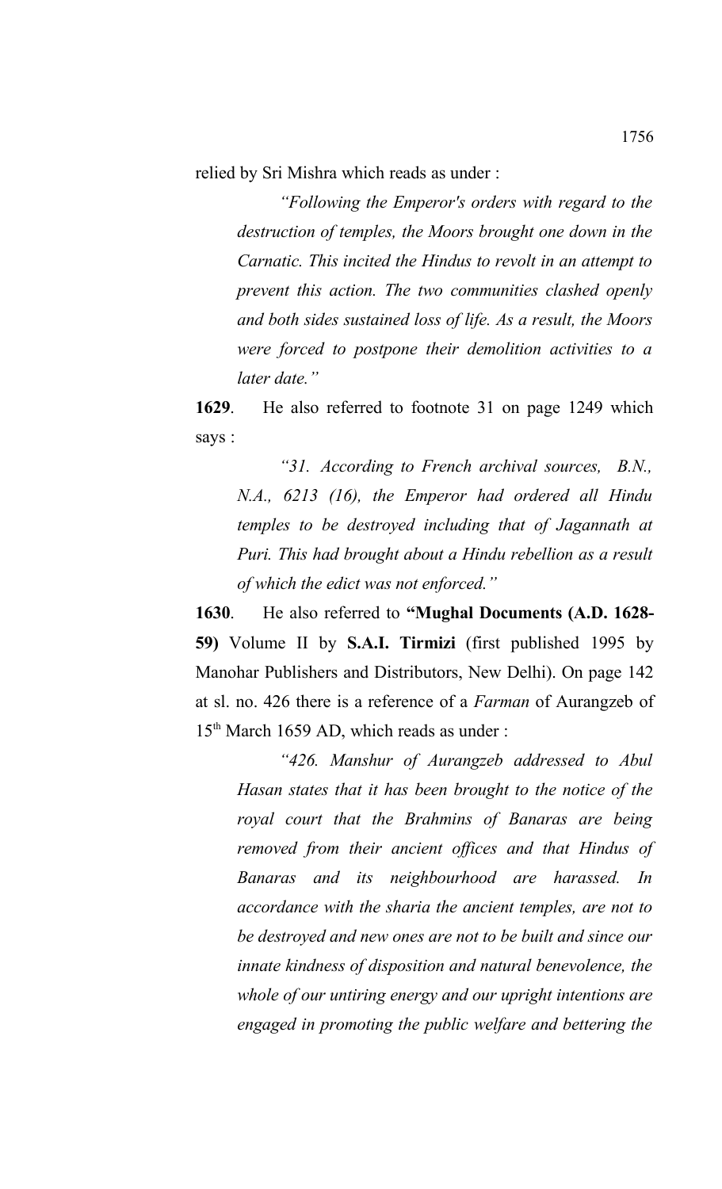relied by Sri Mishra which reads as under :

> *"Following the Emperor's orders with regard to the destruction of temples, the Moors brought one down in the Carnatic. This incited the Hindus to revolt in an attempt to prevent this action. The two communities clashed openly and both sides sustained loss of life. As a result, the Moors were forced to postpone their demolition activities to a later date."*

**1629**. He also referred to footnote 31 on page 1249 which says :

> *"31. According to French archival sources, B.N., N.A., 6213 (16), the Emperor had ordered all Hindu temples to be destroyed including that of Jagannath at Puri. This had brought about a Hindu rebellion as a result of which the edict was not enforced."*

**1630**. He also referred to **"Mughal Documents (A.D. 1628-59)** Volume II by **S.A.I. Tirmizi** (first published 1995 by Manohar Publishers and Distributors, New Delhi). On page 142 at sl. no. 426 there is a reference of a *Farman* of Aurangzeb of 15th March 1659 AD, which reads as under :

> *"426. Manshur of Aurangzeb addressed to Abul Hasan states that it has been brought to the notice of the royal court that the Brahmins of Banaras are being removed from their ancient offices and that Hindus of Banaras and its neighbourhood are harassed. In accordance with the sharia the ancient temples, are not to be destroyed and new ones are not to be built and since our innate kindness of disposition and natural benevolence, the whole of our untiring energy and our upright intentions are engaged in promoting the public welfare and bettering the*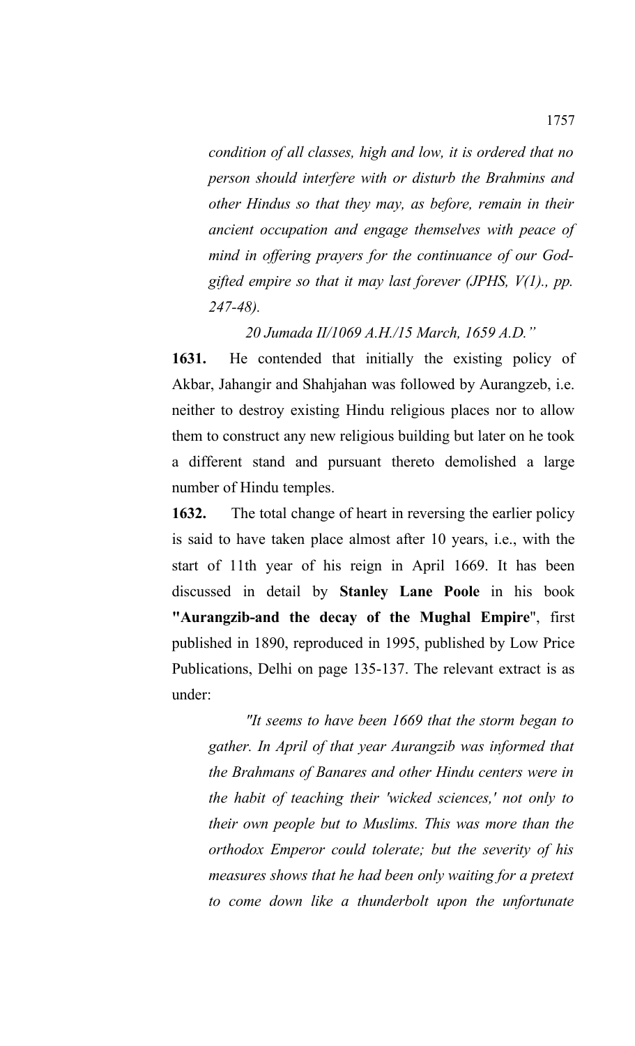*condition of all classes, high and low, it is ordered that no person should interfere with or disturb the Brahmins and other Hindus so that they may, as before, remain in their ancient occupation and engage themselves with peace of mind in offering prayers for the continuance of our God-gifted empire so that it may last forever (JPHS, V(1)., pp. 247-48).*

*20 Jumada II/1069 A.H./15 March, 1659 A.D."*

**1631.** He contended that initially the existing policy of Akbar, Jahangir and Shahjahan was followed by Aurangzeb, i.e. neither to destroy existing Hindu religious places nor to allow them to construct any new religious building but later on he took a different stand and pursuant thereto demolished a large number of Hindu temples.

**1632.** The total change of heart in reversing the earlier policy is said to have taken place almost after 10 years, i.e., with the start of 11th year of his reign in April 1669. It has been discussed in detail by **Stanley Lane Poole** in his book **"Aurangzib-and the decay of the Mughal Empire**", first published in 1890, reproduced in 1995, published by Low Price Publications, Delhi on page 135-137. The relevant extract is as under:

*"It seems to have been 1669 that the storm began to gather. In April of that year Aurangzib was informed that the Brahmans of Banares and other Hindu centers were in the habit of teaching their 'wicked sciences,' not only to their own people but to Muslims. This was more than the orthodox Emperor could tolerate; but the severity of his measures shows that he had been only waiting for a pretext to come down like a thunderbolt upon the unfortunate*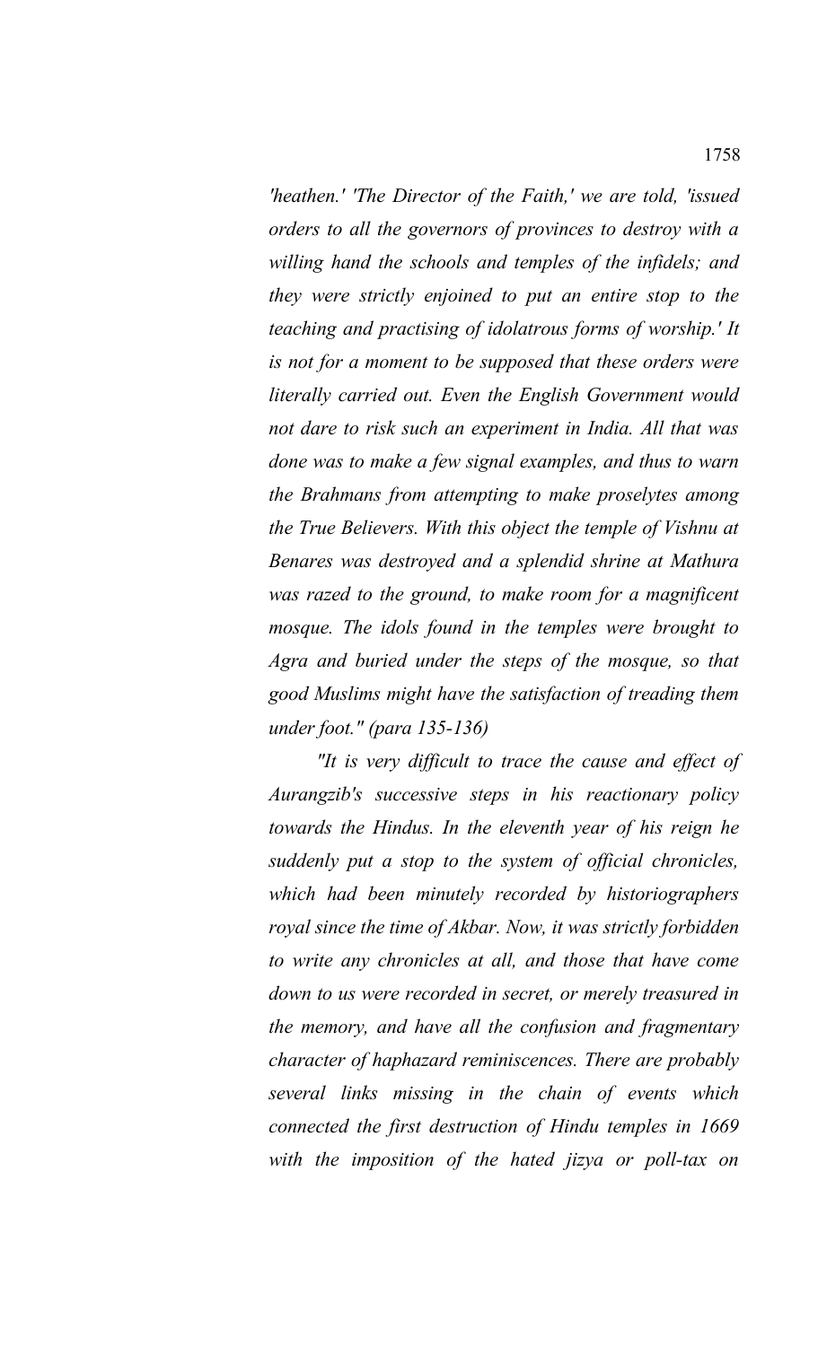*'heathen.' 'The Director of the Faith,' we are told, 'issued orders to all the governors of provinces to destroy with a willing hand the schools and temples of the infidels; and they were strictly enjoined to put an entire stop to the teaching and practising of idolatrous forms of worship.' It is not for a moment to be supposed that these orders were literally carried out. Even the English Government would not dare to risk such an experiment in India. All that was done was to make a few signal examples, and thus to warn the Brahmans from attempting to make proselytes among the True Believers. With this object the temple of Vishnu at Benares was destroyed and a splendid shrine at Mathura was razed to the ground, to make room for a magnificent mosque. The idols found in the temples were brought to Agra and buried under the steps of the mosque, so that good Muslims might have the satisfaction of treading them under foot." (para 135-136)*

*"It is very difficult to trace the cause and effect of Aurangzib's successive steps in his reactionary policy towards the Hindus. In the eleventh year of his reign he suddenly put a stop to the system of official chronicles, which had been minutely recorded by historiographers royal since the time of Akbar. Now, it was strictly forbidden to write any chronicles at all, and those that have come down to us were recorded in secret, or merely treasured in the memory, and have all the confusion and fragmentary character of haphazard reminiscences. There are probably several links missing in the chain of events which connected the first destruction of Hindu temples in 1669 with the imposition of the hated jizya or poll-tax on*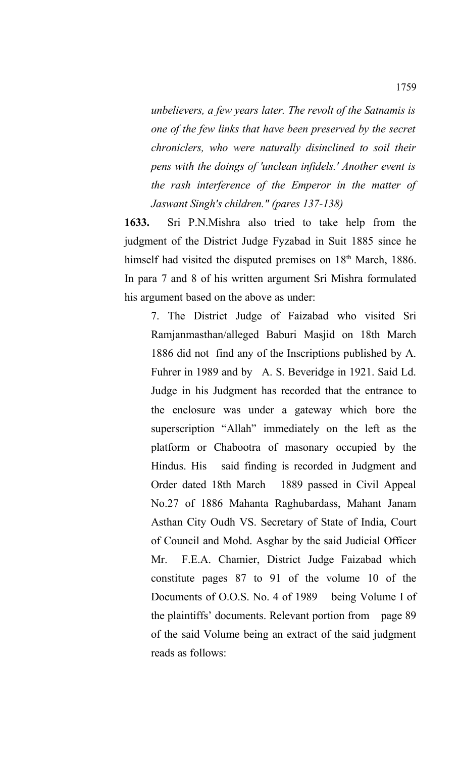*unbelievers, a few years later. The revolt of the Satnamis is one of the few links that have been preserved by the secret chroniclers, who were naturally disinclined to soil their pens with the doings of 'unclean infidels.' Another event is the rash interference of the Emperor in the matter of Jaswant Singh's children." (pares 137-138)*

**1633.** Sri P.N.Mishra also tried to take help from the judgment of the District Judge Fyzabad in Suit 1885 since he himself had visited the disputed premises on 18th March, 1886. In para 7 and 8 of his written argument Sri Mishra formulated his argument based on the above as under:

> 7. The District Judge of Faizabad who visited Sri Ramjanmasthan/alleged Baburi Masjid on 18th March 1886 did not find any of the Inscriptions published by A. Fuhrer in 1989 and by A. S. Beveridge in 1921. Said Ld. Judge in his Judgment has recorded that the entrance to the enclosure was under a gateway which bore the superscription "Allah" immediately on the left as the platform or Chabootra of masonary occupied by the Hindus. His said finding is recorded in Judgment and Order dated 18th March 1889 passed in Civil Appeal No.27 of 1886 Mahanta Raghubardass, Mahant Janam Asthan City Oudh VS. Secretary of State of India, Court of Council and Mohd. Asghar by the said Judicial Officer Mr. F.E.A. Chamier, District Judge Faizabad which constitute pages 87 to 91 of the volume 10 of the Documents of O.O.S. No. 4 of 1989 being Volume I of the plaintiffs' documents. Relevant portion from page 89 of the said Volume being an extract of the said judgment reads as follows: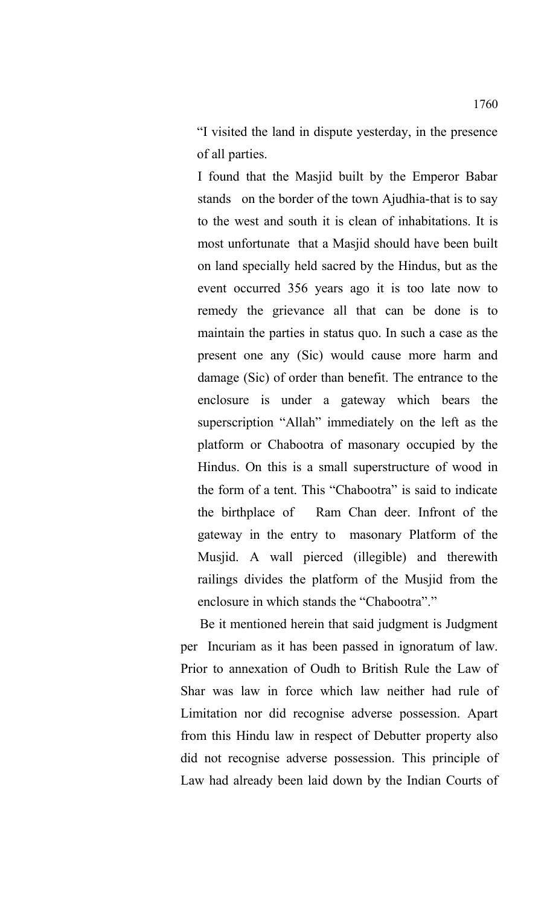"I visited the land in dispute yesterday, in the presence of all parties.

I found that the Masjid built by the Emperor Babar stands on the border of the town Ajudhia-that is to say to the west and south it is clean of inhabitations. It is most unfortunate that a Masjid should have been built on land specially held sacred by the Hindus, but as the event occurred 356 years ago it is too late now to remedy the grievance all that can be done is to maintain the parties in status quo. In such a case as the present one any (Sic) would cause more harm and damage (Sic) of order than benefit. The entrance to the enclosure is under a gateway which bears the superscription "Allah" immediately on the left as the platform or Chabootra of masonary occupied by the Hindus. On this is a small superstructure of wood in the form of a tent. This "Chabootra" is said to indicate the birthplace of Ram Chan deer. Infront of the gateway in the entry to masonary Platform of the Musjid. A wall pierced (illegible) and therewith railings divides the platform of the Musjid from the enclosure in which stands the "Chabootra"."

Be it mentioned herein that said judgment is Judgment per Incuriam as it has been passed in ignoratum of law. Prior to annexation of Oudh to British Rule the Law of Shar was law in force which law neither had rule of Limitation nor did recognise adverse possession. Apart from this Hindu law in respect of Debutter property also did not recognise adverse possession. This principle of Law had already been laid down by the Indian Courts of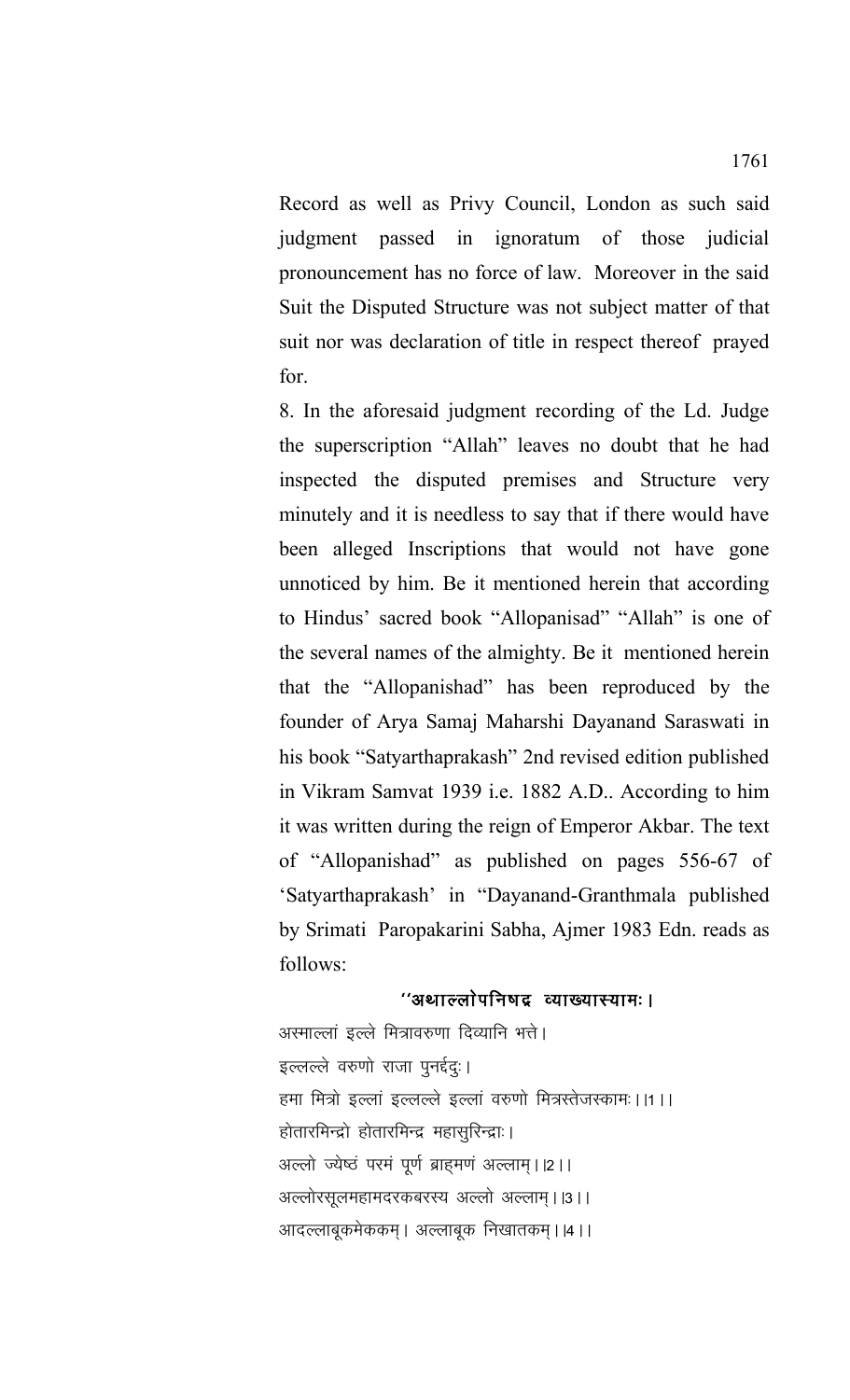Record as well as Privy Council, London as such said judgment passed in ignoratum of those judicial pronouncement has no force of law. Moreover in the said Suit the Disputed Structure was not subject matter of that suit nor was declaration of title in respect thereof prayed for.

8. In the aforesaid judgment recording of the Ld. Judge the superscription "Allah" leaves no doubt that he had inspected the disputed premises and Structure very minutely and it is needless to say that if there would have been alleged Inscriptions that would not have gone unnoticed by him. Be it mentioned herein that according to Hindus' sacred book "Allopanisad" "Allah" is one of the several names of the almighty. Be it mentioned herein that the "Allopanishad" has been reproduced by the founder of Arya Samaj Maharshi Dayanand Saraswati in his book "Satyarthaprakash" 2nd revised edition published in Vikram Samvat 1939 i.e. 1882 A.D.. According to him it was written during the reign of Emperor Akbar. The text of "Allopanishad" as published on pages 556-67 of 'Satyarthaprakash' in "Dayanand-Granthmala published by Srimati Paropakarini Sabha, Ajmer 1983 Edn. reads as follows:

**''अथाल्लोपनिषद्र व्याख्यास्यामः।**

अस्माल्लां इल्ले मित्रावरुणा दिव्यानि भत्ते।
इल्लल्ले वरुणो राजा पुनर्द्दुः।
हमा मित्रो इल्लां इल्लल्ले इल्लां वरुणो मित्रस्तेजस्कामः।।1।।
होतारमिन्द्रो होतारमिन्द्र महासुरिन्द्राः।
अल्लो ज्येष्ठं परमं पूर्ण ब्राह्मणं अल्लाम्।।2।।
अल्लोरसूलमहामदरकबरस्य अल्लो अल्लाम्।।3।।
आदल्लाबूकमेककम्। अल्लाबूक निखातकम्।।4।।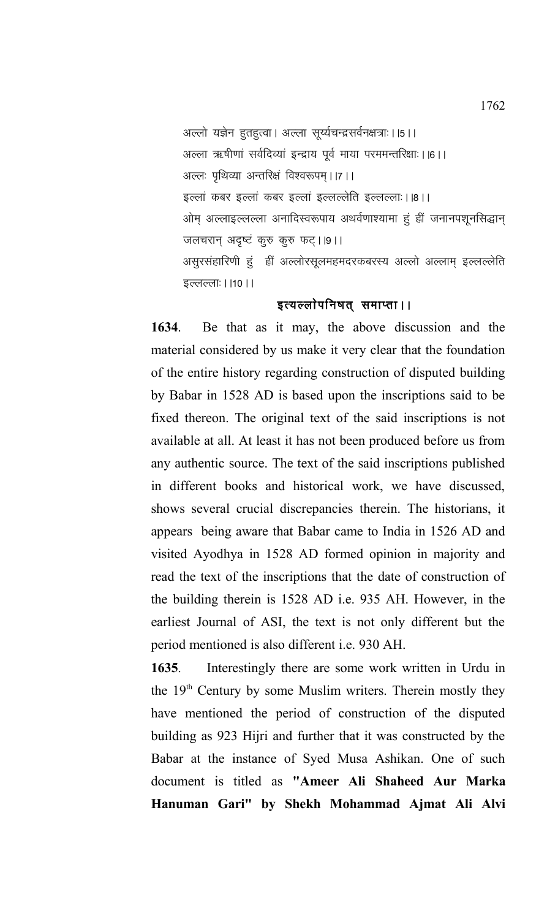अल्लो यज्ञेन हुतहुत्वा। अल्ला सूर्य्यचन्द्रसर्वनक्षत्राः।।5।।
अल्ला ऋषीणां सर्वदिव्यां इन्द्राय पूर्व माया परममन्तरिक्षाः।।6।।
अल्लः पृथिव्या अन्तरिक्षं विश्वरूपम्।।7।।
इल्लां कबर इल्लां कबर इल्लां इल्लल्लेति इल्लल्लाः।।8।।
ओम् अल्लाइल्लल्ला अनादिस्वरूपाय अथर्वणाश्यामा हुं ह्रीं जनानपशूनसिद्धान् जलचरान् अदृष्टं कुरु कुरु फट्।।9।।
असुरसंहारिणी हुं ह्रीं अल्लोरसूलमहमदरकबरस्य अल्लो अल्लाम् इल्लल्लेति इल्लल्लाः।।10।।

**इत्यल्लोपनिषत् समाप्ता।।**

**1634**. Be that as it may, the above discussion and the material considered by us make it very clear that the foundation of the entire history regarding construction of disputed building by Babar in 1528 AD is based upon the inscriptions said to be fixed thereon. The original text of the said inscriptions is not available at all. At least it has not been produced before us from any authentic source. The text of the said inscriptions published in different books and historical work, we have discussed, shows several crucial discrepancies therein. The historians, it appears being aware that Babar came to India in 1526 AD and visited Ayodhya in 1528 AD formed opinion in majority and read the text of the inscriptions that the date of construction of the building therein is 1528 AD i.e. 935 AH. However, in the earliest Journal of ASI, the text is not only different but the period mentioned is also different i.e. 930 AH.

**1635**. Interestingly there are some work written in Urdu in the 19th Century by some Muslim writers. Therein mostly they have mentioned the period of construction of the disputed building as 923 Hijri and further that it was constructed by the Babar at the instance of Syed Musa Ashikan. One of such document is titled as **"Ameer Ali Shaheed Aur Marka Hanuman Gari" by Shekh Mohammad Ajmat Ali Alvi**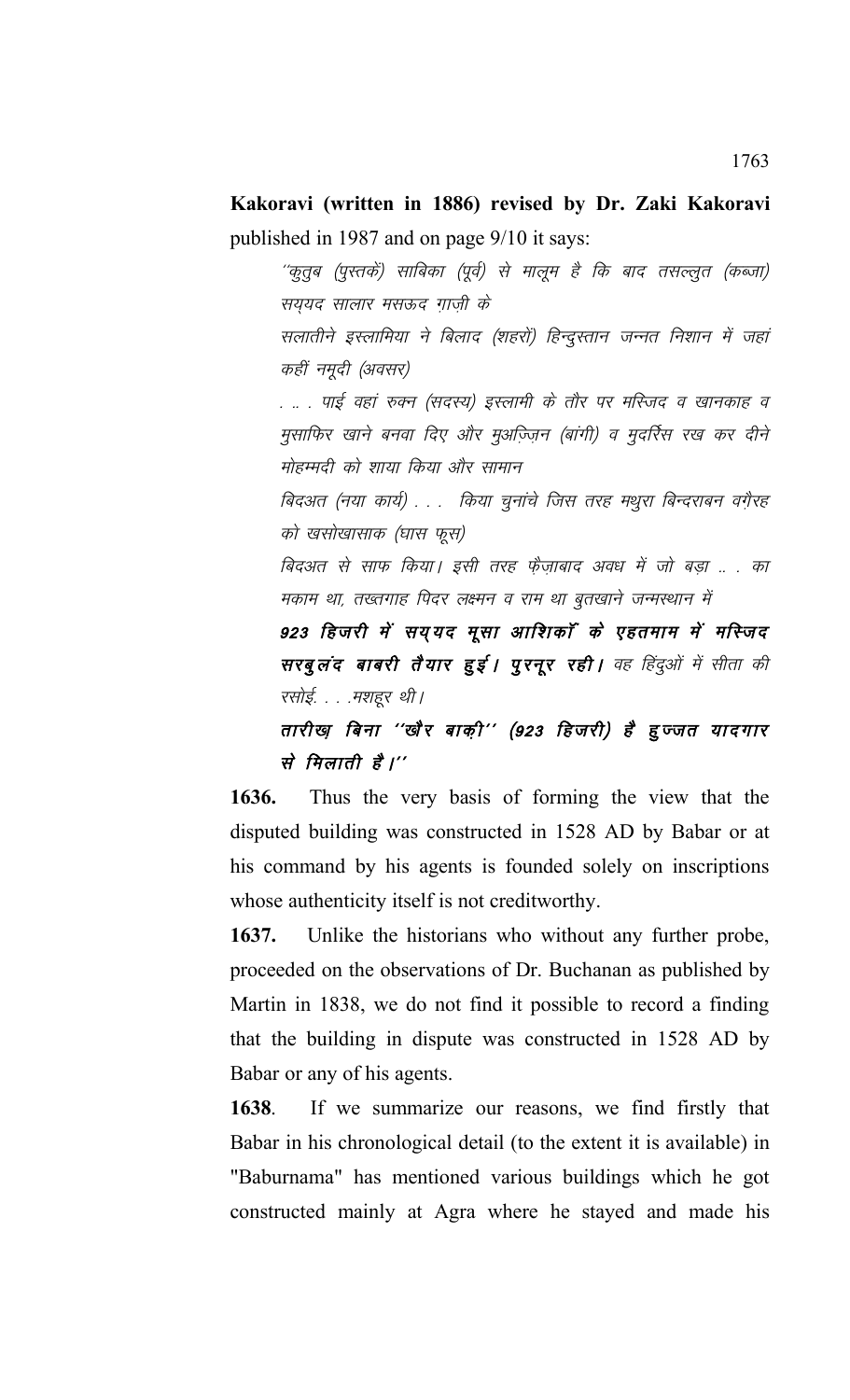**Kakoravi (written in 1886) revised by Dr. Zaki Kakoravi** published in 1987 and on page 9/10 it says:

> ''कुतुब (पुस्तकें) साबिका (पूर्व) से मालूम है कि बाद तसल्लुत (कब्जा) सय्यद सालार मसऊद ग़ाज़ी के
>
> सलातीने इस्लामिया ने बिलाद (शहरों) हिन्दुस्तान जन्नत निशान में जहां कहीं नमूदी (अवसर)
>
> . .. . पाई वहां रुक्न (सदस्य) इस्लामी के तौर पर मस्जिद व खानकाह व मुसाफिर खाने बनवा दिए और मुअज़्ज़िन (बांगी) व मुदर्रिस रख कर दीने मोहम्मदी को शाया किया और सामान
>
> बिदअत (नया कार्य) . . . किया चुनांचे जिस तरह मथुरा बिन्दराबन वग़ैरह को खसोखासाक (घास फूस)
>
> बिदअत से साफ किया। इसी तरह फ़ैज़ाबाद अवध में जो बड़ा .. . का मकाम था, तख्तगाह पिदर लक्ष्मन व राम था बुतखाने जन्मस्थान में
>
> ***923 हिजरी में सय्यद मूसा आशिकाँ के एहतमाम में मस्जिद सरबुलंद बाबरी तैयार हुई। पुरनूर रही।*** वह हिंदुओं में सीता की रसोई. . . .मशहूर थी।
>
> ***तारीख़ बिना ''खैर बाक़ी'' (923 हिजरी) है हुज्जत यादगार से मिलाती है।''***

**1636.** Thus the very basis of forming the view that the disputed building was constructed in 1528 AD by Babar or at his command by his agents is founded solely on inscriptions whose authenticity itself is not creditworthy.

**1637.** Unlike the historians who without any further probe, proceeded on the observations of Dr. Buchanan as published by Martin in 1838, we do not find it possible to record a finding that the building in dispute was constructed in 1528 AD by Babar or any of his agents.

**1638**. If we summarize our reasons, we find firstly that Babar in his chronological detail (to the extent it is available) in "Baburnama" has mentioned various buildings which he got constructed mainly at Agra where he stayed and made his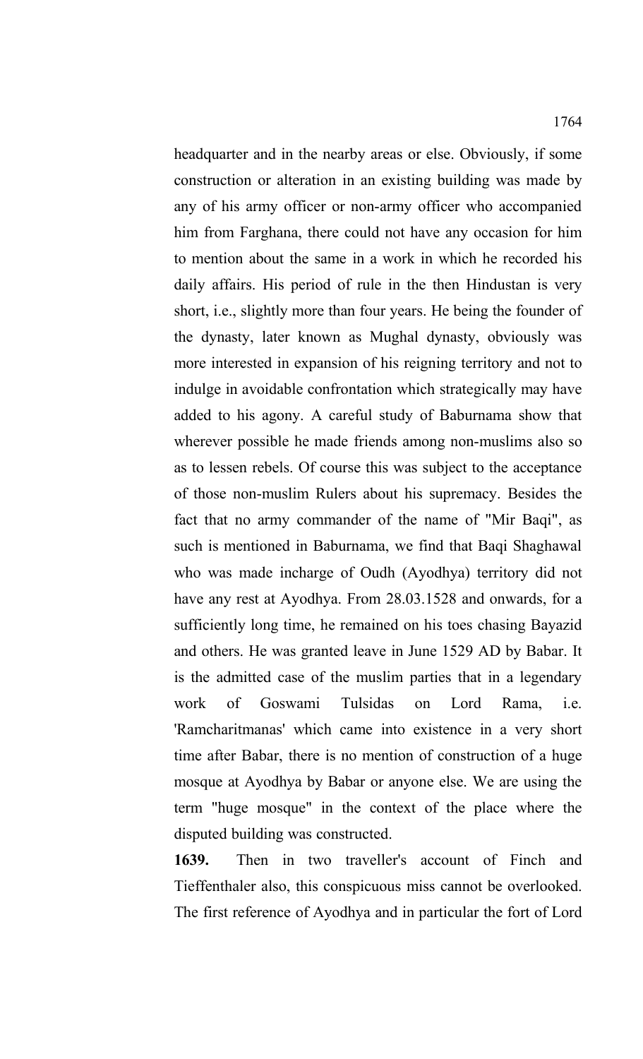headquarter and in the nearby areas or else. Obviously, if some construction or alteration in an existing building was made by any of his army officer or non-army officer who accompanied him from Farghana, there could not have any occasion for him to mention about the same in a work in which he recorded his daily affairs. His period of rule in the then Hindustan is very short, i.e., slightly more than four years. He being the founder of the dynasty, later known as Mughal dynasty, obviously was more interested in expansion of his reigning territory and not to indulge in avoidable confrontation which strategically may have added to his agony. A careful study of Baburnama show that wherever possible he made friends among non-muslims also so as to lessen rebels. Of course this was subject to the acceptance of those non-muslim Rulers about his supremacy. Besides the fact that no army commander of the name of "Mir Baqi", as such is mentioned in Baburnama, we find that Baqi Shaghawal who was made incharge of Oudh (Ayodhya) territory did not have any rest at Ayodhya. From 28.03.1528 and onwards, for a sufficiently long time, he remained on his toes chasing Bayazid and others. He was granted leave in June 1529 AD by Babar. It is the admitted case of the muslim parties that in a legendary work of Goswami Tulsidas on Lord Rama, i.e. 'Ramcharitmanas' which came into existence in a very short time after Babar, there is no mention of construction of a huge mosque at Ayodhya by Babar or anyone else. We are using the term "huge mosque" in the context of the place where the disputed building was constructed.

**1639.** Then in two traveller's account of Finch and Tieffenthaler also, this conspicuous miss cannot be overlooked. The first reference of Ayodhya and in particular the fort of Lord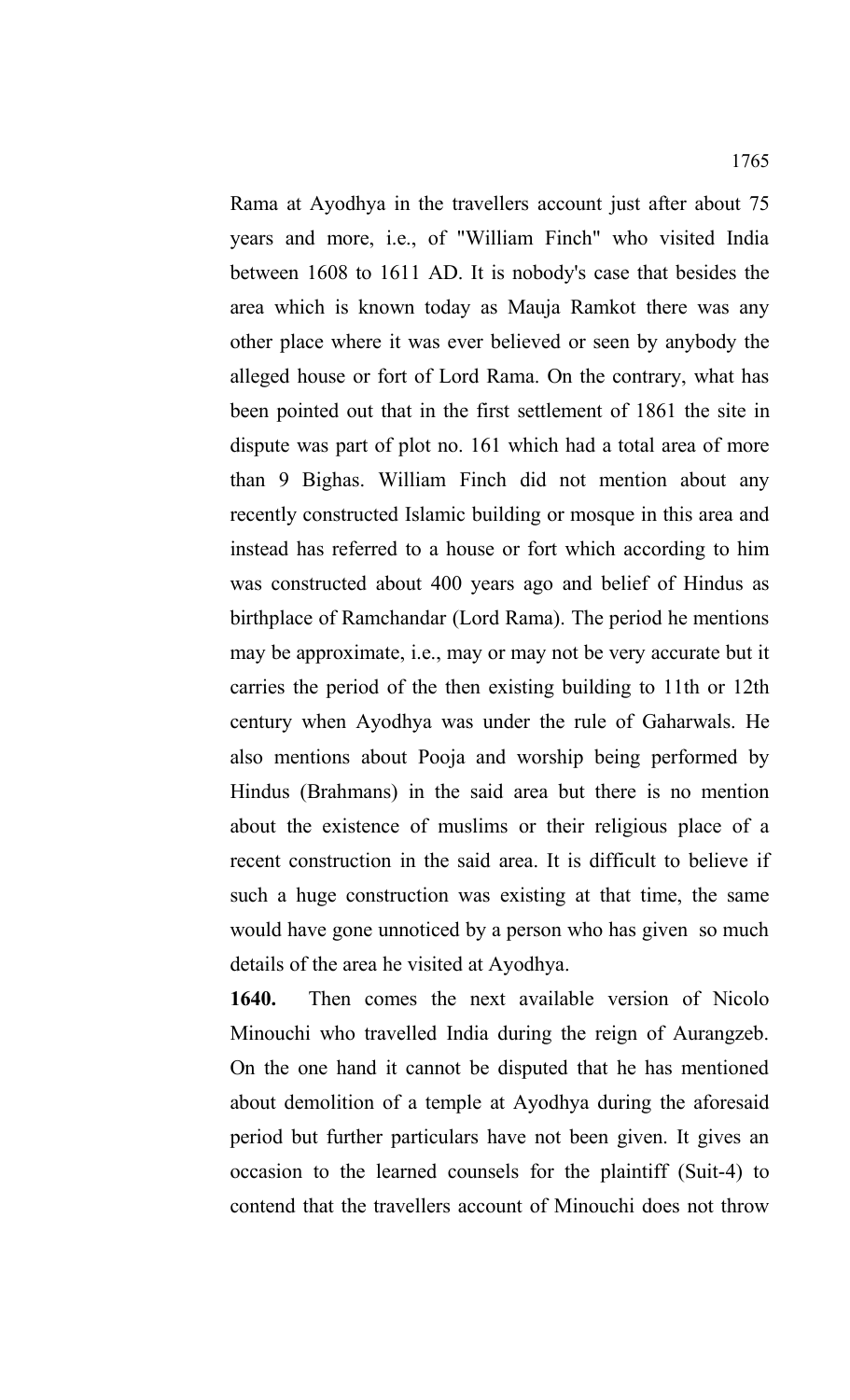Rama at Ayodhya in the travellers account just after about 75 years and more, i.e., of "William Finch" who visited India between 1608 to 1611 AD. It is nobody's case that besides the area which is known today as Mauja Ramkot there was any other place where it was ever believed or seen by anybody the alleged house or fort of Lord Rama. On the contrary, what has been pointed out that in the first settlement of 1861 the site in dispute was part of plot no. 161 which had a total area of more than 9 Bighas. William Finch did not mention about any recently constructed Islamic building or mosque in this area and instead has referred to a house or fort which according to him was constructed about 400 years ago and belief of Hindus as birthplace of Ramchandar (Lord Rama). The period he mentions may be approximate, i.e., may or may not be very accurate but it carries the period of the then existing building to 11th or 12th century when Ayodhya was under the rule of Gaharwals. He also mentions about Pooja and worship being performed by Hindus (Brahmans) in the said area but there is no mention about the existence of muslims or their religious place of a recent construction in the said area. It is difficult to believe if such a huge construction was existing at that time, the same would have gone unnoticed by a person who has given so much details of the area he visited at Ayodhya.

**1640.** Then comes the next available version of Nicolo Minouchi who travelled India during the reign of Aurangzeb. On the one hand it cannot be disputed that he has mentioned about demolition of a temple at Ayodhya during the aforesaid period but further particulars have not been given. It gives an occasion to the learned counsels for the plaintiff (Suit-4) to contend that the travellers account of Minouchi does not throw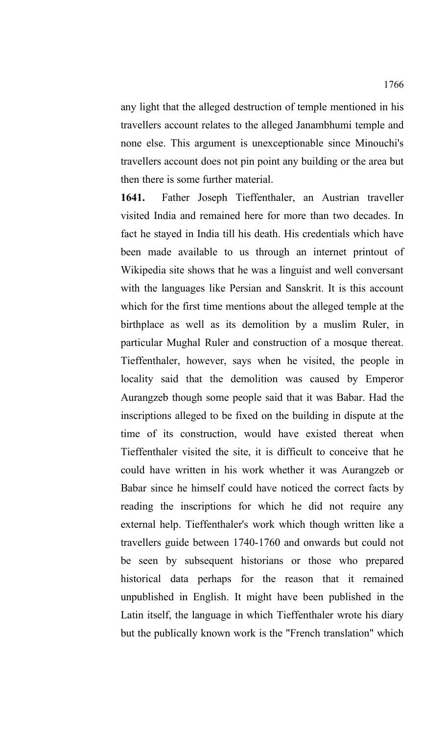any light that the alleged destruction of temple mentioned in his travellers account relates to the alleged Janambhumi temple and none else. This argument is unexceptionable since Minouchi's travellers account does not pin point any building or the area but then there is some further material.

**1641.** Father Joseph Tieffenthaler, an Austrian traveller visited India and remained here for more than two decades. In fact he stayed in India till his death. His credentials which have been made available to us through an internet printout of Wikipedia site shows that he was a linguist and well conversant with the languages like Persian and Sanskrit. It is this account which for the first time mentions about the alleged temple at the birthplace as well as its demolition by a muslim Ruler, in particular Mughal Ruler and construction of a mosque thereat. Tieffenthaler, however, says when he visited, the people in locality said that the demolition was caused by Emperor Aurangzeb though some people said that it was Babar. Had the inscriptions alleged to be fixed on the building in dispute at the time of its construction, would have existed thereat when Tieffenthaler visited the site, it is difficult to conceive that he could have written in his work whether it was Aurangzeb or Babar since he himself could have noticed the correct facts by reading the inscriptions for which he did not require any external help. Tieffenthaler's work which though written like a travellers guide between 1740-1760 and onwards but could not be seen by subsequent historians or those who prepared historical data perhaps for the reason that it remained unpublished in English. It might have been published in the Latin itself, the language in which Tieffenthaler wrote his diary but the publically known work is the "French translation" which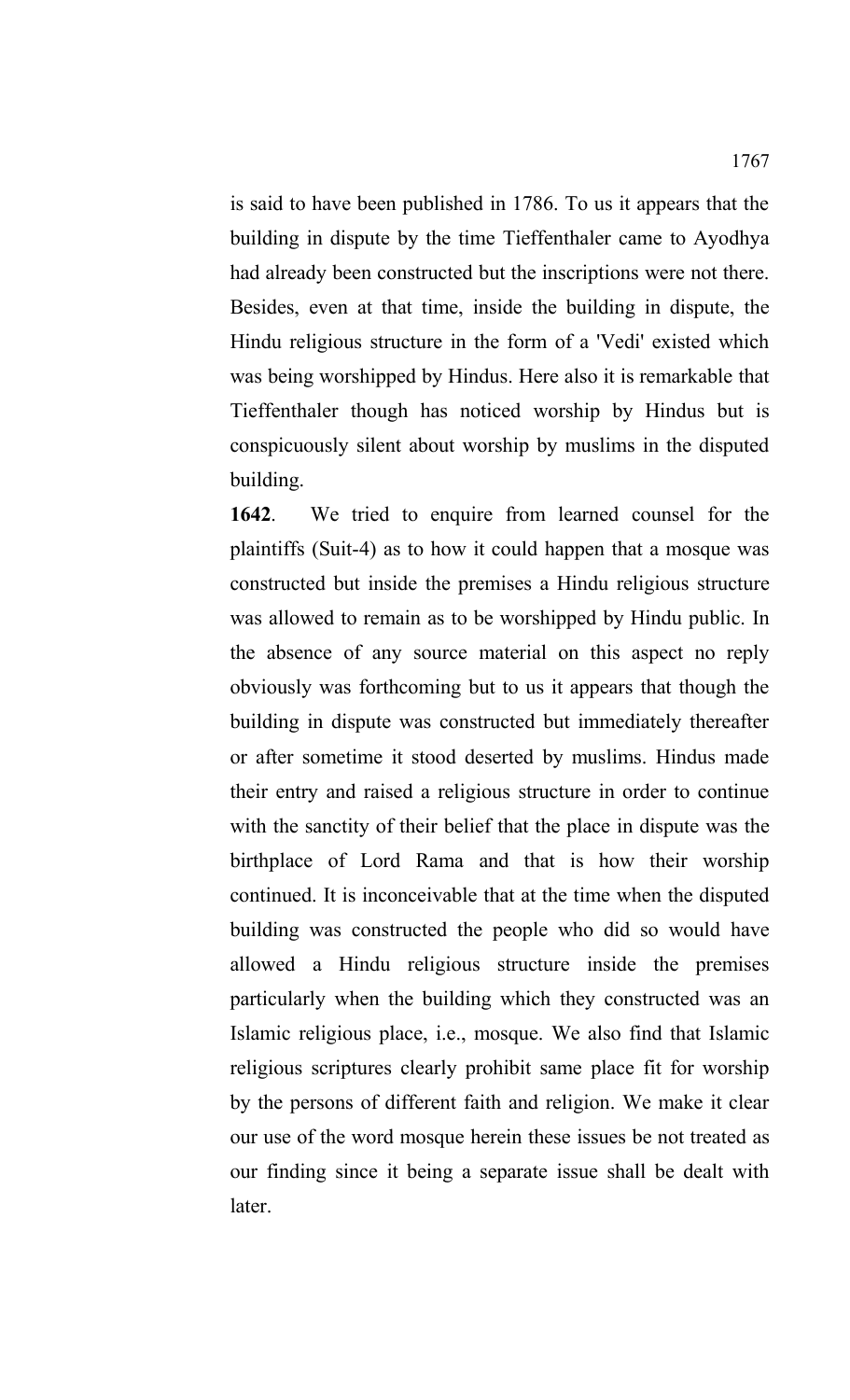is said to have been published in 1786. To us it appears that the building in dispute by the time Tieffenthaler came to Ayodhya had already been constructed but the inscriptions were not there. Besides, even at that time, inside the building in dispute, the Hindu religious structure in the form of a 'Vedi' existed which was being worshipped by Hindus. Here also it is remarkable that Tieffenthaler though has noticed worship by Hindus but is conspicuously silent about worship by muslims in the disputed building.

**1642**. We tried to enquire from learned counsel for the plaintiffs (Suit-4) as to how it could happen that a mosque was constructed but inside the premises a Hindu religious structure was allowed to remain as to be worshipped by Hindu public. In the absence of any source material on this aspect no reply obviously was forthcoming but to us it appears that though the building in dispute was constructed but immediately thereafter or after sometime it stood deserted by muslims. Hindus made their entry and raised a religious structure in order to continue with the sanctity of their belief that the place in dispute was the birthplace of Lord Rama and that is how their worship continued. It is inconceivable that at the time when the disputed building was constructed the people who did so would have allowed a Hindu religious structure inside the premises particularly when the building which they constructed was an Islamic religious place, i.e., mosque. We also find that Islamic religious scriptures clearly prohibit same place fit for worship by the persons of different faith and religion. We make it clear our use of the word mosque herein these issues be not treated as our finding since it being a separate issue shall be dealt with later.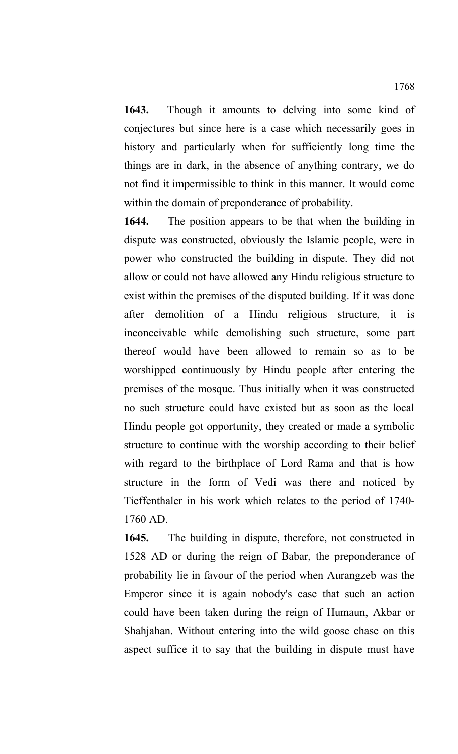**1643.** Though it amounts to delving into some kind of conjectures but since here is a case which necessarily goes in history and particularly when for sufficiently long time the things are in dark, in the absence of anything contrary, we do not find it impermissible to think in this manner. It would come within the domain of preponderance of probability.

**1644.** The position appears to be that when the building in dispute was constructed, obviously the Islamic people, were in power who constructed the building in dispute. They did not allow or could not have allowed any Hindu religious structure to exist within the premises of the disputed building. If it was done after demolition of a Hindu religious structure, it is inconceivable while demolishing such structure, some part thereof would have been allowed to remain so as to be worshipped continuously by Hindu people after entering the premises of the mosque. Thus initially when it was constructed no such structure could have existed but as soon as the local Hindu people got opportunity, they created or made a symbolic structure to continue with the worship according to their belief with regard to the birthplace of Lord Rama and that is how structure in the form of Vedi was there and noticed by Tieffenthaler in his work which relates to the period of 1740-1760 AD.

**1645.** The building in dispute, therefore, not constructed in 1528 AD or during the reign of Babar, the preponderance of probability lie in favour of the period when Aurangzeb was the Emperor since it is again nobody's case that such an action could have been taken during the reign of Humaun, Akbar or Shahjahan. Without entering into the wild goose chase on this aspect suffice it to say that the building in dispute must have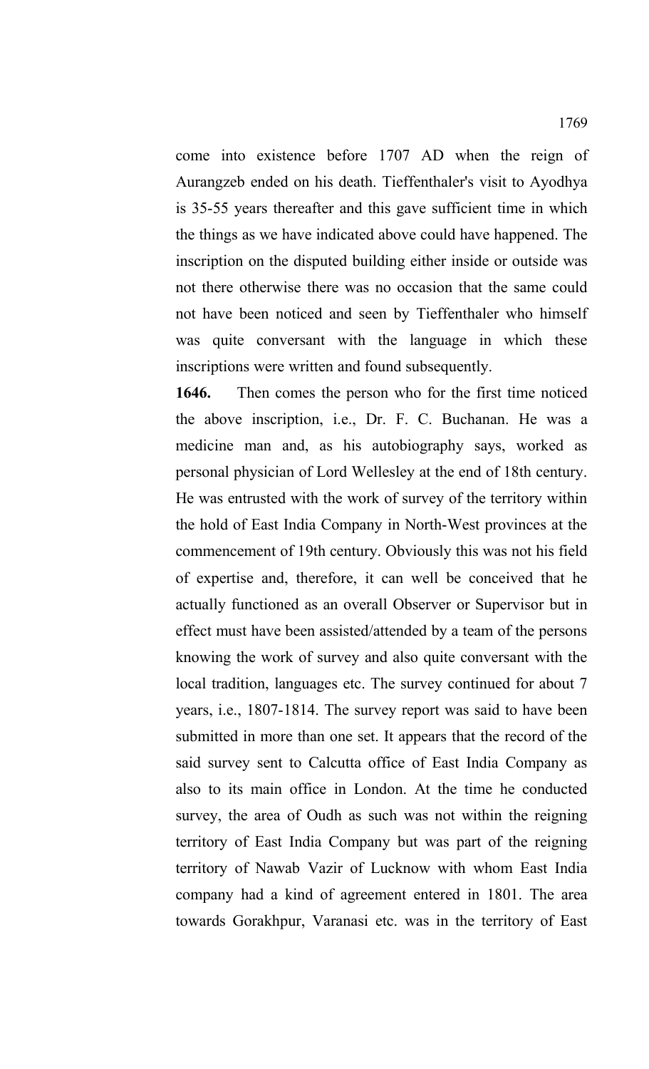come into existence before 1707 AD when the reign of Aurangzeb ended on his death. Tieffenthaler's visit to Ayodhya is 35-55 years thereafter and this gave sufficient time in which the things as we have indicated above could have happened. The inscription on the disputed building either inside or outside was not there otherwise there was no occasion that the same could not have been noticed and seen by Tieffenthaler who himself was quite conversant with the language in which these inscriptions were written and found subsequently.

**1646.** Then comes the person who for the first time noticed the above inscription, i.e., Dr. F. C. Buchanan. He was a medicine man and, as his autobiography says, worked as personal physician of Lord Wellesley at the end of 18th century. He was entrusted with the work of survey of the territory within the hold of East India Company in North-West provinces at the commencement of 19th century. Obviously this was not his field of expertise and, therefore, it can well be conceived that he actually functioned as an overall Observer or Supervisor but in effect must have been assisted/attended by a team of the persons knowing the work of survey and also quite conversant with the local tradition, languages etc. The survey continued for about 7 years, i.e., 1807-1814. The survey report was said to have been submitted in more than one set. It appears that the record of the said survey sent to Calcutta office of East India Company as also to its main office in London. At the time he conducted survey, the area of Oudh as such was not within the reigning territory of East India Company but was part of the reigning territory of Nawab Vazir of Lucknow with whom East India company had a kind of agreement entered in 1801. The area towards Gorakhpur, Varanasi etc. was in the territory of East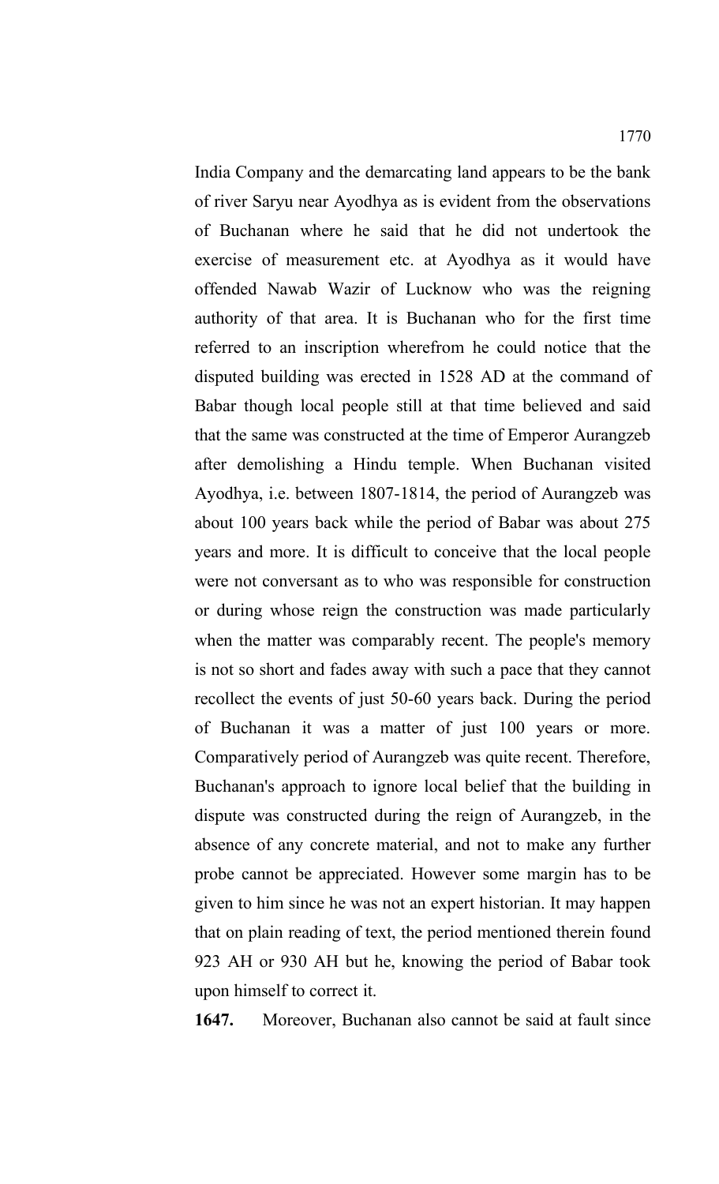India Company and the demarcating land appears to be the bank of river Saryu near Ayodhya as is evident from the observations of Buchanan where he said that he did not undertook the exercise of measurement etc. at Ayodhya as it would have offended Nawab Wazir of Lucknow who was the reigning authority of that area. It is Buchanan who for the first time referred to an inscription wherefrom he could notice that the disputed building was erected in 1528 AD at the command of Babar though local people still at that time believed and said that the same was constructed at the time of Emperor Aurangzeb after demolishing a Hindu temple. When Buchanan visited Ayodhya, i.e. between 1807-1814, the period of Aurangzeb was about 100 years back while the period of Babar was about 275 years and more. It is difficult to conceive that the local people were not conversant as to who was responsible for construction or during whose reign the construction was made particularly when the matter was comparably recent. The people's memory is not so short and fades away with such a pace that they cannot recollect the events of just 50-60 years back. During the period of Buchanan it was a matter of just 100 years or more. Comparatively period of Aurangzeb was quite recent. Therefore, Buchanan's approach to ignore local belief that the building in dispute was constructed during the reign of Aurangzeb, in the absence of any concrete material, and not to make any further probe cannot be appreciated. However some margin has to be given to him since he was not an expert historian. It may happen that on plain reading of text, the period mentioned therein found 923 AH or 930 AH but he, knowing the period of Babar took upon himself to correct it.

**1647.** Moreover, Buchanan also cannot be said at fault since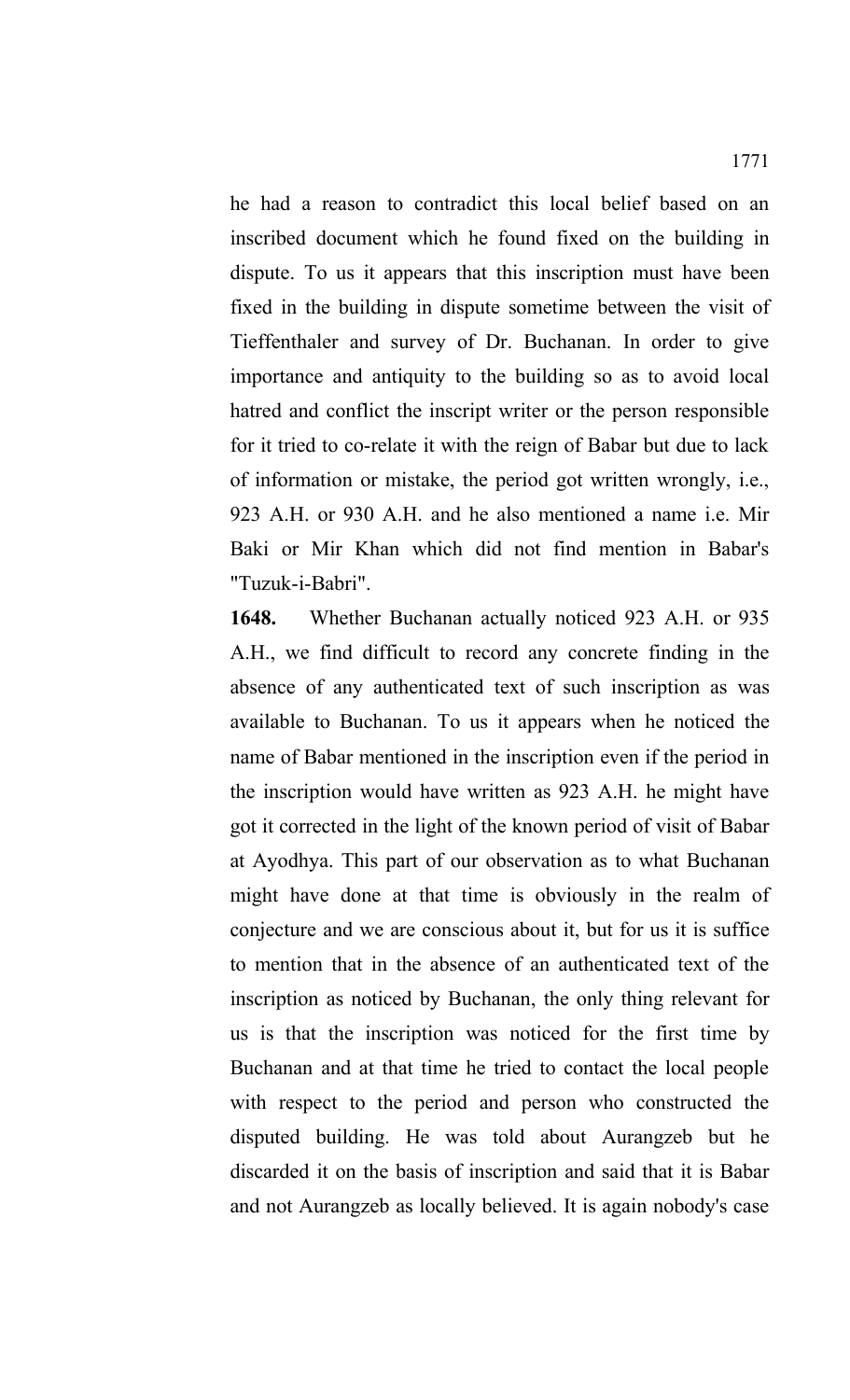he had a reason to contradict this local belief based on an inscribed document which he found fixed on the building in dispute. To us it appears that this inscription must have been fixed in the building in dispute sometime between the visit of Tieffenthaler and survey of Dr. Buchanan. In order to give importance and antiquity to the building so as to avoid local hatred and conflict the inscript writer or the person responsible for it tried to co-relate it with the reign of Babar but due to lack of information or mistake, the period got written wrongly, i.e., 923 A.H. or 930 A.H. and he also mentioned a name i.e. Mir Baki or Mir Khan which did not find mention in Babar's "Tuzuk-i-Babri".

**1648.** Whether Buchanan actually noticed 923 A.H. or 935 A.H., we find difficult to record any concrete finding in the absence of any authenticated text of such inscription as was available to Buchanan. To us it appears when he noticed the name of Babar mentioned in the inscription even if the period in the inscription would have written as 923 A.H. he might have got it corrected in the light of the known period of visit of Babar at Ayodhya. This part of our observation as to what Buchanan might have done at that time is obviously in the realm of conjecture and we are conscious about it, but for us it is suffice to mention that in the absence of an authenticated text of the inscription as noticed by Buchanan, the only thing relevant for us is that the inscription was noticed for the first time by Buchanan and at that time he tried to contact the local people with respect to the period and person who constructed the disputed building. He was told about Aurangzeb but he discarded it on the basis of inscription and said that it is Babar and not Aurangzeb as locally believed. It is again nobody's case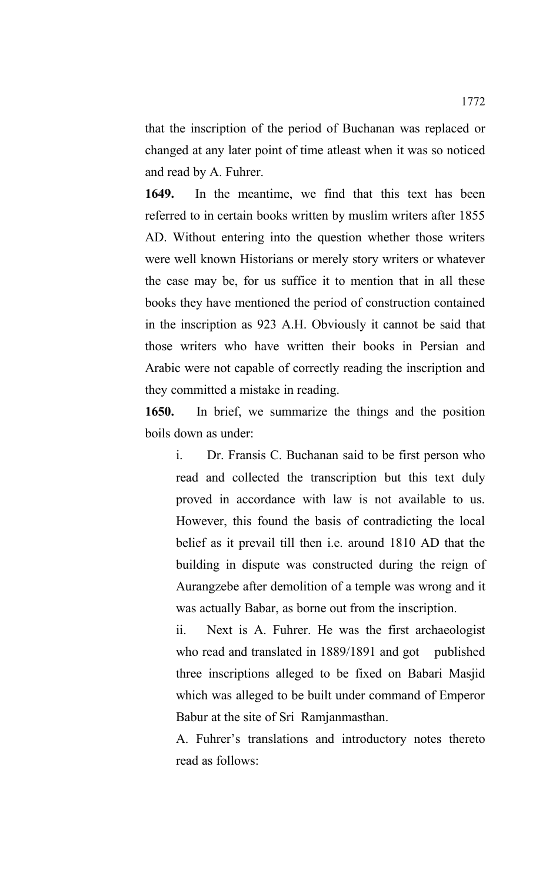that the inscription of the period of Buchanan was replaced or changed at any later point of time atleast when it was so noticed and read by A. Fuhrer.

**1649.** In the meantime, we find that this text has been referred to in certain books written by muslim writers after 1855 AD. Without entering into the question whether those writers were well known Historians or merely story writers or whatever the case may be, for us suffice it to mention that in all these books they have mentioned the period of construction contained in the inscription as 923 A.H. Obviously it cannot be said that those writers who have written their books in Persian and Arabic were not capable of correctly reading the inscription and they committed a mistake in reading.

**1650.** In brief, we summarize the things and the position boils down as under:

i. Dr. Fransis C. Buchanan said to be first person who read and collected the transcription but this text duly proved in accordance with law is not available to us. However, this found the basis of contradicting the local belief as it prevail till then i.e. around 1810 AD that the building in dispute was constructed during the reign of Aurangzebe after demolition of a temple was wrong and it was actually Babar, as borne out from the inscription.

ii. Next is A. Fuhrer. He was the first archaeologist who read and translated in 1889/1891 and got published three inscriptions alleged to be fixed on Babari Masjid which was alleged to be built under command of Emperor Babur at the site of Sri Ramjanmasthan.

A. Fuhrer's translations and introductory notes thereto read as follows: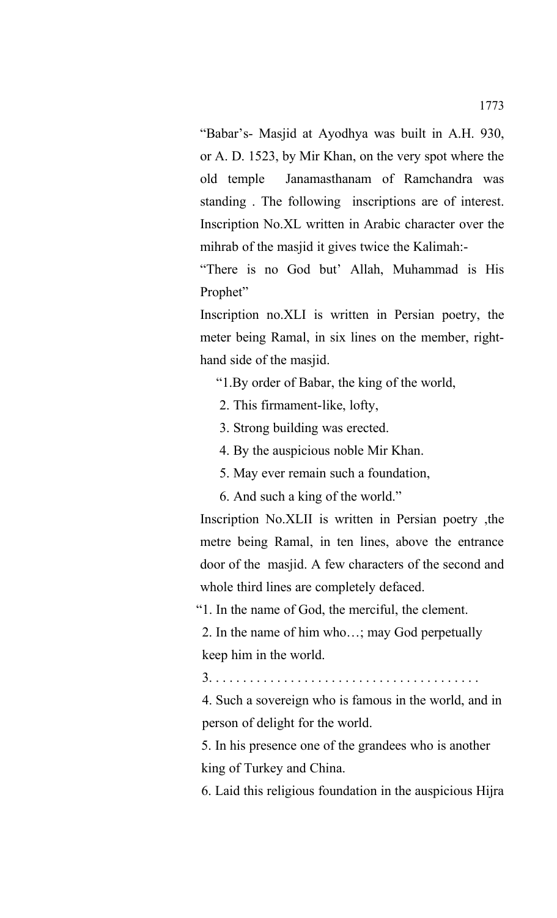"Babar's- Masjid at Ayodhya was built in A.H. 930, or A. D. 1523, by Mir Khan, on the very spot where the old temple Janamasthanam of Ramchandra was standing . The following inscriptions are of interest. Inscription No.XL written in Arabic character over the mihrab of the masjid it gives twice the Kalimah:-

"There is no God but' Allah, Muhammad is His Prophet"

Inscription no.XLI is written in Persian poetry, the meter being Ramal, in six lines on the member, right-hand side of the masjid.

"1.By order of Babar, the king of the world,

2. This firmament-like, lofty,

3. Strong building was erected.

4. By the auspicious noble Mir Khan.

5. May ever remain such a foundation,

6. And such a king of the world."

Inscription No.XLII is written in Persian poetry ,the metre being Ramal, in ten lines, above the entrance door of the masjid. A few characters of the second and whole third lines are completely defaced.

"1. In the name of God, the merciful, the clement.

2. In the name of him who…; may God perpetually keep him in the world.

3. . . . . . . . . . . . . . . . . . . . . . . . . . . . . . . . . . . . . . .

4. Such a sovereign who is famous in the world, and in person of delight for the world.

5. In his presence one of the grandees who is another king of Turkey and China.

6. Laid this religious foundation in the auspicious Hijra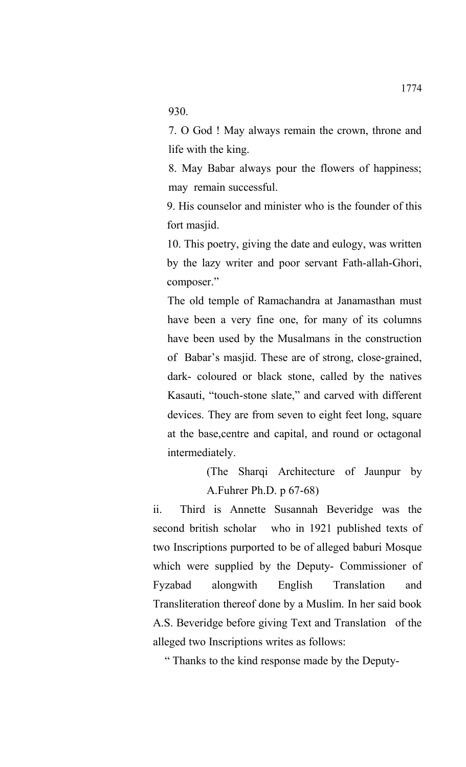930.

7. O God ! May always remain the crown, throne and life with the king.

8. May Babar always pour the flowers of happiness; may remain successful.

9. His counselor and minister who is the founder of this fort masjid.

10. This poetry, giving the date and eulogy, was written by the lazy writer and poor servant Fath-allah-Ghori, composer."

The old temple of Ramachandra at Janamasthan must have been a very fine one, for many of its columns have been used by the Musalmans in the construction of Babar's masjid. These are of strong, close-grained, dark- coloured or black stone, called by the natives Kasauti, "touch-stone slate," and carved with different devices. They are from seven to eight feet long, square at the base,centre and capital, and round or octagonal intermediately.

(The Sharqi Architecture of Jaunpur by A.Fuhrer Ph.D. p 67-68)

ii. Third is Annette Susannah Beveridge was the second british scholar who in 1921 published texts of two Inscriptions purported to be of alleged baburi Mosque which were supplied by the Deputy- Commissioner of Fyzabad alongwith English Translation and Transliteration thereof done by a Muslim. In her said book A.S. Beveridge before giving Text and Translation of the alleged two Inscriptions writes as follows:

" Thanks to the kind response made by the Deputy-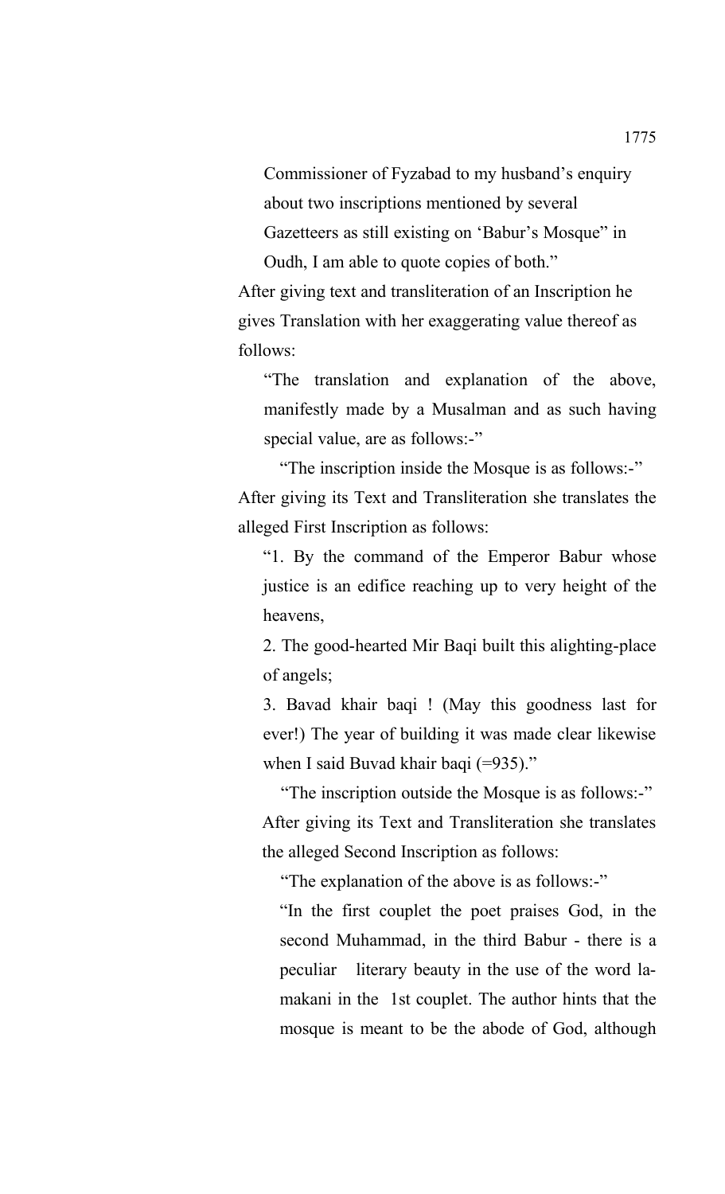Commissioner of Fyzabad to my husband's enquiry about two inscriptions mentioned by several Gazetteers as still existing on 'Babur's Mosque" in Oudh, I am able to quote copies of both."

After giving text and transliteration of an Inscription he gives Translation with her exaggerating value thereof as follows:

> "The translation and explanation of the above, manifestly made by a Musalman and as such having special value, are as follows:-"
>
> "The inscription inside the Mosque is as follows:-"

After giving its Text and Transliteration she translates the alleged First Inscription as follows:

> "1. By the command of the Emperor Babur whose justice is an edifice reaching up to very height of the heavens,
>
> 2. The good-hearted Mir Baqi built this alighting-place of angels;
>
> 3. Bavad khair baqi ! (May this goodness last for ever!) The year of building it was made clear likewise when I said Buvad khair baqi (=935)."
>
> "The inscription outside the Mosque is as follows:-"

After giving its Text and Transliteration she translates the alleged Second Inscription as follows:

> "The explanation of the above is as follows:-"
>
> "In the first couplet the poet praises God, in the second Muhammad, in the third Babur - there is a peculiar literary beauty in the use of the word la-makani in the 1st couplet. The author hints that the mosque is meant to be the abode of God, although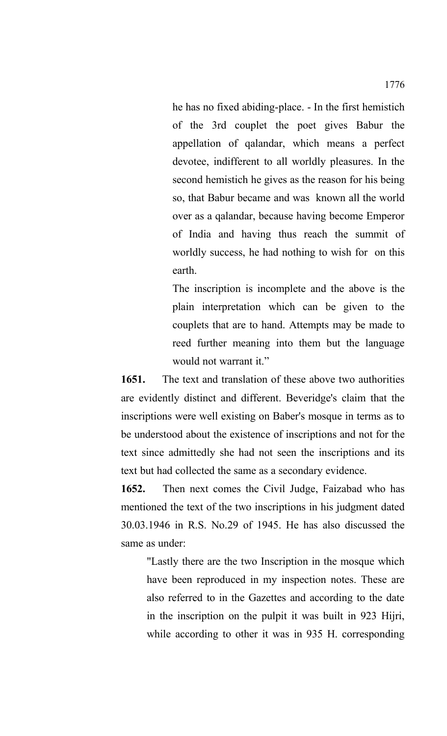> he has no fixed abiding-place. - In the first hemistich of the 3rd couplet the poet gives Babur the appellation of qalandar, which means a perfect devotee, indifferent to all worldly pleasures. In the second hemistich he gives as the reason for his being so, that Babur became and was known all the world over as a qalandar, because having become Emperor of India and having thus reach the summit of worldly success, he had nothing to wish for on this earth.
>
> The inscription is incomplete and the above is the plain interpretation which can be given to the couplets that are to hand. Attempts may be made to reed further meaning into them but the language would not warrant it."

**1651.** The text and translation of these above two authorities are evidently distinct and different. Beveridge's claim that the inscriptions were well existing on Baber's mosque in terms as to be understood about the existence of inscriptions and not for the text since admittedly she had not seen the inscriptions and its text but had collected the same as a secondary evidence.

**1652.** Then next comes the Civil Judge, Faizabad who has mentioned the text of the two inscriptions in his judgment dated 30.03.1946 in R.S. No.29 of 1945. He has also discussed the same as under:

> "Lastly there are the two Inscription in the mosque which have been reproduced in my inspection notes. These are also referred to in the Gazettes and according to the date in the inscription on the pulpit it was built in 923 Hijri, while according to other it was in 935 H. corresponding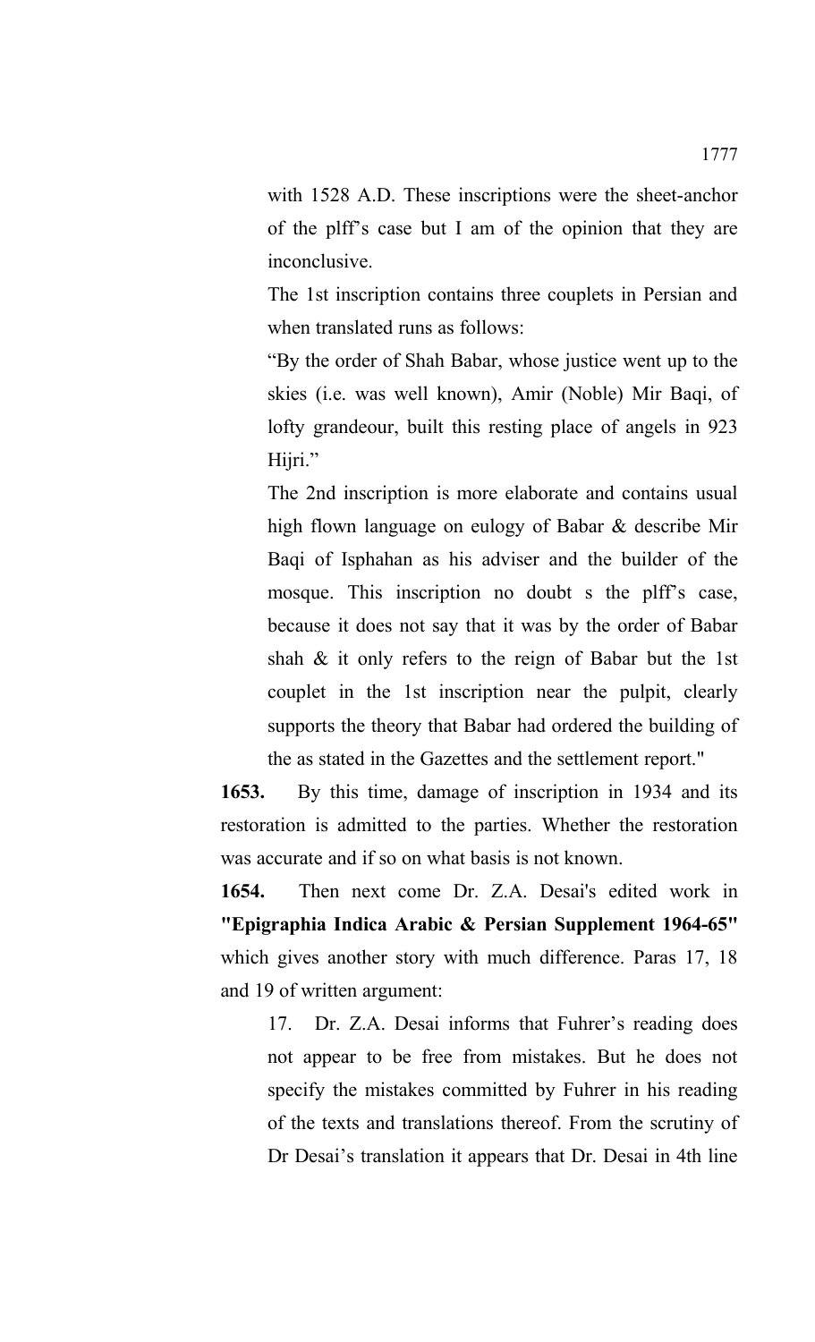with 1528 A.D. These inscriptions were the sheet-anchor of the plff's case but I am of the opinion that they are inconclusive.

The 1st inscription contains three couplets in Persian and when translated runs as follows:

"By the order of Shah Babar, whose justice went up to the skies (i.e. was well known), Amir (Noble) Mir Baqi, of lofty grandeour, built this resting place of angels in 923 Hijri."

The 2nd inscription is more elaborate and contains usual high flown language on eulogy of Babar & describe Mir Baqi of Isphahan as his adviser and the builder of the mosque. This inscription no doubt s the plff's case, because it does not say that it was by the order of Babar shah & it only refers to the reign of Babar but the 1st couplet in the 1st inscription near the pulpit, clearly supports the theory that Babar had ordered the building of the as stated in the Gazettes and the settlement report."

**1653.** By this time, damage of inscription in 1934 and its restoration is admitted to the parties. Whether the restoration was accurate and if so on what basis is not known.

**1654.** Then next come Dr. Z.A. Desai's edited work in **"Epigraphia Indica Arabic & Persian Supplement 1964-65"** which gives another story with much difference. Paras 17, 18 and 19 of written argument:

17. Dr. Z.A. Desai informs that Fuhrer's reading does not appear to be free from mistakes. But he does not specify the mistakes committed by Fuhrer in his reading of the texts and translations thereof. From the scrutiny of Dr Desai's translation it appears that Dr. Desai in 4th line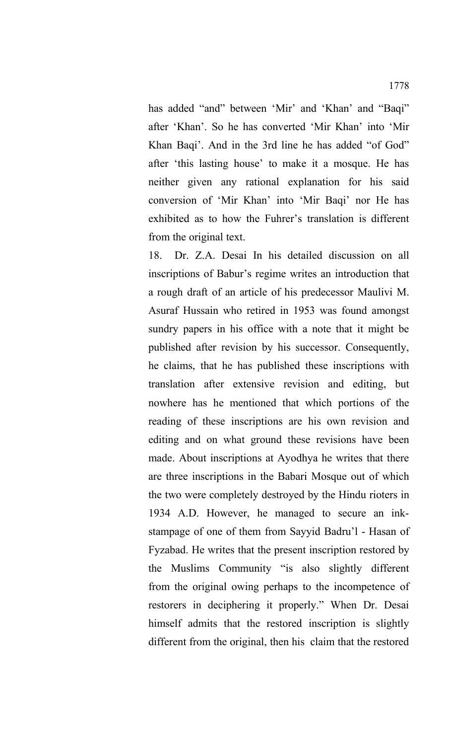has added "and" between 'Mir' and 'Khan' and "Baqi" after 'Khan'. So he has converted 'Mir Khan' into 'Mir Khan Baqi'. And in the 3rd line he has added "of God" after 'this lasting house' to make it a mosque. He has neither given any rational explanation for his said conversion of 'Mir Khan' into 'Mir Baqi' nor He has exhibited as to how the Fuhrer's translation is different from the original text.

18. Dr. Z.A. Desai In his detailed discussion on all inscriptions of Babur's regime writes an introduction that a rough draft of an article of his predecessor Maulivi M. Asuraf Hussain who retired in 1953 was found amongst sundry papers in his office with a note that it might be published after revision by his successor. Consequently, he claims, that he has published these inscriptions with translation after extensive revision and editing, but nowhere has he mentioned that which portions of the reading of these inscriptions are his own revision and editing and on what ground these revisions have been made. About inscriptions at Ayodhya he writes that there are three inscriptions in the Babari Mosque out of which the two were completely destroyed by the Hindu rioters in 1934 A.D. However, he managed to secure an ink-stampage of one of them from Sayyid Badru'l - Hasan of Fyzabad. He writes that the present inscription restored by the Muslims Community "is also slightly different from the original owing perhaps to the incompetence of restorers in deciphering it properly." When Dr. Desai himself admits that the restored inscription is slightly different from the original, then his claim that the restored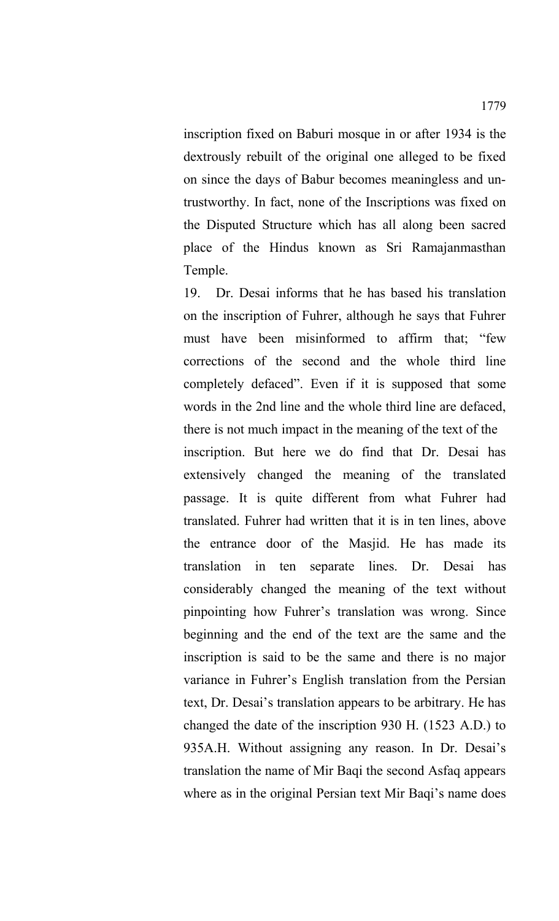inscription fixed on Baburi mosque in or after 1934 is the dextrously rebuilt of the original one alleged to be fixed on since the days of Babur becomes meaningless and un-trustworthy. In fact, none of the Inscriptions was fixed on the Disputed Structure which has all along been sacred place of the Hindus known as Sri Ramajanmasthan Temple.

19. Dr. Desai informs that he has based his translation on the inscription of Fuhrer, although he says that Fuhrer must have been misinformed to affirm that; "few corrections of the second and the whole third line completely defaced". Even if it is supposed that some words in the 2nd line and the whole third line are defaced, there is not much impact in the meaning of the text of the inscription. But here we do find that Dr. Desai has extensively changed the meaning of the translated passage. It is quite different from what Fuhrer had translated. Fuhrer had written that it is in ten lines, above the entrance door of the Masjid. He has made its translation in ten separate lines. Dr. Desai has considerably changed the meaning of the text without pinpointing how Fuhrer's translation was wrong. Since beginning and the end of the text are the same and the inscription is said to be the same and there is no major variance in Fuhrer's English translation from the Persian text, Dr. Desai's translation appears to be arbitrary. He has changed the date of the inscription 930 H. (1523 A.D.) to 935A.H. Without assigning any reason. In Dr. Desai's translation the name of Mir Baqi the second Asfaq appears where as in the original Persian text Mir Baqi's name does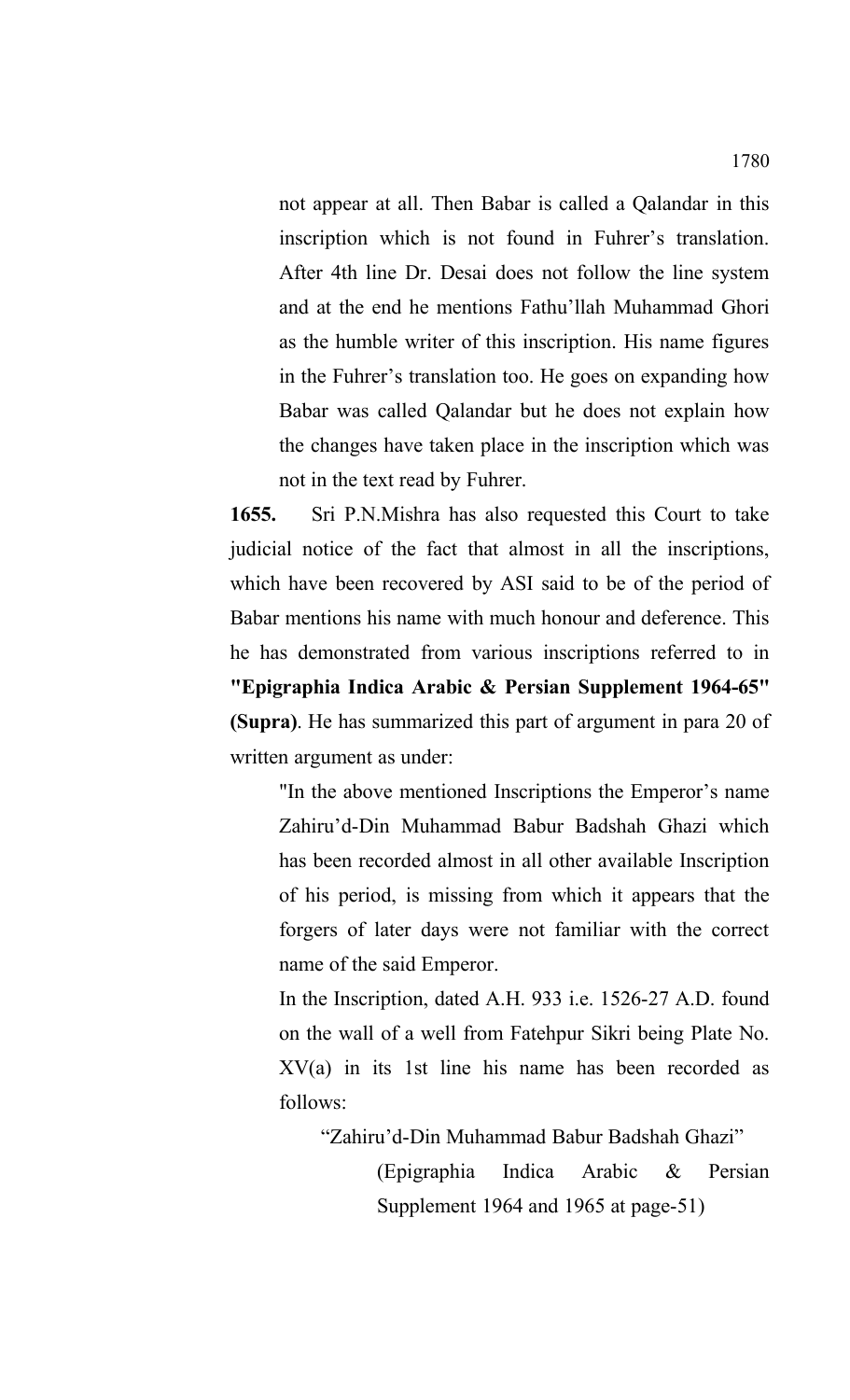not appear at all. Then Babar is called a Qalandar in this inscription which is not found in Fuhrer's translation. After 4th line Dr. Desai does not follow the line system and at the end he mentions Fathu'llah Muhammad Ghori as the humble writer of this inscription. His name figures in the Fuhrer's translation too. He goes on expanding how Babar was called Qalandar but he does not explain how the changes have taken place in the inscription which was not in the text read by Fuhrer.

**1655.** Sri P.N.Mishra has also requested this Court to take judicial notice of the fact that almost in all the inscriptions, which have been recovered by ASI said to be of the period of Babar mentions his name with much honour and deference. This he has demonstrated from various inscriptions referred to in **"Epigraphia Indica Arabic & Persian Supplement 1964-65" (Supra)**. He has summarized this part of argument in para 20 of written argument as under:

> "In the above mentioned Inscriptions the Emperor's name Zahiru'd-Din Muhammad Babur Badshah Ghazi which has been recorded almost in all other available Inscription of his period, is missing from which it appears that the forgers of later days were not familiar with the correct name of the said Emperor.
>
> In the Inscription, dated A.H. 933 i.e. 1526-27 A.D. found on the wall of a well from Fatehpur Sikri being Plate No. XV(a) in its 1st line his name has been recorded as follows:
>
> "Zahiru'd-Din Muhammad Babur Badshah Ghazi"
>
> (Epigraphia Indica Arabic & Persian Supplement 1964 and 1965 at page-51)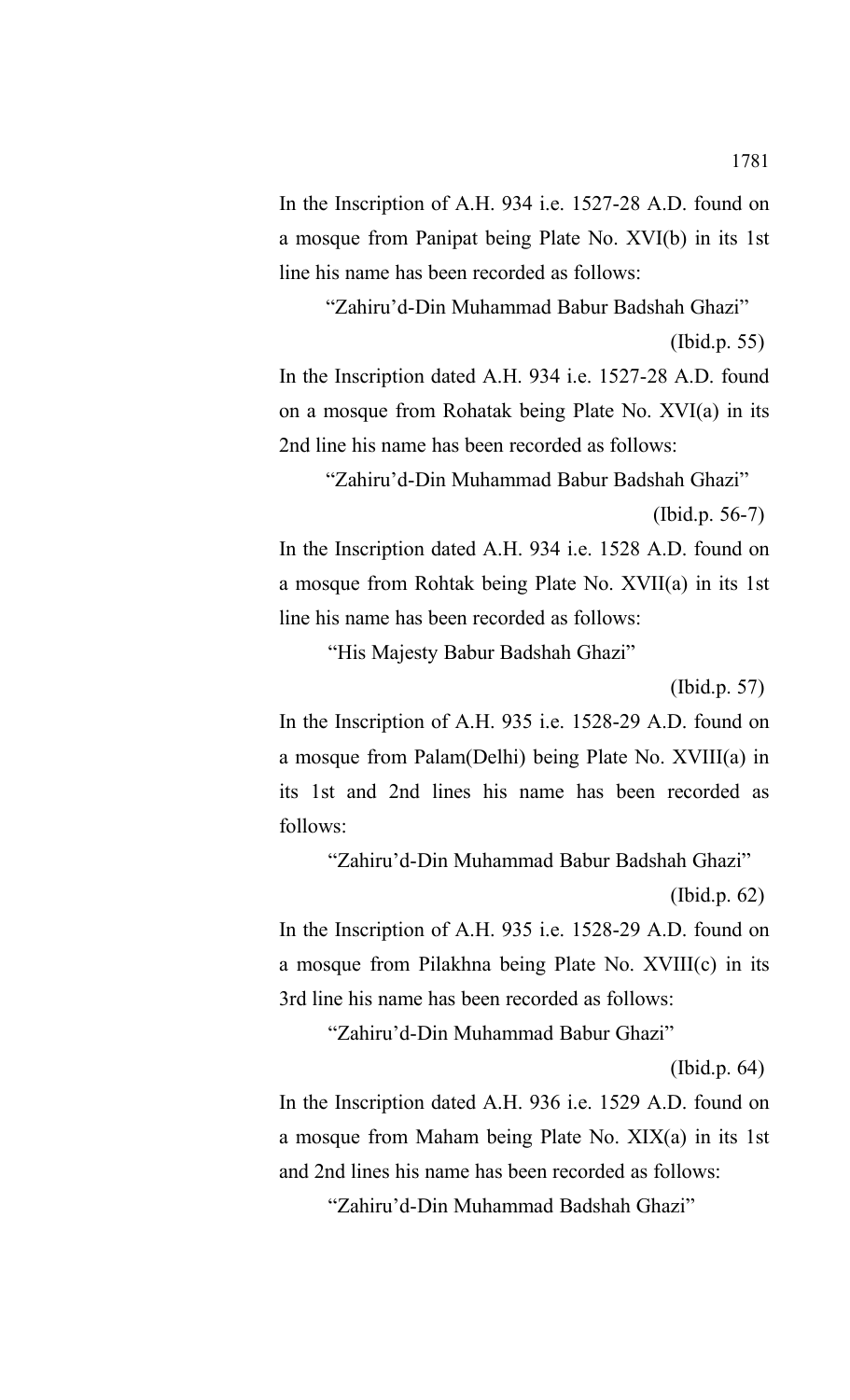In the Inscription of A.H. 934 i.e. 1527-28 A.D. found on a mosque from Panipat being Plate No. XVI(b) in its 1st line his name has been recorded as follows:

"Zahiru'd-Din Muhammad Babur Badshah Ghazi"

(Ibid.p. 55)

In the Inscription dated A.H. 934 i.e. 1527-28 A.D. found on a mosque from Rohatak being Plate No. XVI(a) in its 2nd line his name has been recorded as follows:

"Zahiru'd-Din Muhammad Babur Badshah Ghazi"

(Ibid.p. 56-7)

In the Inscription dated A.H. 934 i.e. 1528 A.D. found on a mosque from Rohtak being Plate No. XVII(a) in its 1st line his name has been recorded as follows:

"His Majesty Babur Badshah Ghazi"

(Ibid.p. 57)

In the Inscription of A.H. 935 i.e. 1528-29 A.D. found on a mosque from Palam(Delhi) being Plate No. XVIII(a) in its 1st and 2nd lines his name has been recorded as follows:

"Zahiru'd-Din Muhammad Babur Badshah Ghazi"

(Ibid.p. 62)

In the Inscription of A.H. 935 i.e. 1528-29 A.D. found on a mosque from Pilakhna being Plate No. XVIII(c) in its 3rd line his name has been recorded as follows:

"Zahiru'd-Din Muhammad Babur Ghazi"

(Ibid.p. 64)

In the Inscription dated A.H. 936 i.e. 1529 A.D. found on a mosque from Maham being Plate No. XIX(a) in its 1st and 2nd lines his name has been recorded as follows:

"Zahiru'd-Din Muhammad Badshah Ghazi"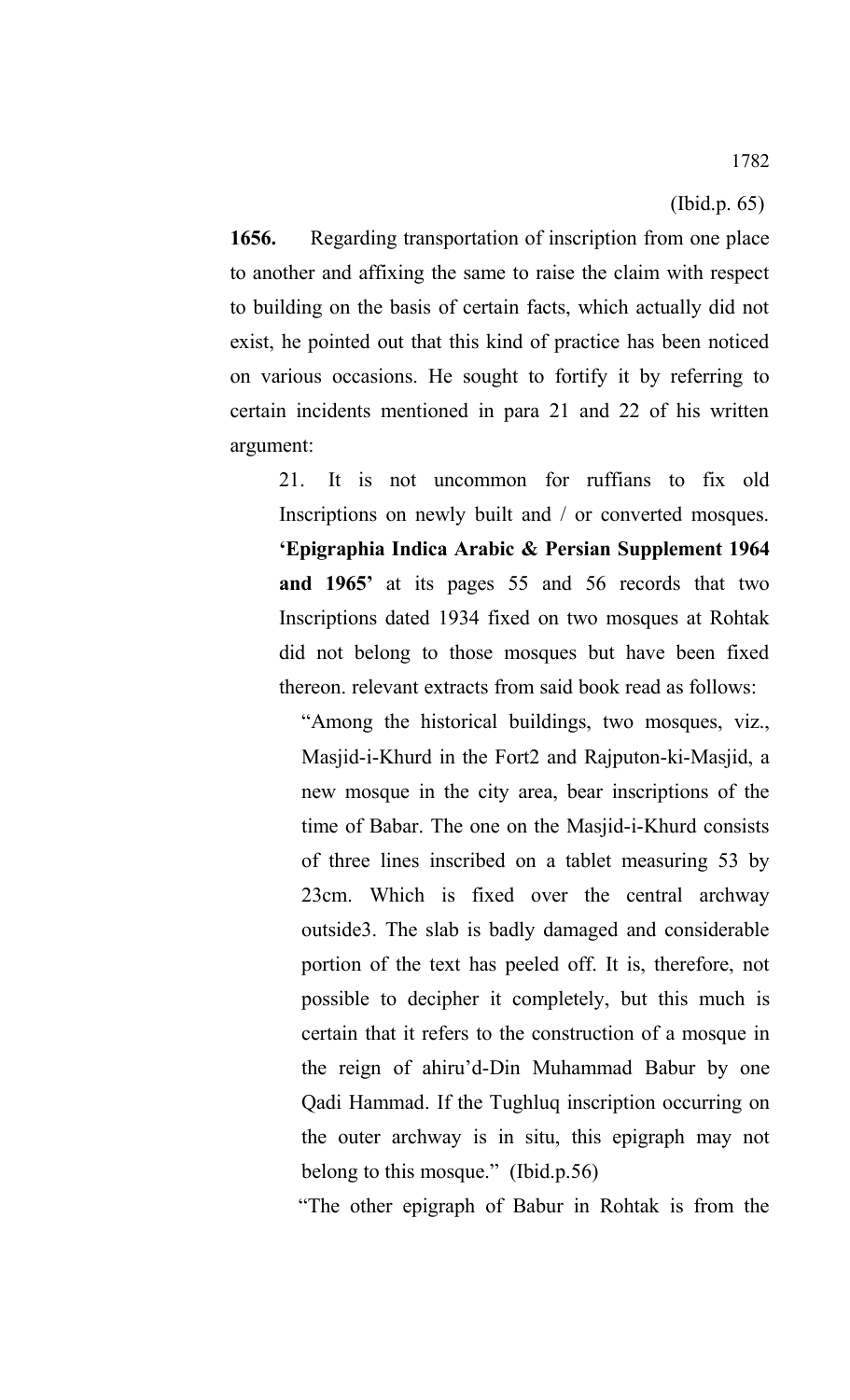(Ibid.p. 65)

**1656.** Regarding transportation of inscription from one place to another and affixing the same to raise the claim with respect to building on the basis of certain facts, which actually did not exist, he pointed out that this kind of practice has been noticed on various occasions. He sought to fortify it by referring to certain incidents mentioned in para 21 and 22 of his written argument:

> 21. It is not uncommon for ruffians to fix old Inscriptions on newly built and / or converted mosques. **'Epigraphia Indica Arabic & Persian Supplement 1964 and 1965'** at its pages 55 and 56 records that two Inscriptions dated 1934 fixed on two mosques at Rohtak did not belong to those mosques but have been fixed thereon. relevant extracts from said book read as follows:
>
> > "Among the historical buildings, two mosques, viz., Masjid-i-Khurd in the Fort2 and Rajputon-ki-Masjid, a new mosque in the city area, bear inscriptions of the time of Babar. The one on the Masjid-i-Khurd consists of three lines inscribed on a tablet measuring 53 by 23cm. Which is fixed over the central archway outside3. The slab is badly damaged and considerable portion of the text has peeled off. It is, therefore, not possible to decipher it completely, but this much is certain that it refers to the construction of a mosque in the reign of ahiru'd-Din Muhammad Babur by one Qadi Hammad. If the Tughluq inscription occurring on the outer archway is in situ, this epigraph may not belong to this mosque." (Ibid.p.56)
> >
> > "The other epigraph of Babur in Rohtak is from the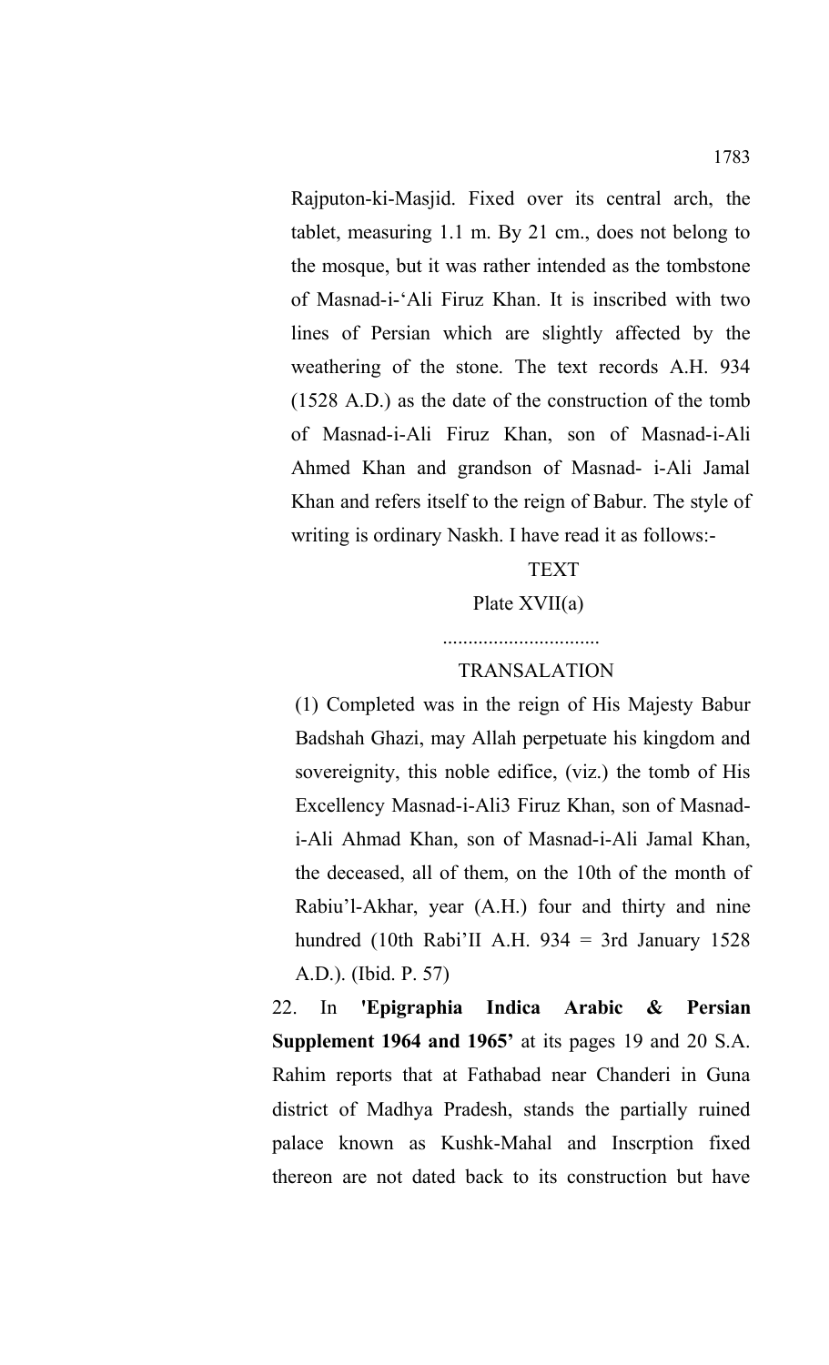Rajputon-ki-Masjid. Fixed over its central arch, the tablet, measuring 1.1 m. By 21 cm., does not belong to the mosque, but it was rather intended as the tombstone of Masnad-i-'Ali Firuz Khan. It is inscribed with two lines of Persian which are slightly affected by the weathering of the stone. The text records A.H. 934 (1528 A.D.) as the date of the construction of the tomb of Masnad-i-Ali Firuz Khan, son of Masnad-i-Ali Ahmed Khan and grandson of Masnad- i-Ali Jamal Khan and refers itself to the reign of Babur. The style of writing is ordinary Naskh. I have read it as follows:-

TEXT

Plate XVII(a)

...............................

TRANSALATION

(1) Completed was in the reign of His Majesty Babur Badshah Ghazi, may Allah perpetuate his kingdom and sovereignity, this noble edifice, (viz.) the tomb of His Excellency Masnad-i-Ali3 Firuz Khan, son of Masnad-i-Ali Ahmad Khan, son of Masnad-i-Ali Jamal Khan, the deceased, all of them, on the 10th of the month of Rabiu'l-Akhar, year (A.H.) four and thirty and nine hundred (10th Rabi'II A.H. 934 = 3rd January 1528 A.D.). (Ibid. P. 57)

22. In **'Epigraphia Indica Arabic & Persian Supplement 1964 and 1965'** at its pages 19 and 20 S.A. Rahim reports that at Fathabad near Chanderi in Guna district of Madhya Pradesh, stands the partially ruined palace known as Kushk-Mahal and Inscrption fixed thereon are not dated back to its construction but have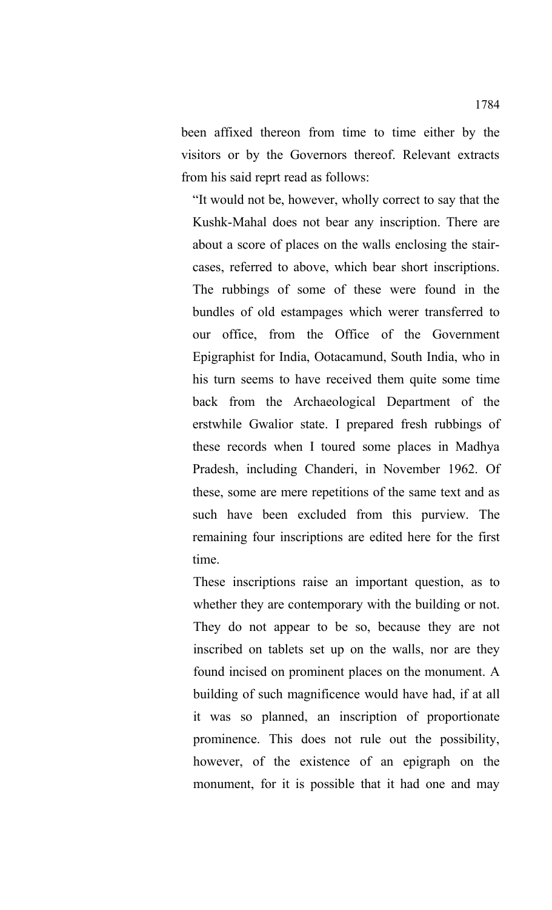been affixed thereon from time to time either by the visitors or by the Governors thereof. Relevant extracts from his said reprt read as follows:

> "It would not be, however, wholly correct to say that the Kushk-Mahal does not bear any inscription. There are about a score of places on the walls enclosing the staircases, referred to above, which bear short inscriptions. The rubbings of some of these were found in the bundles of old estampages which werer transferred to our office, from the Office of the Government Epigraphist for India, Ootacamund, South India, who in his turn seems to have received them quite some time back from the Archaeological Department of the erstwhile Gwalior state. I prepared fresh rubbings of these records when I toured some places in Madhya Pradesh, including Chanderi, in November 1962. Of these, some are mere repetitions of the same text and as such have been excluded from this purview. The remaining four inscriptions are edited here for the first time.
>
> These inscriptions raise an important question, as to whether they are contemporary with the building or not. They do not appear to be so, because they are not inscribed on tablets set up on the walls, nor are they found incised on prominent places on the monument. A building of such magnificence would have had, if at all it was so planned, an inscription of proportionate prominence. This does not rule out the possibility, however, of the existence of an epigraph on the monument, for it is possible that it had one and may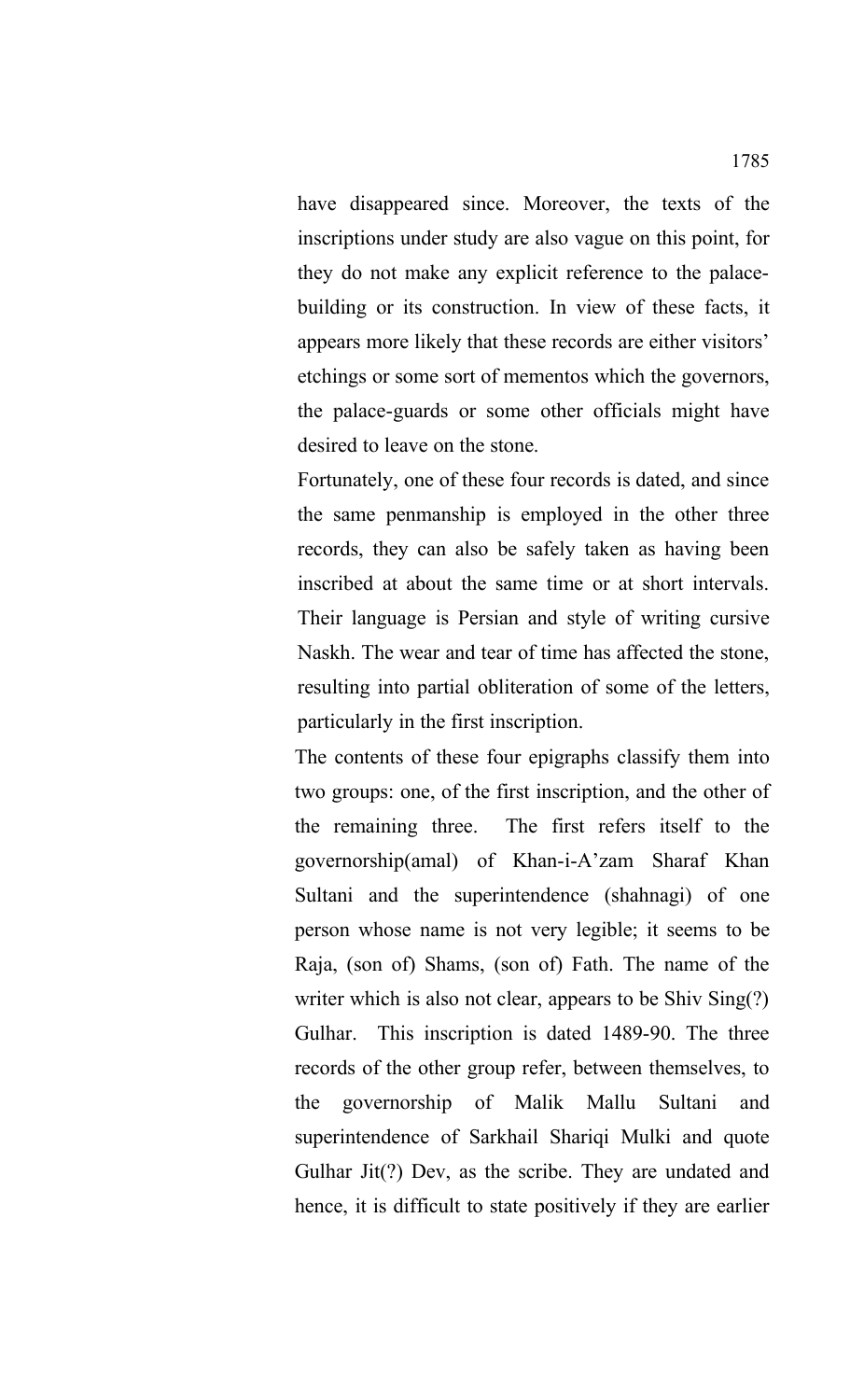have disappeared since. Moreover, the texts of the inscriptions under study are also vague on this point, for they do not make any explicit reference to the palace-building or its construction. In view of these facts, it appears more likely that these records are either visitors' etchings or some sort of mementos which the governors, the palace-guards or some other officials might have desired to leave on the stone.

Fortunately, one of these four records is dated, and since the same penmanship is employed in the other three records, they can also be safely taken as having been inscribed at about the same time or at short intervals. Their language is Persian and style of writing cursive Naskh. The wear and tear of time has affected the stone, resulting into partial obliteration of some of the letters, particularly in the first inscription.

The contents of these four epigraphs classify them into two groups: one, of the first inscription, and the other of the remaining three. The first refers itself to the governorship(amal) of Khan-i-A'zam Sharaf Khan Sultani and the superintendence (shahnagi) of one person whose name is not very legible; it seems to be Raja, (son of) Shams, (son of) Fath. The name of the writer which is also not clear, appears to be Shiv Sing(?) Gulhar. This inscription is dated 1489-90. The three records of the other group refer, between themselves, to the governorship of Malik Mallu Sultani and superintendence of Sarkhail Shariqi Mulki and quote Gulhar Jit(?) Dev, as the scribe. They are undated and hence, it is difficult to state positively if they are earlier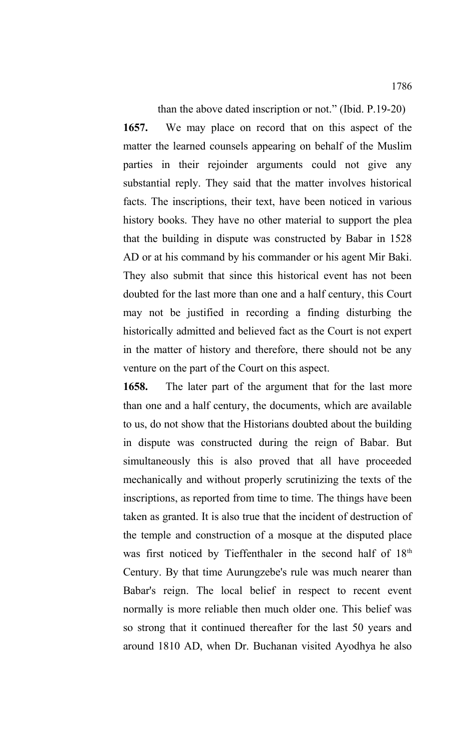than the above dated inscription or not." (Ibid. P.19-20)

**1657.** We may place on record that on this aspect of the matter the learned counsels appearing on behalf of the Muslim parties in their rejoinder arguments could not give any substantial reply. They said that the matter involves historical facts. The inscriptions, their text, have been noticed in various history books. They have no other material to support the plea that the building in dispute was constructed by Babar in 1528 AD or at his command by his commander or his agent Mir Baki. They also submit that since this historical event has not been doubted for the last more than one and a half century, this Court may not be justified in recording a finding disturbing the historically admitted and believed fact as the Court is not expert in the matter of history and therefore, there should not be any venture on the part of the Court on this aspect.

**1658.** The later part of the argument that for the last more than one and a half century, the documents, which are available to us, do not show that the Historians doubted about the building in dispute was constructed during the reign of Babar. But simultaneously this is also proved that all have proceeded mechanically and without properly scrutinizing the texts of the inscriptions, as reported from time to time. The things have been taken as granted. It is also true that the incident of destruction of the temple and construction of a mosque at the disputed place was first noticed by Tieffenthaler in the second half of 18th Century. By that time Aurungzebe's rule was much nearer than Babar's reign. The local belief in respect to recent event normally is more reliable then much older one. This belief was so strong that it continued thereafter for the last 50 years and around 1810 AD, when Dr. Buchanan visited Ayodhya he also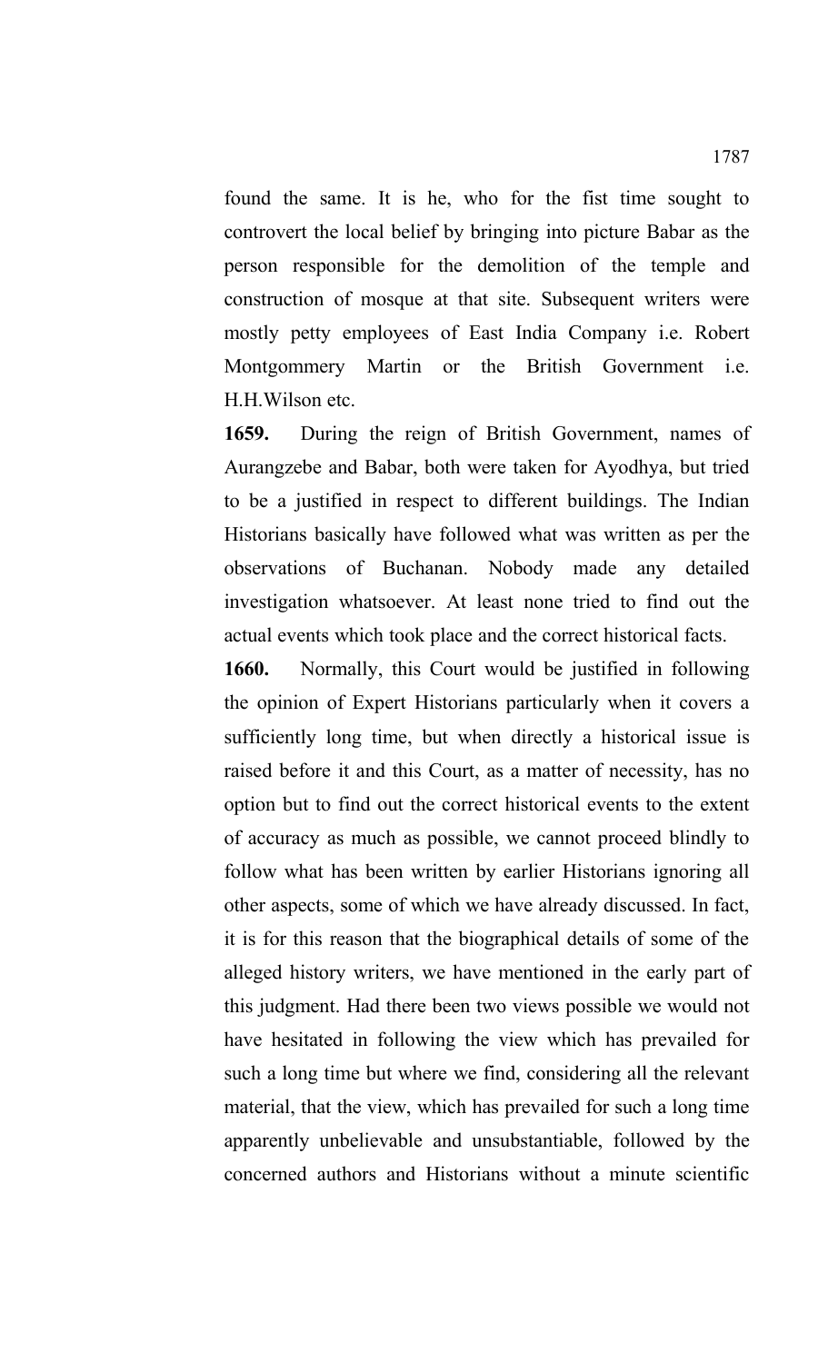found the same. It is he, who for the fist time sought to controvert the local belief by bringing into picture Babar as the person responsible for the demolition of the temple and construction of mosque at that site. Subsequent writers were mostly petty employees of East India Company i.e. Robert Montgommery Martin or the British Government i.e. H.H.Wilson etc.

**1659.** During the reign of British Government, names of Aurangzebe and Babar, both were taken for Ayodhya, but tried to be a justified in respect to different buildings. The Indian Historians basically have followed what was written as per the observations of Buchanan. Nobody made any detailed investigation whatsoever. At least none tried to find out the actual events which took place and the correct historical facts.

**1660.** Normally, this Court would be justified in following the opinion of Expert Historians particularly when it covers a sufficiently long time, but when directly a historical issue is raised before it and this Court, as a matter of necessity, has no option but to find out the correct historical events to the extent of accuracy as much as possible, we cannot proceed blindly to follow what has been written by earlier Historians ignoring all other aspects, some of which we have already discussed. In fact, it is for this reason that the biographical details of some of the alleged history writers, we have mentioned in the early part of this judgment. Had there been two views possible we would not have hesitated in following the view which has prevailed for such a long time but where we find, considering all the relevant material, that the view, which has prevailed for such a long time apparently unbelievable and unsubstantiable, followed by the concerned authors and Historians without a minute scientific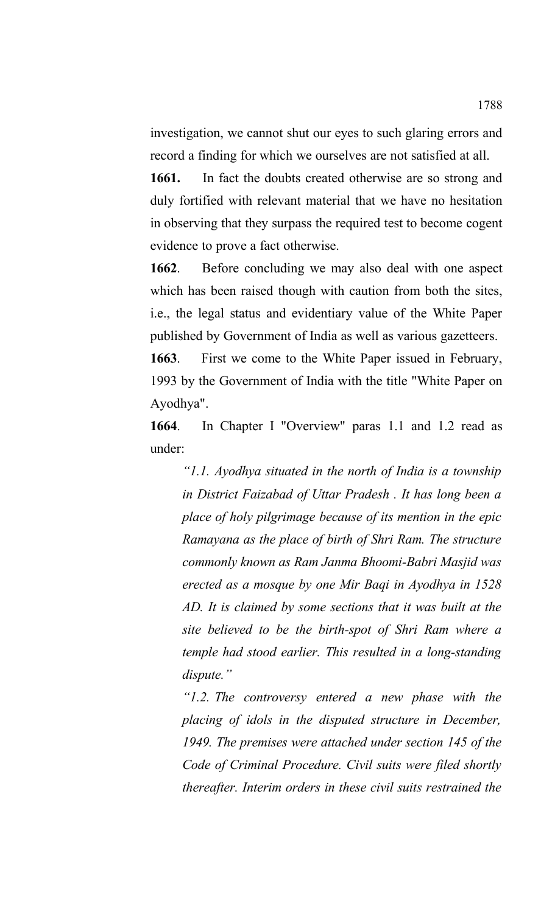investigation, we cannot shut our eyes to such glaring errors and record a finding for which we ourselves are not satisfied at all.

**1661.** In fact the doubts created otherwise are so strong and duly fortified with relevant material that we have no hesitation in observing that they surpass the required test to become cogent evidence to prove a fact otherwise.

**1662**. Before concluding we may also deal with one aspect which has been raised though with caution from both the sites, i.e., the legal status and evidentiary value of the White Paper published by Government of India as well as various gazetteers.

**1663**. First we come to the White Paper issued in February, 1993 by the Government of India with the title "White Paper on Ayodhya".

**1664**. In Chapter I "Overview" paras 1.1 and 1.2 read as under:

> *"1.1. Ayodhya situated in the north of India is a township in District Faizabad of Uttar Pradesh . It has long been a place of holy pilgrimage because of its mention in the epic Ramayana as the place of birth of Shri Ram. The structure commonly known as Ram Janma Bhoomi-Babri Masjid was erected as a mosque by one Mir Baqi in Ayodhya in 1528 AD. It is claimed by some sections that it was built at the site believed to be the birth-spot of Shri Ram where a temple had stood earlier. This resulted in a long-standing dispute."*
>
> *"1.2. The controversy entered a new phase with the placing of idols in the disputed structure in December, 1949. The premises were attached under section 145 of the Code of Criminal Procedure. Civil suits were filed shortly thereafter. Interim orders in these civil suits restrained the*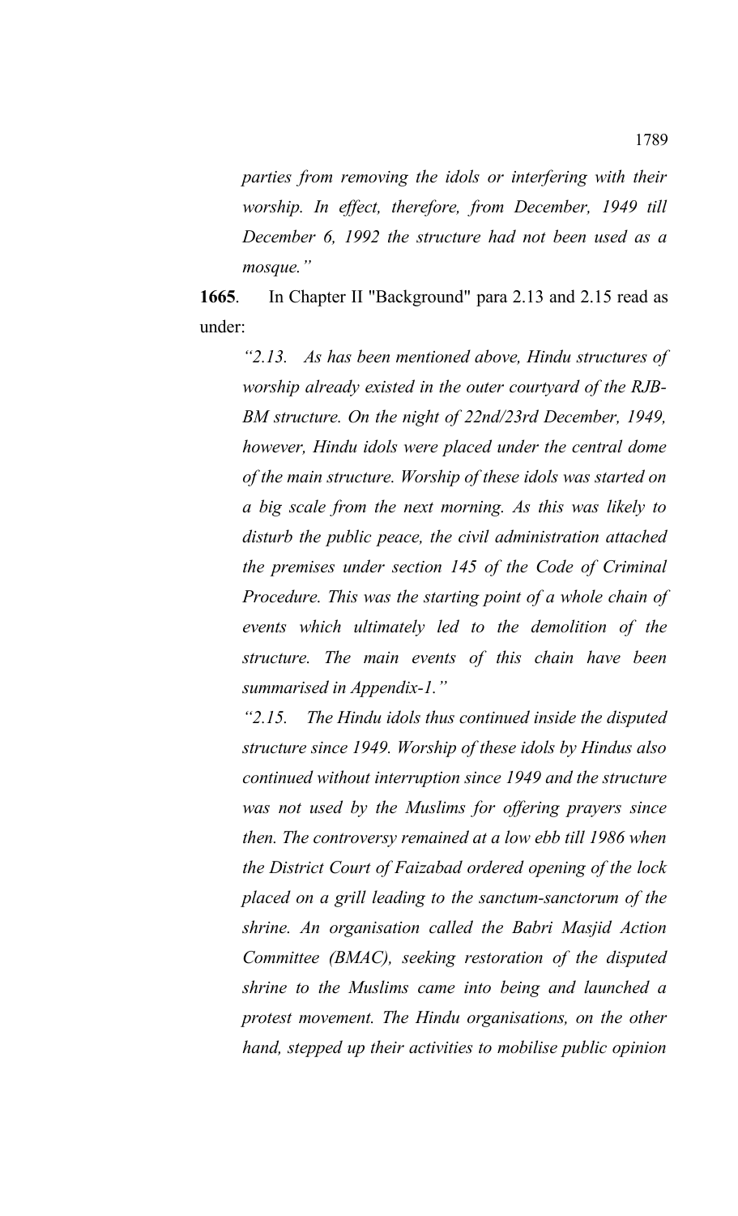*parties from removing the idols or interfering with their worship. In effect, therefore, from December, 1949 till December 6, 1992 the structure had not been used as a mosque."*

**1665**. In Chapter II "Background" para 2.13 and 2.15 read as under:

*"2.13. As has been mentioned above, Hindu structures of worship already existed in the outer courtyard of the RJB-BM structure. On the night of 22nd/23rd December, 1949, however, Hindu idols were placed under the central dome of the main structure. Worship of these idols was started on a big scale from the next morning. As this was likely to disturb the public peace, the civil administration attached the premises under section 145 of the Code of Criminal Procedure. This was the starting point of a whole chain of events which ultimately led to the demolition of the structure. The main events of this chain have been summarised in Appendix-1."*

*"2.15. The Hindu idols thus continued inside the disputed structure since 1949. Worship of these idols by Hindus also continued without interruption since 1949 and the structure was not used by the Muslims for offering prayers since then. The controversy remained at a low ebb till 1986 when the District Court of Faizabad ordered opening of the lock placed on a grill leading to the sanctum-sanctorum of the shrine. An organisation called the Babri Masjid Action Committee (BMAC), seeking restoration of the disputed shrine to the Muslims came into being and launched a protest movement. The Hindu organisations, on the other hand, stepped up their activities to mobilise public opinion*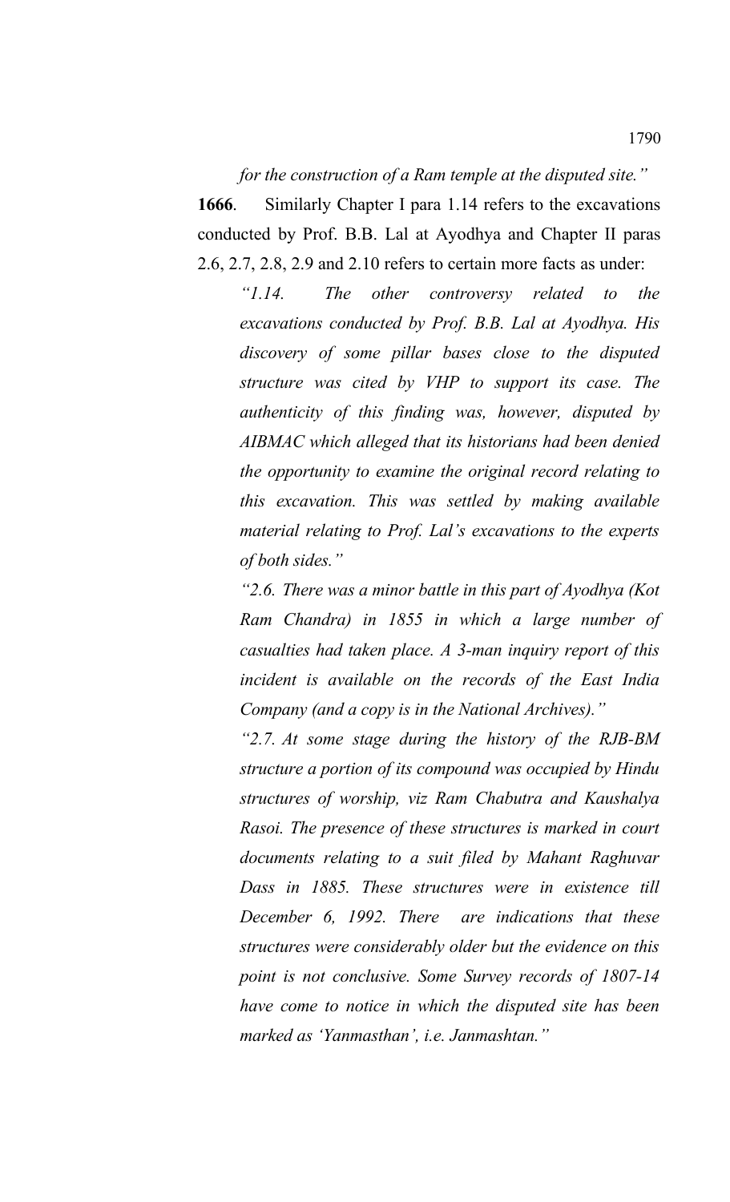*for the construction of a Ram temple at the disputed site."*

**1666**. Similarly Chapter I para 1.14 refers to the excavations conducted by Prof. B.B. Lal at Ayodhya and Chapter II paras 2.6, 2.7, 2.8, 2.9 and 2.10 refers to certain more facts as under:

> *"1.14. The other controversy related to the excavations conducted by Prof. B.B. Lal at Ayodhya. His discovery of some pillar bases close to the disputed structure was cited by VHP to support its case. The authenticity of this finding was, however, disputed by AIBMAC which alleged that its historians had been denied the opportunity to examine the original record relating to this excavation. This was settled by making available material relating to Prof. Lal's excavations to the experts of both sides."*
>
> *"2.6. There was a minor battle in this part of Ayodhya (Kot Ram Chandra) in 1855 in which a large number of casualties had taken place. A 3-man inquiry report of this incident is available on the records of the East India Company (and a copy is in the National Archives)."*
>
> *"2.7. At some stage during the history of the RJB-BM structure a portion of its compound was occupied by Hindu structures of worship, viz Ram Chabutra and Kaushalya Rasoi. The presence of these structures is marked in court documents relating to a suit filed by Mahant Raghuvar Dass in 1885. These structures were in existence till December 6, 1992. There are indications that these structures were considerably older but the evidence on this point is not conclusive. Some Survey records of 1807-14 have come to notice in which the disputed site has been marked as 'Yanmasthan', i.e. Janmashtan."*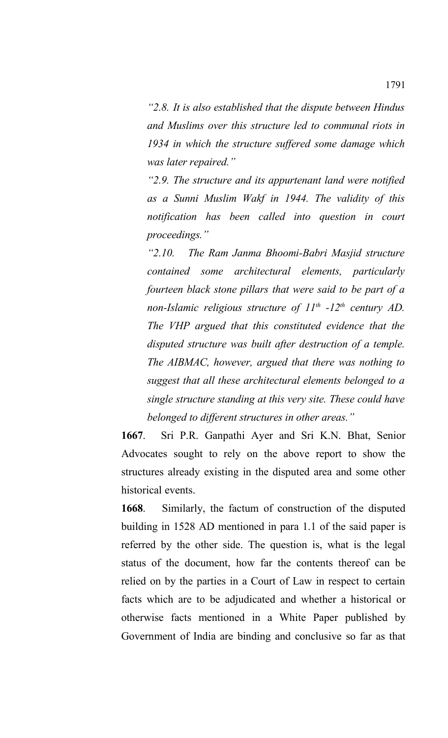*"2.8. It is also established that the dispute between Hindus and Muslims over this structure led to communal riots in 1934 in which the structure suffered some damage which was later repaired."*

*"2.9. The structure and its appurtenant land were notified as a Sunni Muslim Wakf in 1944. The validity of this notification has been called into question in court proceedings."*

*"2.10. The Ram Janma Bhoomi-Babri Masjid structure contained some architectural elements, particularly fourteen black stone pillars that were said to be part of a non-Islamic religious structure of 11th -12th century AD. The VHP argued that this constituted evidence that the disputed structure was built after destruction of a temple. The AIBMAC, however, argued that there was nothing to suggest that all these architectural elements belonged to a single structure standing at this very site. These could have belonged to different structures in other areas."*

**1667**. Sri P.R. Ganpathi Ayer and Sri K.N. Bhat, Senior Advocates sought to rely on the above report to show the structures already existing in the disputed area and some other historical events.

**1668**. Similarly, the factum of construction of the disputed building in 1528 AD mentioned in para 1.1 of the said paper is referred by the other side. The question is, what is the legal status of the document, how far the contents thereof can be relied on by the parties in a Court of Law in respect to certain facts which are to be adjudicated and whether a historical or otherwise facts mentioned in a White Paper published by Government of India are binding and conclusive so far as that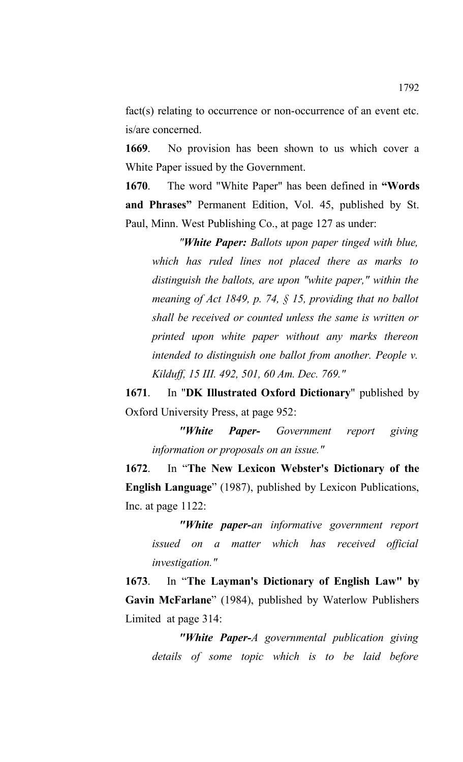fact(s) relating to occurrence or non-occurrence of an event etc. is/are concerned.

**1669**. No provision has been shown to us which cover a White Paper issued by the Government.

**1670**. The word "White Paper" has been defined in **"Words and Phrases"** Permanent Edition, Vol. 45, published by St. Paul, Minn. West Publishing Co., at page 127 as under:

> *"**White Paper:** Ballots upon paper tinged with blue, which has ruled lines not placed there as marks to distinguish the ballots, are upon "white paper," within the meaning of Act 1849, p. 74, § 15, providing that no ballot shall be received or counted unless the same is written or printed upon white paper without any marks thereon intended to distinguish one ballot from another. People v. Kilduff, 15 III. 492, 501, 60 Am. Dec. 769."*

**1671**. In "**DK Illustrated Oxford Dictionary**" published by Oxford University Press, at page 952:

> *"**White Paper-** Government report giving information or proposals on an issue."*

**1672**. In "**The New Lexicon Webster's Dictionary of the English Language**" (1987), published by Lexicon Publications, Inc. at page 1122:

> *"**White paper-**an informative government report issued on a matter which has received official investigation."*

**1673**. In "**The Layman's Dictionary of English Law" by Gavin McFarlane**" (1984), published by Waterlow Publishers Limited at page 314:

> *"**White Paper-**A governmental publication giving details of some topic which is to be laid before*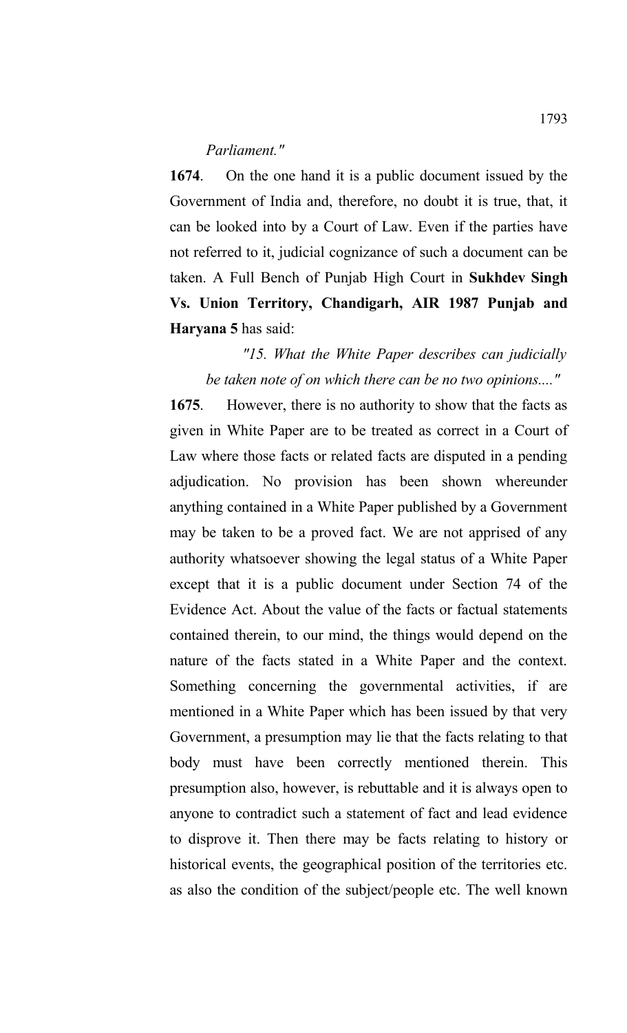*Parliament."*

**1674**. On the one hand it is a public document issued by the Government of India and, therefore, no doubt it is true, that, it can be looked into by a Court of Law. Even if the parties have not referred to it, judicial cognizance of such a document can be taken. A Full Bench of Punjab High Court in **Sukhdev Singh Vs. Union Territory, Chandigarh, AIR 1987 Punjab and Haryana 5** has said:

> *"15. What the White Paper describes can judicially be taken note of on which there can be no two opinions...."*

**1675**. However, there is no authority to show that the facts as given in White Paper are to be treated as correct in a Court of Law where those facts or related facts are disputed in a pending adjudication. No provision has been shown whereunder anything contained in a White Paper published by a Government may be taken to be a proved fact. We are not apprised of any authority whatsoever showing the legal status of a White Paper except that it is a public document under Section 74 of the Evidence Act. About the value of the facts or factual statements contained therein, to our mind, the things would depend on the nature of the facts stated in a White Paper and the context. Something concerning the governmental activities, if are mentioned in a White Paper which has been issued by that very Government, a presumption may lie that the facts relating to that body must have been correctly mentioned therein. This presumption also, however, is rebuttable and it is always open to anyone to contradict such a statement of fact and lead evidence to disprove it. Then there may be facts relating to history or historical events, the geographical position of the territories etc. as also the condition of the subject/people etc. The well known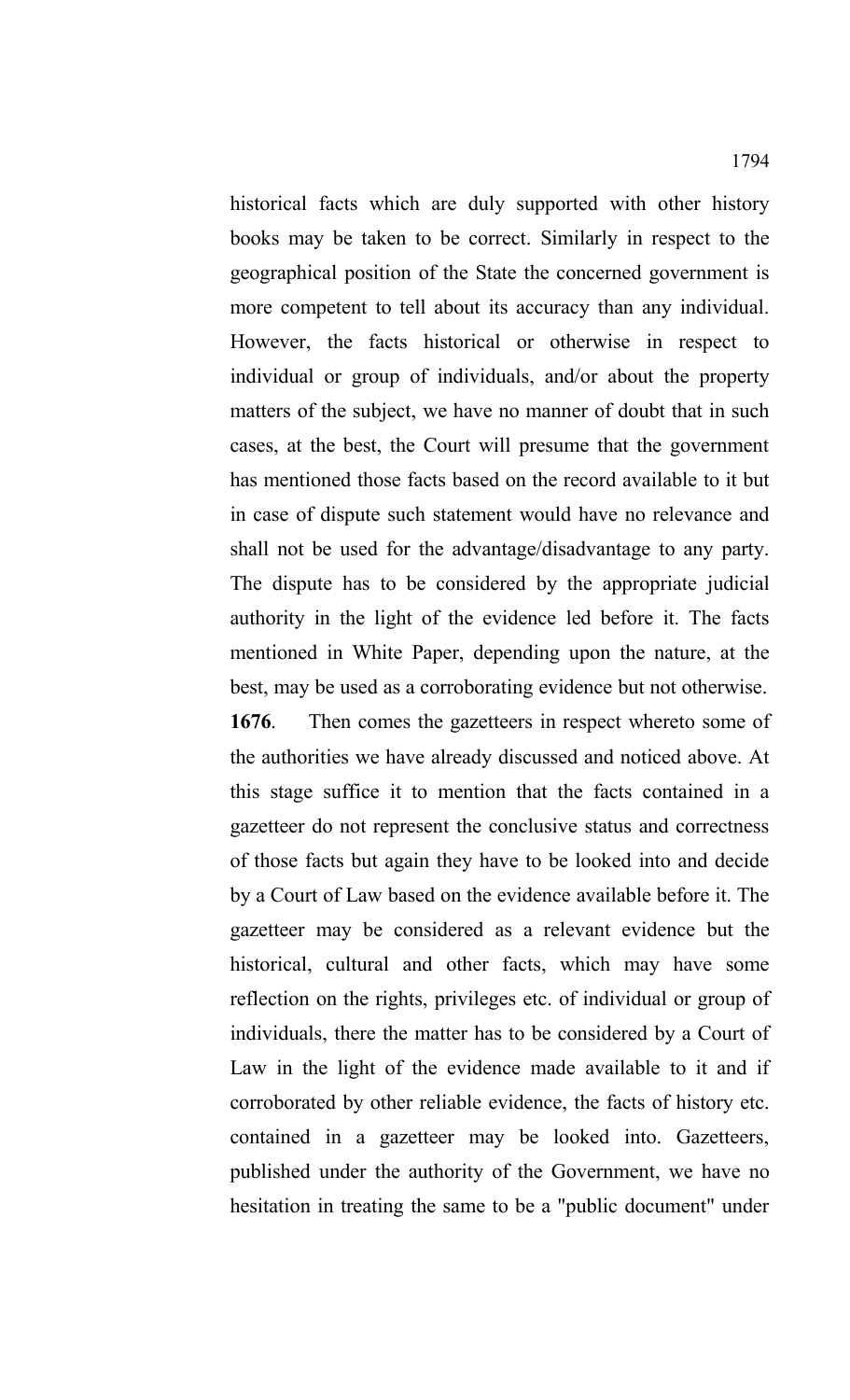historical facts which are duly supported with other history books may be taken to be correct. Similarly in respect to the geographical position of the State the concerned government is more competent to tell about its accuracy than any individual. However, the facts historical or otherwise in respect to individual or group of individuals, and/or about the property matters of the subject, we have no manner of doubt that in such cases, at the best, the Court will presume that the government has mentioned those facts based on the record available to it but in case of dispute such statement would have no relevance and shall not be used for the advantage/disadvantage to any party. The dispute has to be considered by the appropriate judicial authority in the light of the evidence led before it. The facts mentioned in White Paper, depending upon the nature, at the best, may be used as a corroborating evidence but not otherwise.

**1676**. Then comes the gazetteers in respect whereto some of the authorities we have already discussed and noticed above. At this stage suffice it to mention that the facts contained in a gazetteer do not represent the conclusive status and correctness of those facts but again they have to be looked into and decide by a Court of Law based on the evidence available before it. The gazetteer may be considered as a relevant evidence but the historical, cultural and other facts, which may have some reflection on the rights, privileges etc. of individual or group of individuals, there the matter has to be considered by a Court of Law in the light of the evidence made available to it and if corroborated by other reliable evidence, the facts of history etc. contained in a gazetteer may be looked into. Gazetteers, published under the authority of the Government, we have no hesitation in treating the same to be a "public document" under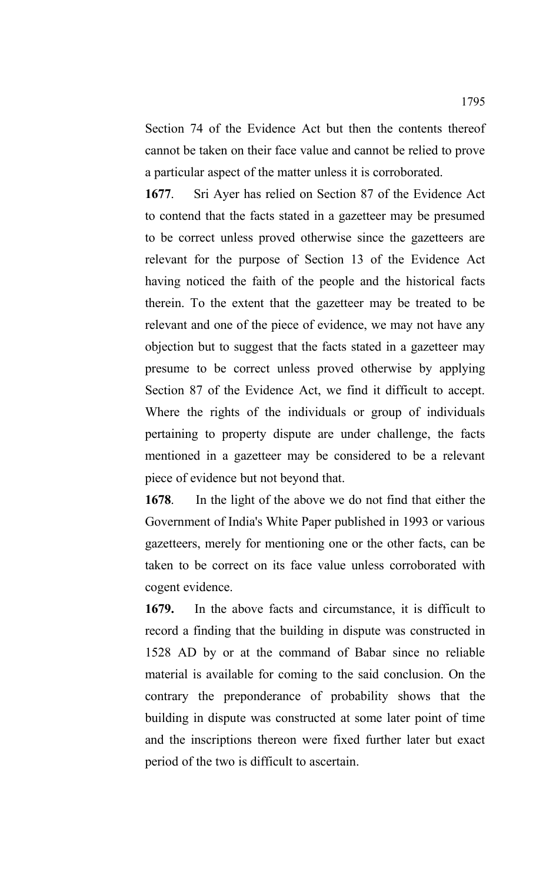Section 74 of the Evidence Act but then the contents thereof cannot be taken on their face value and cannot be relied to prove a particular aspect of the matter unless it is corroborated.

**1677**. Sri Ayer has relied on Section 87 of the Evidence Act to contend that the facts stated in a gazetteer may be presumed to be correct unless proved otherwise since the gazetteers are relevant for the purpose of Section 13 of the Evidence Act having noticed the faith of the people and the historical facts therein. To the extent that the gazetteer may be treated to be relevant and one of the piece of evidence, we may not have any objection but to suggest that the facts stated in a gazetteer may presume to be correct unless proved otherwise by applying Section 87 of the Evidence Act, we find it difficult to accept. Where the rights of the individuals or group of individuals pertaining to property dispute are under challenge, the facts mentioned in a gazetteer may be considered to be a relevant piece of evidence but not beyond that.

**1678**. In the light of the above we do not find that either the Government of India's White Paper published in 1993 or various gazetteers, merely for mentioning one or the other facts, can be taken to be correct on its face value unless corroborated with cogent evidence.

**1679.** In the above facts and circumstance, it is difficult to record a finding that the building in dispute was constructed in 1528 AD by or at the command of Babar since no reliable material is available for coming to the said conclusion. On the contrary the preponderance of probability shows that the building in dispute was constructed at some later point of time and the inscriptions thereon were fixed further later but exact period of the two is difficult to ascertain.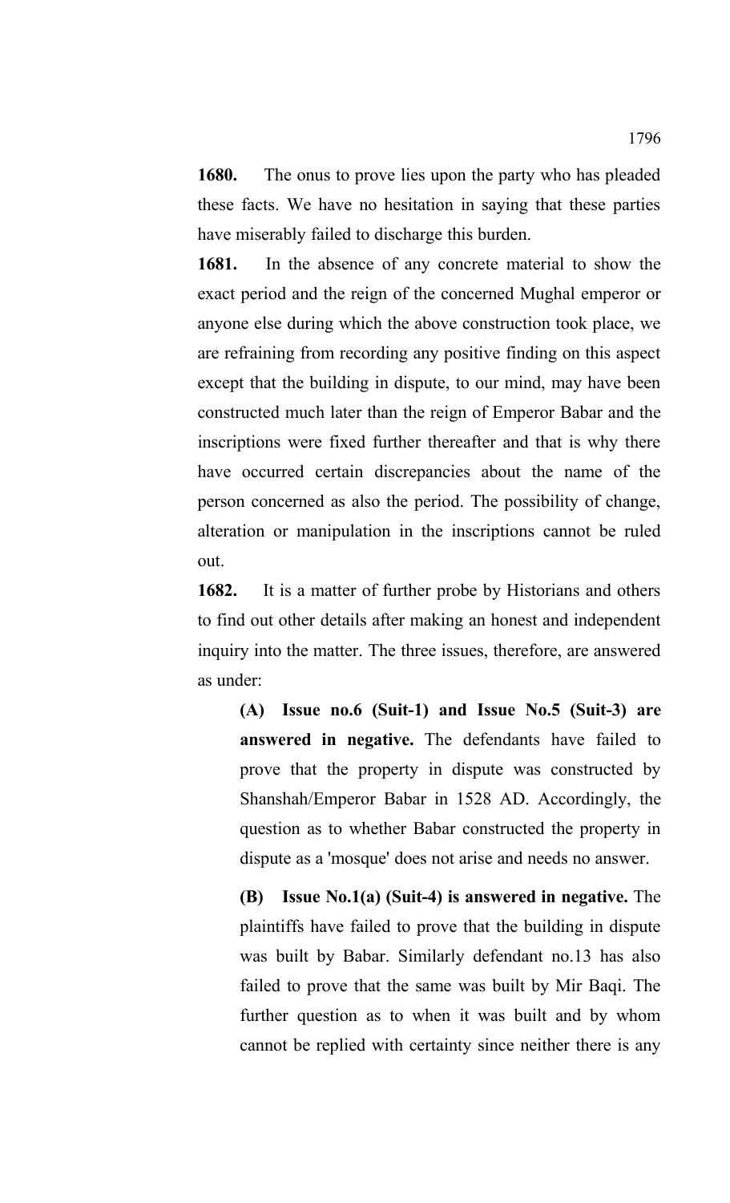**1680.** The onus to prove lies upon the party who has pleaded these facts. We have no hesitation in saying that these parties have miserably failed to discharge this burden.

**1681.** In the absence of any concrete material to show the exact period and the reign of the concerned Mughal emperor or anyone else during which the above construction took place, we are refraining from recording any positive finding on this aspect except that the building in dispute, to our mind, may have been constructed much later than the reign of Emperor Babar and the inscriptions were fixed further thereafter and that is why there have occurred certain discrepancies about the name of the person concerned as also the period. The possibility of change, alteration or manipulation in the inscriptions cannot be ruled out.

**1682.** It is a matter of further probe by Historians and others to find out other details after making an honest and independent inquiry into the matter. The three issues, therefore, are answered as under:

> **(A) Issue no.6 (Suit-1) and Issue No.5 (Suit-3) are answered in negative.** The defendants have failed to prove that the property in dispute was constructed by Shanshah/Emperor Babar in 1528 AD. Accordingly, the question as to whether Babar constructed the property in dispute as a 'mosque' does not arise and needs no answer.
>
> **(B) Issue No.1(a) (Suit-4) is answered in negative.** The plaintiffs have failed to prove that the building in dispute was built by Babar. Similarly defendant no.13 has also failed to prove that the same was built by Mir Baqi. The further question as to when it was built and by whom cannot be replied with certainty since neither there is any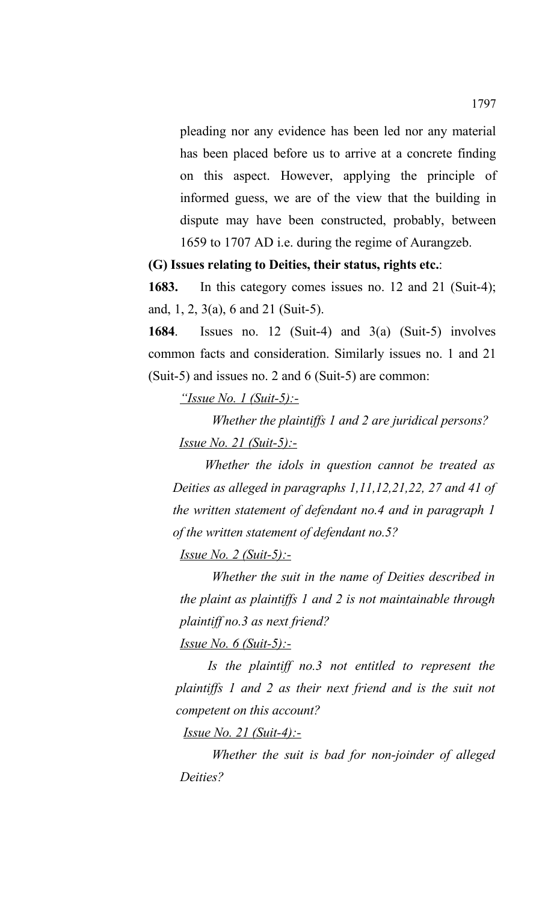pleading nor any evidence has been led nor any material has been placed before us to arrive at a concrete finding on this aspect. However, applying the principle of informed guess, we are of the view that the building in dispute may have been constructed, probably, between 1659 to 1707 AD i.e. during the regime of Aurangzeb.

**(G) Issues relating to Deities, their status, rights etc.**:

**1683.** In this category comes issues no. 12 and 21 (Suit-4); and, 1, 2, 3(a), 6 and 21 (Suit-5).

**1684**. Issues no. 12 (Suit-4) and 3(a) (Suit-5) involves common facts and consideration. Similarly issues no. 1 and 21 (Suit-5) and issues no. 2 and 6 (Suit-5) are common:

*"Issue No. 1 (Suit-5):-*

*Whether the plaintiffs 1 and 2 are juridical persons?*

*Issue No. 21 (Suit-5):-*

*Whether the idols in question cannot be treated as Deities as alleged in paragraphs 1,11,12,21,22, 27 and 41 of the written statement of defendant no.4 and in paragraph 1 of the written statement of defendant no.5?*

*Issue No. 2 (Suit-5):-*

*Whether the suit in the name of Deities described in the plaint as plaintiffs 1 and 2 is not maintainable through plaintiff no.3 as next friend?*

*Issue No. 6 (Suit-5):-*

*Is the plaintiff no.3 not entitled to represent the plaintiffs 1 and 2 as their next friend and is the suit not competent on this account?*

*Issue No. 21 (Suit-4):-*

*Whether the suit is bad for non-joinder of alleged Deities?*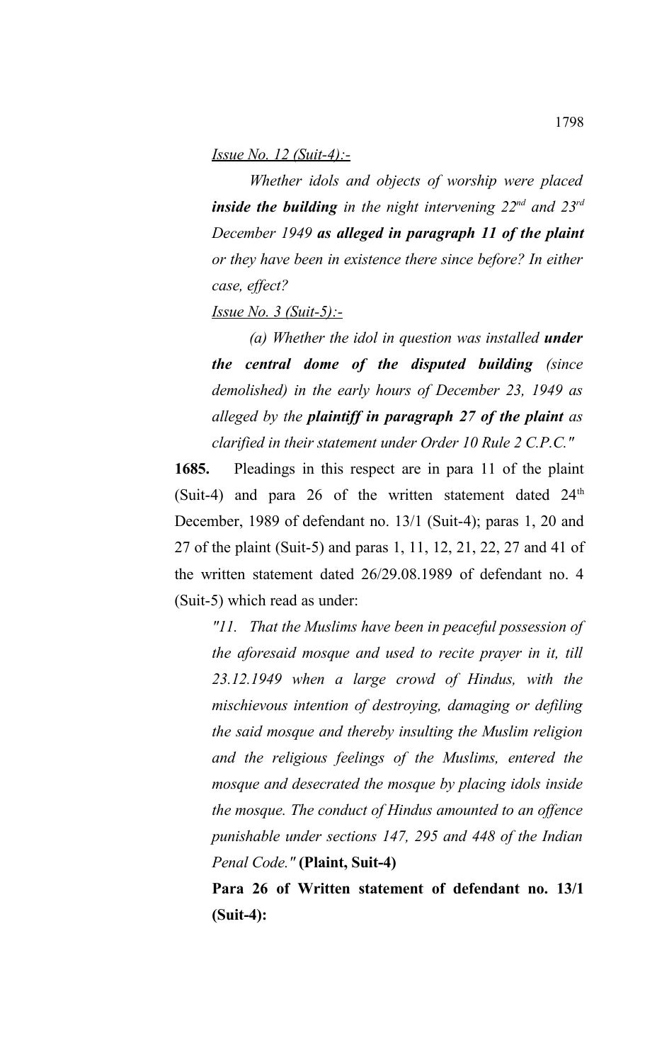*<u>Issue No. 12 (Suit-4):-</u>*

*Whether idols and objects of worship were placed* ***inside the building*** *in the night intervening 22nd and 23rd December 1949* ***as alleged in paragraph 11 of the plaint*** *or they have been in existence there since before? In either case, effect?*

*<u>Issue No. 3 (Suit-5):-</u>*

*(a) Whether the idol in question was installed* ***under the central dome of the disputed building*** *(since demolished) in the early hours of December 23, 1949 as alleged by the* ***plaintiff in paragraph 27 of the plaint*** *as clarified in their statement under Order 10 Rule 2 C.P.C."*

**1685.** Pleadings in this respect are in para 11 of the plaint (Suit-4) and para 26 of the written statement dated 24th December, 1989 of defendant no. 13/1 (Suit-4); paras 1, 20 and 27 of the plaint (Suit-5) and paras 1, 11, 12, 21, 22, 27 and 41 of the written statement dated 26/29.08.1989 of defendant no. 4 (Suit-5) which read as under:

*"11. That the Muslims have been in peaceful possession of the aforesaid mosque and used to recite prayer in it, till 23.12.1949 when a large crowd of Hindus, with the mischievous intention of destroying, damaging or defiling the said mosque and thereby insulting the Muslim religion and the religious feelings of the Muslims, entered the mosque and desecrated the mosque by placing idols inside the mosque. The conduct of Hindus amounted to an offence punishable under sections 147, 295 and 448 of the Indian Penal Code."* **(Plaint, Suit-4)**

**Para 26 of Written statement of defendant no. 13/1 (Suit-4):**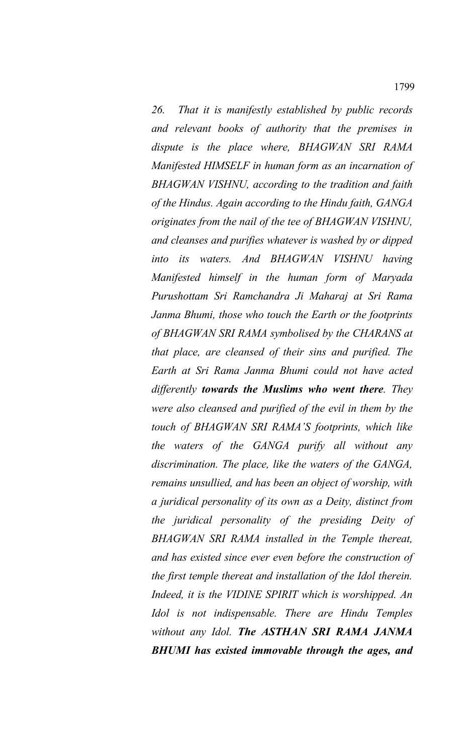*26. That it is manifestly established by public records and relevant books of authority that the premises in dispute is the place where, BHAGWAN SRI RAMA Manifested HIMSELF in human form as an incarnation of BHAGWAN VISHNU, according to the tradition and faith of the Hindus. Again according to the Hindu faith, GANGA originates from the nail of the tee of BHAGWAN VISHNU, and cleanses and purifies whatever is washed by or dipped into its waters. And BHAGWAN VISHNU having Manifested himself in the human form of Maryada Purushottam Sri Ramchandra Ji Maharaj at Sri Rama Janma Bhumi, those who touch the Earth or the footprints of BHAGWAN SRI RAMA symbolised by the CHARANS at that place, are cleansed of their sins and purified. The Earth at Sri Rama Janma Bhumi could not have acted differently* ***towards the Muslims who went there****. They were also cleansed and purified of the evil in them by the touch of BHAGWAN SRI RAMA'S footprints, which like the waters of the GANGA purify all without any discrimination. The place, like the waters of the GANGA, remains unsullied, and has been an object of worship, with a juridical personality of its own as a Deity, distinct from the juridical personality of the presiding Deity of BHAGWAN SRI RAMA installed in the Temple thereat, and has existed since ever even before the construction of the first temple thereat and installation of the Idol therein. Indeed, it is the VIDINE SPIRIT which is worshipped. An Idol is not indispensable. There are Hindu Temples without any Idol.* ***The ASTHAN SRI RAMA JANMA BHUMI has existed immovable through the ages, and***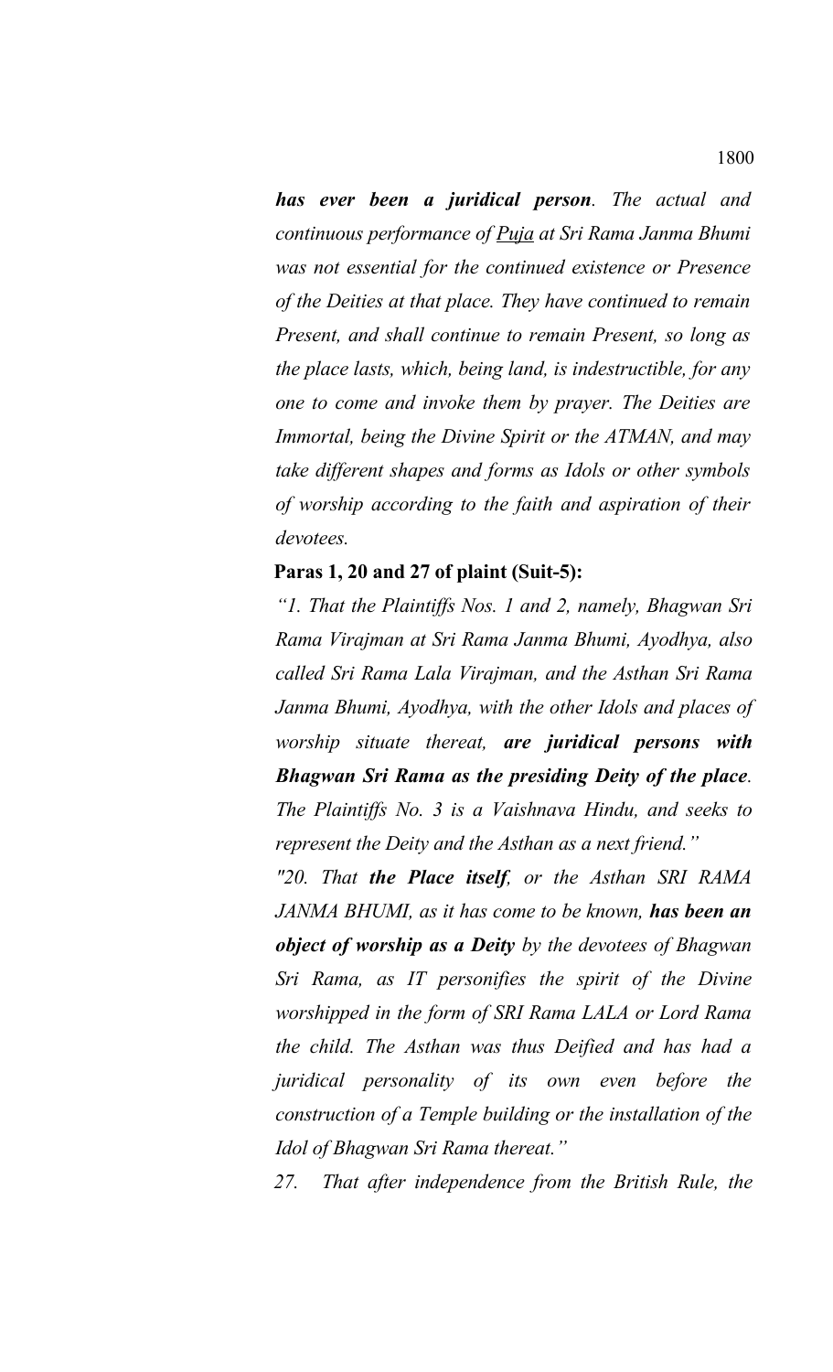*has ever been a juridical person*. *The actual and continuous performance of Puja at Sri Rama Janma Bhumi was not essential for the continued existence or Presence of the Deities at that place. They have continued to remain Present, and shall continue to remain Present, so long as the place lasts, which, being land, is indestructible, for any one to come and invoke them by prayer. The Deities are Immortal, being the Divine Spirit or the ATMAN, and may take different shapes and forms as Idols or other symbols of worship according to the faith and aspiration of their devotees.*

**Paras 1, 20 and 27 of plaint (Suit-5):**

*"1. That the Plaintiffs Nos. 1 and 2, namely, Bhagwan Sri Rama Virajman at Sri Rama Janma Bhumi, Ayodhya, also called Sri Rama Lala Virajman, and the Asthan Sri Rama Janma Bhumi, Ayodhya, with the other Idols and places of worship situate thereat, **are juridical persons with Bhagwan Sri Rama as the presiding Deity of the place**. The Plaintiffs No. 3 is a Vaishnava Hindu, and seeks to represent the Deity and the Asthan as a next friend."*

*"20. That **the Place itself**, or the Asthan SRI RAMA JANMA BHUMI, as it has come to be known, **has been an object of worship as a Deity** by the devotees of Bhagwan Sri Rama, as IT personifies the spirit of the Divine worshipped in the form of SRI Rama LALA or Lord Rama the child. The Asthan was thus Deified and has had a juridical personality of its own even before the construction of a Temple building or the installation of the Idol of Bhagwan Sri Rama thereat."*

*27. That after independence from the British Rule, the*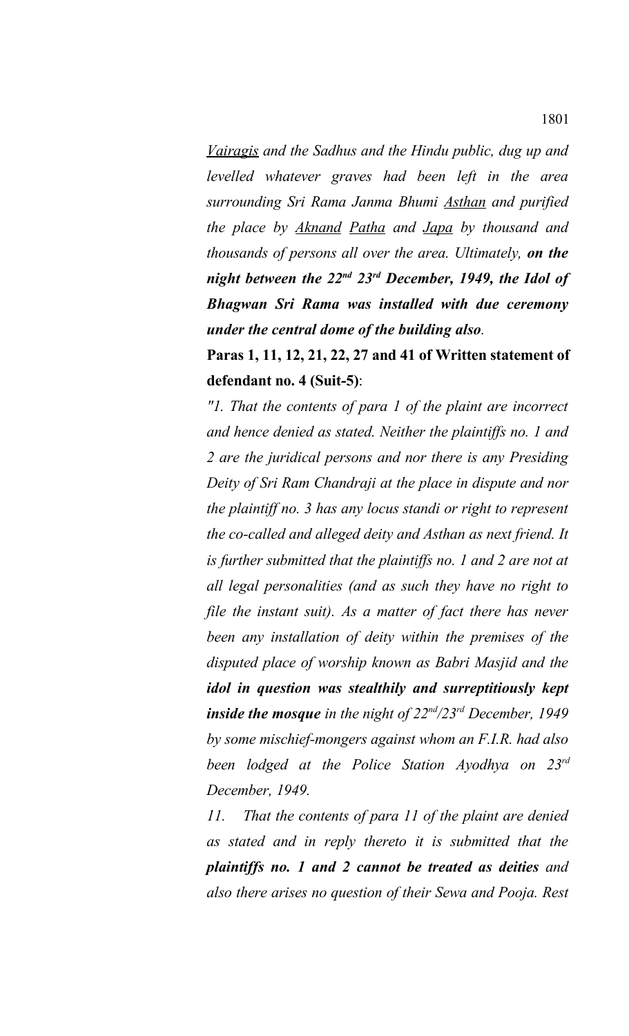*<u>Vairagis</u> and the Sadhus and the Hindu public, dug up and levelled whatever graves had been left in the area surrounding Sri Rama Janma Bhumi <u>Asthan</u> and purified the place by <u>Aknand</u> <u>Patha</u> and <u>Japa</u> by thousand and thousands of persons all over the area. Ultimately, **on the night between the 22nd 23rd December, 1949, the Idol of Bhagwan Sri Rama was installed with due ceremony under the central dome of the building also**.*

**Paras 1, 11, 12, 21, 22, 27 and 41 of Written statement of defendant no. 4 (Suit-5)**:

*"1. That the contents of para 1 of the plaint are incorrect and hence denied as stated. Neither the plaintiffs no. 1 and 2 are the juridical persons and nor there is any Presiding Deity of Sri Ram Chandraji at the place in dispute and nor the plaintiff no. 3 has any locus standi or right to represent the co-called and alleged deity and Asthan as next friend. It is further submitted that the plaintiffs no. 1 and 2 are not at all legal personalities (and as such they have no right to file the instant suit). As a matter of fact there has never been any installation of deity within the premises of the disputed place of worship known as Babri Masjid and the **idol in question was stealthily and surreptitiously kept inside the mosque** in the night of 22nd/23rd December, 1949 by some mischief-mongers against whom an F.I.R. had also been lodged at the Police Station Ayodhya on 23rd December, 1949.*

*11. That the contents of para 11 of the plaint are denied as stated and in reply thereto it is submitted that the **plaintiffs no. 1 and 2 cannot be treated as deities** and also there arises no question of their Sewa and Pooja. Rest*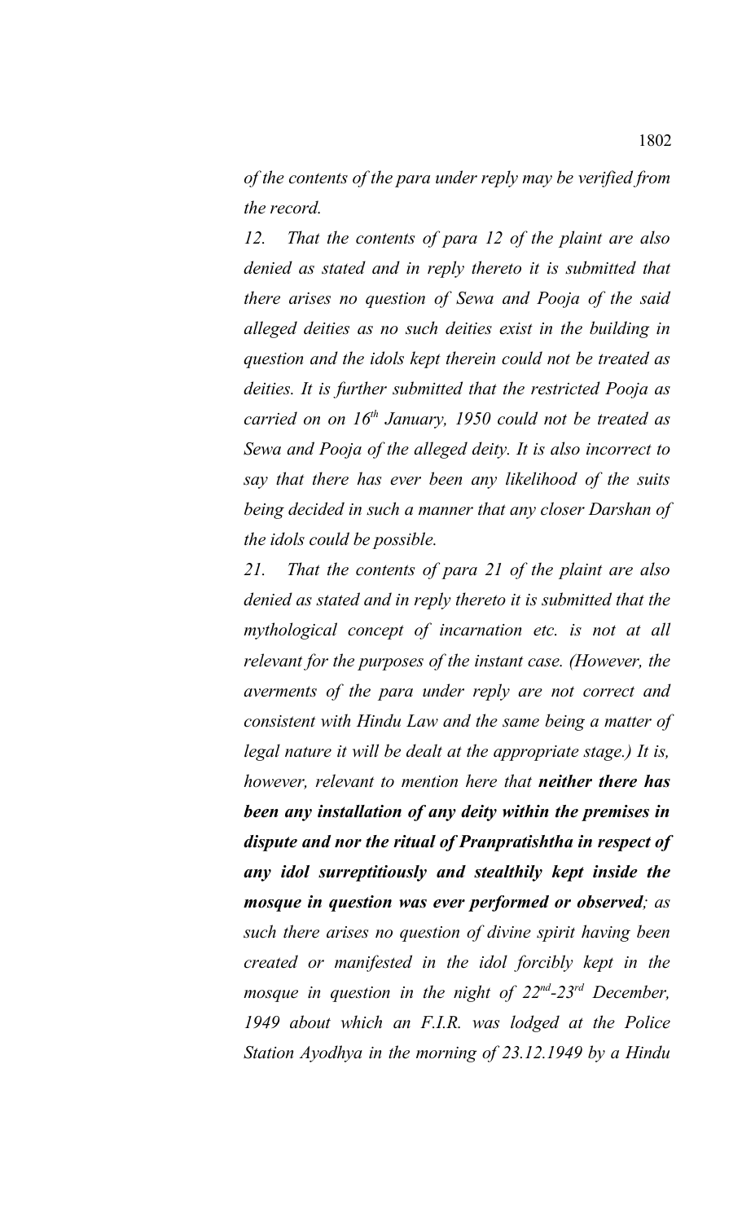*of the contents of the para under reply may be verified from the record.*

*12. That the contents of para 12 of the plaint are also denied as stated and in reply thereto it is submitted that there arises no question of Sewa and Pooja of the said alleged deities as no such deities exist in the building in question and the idols kept therein could not be treated as deities. It is further submitted that the restricted Pooja as carried on on 16th January, 1950 could not be treated as Sewa and Pooja of the alleged deity. It is also incorrect to say that there has ever been any likelihood of the suits being decided in such a manner that any closer Darshan of the idols could be possible.*

*21. That the contents of para 21 of the plaint are also denied as stated and in reply thereto it is submitted that the mythological concept of incarnation etc. is not at all relevant for the purposes of the instant case. (However, the averments of the para under reply are not correct and consistent with Hindu Law and the same being a matter of legal nature it will be dealt at the appropriate stage.) It is, however, relevant to mention here that* ***neither there has been any installation of any deity within the premises in dispute and nor the ritual of Pranpratishtha in respect of any idol surreptitiously and stealthily kept inside the mosque in question was ever performed or observed****; as such there arises no question of divine spirit having been created or manifested in the idol forcibly kept in the mosque in question in the night of 22nd-23rd December, 1949 about which an F.I.R. was lodged at the Police Station Ayodhya in the morning of 23.12.1949 by a Hindu*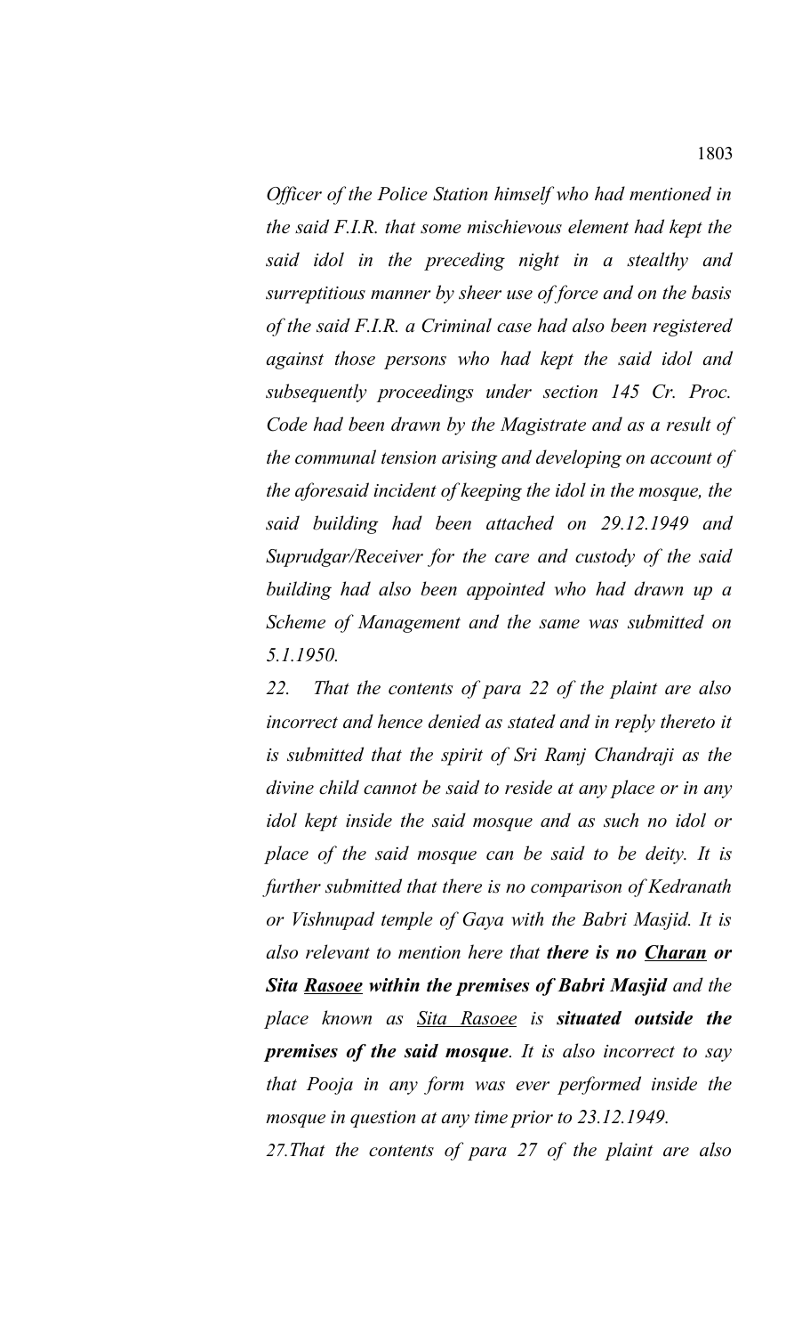*Officer of the Police Station himself who had mentioned in the said F.I.R. that some mischievous element had kept the said idol in the preceding night in a stealthy and surreptitious manner by sheer use of force and on the basis of the said F.I.R. a Criminal case had also been registered against those persons who had kept the said idol and subsequently proceedings under section 145 Cr. Proc. Code had been drawn by the Magistrate and as a result of the communal tension arising and developing on account of the aforesaid incident of keeping the idol in the mosque, the said building had been attached on 29.12.1949 and Suprudgar/Receiver for the care and custody of the said building had also been appointed who had drawn up a Scheme of Management and the same was submitted on 5.1.1950.*

*22. That the contents of para 22 of the plaint are also incorrect and hence denied as stated and in reply thereto it is submitted that the spirit of Sri Ramj Chandraji as the divine child cannot be said to reside at any place or in any idol kept inside the said mosque and as such no idol or place of the said mosque can be said to be deity. It is further submitted that there is no comparison of Kedranath or Vishnupad temple of Gaya with the Babri Masjid. It is also relevant to mention here that **there is no <u>Charan</u> or Sita <u>Rasoee</u> within the premises of Babri Masjid** and the place known as <u>Sita Rasoee</u> is **situated outside the premises of the said mosque**. It is also incorrect to say that Pooja in any form was ever performed inside the mosque in question at any time prior to 23.12.1949.*

*27.That the contents of para 27 of the plaint are also*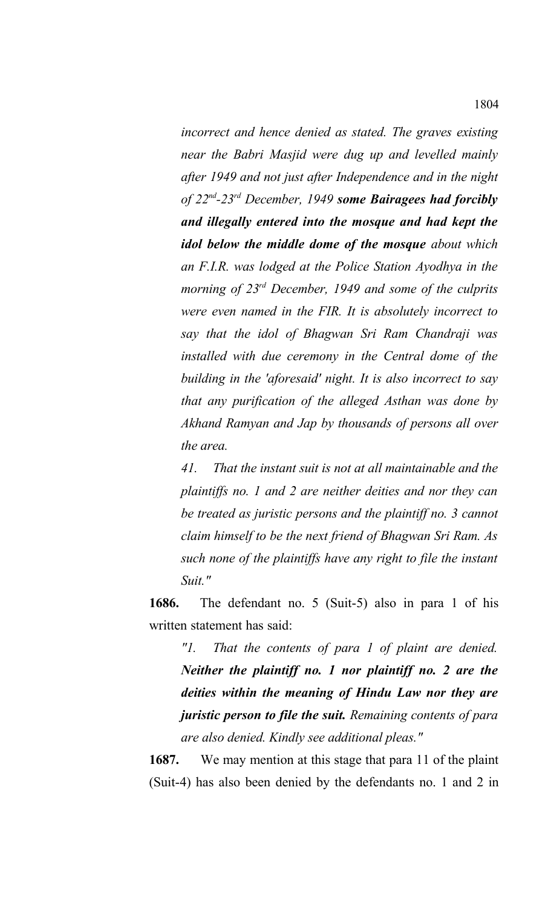*incorrect and hence denied as stated. The graves existing near the Babri Masjid were dug up and levelled mainly after 1949 and not just after Independence and in the night of 22nd-23rd December, 1949* ***some Bairagees had forcibly and illegally entered into the mosque and had kept the idol below the middle dome of the mosque*** *about which an F.I.R. was lodged at the Police Station Ayodhya in the morning of 23rd December, 1949 and some of the culprits were even named in the FIR. It is absolutely incorrect to say that the idol of Bhagwan Sri Ram Chandraji was installed with due ceremony in the Central dome of the building in the 'aforesaid' night. It is also incorrect to say that any purification of the alleged Asthan was done by Akhand Ramyan and Jap by thousands of persons all over the area.*

*41. That the instant suit is not at all maintainable and the plaintiffs no. 1 and 2 are neither deities and nor they can be treated as juristic persons and the plaintiff no. 3 cannot claim himself to be the next friend of Bhagwan Sri Ram. As such none of the plaintiffs have any right to file the instant Suit."*

**1686.** The defendant no. 5 (Suit-5) also in para 1 of his written statement has said:

*"1. That the contents of para 1 of plaint are denied.* ***Neither the plaintiff no. 1 nor plaintiff no. 2 are the deities within the meaning of Hindu Law nor they are juristic person to file the suit.*** *Remaining contents of para are also denied. Kindly see additional pleas."*

**1687.** We may mention at this stage that para 11 of the plaint (Suit-4) has also been denied by the defendants no. 1 and 2 in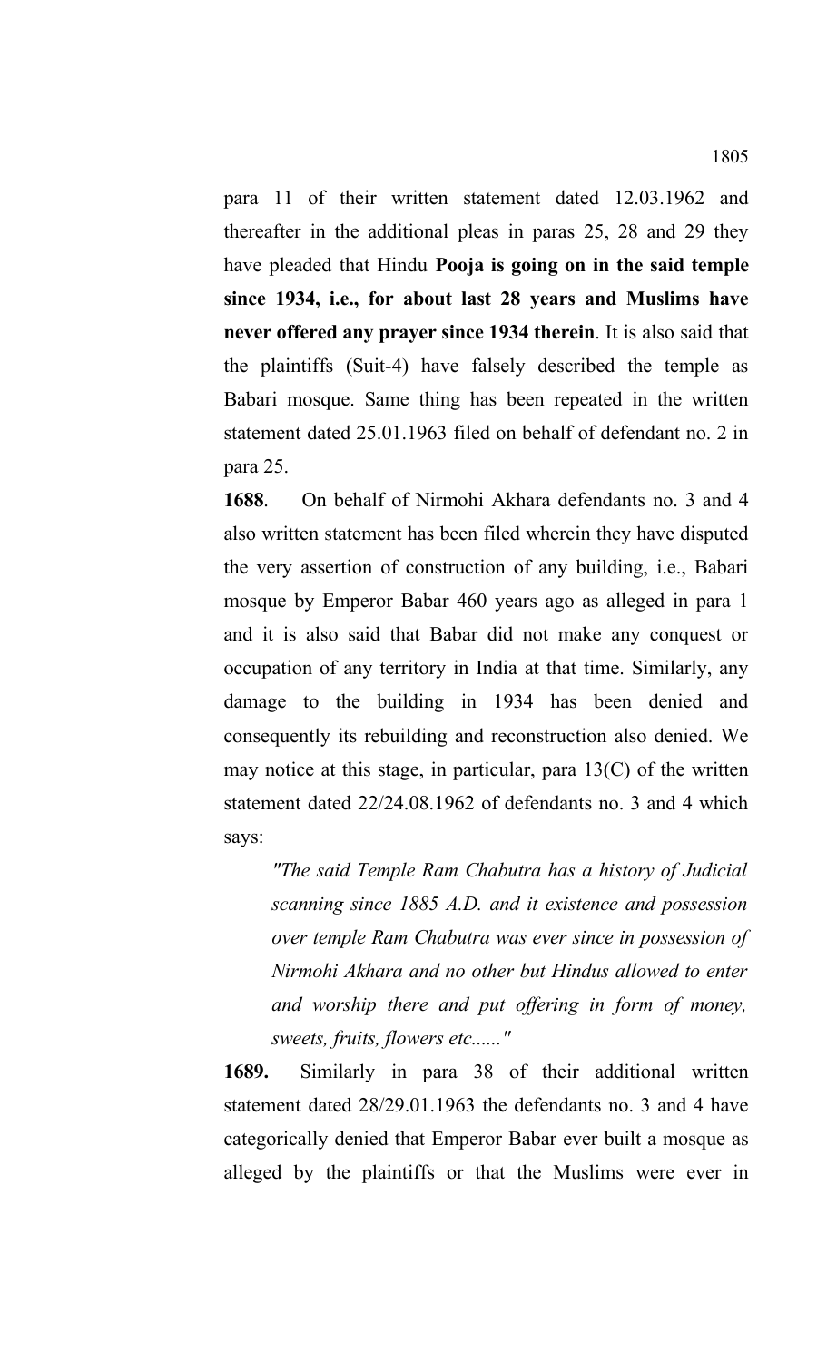para 11 of their written statement dated 12.03.1962 and thereafter in the additional pleas in paras 25, 28 and 29 they have pleaded that Hindu **Pooja is going on in the said temple since 1934, i.e., for about last 28 years and Muslims have never offered any prayer since 1934 therein**. It is also said that the plaintiffs (Suit-4) have falsely described the temple as Babari mosque. Same thing has been repeated in the written statement dated 25.01.1963 filed on behalf of defendant no. 2 in para 25.

**1688**. On behalf of Nirmohi Akhara defendants no. 3 and 4 also written statement has been filed wherein they have disputed the very assertion of construction of any building, i.e., Babari mosque by Emperor Babar 460 years ago as alleged in para 1 and it is also said that Babar did not make any conquest or occupation of any territory in India at that time. Similarly, any damage to the building in 1934 has been denied and consequently its rebuilding and reconstruction also denied. We may notice at this stage, in particular, para 13(C) of the written statement dated 22/24.08.1962 of defendants no. 3 and 4 which says:

> *"The said Temple Ram Chabutra has a history of Judicial scanning since 1885 A.D. and it existence and possession over temple Ram Chabutra was ever since in possession of Nirmohi Akhara and no other but Hindus allowed to enter and worship there and put offering in form of money, sweets, fruits, flowers etc......"*

**1689.** Similarly in para 38 of their additional written statement dated 28/29.01.1963 the defendants no. 3 and 4 have categorically denied that Emperor Babar ever built a mosque as alleged by the plaintiffs or that the Muslims were ever in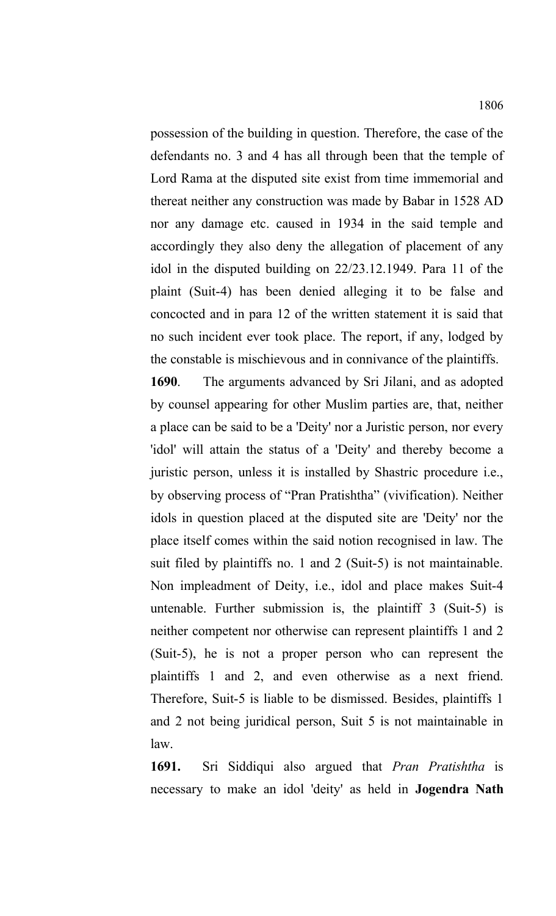possession of the building in question. Therefore, the case of the defendants no. 3 and 4 has all through been that the temple of Lord Rama at the disputed site exist from time immemorial and thereat neither any construction was made by Babar in 1528 AD nor any damage etc. caused in 1934 in the said temple and accordingly they also deny the allegation of placement of any idol in the disputed building on 22/23.12.1949. Para 11 of the plaint (Suit-4) has been denied alleging it to be false and concocted and in para 12 of the written statement it is said that no such incident ever took place. The report, if any, lodged by the constable is mischievous and in connivance of the plaintiffs.

**1690**. The arguments advanced by Sri Jilani, and as adopted by counsel appearing for other Muslim parties are, that, neither a place can be said to be a 'Deity' nor a Juristic person, nor every 'idol' will attain the status of a 'Deity' and thereby become a juristic person, unless it is installed by Shastric procedure i.e., by observing process of "Pran Pratishtha" (vivification). Neither idols in question placed at the disputed site are 'Deity' nor the place itself comes within the said notion recognised in law. The suit filed by plaintiffs no. 1 and 2 (Suit-5) is not maintainable. Non impleadment of Deity, i.e., idol and place makes Suit-4 untenable. Further submission is, the plaintiff 3 (Suit-5) is neither competent nor otherwise can represent plaintiffs 1 and 2 (Suit-5), he is not a proper person who can represent the plaintiffs 1 and 2, and even otherwise as a next friend. Therefore, Suit-5 is liable to be dismissed. Besides, plaintiffs 1 and 2 not being juridical person, Suit 5 is not maintainable in law.

**1691.** Sri Siddiqui also argued that *Pran Pratishtha* is necessary to make an idol 'deity' as held in **Jogendra Nath**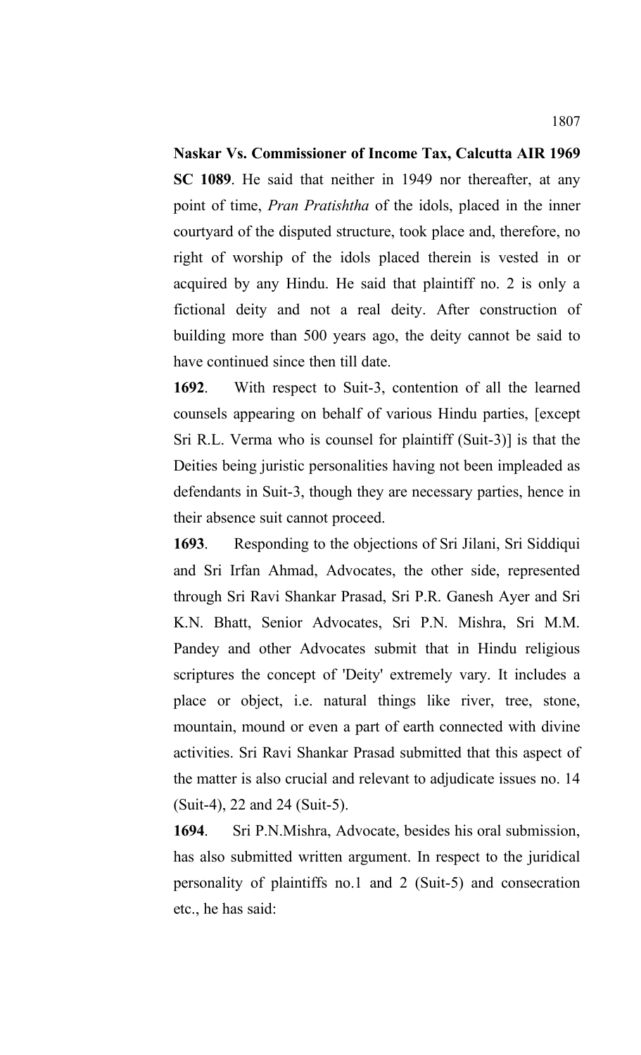**Naskar Vs. Commissioner of Income Tax, Calcutta AIR 1969 SC 1089**. He said that neither in 1949 nor thereafter, at any point of time, *Pran Pratishtha* of the idols, placed in the inner courtyard of the disputed structure, took place and, therefore, no right of worship of the idols placed therein is vested in or acquired by any Hindu. He said that plaintiff no. 2 is only a fictional deity and not a real deity. After construction of building more than 500 years ago, the deity cannot be said to have continued since then till date.

**1692**. With respect to Suit-3, contention of all the learned counsels appearing on behalf of various Hindu parties, [except Sri R.L. Verma who is counsel for plaintiff (Suit-3)] is that the Deities being juristic personalities having not been impleaded as defendants in Suit-3, though they are necessary parties, hence in their absence suit cannot proceed.

**1693**. Responding to the objections of Sri Jilani, Sri Siddiqui and Sri Irfan Ahmad, Advocates, the other side, represented through Sri Ravi Shankar Prasad, Sri P.R. Ganesh Ayer and Sri K.N. Bhatt, Senior Advocates, Sri P.N. Mishra, Sri M.M. Pandey and other Advocates submit that in Hindu religious scriptures the concept of 'Deity' extremely vary. It includes a place or object, i.e. natural things like river, tree, stone, mountain, mound or even a part of earth connected with divine activities. Sri Ravi Shankar Prasad submitted that this aspect of the matter is also crucial and relevant to adjudicate issues no. 14 (Suit-4), 22 and 24 (Suit-5).

**1694**. Sri P.N.Mishra, Advocate, besides his oral submission, has also submitted written argument. In respect to the juridical personality of plaintiffs no.1 and 2 (Suit-5) and consecration etc., he has said: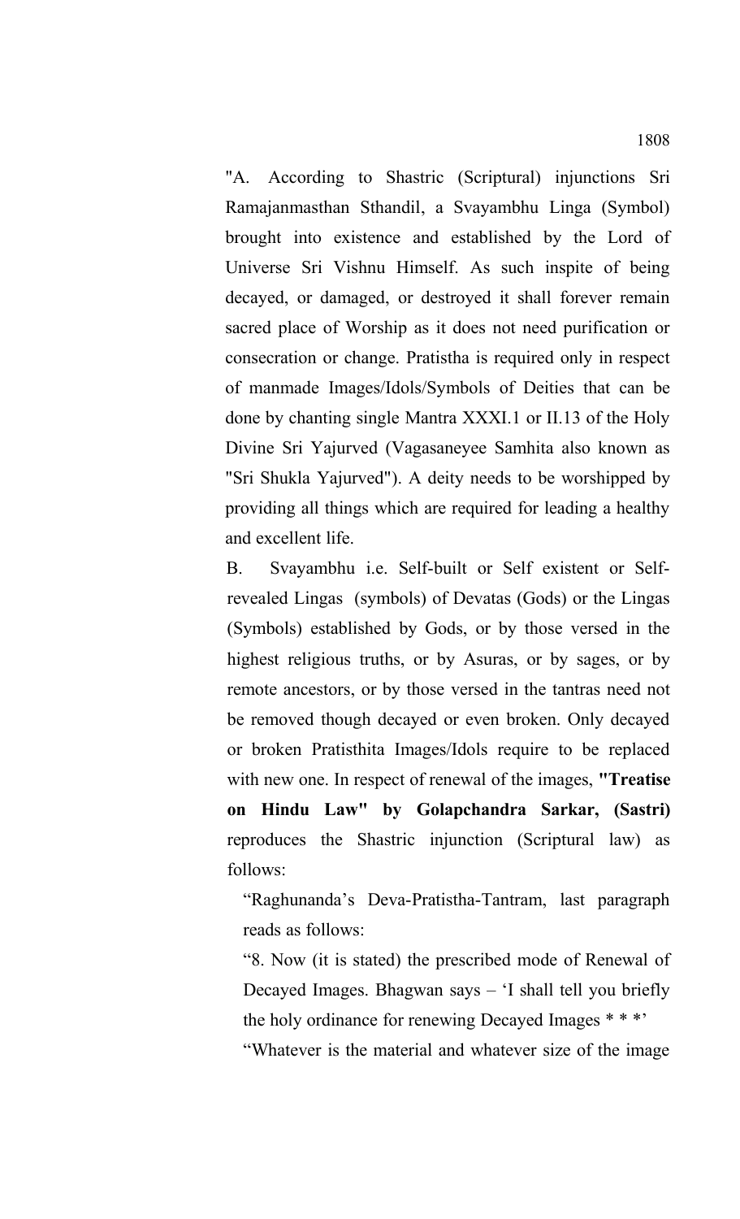"A. According to Shastric (Scriptural) injunctions Sri Ramajanmasthan Sthandil, a Svayambhu Linga (Symbol) brought into existence and established by the Lord of Universe Sri Vishnu Himself. As such inspite of being decayed, or damaged, or destroyed it shall forever remain sacred place of Worship as it does not need purification or consecration or change. Pratistha is required only in respect of manmade Images/Idols/Symbols of Deities that can be done by chanting single Mantra XXXI.1 or II.13 of the Holy Divine Sri Yajurved (Vagasaneyee Samhita also known as "Sri Shukla Yajurved"). A deity needs to be worshipped by providing all things which are required for leading a healthy and excellent life.

B. Svayambhu i.e. Self-built or Self existent or Self-revealed Lingas (symbols) of Devatas (Gods) or the Lingas (Symbols) established by Gods, or by those versed in the highest religious truths, or by Asuras, or by sages, or by remote ancestors, or by those versed in the tantras need not be removed though decayed or even broken. Only decayed or broken Pratisthita Images/Idols require to be replaced with new one. In respect of renewal of the images, **"Treatise on Hindu Law" by Golapchandra Sarkar, (Sastri)** reproduces the Shastric injunction (Scriptural law) as follows:

> "Raghunanda's Deva-Pratistha-Tantram, last paragraph reads as follows:
>
> "8. Now (it is stated) the prescribed mode of Renewal of Decayed Images. Bhagwan says – 'I shall tell you briefly the holy ordinance for renewing Decayed Images * * *'
>
> "Whatever is the material and whatever size of the image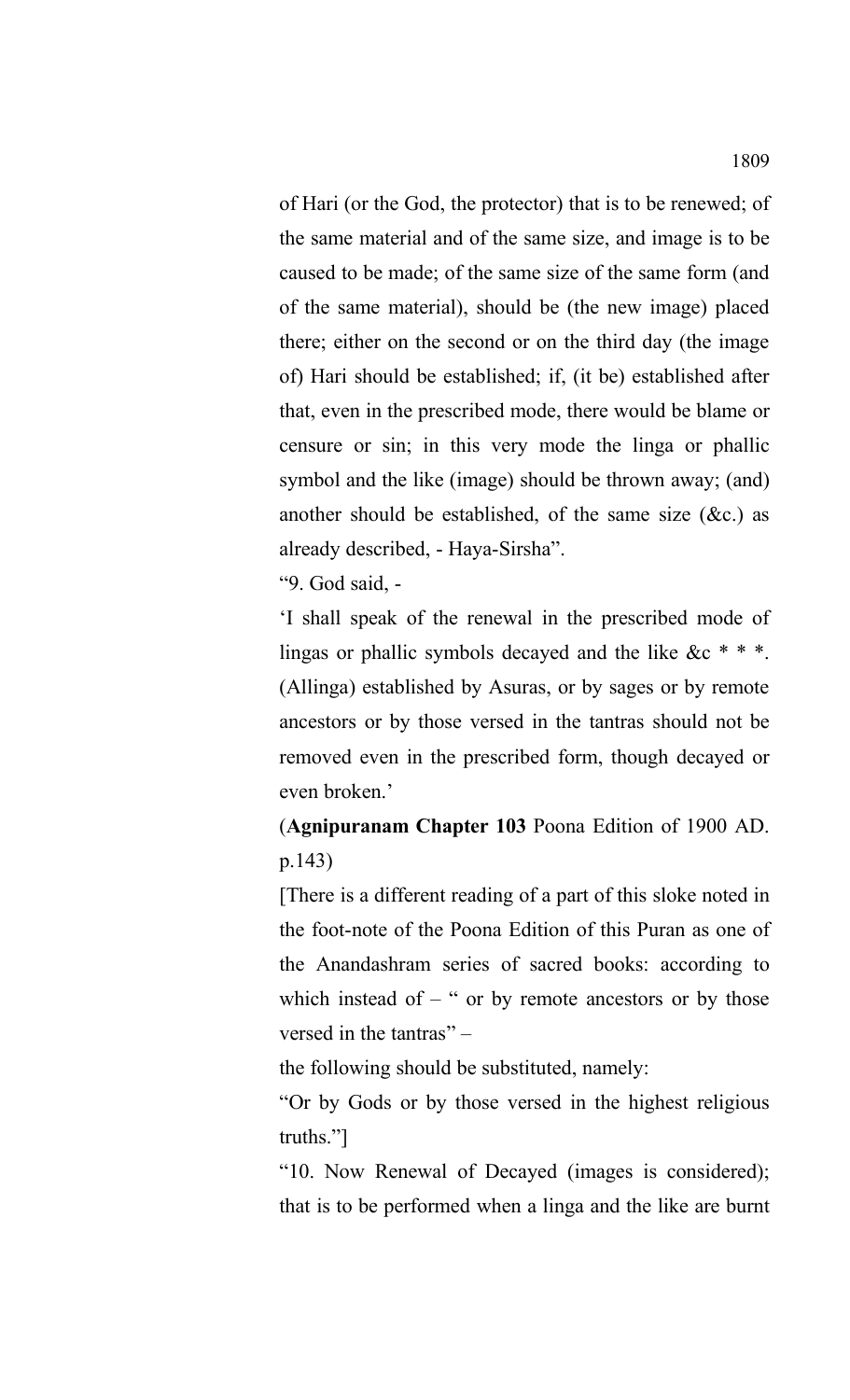of Hari (or the God, the protector) that is to be renewed; of the same material and of the same size, and image is to be caused to be made; of the same size of the same form (and of the same material), should be (the new image) placed there; either on the second or on the third day (the image of) Hari should be established; if, (it be) established after that, even in the prescribed mode, there would be blame or censure or sin; in this very mode the linga or phallic symbol and the like (image) should be thrown away; (and) another should be established, of the same size (&c.) as already described, - Haya-Sirsha".

"9. God said, -

'I shall speak of the renewal in the prescribed mode of lingas or phallic symbols decayed and the like &c * * *. (Allinga) established by Asuras, or by sages or by remote ancestors or by those versed in the tantras should not be removed even in the prescribed form, though decayed or even broken.'

(**Agnipuranam Chapter 103** Poona Edition of 1900 AD. p.143)

[There is a different reading of a part of this sloke noted in the foot-note of the Poona Edition of this Puran as one of the Anandashram series of sacred books: according to which instead of – " or by remote ancestors or by those versed in the tantras" –

the following should be substituted, namely:

"Or by Gods or by those versed in the highest religious truths."]

"10. Now Renewal of Decayed (images is considered); that is to be performed when a linga and the like are burnt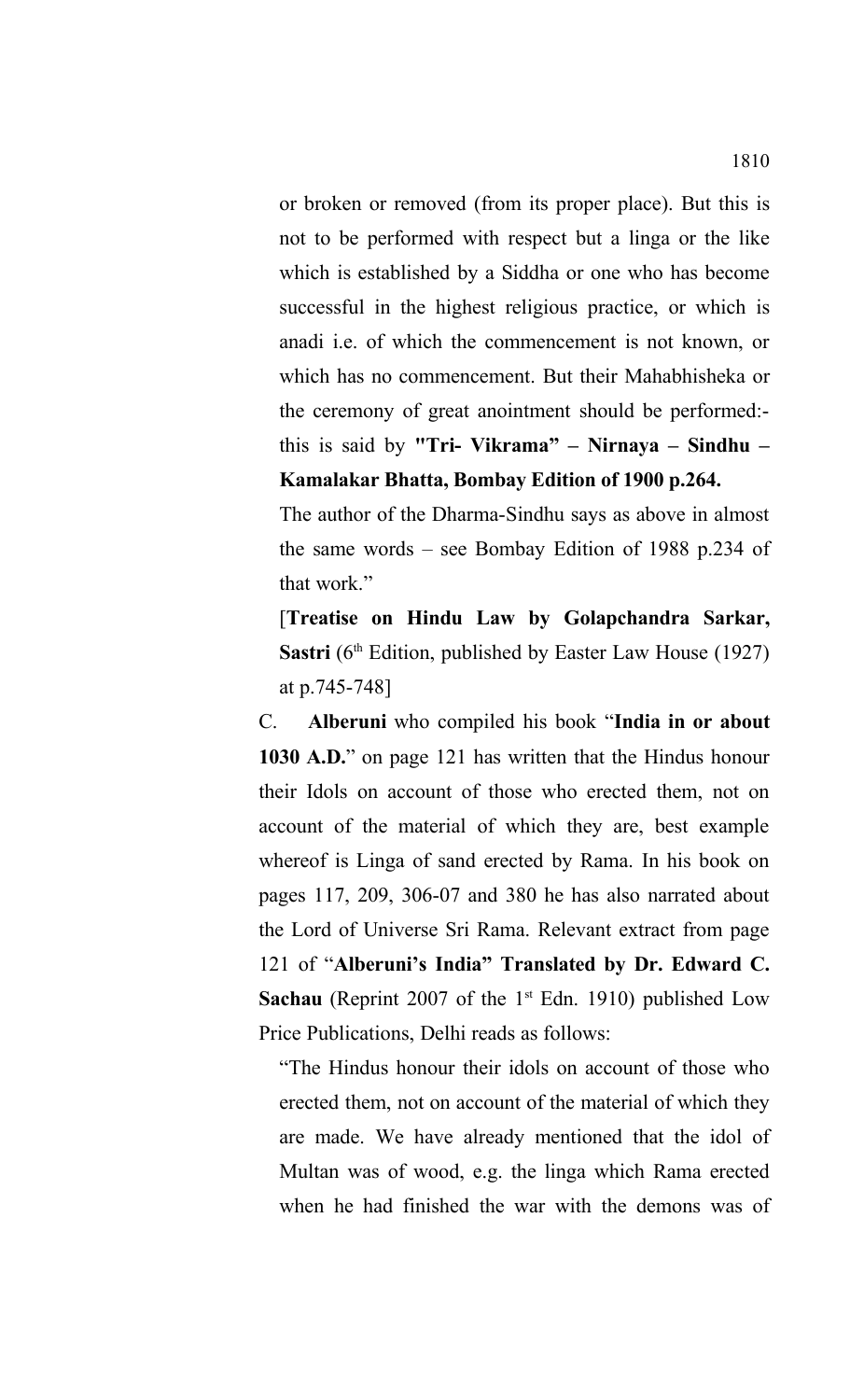or broken or removed (from its proper place). But this is not to be performed with respect but a linga or the like which is established by a Siddha or one who has become successful in the highest religious practice, or which is anadi i.e. of which the commencement is not known, or which has no commencement. But their Mahabhisheka or the ceremony of great anointment should be performed:- this is said by **"Tri- Vikrama" – Nirnaya – Sindhu – Kamalakar Bhatta, Bombay Edition of 1900 p.264.**

The author of the Dharma-Sindhu says as above in almost the same words – see Bombay Edition of 1988 p.234 of that work."

[**Treatise on Hindu Law by Golapchandra Sarkar, Sastri** (6th Edition, published by Easter Law House (1927) at p.745-748]

C. **Alberuni** who compiled his book "**India in or about 1030 A.D.**" on page 121 has written that the Hindus honour their Idols on account of those who erected them, not on account of the material of which they are, best example whereof is Linga of sand erected by Rama. In his book on pages 117, 209, 306-07 and 380 he has also narrated about the Lord of Universe Sri Rama. Relevant extract from page 121 of "**Alberuni's India" Translated by Dr. Edward C. Sachau** (Reprint 2007 of the 1st Edn. 1910) published Low Price Publications, Delhi reads as follows:

"The Hindus honour their idols on account of those who erected them, not on account of the material of which they are made. We have already mentioned that the idol of Multan was of wood, e.g. the linga which Rama erected when he had finished the war with the demons was of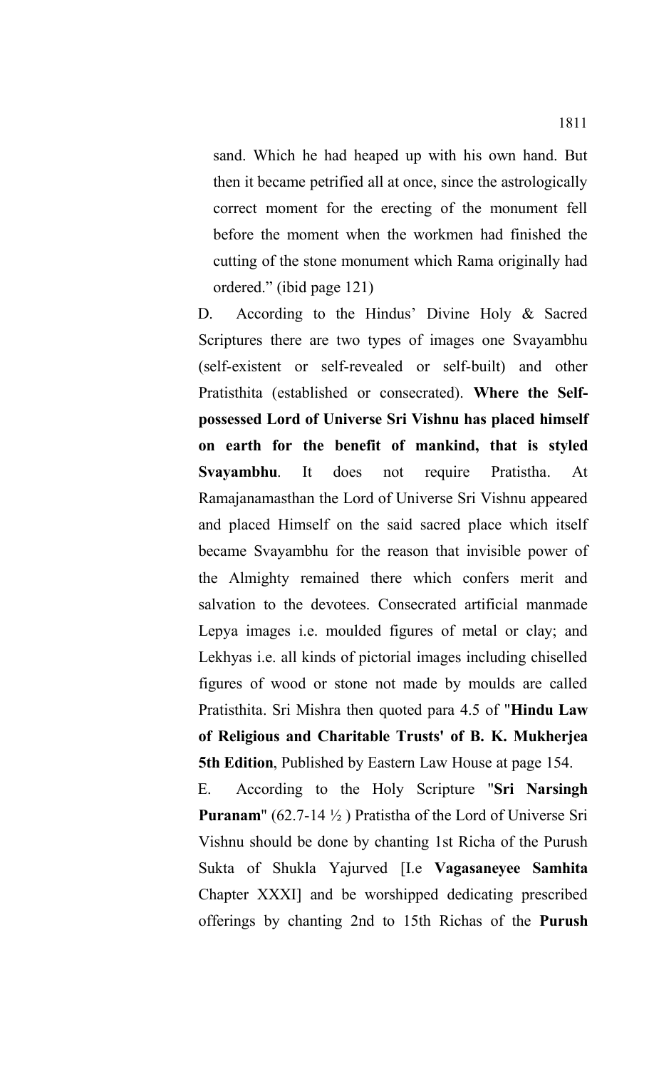sand. Which he had heaped up with his own hand. But then it became petrified all at once, since the astrologically correct moment for the erecting of the monument fell before the moment when the workmen had finished the cutting of the stone monument which Rama originally had ordered." (ibid page 121)

D. According to the Hindus' Divine Holy & Sacred Scriptures there are two types of images one Svayambhu (self-existent or self-revealed or self-built) and other Pratisthita (established or consecrated). **Where the Self-possessed Lord of Universe Sri Vishnu has placed himself on earth for the benefit of mankind, that is styled Svayambhu**. It does not require Pratistha. At Ramajanamasthan the Lord of Universe Sri Vishnu appeared and placed Himself on the said sacred place which itself became Svayambhu for the reason that invisible power of the Almighty remained there which confers merit and salvation to the devotees. Consecrated artificial manmade Lepya images i.e. moulded figures of metal or clay; and Lekhyas i.e. all kinds of pictorial images including chiselled figures of wood or stone not made by moulds are called Pratisthita. Sri Mishra then quoted para 4.5 of "**Hindu Law of Religious and Charitable Trusts' of B. K. Mukherjea 5th Edition**, Published by Eastern Law House at page 154.

E. According to the Holy Scripture "**Sri Narsingh Puranam**" (62.7-14 ½ ) Pratistha of the Lord of Universe Sri Vishnu should be done by chanting 1st Richa of the Purush Sukta of Shukla Yajurved [I.e **Vagasaneyee Samhita** Chapter XXXI] and be worshipped dedicating prescribed offerings by chanting 2nd to 15th Richas of the **Purush**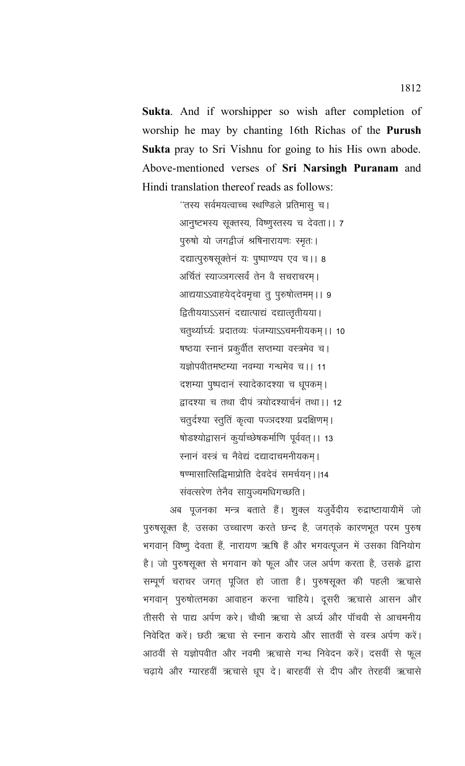**Sukta**. And if worshipper so wish after completion of worship he may by chanting 16th Richas of the **Purush Sukta** pray to Sri Vishnu for going to his His own abode. Above-mentioned verses of **Sri Narsingh Puranam** and Hindi translation thereof reads as follows:

> "तस्य सर्वमयत्वाच्च स्थण्डिले प्रतिमासु च।
> आनुष्टभस्य सूक्तस्य, विष्णुस्तस्य च देवता।। 7
> पुरुषो यो जगद्वीजं श्रषिनारायणः स्मृतः।
> दद्यात्पुरुषसूक्तेनं यः पुष्पाण्यप एव च।। 8
> अर्चितं स्याज्जगत्सर्वं तेन वै सचराचरम्।
> आद्ययाऽऽवाहयेद्देवमृचा तु पुरुषोत्तमम्।। 9
> द्वितीययाऽऽसनं दद्यात्पाद्यं दद्यात्तृतीयया।
> चतुर्थ्यार्घ्यः प्रदातव्यः पंजम्याऽऽचमनीयकम्।। 10
> षष्ठया स्नानं प्रकुर्वीत सप्तम्या वस्त्रमेव च।
> यज्ञोपवीतमष्टम्या नवम्या गन्धमेव च।। 11
> दशम्या पुष्पदानं स्यादेकादश्या च धूपकम्।
> द्वादश्या च तथा दीपं त्रयोदश्यार्चनं तथा।। 12
> चतुर्दश्या स्तुतिं कृत्वा पञ्चदश्या प्रदक्षिणम्।
> षोडश्योद्वासनं कुर्याच्छेषकर्माणि पूर्ववत्।। 13
> स्नानं वस्त्रं च नैवेद्यं दद्यादाचमनीयकम्।
> षण्मासात्सिद्धिमाप्नोति देवदेवं समर्चयन्।।14
> संवत्सरेण तेनैव सायुज्यमधिगच्छति।

अब पूजनका मन्त्र बताते हैं। शुक्ल यजुर्वेदीय रुद्राष्टायायीमें जो पुरुषसूक्त है, उसका उच्चारण करते छन्द है, जगत्के कारणभूत परम पुरुष भगवान् विष्णु देवता हैं, नारायण ऋषि हैं और भगवत्पूजन में उसका विनियोग है। जो पुरुषसूक्त से भगवान को फूल और जल अर्पण करता है, उसके द्वारा सम्पूर्ण चराचर जगत् पूजित हो जाता है। पुरुषसूक्त की पहली ऋचासे भगवान् पुरुषोत्तमका आवाहन करना चाहिये। दूसरी ऋचासे आसन और तीसरी से पाद्य अर्पण करे। चौथी ऋचा से अर्घ्य और पॉचवी से आचमनीय निवेदित करें। छठी ऋचा से स्नान कराये और सातवीं से वस्त्र अर्पण करें। आठवीं से यज्ञोपवीत और नवमी ऋचासे गन्ध निवेदन करें। दसवीं से फूल चढ़ाये और ग्यारहवीं ऋचासे धूप दे। बारहवीं से दीप और तेरहवीं ऋचासे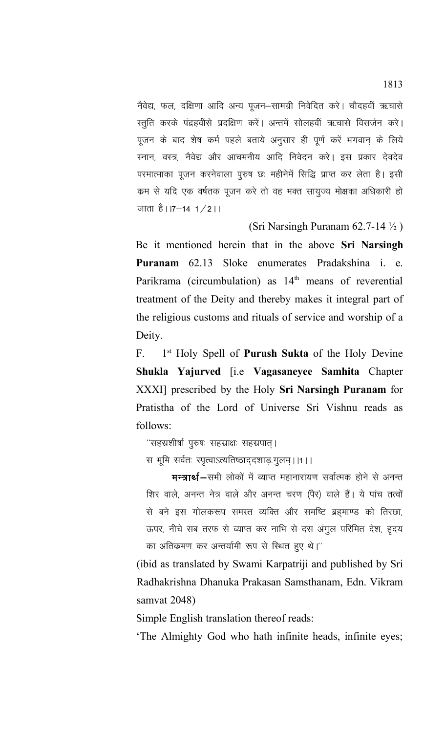नैवेद्य, फल, दक्षिणा आदि अन्य पूजन–सामग्री निवेदित करे। चौदहवीं ऋचासे स्तुति करके पंद्रहवींसे प्रदक्षिण करें। अन्तमें सोलहवीं ऋचासे विसर्जन करे। पूजन के बाद शेष कर्म पहले बताये अनुसार ही पूर्ण करें भगवान् के लिये स्नान, वस्त्र, नैवेद्य और आचमनीय आदि निवेदन करे। इस प्रकार देवदेव परमात्माका पूजन करनेवाला पुरुष छः महीनेमें सिद्धि प्राप्त कर लेता है। इसी क्रम से यदि एक वर्षतक पूजन करे तो वह भक्त सायुज्य मोक्षका अधिकारी हो जाता है।।7–14 1/2।।

(Sri Narsingh Puranam 62.7-14 ½ )

Be it mentioned herein that in the above **Sri Narsingh Puranam** 62.13 Sloke enumerates Pradakshina i. e. Parikrama (circumbulation) as 14th means of reverential treatment of the Deity and thereby makes it integral part of the religious customs and rituals of service and worship of a Deity.

F. 1st Holy Spell of **Purush Sukta** of the Holy Devine **Shukla Yajurved** [i.e **Vagasaneyee Samhita** Chapter XXXI] prescribed by the Holy **Sri Narsingh Puranam** for Pratistha of the Lord of Universe Sri Vishnu reads as follows:

''सहस्रशीर्षा पुरुषः सहस्राक्षः सहस्रपात्।

स भूमि सर्वतः स्पृत्वाऽत्यतिष्ठाद्दशाङ्गुलम्।।1।।

**मन्त्रार्थ**—सभी लोकों में व्याप्त महानारायण सर्वात्मक होने से अनन्त शिर वाले, अनन्त नेत्र वाले और अनन्त चरण (पैर) वाले हैं। ये पांच तत्वों से बने इस गोलकरूप समस्त व्यक्ति और समष्टि ब्रह्माण्ड को तिरछा, ऊपर, नीचे सब तरफ से व्याप्त कर नाभि से दस अंगुल परिमित देश, हृदय का अतिक्रमण कर अन्तर्यामी रूप से स्थित हुए थे।''

(ibid as translated by Swami Karpatriji and published by Sri Radhakrishna Dhanuka Prakasan Samsthanam, Edn. Vikram samvat 2048)

Simple English translation thereof reads:

'The Almighty God who hath infinite heads, infinite eyes;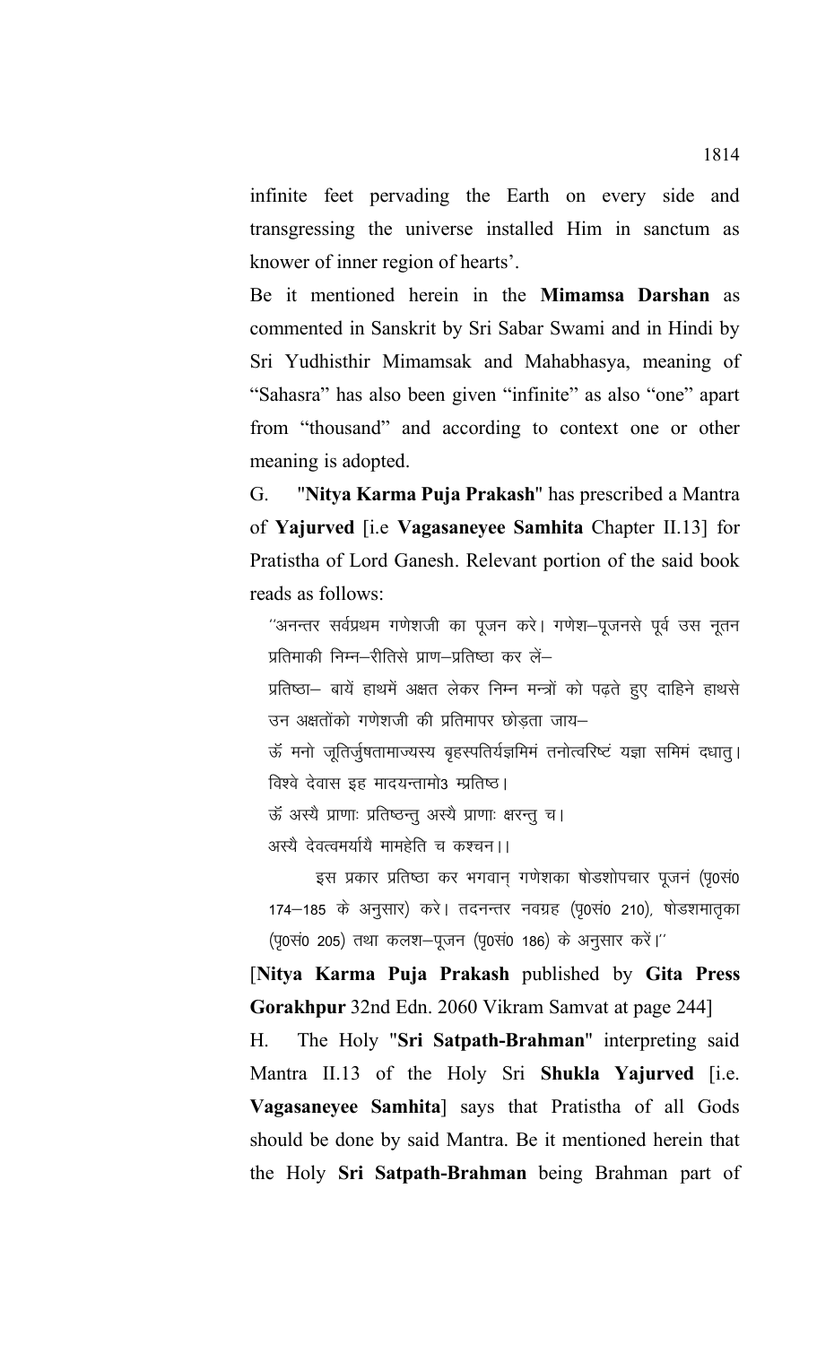infinite feet pervading the Earth on every side and transgressing the universe installed Him in sanctum as knower of inner region of hearts'.

Be it mentioned herein in the **Mimamsa Darshan** as commented in Sanskrit by Sri Sabar Swami and in Hindi by Sri Yudhisthir Mimamsak and Mahabhasya, meaning of "Sahasra" has also been given "infinite" as also "one" apart from "thousand" and according to context one or other meaning is adopted.

G. "**Nitya Karma Puja Prakash**" has prescribed a Mantra of **Yajurved** [i.e **Vagasaneyee Samhita** Chapter II.13] for Pratistha of Lord Ganesh. Relevant portion of the said book reads as follows:

> ''अनन्तर सर्वप्रथम गणेशजी का पूजन करे। गणेश–पूजनसे पूर्व उस नूतन प्रतिमाकी निम्न–रीतिसे प्राण–प्रतिष्ठा कर लें–
>
> प्रतिष्ठा– बायें हाथमें अक्षत लेकर निम्न मन्त्रों को पढ़ते हुए दाहिने हाथसे उन अक्षतोंको गणेशजी की प्रतिमापर छोड़ता जाय–
>
> ऊँ मनो जूतिर्जुषतामाज्यस्य बृहस्पतिर्यज्ञमिमं तनोत्वरिष्टं यज्ञा समिमं दधातु। विश्वे देवास इह मादयन्तामो3 म्प्रतिष्ठ।
>
> ऊँ अस्यै प्राणाः प्रतिष्ठन्तु अस्यै प्राणाः क्षरन्तु च।
>
> अस्यै देवत्वमर्यायै मामहेति च कश्चन।।
>
> इस प्रकार प्रतिष्ठा कर भगवान् गणेशका षोडशोपचार पूजनं (पृ0सं0 174–185 के अनुसार) करे। तदनन्तर नवग्रह (पृ0सं0 210), षोडशमातृका (पृ0सं0 205) तथा कलश–पूजन (पृ0सं0 186) के अनुसार करें।''

[**Nitya Karma Puja Prakash** published by **Gita Press Gorakhpur** 32nd Edn. 2060 Vikram Samvat at page 244]

H. The Holy "**Sri Satpath-Brahman**" interpreting said Mantra II.13 of the Holy Sri **Shukla Yajurved** [i.e. **Vagasaneyee Samhita**] says that Pratistha of all Gods should be done by said Mantra. Be it mentioned herein that the Holy **Sri Satpath-Brahman** being Brahman part of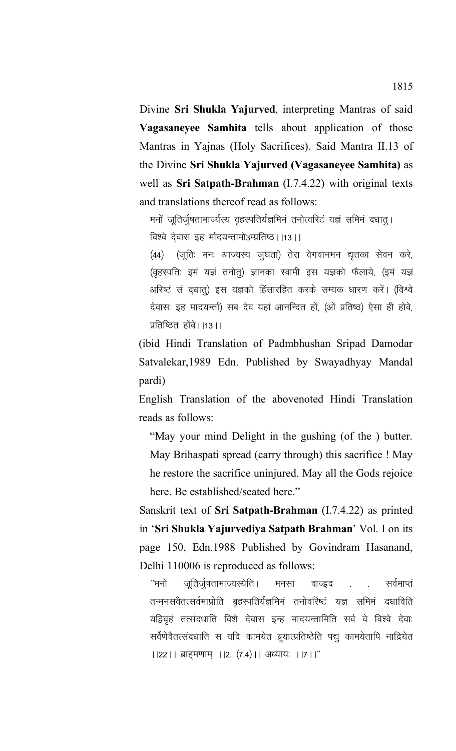Divine **Sri Shukla Yajurved**, interpreting Mantras of said **Vagasaneyee Samhita** tells about application of those Mantras in Yajnas (Holy Sacrifices). Said Mantra II.13 of the Divine **Sri Shukla Yajurved (Vagasaneyee Samhita)** as well as **Sri Satpath-Brahman** (I.7.4.22) with original texts and translations thereof read as follows:

> मनों जूतिर्जुषतामाज्यस्य वृहस्पतिर्यज्ञमिमं तनोत्वरिटं यज्ञं समिमं दधातु।
> विश्वे देवास इह मादयन्तामो3म्प्रतिष्ठ।।13।।
>
> (44) (जूतिः मनः आज्यस्य जुघतां) तेरा वेगवानमन घृतका सेवन करे, (वृहस्पतिः इमं यज्ञं तनोतु) ज्ञानका स्वामी इस यज्ञको फैलाये, (इमं यज्ञं अरिष्टं सं दधातु) इस यज्ञको हिंसारहित करके सम्यक धारण करें। (विश्वे देवासः इह मादयन्तां) सब देव यहां आनन्दित हों, (ओं प्रतिष्ठ) ऐसा ही होवे, प्रतिष्ठित होंवे।।13।।

(ibid Hindi Translation of Padmbhushan Sripad Damodar Satvalekar,1989 Edn. Published by Swayadhyay Mandal pardi)

English Translation of the abovenoted Hindi Translation reads as follows:

> "May your mind Delight in the gushing (of the ) butter. May Brihaspati spread (carry through) this sacrifice ! May he restore the sacrifice uninjured. May all the Gods rejoice here. Be established/seated here."

Sanskrit text of **Sri Satpath-Brahman** (I.7.4.22) as printed in '**Sri Shukla Yajurvediya Satpath Brahman**' Vol. I on its page 150, Edn.1988 Published by Govindram Hasanand, Delhi 110006 is reproduced as follows:

> "मनो जूतिर्जुषतामाज्यस्येति। मनसा वाङ्इद . . सर्वमाप्तं तन्मनसवैतत्सर्वमाप्रोति बृहस्पतिर्यज्ञमिमं तनोवरिष्टं यज्ञ समिमं दधाविति यद्विवृहं तत्संदधाति विशे देवास इन्ह मादयन्तामिति सर्व वे विश्वे देवाः सर्वेणैवतत्संदधाति स यदि कामयेत ब्रूयात्प्रतिष्ठेति पद्यु कामयेतापि नाद्रियेत ।।22।। ब्राह्मणाम् ।।2. (7.4)।। अध्यायः ।।7।।"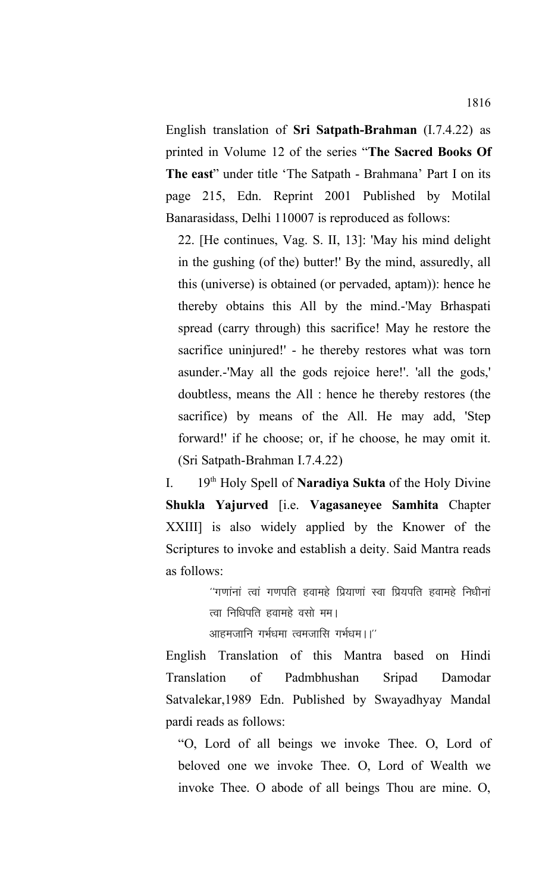English translation of **Sri Satpath-Brahman** (I.7.4.22) as printed in Volume 12 of the series "**The Sacred Books Of The east**" under title 'The Satpath - Brahmana' Part I on its page 215, Edn. Reprint 2001 Published by Motilal Banarasidass, Delhi 110007 is reproduced as follows:

> 22. [He continues, Vag. S. II, 13]: 'May his mind delight in the gushing (of the) butter!' By the mind, assuredly, all this (universe) is obtained (or pervaded, aptam)): hence he thereby obtains this All by the mind.-'May Brhaspati spread (carry through) this sacrifice! May he restore the sacrifice uninjured!' - he thereby restores what was torn asunder.-'May all the gods rejoice here!'. 'all the gods,' doubtless, means the All : hence he thereby restores (the sacrifice) by means of the All. He may add, 'Step forward!' if he choose; or, if he choose, he may omit it. (Sri Satpath-Brahman I.7.4.22)

I. 19th Holy Spell of **Naradiya Sukta** of the Holy Divine **Shukla Yajurved** [i.e. **Vagasaneyee Samhita** Chapter XXIII] is also widely applied by the Knower of the Scriptures to invoke and establish a deity. Said Mantra reads as follows:

> ''गणांनां त्वां गणपति हवामहे प्रियाणां स्वा प्रियपति हवामहे निधीनां त्वा निधिपति हवामहे वसो मम।
> आहमजानि गर्भधमा त्वमजासि गर्भधम।।''

English Translation of this Mantra based on Hindi Translation of Padmbhushan Sripad Damodar Satvalekar,1989 Edn. Published by Swayadhyay Mandal pardi reads as follows:

> "O, Lord of all beings we invoke Thee. O, Lord of beloved one we invoke Thee. O, Lord of Wealth we invoke Thee. O abode of all beings Thou are mine. O,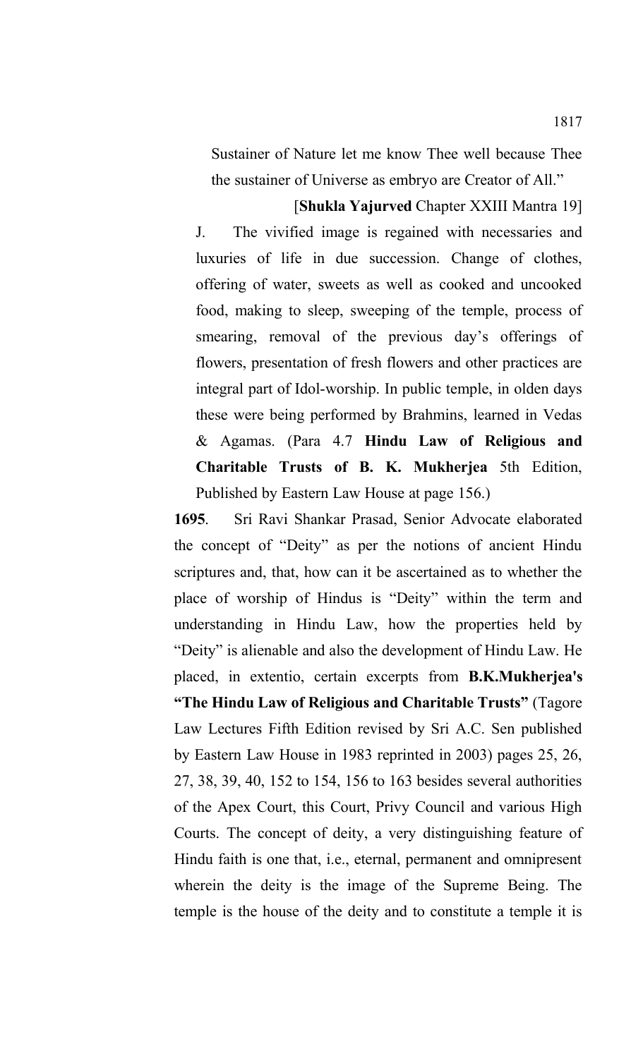Sustainer of Nature let me know Thee well because Thee the sustainer of Universe as embryo are Creator of All."

[**Shukla Yajurved** Chapter XXIII Mantra 19]

J. The vivified image is regained with necessaries and luxuries of life in due succession. Change of clothes, offering of water, sweets as well as cooked and uncooked food, making to sleep, sweeping of the temple, process of smearing, removal of the previous day's offerings of flowers, presentation of fresh flowers and other practices are integral part of Idol-worship. In public temple, in olden days these were being performed by Brahmins, learned in Vedas & Agamas. (Para 4.7 **Hindu Law of Religious and Charitable Trusts of B. K. Mukherjea** 5th Edition, Published by Eastern Law House at page 156.)

**1695**. Sri Ravi Shankar Prasad, Senior Advocate elaborated the concept of "Deity" as per the notions of ancient Hindu scriptures and, that, how can it be ascertained as to whether the place of worship of Hindus is "Deity" within the term and understanding in Hindu Law, how the properties held by "Deity" is alienable and also the development of Hindu Law. He placed, in extentio, certain excerpts from **B.K.Mukherjea's "The Hindu Law of Religious and Charitable Trusts"** (Tagore Law Lectures Fifth Edition revised by Sri A.C. Sen published by Eastern Law House in 1983 reprinted in 2003) pages 25, 26, 27, 38, 39, 40, 152 to 154, 156 to 163 besides several authorities of the Apex Court, this Court, Privy Council and various High Courts. The concept of deity, a very distinguishing feature of Hindu faith is one that, i.e., eternal, permanent and omnipresent wherein the deity is the image of the Supreme Being. The temple is the house of the deity and to constitute a temple it is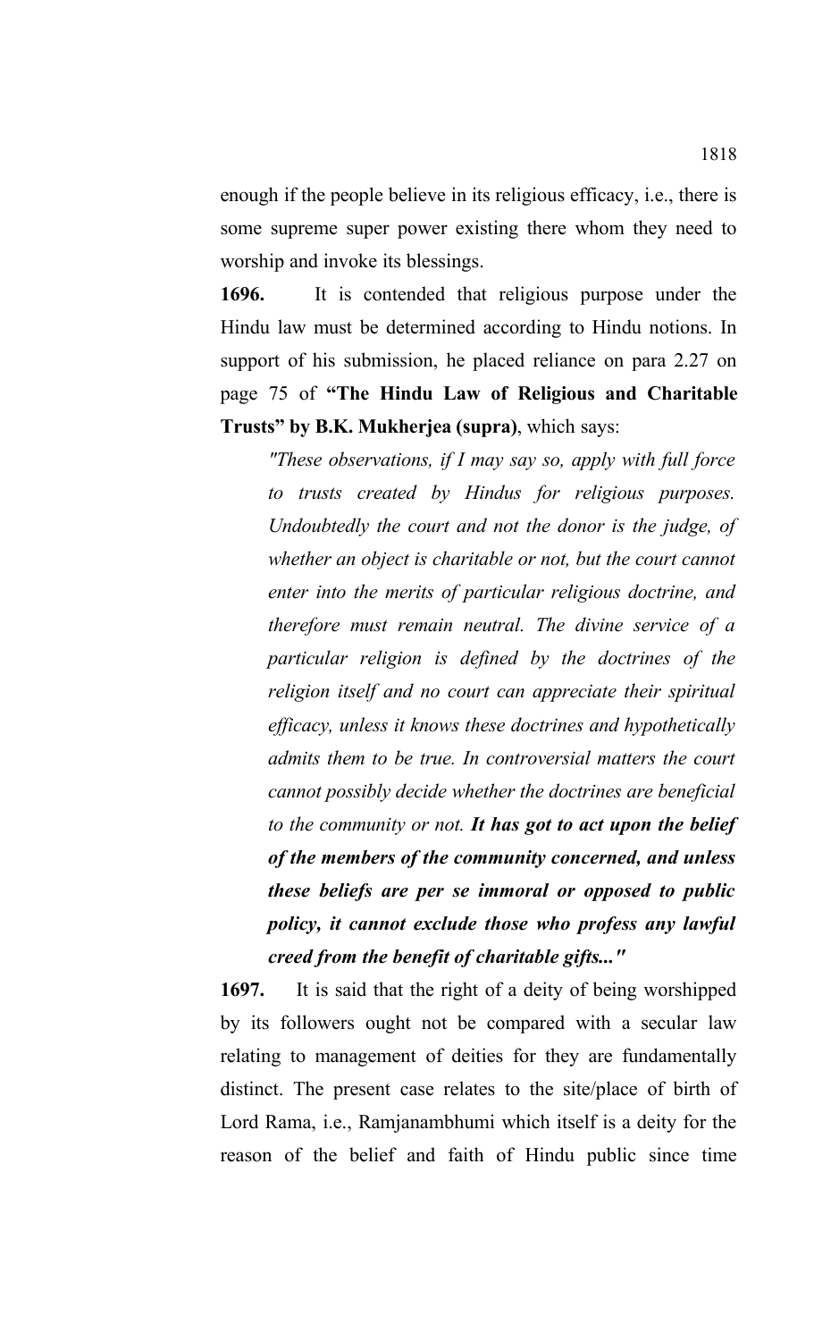enough if the people believe in its religious efficacy, i.e., there is some supreme super power existing there whom they need to worship and invoke its blessings.

**1696.** It is contended that religious purpose under the Hindu law must be determined according to Hindu notions. In support of his submission, he placed reliance on para 2.27 on page 75 of **"The Hindu Law of Religious and Charitable Trusts" by B.K. Mukherjea (supra)**, which says:

> *"These observations, if I may say so, apply with full force to trusts created by Hindus for religious purposes. Undoubtedly the court and not the donor is the judge, of whether an object is charitable or not, but the court cannot enter into the merits of particular religious doctrine, and therefore must remain neutral. The divine service of a particular religion is defined by the doctrines of the religion itself and no court can appreciate their spiritual efficacy, unless it knows these doctrines and hypothetically admits them to be true. In controversial matters the court cannot possibly decide whether the doctrines are beneficial to the community or not.* ***It has got to act upon the belief of the members of the community concerned, and unless these beliefs are per se immoral or opposed to public policy, it cannot exclude those who profess any lawful creed from the benefit of charitable gifts..."***

**1697.** It is said that the right of a deity of being worshipped by its followers ought not be compared with a secular law relating to management of deities for they are fundamentally distinct. The present case relates to the site/place of birth of Lord Rama, i.e., Ramjanambhumi which itself is a deity for the reason of the belief and faith of Hindu public since time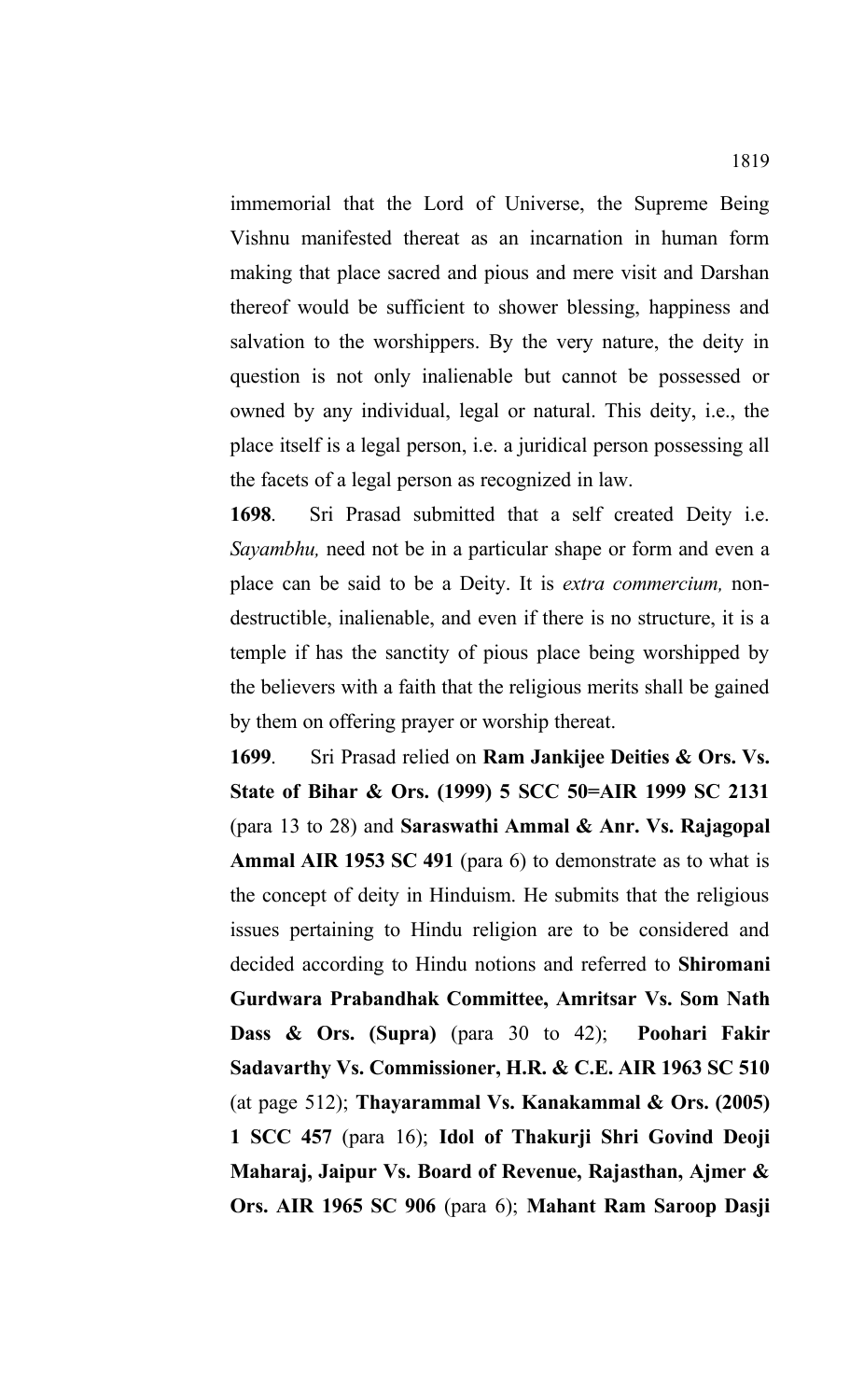immemorial that the Lord of Universe, the Supreme Being Vishnu manifested thereat as an incarnation in human form making that place sacred and pious and mere visit and Darshan thereof would be sufficient to shower blessing, happiness and salvation to the worshippers. By the very nature, the deity in question is not only inalienable but cannot be possessed or owned by any individual, legal or natural. This deity, i.e., the place itself is a legal person, i.e. a juridical person possessing all the facets of a legal person as recognized in law.

**1698**. Sri Prasad submitted that a self created Deity i.e. *Sayambhu,* need not be in a particular shape or form and even a place can be said to be a Deity. It is *extra commercium,* non-destructible, inalienable, and even if there is no structure, it is a temple if has the sanctity of pious place being worshipped by the believers with a faith that the religious merits shall be gained by them on offering prayer or worship thereat.

**1699**. Sri Prasad relied on **Ram Jankijee Deities & Ors. Vs. State of Bihar & Ors. (1999) 5 SCC 50=AIR 1999 SC 2131** (para 13 to 28) and **Saraswathi Ammal & Anr. Vs. Rajagopal Ammal AIR 1953 SC 491** (para 6) to demonstrate as to what is the concept of deity in Hinduism. He submits that the religious issues pertaining to Hindu religion are to be considered and decided according to Hindu notions and referred to **Shiromani Gurdwara Prabandhak Committee, Amritsar Vs. Som Nath Dass & Ors. (Supra)** (para 30 to 42); **Poohari Fakir Sadavarthy Vs. Commissioner, H.R. & C.E. AIR 1963 SC 510** (at page 512); **Thayarammal Vs. Kanakammal & Ors. (2005) 1 SCC 457** (para 16); **Idol of Thakurji Shri Govind Deoji Maharaj, Jaipur Vs. Board of Revenue, Rajasthan, Ajmer & Ors. AIR 1965 SC 906** (para 6); **Mahant Ram Saroop Dasji**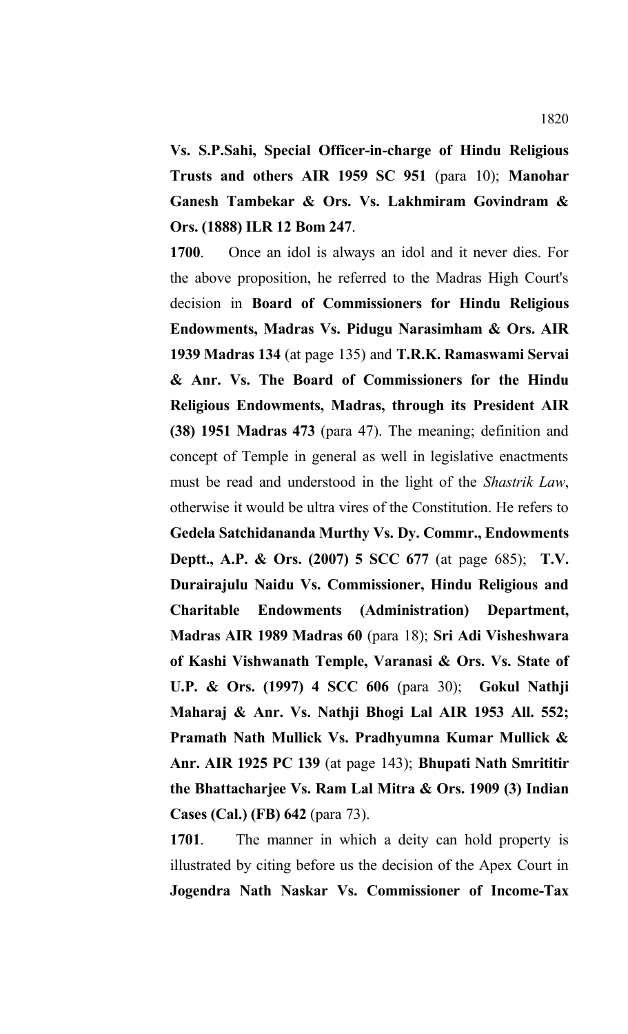**Vs. S.P.Sahi, Special Officer-in-charge of Hindu Religious Trusts and others AIR 1959 SC 951** (para 10); **Manohar Ganesh Tambekar & Ors. Vs. Lakhmiram Govindram & Ors. (1888) ILR 12 Bom 247**.

**1700**. Once an idol is always an idol and it never dies. For the above proposition, he referred to the Madras High Court's decision in **Board of Commissioners for Hindu Religious Endowments, Madras Vs. Pidugu Narasimham & Ors. AIR 1939 Madras 134** (at page 135) and **T.R.K. Ramaswami Servai & Anr. Vs. The Board of Commissioners for the Hindu Religious Endowments, Madras, through its President AIR (38) 1951 Madras 473** (para 47). The meaning; definition and concept of Temple in general as well in legislative enactments must be read and understood in the light of the *Shastrik Law*, otherwise it would be ultra vires of the Constitution. He refers to **Gedela Satchidananda Murthy Vs. Dy. Commr., Endowments Deptt., A.P. & Ors. (2007) 5 SCC 677** (at page 685); **T.V. Durairajulu Naidu Vs. Commissioner, Hindu Religious and Charitable Endowments (Administration) Department, Madras AIR 1989 Madras 60** (para 18); **Sri Adi Visheshwara of Kashi Vishwanath Temple, Varanasi & Ors. Vs. State of U.P. & Ors. (1997) 4 SCC 606** (para 30); **Gokul Nathji Maharaj & Anr. Vs. Nathji Bhogi Lal AIR 1953 All. 552; Pramath Nath Mullick Vs. Pradhyumna Kumar Mullick & Anr. AIR 1925 PC 139** (at page 143); **Bhupati Nath Smrititir the Bhattacharjee Vs. Ram Lal Mitra & Ors. 1909 (3) Indian Cases (Cal.) (FB) 642** (para 73).

**1701**. The manner in which a deity can hold property is illustrated by citing before us the decision of the Apex Court in **Jogendra Nath Naskar Vs. Commissioner of Income-Tax**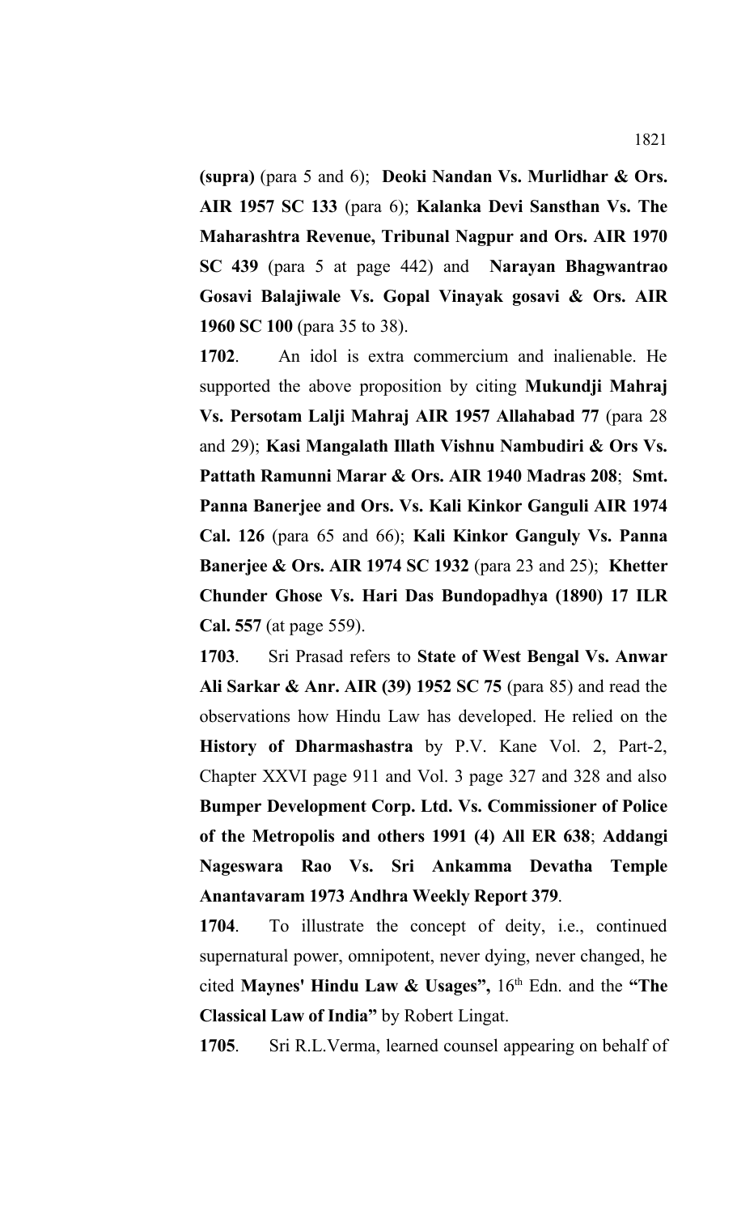**(supra)** (para 5 and 6); **Deoki Nandan Vs. Murlidhar & Ors. AIR 1957 SC 133** (para 6); **Kalanka Devi Sansthan Vs. The Maharashtra Revenue, Tribunal Nagpur and Ors. AIR 1970 SC 439** (para 5 at page 442) and **Narayan Bhagwantrao Gosavi Balajiwale Vs. Gopal Vinayak gosavi & Ors. AIR 1960 SC 100** (para 35 to 38).

**1702**. An idol is extra commercium and inalienable. He supported the above proposition by citing **Mukundji Mahraj Vs. Persotam Lalji Mahraj AIR 1957 Allahabad 77** (para 28 and 29); **Kasi Mangalath Illath Vishnu Nambudiri & Ors Vs. Pattath Ramunni Marar & Ors. AIR 1940 Madras 208**; **Smt. Panna Banerjee and Ors. Vs. Kali Kinkor Ganguli AIR 1974 Cal. 126** (para 65 and 66); **Kali Kinkor Ganguly Vs. Panna Banerjee & Ors. AIR 1974 SC 1932** (para 23 and 25); **Khetter Chunder Ghose Vs. Hari Das Bundopadhya (1890) 17 ILR Cal. 557** (at page 559).

**1703**. Sri Prasad refers to **State of West Bengal Vs. Anwar Ali Sarkar & Anr. AIR (39) 1952 SC 75** (para 85) and read the observations how Hindu Law has developed. He relied on the **History of Dharmashastra** by P.V. Kane Vol. 2, Part-2, Chapter XXVI page 911 and Vol. 3 page 327 and 328 and also **Bumper Development Corp. Ltd. Vs. Commissioner of Police of the Metropolis and others 1991 (4) All ER 638**; **Addangi Nageswara Rao Vs. Sri Ankamma Devatha Temple Anantavaram 1973 Andhra Weekly Report 379**.

**1704**. To illustrate the concept of deity, i.e., continued supernatural power, omnipotent, never dying, never changed, he cited **Maynes' Hindu Law & Usages",** 16th Edn. and the **"The Classical Law of India"** by Robert Lingat.

**1705**. Sri R.L.Verma, learned counsel appearing on behalf of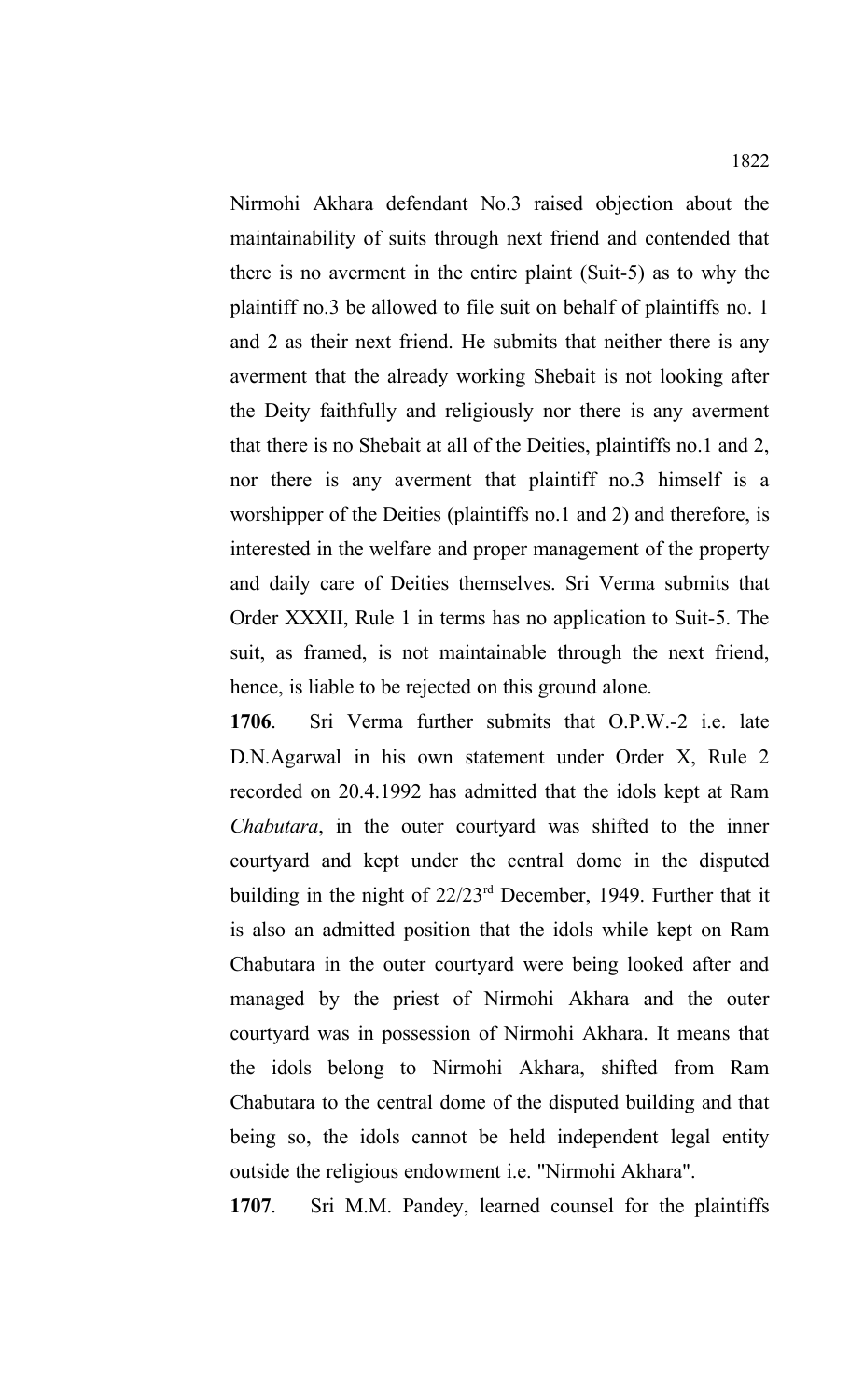Nirmohi Akhara defendant No.3 raised objection about the maintainability of suits through next friend and contended that there is no averment in the entire plaint (Suit-5) as to why the plaintiff no.3 be allowed to file suit on behalf of plaintiffs no. 1 and 2 as their next friend. He submits that neither there is any averment that the already working Shebait is not looking after the Deity faithfully and religiously nor there is any averment that there is no Shebait at all of the Deities, plaintiffs no.1 and 2, nor there is any averment that plaintiff no.3 himself is a worshipper of the Deities (plaintiffs no.1 and 2) and therefore, is interested in the welfare and proper management of the property and daily care of Deities themselves. Sri Verma submits that Order XXXII, Rule 1 in terms has no application to Suit-5. The suit, as framed, is not maintainable through the next friend, hence, is liable to be rejected on this ground alone.

**1706**. Sri Verma further submits that O.P.W.-2 i.e. late D.N.Agarwal in his own statement under Order X, Rule 2 recorded on 20.4.1992 has admitted that the idols kept at Ram *Chabutara*, in the outer courtyard was shifted to the inner courtyard and kept under the central dome in the disputed building in the night of 22/23rd December, 1949. Further that it is also an admitted position that the idols while kept on Ram Chabutara in the outer courtyard were being looked after and managed by the priest of Nirmohi Akhara and the outer courtyard was in possession of Nirmohi Akhara. It means that the idols belong to Nirmohi Akhara, shifted from Ram Chabutara to the central dome of the disputed building and that being so, the idols cannot be held independent legal entity outside the religious endowment i.e. "Nirmohi Akhara".

**1707**. Sri M.M. Pandey, learned counsel for the plaintiffs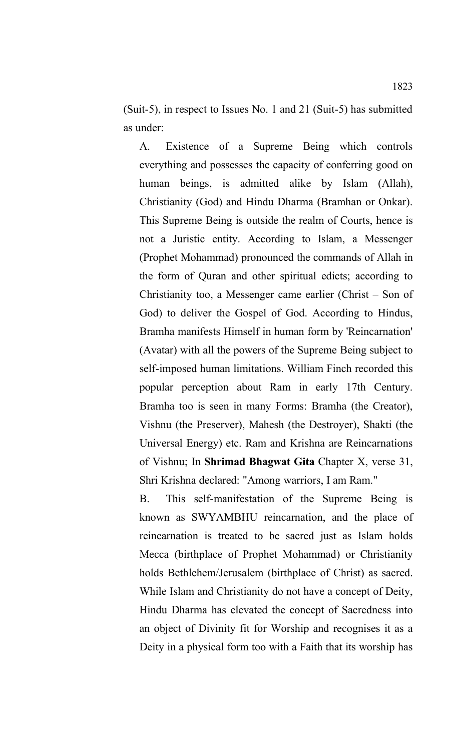(Suit-5), in respect to Issues No. 1 and 21 (Suit-5) has submitted as under:

A. Existence of a Supreme Being which controls everything and possesses the capacity of conferring good on human beings, is admitted alike by Islam (Allah), Christianity (God) and Hindu Dharma (Bramhan or Onkar). This Supreme Being is outside the realm of Courts, hence is not a Juristic entity. According to Islam, a Messenger (Prophet Mohammad) pronounced the commands of Allah in the form of Quran and other spiritual edicts; according to Christianity too, a Messenger came earlier (Christ – Son of God) to deliver the Gospel of God. According to Hindus, Bramha manifests Himself in human form by 'Reincarnation' (Avatar) with all the powers of the Supreme Being subject to self-imposed human limitations. William Finch recorded this popular perception about Ram in early 17th Century. Bramha too is seen in many Forms: Bramha (the Creator), Vishnu (the Preserver), Mahesh (the Destroyer), Shakti (the Universal Energy) etc. Ram and Krishna are Reincarnations of Vishnu; In **Shrimad Bhagwat Gita** Chapter X, verse 31, Shri Krishna declared: "Among warriors, I am Ram."

B. This self-manifestation of the Supreme Being is known as SWYAMBHU reincarnation, and the place of reincarnation is treated to be sacred just as Islam holds Mecca (birthplace of Prophet Mohammad) or Christianity holds Bethlehem/Jerusalem (birthplace of Christ) as sacred. While Islam and Christianity do not have a concept of Deity, Hindu Dharma has elevated the concept of Sacredness into an object of Divinity fit for Worship and recognises it as a Deity in a physical form too with a Faith that its worship has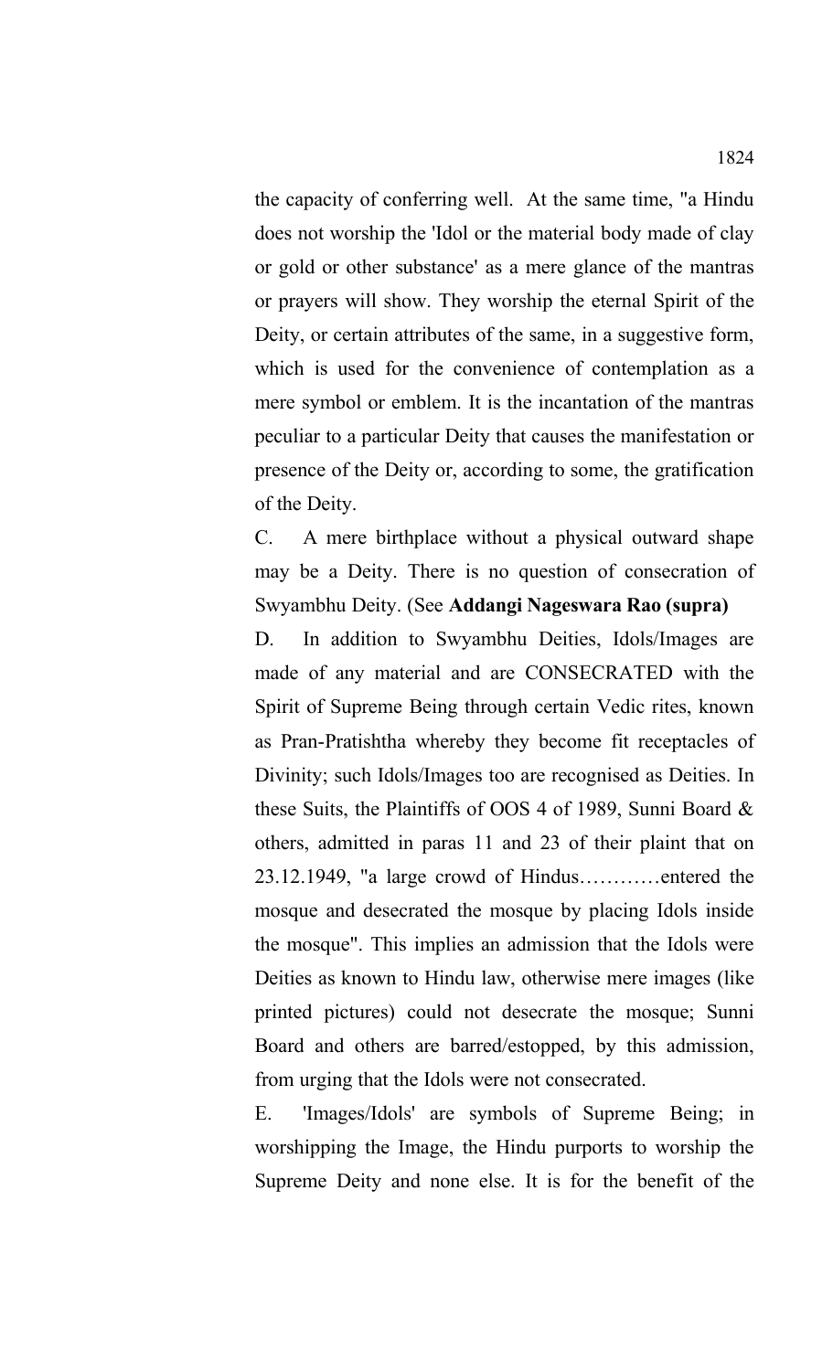the capacity of conferring well. At the same time, "a Hindu does not worship the 'Idol or the material body made of clay or gold or other substance' as a mere glance of the mantras or prayers will show. They worship the eternal Spirit of the Deity, or certain attributes of the same, in a suggestive form, which is used for the convenience of contemplation as a mere symbol or emblem. It is the incantation of the mantras peculiar to a particular Deity that causes the manifestation or presence of the Deity or, according to some, the gratification of the Deity.

C. A mere birthplace without a physical outward shape may be a Deity. There is no question of consecration of Swyambhu Deity. (See **Addangi Nageswara Rao (supra)**

D. In addition to Swyambhu Deities, Idols/Images are made of any material and are CONSECRATED with the Spirit of Supreme Being through certain Vedic rites, known as Pran-Pratishtha whereby they become fit receptacles of Divinity; such Idols/Images too are recognised as Deities. In these Suits, the Plaintiffs of OOS 4 of 1989, Sunni Board & others, admitted in paras 11 and 23 of their plaint that on 23.12.1949, "a large crowd of Hindus…………entered the mosque and desecrated the mosque by placing Idols inside the mosque". This implies an admission that the Idols were Deities as known to Hindu law, otherwise mere images (like printed pictures) could not desecrate the mosque; Sunni Board and others are barred/estopped, by this admission, from urging that the Idols were not consecrated.

E. 'Images/Idols' are symbols of Supreme Being; in worshipping the Image, the Hindu purports to worship the Supreme Deity and none else. It is for the benefit of the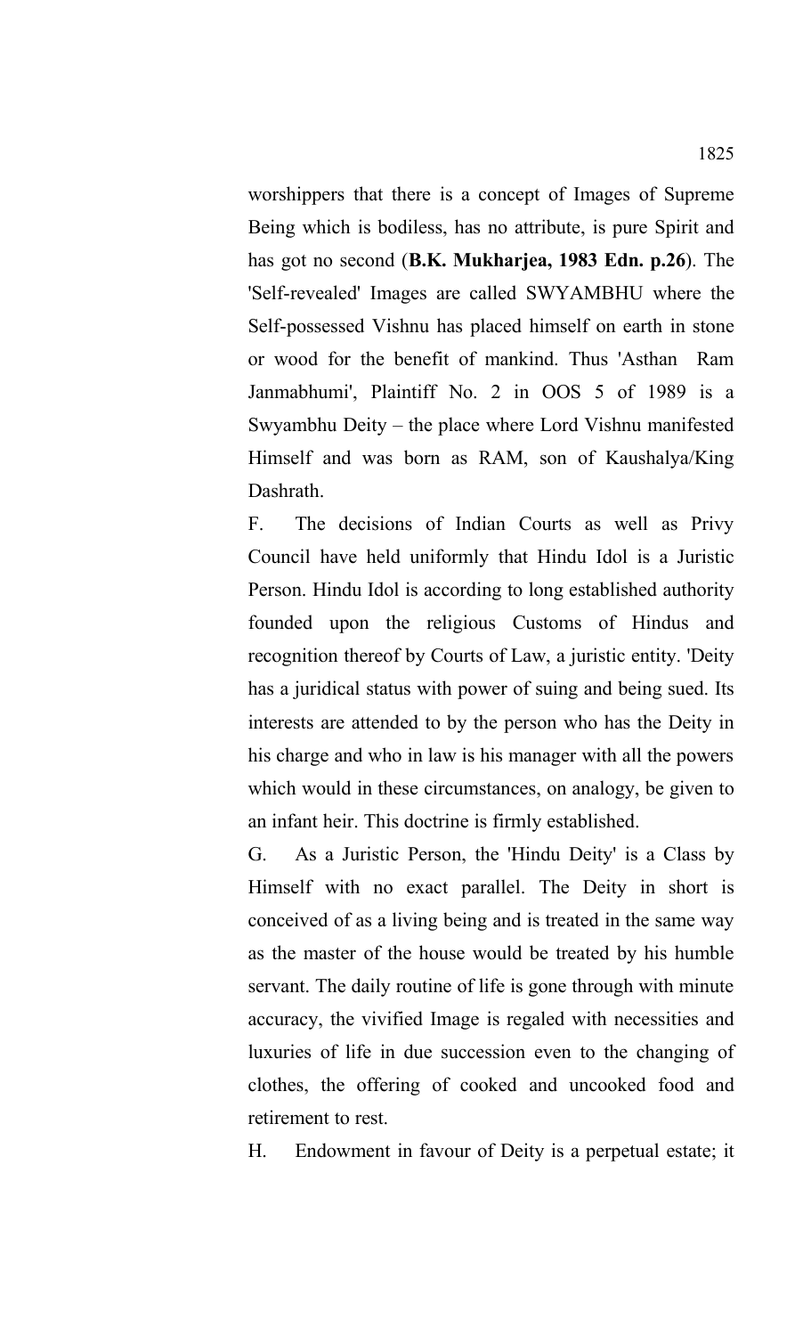worshippers that there is a concept of Images of Supreme Being which is bodiless, has no attribute, is pure Spirit and has got no second (**B.K. Mukharjea, 1983 Edn. p.26**). The 'Self-revealed' Images are called SWYAMBHU where the Self-possessed Vishnu has placed himself on earth in stone or wood for the benefit of mankind. Thus 'Asthan Ram Janmabhumi', Plaintiff No. 2 in OOS 5 of 1989 is a Swyambhu Deity – the place where Lord Vishnu manifested Himself and was born as RAM, son of Kaushalya/King Dashrath.

F. The decisions of Indian Courts as well as Privy Council have held uniformly that Hindu Idol is a Juristic Person. Hindu Idol is according to long established authority founded upon the religious Customs of Hindus and recognition thereof by Courts of Law, a juristic entity. 'Deity has a juridical status with power of suing and being sued. Its interests are attended to by the person who has the Deity in his charge and who in law is his manager with all the powers which would in these circumstances, on analogy, be given to an infant heir. This doctrine is firmly established.

G. As a Juristic Person, the 'Hindu Deity' is a Class by Himself with no exact parallel. The Deity in short is conceived of as a living being and is treated in the same way as the master of the house would be treated by his humble servant. The daily routine of life is gone through with minute accuracy, the vivified Image is regaled with necessities and luxuries of life in due succession even to the changing of clothes, the offering of cooked and uncooked food and retirement to rest.

H. Endowment in favour of Deity is a perpetual estate; it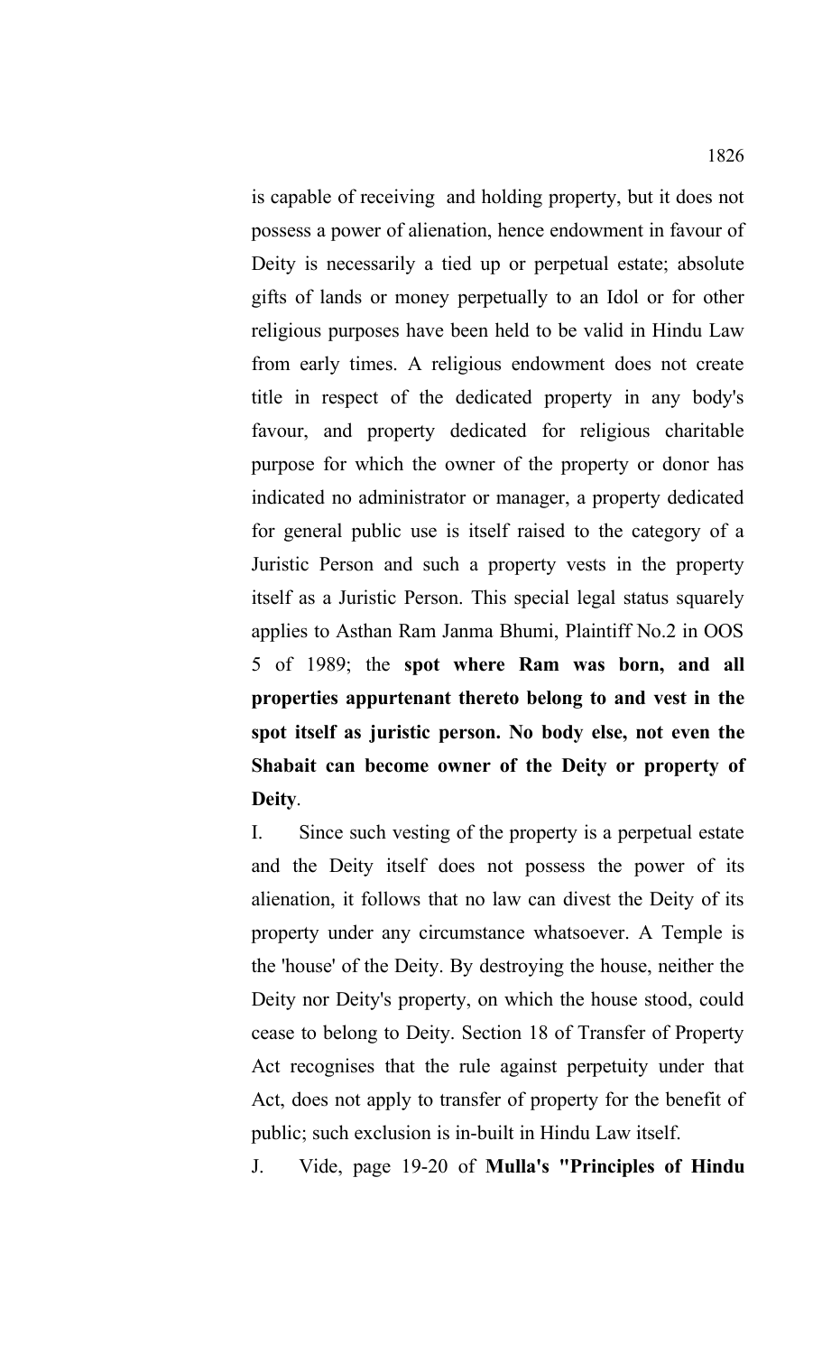is capable of receiving and holding property, but it does not possess a power of alienation, hence endowment in favour of Deity is necessarily a tied up or perpetual estate; absolute gifts of lands or money perpetually to an Idol or for other religious purposes have been held to be valid in Hindu Law from early times. A religious endowment does not create title in respect of the dedicated property in any body's favour, and property dedicated for religious charitable purpose for which the owner of the property or donor has indicated no administrator or manager, a property dedicated for general public use is itself raised to the category of a Juristic Person and such a property vests in the property itself as a Juristic Person. This special legal status squarely applies to Asthan Ram Janma Bhumi, Plaintiff No.2 in OOS 5 of 1989; the **spot where Ram was born, and all properties appurtenant thereto belong to and vest in the spot itself as juristic person. No body else, not even the Shabait can become owner of the Deity or property of Deity**.

I. Since such vesting of the property is a perpetual estate and the Deity itself does not possess the power of its alienation, it follows that no law can divest the Deity of its property under any circumstance whatsoever. A Temple is the 'house' of the Deity. By destroying the house, neither the Deity nor Deity's property, on which the house stood, could cease to belong to Deity. Section 18 of Transfer of Property Act recognises that the rule against perpetuity under that Act, does not apply to transfer of property for the benefit of public; such exclusion is in-built in Hindu Law itself.

J. Vide, page 19-20 of **Mulla's "Principles of Hindu**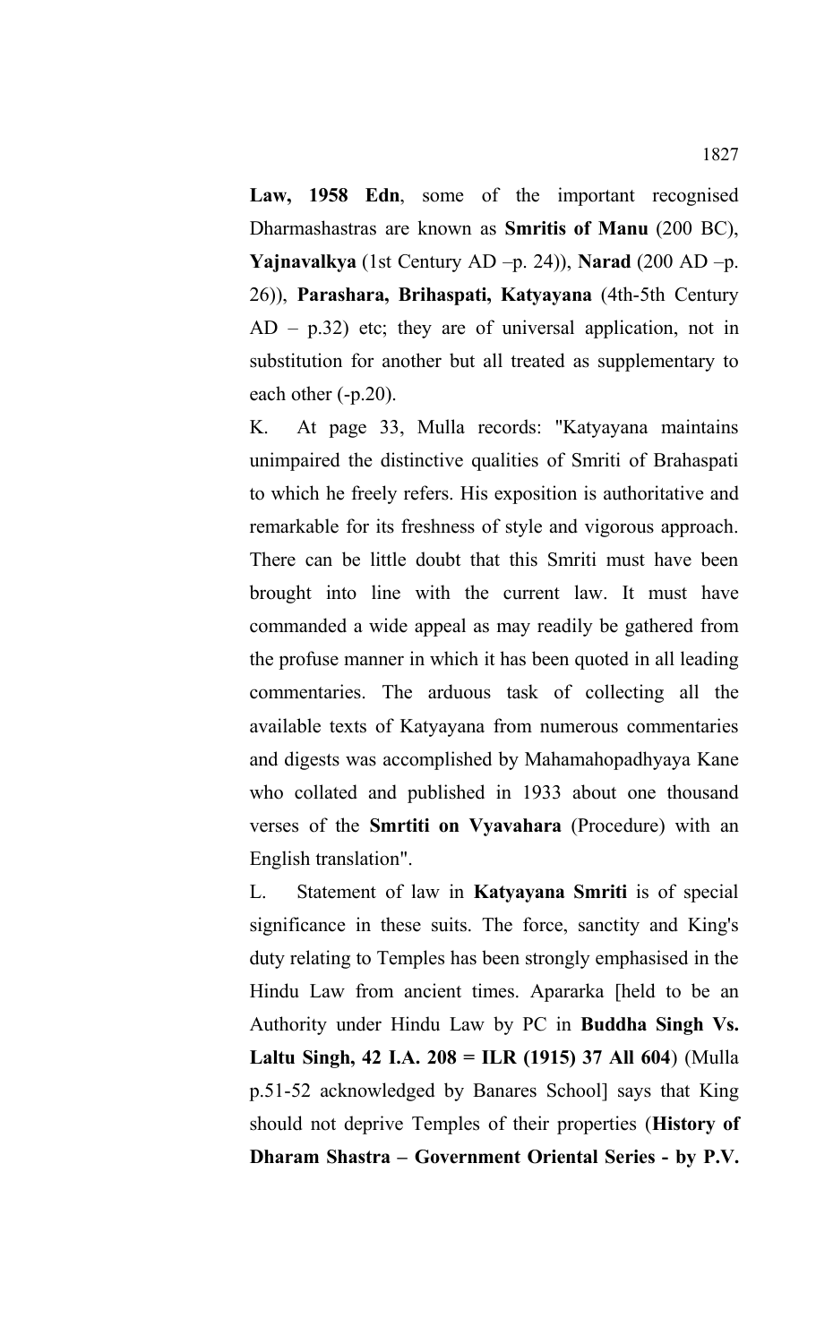**Law, 1958 Edn**, some of the important recognised Dharmashastras are known as **Smritis of Manu** (200 BC), **Yajnavalkya** (1st Century AD –p. 24)), **Narad** (200 AD –p. 26)), **Parashara, Brihaspati, Katyayana** (4th-5th Century AD – p.32) etc; they are of universal application, not in substitution for another but all treated as supplementary to each other (-p.20).

K. At page 33, Mulla records: "Katyayana maintains unimpaired the distinctive qualities of Smriti of Brahaspati to which he freely refers. His exposition is authoritative and remarkable for its freshness of style and vigorous approach. There can be little doubt that this Smriti must have been brought into line with the current law. It must have commanded a wide appeal as may readily be gathered from the profuse manner in which it has been quoted in all leading commentaries. The arduous task of collecting all the available texts of Katyayana from numerous commentaries and digests was accomplished by Mahamahopadhyaya Kane who collated and published in 1933 about one thousand verses of the **Smrtiti on Vyavahara** (Procedure) with an English translation".

L. Statement of law in **Katyayana Smriti** is of special significance in these suits. The force, sanctity and King's duty relating to Temples has been strongly emphasised in the Hindu Law from ancient times. Apararka [held to be an Authority under Hindu Law by PC in **Buddha Singh Vs. Laltu Singh, 42 I.A. 208 = ILR (1915) 37 All 604**) (Mulla p.51-52 acknowledged by Banares School] says that King should not deprive Temples of their properties (**History of Dharam Shastra – Government Oriental Series - by P.V.**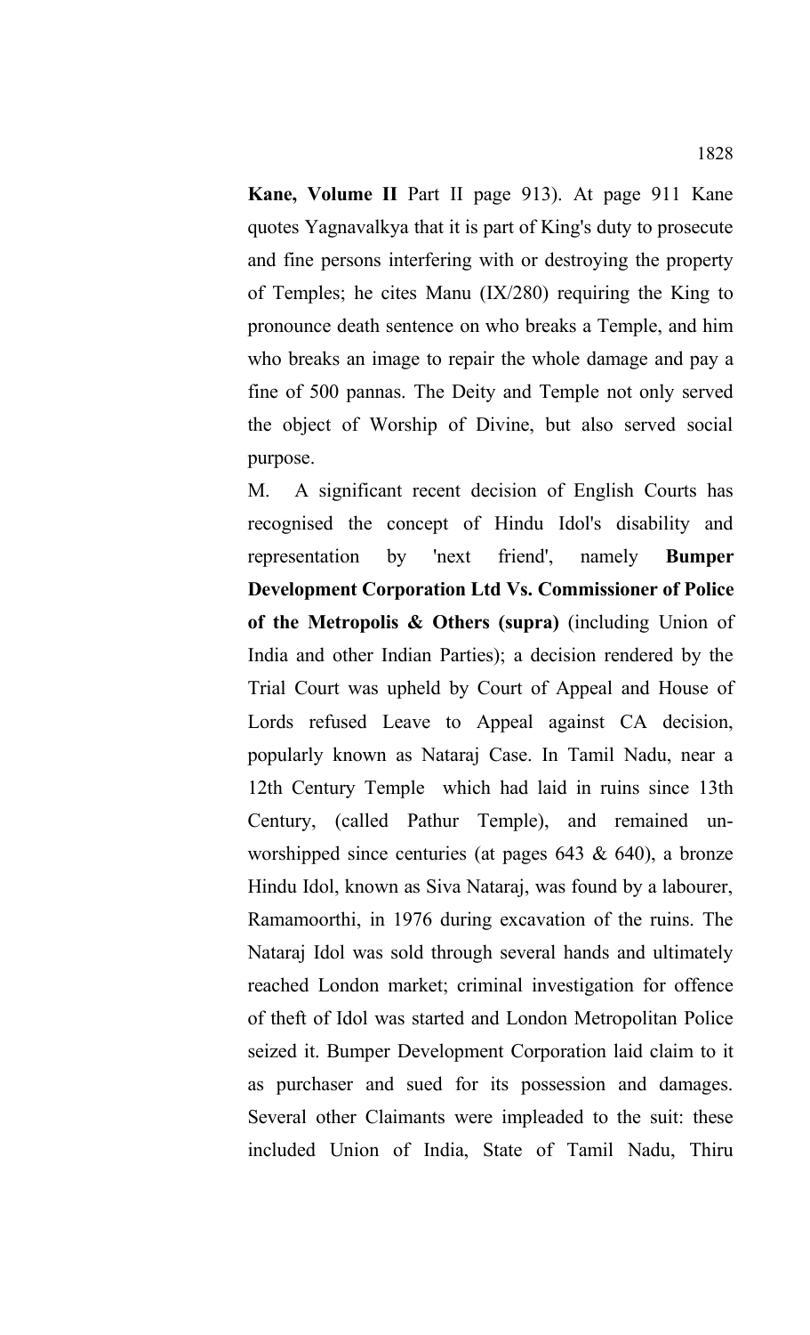**Kane, Volume II** Part II page 913). At page 911 Kane quotes Yagnavalkya that it is part of King's duty to prosecute and fine persons interfering with or destroying the property of Temples; he cites Manu (IX/280) requiring the King to pronounce death sentence on who breaks a Temple, and him who breaks an image to repair the whole damage and pay a fine of 500 pannas. The Deity and Temple not only served the object of Worship of Divine, but also served social purpose.

M. A significant recent decision of English Courts has recognised the concept of Hindu Idol's disability and representation by 'next friend', namely **Bumper Development Corporation Ltd Vs. Commissioner of Police of the Metropolis & Others (supra)** (including Union of India and other Indian Parties); a decision rendered by the Trial Court was upheld by Court of Appeal and House of Lords refused Leave to Appeal against CA decision, popularly known as Nataraj Case. In Tamil Nadu, near a 12th Century Temple which had laid in ruins since 13th Century, (called Pathur Temple), and remained un-worshipped since centuries (at pages 643 & 640), a bronze Hindu Idol, known as Siva Nataraj, was found by a labourer, Ramamoorthi, in 1976 during excavation of the ruins. The Nataraj Idol was sold through several hands and ultimately reached London market; criminal investigation for offence of theft of Idol was started and London Metropolitan Police seized it. Bumper Development Corporation laid claim to it as purchaser and sued for its possession and damages. Several other Claimants were impleaded to the suit: these included Union of India, State of Tamil Nadu, Thiru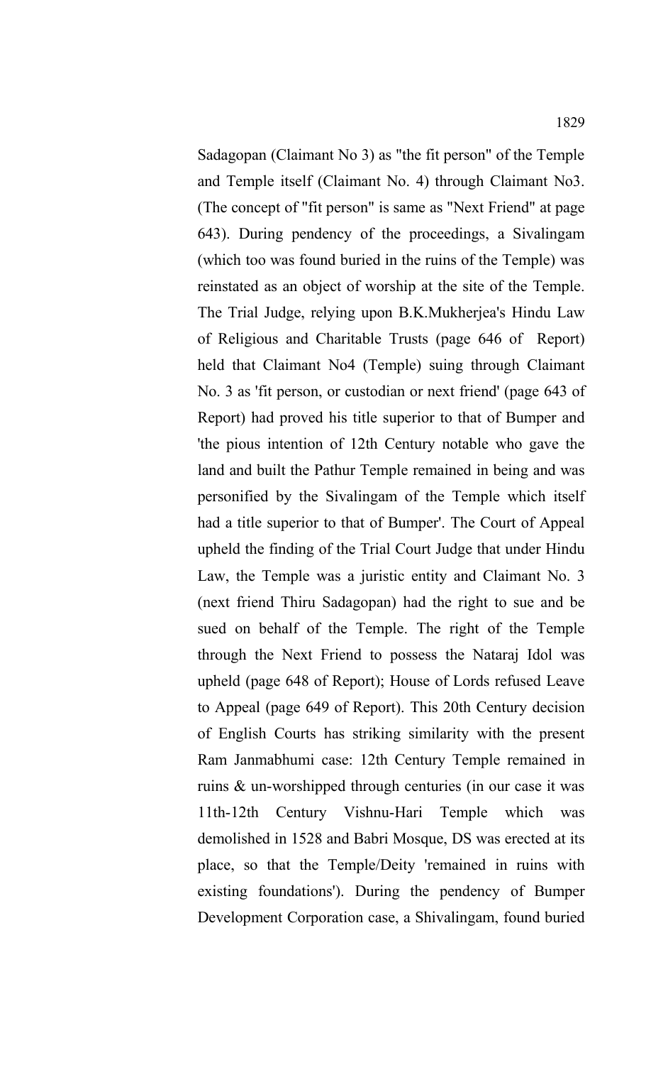Sadagopan (Claimant No 3) as "the fit person" of the Temple and Temple itself (Claimant No. 4) through Claimant No3. (The concept of "fit person" is same as "Next Friend" at page 643). During pendency of the proceedings, a Sivalingam (which too was found buried in the ruins of the Temple) was reinstated as an object of worship at the site of the Temple. The Trial Judge, relying upon B.K.Mukherjea's Hindu Law of Religious and Charitable Trusts (page 646 of Report) held that Claimant No4 (Temple) suing through Claimant No. 3 as 'fit person, or custodian or next friend' (page 643 of Report) had proved his title superior to that of Bumper and 'the pious intention of 12th Century notable who gave the land and built the Pathur Temple remained in being and was personified by the Sivalingam of the Temple which itself had a title superior to that of Bumper'. The Court of Appeal upheld the finding of the Trial Court Judge that under Hindu Law, the Temple was a juristic entity and Claimant No. 3 (next friend Thiru Sadagopan) had the right to sue and be sued on behalf of the Temple. The right of the Temple through the Next Friend to possess the Nataraj Idol was upheld (page 648 of Report); House of Lords refused Leave to Appeal (page 649 of Report). This 20th Century decision of English Courts has striking similarity with the present Ram Janmabhumi case: 12th Century Temple remained in ruins & un-worshipped through centuries (in our case it was 11th-12th Century Vishnu-Hari Temple which was demolished in 1528 and Babri Mosque, DS was erected at its place, so that the Temple/Deity 'remained in ruins with existing foundations'). During the pendency of Bumper Development Corporation case, a Shivalingam, found buried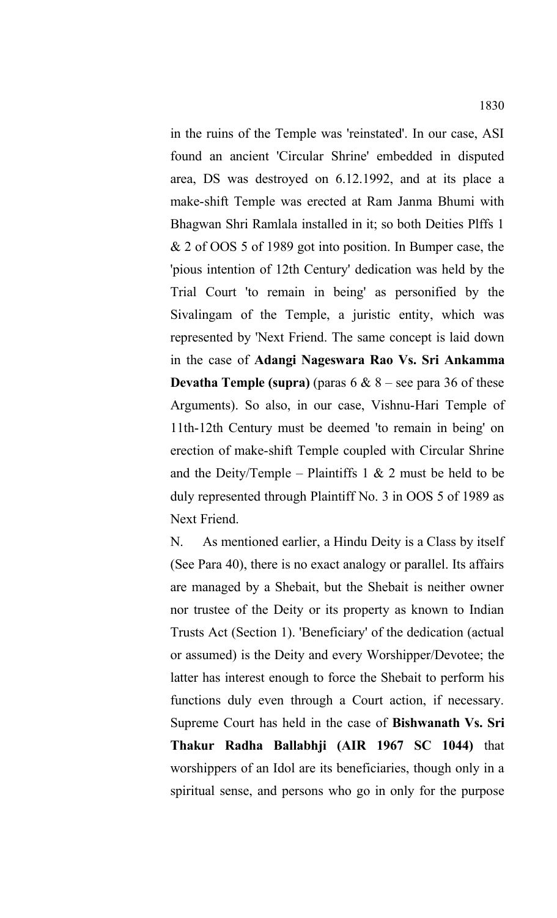in the ruins of the Temple was 'reinstated'. In our case, ASI found an ancient 'Circular Shrine' embedded in disputed area, DS was destroyed on 6.12.1992, and at its place a make-shift Temple was erected at Ram Janma Bhumi with Bhagwan Shri Ramlala installed in it; so both Deities Plffs 1 & 2 of OOS 5 of 1989 got into position. In Bumper case, the 'pious intention of 12th Century' dedication was held by the Trial Court 'to remain in being' as personified by the Sivalingam of the Temple, a juristic entity, which was represented by 'Next Friend. The same concept is laid down in the case of **Adangi Nageswara Rao Vs. Sri Ankamma Devatha Temple (supra)** (paras 6 & 8 – see para 36 of these Arguments). So also, in our case, Vishnu-Hari Temple of 11th-12th Century must be deemed 'to remain in being' on erection of make-shift Temple coupled with Circular Shrine and the Deity/Temple – Plaintiffs 1 & 2 must be held to be duly represented through Plaintiff No. 3 in OOS 5 of 1989 as Next Friend.

N. As mentioned earlier, a Hindu Deity is a Class by itself (See Para 40), there is no exact analogy or parallel. Its affairs are managed by a Shebait, but the Shebait is neither owner nor trustee of the Deity or its property as known to Indian Trusts Act (Section 1). 'Beneficiary' of the dedication (actual or assumed) is the Deity and every Worshipper/Devotee; the latter has interest enough to force the Shebait to perform his functions duly even through a Court action, if necessary. Supreme Court has held in the case of **Bishwanath Vs. Sri Thakur Radha Ballabhji (AIR 1967 SC 1044)** that worshippers of an Idol are its beneficiaries, though only in a spiritual sense, and persons who go in only for the purpose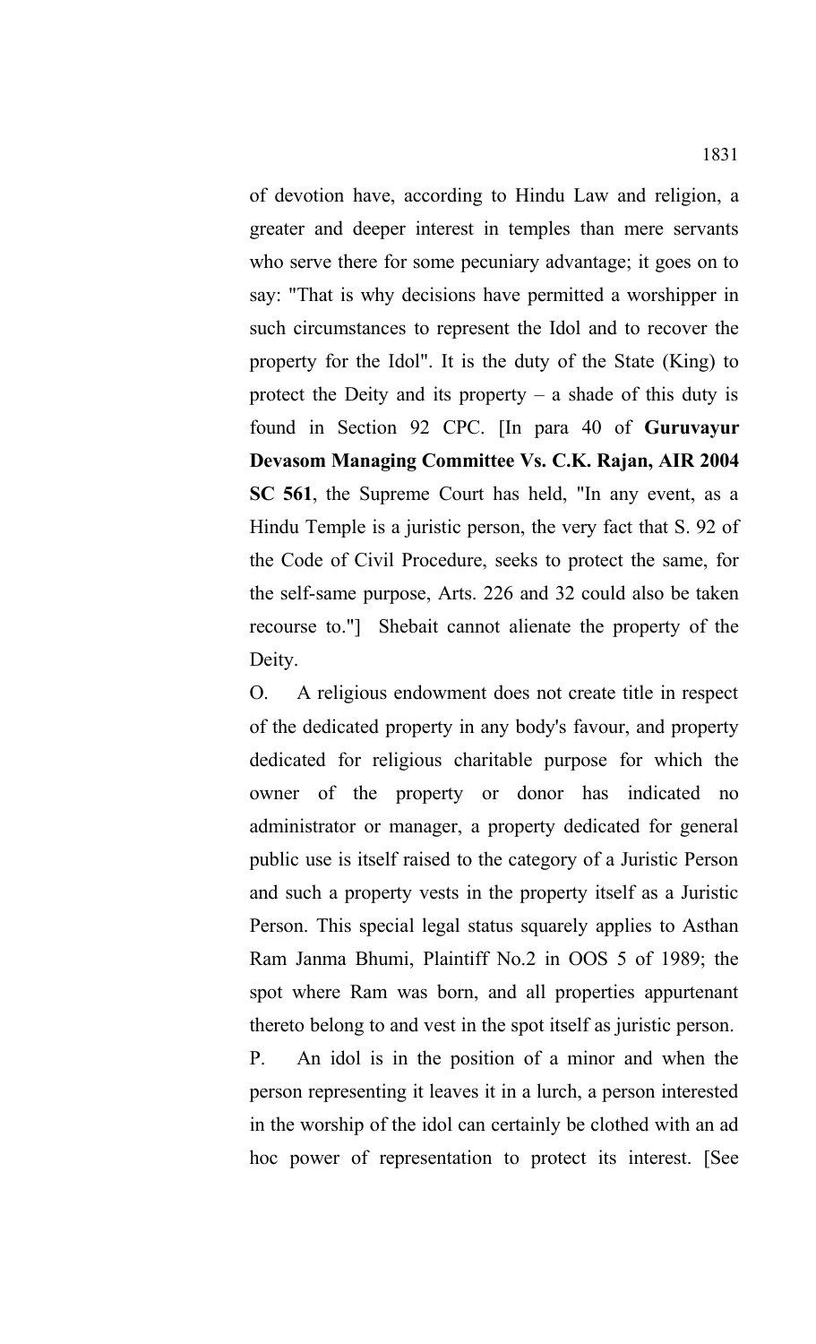of devotion have, according to Hindu Law and religion, a greater and deeper interest in temples than mere servants who serve there for some pecuniary advantage; it goes on to say: "That is why decisions have permitted a worshipper in such circumstances to represent the Idol and to recover the property for the Idol". It is the duty of the State (King) to protect the Deity and its property – a shade of this duty is found in Section 92 CPC. [In para 40 of **Guruvayur Devasom Managing Committee Vs. C.K. Rajan, AIR 2004 SC 561**, the Supreme Court has held, "In any event, as a Hindu Temple is a juristic person, the very fact that S. 92 of the Code of Civil Procedure, seeks to protect the same, for the self-same purpose, Arts. 226 and 32 could also be taken recourse to."] Shebait cannot alienate the property of the Deity.

O. A religious endowment does not create title in respect of the dedicated property in any body's favour, and property dedicated for religious charitable purpose for which the owner of the property or donor has indicated no administrator or manager, a property dedicated for general public use is itself raised to the category of a Juristic Person and such a property vests in the property itself as a Juristic Person. This special legal status squarely applies to Asthan Ram Janma Bhumi, Plaintiff No.2 in OOS 5 of 1989; the spot where Ram was born, and all properties appurtenant thereto belong to and vest in the spot itself as juristic person.

P. An idol is in the position of a minor and when the person representing it leaves it in a lurch, a person interested in the worship of the idol can certainly be clothed with an ad hoc power of representation to protect its interest. [See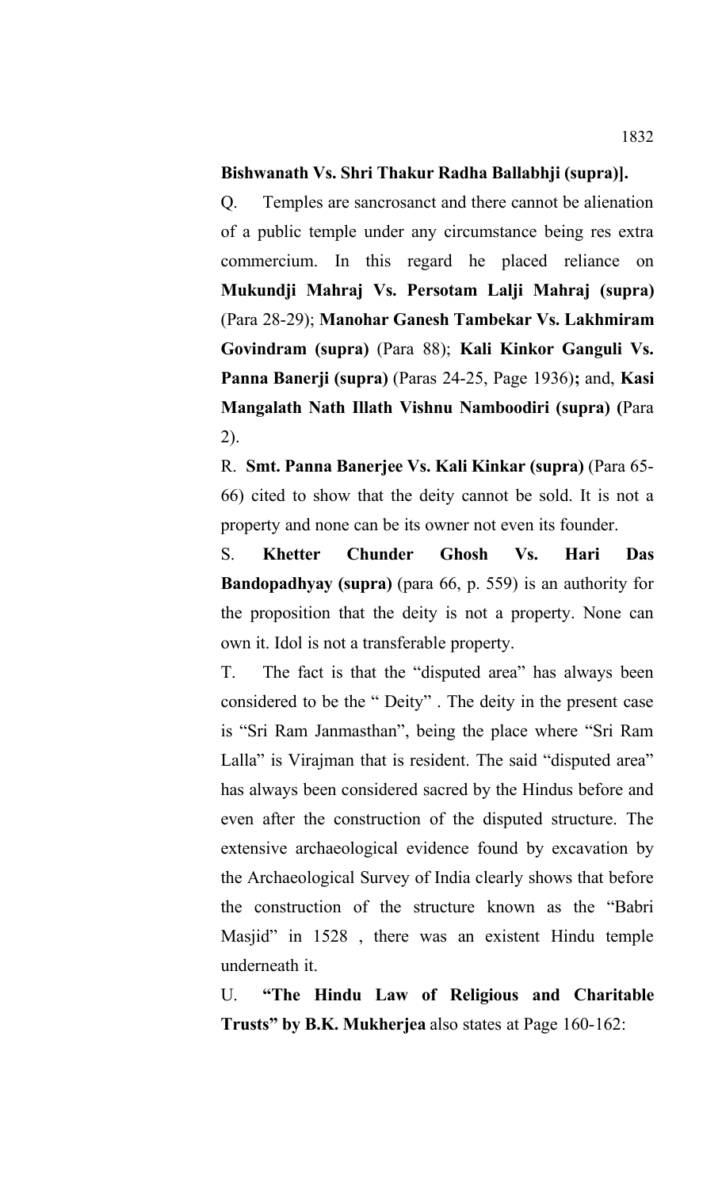**Bishwanath Vs. Shri Thakur Radha Ballabhji (supra)].**

Q. Temples are sancrosanct and there cannot be alienation of a public temple under any circumstance being res extra commercium. In this regard he placed reliance on **Mukundji Mahraj Vs. Persotam Lalji Mahraj (supra)** (Para 28-29); **Manohar Ganesh Tambekar Vs. Lakhmiram Govindram (supra)** (Para 88); **Kali Kinkor Ganguli Vs. Panna Banerji (supra)** (Paras 24-25, Page 1936)**;** and, **Kasi Mangalath Nath Illath Vishnu Namboodiri (supra) (**Para 2).

R. **Smt. Panna Banerjee Vs. Kali Kinkar (supra)** (Para 65-66) cited to show that the deity cannot be sold. It is not a property and none can be its owner not even its founder.

S. **Khetter Chunder Ghosh Vs. Hari Das Bandopadhyay (supra)** (para 66, p. 559) is an authority for the proposition that the deity is not a property. None can own it. Idol is not a transferable property.

T. The fact is that the "disputed area" has always been considered to be the " Deity" . The deity in the present case is "Sri Ram Janmasthan", being the place where "Sri Ram Lalla" is Virajman that is resident. The said "disputed area" has always been considered sacred by the Hindus before and even after the construction of the disputed structure. The extensive archaeological evidence found by excavation by the Archaeological Survey of India clearly shows that before the construction of the structure known as the "Babri Masjid" in 1528 , there was an existent Hindu temple underneath it.

U. **"The Hindu Law of Religious and Charitable Trusts" by B.K. Mukherjea** also states at Page 160-162: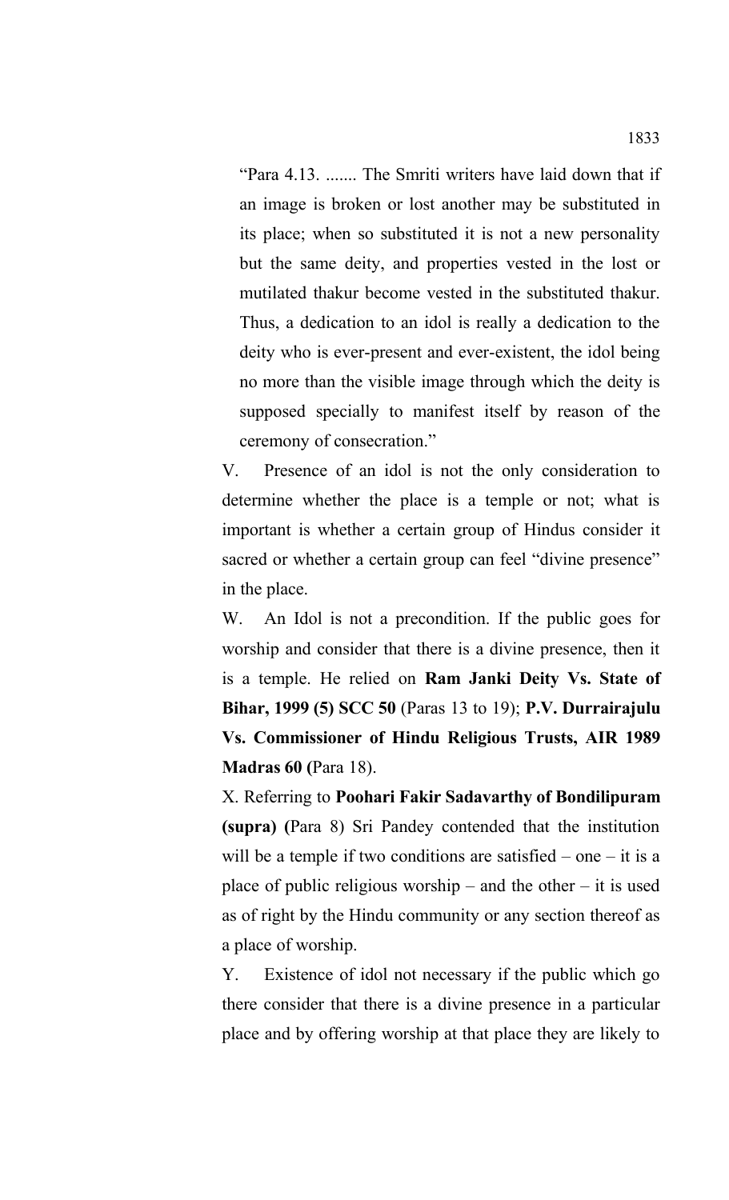"Para 4.13. ....... The Smriti writers have laid down that if an image is broken or lost another may be substituted in its place; when so substituted it is not a new personality but the same deity, and properties vested in the lost or mutilated thakur become vested in the substituted thakur. Thus, a dedication to an idol is really a dedication to the deity who is ever-present and ever-existent, the idol being no more than the visible image through which the deity is supposed specially to manifest itself by reason of the ceremony of consecration."

V. Presence of an idol is not the only consideration to determine whether the place is a temple or not; what is important is whether a certain group of Hindus consider it sacred or whether a certain group can feel "divine presence" in the place.

W. An Idol is not a precondition. If the public goes for worship and consider that there is a divine presence, then it is a temple. He relied on **Ram Janki Deity Vs. State of Bihar, 1999 (5) SCC 50** (Paras 13 to 19); **P.V. Durrairajulu Vs. Commissioner of Hindu Religious Trusts, AIR 1989 Madras 60 (**Para 18).

X. Referring to **Poohari Fakir Sadavarthy of Bondilipuram (supra) (**Para 8) Sri Pandey contended that the institution will be a temple if two conditions are satisfied – one – it is a place of public religious worship – and the other – it is used as of right by the Hindu community or any section thereof as a place of worship.

Y. Existence of idol not necessary if the public which go there consider that there is a divine presence in a particular place and by offering worship at that place they are likely to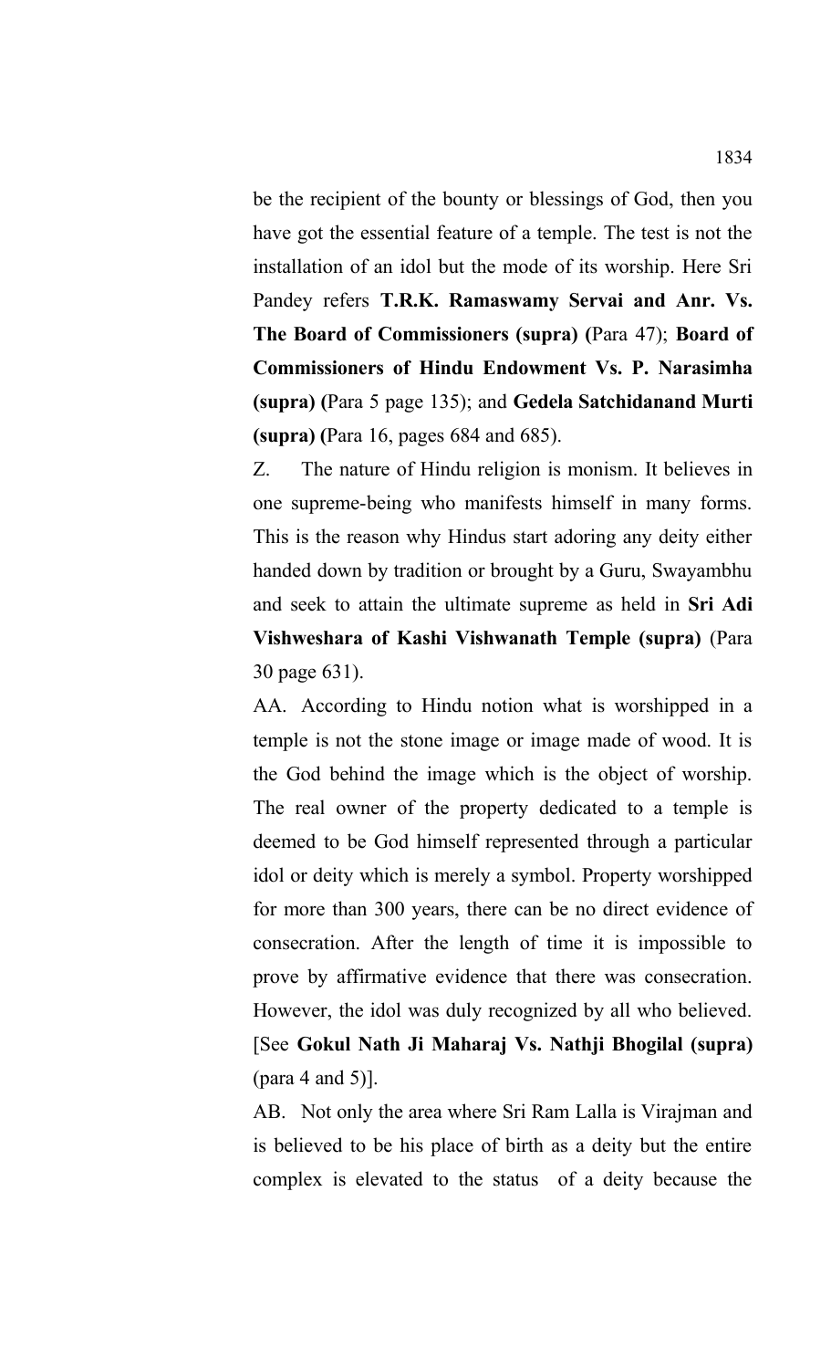be the recipient of the bounty or blessings of God, then you have got the essential feature of a temple. The test is not the installation of an idol but the mode of its worship. Here Sri Pandey refers **T.R.K. Ramaswamy Servai and Anr. Vs. The Board of Commissioners (supra) (**Para 47); **Board of Commissioners of Hindu Endowment Vs. P. Narasimha (supra) (**Para 5 page 135); and **Gedela Satchidanand Murti (supra) (**Para 16, pages 684 and 685).

Z. The nature of Hindu religion is monism. It believes in one supreme-being who manifests himself in many forms. This is the reason why Hindus start adoring any deity either handed down by tradition or brought by a Guru, Swayambhu and seek to attain the ultimate supreme as held in **Sri Adi Vishweshara of Kashi Vishwanath Temple (supra)** (Para 30 page 631).

AA. According to Hindu notion what is worshipped in a temple is not the stone image or image made of wood. It is the God behind the image which is the object of worship. The real owner of the property dedicated to a temple is deemed to be God himself represented through a particular idol or deity which is merely a symbol. Property worshipped for more than 300 years, there can be no direct evidence of consecration. After the length of time it is impossible to prove by affirmative evidence that there was consecration. However, the idol was duly recognized by all who believed. [See **Gokul Nath Ji Maharaj Vs. Nathji Bhogilal (supra)** (para 4 and 5)].

AB. Not only the area where Sri Ram Lalla is Virajman and is believed to be his place of birth as a deity but the entire complex is elevated to the status of a deity because the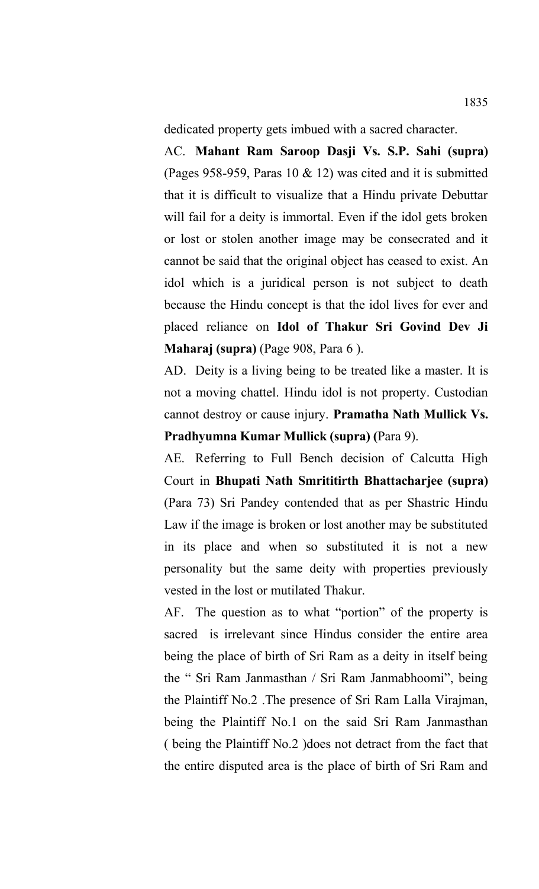dedicated property gets imbued with a sacred character.

AC. **Mahant Ram Saroop Dasji Vs. S.P. Sahi (supra)** (Pages 958-959, Paras 10 & 12) was cited and it is submitted that it is difficult to visualize that a Hindu private Debuttar will fail for a deity is immortal. Even if the idol gets broken or lost or stolen another image may be consecrated and it cannot be said that the original object has ceased to exist. An idol which is a juridical person is not subject to death because the Hindu concept is that the idol lives for ever and placed reliance on **Idol of Thakur Sri Govind Dev Ji Maharaj (supra)** (Page 908, Para 6 ).

AD. Deity is a living being to be treated like a master. It is not a moving chattel. Hindu idol is not property. Custodian cannot destroy or cause injury. **Pramatha Nath Mullick Vs. Pradhyumna Kumar Mullick (supra) (**Para 9).

AE. Referring to Full Bench decision of Calcutta High Court in **Bhupati Nath Smrititirth Bhattacharjee (supra)** (Para 73) Sri Pandey contended that as per Shastric Hindu Law if the image is broken or lost another may be substituted in its place and when so substituted it is not a new personality but the same deity with properties previously vested in the lost or mutilated Thakur.

AF. The question as to what "portion" of the property is sacred is irrelevant since Hindus consider the entire area being the place of birth of Sri Ram as a deity in itself being the " Sri Ram Janmasthan / Sri Ram Janmabhoomi", being the Plaintiff No.2 .The presence of Sri Ram Lalla Virajman, being the Plaintiff No.1 on the said Sri Ram Janmasthan ( being the Plaintiff No.2 )does not detract from the fact that the entire disputed area is the place of birth of Sri Ram and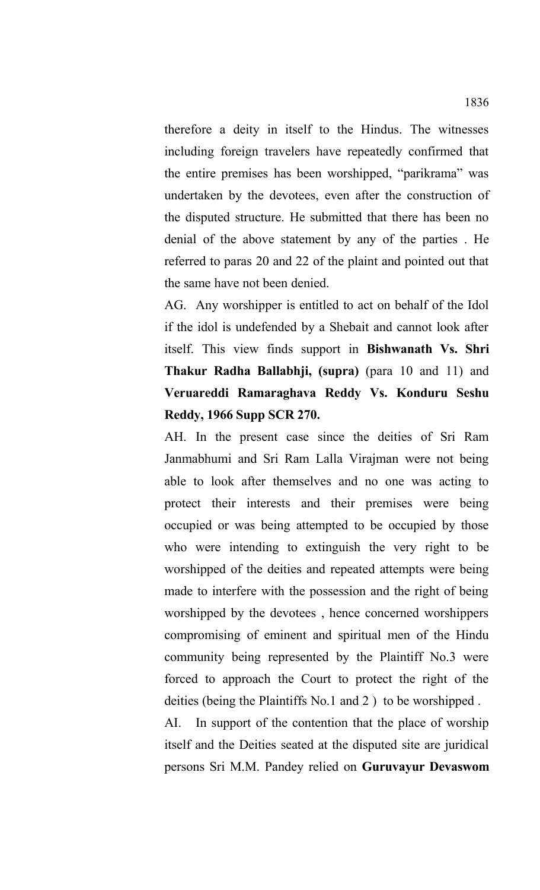therefore a deity in itself to the Hindus. The witnesses including foreign travelers have repeatedly confirmed that the entire premises has been worshipped, "parikrama" was undertaken by the devotees, even after the construction of the disputed structure. He submitted that there has been no denial of the above statement by any of the parties . He referred to paras 20 and 22 of the plaint and pointed out that the same have not been denied.

AG. Any worshipper is entitled to act on behalf of the Idol if the idol is undefended by a Shebait and cannot look after itself. This view finds support in **Bishwanath Vs. Shri Thakur Radha Ballabhji, (supra)** (para 10 and 11) and **Veruareddi Ramaraghava Reddy Vs. Konduru Seshu Reddy, 1966 Supp SCR 270.**

AH. In the present case since the deities of Sri Ram Janmabhumi and Sri Ram Lalla Virajman were not being able to look after themselves and no one was acting to protect their interests and their premises were being occupied or was being attempted to be occupied by those who were intending to extinguish the very right to be worshipped of the deities and repeated attempts were being made to interfere with the possession and the right of being worshipped by the devotees , hence concerned worshippers compromising of eminent and spiritual men of the Hindu community being represented by the Plaintiff No.3 were forced to approach the Court to protect the right of the deities (being the Plaintiffs No.1 and 2 ) to be worshipped .

AI. In support of the contention that the place of worship itself and the Deities seated at the disputed site are juridical persons Sri M.M. Pandey relied on **Guruvayur Devaswom**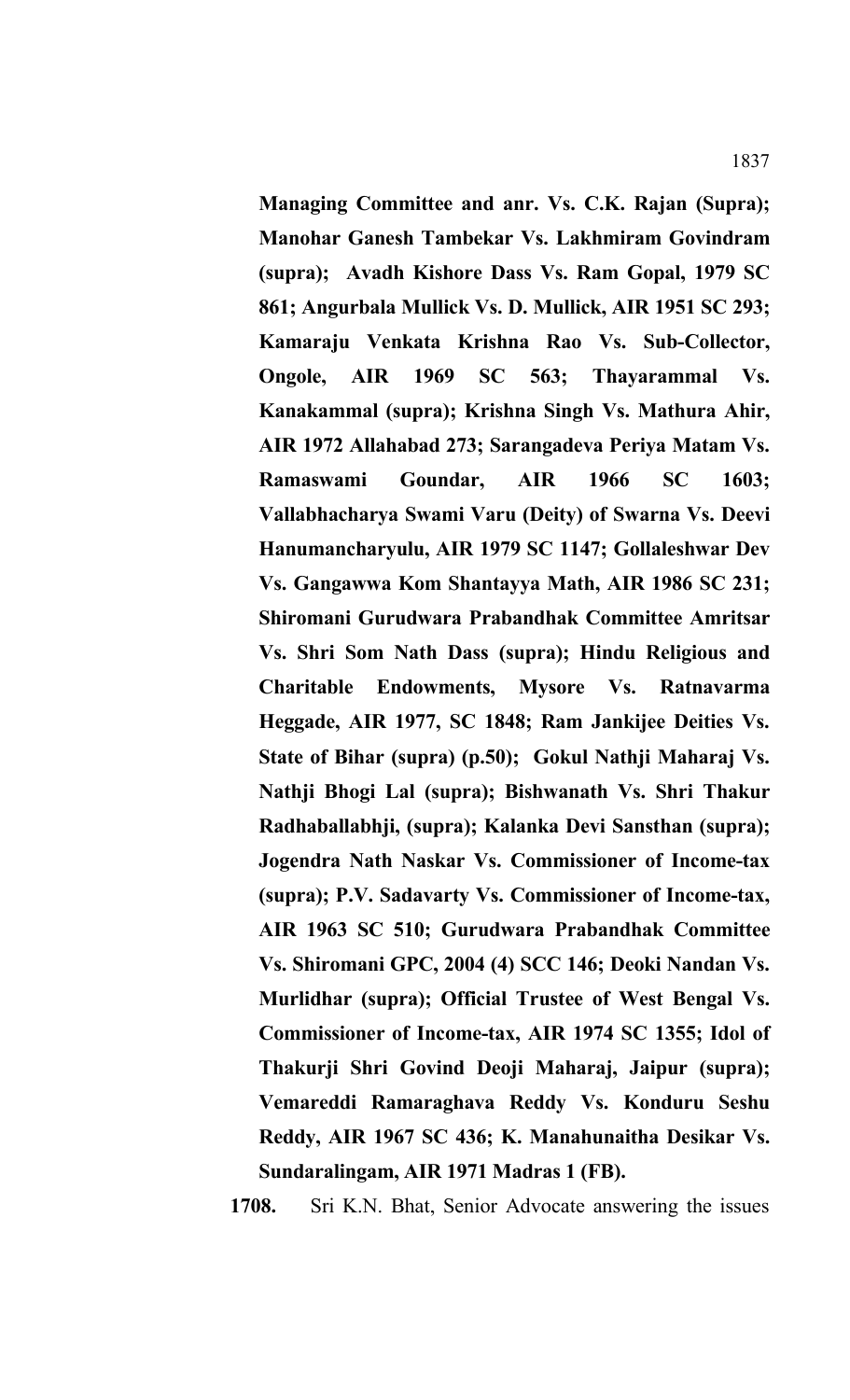**Managing Committee and anr. Vs. C.K. Rajan (Supra); Manohar Ganesh Tambekar Vs. Lakhmiram Govindram (supra); Avadh Kishore Dass Vs. Ram Gopal, 1979 SC 861; Angurbala Mullick Vs. D. Mullick, AIR 1951 SC 293; Kamaraju Venkata Krishna Rao Vs. Sub-Collector, Ongole, AIR 1969 SC 563; Thayarammal Vs. Kanakammal (supra); Krishna Singh Vs. Mathura Ahir, AIR 1972 Allahabad 273; Sarangadeva Periya Matam Vs. Ramaswami Goundar, AIR 1966 SC 1603; Vallabhacharya Swami Varu (Deity) of Swarna Vs. Deevi Hanumancharyulu, AIR 1979 SC 1147; Gollaleshwar Dev Vs. Gangawwa Kom Shantayya Math, AIR 1986 SC 231; Shiromani Gurudwara Prabandhak Committee Amritsar Vs. Shri Som Nath Dass (supra); Hindu Religious and Charitable Endowments, Mysore Vs. Ratnavarma Heggade, AIR 1977, SC 1848; Ram Jankijee Deities Vs. State of Bihar (supra) (p.50); Gokul Nathji Maharaj Vs. Nathji Bhogi Lal (supra); Bishwanath Vs. Shri Thakur Radhaballabhji, (supra); Kalanka Devi Sansthan (supra); Jogendra Nath Naskar Vs. Commissioner of Income-tax (supra); P.V. Sadavarty Vs. Commissioner of Income-tax, AIR 1963 SC 510; Gurudwara Prabandhak Committee Vs. Shiromani GPC, 2004 (4) SCC 146; Deoki Nandan Vs. Murlidhar (supra); Official Trustee of West Bengal Vs. Commissioner of Income-tax, AIR 1974 SC 1355; Idol of Thakurji Shri Govind Deoji Maharaj, Jaipur (supra); Vemareddi Ramaraghava Reddy Vs. Konduru Seshu Reddy, AIR 1967 SC 436; K. Manahunaitha Desikar Vs. Sundaralingam, AIR 1971 Madras 1 (FB).**

**1708.** Sri K.N. Bhat, Senior Advocate answering the issues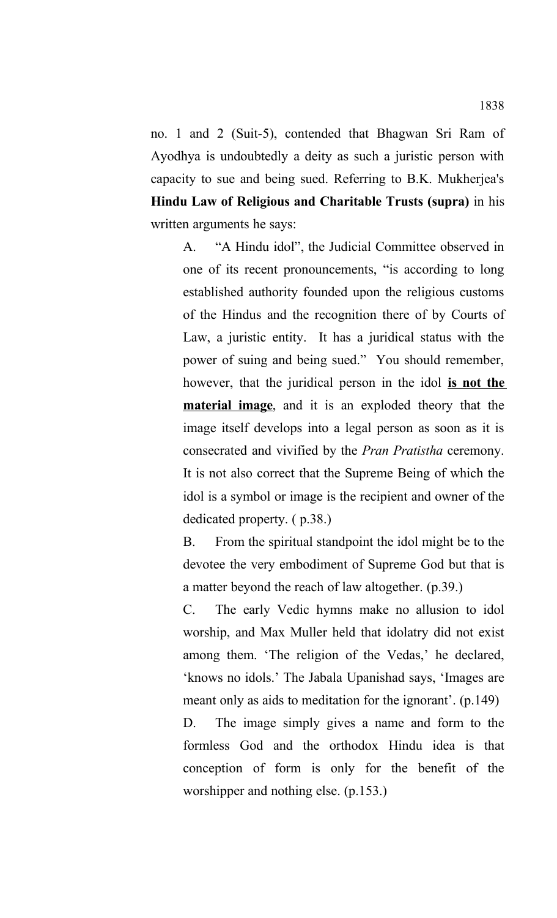no. 1 and 2 (Suit-5), contended that Bhagwan Sri Ram of Ayodhya is undoubtedly a deity as such a juristic person with capacity to sue and being sued. Referring to B.K. Mukherjea's **Hindu Law of Religious and Charitable Trusts (supra)** in his written arguments he says:

> A. "A Hindu idol", the Judicial Committee observed in one of its recent pronouncements, "is according to long established authority founded upon the religious customs of the Hindus and the recognition there of by Courts of Law, a juristic entity. It has a juridical status with the power of suing and being sued." You should remember, however, that the juridical person in the idol **<u>is not the material image</u>**, and it is an exploded theory that the image itself develops into a legal person as soon as it is consecrated and vivified by the *Pran Pratistha* ceremony. It is not also correct that the Supreme Being of which the idol is a symbol or image is the recipient and owner of the dedicated property. ( p.38.)
>
> B. From the spiritual standpoint the idol might be to the devotee the very embodiment of Supreme God but that is a matter beyond the reach of law altogether. (p.39.)
>
> C. The early Vedic hymns make no allusion to idol worship, and Max Muller held that idolatry did not exist among them. 'The religion of the Vedas,' he declared, 'knows no idols.' The Jabala Upanishad says, 'Images are meant only as aids to meditation for the ignorant'. (p.149)
>
> D. The image simply gives a name and form to the formless God and the orthodox Hindu idea is that conception of form is only for the benefit of the worshipper and nothing else. (p.153.)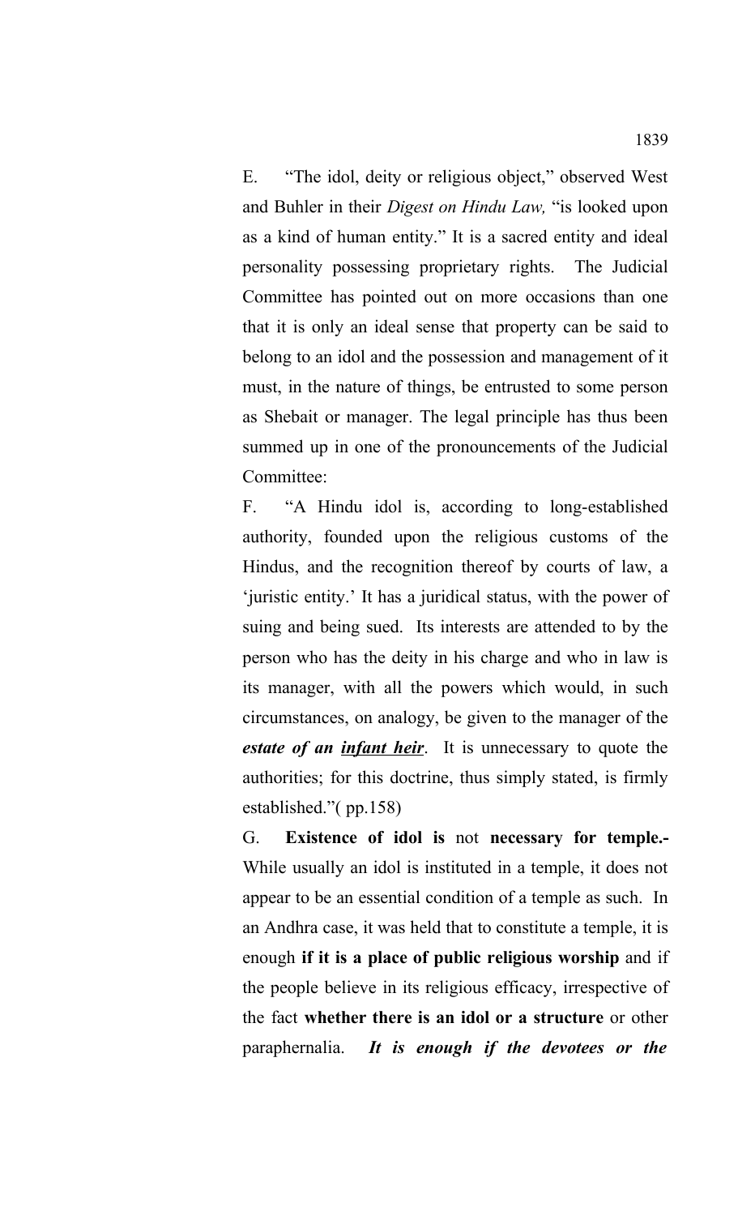E. "The idol, deity or religious object," observed West and Buhler in their *Digest on Hindu Law,* "is looked upon as a kind of human entity." It is a sacred entity and ideal personality possessing proprietary rights. The Judicial Committee has pointed out on more occasions than one that it is only an ideal sense that property can be said to belong to an idol and the possession and management of it must, in the nature of things, be entrusted to some person as Shebait or manager. The legal principle has thus been summed up in one of the pronouncements of the Judicial Committee:

F. "A Hindu idol is, according to long-established authority, founded upon the religious customs of the Hindus, and the recognition thereof by courts of law, a 'juristic entity.' It has a juridical status, with the power of suing and being sued. Its interests are attended to by the person who has the deity in his charge and who in law is its manager, with all the powers which would, in such circumstances, on analogy, be given to the manager of the ***estate of an <u>infant heir</u>***. It is unnecessary to quote the authorities; for this doctrine, thus simply stated, is firmly established."( pp.158)

G. **Existence of idol is** not **necessary for temple.-** While usually an idol is instituted in a temple, it does not appear to be an essential condition of a temple as such. In an Andhra case, it was held that to constitute a temple, it is enough **if it is a place of public religious worship** and if the people believe in its religious efficacy, irrespective of the fact **whether there is an idol or a structure** or other paraphernalia. ***It is enough if the devotees or the***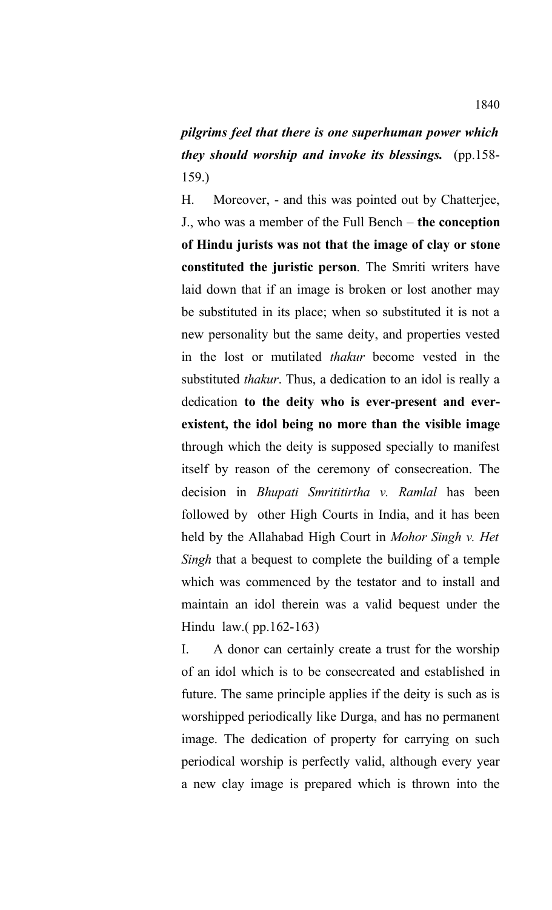***pilgrims feel that there is one superhuman power which they should worship and invoke its blessings.*** (pp.158-159.)

H. Moreover, - and this was pointed out by Chatterjee, J., who was a member of the Full Bench – **the conception of Hindu jurists was not that the image of clay or stone constituted the juristic person**. The Smriti writers have laid down that if an image is broken or lost another may be substituted in its place; when so substituted it is not a new personality but the same deity, and properties vested in the lost or mutilated *thakur* become vested in the substituted *thakur*. Thus, a dedication to an idol is really a dedication **to the deity who is ever-present and ever-existent, the idol being no more than the visible image** through which the deity is supposed specially to manifest itself by reason of the ceremony of consecreation. The decision in *Bhupati Smrititirtha v. Ramlal* has been followed by other High Courts in India, and it has been held by the Allahabad High Court in *Mohor Singh v. Het Singh* that a bequest to complete the building of a temple which was commenced by the testator and to install and maintain an idol therein was a valid bequest under the Hindu law.( pp.162-163)

I. A donor can certainly create a trust for the worship of an idol which is to be consecreated and established in future. The same principle applies if the deity is such as is worshipped periodically like Durga, and has no permanent image. The dedication of property for carrying on such periodical worship is perfectly valid, although every year a new clay image is prepared which is thrown into the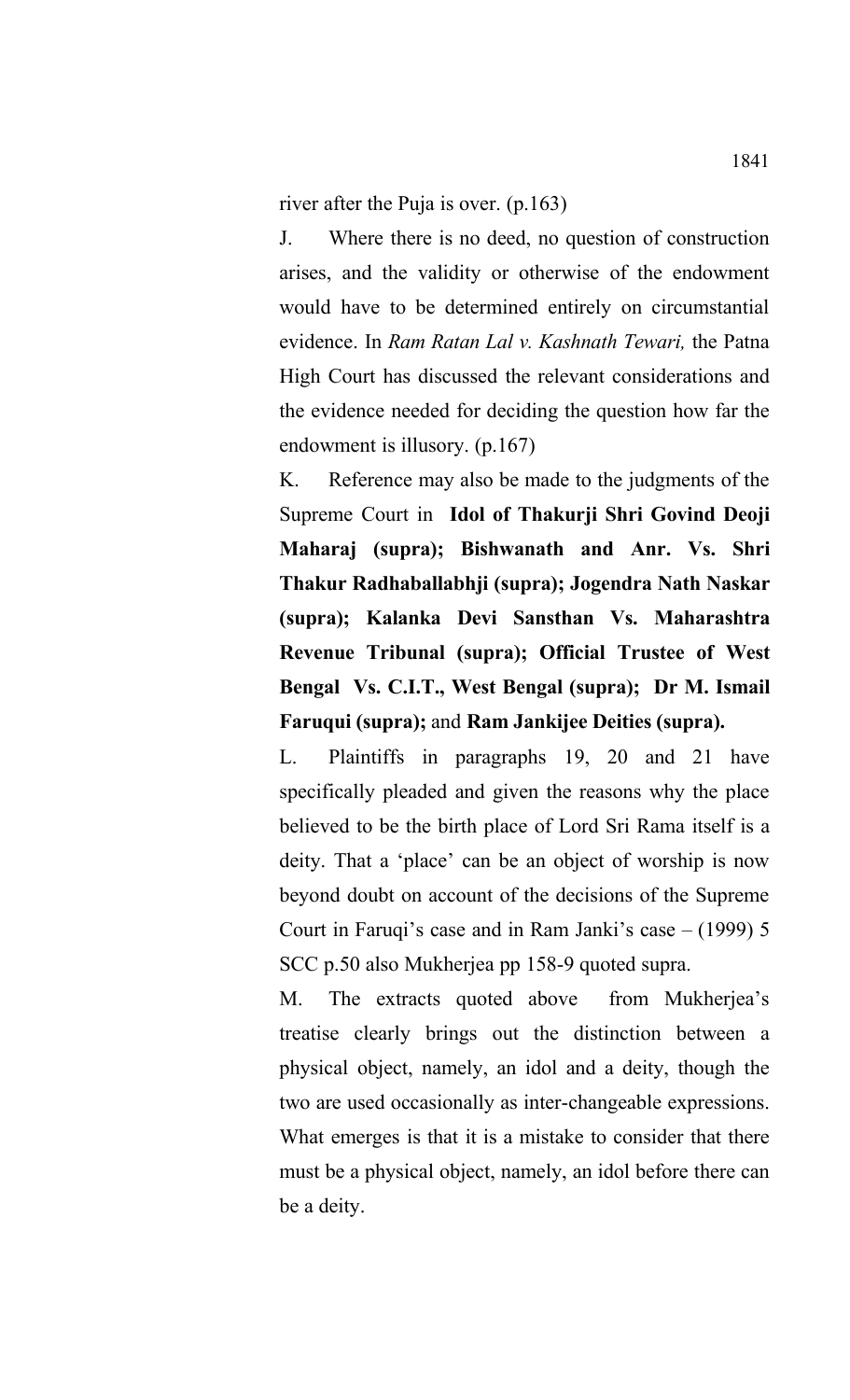river after the Puja is over. (p.163)

J. Where there is no deed, no question of construction arises, and the validity or otherwise of the endowment would have to be determined entirely on circumstantial evidence. In *Ram Ratan Lal v. Kashnath Tewari,* the Patna High Court has discussed the relevant considerations and the evidence needed for deciding the question how far the endowment is illusory. (p.167)

K. Reference may also be made to the judgments of the Supreme Court in **Idol of Thakurji Shri Govind Deoji Maharaj (supra); Bishwanath and Anr. Vs. Shri Thakur Radhaballabhji (supra); Jogendra Nath Naskar (supra); Kalanka Devi Sansthan Vs. Maharashtra Revenue Tribunal (supra); Official Trustee of West Bengal Vs. C.I.T., West Bengal (supra); Dr M. Ismail Faruqui (supra);** and **Ram Jankijee Deities (supra).**

L. Plaintiffs in paragraphs 19, 20 and 21 have specifically pleaded and given the reasons why the place believed to be the birth place of Lord Sri Rama itself is a deity. That a 'place' can be an object of worship is now beyond doubt on account of the decisions of the Supreme Court in Faruqi's case and in Ram Janki's case – (1999) 5 SCC p.50 also Mukherjea pp 158-9 quoted supra.

M. The extracts quoted above from Mukherjea's treatise clearly brings out the distinction between a physical object, namely, an idol and a deity, though the two are used occasionally as inter-changeable expressions. What emerges is that it is a mistake to consider that there must be a physical object, namely, an idol before there can be a deity.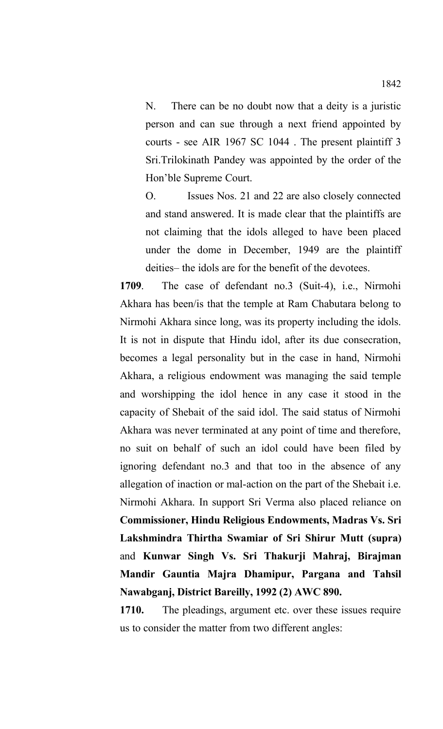N. There can be no doubt now that a deity is a juristic person and can sue through a next friend appointed by courts - see AIR 1967 SC 1044 . The present plaintiff 3 Sri.Trilokinath Pandey was appointed by the order of the Hon'ble Supreme Court.

O. Issues Nos. 21 and 22 are also closely connected and stand answered. It is made clear that the plaintiffs are not claiming that the idols alleged to have been placed under the dome in December, 1949 are the plaintiff deities– the idols are for the benefit of the devotees.

**1709**. The case of defendant no.3 (Suit-4), i.e., Nirmohi Akhara has been/is that the temple at Ram Chabutara belong to Nirmohi Akhara since long, was its property including the idols. It is not in dispute that Hindu idol, after its due consecration, becomes a legal personality but in the case in hand, Nirmohi Akhara, a religious endowment was managing the said temple and worshipping the idol hence in any case it stood in the capacity of Shebait of the said idol. The said status of Nirmohi Akhara was never terminated at any point of time and therefore, no suit on behalf of such an idol could have been filed by ignoring defendant no.3 and that too in the absence of any allegation of inaction or mal-action on the part of the Shebait i.e. Nirmohi Akhara. In support Sri Verma also placed reliance on **Commissioner, Hindu Religious Endowments, Madras Vs. Sri Lakshmindra Thirtha Swamiar of Sri Shirur Mutt (supra)** and **Kunwar Singh Vs. Sri Thakurji Mahraj, Birajman Mandir Gauntia Majra Dhamipur, Pargana and Tahsil Nawabganj, District Bareilly, 1992 (2) AWC 890.**

**1710.** The pleadings, argument etc. over these issues require us to consider the matter from two different angles: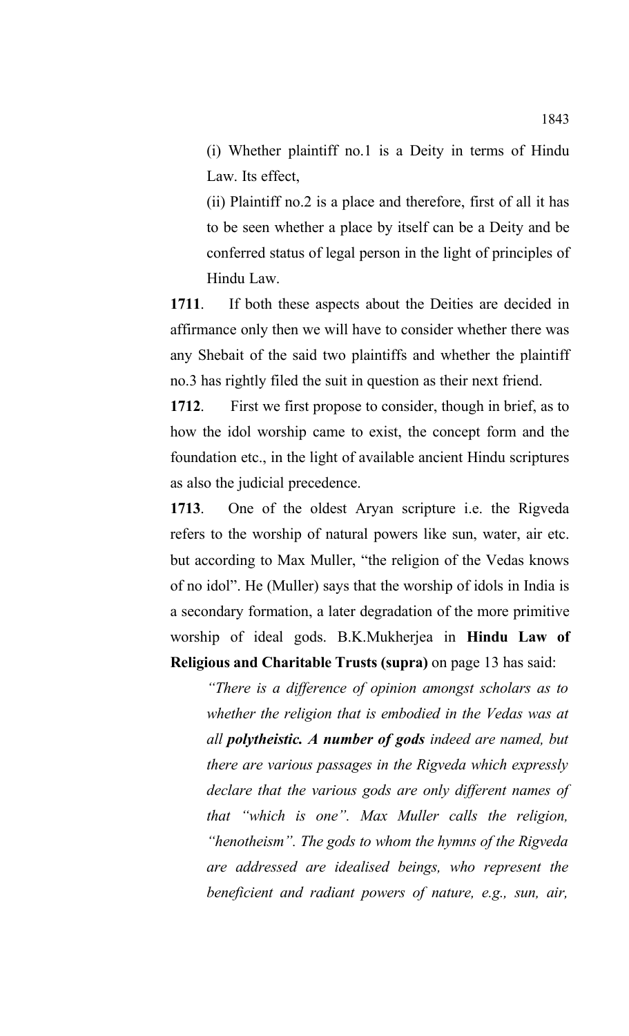(i) Whether plaintiff no.1 is a Deity in terms of Hindu Law. Its effect,

(ii) Plaintiff no.2 is a place and therefore, first of all it has to be seen whether a place by itself can be a Deity and be conferred status of legal person in the light of principles of Hindu Law.

**1711**. If both these aspects about the Deities are decided in affirmance only then we will have to consider whether there was any Shebait of the said two plaintiffs and whether the plaintiff no.3 has rightly filed the suit in question as their next friend.

**1712**. First we first propose to consider, though in brief, as to how the idol worship came to exist, the concept form and the foundation etc., in the light of available ancient Hindu scriptures as also the judicial precedence.

**1713**. One of the oldest Aryan scripture i.e. the Rigveda refers to the worship of natural powers like sun, water, air etc. but according to Max Muller, "the religion of the Vedas knows of no idol". He (Muller) says that the worship of idols in India is a secondary formation, a later degradation of the more primitive worship of ideal gods. B.K.Mukherjea in **Hindu Law of Religious and Charitable Trusts (supra)** on page 13 has said:

> *"There is a difference of opinion amongst scholars as to whether the religion that is embodied in the Vedas was at all* ***polytheistic. A number of gods*** *indeed are named, but there are various passages in the Rigveda which expressly declare that the various gods are only different names of that "which is one". Max Muller calls the religion, "henotheism". The gods to whom the hymns of the Rigveda are addressed are idealised beings, who represent the beneficient and radiant powers of nature, e.g., sun, air,*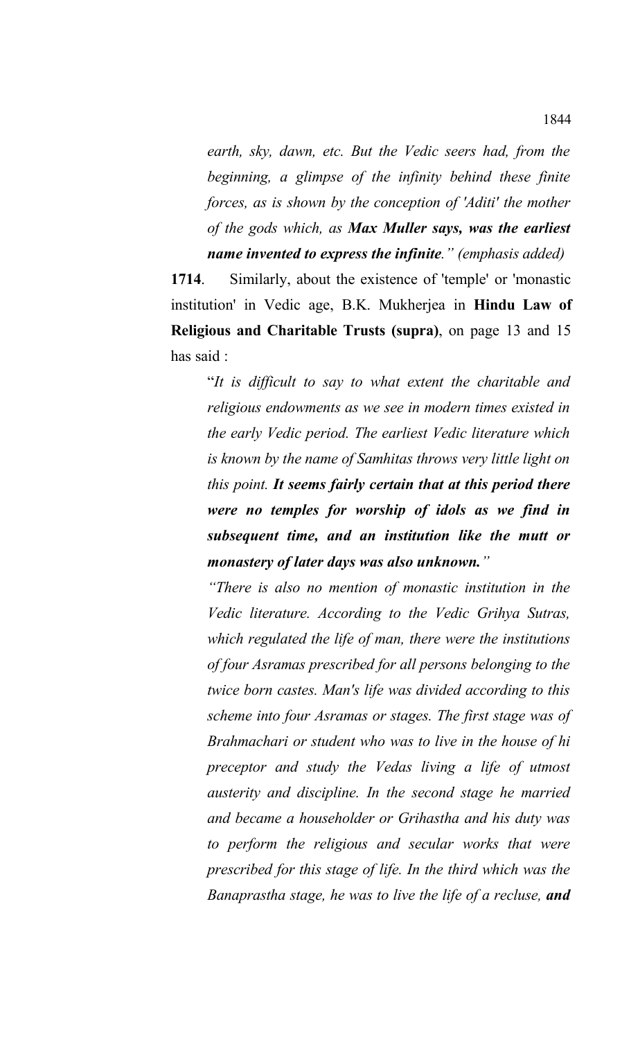*earth, sky, dawn, etc. But the Vedic seers had, from the beginning, a glimpse of the infinity behind these finite forces, as is shown by the conception of 'Aditi' the mother of the gods which, as **Max Muller says, was the earliest name invented to express the infinite**." (emphasis added)*

**1714**. Similarly, about the existence of 'temple' or 'monastic institution' in Vedic age, B.K. Mukherjea in **Hindu Law of Religious and Charitable Trusts (supra)**, on page 13 and 15 has said :

"*It is difficult to say to what extent the charitable and religious endowments as we see in modern times existed in the early Vedic period. The earliest Vedic literature which is known by the name of Samhitas throws very little light on this point. **It seems fairly certain that at this period there were no temples for worship of idols as we find in subsequent time, and an institution like the mutt or monastery of later days was also unknown.***"

*"There is also no mention of monastic institution in the Vedic literature. According to the Vedic Grihya Sutras, which regulated the life of man, there were the institutions of four Asramas prescribed for all persons belonging to the twice born castes. Man's life was divided according to this scheme into four Asramas or stages. The first stage was of Brahmachari or student who was to live in the house of hi preceptor and study the Vedas living a life of utmost austerity and discipline. In the second stage he married and became a householder or Grihastha and his duty was to perform the religious and secular works that were prescribed for this stage of life. In the third which was the Banaprastha stage, he was to live the life of a recluse, **and***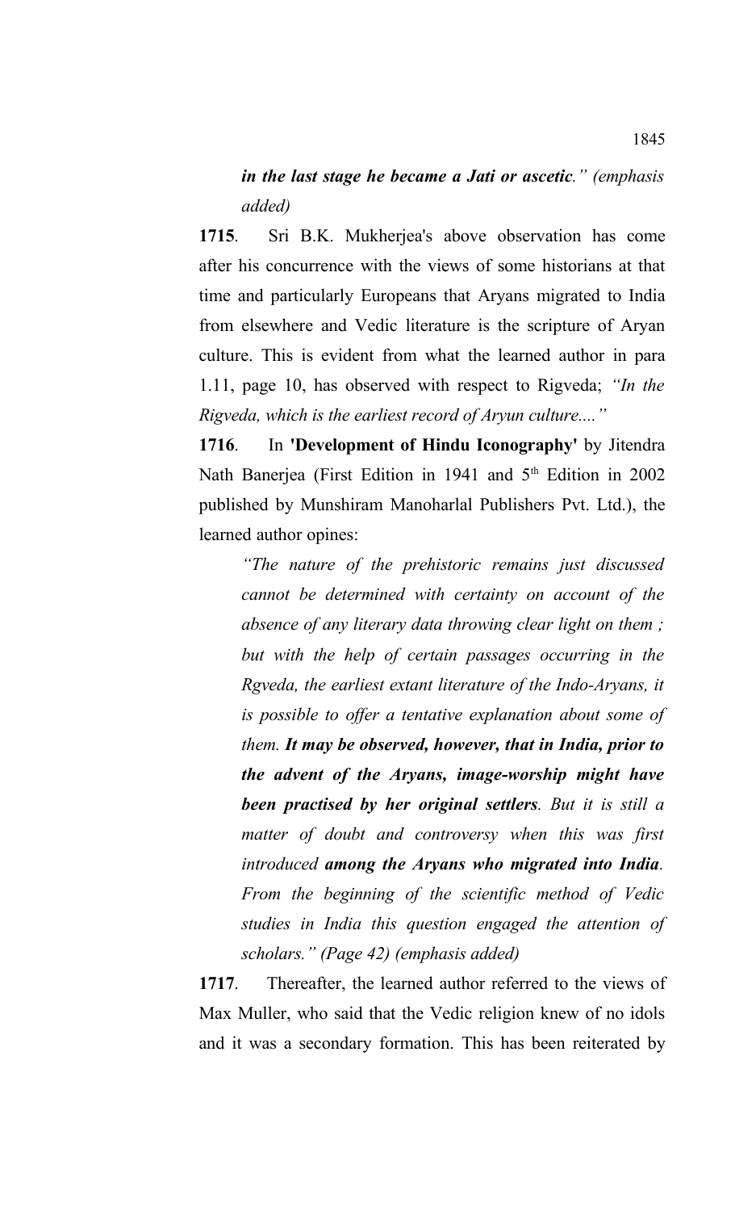*in the last stage he became a Jati or ascetic*." *(emphasis added)*

**1715**. Sri B.K. Mukherjea's above observation has come after his concurrence with the views of some historians at that time and particularly Europeans that Aryans migrated to India from elsewhere and Vedic literature is the scripture of Aryan culture. This is evident from what the learned author in para 1.11, page 10, has observed with respect to Rigveda; *"In the Rigveda, which is the earliest record of Aryun culture...."*

**1716**. In **'Development of Hindu Iconography'** by Jitendra Nath Banerjea (First Edition in 1941 and 5th Edition in 2002 published by Munshiram Manoharlal Publishers Pvt. Ltd.), the learned author opines:

> *"The nature of the prehistoric remains just discussed cannot be determined with certainty on account of the absence of any literary data throwing clear light on them ; but with the help of certain passages occurring in the Rgveda, the earliest extant literature of the Indo-Aryans, it is possible to offer a tentative explanation about some of them.* ***It may be observed, however, that in India, prior to the advent of the Aryans, image-worship might have been practised by her original settlers****. But it is still a matter of doubt and controversy when this was first introduced* ***among the Aryans who migrated into India****. From the beginning of the scientific method of Vedic studies in India this question engaged the attention of scholars." (Page 42) (emphasis added)*

**1717**. Thereafter, the learned author referred to the views of Max Muller, who said that the Vedic religion knew of no idols and it was a secondary formation. This has been reiterated by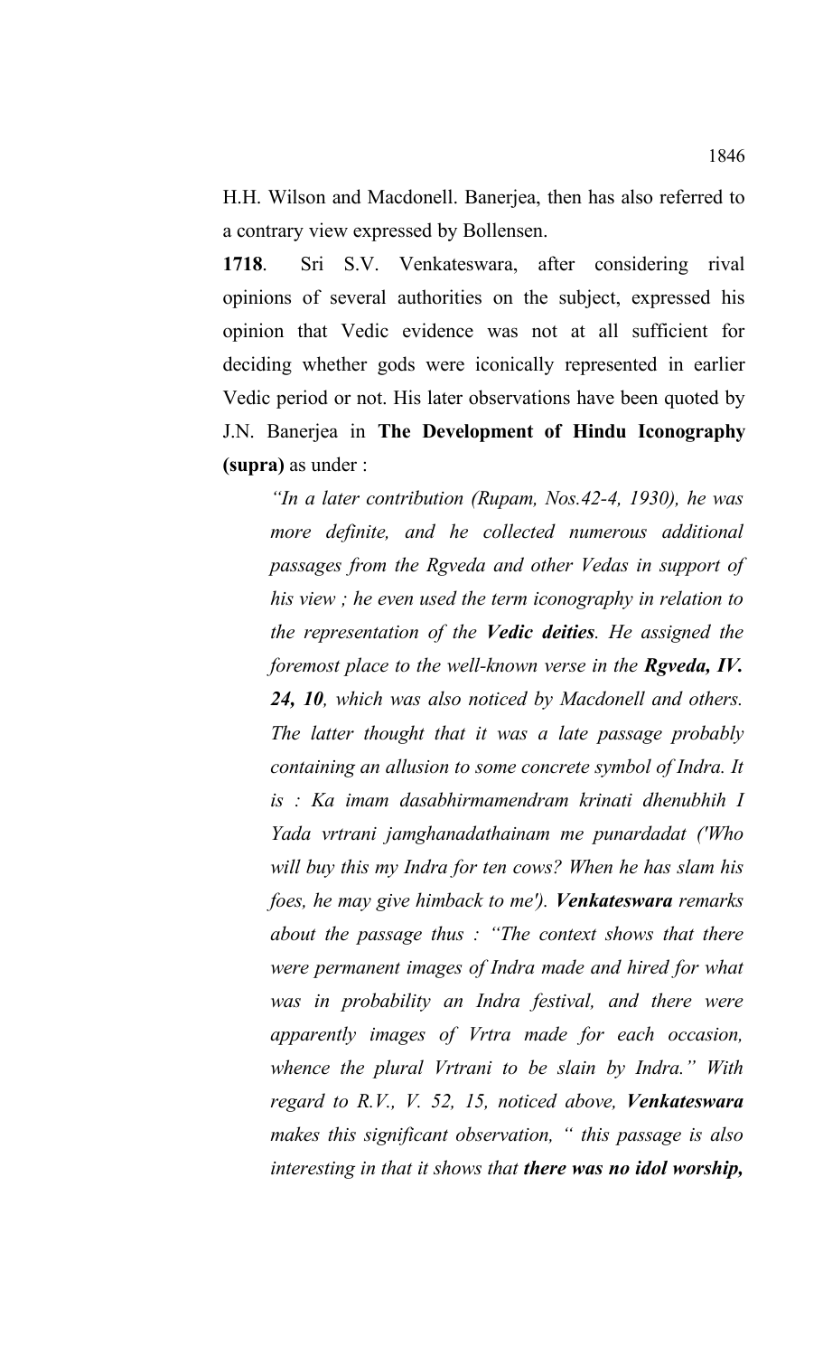H.H. Wilson and Macdonell. Banerjea, then has also referred to a contrary view expressed by Bollensen.

**1718**. Sri S.V. Venkateswara, after considering rival opinions of several authorities on the subject, expressed his opinion that Vedic evidence was not at all sufficient for deciding whether gods were iconically represented in earlier Vedic period or not. His later observations have been quoted by J.N. Banerjea in **The Development of Hindu Iconography (supra)** as under :

> *"In a later contribution (Rupam, Nos.42-4, 1930), he was more definite, and he collected numerous additional passages from the Rgveda and other Vedas in support of his view ; he even used the term iconography in relation to the representation of the **Vedic deities**. He assigned the foremost place to the well-known verse in the **Rgveda, IV. 24, 10**, which was also noticed by Macdonell and others. The latter thought that it was a late passage probably containing an allusion to some concrete symbol of Indra. It is : Ka imam dasabhirmamendram krinati dhenubhih I Yada vrtrani jamghanadathainam me punardadat ('Who will buy this my Indra for ten cows? When he has slam his foes, he may give himback to me'). **Venkateswara** remarks about the passage thus : "The context shows that there were permanent images of Indra made and hired for what was in probability an Indra festival, and there were apparently images of Vrtra made for each occasion, whence the plural Vrtrani to be slain by Indra." With regard to R.V., V. 52, 15, noticed above, **Venkateswara** makes this significant observation, " this passage is also interesting in that it shows that **there was no idol worship,***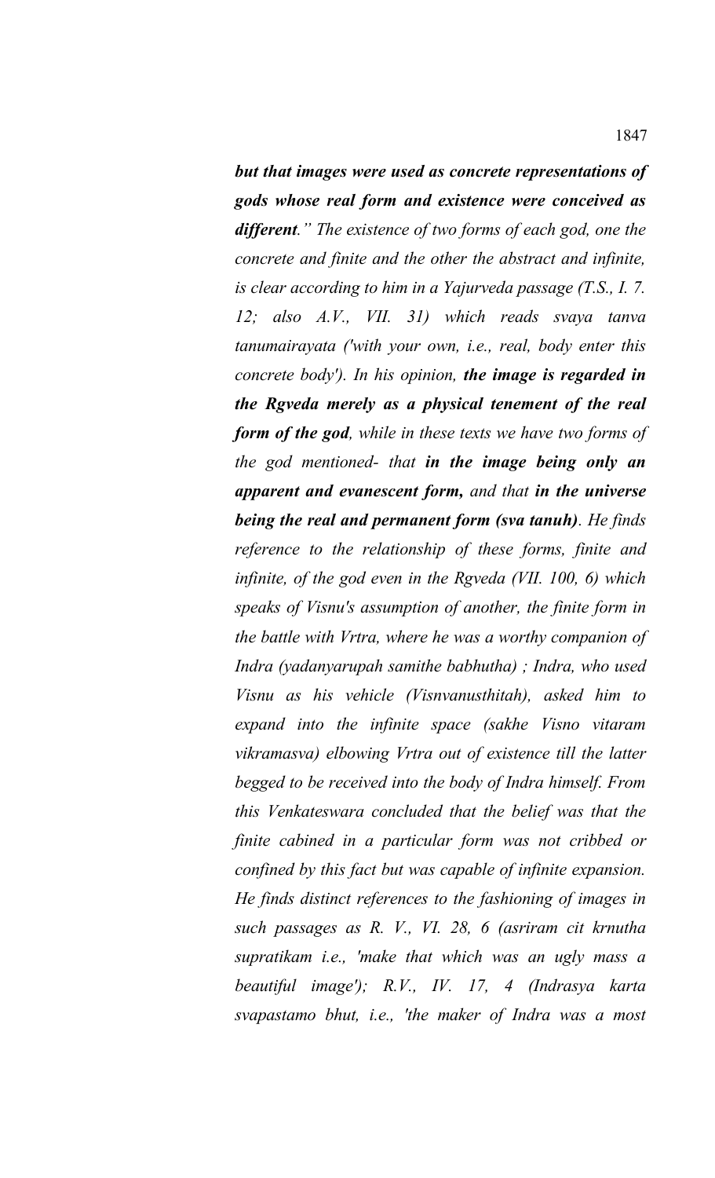*but that images were used as concrete representations of gods whose real form and existence were conceived as different." The existence of two forms of each god, one the concrete and finite and the other the abstract and infinite, is clear according to him in a Yajurveda passage (T.S., I. 7. 12; also A.V., VII. 31) which reads svaya tanva tanumairayata ('with your own, i.e., real, body enter this concrete body'). In his opinion, **the image is regarded in the Rgveda merely as a physical tenement of the real form of the god**, while in these texts we have two forms of the god mentioned- that **in the image being only an apparent and evanescent form,** and that **in the universe being the real and permanent form (sva tanuh)**. He finds reference to the relationship of these forms, finite and infinite, of the god even in the Rgveda (VII. 100, 6) which speaks of Visnu's assumption of another, the finite form in the battle with Vrtra, where he was a worthy companion of Indra (yadanyarupah samithe babhutha) ; Indra, who used Visnu as his vehicle (Visnvanusthitah), asked him to expand into the infinite space (sakhe Visno vitaram vikramasva) elbowing Vrtra out of existence till the latter begged to be received into the body of Indra himself. From this Venkateswara concluded that the belief was that the finite cabined in a particular form was not cribbed or confined by this fact but was capable of infinite expansion. He finds distinct references to the fashioning of images in such passages as R. V., VI. 28, 6 (asriram cit krnutha supratikam i.e., 'make that which was an ugly mass a beautiful image'); R.V., IV. 17, 4 (Indrasya karta svapastamo bhut, i.e., 'the maker of Indra was a most*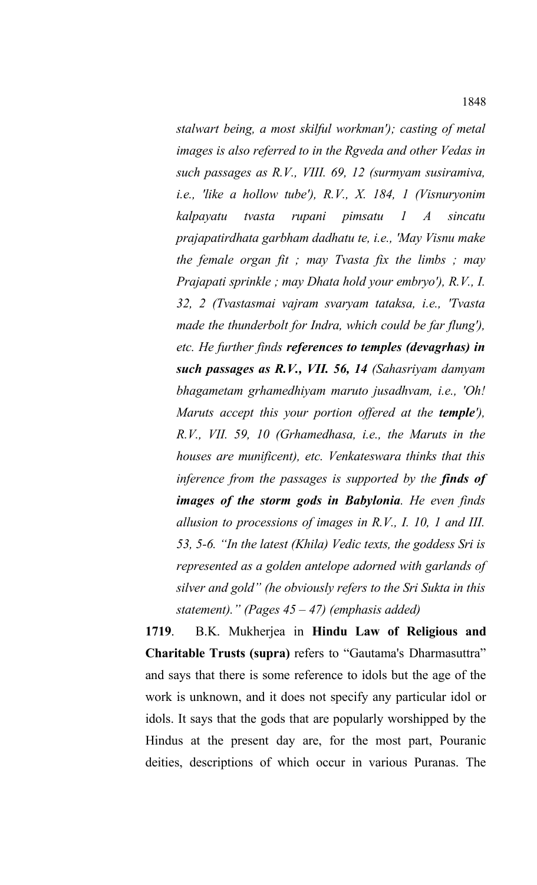*stalwart being, a most skilful workman'); casting of metal images is also referred to in the Rgveda and other Vedas in such passages as R.V., VIII. 69, 12 (surmyam susiramiva, i.e., 'like a hollow tube'), R.V., X. 184, 1 (Visnuryonim kalpayatu tvasta rupani pimsatu 1 A sincatu prajapatirdhata garbham dadhatu te, i.e., 'May Visnu make the female organ fit ; may Tvasta fix the limbs ; may Prajapati sprinkle ; may Dhata hold your embryo'), R.V., I. 32, 2 (Tvastasmai vajram svaryam tataksa, i.e., 'Tvasta made the thunderbolt for Indra, which could be far flung'), etc. He further finds* ***references to temples (devagrhas) in such passages as R.V., VII. 56, 14*** *(Sahasriyam damyam bhagametam grhamedhiyam maruto jusadhvam, i.e., 'Oh! Maruts accept this your portion offered at the* ***temple'****), R.V., VII. 59, 10 (Grhamedhasa, i.e., the Maruts in the houses are munificent), etc. Venkateswara thinks that this inference from the passages is supported by the* ***finds of images of the storm gods in Babylonia****. He even finds allusion to processions of images in R.V., I. 10, 1 and III. 53, 5-6. "In the latest (Khila) Vedic texts, the goddess Sri is represented as a golden antelope adorned with garlands of silver and gold" (he obviously refers to the Sri Sukta in this statement)." (Pages 45 – 47) (emphasis added)*

**1719**. B.K. Mukherjea in **Hindu Law of Religious and Charitable Trusts (supra)** refers to "Gautama's Dharmasuttra" and says that there is some reference to idols but the age of the work is unknown, and it does not specify any particular idol or idols. It says that the gods that are popularly worshipped by the Hindus at the present day are, for the most part, Pouranic deities, descriptions of which occur in various Puranas. The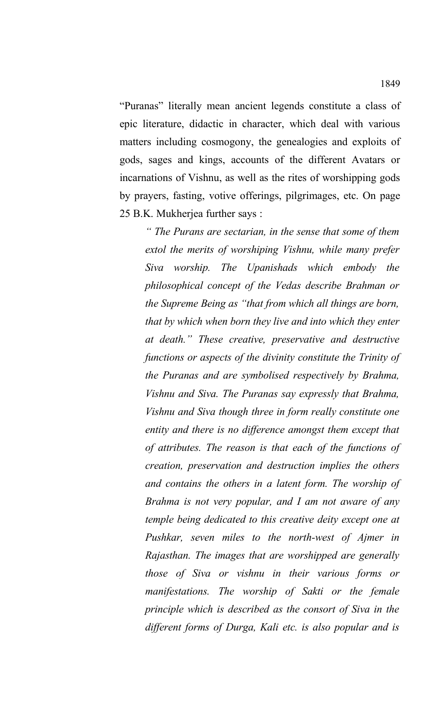"Puranas" literally mean ancient legends constitute a class of epic literature, didactic in character, which deal with various matters including cosmogony, the genealogies and exploits of gods, sages and kings, accounts of the different Avatars or incarnations of Vishnu, as well as the rites of worshipping gods by prayers, fasting, votive offerings, pilgrimages, etc. On page 25 B.K. Mukherjea further says :

> *" The Purans are sectarian, in the sense that some of them extol the merits of worshiping Vishnu, while many prefer Siva worship. The Upanishads which embody the philosophical concept of the Vedas describe Brahman or the Supreme Being as "that from which all things are born, that by which when born they live and into which they enter at death." These creative, preservative and destructive functions or aspects of the divinity constitute the Trinity of the Puranas and are symbolised respectively by Brahma, Vishnu and Siva. The Puranas say expressly that Brahma, Vishnu and Siva though three in form really constitute one entity and there is no difference amongst them except that of attributes. The reason is that each of the functions of creation, preservation and destruction implies the others and contains the others in a latent form. The worship of Brahma is not very popular, and I am not aware of any temple being dedicated to this creative deity except one at Pushkar, seven miles to the north-west of Ajmer in Rajasthan. The images that are worshipped are generally those of Siva or vishnu in their various forms or manifestations. The worship of Sakti or the female principle which is described as the consort of Siva in the different forms of Durga, Kali etc. is also popular and is*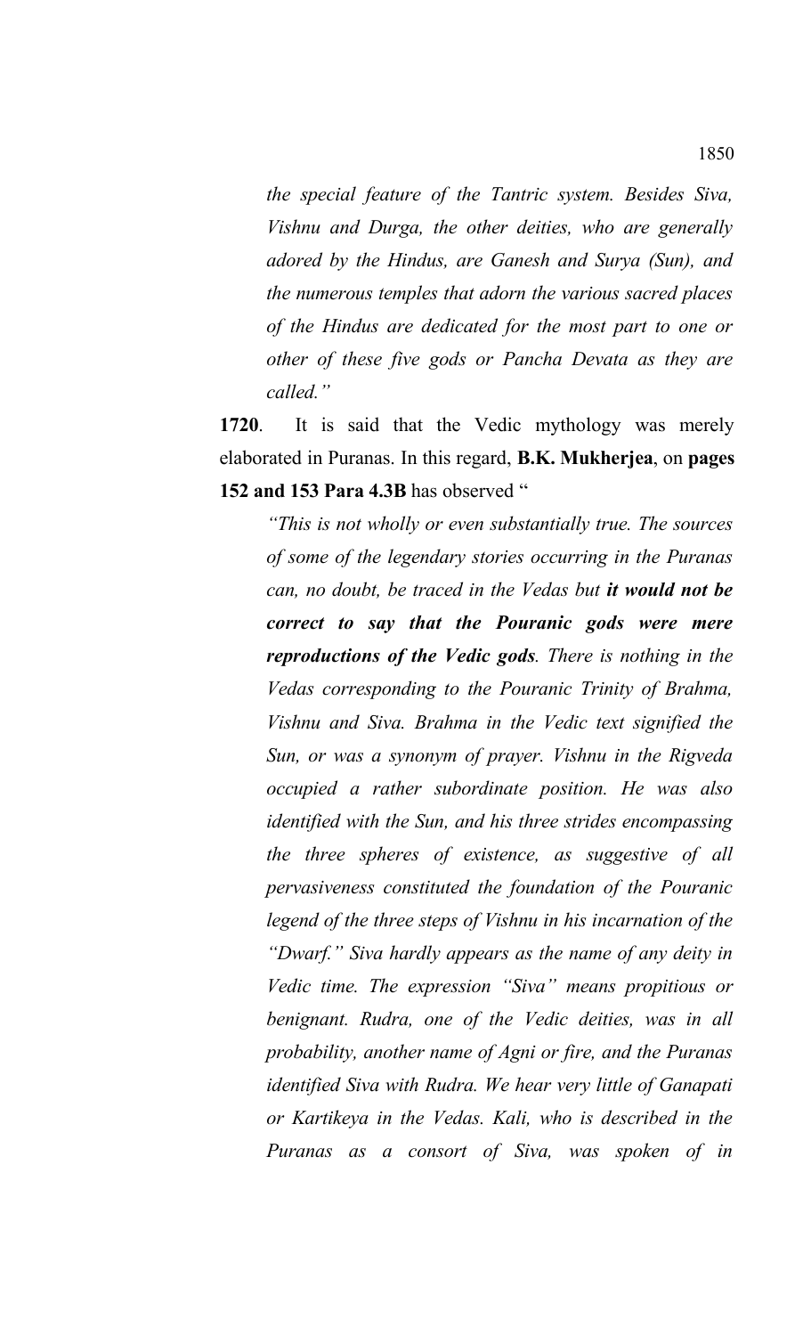*the special feature of the Tantric system. Besides Siva, Vishnu and Durga, the other deities, who are generally adored by the Hindus, are Ganesh and Surya (Sun), and the numerous temples that adorn the various sacred places of the Hindus are dedicated for the most part to one or other of these five gods or Pancha Devata as they are called."*

**1720**. It is said that the Vedic mythology was merely elaborated in Puranas. In this regard, **B.K. Mukherjea**, on **pages 152 and 153 Para 4.3B** has observed "

*"This is not wholly or even substantially true. The sources of some of the legendary stories occurring in the Puranas can, no doubt, be traced in the Vedas but **it would not be correct to say that the Pouranic gods were mere reproductions of the Vedic gods**. There is nothing in the Vedas corresponding to the Pouranic Trinity of Brahma, Vishnu and Siva. Brahma in the Vedic text signified the Sun, or was a synonym of prayer. Vishnu in the Rigveda occupied a rather subordinate position. He was also identified with the Sun, and his three strides encompassing the three spheres of existence, as suggestive of all pervasiveness constituted the foundation of the Pouranic legend of the three steps of Vishnu in his incarnation of the "Dwarf." Siva hardly appears as the name of any deity in Vedic time. The expression "Siva" means propitious or benignant. Rudra, one of the Vedic deities, was in all probability, another name of Agni or fire, and the Puranas identified Siva with Rudra. We hear very little of Ganapati or Kartikeya in the Vedas. Kali, who is described in the Puranas as a consort of Siva, was spoken of in*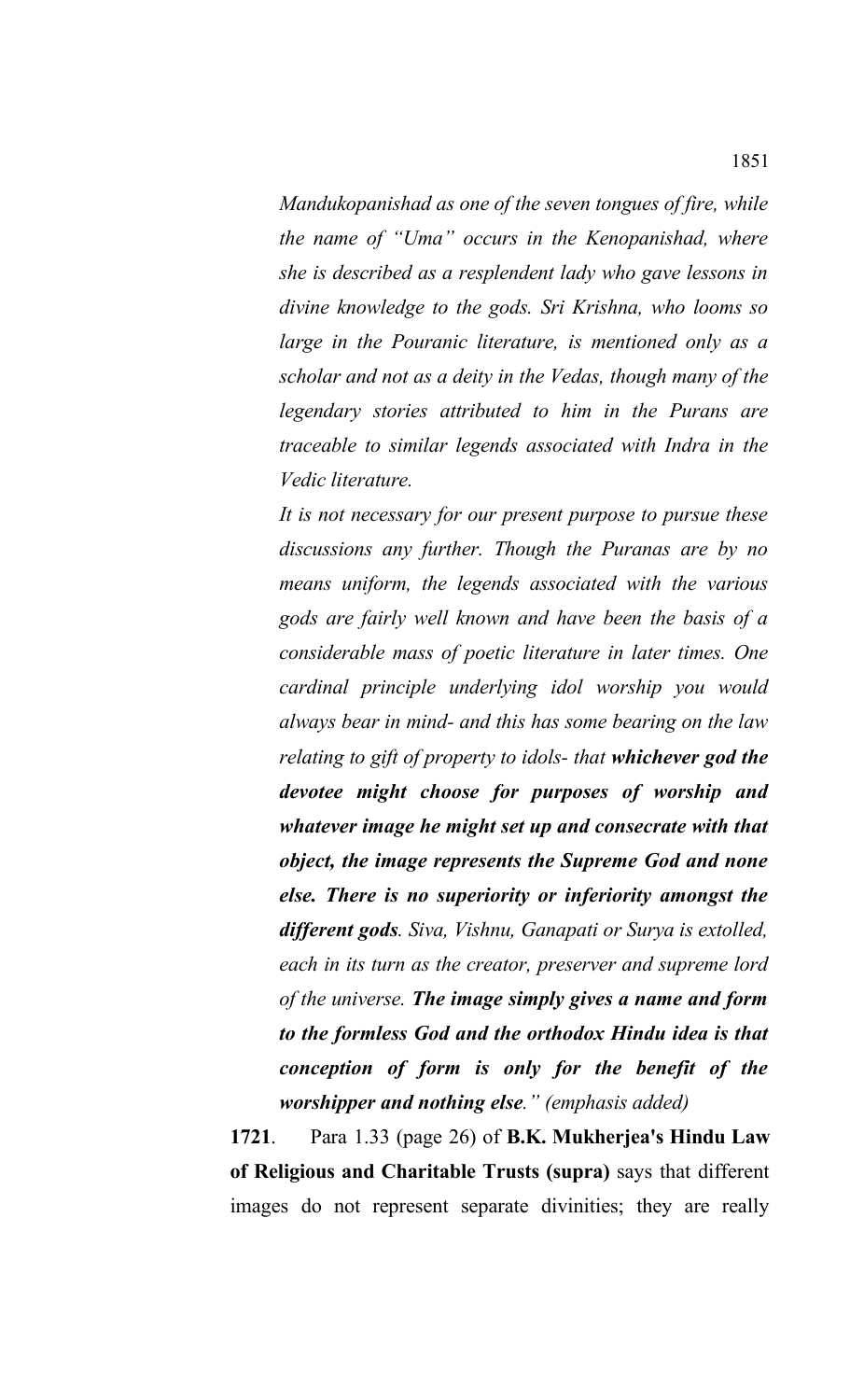*Mandukopanishad as one of the seven tongues of fire, while the name of "Uma" occurs in the Kenopanishad, where she is described as a resplendent lady who gave lessons in divine knowledge to the gods. Sri Krishna, who looms so large in the Pouranic literature, is mentioned only as a scholar and not as a deity in the Vedas, though many of the legendary stories attributed to him in the Purans are traceable to similar legends associated with Indra in the Vedic literature.*

*It is not necessary for our present purpose to pursue these discussions any further. Though the Puranas are by no means uniform, the legends associated with the various gods are fairly well known and have been the basis of a considerable mass of poetic literature in later times. One cardinal principle underlying idol worship you would always bear in mind- and this has some bearing on the law relating to gift of property to idols- that* ***whichever god the devotee might choose for purposes of worship and whatever image he might set up and consecrate with that object, the image represents the Supreme God and none else. There is no superiority or inferiority amongst the different gods****. Siva, Vishnu, Ganapati or Surya is extolled, each in its turn as the creator, preserver and supreme lord of the universe.* ***The image simply gives a name and form to the formless God and the orthodox Hindu idea is that conception of form is only for the benefit of the worshipper and nothing else****." (emphasis added)*

**1721**. Para 1.33 (page 26) of **B.K. Mukherjea's Hindu Law of Religious and Charitable Trusts (supra)** says that different images do not represent separate divinities; they are really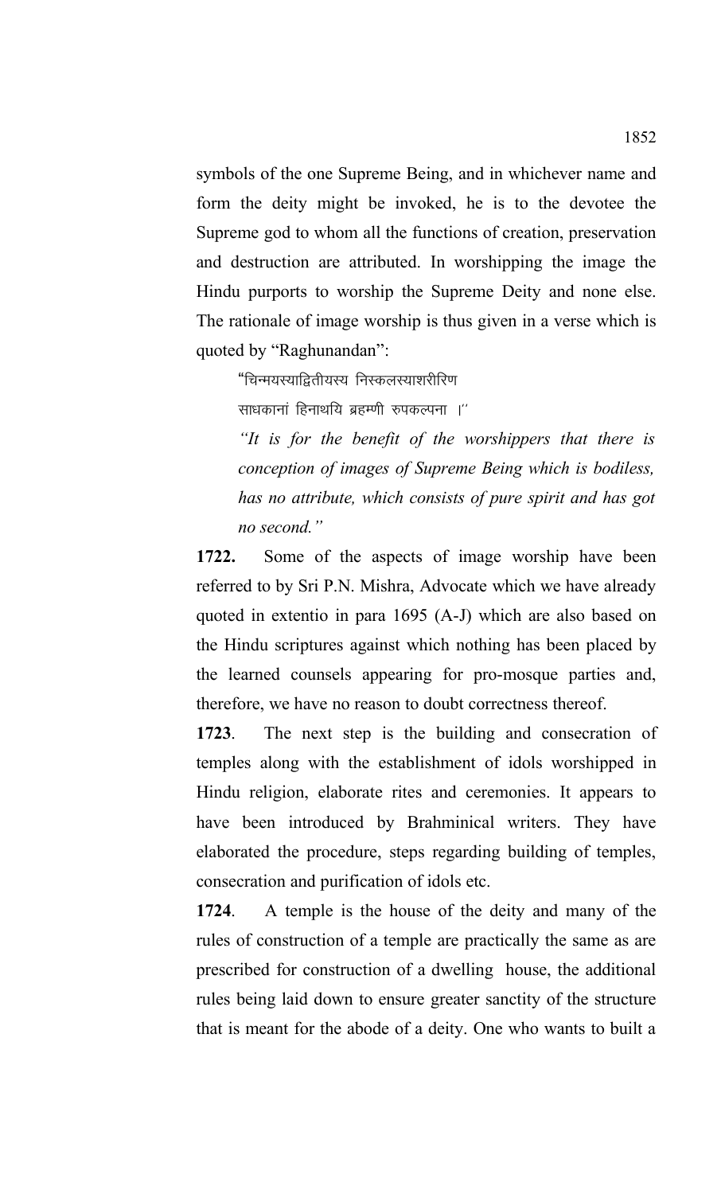symbols of the one Supreme Being, and in whichever name and form the deity might be invoked, he is to the devotee the Supreme god to whom all the functions of creation, preservation and destruction are attributed. In worshipping the image the Hindu purports to worship the Supreme Deity and none else. The rationale of image worship is thus given in a verse which is quoted by "Raghunandan":

> "चिन्मयस्याद्वितीयस्य निस्कलस्याशरीरिण
>
> साधकानां हिनाथयि ब्रहम्णी रुपकल्पना ।''
>
> *"It is for the benefit of the worshippers that there is conception of images of Supreme Being which is bodiless, has no attribute, which consists of pure spirit and has got no second."*

**1722.** Some of the aspects of image worship have been referred to by Sri P.N. Mishra, Advocate which we have already quoted in extentio in para 1695 (A-J) which are also based on the Hindu scriptures against which nothing has been placed by the learned counsels appearing for pro-mosque parties and, therefore, we have no reason to doubt correctness thereof.

**1723**. The next step is the building and consecration of temples along with the establishment of idols worshipped in Hindu religion, elaborate rites and ceremonies. It appears to have been introduced by Brahminical writers. They have elaborated the procedure, steps regarding building of temples, consecration and purification of idols etc.

**1724**. A temple is the house of the deity and many of the rules of construction of a temple are practically the same as are prescribed for construction of a dwelling house, the additional rules being laid down to ensure greater sanctity of the structure that is meant for the abode of a deity. One who wants to built a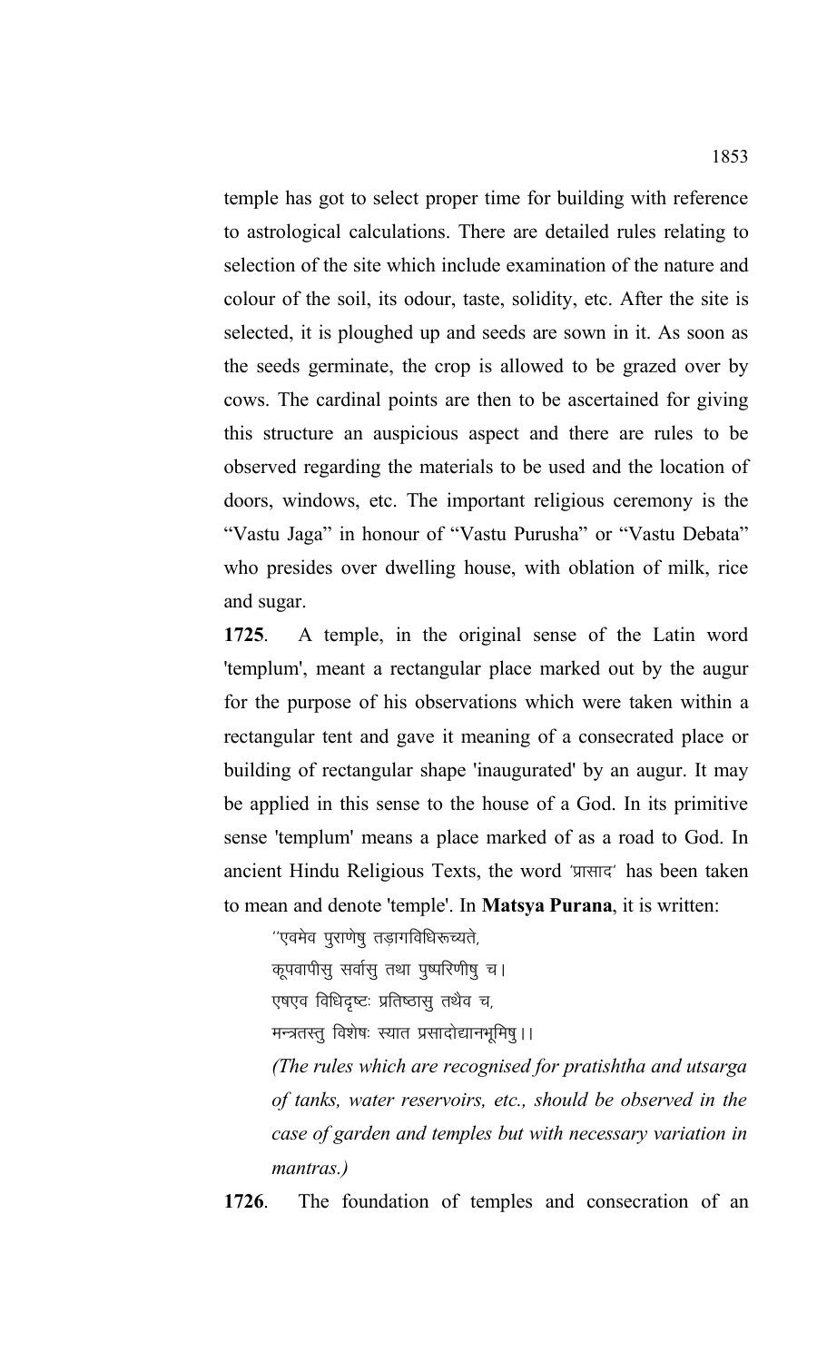temple has got to select proper time for building with reference to astrological calculations. There are detailed rules relating to selection of the site which include examination of the nature and colour of the soil, its odour, taste, solidity, etc. After the site is selected, it is ploughed up and seeds are sown in it. As soon as the seeds germinate, the crop is allowed to be grazed over by cows. The cardinal points are then to be ascertained for giving this structure an auspicious aspect and there are rules to be observed regarding the materials to be used and the location of doors, windows, etc. The important religious ceremony is the "Vastu Jaga" in honour of "Vastu Purusha" or "Vastu Debata" who presides over dwelling house, with oblation of milk, rice and sugar.

**1725**. A temple, in the original sense of the Latin word 'templum', meant a rectangular place marked out by the augur for the purpose of his observations which were taken within a rectangular tent and gave it meaning of a consecrated place or building of rectangular shape 'inaugurated' by an augur. It may be applied in this sense to the house of a God. In its primitive sense 'templum' means a place marked of as a road to God. In ancient Hindu Religious Texts, the word 'प्रासाद' has been taken to mean and denote 'temple'. In **Matsya Purana**, it is written:

> ''एवमेव पुराणेषु तड़ागविधिरूच्यते,
> कूपवापीसु सर्वासु तथा पुष्परिणीषु च।
> एषएव विधिदृष्टः प्रतिष्ठासु तथैव च,
> मन्त्रतस्तु विशेषः स्यात प्रसादोद्यानभूमिषु।।
>
> *(The rules which are recognised for pratishtha and utsarga of tanks, water reservoirs, etc., should be observed in the case of garden and temples but with necessary variation in mantras.)*

**1726**. The foundation of temples and consecration of an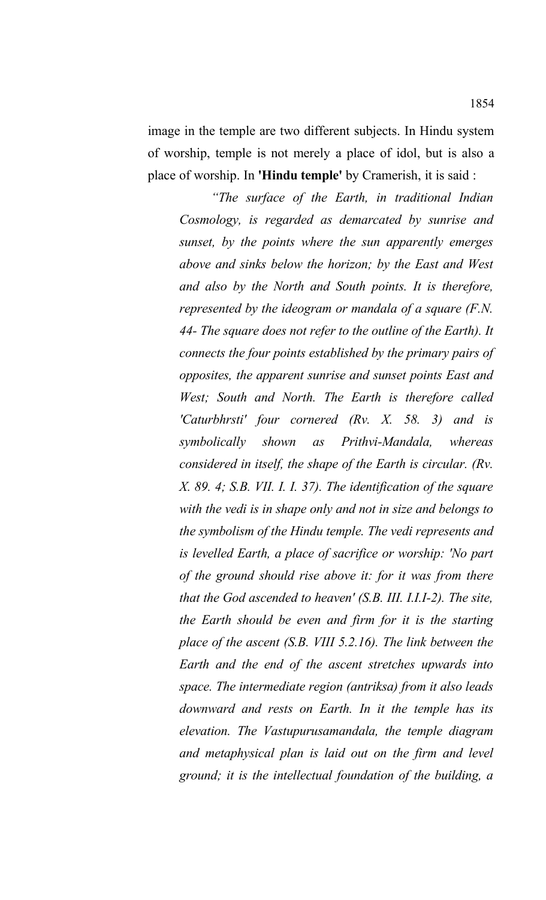image in the temple are two different subjects. In Hindu system of worship, temple is not merely a place of idol, but is also a place of worship. In **'Hindu temple'** by Cramerish, it is said :

> *"The surface of the Earth, in traditional Indian Cosmology, is regarded as demarcated by sunrise and sunset, by the points where the sun apparently emerges above and sinks below the horizon; by the East and West and also by the North and South points. It is therefore, represented by the ideogram or mandala of a square (F.N. 44- The square does not refer to the outline of the Earth). It connects the four points established by the primary pairs of opposites, the apparent sunrise and sunset points East and West; South and North. The Earth is therefore called 'Caturbhrsti' four cornered (Rv. X. 58. 3) and is symbolically shown as Prithvi-Mandala, whereas considered in itself, the shape of the Earth is circular. (Rv. X. 89. 4; S.B. VII. I. I. 37). The identification of the square with the vedi is in shape only and not in size and belongs to the symbolism of the Hindu temple. The vedi represents and is levelled Earth, a place of sacrifice or worship: 'No part of the ground should rise above it: for it was from there that the God ascended to heaven' (S.B. III. I.I.I-2). The site, the Earth should be even and firm for it is the starting place of the ascent (S.B. VIII 5.2.16). The link between the Earth and the end of the ascent stretches upwards into space. The intermediate region (antriksa) from it also leads downward and rests on Earth. In it the temple has its elevation. The Vastupurusamandala, the temple diagram and metaphysical plan is laid out on the firm and level ground; it is the intellectual foundation of the building, a*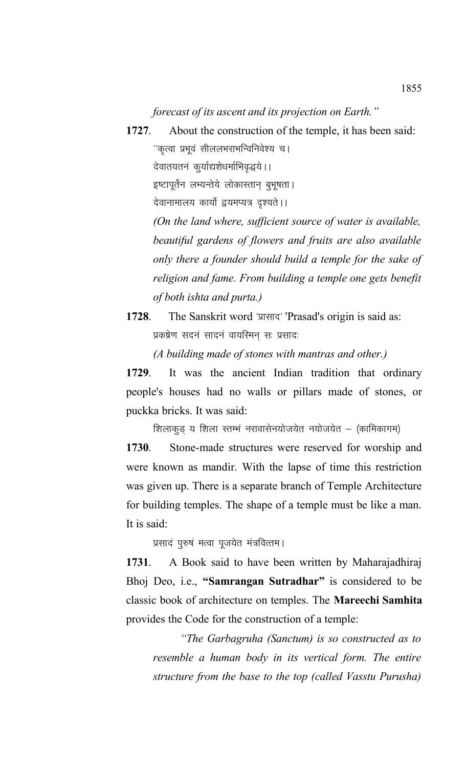*forecast of its ascent and its projection on Earth."*

**1727**. About the construction of the temple, it has been said:

''कृत्वा प्रभूवं सीललभराभन्विनिवेश्य च।
देवातयतनं कुर्याद्यशेधर्माभिवृद्धये।।
इष्टापूर्तेन लभ्यन्तेये लोकास्तान् बुभूषता।
देवानामालय कार्यो द्वयमप्यत्र दृश्यते।।

*(On the land where, sufficient source of water is available, beautiful gardens of flowers and fruits are also available only there a founder should build a temple for the sake of religion and fame. From building a temple one gets benefit of both ishta and purta.)*

**1728**. The Sanskrit word 'प्रासाद' 'Prasad's origin is said as:

प्रकष्रेण सदनं सादनं वायस्मिन् सः प्रसादः

*(A building made of stones with mantras and other.)*

**1729**. It was the ancient Indian tradition that ordinary people's houses had no walls or pillars made of stones, or puckka bricks. It was said:

शिलाकुड् य शिला स्तम्भं नरावासेनयोजयेत नयोजयेत – (कामिकागम)

**1730**. Stone-made structures were reserved for worship and were known as mandir. With the lapse of time this restriction was given up. There is a separate branch of Temple Architecture for building temples. The shape of a temple must be like a man. It is said:

प्रसादं पुरुषं मत्वा पूजयेत मंत्रवित्तम।

**1731**. A Book said to have been written by Maharajadhiraj Bhoj Deo, i.e., **"Samrangan Sutradhar"** is considered to be classic book of architecture on temples. The **Mareechi Samhita** provides the Code for the construction of a temple:

*"The Garbagruha (Sanctum) is so constructed as to resemble a human body in its vertical form. The entire structure from the base to the top (called Vasstu Purusha)*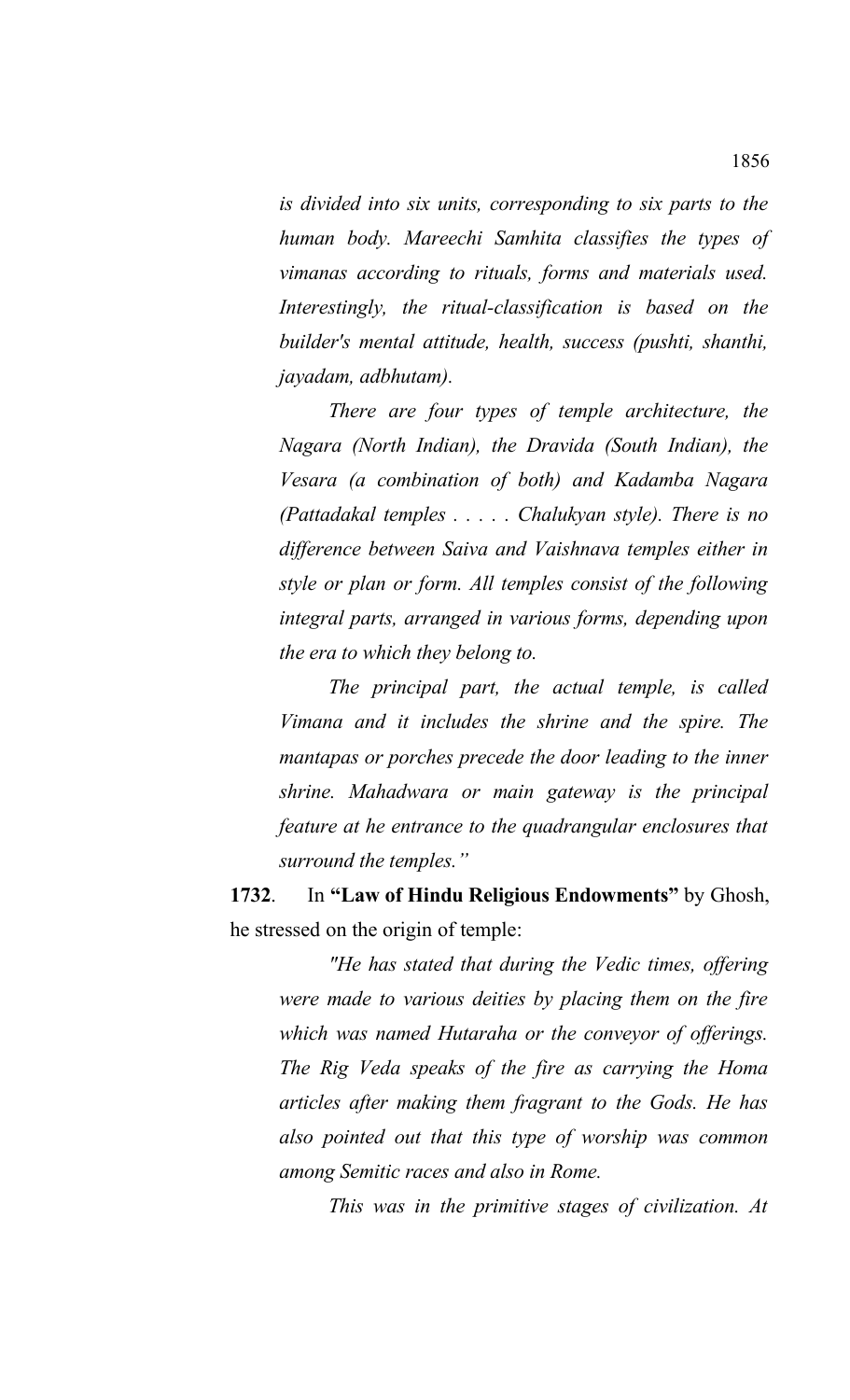*is divided into six units, corresponding to six parts to the human body. Mareechi Samhita classifies the types of vimanas according to rituals, forms and materials used. Interestingly, the ritual-classification is based on the builder's mental attitude, health, success (pushti, shanthi, jayadam, adbhutam).*

*There are four types of temple architecture, the Nagara (North Indian), the Dravida (South Indian), the Vesara (a combination of both) and Kadamba Nagara (Pattadakal temples . . . . . Chalukyan style). There is no difference between Saiva and Vaishnava temples either in style or plan or form. All temples consist of the following integral parts, arranged in various forms, depending upon the era to which they belong to.*

*The principal part, the actual temple, is called Vimana and it includes the shrine and the spire. The mantapas or porches precede the door leading to the inner shrine. Mahadwara or main gateway is the principal feature at he entrance to the quadrangular enclosures that surround the temples."*

**1732**. In **"Law of Hindu Religious Endowments"** by Ghosh, he stressed on the origin of temple:

*"He has stated that during the Vedic times, offering were made to various deities by placing them on the fire which was named Hutaraha or the conveyor of offerings. The Rig Veda speaks of the fire as carrying the Homa articles after making them fragrant to the Gods. He has also pointed out that this type of worship was common among Semitic races and also in Rome.*

*This was in the primitive stages of civilization. At*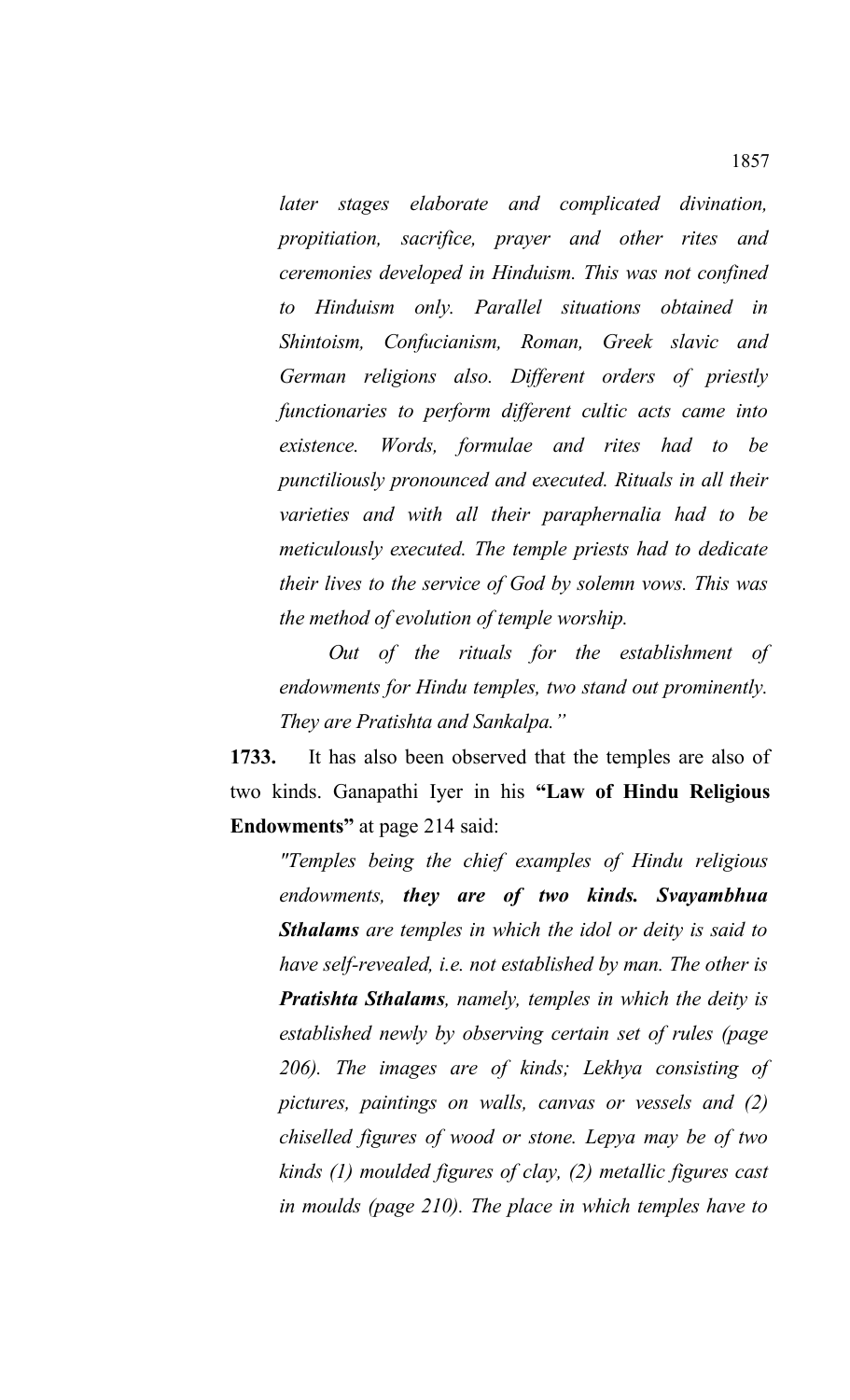*later stages elaborate and complicated divination, propitiation, sacrifice, prayer and other rites and ceremonies developed in Hinduism. This was not confined to Hinduism only. Parallel situations obtained in Shintoism, Confucianism, Roman, Greek slavic and German religions also. Different orders of priestly functionaries to perform different cultic acts came into existence. Words, formulae and rites had to be punctiliously pronounced and executed. Rituals in all their varieties and with all their paraphernalia had to be meticulously executed. The temple priests had to dedicate their lives to the service of God by solemn vows. This was the method of evolution of temple worship.*

*Out of the rituals for the establishment of endowments for Hindu temples, two stand out prominently. They are Pratishta and Sankalpa."*

**1733.** It has also been observed that the temples are also of two kinds. Ganapathi Iyer in his **"Law of Hindu Religious Endowments"** at page 214 said:

*"Temples being the chief examples of Hindu religious endowments, **they are of two kinds. Svayambhua Sthalams** are temples in which the idol or deity is said to have self-revealed, i.e. not established by man. The other is **Pratishta Sthalams**, namely, temples in which the deity is established newly by observing certain set of rules (page 206). The images are of kinds; Lekhya consisting of pictures, paintings on walls, canvas or vessels and (2) chiselled figures of wood or stone. Lepya may be of two kinds (1) moulded figures of clay, (2) metallic figures cast in moulds (page 210). The place in which temples have to*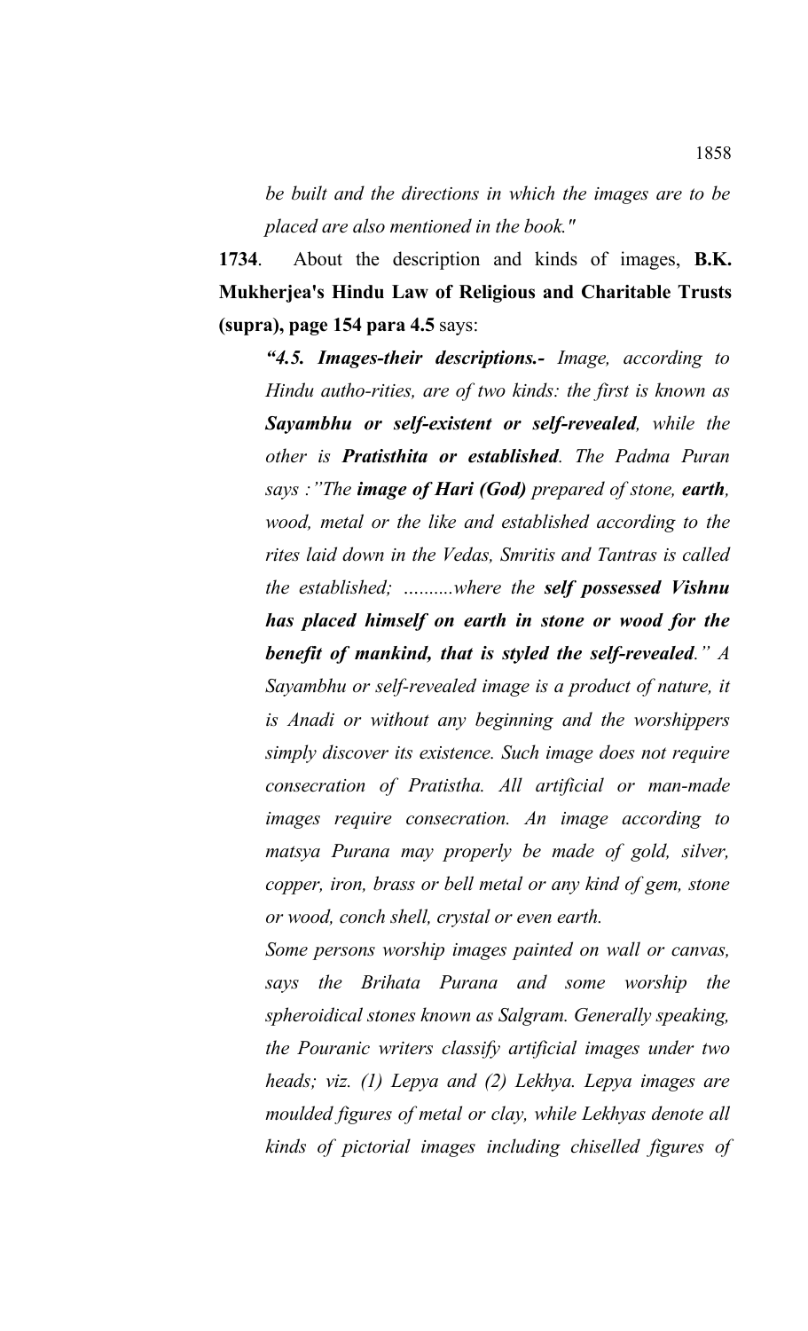*be built and the directions in which the images are to be placed are also mentioned in the book."*

**1734**. About the description and kinds of images, **B.K. Mukherjea's Hindu Law of Religious and Charitable Trusts (supra), page 154 para 4.5** says:

> ***"4.5. Images-their descriptions.-*** *Image, according to Hindu autho-rities, are of two kinds: the first is known as* ***Sayambhu or self-existent or self-revealed****, while the other is* ***Pratisthita or established****. The Padma Puran says :"The* ***image of Hari (God)*** *prepared of stone,* ***earth****, wood, metal or the like and established according to the rites laid down in the Vedas, Smritis and Tantras is called the established; ..........where the* ***self possessed Vishnu has placed himself on earth in stone or wood for the benefit of mankind, that is styled the self-revealed****." A Sayambhu or self-revealed image is a product of nature, it is Anadi or without any beginning and the worshippers simply discover its existence. Such image does not require consecration of Pratistha. All artificial or man-made images require consecration. An image according to matsya Purana may properly be made of gold, silver, copper, iron, brass or bell metal or any kind of gem, stone or wood, conch shell, crystal or even earth.*
>
> *Some persons worship images painted on wall or canvas, says the Brihata Purana and some worship the spheroidical stones known as Salgram. Generally speaking, the Pouranic writers classify artificial images under two heads; viz. (1) Lepya and (2) Lekhya. Lepya images are moulded figures of metal or clay, while Lekhyas denote all kinds of pictorial images including chiselled figures of*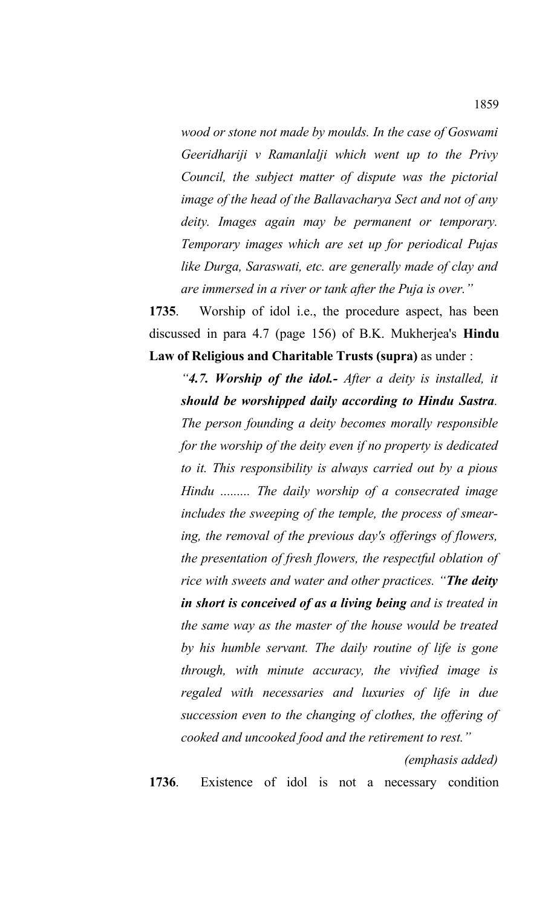*wood or stone not made by moulds. In the case of Goswami Geeridhariji v Ramanlalji which went up to the Privy Council, the subject matter of dispute was the pictorial image of the head of the Ballavacharya Sect and not of any deity. Images again may be permanent or temporary. Temporary images which are set up for periodical Pujas like Durga, Saraswati, etc. are generally made of clay and are immersed in a river or tank after the Puja is over."*

**1735**. Worship of idol i.e., the procedure aspect, has been discussed in para 4.7 (page 156) of B.K. Mukherjea's **Hindu Law of Religious and Charitable Trusts (supra)** as under :

*"**4.7. Worship of the idol.-** After a deity is installed, it **should be worshipped daily according to Hindu Sastra**. The person founding a deity becomes morally responsible for the worship of the deity even if no property is dedicated to it. This responsibility is always carried out by a pious Hindu ......... The daily worship of a consecrated image includes the sweeping of the temple, the process of smearing, the removal of the previous day's offerings of flowers, the presentation of fresh flowers, the respectful oblation of rice with sweets and water and other practices. "**The deity in short is conceived of as a living being** and is treated in the same way as the master of the house would be treated by his humble servant. The daily routine of life is gone through, with minute accuracy, the vivified image is regaled with necessaries and luxuries of life in due succession even to the changing of clothes, the offering of cooked and uncooked food and the retirement to rest."*

*(emphasis added)*

**1736**. Existence of idol is not a necessary condition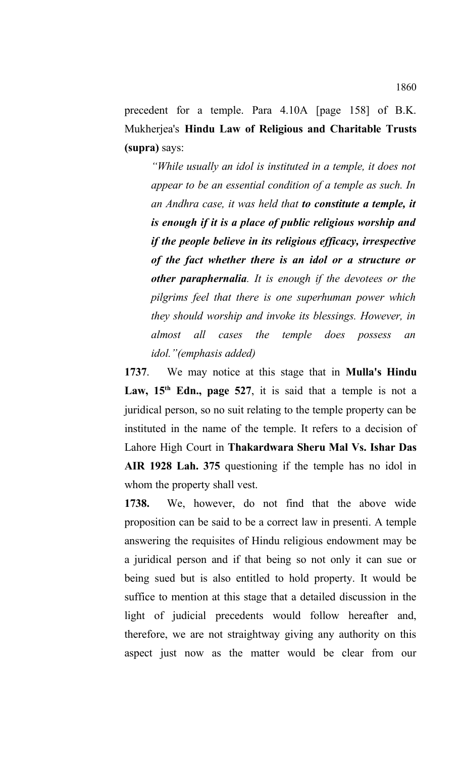precedent for a temple. Para 4.10A [page 158] of B.K. Mukherjea's **Hindu Law of Religious and Charitable Trusts (supra)** says:

> *"While usually an idol is instituted in a temple, it does not appear to be an essential condition of a temple as such. In an Andhra case, it was held that* ***to constitute a temple, it is enough if it is a place of public religious worship and if the people believe in its religious efficacy, irrespective of the fact whether there is an idol or a structure or other paraphernalia****. It is enough if the devotees or the pilgrims feel that there is one superhuman power which they should worship and invoke its blessings. However, in almost all cases the temple does possess an idol."(emphasis added)*

**1737**. We may notice at this stage that in **Mulla's Hindu Law, 15th Edn., page 527**, it is said that a temple is not a juridical person, so no suit relating to the temple property can be instituted in the name of the temple. It refers to a decision of Lahore High Court in **Thakardwara Sheru Mal Vs. Ishar Das AIR 1928 Lah. 375** questioning if the temple has no idol in whom the property shall vest.

**1738.** We, however, do not find that the above wide proposition can be said to be a correct law in presenti. A temple answering the requisites of Hindu religious endowment may be a juridical person and if that being so not only it can sue or being sued but is also entitled to hold property. It would be suffice to mention at this stage that a detailed discussion in the light of judicial precedents would follow hereafter and, therefore, we are not straightway giving any authority on this aspect just now as the matter would be clear from our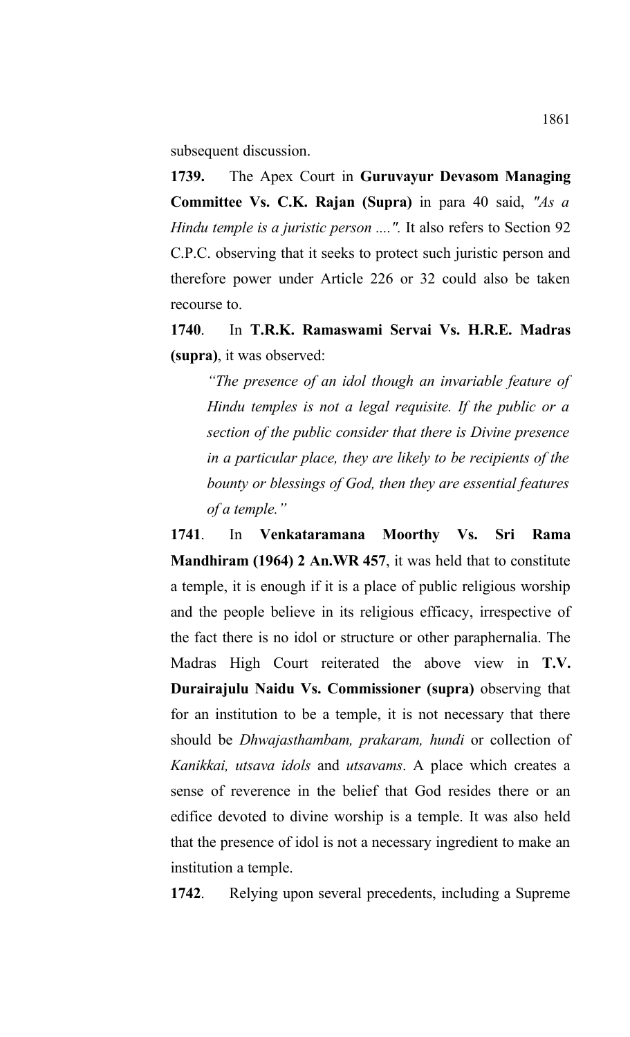subsequent discussion.

**1739.** The Apex Court in **Guruvayur Devasom Managing Committee Vs. C.K. Rajan (Supra)** in para 40 said, *"As a Hindu temple is a juristic person ....".* It also refers to Section 92 C.P.C. observing that it seeks to protect such juristic person and therefore power under Article 226 or 32 could also be taken recourse to.

**1740**. In **T.R.K. Ramaswami Servai Vs. H.R.E. Madras (supra)**, it was observed:

> *"The presence of an idol though an invariable feature of Hindu temples is not a legal requisite. If the public or a section of the public consider that there is Divine presence in a particular place, they are likely to be recipients of the bounty or blessings of God, then they are essential features of a temple."*

**1741**. In **Venkataramana Moorthy Vs. Sri Rama Mandhiram (1964) 2 An.WR 457**, it was held that to constitute a temple, it is enough if it is a place of public religious worship and the people believe in its religious efficacy, irrespective of the fact there is no idol or structure or other paraphernalia. The Madras High Court reiterated the above view in **T.V. Durairajulu Naidu Vs. Commissioner (supra)** observing that for an institution to be a temple, it is not necessary that there should be *Dhwajasthambam, prakaram, hundi* or collection of *Kanikkai, utsava idols* and *utsavams*. A place which creates a sense of reverence in the belief that God resides there or an edifice devoted to divine worship is a temple. It was also held that the presence of idol is not a necessary ingredient to make an institution a temple.

**1742**. Relying upon several precedents, including a Supreme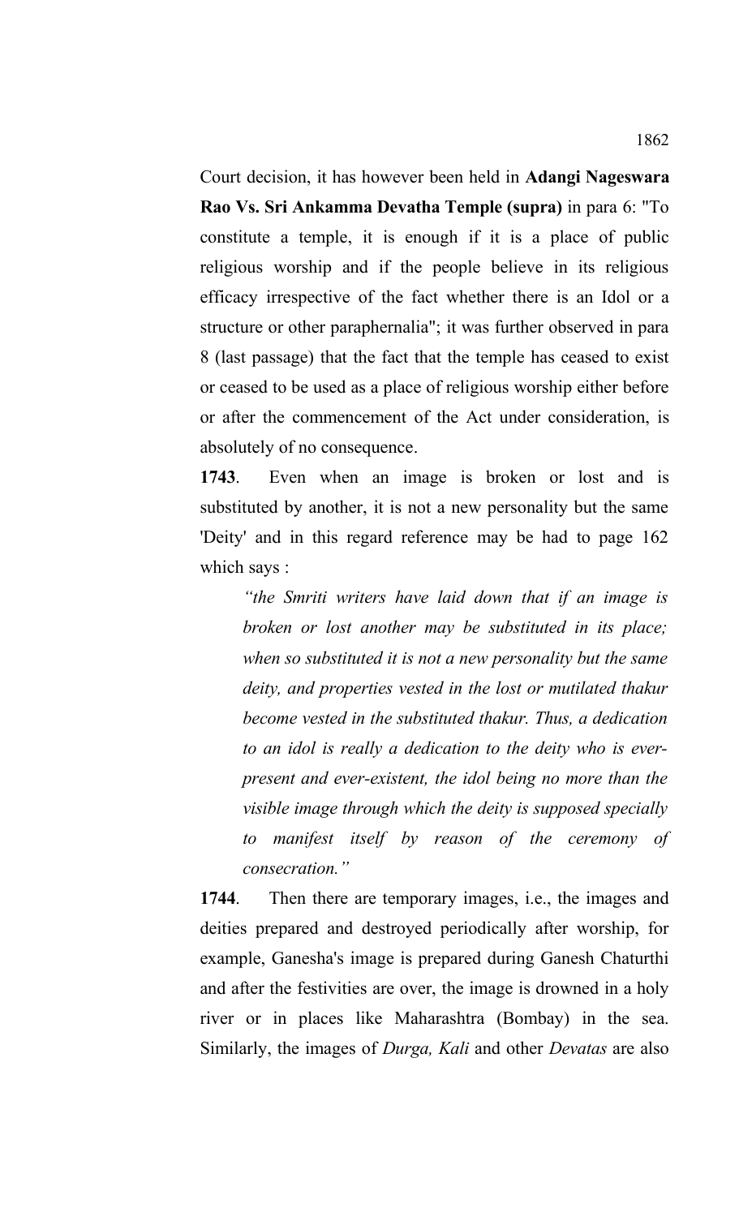Court decision, it has however been held in **Adangi Nageswara Rao Vs. Sri Ankamma Devatha Temple (supra)** in para 6: "To constitute a temple, it is enough if it is a place of public religious worship and if the people believe in its religious efficacy irrespective of the fact whether there is an Idol or a structure or other paraphernalia"; it was further observed in para 8 (last passage) that the fact that the temple has ceased to exist or ceased to be used as a place of religious worship either before or after the commencement of the Act under consideration, is absolutely of no consequence.

**1743**. Even when an image is broken or lost and is substituted by another, it is not a new personality but the same 'Deity' and in this regard reference may be had to page 162 which says :

> *"the Smriti writers have laid down that if an image is broken or lost another may be substituted in its place; when so substituted it is not a new personality but the same deity, and properties vested in the lost or mutilated thakur become vested in the substituted thakur. Thus, a dedication to an idol is really a dedication to the deity who is ever-present and ever-existent, the idol being no more than the visible image through which the deity is supposed specially to manifest itself by reason of the ceremony of consecration."*

**1744**. Then there are temporary images, i.e., the images and deities prepared and destroyed periodically after worship, for example, Ganesha's image is prepared during Ganesh Chaturthi and after the festivities are over, the image is drowned in a holy river or in places like Maharashtra (Bombay) in the sea. Similarly, the images of *Durga, Kali* and other *Devatas* are also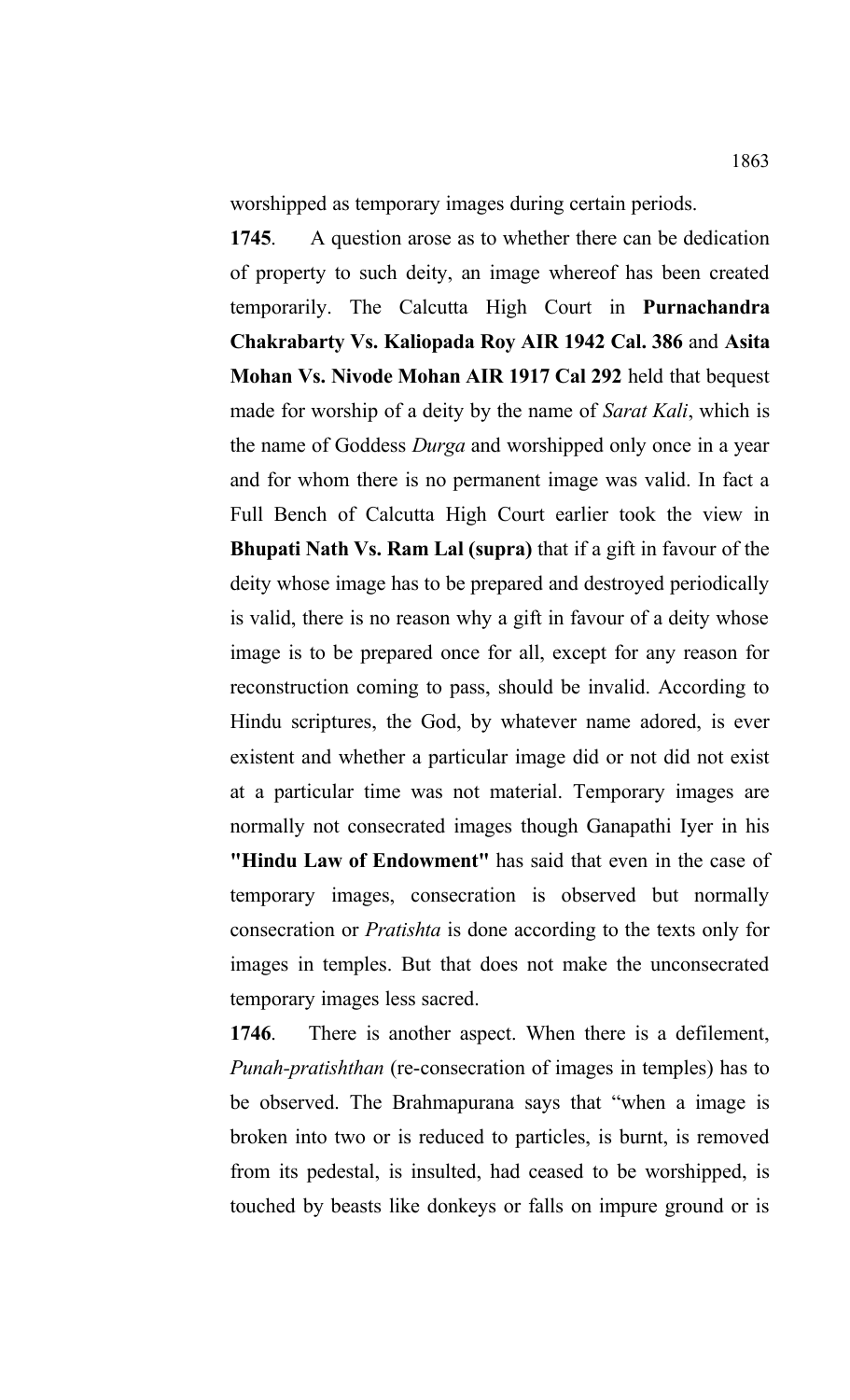worshipped as temporary images during certain periods.

**1745**. A question arose as to whether there can be dedication of property to such deity, an image whereof has been created temporarily. The Calcutta High Court in **Purnachandra Chakrabarty Vs. Kaliopada Roy AIR 1942 Cal. 386** and **Asita Mohan Vs. Nivode Mohan AIR 1917 Cal 292** held that bequest made for worship of a deity by the name of *Sarat Kali*, which is the name of Goddess *Durga* and worshipped only once in a year and for whom there is no permanent image was valid. In fact a Full Bench of Calcutta High Court earlier took the view in **Bhupati Nath Vs. Ram Lal (supra)** that if a gift in favour of the deity whose image has to be prepared and destroyed periodically is valid, there is no reason why a gift in favour of a deity whose image is to be prepared once for all, except for any reason for reconstruction coming to pass, should be invalid. According to Hindu scriptures, the God, by whatever name adored, is ever existent and whether a particular image did or not did not exist at a particular time was not material. Temporary images are normally not consecrated images though Ganapathi Iyer in his **"Hindu Law of Endowment"** has said that even in the case of temporary images, consecration is observed but normally consecration or *Pratishta* is done according to the texts only for images in temples. But that does not make the unconsecrated temporary images less sacred.

**1746**. There is another aspect. When there is a defilement, *Punah-pratishthan* (re-consecration of images in temples) has to be observed. The Brahmapurana says that "when a image is broken into two or is reduced to particles, is burnt, is removed from its pedestal, is insulted, had ceased to be worshipped, is touched by beasts like donkeys or falls on impure ground or is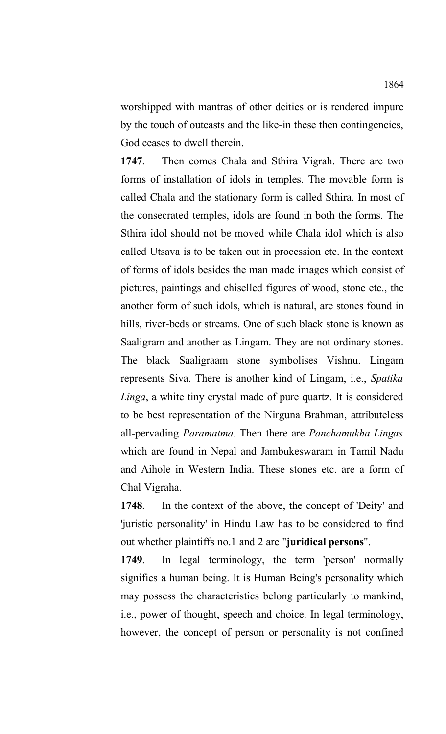worshipped with mantras of other deities or is rendered impure by the touch of outcasts and the like-in these then contingencies, God ceases to dwell therein.

**1747**. Then comes Chala and Sthira Vigrah. There are two forms of installation of idols in temples. The movable form is called Chala and the stationary form is called Sthira. In most of the consecrated temples, idols are found in both the forms. The Sthira idol should not be moved while Chala idol which is also called Utsava is to be taken out in procession etc. In the context of forms of idols besides the man made images which consist of pictures, paintings and chiselled figures of wood, stone etc., the another form of such idols, which is natural, are stones found in hills, river-beds or streams. One of such black stone is known as Saaligram and another as Lingam. They are not ordinary stones. The black Saaligraam stone symbolises Vishnu. Lingam represents Siva. There is another kind of Lingam, i.e., *Spatika Linga*, a white tiny crystal made of pure quartz. It is considered to be best representation of the Nirguna Brahman, attributeless all-pervading *Paramatma.* Then there are *Panchamukha Lingas* which are found in Nepal and Jambukeswaram in Tamil Nadu and Aihole in Western India. These stones etc. are a form of Chal Vigraha.

**1748**. In the context of the above, the concept of 'Deity' and 'juristic personality' in Hindu Law has to be considered to find out whether plaintiffs no.1 and 2 are "**juridical persons**".

**1749**. In legal terminology, the term 'person' normally signifies a human being. It is Human Being's personality which may possess the characteristics belong particularly to mankind, i.e., power of thought, speech and choice. In legal terminology, however, the concept of person or personality is not confined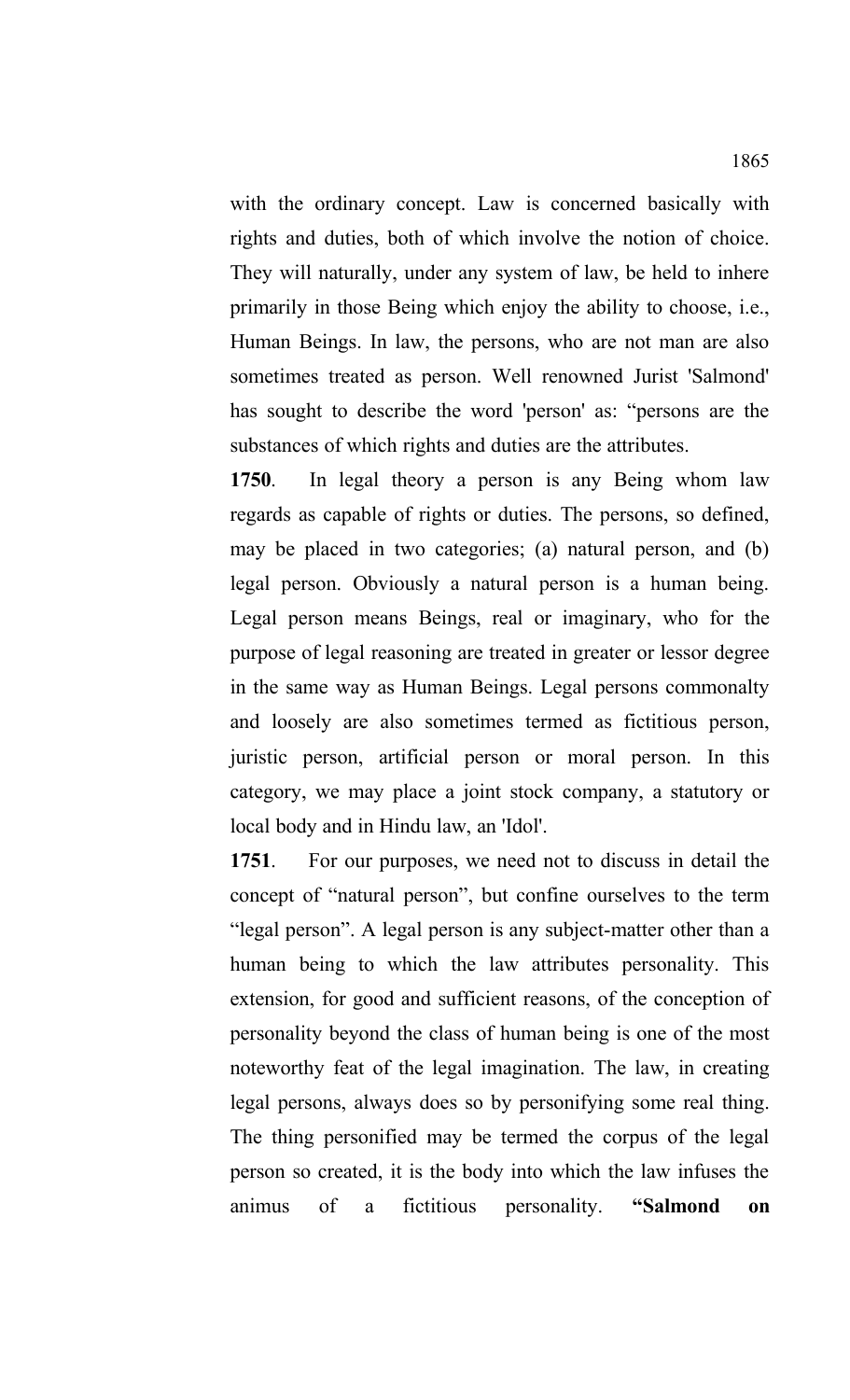with the ordinary concept. Law is concerned basically with rights and duties, both of which involve the notion of choice. They will naturally, under any system of law, be held to inhere primarily in those Being which enjoy the ability to choose, i.e., Human Beings. In law, the persons, who are not man are also sometimes treated as person. Well renowned Jurist 'Salmond' has sought to describe the word 'person' as: "persons are the substances of which rights and duties are the attributes.

**1750**. In legal theory a person is any Being whom law regards as capable of rights or duties. The persons, so defined, may be placed in two categories; (a) natural person, and (b) legal person. Obviously a natural person is a human being. Legal person means Beings, real or imaginary, who for the purpose of legal reasoning are treated in greater or lessor degree in the same way as Human Beings. Legal persons commonalty and loosely are also sometimes termed as fictitious person, juristic person, artificial person or moral person. In this category, we may place a joint stock company, a statutory or local body and in Hindu law, an 'Idol'.

**1751**. For our purposes, we need not to discuss in detail the concept of "natural person", but confine ourselves to the term "legal person". A legal person is any subject-matter other than a human being to which the law attributes personality. This extension, for good and sufficient reasons, of the conception of personality beyond the class of human being is one of the most noteworthy feat of the legal imagination. The law, in creating legal persons, always does so by personifying some real thing. The thing personified may be termed the corpus of the legal person so created, it is the body into which the law infuses the animus of a fictitious personality. **"Salmond on**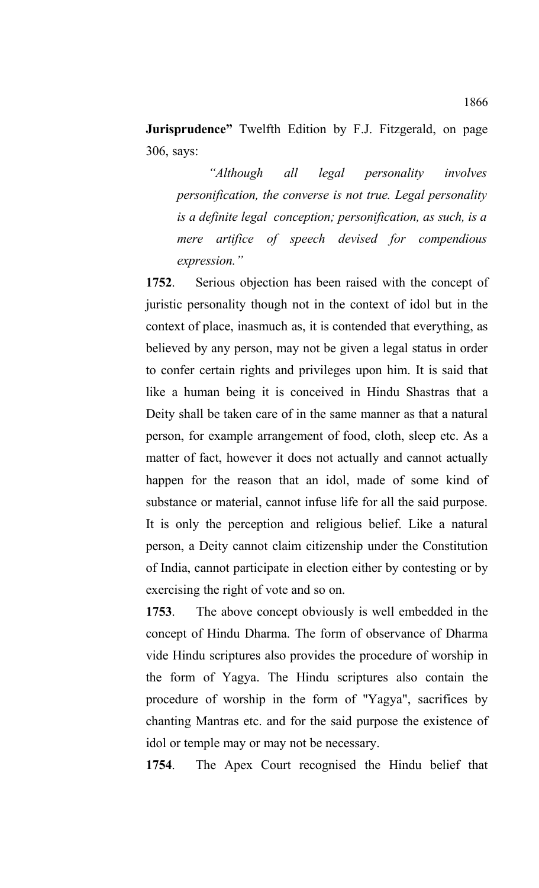**Jurisprudence"** Twelfth Edition by F.J. Fitzgerald, on page 306, says:

> *"Although all legal personality involves personification, the converse is not true. Legal personality is a definite legal conception; personification, as such, is a mere artifice of speech devised for compendious expression."*

**1752**. Serious objection has been raised with the concept of juristic personality though not in the context of idol but in the context of place, inasmuch as, it is contended that everything, as believed by any person, may not be given a legal status in order to confer certain rights and privileges upon him. It is said that like a human being it is conceived in Hindu Shastras that a Deity shall be taken care of in the same manner as that a natural person, for example arrangement of food, cloth, sleep etc. As a matter of fact, however it does not actually and cannot actually happen for the reason that an idol, made of some kind of substance or material, cannot infuse life for all the said purpose. It is only the perception and religious belief. Like a natural person, a Deity cannot claim citizenship under the Constitution of India, cannot participate in election either by contesting or by exercising the right of vote and so on.

**1753**. The above concept obviously is well embedded in the concept of Hindu Dharma. The form of observance of Dharma vide Hindu scriptures also provides the procedure of worship in the form of Yagya. The Hindu scriptures also contain the procedure of worship in the form of "Yagya", sacrifices by chanting Mantras etc. and for the said purpose the existence of idol or temple may or may not be necessary.

**1754**. The Apex Court recognised the Hindu belief that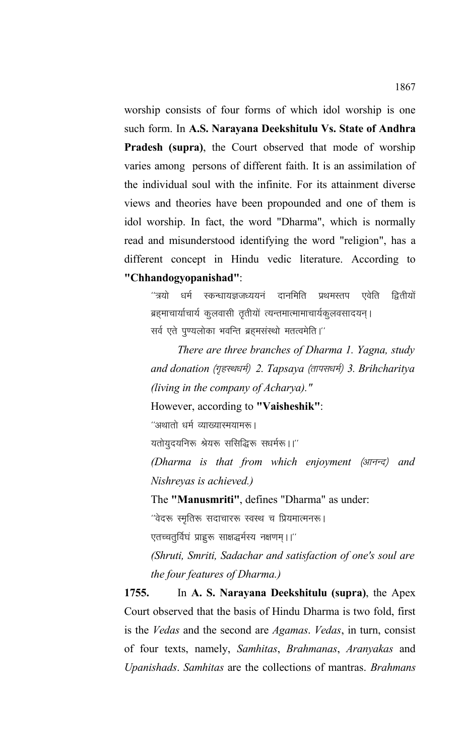worship consists of four forms of which idol worship is one such form. In **A.S. Narayana Deekshitulu Vs. State of Andhra Pradesh (supra)**, the Court observed that mode of worship varies among persons of different faith. It is an assimilation of the individual soul with the infinite. For its attainment diverse views and theories have been propounded and one of them is idol worship. In fact, the word "Dharma", which is normally read and misunderstood identifying the word "religion", has a different concept in Hindu vedic literature. According to **"Chhandogyopanishad"**:

> ''त्रयो धर्म स्कन्धायज्ञजध्ययनं दानमिति प्रथमस्तप एवेति द्वितीयों ब्रह्माचार्याचार्य कुलवासी तृतीयों त्यन्तमात्मामाचार्यकुलवसादयन्।
> सर्व एते पुण्यलोका भवन्ति ब्रह्मसंस्थो मतत्वमेति।''
>
> *There are three branches of Dharma 1. Yagna, study and donation (गृहस्थधर्म) 2. Tapsaya (तापसधर्म) 3. Brihcharitya (living in the company of Acharya)."*

However, according to **"Vaisheshik"**:

> ''अथातो धर्म व्याख्यास्मयामरू।
> यतोयुदयनिरू श्रेयरू ससिद्धिरू सधर्मरू।।''
>
> *(Dharma is that from which enjoyment (आनन्द) and Nishreyas is achieved.)*

The **"Manusmriti"**, defines "Dharma" as under:

> ''वेदरू स्मृतिरू सदाचाररू स्वस्थ च प्रियमात्मनरू।
> एतच्चतुर्विधं प्राहुरू साक्षद्धर्मस्य नक्षणम्।।''
>
> *(Shruti, Smriti, Sadachar and satisfaction of one's soul are the four features of Dharma.)*

**1755.** In **A. S. Narayana Deekshitulu (supra)**, the Apex Court observed that the basis of Hindu Dharma is two fold, first is the *Vedas* and the second are *Agamas*. *Vedas*, in turn, consist of four texts, namely, *Samhitas*, *Brahmanas*, *Aranyakas* and *Upanishads*. *Samhitas* are the collections of mantras. *Brahmans*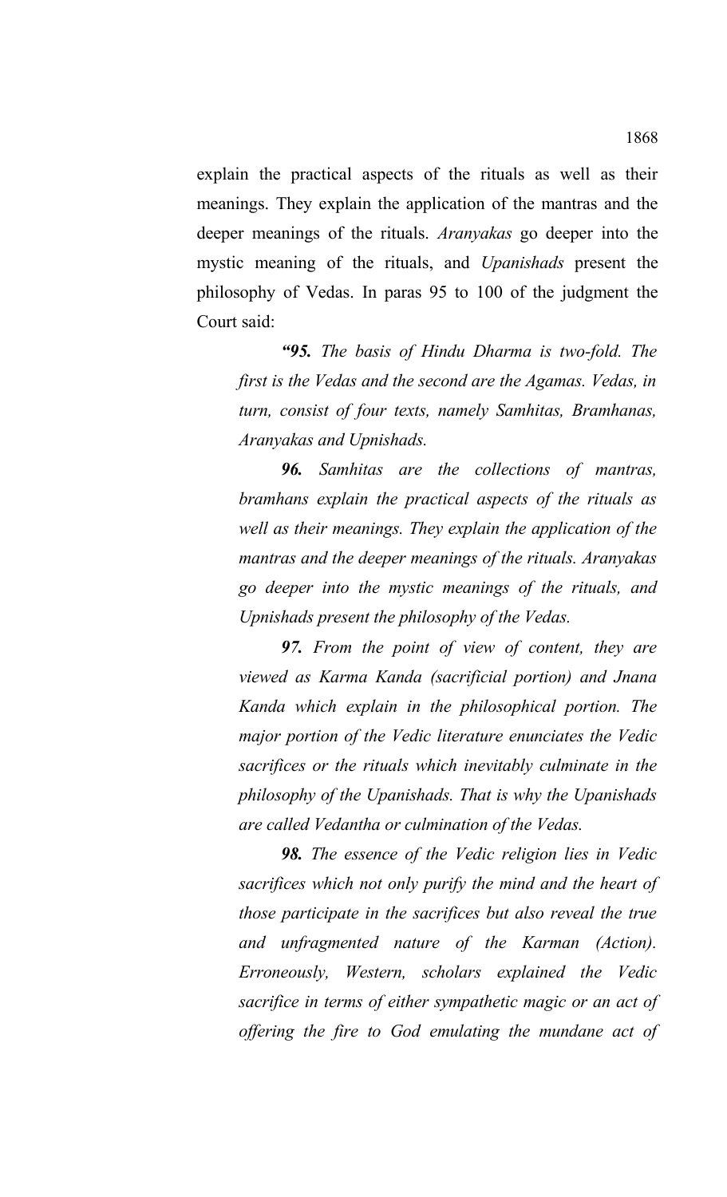explain the practical aspects of the rituals as well as their meanings. They explain the application of the mantras and the deeper meanings of the rituals. *Aranyakas* go deeper into the mystic meaning of the rituals, and *Upanishads* present the philosophy of Vedas. In paras 95 to 100 of the judgment the Court said:

> ***"95.*** *The basis of Hindu Dharma is two-fold. The first is the Vedas and the second are the Agamas. Vedas, in turn, consist of four texts, namely Samhitas, Bramhanas, Aranyakas and Upnishads.*
>
> ***96.*** *Samhitas are the collections of mantras, bramhans explain the practical aspects of the rituals as well as their meanings. They explain the application of the mantras and the deeper meanings of the rituals. Aranyakas go deeper into the mystic meanings of the rituals, and Upnishads present the philosophy of the Vedas.*
>
> ***97.*** *From the point of view of content, they are viewed as Karma Kanda (sacrificial portion) and Jnana Kanda which explain in the philosophical portion. The major portion of the Vedic literature enunciates the Vedic sacrifices or the rituals which inevitably culminate in the philosophy of the Upanishads. That is why the Upanishads are called Vedantha or culmination of the Vedas.*
>
> ***98.*** *The essence of the Vedic religion lies in Vedic sacrifices which not only purify the mind and the heart of those participate in the sacrifices but also reveal the true and unfragmented nature of the Karman (Action). Erroneously, Western, scholars explained the Vedic sacrifice in terms of either sympathetic magic or an act of offering the fire to God emulating the mundane act of*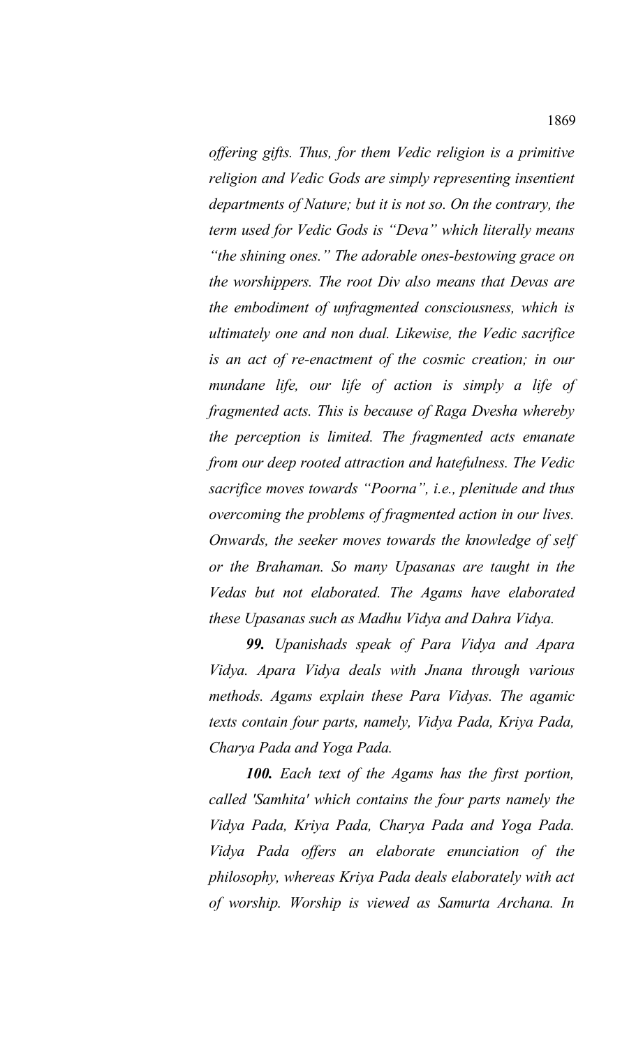*offering gifts. Thus, for them Vedic religion is a primitive religion and Vedic Gods are simply representing insentient departments of Nature; but it is not so. On the contrary, the term used for Vedic Gods is "Deva" which literally means "the shining ones." The adorable ones-bestowing grace on the worshippers. The root Div also means that Devas are the embodiment of unfragmented consciousness, which is ultimately one and non dual. Likewise, the Vedic sacrifice is an act of re-enactment of the cosmic creation; in our mundane life, our life of action is simply a life of fragmented acts. This is because of Raga Dvesha whereby the perception is limited. The fragmented acts emanate from our deep rooted attraction and hatefulness. The Vedic sacrifice moves towards "Poorna", i.e., plenitude and thus overcoming the problems of fragmented action in our lives. Onwards, the seeker moves towards the knowledge of self or the Brahaman. So many Upasanas are taught in the Vedas but not elaborated. The Agams have elaborated these Upasanas such as Madhu Vidya and Dahra Vidya.*

***99.** Upanishads speak of Para Vidya and Apara Vidya. Apara Vidya deals with Jnana through various methods. Agams explain these Para Vidyas. The agamic texts contain four parts, namely, Vidya Pada, Kriya Pada, Charya Pada and Yoga Pada.*

***100.** Each text of the Agams has the first portion, called 'Samhita' which contains the four parts namely the Vidya Pada, Kriya Pada, Charya Pada and Yoga Pada. Vidya Pada offers an elaborate enunciation of the philosophy, whereas Kriya Pada deals elaborately with act of worship. Worship is viewed as Samurta Archana. In*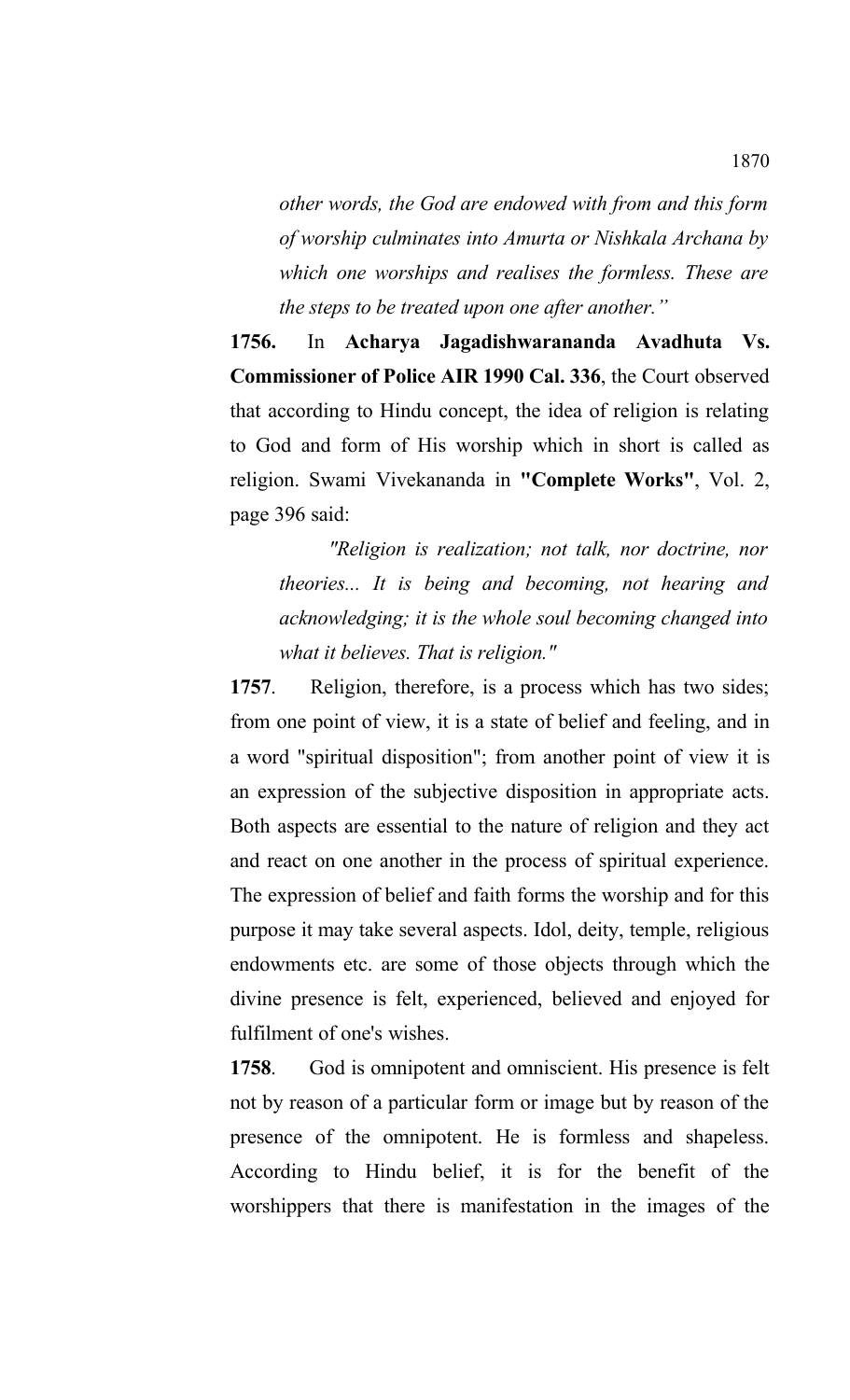*other words, the God are endowed with from and this form of worship culminates into Amurta or Nishkala Archana by which one worships and realises the formless. These are the steps to be treated upon one after another."*

**1756.** In **Acharya Jagadishwarananda Avadhuta Vs. Commissioner of Police AIR 1990 Cal. 336**, the Court observed that according to Hindu concept, the idea of religion is relating to God and form of His worship which in short is called as religion. Swami Vivekananda in **"Complete Works"**, Vol. 2, page 396 said:

> *"Religion is realization; not talk, nor doctrine, nor theories... It is being and becoming, not hearing and acknowledging; it is the whole soul becoming changed into what it believes. That is religion."*

**1757**. Religion, therefore, is a process which has two sides; from one point of view, it is a state of belief and feeling, and in a word "spiritual disposition"; from another point of view it is an expression of the subjective disposition in appropriate acts. Both aspects are essential to the nature of religion and they act and react on one another in the process of spiritual experience. The expression of belief and faith forms the worship and for this purpose it may take several aspects. Idol, deity, temple, religious endowments etc. are some of those objects through which the divine presence is felt, experienced, believed and enjoyed for fulfilment of one's wishes.

**1758**. God is omnipotent and omniscient. His presence is felt not by reason of a particular form or image but by reason of the presence of the omnipotent. He is formless and shapeless. According to Hindu belief, it is for the benefit of the worshippers that there is manifestation in the images of the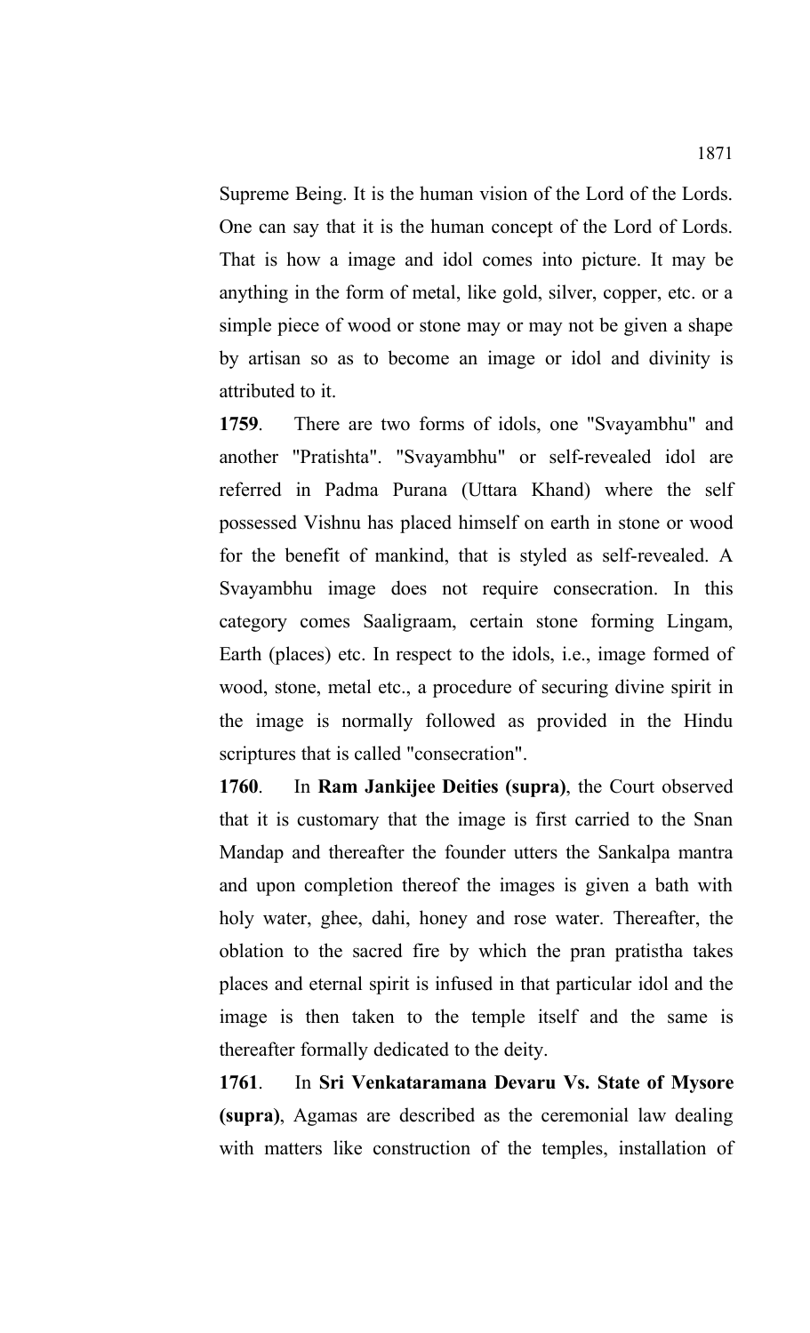Supreme Being. It is the human vision of the Lord of the Lords. One can say that it is the human concept of the Lord of Lords. That is how a image and idol comes into picture. It may be anything in the form of metal, like gold, silver, copper, etc. or a simple piece of wood or stone may or may not be given a shape by artisan so as to become an image or idol and divinity is attributed to it.

**1759**. There are two forms of idols, one "Svayambhu" and another "Pratishta". "Svayambhu" or self-revealed idol are referred in Padma Purana (Uttara Khand) where the self possessed Vishnu has placed himself on earth in stone or wood for the benefit of mankind, that is styled as self-revealed. A Svayambhu image does not require consecration. In this category comes Saaligraam, certain stone forming Lingam, Earth (places) etc. In respect to the idols, i.e., image formed of wood, stone, metal etc., a procedure of securing divine spirit in the image is normally followed as provided in the Hindu scriptures that is called "consecration".

**1760**. In **Ram Jankijee Deities (supra)**, the Court observed that it is customary that the image is first carried to the Snan Mandap and thereafter the founder utters the Sankalpa mantra and upon completion thereof the images is given a bath with holy water, ghee, dahi, honey and rose water. Thereafter, the oblation to the sacred fire by which the pran pratistha takes places and eternal spirit is infused in that particular idol and the image is then taken to the temple itself and the same is thereafter formally dedicated to the deity.

**1761**. In **Sri Venkataramana Devaru Vs. State of Mysore (supra)**, Agamas are described as the ceremonial law dealing with matters like construction of the temples, installation of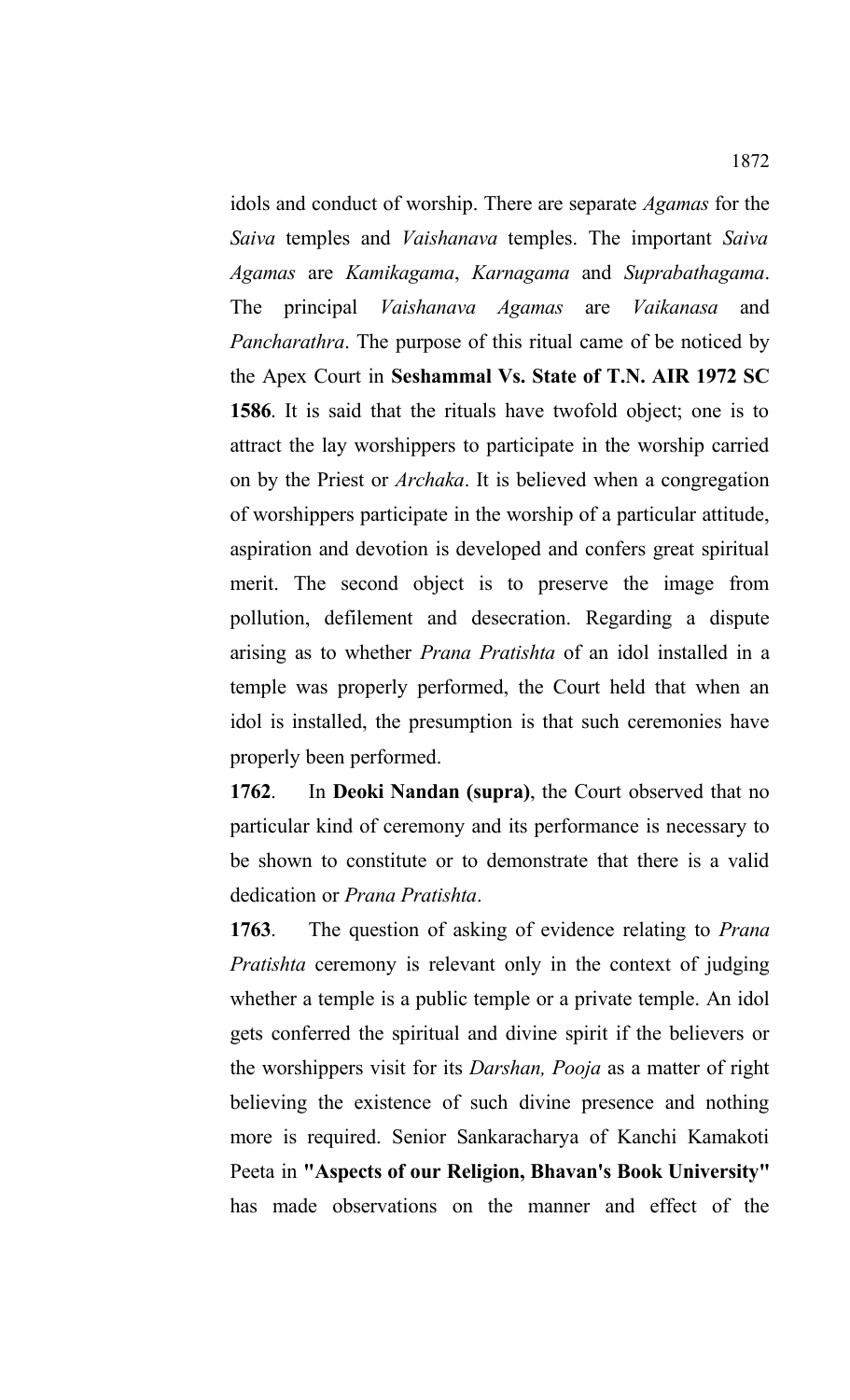idols and conduct of worship. There are separate *Agamas* for the *Saiva* temples and *Vaishanava* temples. The important *Saiva Agamas* are *Kamikagama*, *Karnagama* and *Suprabathagama*. The principal *Vaishanava Agamas* are *Vaikanasa* and *Pancharathra*. The purpose of this ritual came of be noticed by the Apex Court in **Seshammal Vs. State of T.N. AIR 1972 SC 1586**. It is said that the rituals have twofold object; one is to attract the lay worshippers to participate in the worship carried on by the Priest or *Archaka*. It is believed when a congregation of worshippers participate in the worship of a particular attitude, aspiration and devotion is developed and confers great spiritual merit. The second object is to preserve the image from pollution, defilement and desecration. Regarding a dispute arising as to whether *Prana Pratishta* of an idol installed in a temple was properly performed, the Court held that when an idol is installed, the presumption is that such ceremonies have properly been performed.

**1762**. In **Deoki Nandan (supra)**, the Court observed that no particular kind of ceremony and its performance is necessary to be shown to constitute or to demonstrate that there is a valid dedication or *Prana Pratishta*.

**1763**. The question of asking of evidence relating to *Prana Pratishta* ceremony is relevant only in the context of judging whether a temple is a public temple or a private temple. An idol gets conferred the spiritual and divine spirit if the believers or the worshippers visit for its *Darshan, Pooja* as a matter of right believing the existence of such divine presence and nothing more is required. Senior Sankaracharya of Kanchi Kamakoti Peeta in **"Aspects of our Religion, Bhavan's Book University"** has made observations on the manner and effect of the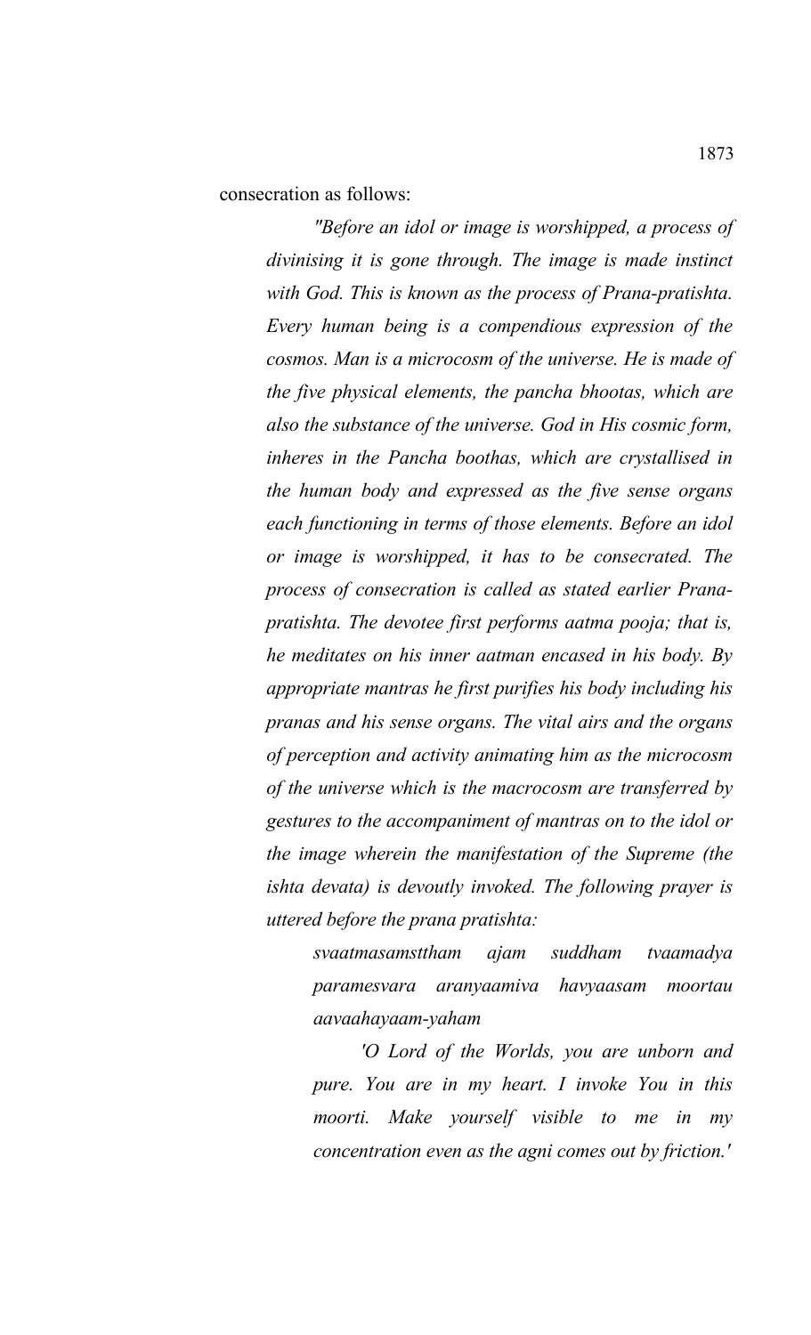consecration as follows:

> *"Before an idol or image is worshipped, a process of divinising it is gone through. The image is made instinct with God. This is known as the process of Prana-pratishta. Every human being is a compendious expression of the cosmos. Man is a microcosm of the universe. He is made of the five physical elements, the pancha bhootas, which are also the substance of the universe. God in His cosmic form, inheres in the Pancha boothas, which are crystallised in the human body and expressed as the five sense organs each functioning in terms of those elements. Before an idol or image is worshipped, it has to be consecrated. The process of consecration is called as stated earlier Prana-pratishta. The devotee first performs aatma pooja; that is, he meditates on his inner aatman encased in his body. By appropriate mantras he first purifies his body including his pranas and his sense organs. The vital airs and the organs of perception and activity animating him as the microcosm of the universe which is the macrocosm are transferred by gestures to the accompaniment of mantras on to the idol or the image wherein the manifestation of the Supreme (the ishta devata) is devoutly invoked. The following prayer is uttered before the prana pratishta:*
>
> > *svaatmasamsttham ajam suddham tvaamadya paramesvara aranyaamiva havyaasam moortau aavaahayaam-yaham*
> >
> > *'O Lord of the Worlds, you are unborn and pure. You are in my heart. I invoke You in this moorti. Make yourself visible to me in my concentration even as the agni comes out by friction.'*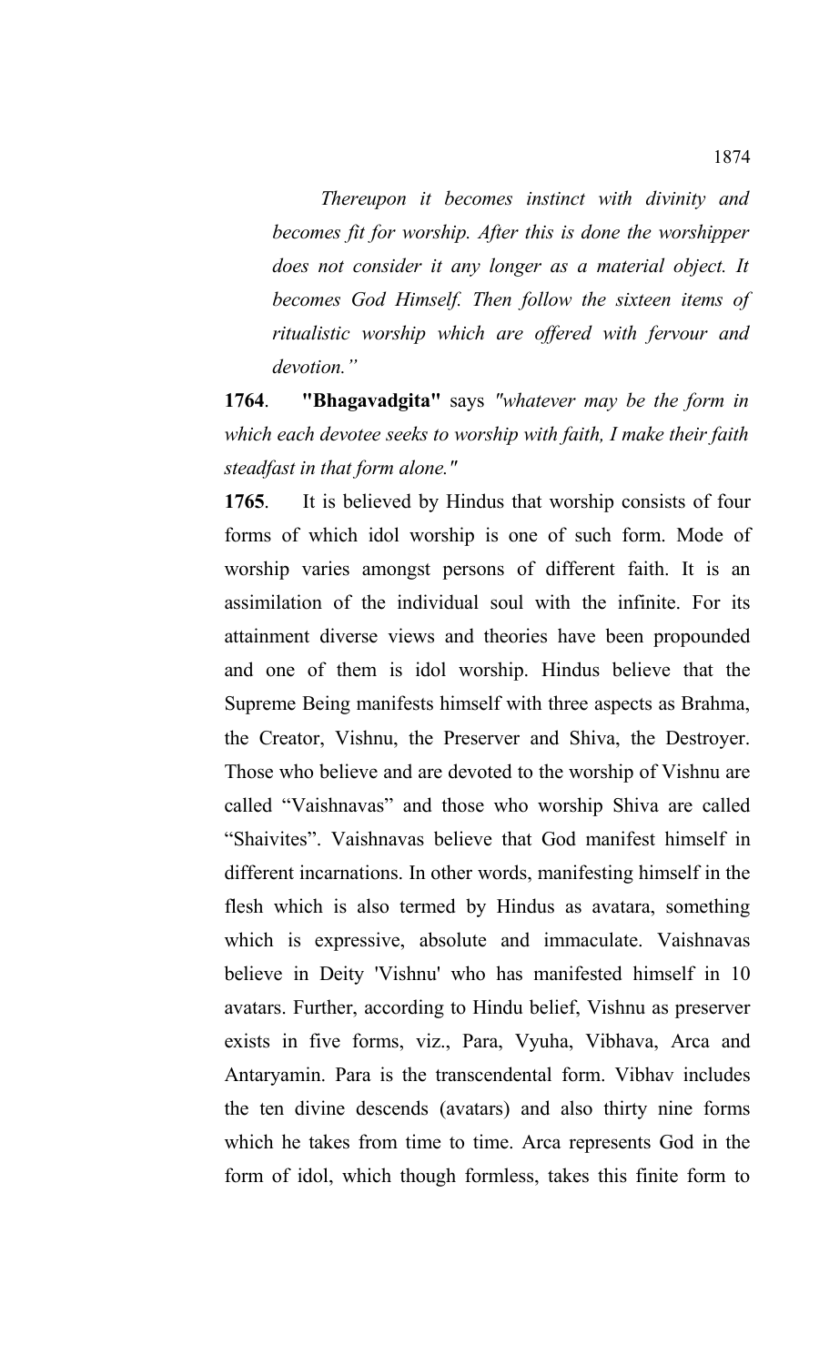*Thereupon it becomes instinct with divinity and becomes fit for worship. After this is done the worshipper does not consider it any longer as a material object. It becomes God Himself. Then follow the sixteen items of ritualistic worship which are offered with fervour and devotion."*

**1764**. **"Bhagavadgita"** says *"whatever may be the form in which each devotee seeks to worship with faith, I make their faith steadfast in that form alone."*

**1765**. It is believed by Hindus that worship consists of four forms of which idol worship is one of such form. Mode of worship varies amongst persons of different faith. It is an assimilation of the individual soul with the infinite. For its attainment diverse views and theories have been propounded and one of them is idol worship. Hindus believe that the Supreme Being manifests himself with three aspects as Brahma, the Creator, Vishnu, the Preserver and Shiva, the Destroyer. Those who believe and are devoted to the worship of Vishnu are called "Vaishnavas" and those who worship Shiva are called "Shaivites". Vaishnavas believe that God manifest himself in different incarnations. In other words, manifesting himself in the flesh which is also termed by Hindus as avatara, something which is expressive, absolute and immaculate. Vaishnavas believe in Deity 'Vishnu' who has manifested himself in 10 avatars. Further, according to Hindu belief, Vishnu as preserver exists in five forms, viz., Para, Vyuha, Vibhava, Arca and Antaryamin. Para is the transcendental form. Vibhav includes the ten divine descends (avatars) and also thirty nine forms which he takes from time to time. Arca represents God in the form of idol, which though formless, takes this finite form to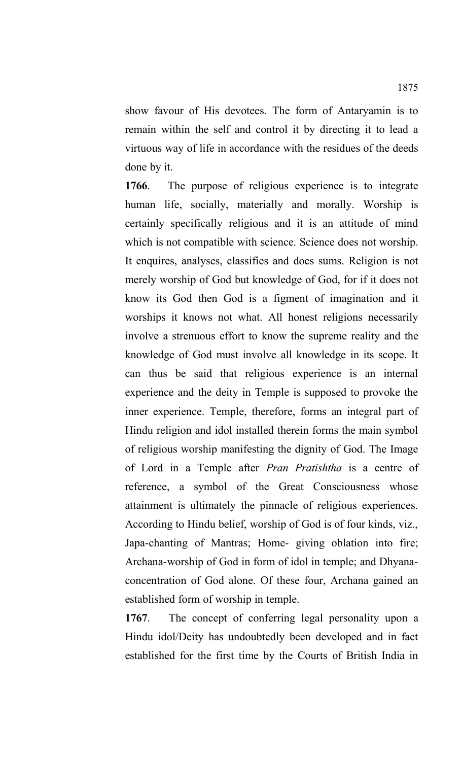show favour of His devotees. The form of Antaryamin is to remain within the self and control it by directing it to lead a virtuous way of life in accordance with the residues of the deeds done by it.

**1766**. The purpose of religious experience is to integrate human life, socially, materially and morally. Worship is certainly specifically religious and it is an attitude of mind which is not compatible with science. Science does not worship. It enquires, analyses, classifies and does sums. Religion is not merely worship of God but knowledge of God, for if it does not know its God then God is a figment of imagination and it worships it knows not what. All honest religions necessarily involve a strenuous effort to know the supreme reality and the knowledge of God must involve all knowledge in its scope. It can thus be said that religious experience is an internal experience and the deity in Temple is supposed to provoke the inner experience. Temple, therefore, forms an integral part of Hindu religion and idol installed therein forms the main symbol of religious worship manifesting the dignity of God. The Image of Lord in a Temple after *Pran Pratishtha* is a centre of reference, a symbol of the Great Consciousness whose attainment is ultimately the pinnacle of religious experiences. According to Hindu belief, worship of God is of four kinds, viz., Japa-chanting of Mantras; Home- giving oblation into fire; Archana-worship of God in form of idol in temple; and Dhyana-concentration of God alone. Of these four, Archana gained an established form of worship in temple.

**1767**. The concept of conferring legal personality upon a Hindu idol/Deity has undoubtedly been developed and in fact established for the first time by the Courts of British India in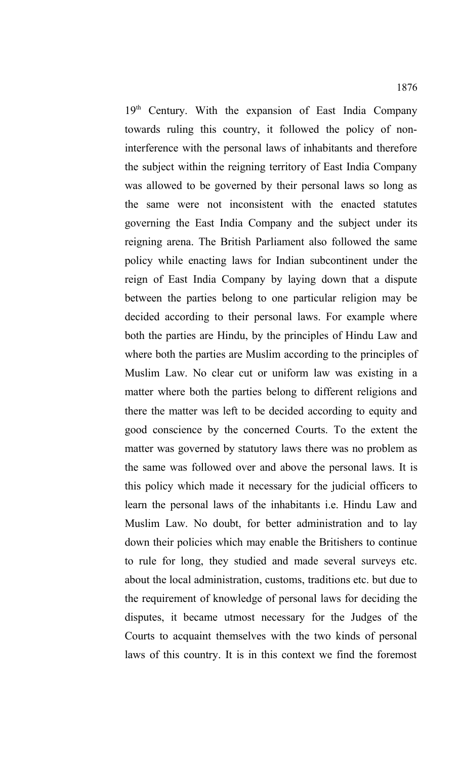19th Century. With the expansion of East India Company towards ruling this country, it followed the policy of non-interference with the personal laws of inhabitants and therefore the subject within the reigning territory of East India Company was allowed to be governed by their personal laws so long as the same were not inconsistent with the enacted statutes governing the East India Company and the subject under its reigning arena. The British Parliament also followed the same policy while enacting laws for Indian subcontinent under the reign of East India Company by laying down that a dispute between the parties belong to one particular religion may be decided according to their personal laws. For example where both the parties are Hindu, by the principles of Hindu Law and where both the parties are Muslim according to the principles of Muslim Law. No clear cut or uniform law was existing in a matter where both the parties belong to different religions and there the matter was left to be decided according to equity and good conscience by the concerned Courts. To the extent the matter was governed by statutory laws there was no problem as the same was followed over and above the personal laws. It is this policy which made it necessary for the judicial officers to learn the personal laws of the inhabitants i.e. Hindu Law and Muslim Law. No doubt, for better administration and to lay down their policies which may enable the Britishers to continue to rule for long, they studied and made several surveys etc. about the local administration, customs, traditions etc. but due to the requirement of knowledge of personal laws for deciding the disputes, it became utmost necessary for the Judges of the Courts to acquaint themselves with the two kinds of personal laws of this country. It is in this context we find the foremost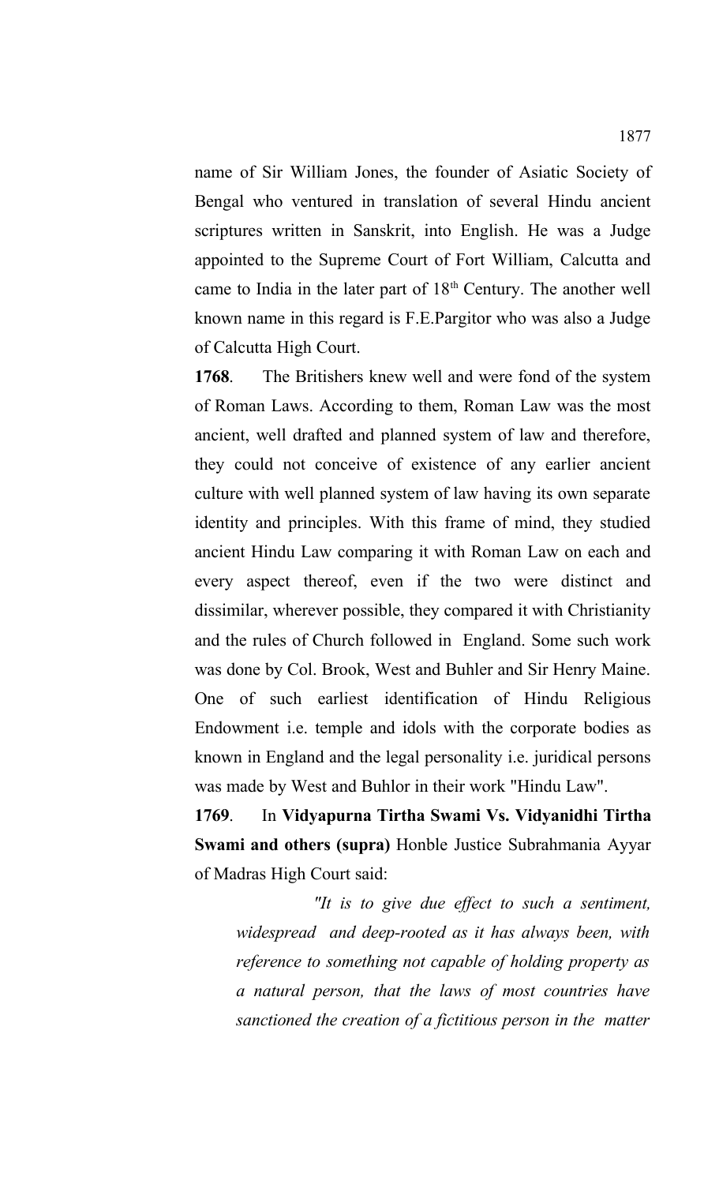name of Sir William Jones, the founder of Asiatic Society of Bengal who ventured in translation of several Hindu ancient scriptures written in Sanskrit, into English. He was a Judge appointed to the Supreme Court of Fort William, Calcutta and came to India in the later part of 18th Century. The another well known name in this regard is F.E.Pargitor who was also a Judge of Calcutta High Court.

**1768**. The Britishers knew well and were fond of the system of Roman Laws. According to them, Roman Law was the most ancient, well drafted and planned system of law and therefore, they could not conceive of existence of any earlier ancient culture with well planned system of law having its own separate identity and principles. With this frame of mind, they studied ancient Hindu Law comparing it with Roman Law on each and every aspect thereof, even if the two were distinct and dissimilar, wherever possible, they compared it with Christianity and the rules of Church followed in England. Some such work was done by Col. Brook, West and Buhler and Sir Henry Maine. One of such earliest identification of Hindu Religious Endowment i.e. temple and idols with the corporate bodies as known in England and the legal personality i.e. juridical persons was made by West and Buhlor in their work "Hindu Law".

**1769**. In **Vidyapurna Tirtha Swami Vs. Vidyanidhi Tirtha Swami and others (supra)** Honble Justice Subrahmania Ayyar of Madras High Court said:

> *"It is to give due effect to such a sentiment, widespread and deep-rooted as it has always been, with reference to something not capable of holding property as a natural person, that the laws of most countries have sanctioned the creation of a fictitious person in the matter*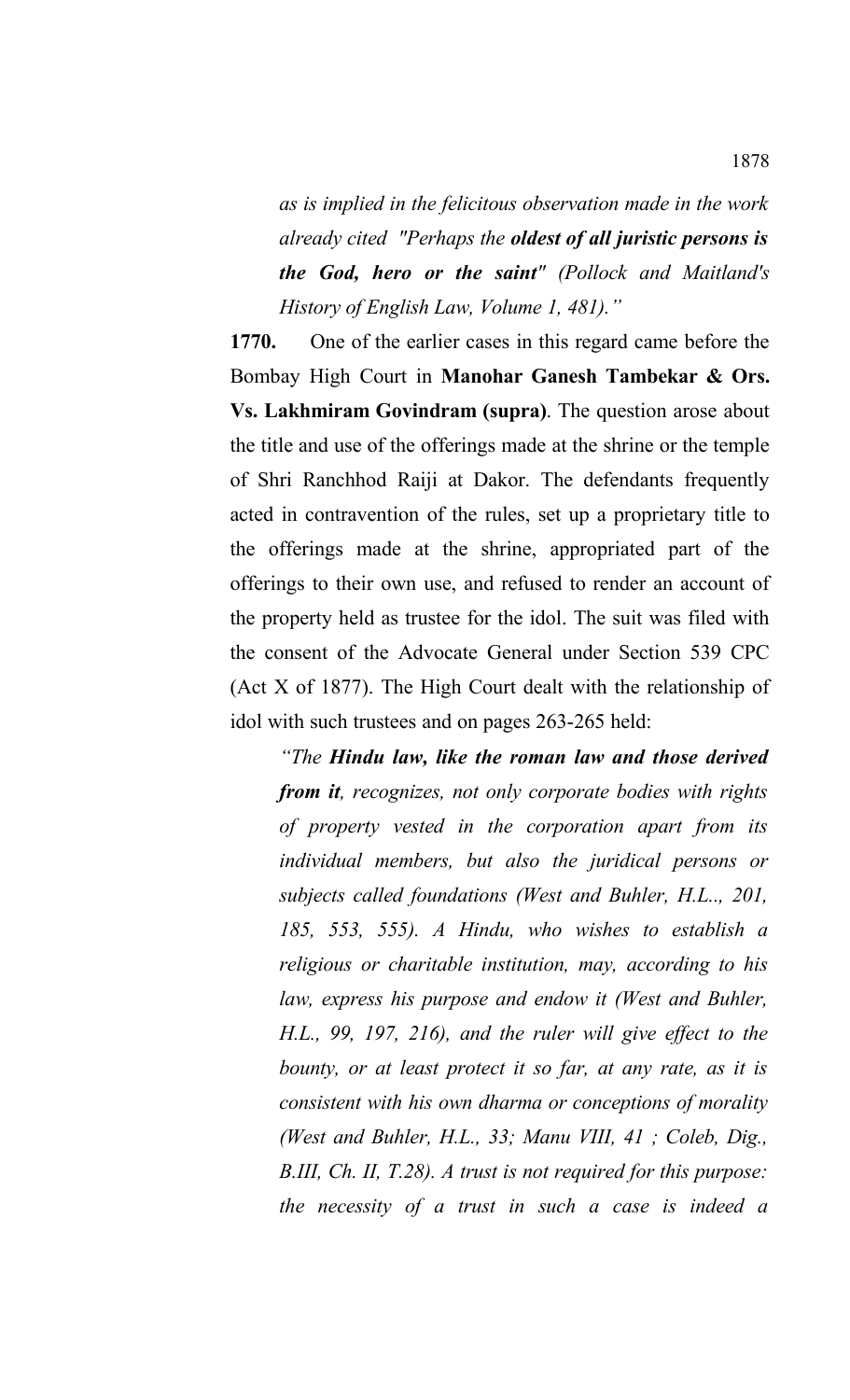*as is implied in the felicitous observation made in the work already cited "Perhaps the* ***oldest of all juristic persons is the God, hero or the saint"*** *(Pollock and Maitland's History of English Law, Volume 1, 481)."*

**1770.** One of the earlier cases in this regard came before the Bombay High Court in **Manohar Ganesh Tambekar & Ors. Vs. Lakhmiram Govindram (supra)**. The question arose about the title and use of the offerings made at the shrine or the temple of Shri Ranchhod Raiji at Dakor. The defendants frequently acted in contravention of the rules, set up a proprietary title to the offerings made at the shrine, appropriated part of the offerings to their own use, and refused to render an account of the property held as trustee for the idol. The suit was filed with the consent of the Advocate General under Section 539 CPC (Act X of 1877). The High Court dealt with the relationship of idol with such trustees and on pages 263-265 held:

*"The* ***Hindu law, like the roman law and those derived from it****, recognizes, not only corporate bodies with rights of property vested in the corporation apart from its individual members, but also the juridical persons or subjects called foundations (West and Buhler, H.L.., 201, 185, 553, 555). A Hindu, who wishes to establish a religious or charitable institution, may, according to his law, express his purpose and endow it (West and Buhler, H.L., 99, 197, 216), and the ruler will give effect to the bounty, or at least protect it so far, at any rate, as it is consistent with his own dharma or conceptions of morality (West and Buhler, H.L., 33; Manu VIII, 41 ; Coleb, Dig., B.III, Ch. II, T.28). A trust is not required for this purpose: the necessity of a trust in such a case is indeed a*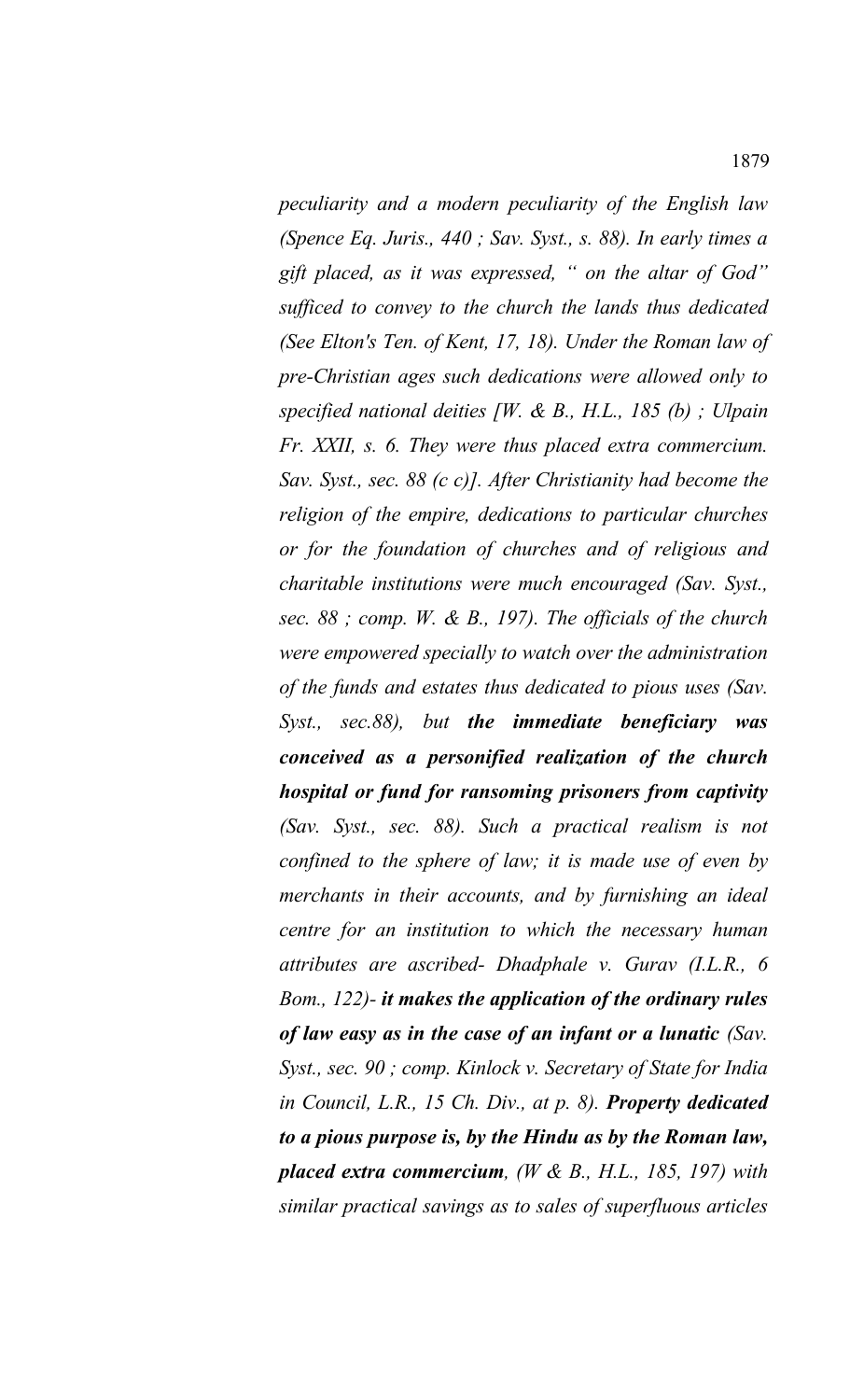*peculiarity and a modern peculiarity of the English law (Spence Eq. Juris., 440 ; Sav. Syst., s. 88). In early times a gift placed, as it was expressed, " on the altar of God" sufficed to convey to the church the lands thus dedicated (See Elton's Ten. of Kent, 17, 18). Under the Roman law of pre-Christian ages such dedications were allowed only to specified national deities [W. & B., H.L., 185 (b) ; Ulpain Fr. XXII, s. 6. They were thus placed extra commercium. Sav. Syst., sec. 88 (c c)]. After Christianity had become the religion of the empire, dedications to particular churches or for the foundation of churches and of religious and charitable institutions were much encouraged (Sav. Syst., sec. 88 ; comp. W. & B., 197). The officials of the church were empowered specially to watch over the administration of the funds and estates thus dedicated to pious uses (Sav. Syst., sec.88), but* ***the immediate beneficiary was conceived as a personified realization of the church hospital or fund for ransoming prisoners from captivity*** *(Sav. Syst., sec. 88). Such a practical realism is not confined to the sphere of law; it is made use of even by merchants in their accounts, and by furnishing an ideal centre for an institution to which the necessary human attributes are ascribed- Dhadphale v. Gurav (I.L.R., 6 Bom., 122)-* ***it makes the application of the ordinary rules of law easy as in the case of an infant or a lunatic*** *(Sav. Syst., sec. 90 ; comp. Kinlock v. Secretary of State for India in Council, L.R., 15 Ch. Div., at p. 8).* ***Property dedicated to a pious purpose is, by the Hindu as by the Roman law, placed extra commercium****, (W & B., H.L., 185, 197) with similar practical savings as to sales of superfluous articles*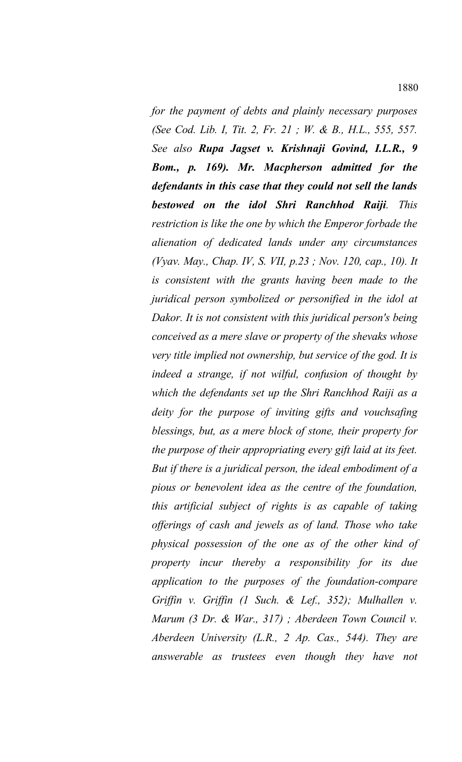*for the payment of debts and plainly necessary purposes (See Cod. Lib. I, Tit. 2, Fr. 21 ; W. & B., H.L., 555, 557. See also* ***Rupa Jagset v. Krishnaji Govind, I.L.R., 9 Bom., p. 169). Mr. Macpherson admitted for the defendants in this case that they could not sell the lands bestowed on the idol Shri Ranchhod Raiji****. This restriction is like the one by which the Emperor forbade the alienation of dedicated lands under any circumstances (Vyav. May., Chap. IV, S. VII, p.23 ; Nov. 120, cap., 10). It is consistent with the grants having been made to the juridical person symbolized or personified in the idol at Dakor. It is not consistent with this juridical person's being conceived as a mere slave or property of the shevaks whose very title implied not ownership, but service of the god. It is indeed a strange, if not wilful, confusion of thought by which the defendants set up the Shri Ranchhod Raiji as a deity for the purpose of inviting gifts and vouchsafing blessings, but, as a mere block of stone, their property for the purpose of their appropriating every gift laid at its feet. But if there is a juridical person, the ideal embodiment of a pious or benevolent idea as the centre of the foundation, this artificial subject of rights is as capable of taking offerings of cash and jewels as of land. Those who take physical possession of the one as of the other kind of property incur thereby a responsibility for its due application to the purposes of the foundation-compare Griffin v. Griffin (1 Such. & Lef., 352); Mulhallen v. Marum (3 Dr. & War., 317) ; Aberdeen Town Council v. Aberdeen University (L.R., 2 Ap. Cas., 544). They are answerable as trustees even though they have not*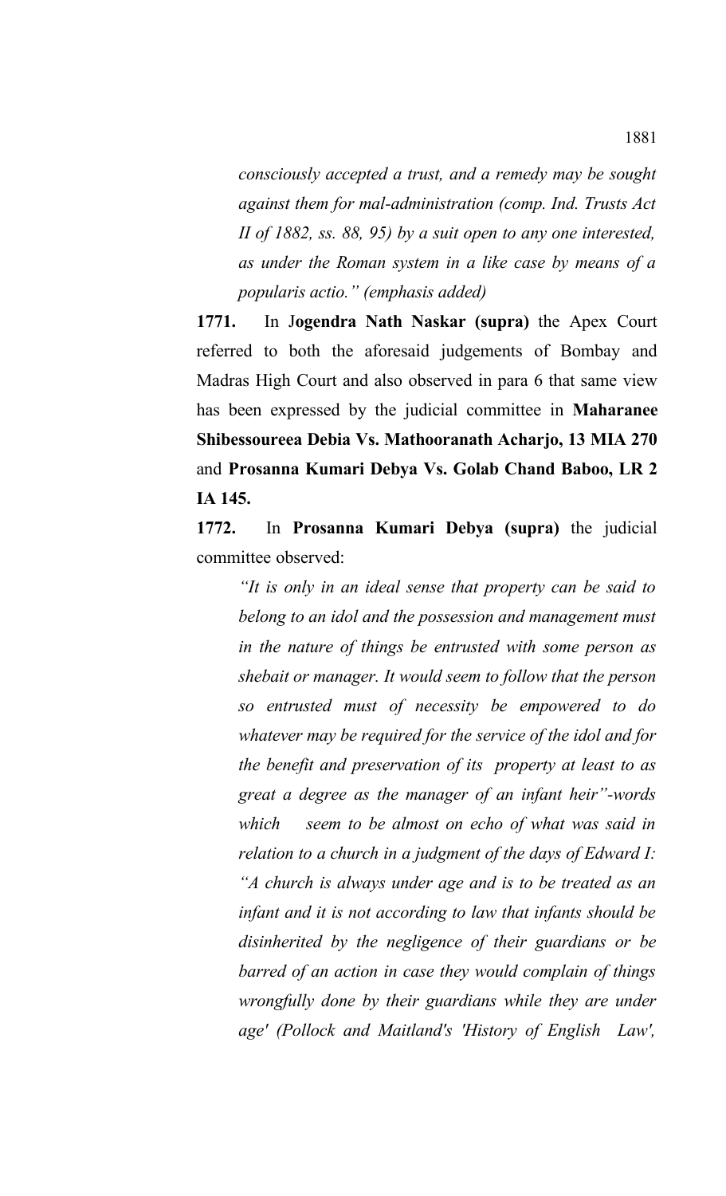*consciously accepted a trust, and a remedy may be sought against them for mal-administration (comp. Ind. Trusts Act II of 1882, ss. 88, 95) by a suit open to any one interested, as under the Roman system in a like case by means of a popularis actio." (emphasis added)*

**1771.** In J**ogendra Nath Naskar (supra)** the Apex Court referred to both the aforesaid judgements of Bombay and Madras High Court and also observed in para 6 that same view has been expressed by the judicial committee in **Maharanee Shibessoureea Debia Vs. Mathooranath Acharjo, 13 MIA 270** and **Prosanna Kumari Debya Vs. Golab Chand Baboo, LR 2 IA 145.**

**1772.** In **Prosanna Kumari Debya (supra)** the judicial committee observed:

*"It is only in an ideal sense that property can be said to belong to an idol and the possession and management must in the nature of things be entrusted with some person as shebait or manager. It would seem to follow that the person so entrusted must of necessity be empowered to do whatever may be required for the service of the idol and for the benefit and preservation of its property at least to as great a degree as the manager of an infant heir"-words which seem to be almost on echo of what was said in relation to a church in a judgment of the days of Edward I: "A church is always under age and is to be treated as an infant and it is not according to law that infants should be disinherited by the negligence of their guardians or be barred of an action in case they would complain of things wrongfully done by their guardians while they are under age' (Pollock and Maitland's 'History of English Law',*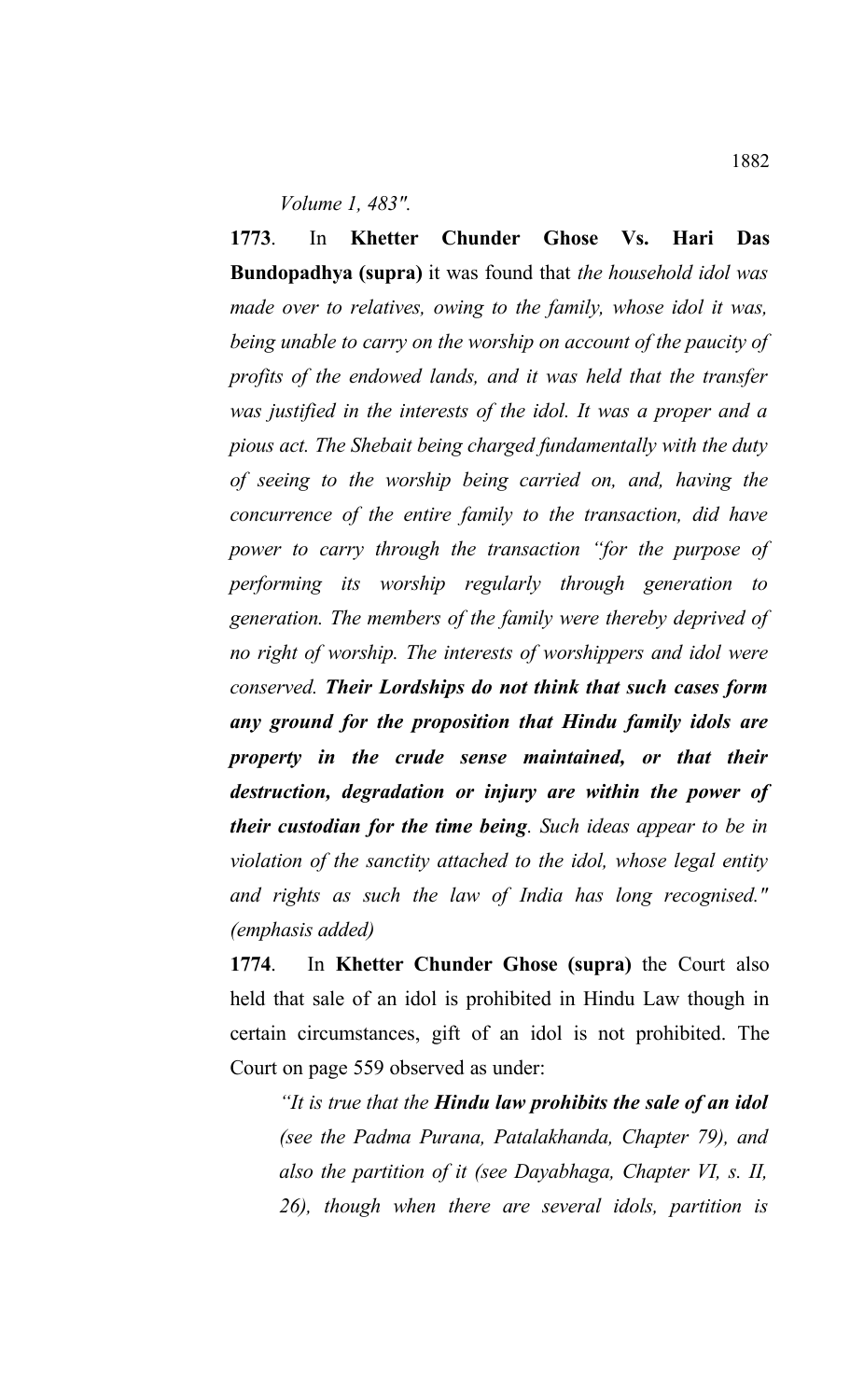*Volume 1, 483".*

**1773**. In **Khetter Chunder Ghose Vs. Hari Das Bundopadhya (supra)** it was found that *the household idol was made over to relatives, owing to the family, whose idol it was, being unable to carry on the worship on account of the paucity of profits of the endowed lands, and it was held that the transfer was justified in the interests of the idol. It was a proper and a pious act. The Shebait being charged fundamentally with the duty of seeing to the worship being carried on, and, having the concurrence of the entire family to the transaction, did have power to carry through the transaction "for the purpose of performing its worship regularly through generation to generation. The members of the family were thereby deprived of no right of worship. The interests of worshippers and idol were conserved. **Their Lordships do not think that such cases form any ground for the proposition that Hindu family idols are property in the crude sense maintained, or that their destruction, degradation or injury are within the power of their custodian for the time being**. Such ideas appear to be in violation of the sanctity attached to the idol, whose legal entity and rights as such the law of India has long recognised." (emphasis added)*

**1774**. In **Khetter Chunder Ghose (supra)** the Court also held that sale of an idol is prohibited in Hindu Law though in certain circumstances, gift of an idol is not prohibited. The Court on page 559 observed as under:

> *"It is true that the **Hindu law prohibits the sale of an idol** (see the Padma Purana, Patalakhanda, Chapter 79), and also the partition of it (see Dayabhaga, Chapter VI, s. II, 26), though when there are several idols, partition is*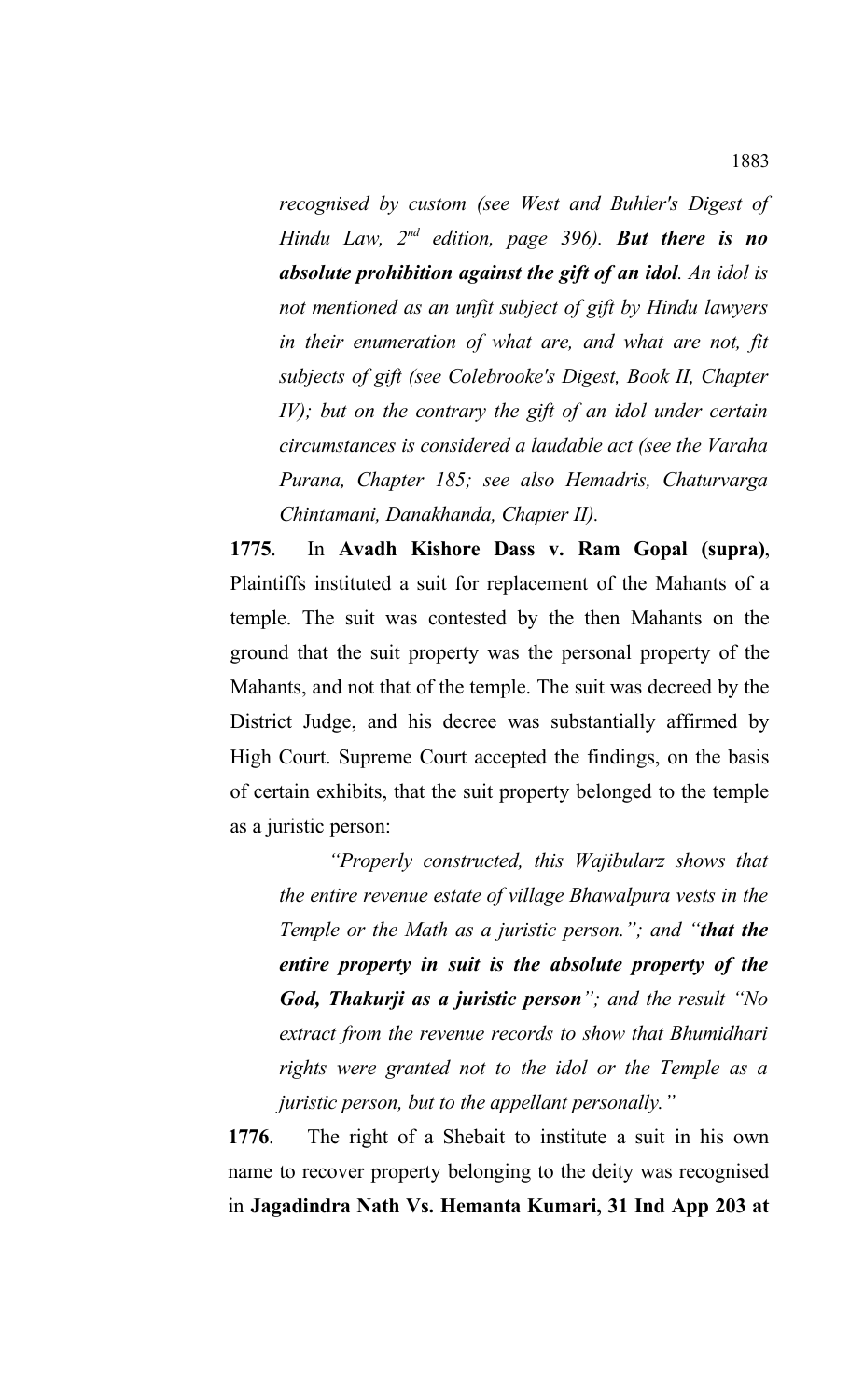*recognised by custom (see West and Buhler's Digest of Hindu Law, 2nd edition, page 396).* ***But there is no absolute prohibition against the gift of an idol****. An idol is not mentioned as an unfit subject of gift by Hindu lawyers in their enumeration of what are, and what are not, fit subjects of gift (see Colebrooke's Digest, Book II, Chapter IV); but on the contrary the gift of an idol under certain circumstances is considered a laudable act (see the Varaha Purana, Chapter 185; see also Hemadris, Chaturvarga Chintamani, Danakhanda, Chapter II).*

**1775**. In **Avadh Kishore Dass v. Ram Gopal (supra)**, Plaintiffs instituted a suit for replacement of the Mahants of a temple. The suit was contested by the then Mahants on the ground that the suit property was the personal property of the Mahants, and not that of the temple. The suit was decreed by the District Judge, and his decree was substantially affirmed by High Court. Supreme Court accepted the findings, on the basis of certain exhibits, that the suit property belonged to the temple as a juristic person:

> *"Properly constructed, this Wajibularz shows that the entire revenue estate of village Bhawalpura vests in the Temple or the Math as a juristic person."; and "****that the entire property in suit is the absolute property of the God, Thakurji as a juristic person****"; and the result "No extract from the revenue records to show that Bhumidhari rights were granted not to the idol or the Temple as a juristic person, but to the appellant personally."*

**1776**. The right of a Shebait to institute a suit in his own name to recover property belonging to the deity was recognised in **Jagadindra Nath Vs. Hemanta Kumari, 31 Ind App 203 at**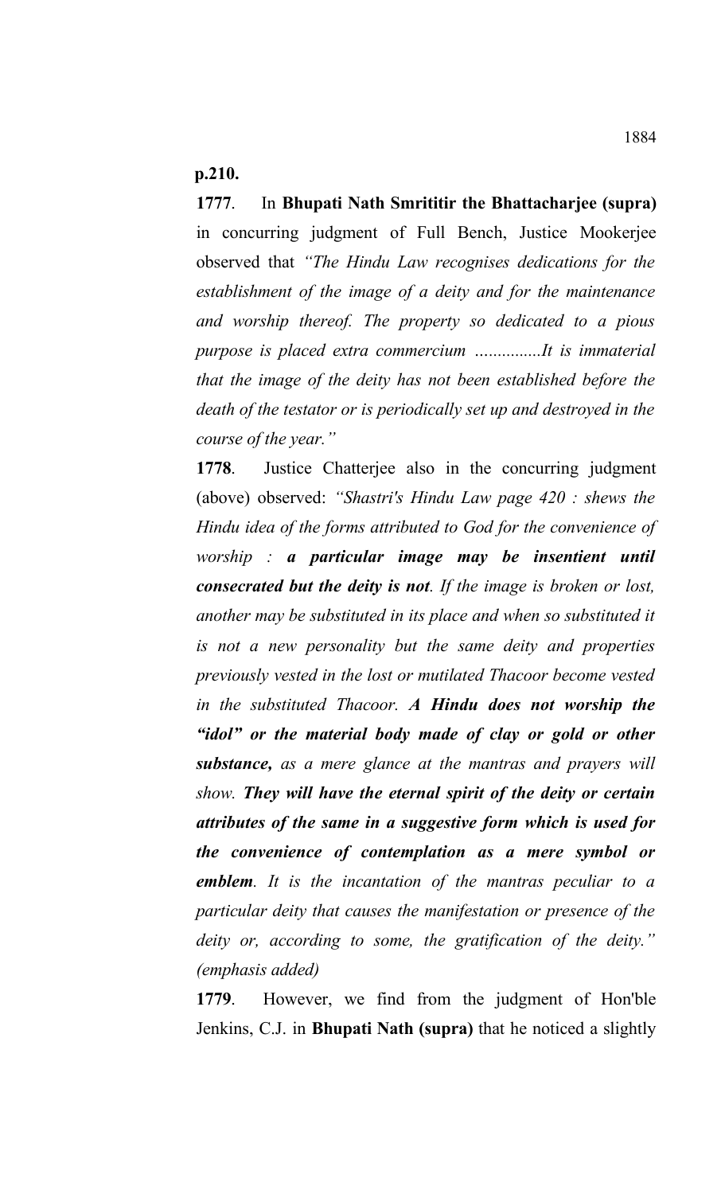**p.210.**

**1777**. In **Bhupati Nath Smrititir the Bhattacharjee (supra)** in concurring judgment of Full Bench, Justice Mookerjee observed that *"The Hindu Law recognises dedications for the establishment of the image of a deity and for the maintenance and worship thereof. The property so dedicated to a pious purpose is placed extra commercium ..............It is immaterial that the image of the deity has not been established before the death of the testator or is periodically set up and destroyed in the course of the year."*

**1778**. Justice Chatterjee also in the concurring judgment (above) observed: *"Shastri's Hindu Law page 420 : shews the Hindu idea of the forms attributed to God for the convenience of worship :* ***a particular image may be insentient until consecrated but the deity is not****. If the image is broken or lost, another may be substituted in its place and when so substituted it is not a new personality but the same deity and properties previously vested in the lost or mutilated Thacoor become vested in the substituted Thacoor.* ***A Hindu does not worship the "idol" or the material body made of clay or gold or other substance,*** *as a mere glance at the mantras and prayers will show.* ***They will have the eternal spirit of the deity or certain attributes of the same in a suggestive form which is used for the convenience of contemplation as a mere symbol or emblem****. It is the incantation of the mantras peculiar to a particular deity that causes the manifestation or presence of the deity or, according to some, the gratification of the deity." (emphasis added)*

**1779**. However, we find from the judgment of Hon'ble Jenkins, C.J. in **Bhupati Nath (supra)** that he noticed a slightly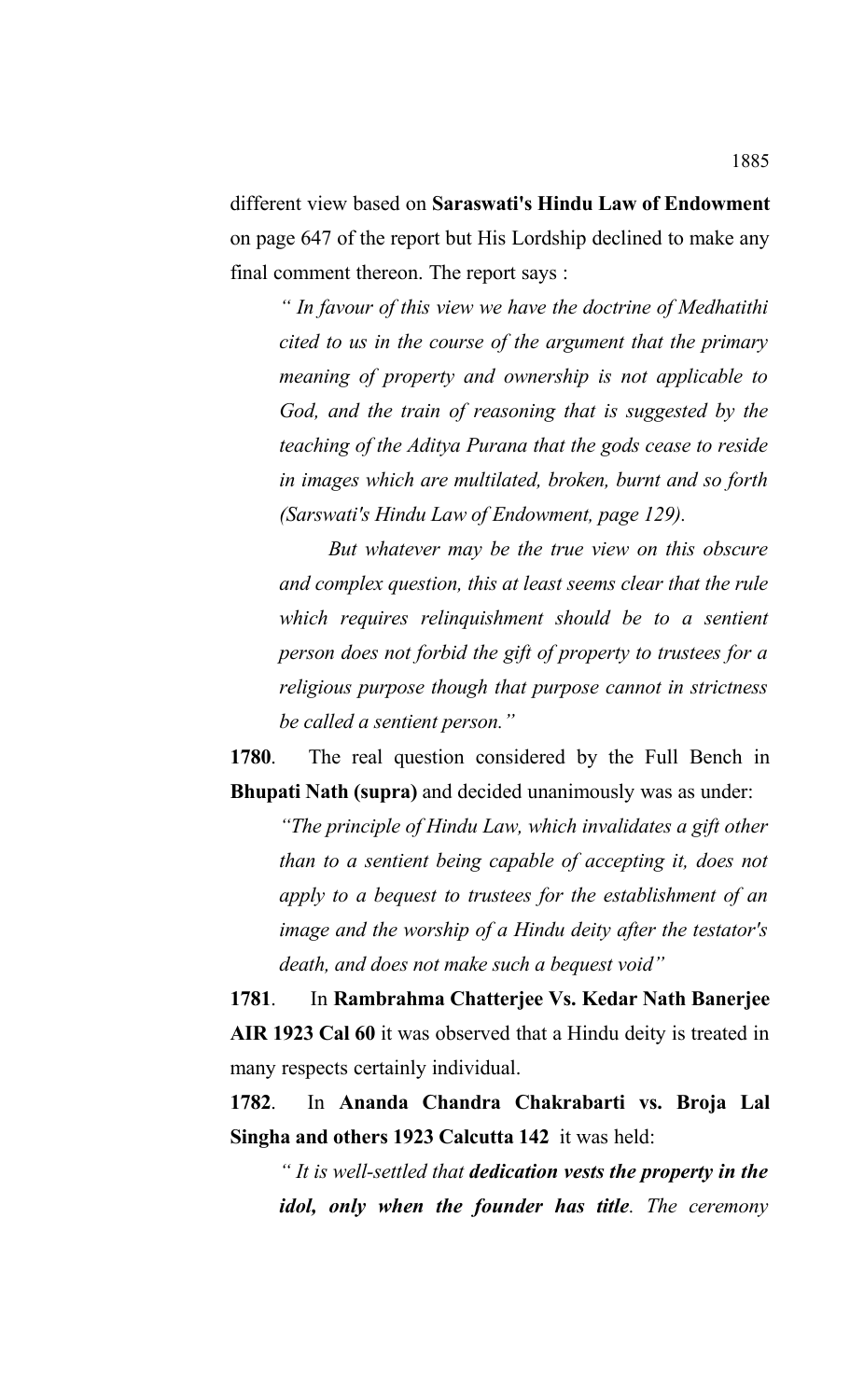different view based on **Saraswati's Hindu Law of Endowment** on page 647 of the report but His Lordship declined to make any final comment thereon. The report says :

> *" In favour of this view we have the doctrine of Medhatithi cited to us in the course of the argument that the primary meaning of property and ownership is not applicable to God, and the train of reasoning that is suggested by the teaching of the Aditya Purana that the gods cease to reside in images which are multilated, broken, burnt and so forth (Sarswati's Hindu Law of Endowment, page 129).*
>
> *But whatever may be the true view on this obscure and complex question, this at least seems clear that the rule which requires relinquishment should be to a sentient person does not forbid the gift of property to trustees for a religious purpose though that purpose cannot in strictness be called a sentient person."*

**1780**. The real question considered by the Full Bench in **Bhupati Nath (supra)** and decided unanimously was as under:

> *"The principle of Hindu Law, which invalidates a gift other than to a sentient being capable of accepting it, does not apply to a bequest to trustees for the establishment of an image and the worship of a Hindu deity after the testator's death, and does not make such a bequest void"*

**1781**. In **Rambrahma Chatterjee Vs. Kedar Nath Banerjee AIR 1923 Cal 60** it was observed that a Hindu deity is treated in many respects certainly individual.

**1782**. In **Ananda Chandra Chakrabarti vs. Broja Lal Singha and others 1923 Calcutta 142** it was held:

> *" It is well-settled that **dedication vests the property in the idol, only when the founder has title**. The ceremony*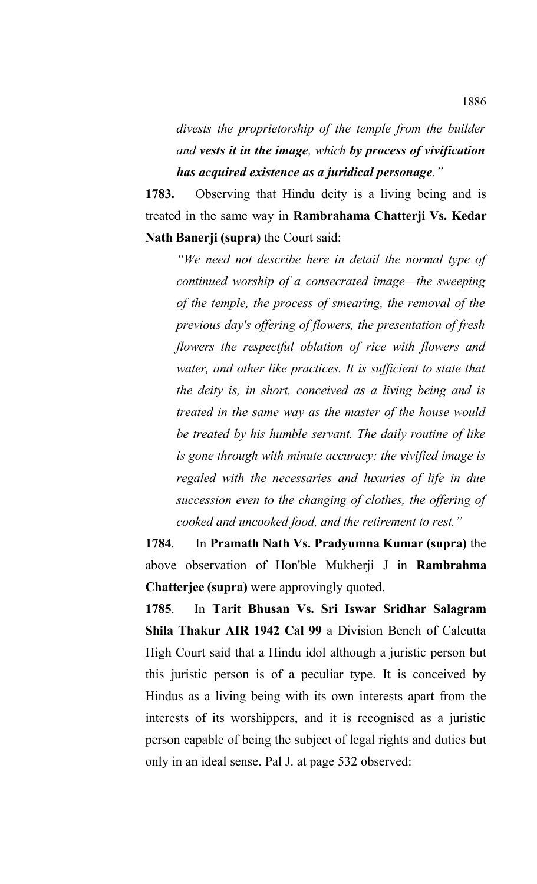*divests the proprietorship of the temple from the builder and* ***vests it in the image****, which* ***by process of vivification has acquired existence as a juridical personage****."*

**1783.** Observing that Hindu deity is a living being and is treated in the same way in **Rambrahama Chatterji Vs. Kedar Nath Banerji (supra)** the Court said:

> *"We need not describe here in detail the normal type of continued worship of a consecrated image—the sweeping of the temple, the process of smearing, the removal of the previous day's offering of flowers, the presentation of fresh flowers the respectful oblation of rice with flowers and water, and other like practices. It is sufficient to state that the deity is, in short, conceived as a living being and is treated in the same way as the master of the house would be treated by his humble servant. The daily routine of like is gone through with minute accuracy: the vivified image is regaled with the necessaries and luxuries of life in due succession even to the changing of clothes, the offering of cooked and uncooked food, and the retirement to rest."*

**1784**. In **Pramath Nath Vs. Pradyumna Kumar (supra)** the above observation of Hon'ble Mukherji J in **Rambrahma Chatterjee (supra)** were approvingly quoted.

**1785**. In **Tarit Bhusan Vs. Sri Iswar Sridhar Salagram Shila Thakur AIR 1942 Cal 99** a Division Bench of Calcutta High Court said that a Hindu idol although a juristic person but this juristic person is of a peculiar type. It is conceived by Hindus as a living being with its own interests apart from the interests of its worshippers, and it is recognised as a juristic person capable of being the subject of legal rights and duties but only in an ideal sense. Pal J. at page 532 observed: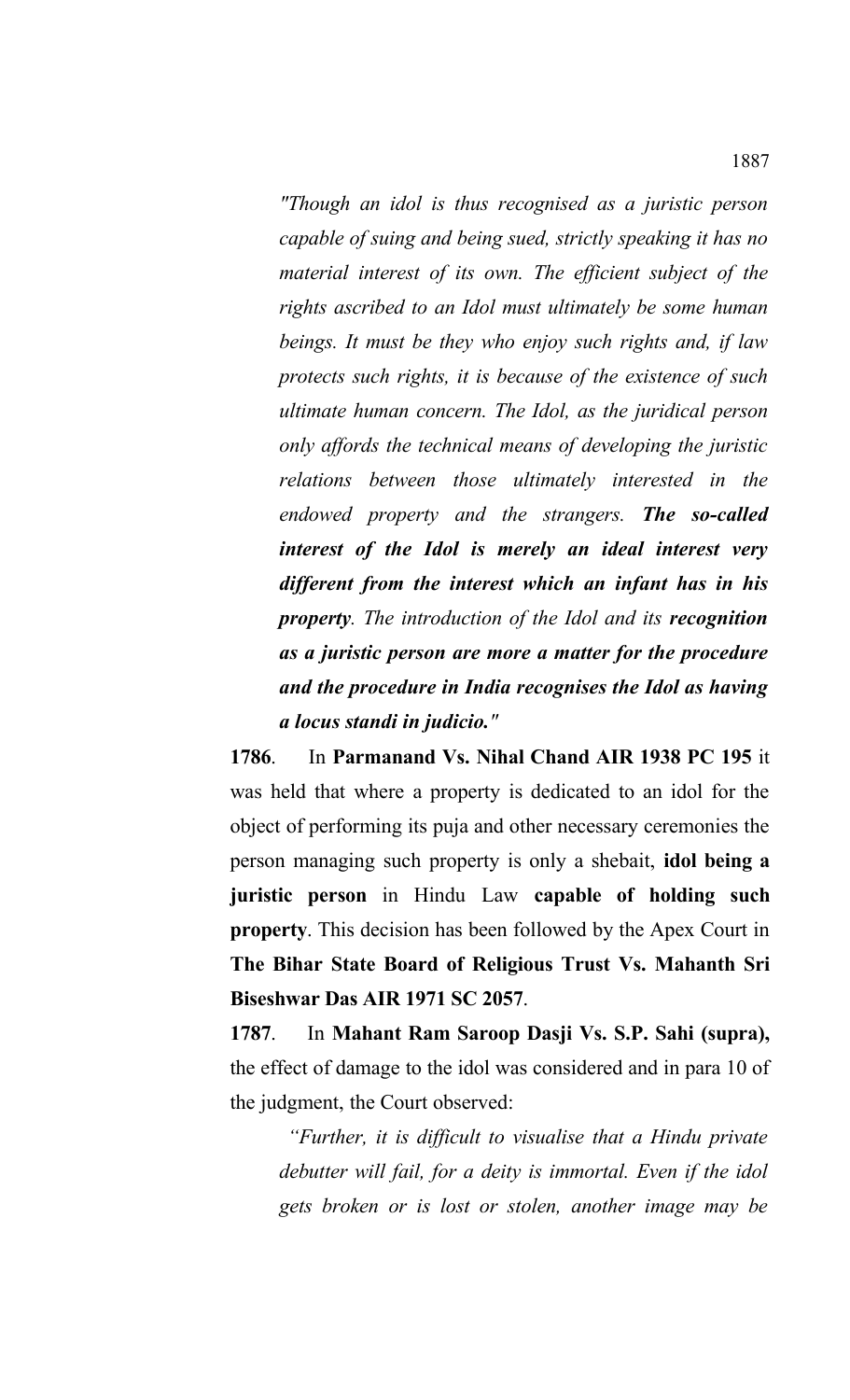*"Though an idol is thus recognised as a juristic person capable of suing and being sued, strictly speaking it has no material interest of its own. The efficient subject of the rights ascribed to an Idol must ultimately be some human beings. It must be they who enjoy such rights and, if law protects such rights, it is because of the existence of such ultimate human concern. The Idol, as the juridical person only affords the technical means of developing the juristic relations between those ultimately interested in the endowed property and the strangers.* ***The so-called interest of the Idol is merely an ideal interest very different from the interest which an infant has in his property****. The introduction of the Idol and its* ***recognition as a juristic person are more a matter for the procedure and the procedure in India recognises the Idol as having a locus standi in judicio."***

**1786**. In **Parmanand Vs. Nihal Chand AIR 1938 PC 195** it was held that where a property is dedicated to an idol for the object of performing its puja and other necessary ceremonies the person managing such property is only a shebait, **idol being a juristic person** in Hindu Law **capable of holding such property**. This decision has been followed by the Apex Court in **The Bihar State Board of Religious Trust Vs. Mahanth Sri Biseshwar Das AIR 1971 SC 2057**.

**1787**. In **Mahant Ram Saroop Dasji Vs. S.P. Sahi (supra),** the effect of damage to the idol was considered and in para 10 of the judgment, the Court observed:

*"Further, it is difficult to visualise that a Hindu private debutter will fail, for a deity is immortal. Even if the idol gets broken or is lost or stolen, another image may be*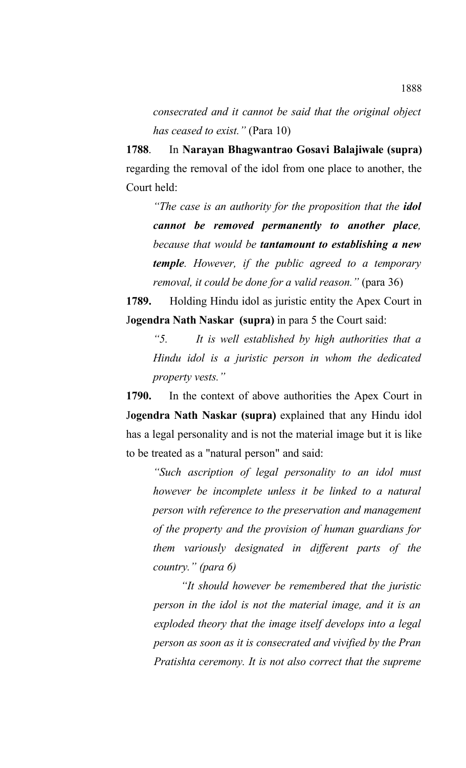*consecrated and it cannot be said that the original object has ceased to exist."* (Para 10)

**1788**. In **Narayan Bhagwantrao Gosavi Balajiwale (supra)** regarding the removal of the idol from one place to another, the Court held:

> *"The case is an authority for the proposition that the **idol cannot be removed permanently to another place**, because that would be **tantamount to establishing a new temple**. However, if the public agreed to a temporary removal, it could be done for a valid reason."* (para 36)

**1789.** Holding Hindu idol as juristic entity the Apex Court in **Jogendra Nath Naskar (supra)** in para 5 the Court said:

> *"5. It is well established by high authorities that a Hindu idol is a juristic person in whom the dedicated property vests."*

**1790.** In the context of above authorities the Apex Court in **Jogendra Nath Naskar (supra)** explained that any Hindu idol has a legal personality and is not the material image but it is like to be treated as a "natural person" and said:

> *"Such ascription of legal personality to an idol must however be incomplete unless it be linked to a natural person with reference to the preservation and management of the property and the provision of human guardians for them variously designated in different parts of the country." (para 6)*
>
> *"It should however be remembered that the juristic person in the idol is not the material image, and it is an exploded theory that the image itself develops into a legal person as soon as it is consecrated and vivified by the Pran Pratishta ceremony. It is not also correct that the supreme*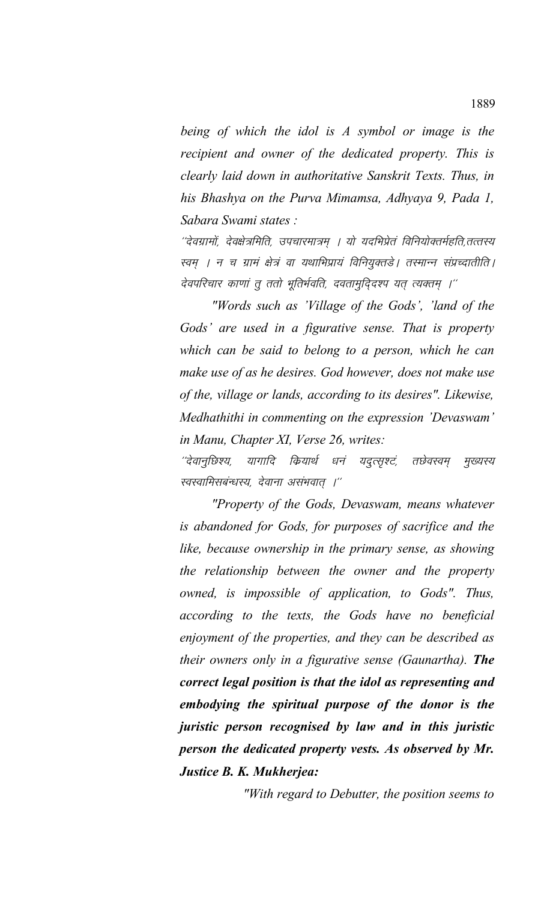*being of which the idol is A symbol or image is the recipient and owner of the dedicated property. This is clearly laid down in authoritative Sanskrit Texts. Thus, in his Bhashya on the Purva Mimamsa, Adhyaya 9, Pada 1, Sabara Swami states :*

*''देवग्रामों, देवक्षेत्रमिति, उपचारमात्रम् । यो यदभिप्रेतं विनियोक्तर्महति,तत्तस्य स्वम् । न च ग्रामं क्षेत्रं वा यथाभिप्रायं विनियुक्तडे। तस्मान्न संप्रच्दातीति। देवपरिचार काणां तु ततो भूतिर्भवति, दवतामुद्दिश्प यत् त्यक्तम् ।''*

*"Words such as 'Village of the Gods', 'land of the Gods' are used in a figurative sense. That is property which can be said to belong to a person, which he can make use of as he desires. God however, does not make use of the, village or lands, according to its desires". Likewise, Medhathithi in commenting on the expression 'Devaswam' in Manu, Chapter XI, Verse 26, writes:*

*''देवानुछिश्य, यागादि क्रियार्थ धनं यदुत्सृश्टं, तछेवस्वम् मुख्यस्य स्वस्वामिसबंन्धस्य, देवाना असंभवात् ।''*

*"Property of the Gods, Devaswam, means whatever is abandoned for Gods, for purposes of sacrifice and the like, because ownership in the primary sense, as showing the relationship between the owner and the property owned, is impossible of application, to Gods". Thus, according to the texts, the Gods have no beneficial enjoyment of the properties, and they can be described as their owners only in a figurative sense (Gaunartha).* ***The correct legal position is that the idol as representing and embodying the spiritual purpose of the donor is the juristic person recognised by law and in this juristic person the dedicated property vests. As observed by Mr. Justice B. K. Mukherjea:***

*"With regard to Debutter, the position seems to*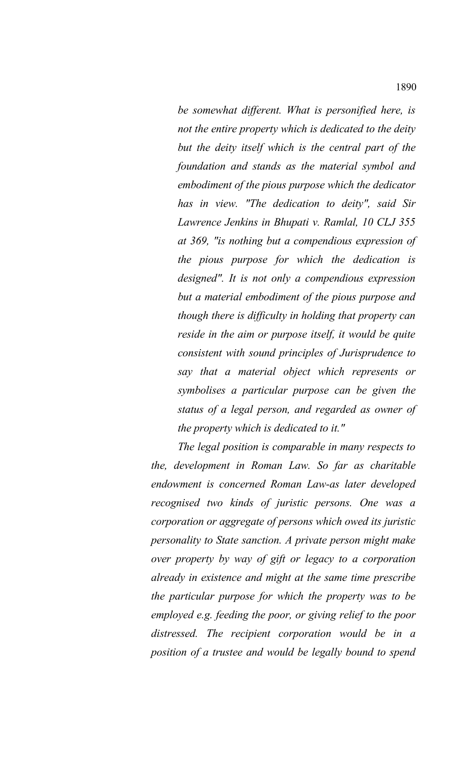*be somewhat different. What is personified here, is not the entire property which is dedicated to the deity but the deity itself which is the central part of the foundation and stands as the material symbol and embodiment of the pious purpose which the dedicator has in view. "The dedication to deity", said Sir Lawrence Jenkins in Bhupati v. Ramlal, 10 CLJ 355 at 369, "is nothing but a compendious expression of the pious purpose for which the dedication is designed". It is not only a compendious expression but a material embodiment of the pious purpose and though there is difficulty in holding that property can reside in the aim or purpose itself, it would be quite consistent with sound principles of Jurisprudence to say that a material object which represents or symbolises a particular purpose can be given the status of a legal person, and regarded as owner of the property which is dedicated to it."*

*The legal position is comparable in many respects to the, development in Roman Law. So far as charitable endowment is concerned Roman Law-as later developed recognised two kinds of juristic persons. One was a corporation or aggregate of persons which owed its juristic personality to State sanction. A private person might make over property by way of gift or legacy to a corporation already in existence and might at the same time prescribe the particular purpose for which the property was to be employed e.g. feeding the poor, or giving relief to the poor distressed. The recipient corporation would be in a position of a trustee and would be legally bound to spend*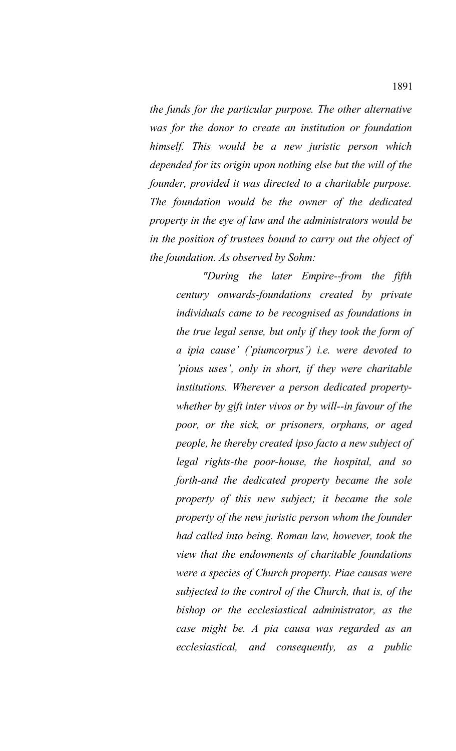*the funds for the particular purpose. The other alternative was for the donor to create an institution or foundation himself. This would be a new juristic person which depended for its origin upon nothing else but the will of the founder, provided it was directed to a charitable purpose. The foundation would be the owner of the dedicated property in the eye of law and the administrators would be in the position of trustees bound to carry out the object of the foundation. As observed by Sohm:*

> *"During the later Empire--from the fifth century onwards-foundations created by private individuals came to be recognised as foundations in the true legal sense, but only if they took the form of a ipia cause' ('piumcorpus') i.e. were devoted to 'pious uses', only in short, if they were charitable institutions. Wherever a person dedicated property-whether by gift inter vivos or by will--in favour of the poor, or the sick, or prisoners, orphans, or aged people, he thereby created ipso facto a new subject of legal rights-the poor-house, the hospital, and so forth-and the dedicated property became the sole property of this new subject; it became the sole property of the new juristic person whom the founder had called into being. Roman law, however, took the view that the endowments of charitable foundations were a species of Church property. Piae causas were subjected to the control of the Church, that is, of the bishop or the ecclesiastical administrator, as the case might be. A pia causa was regarded as an ecclesiastical, and consequently, as a public*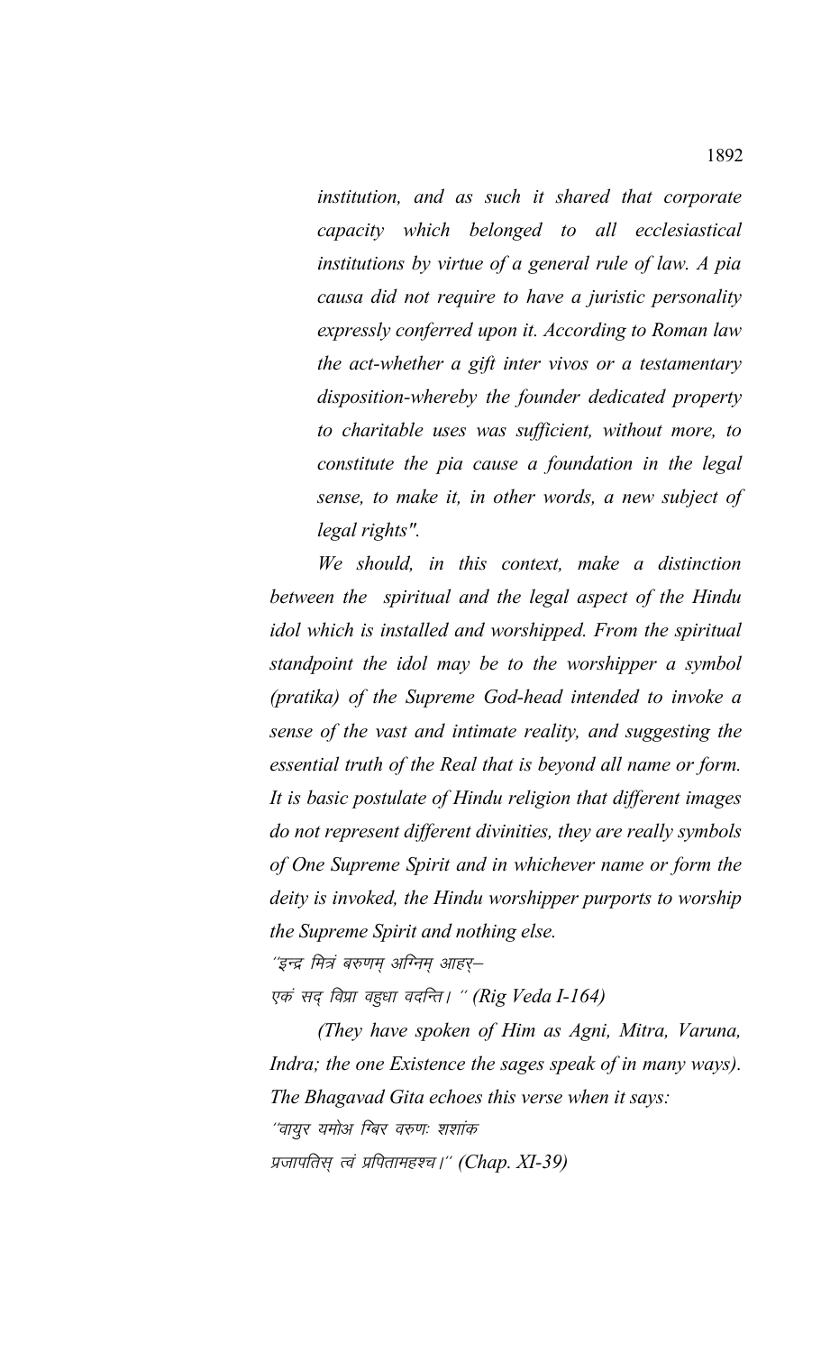*institution, and as such it shared that corporate capacity which belonged to all ecclesiastical institutions by virtue of a general rule of law. A pia causa did not require to have a juristic personality expressly conferred upon it. According to Roman law the act-whether a gift inter vivos or a testamentary disposition-whereby the founder dedicated property to charitable uses was sufficient, without more, to constitute the pia cause a foundation in the legal sense, to make it, in other words, a new subject of legal rights".*

*We should, in this context, make a distinction between the spiritual and the legal aspect of the Hindu idol which is installed and worshipped. From the spiritual standpoint the idol may be to the worshipper a symbol (pratika) of the Supreme God-head intended to invoke a sense of the vast and intimate reality, and suggesting the essential truth of the Real that is beyond all name or form. It is basic postulate of Hindu religion that different images do not represent different divinities, they are really symbols of One Supreme Spirit and in whichever name or form the deity is invoked, the Hindu worshipper purports to worship the Supreme Spirit and nothing else.*

*''इन्द्र मित्रं बरुणम् अग्निम् आहर्–*
*एकं सद् विप्रा वहुधा वदन्ति। '' (Rig Veda I-164)*

*(They have spoken of Him as Agni, Mitra, Varuna, Indra; the one Existence the sages speak of in many ways). The Bhagavad Gita echoes this verse when it says:*

*''वायुर यमोअ ग्बिर वरुणः शशांक*
*प्रजापतिस् त्वं प्रपितामहश्च।'' (Chap. XI-39)*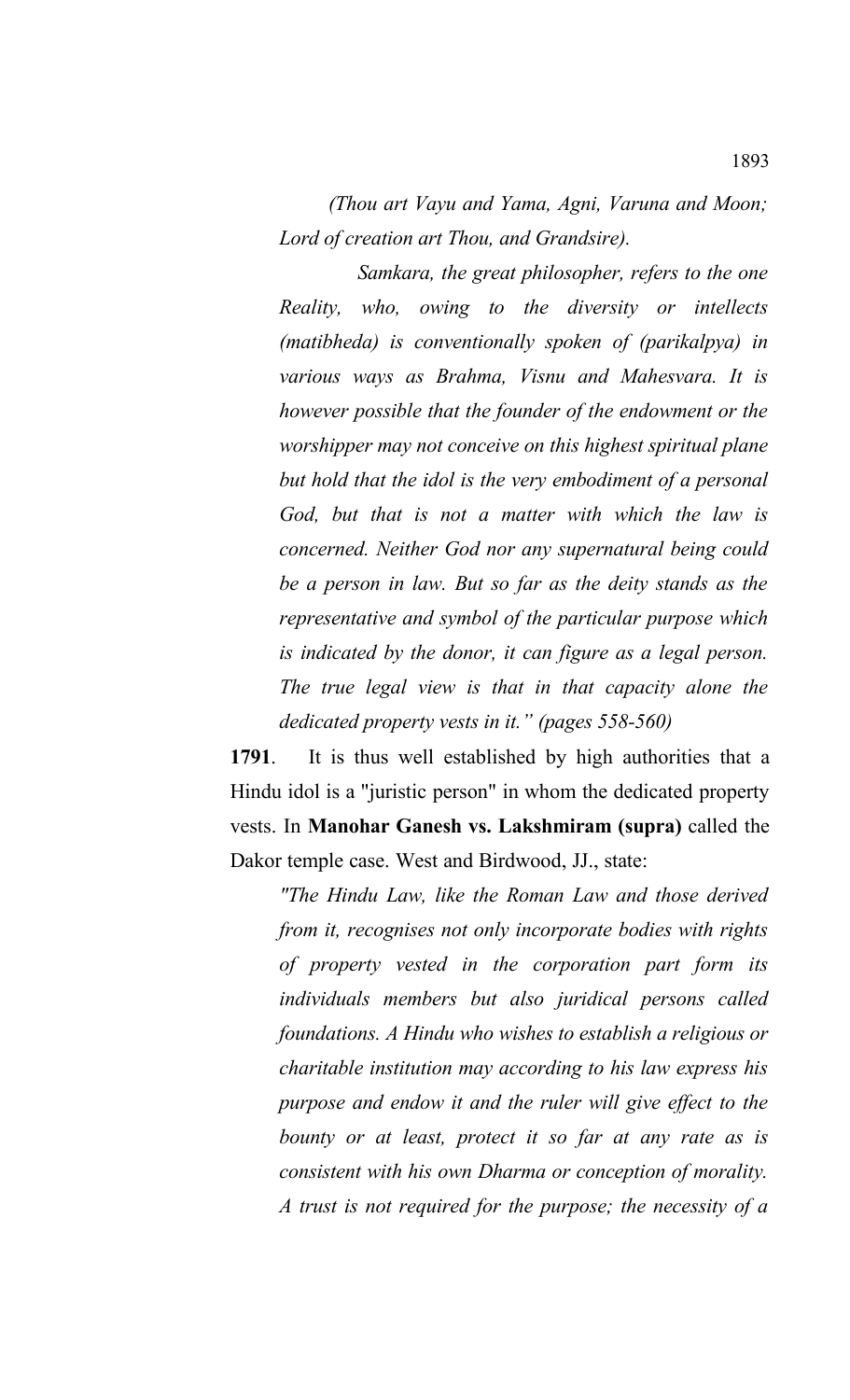*(Thou art Vayu and Yama, Agni, Varuna and Moon; Lord of creation art Thou, and Grandsire).*

*Samkara, the great philosopher, refers to the one Reality, who, owing to the diversity or intellects (matibheda) is conventionally spoken of (parikalpya) in various ways as Brahma, Visnu and Mahesvara. It is however possible that the founder of the endowment or the worshipper may not conceive on this highest spiritual plane but hold that the idol is the very embodiment of a personal God, but that is not a matter with which the law is concerned. Neither God nor any supernatural being could be a person in law. But so far as the deity stands as the representative and symbol of the particular purpose which is indicated by the donor, it can figure as a legal person. The true legal view is that in that capacity alone the dedicated property vests in it." (pages 558-560)*

**1791**. It is thus well established by high authorities that a Hindu idol is a "juristic person" in whom the dedicated property vests. In **Manohar Ganesh vs. Lakshmiram (supra)** called the Dakor temple case. West and Birdwood, JJ., state:

*"The Hindu Law, like the Roman Law and those derived from it, recognises not only incorporate bodies with rights of property vested in the corporation part form its individuals members but also juridical persons called foundations. A Hindu who wishes to establish a religious or charitable institution may according to his law express his purpose and endow it and the ruler will give effect to the bounty or at least, protect it so far at any rate as is consistent with his own Dharma or conception of morality. A trust is not required for the purpose; the necessity of a*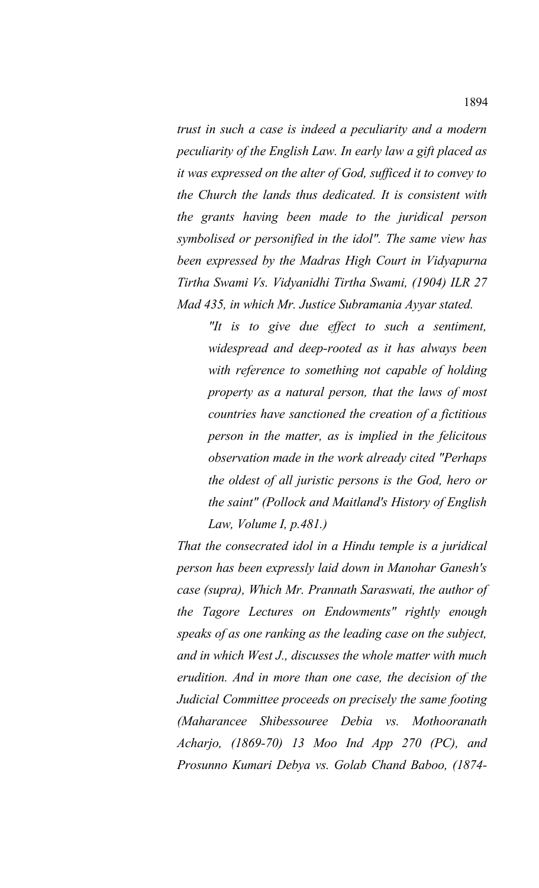*trust in such a case is indeed a peculiarity and a modern peculiarity of the English Law. In early law a gift placed as it was expressed on the alter of God, sufficed it to convey to the Church the lands thus dedicated. It is consistent with the grants having been made to the juridical person symbolised or personified in the idol". The same view has been expressed by the Madras High Court in Vidyapurna Tirtha Swami Vs. Vidyanidhi Tirtha Swami, (1904) ILR 27 Mad 435, in which Mr. Justice Subramania Ayyar stated.*

> *"It is to give due effect to such a sentiment, widespread and deep-rooted as it has always been with reference to something not capable of holding property as a natural person, that the laws of most countries have sanctioned the creation of a fictitious person in the matter, as is implied in the felicitous observation made in the work already cited "Perhaps the oldest of all juristic persons is the God, hero or the saint" (Pollock and Maitland's History of English Law, Volume I, p.481.)*

*That the consecrated idol in a Hindu temple is a juridical person has been expressly laid down in Manohar Ganesh's case (supra), Which Mr. Prannath Saraswati, the author of the Tagore Lectures on Endowments" rightly enough speaks of as one ranking as the leading case on the subject, and in which West J., discusses the whole matter with much erudition. And in more than one case, the decision of the Judicial Committee proceeds on precisely the same footing (Maharancee Shibessouree Debia vs. Mothooranath Acharjo, (1869-70) 13 Moo Ind App 270 (PC), and Prosunno Kumari Debya vs. Golab Chand Baboo, (1874-*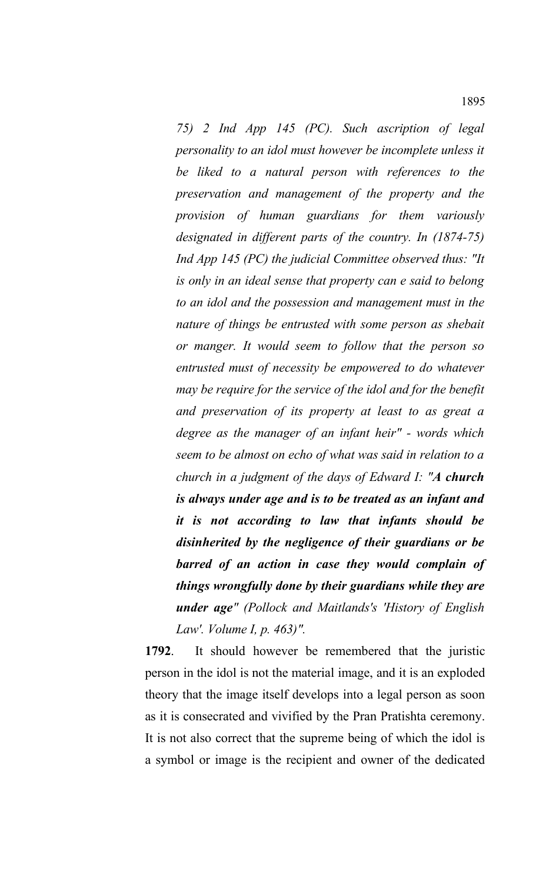*75) 2 Ind App 145 (PC). Such ascription of legal personality to an idol must however be incomplete unless it be liked to a natural person with references to the preservation and management of the property and the provision of human guardians for them variously designated in different parts of the country. In (1874-75) Ind App 145 (PC) the judicial Committee observed thus: "It is only in an ideal sense that property can e said to belong to an idol and the possession and management must in the nature of things be entrusted with some person as shebait or manger. It would seem to follow that the person so entrusted must of necessity be empowered to do whatever may be require for the service of the idol and for the benefit and preservation of its property at least to as great a degree as the manager of an infant heir" - words which seem to be almost on echo of what was said in relation to a church in a judgment of the days of Edward I: "**A church is always under age and is to be treated as an infant and it is not according to law that infants should be disinherited by the negligence of their guardians or be barred of an action in case they would complain of things wrongfully done by their guardians while they are under age**" (Pollock and Maitlands's 'History of English Law'. Volume I, p. 463)".*

**1792**. It should however be remembered that the juristic person in the idol is not the material image, and it is an exploded theory that the image itself develops into a legal person as soon as it is consecrated and vivified by the Pran Pratishta ceremony. It is not also correct that the supreme being of which the idol is a symbol or image is the recipient and owner of the dedicated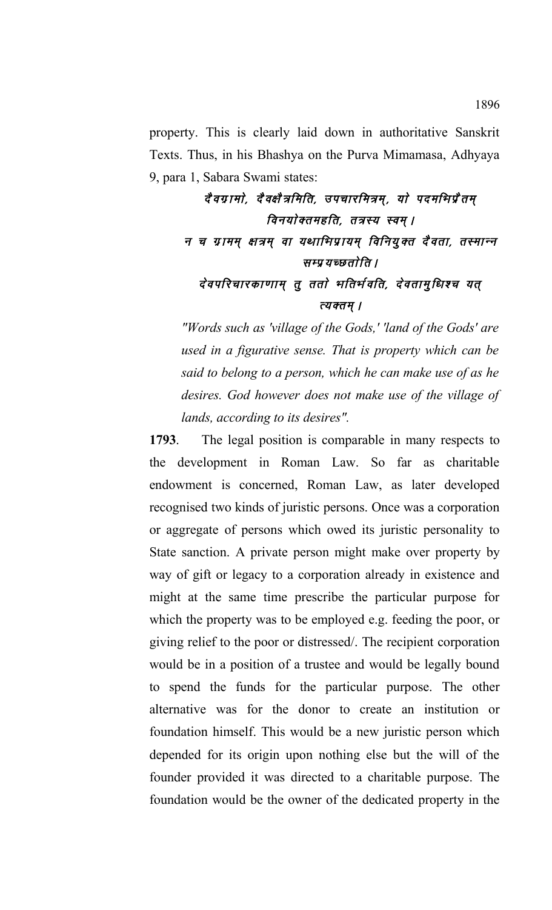property. This is clearly laid down in authoritative Sanskrit Texts. Thus, in his Bhashya on the Purva Mimamasa, Adhyaya 9, para 1, Sabara Swami states:

*दैवग्रामो, दैवक्षैत्रमिति, उपचारमित्रम्, यो पदमभिप्रैतम् विनयोक्तमहति, तत्रस्य स्वम् ।*
*न च ग्रामम् क्षत्रम् वा यथाभिप्रायम् विनियुक्त दैवता, तस्मान्न सम्प्रयच्छतोति ।*
*देवपरिचारकाणाम् तु ततो भतिर्भवति, देवतामुध्शिच यत् त्यक्तम् ।*

*"Words such as 'village of the Gods,' 'land of the Gods' are used in a figurative sense. That is property which can be said to belong to a person, which he can make use of as he desires. God however does not make use of the village of lands, according to its desires".*

**1793**. The legal position is comparable in many respects to the development in Roman Law. So far as charitable endowment is concerned, Roman Law, as later developed recognised two kinds of juristic persons. Once was a corporation or aggregate of persons which owed its juristic personality to State sanction. A private person might make over property by way of gift or legacy to a corporation already in existence and might at the same time prescribe the particular purpose for which the property was to be employed e.g. feeding the poor, or giving relief to the poor or distressed/. The recipient corporation would be in a position of a trustee and would be legally bound to spend the funds for the particular purpose. The other alternative was for the donor to create an institution or foundation himself. This would be a new juristic person which depended for its origin upon nothing else but the will of the founder provided it was directed to a charitable purpose. The foundation would be the owner of the dedicated property in the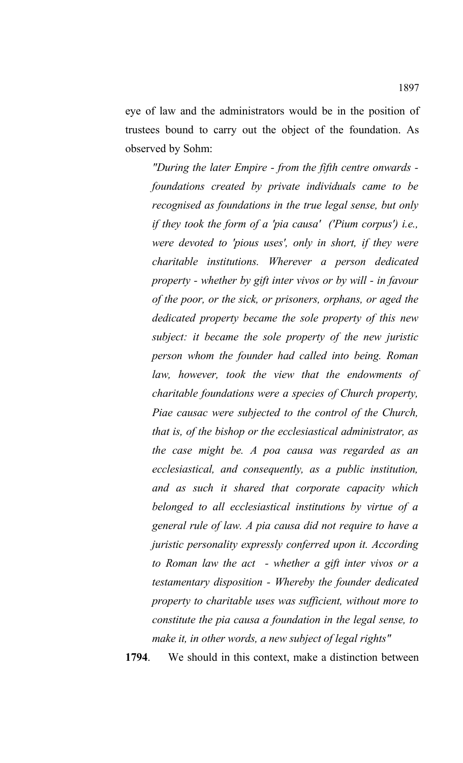eye of law and the administrators would be in the position of trustees bound to carry out the object of the foundation. As observed by Sohm:

> *"During the later Empire - from the fifth centre onwards - foundations created by private individuals came to be recognised as foundations in the true legal sense, but only if they took the form of a 'pia causa' ('Pium corpus') i.e., were devoted to 'pious uses', only in short, if they were charitable institutions. Wherever a person dedicated property - whether by gift inter vivos or by will - in favour of the poor, or the sick, or prisoners, orphans, or aged the dedicated property became the sole property of this new subject: it became the sole property of the new juristic person whom the founder had called into being. Roman law, however, took the view that the endowments of charitable foundations were a species of Church property, Piae causac were subjected to the control of the Church, that is, of the bishop or the ecclesiastical administrator, as the case might be. A poa causa was regarded as an ecclesiastical, and consequently, as a public institution, and as such it shared that corporate capacity which belonged to all ecclesiastical institutions by virtue of a general rule of law. A pia causa did not require to have a juristic personality expressly conferred upon it. According to Roman law the act - whether a gift inter vivos or a testamentary disposition - Whereby the founder dedicated property to charitable uses was sufficient, without more to constitute the pia causa a foundation in the legal sense, to make it, in other words, a new subject of legal rights"*

**1794**. We should in this context, make a distinction between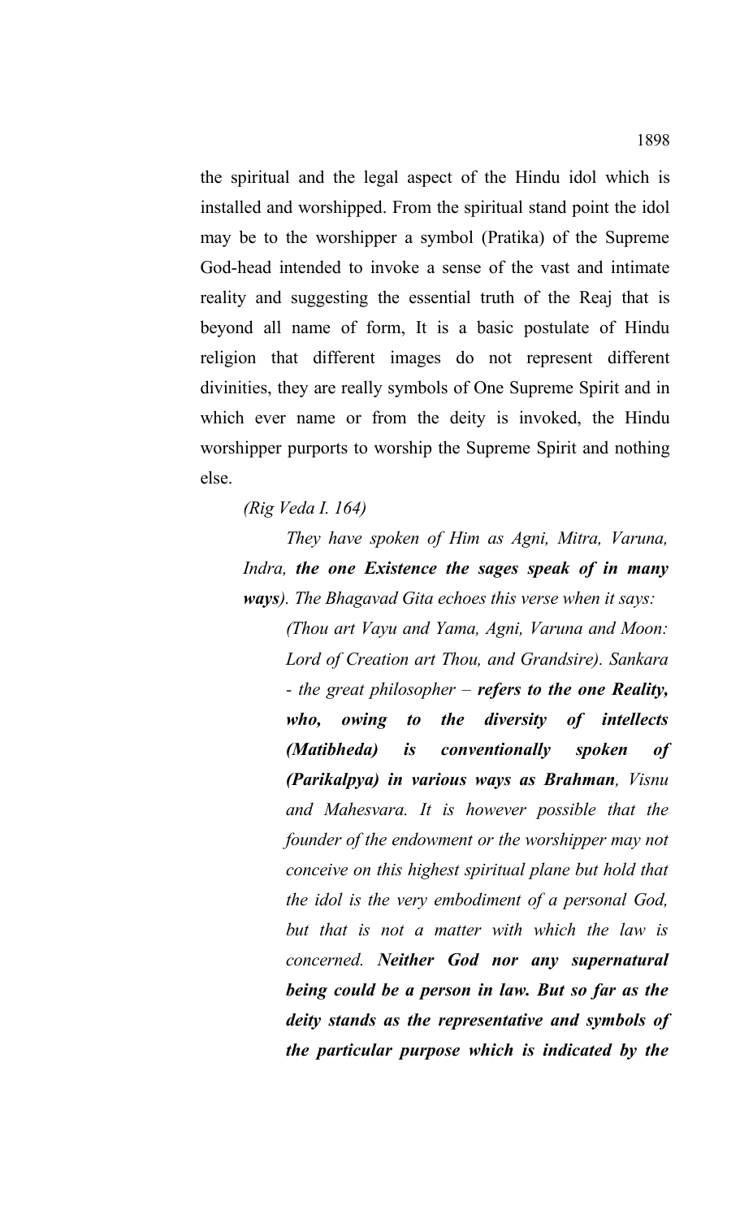the spiritual and the legal aspect of the Hindu idol which is installed and worshipped. From the spiritual stand point the idol may be to the worshipper a symbol (Pratika) of the Supreme God-head intended to invoke a sense of the vast and intimate reality and suggesting the essential truth of the Reaj that is beyond all name of form, It is a basic postulate of Hindu religion that different images do not represent different divinities, they are really symbols of One Supreme Spirit and in which ever name or from the deity is invoked, the Hindu worshipper purports to worship the Supreme Spirit and nothing else.

*(Rig Veda I. 164)*

> *They have spoken of Him as Agni, Mitra, Varuna, Indra,* ***the one Existence the sages speak of in many ways****). The Bhagavad Gita echoes this verse when it says:*
>
> > *(Thou art Vayu and Yama, Agni, Varuna and Moon: Lord of Creation art Thou, and Grandsire). Sankara - the great philosopher –* ***refers to the one Reality, who, owing to the diversity of intellects (Matibheda) is conventionally spoken of (Parikalpya) in various ways as Brahman****, Visnu and Mahesvara. It is however possible that the founder of the endowment or the worshipper may not conceive on this highest spiritual plane but hold that the idol is the very embodiment of a personal God, but that is not a matter with which the law is concerned.* ***Neither God nor any supernatural being could be a person in law. But so far as the deity stands as the representative and symbols of the particular purpose which is indicated by the***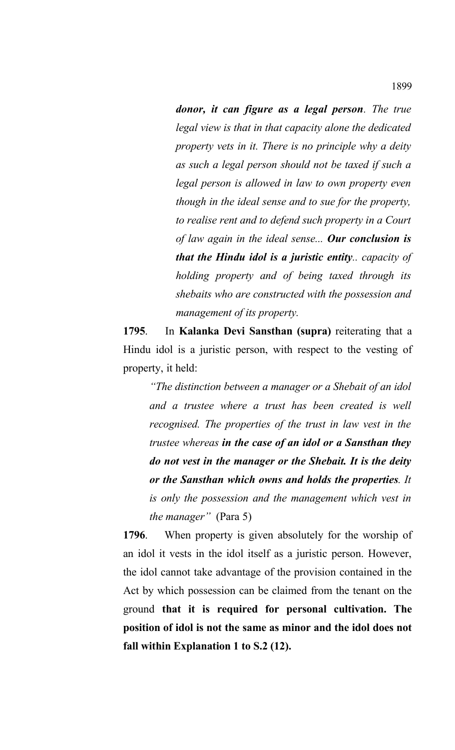> ***donor, it can figure as a legal person****. The true legal view is that in that capacity alone the dedicated property vets in it. There is no principle why a deity as such a legal person should not be taxed if such a legal person is allowed in law to own property even though in the ideal sense and to sue for the property, to realise rent and to defend such property in a Court of law again in the ideal sense...* ***Our conclusion is that the Hindu idol is a juristic entity****.. capacity of holding property and of being taxed through its shebaits who are constructed with the possession and management of its property.*

**1795**. In **Kalanka Devi Sansthan (supra)** reiterating that a Hindu idol is a juristic person, with respect to the vesting of property, it held:

> *"The distinction between a manager or a Shebait of an idol and a trustee where a trust has been created is well recognised. The properties of the trust in law vest in the trustee whereas* ***in the case of an idol or a Sansthan they do not vest in the manager or the Shebait. It is the deity or the Sansthan which owns and holds the properties****. It is only the possession and the management which vest in the manager"* (Para 5)

**1796**. When property is given absolutely for the worship of an idol it vests in the idol itself as a juristic person. However, the idol cannot take advantage of the provision contained in the Act by which possession can be claimed from the tenant on the ground **that it is required for personal cultivation. The position of idol is not the same as minor and the idol does not fall within Explanation 1 to S.2 (12).**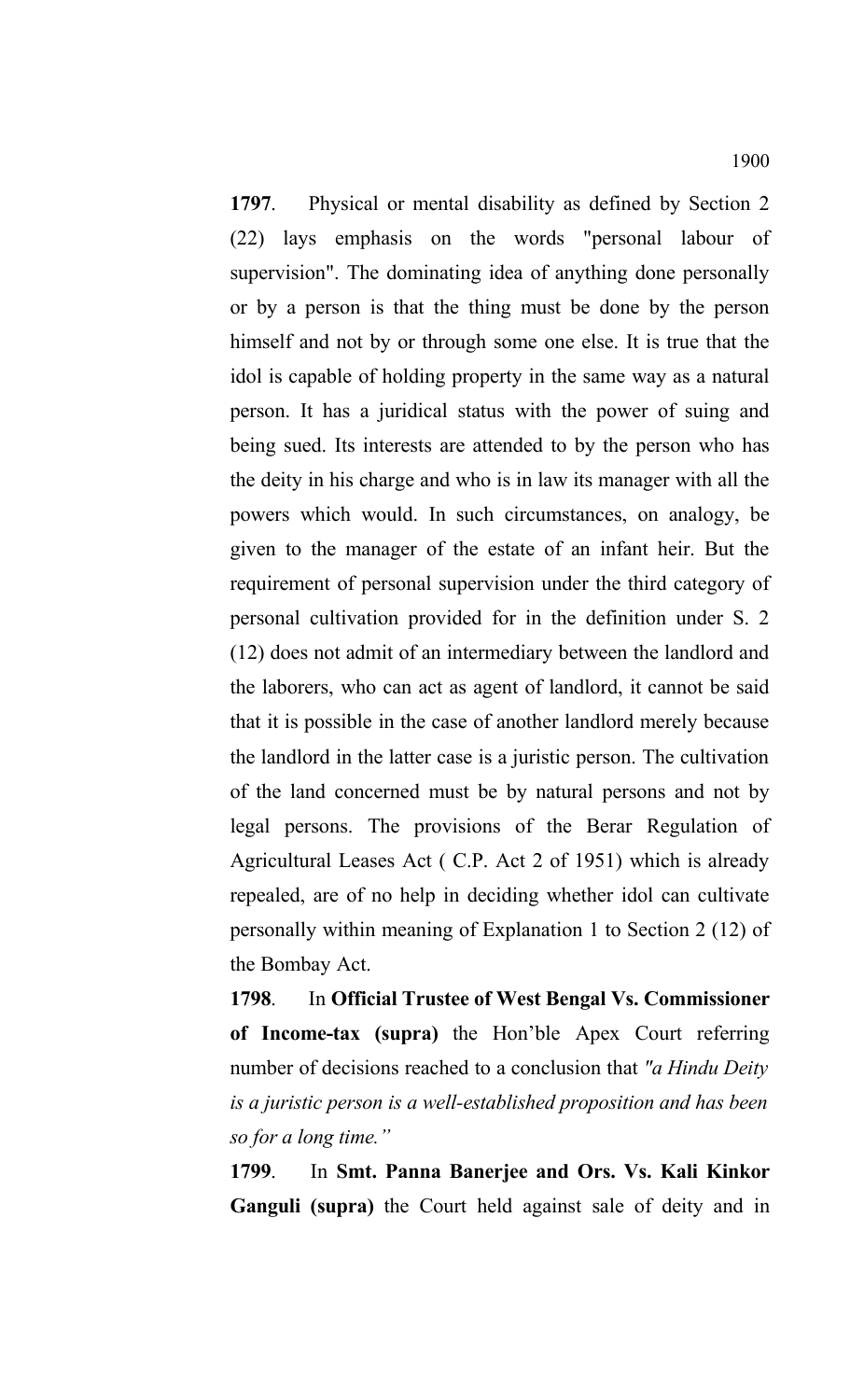**1797**. Physical or mental disability as defined by Section 2 (22) lays emphasis on the words "personal labour of supervision". The dominating idea of anything done personally or by a person is that the thing must be done by the person himself and not by or through some one else. It is true that the idol is capable of holding property in the same way as a natural person. It has a juridical status with the power of suing and being sued. Its interests are attended to by the person who has the deity in his charge and who is in law its manager with all the powers which would. In such circumstances, on analogy, be given to the manager of the estate of an infant heir. But the requirement of personal supervision under the third category of personal cultivation provided for in the definition under S. 2 (12) does not admit of an intermediary between the landlord and the laborers, who can act as agent of landlord, it cannot be said that it is possible in the case of another landlord merely because the landlord in the latter case is a juristic person. The cultivation of the land concerned must be by natural persons and not by legal persons. The provisions of the Berar Regulation of Agricultural Leases Act ( C.P. Act 2 of 1951) which is already repealed, are of no help in deciding whether idol can cultivate personally within meaning of Explanation 1 to Section 2 (12) of the Bombay Act.

**1798**. In **Official Trustee of West Bengal Vs. Commissioner of Income-tax (supra)** the Hon'ble Apex Court referring number of decisions reached to a conclusion that *"a Hindu Deity is a juristic person is a well-established proposition and has been so for a long time."*

**1799**. In **Smt. Panna Banerjee and Ors. Vs. Kali Kinkor Ganguli (supra)** the Court held against sale of deity and in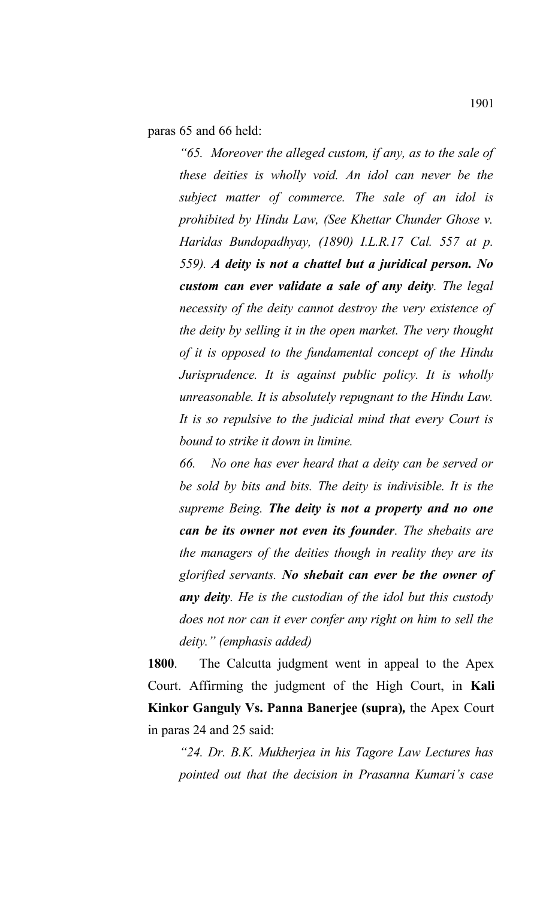paras 65 and 66 held:

> *"65. Moreover the alleged custom, if any, as to the sale of these deities is wholly void. An idol can never be the subject matter of commerce. The sale of an idol is prohibited by Hindu Law, (See Khettar Chunder Ghose v. Haridas Bundopadhyay, (1890) I.L.R.17 Cal. 557 at p. 559).* ***A deity is not a chattel but a juridical person. No custom can ever validate a sale of any deity****. The legal necessity of the deity cannot destroy the very existence of the deity by selling it in the open market. The very thought of it is opposed to the fundamental concept of the Hindu Jurisprudence. It is against public policy. It is wholly unreasonable. It is absolutely repugnant to the Hindu Law. It is so repulsive to the judicial mind that every Court is bound to strike it down in limine.*
>
> *66. No one has ever heard that a deity can be served or be sold by bits and bits. The deity is indivisible. It is the supreme Being.* ***The deity is not a property and no one can be its owner not even its founder****. The shebaits are the managers of the deities though in reality they are its glorified servants.* ***No shebait can ever be the owner of any deity****. He is the custodian of the idol but this custody does not nor can it ever confer any right on him to sell the deity." (emphasis added)*

**1800**. The Calcutta judgment went in appeal to the Apex Court. Affirming the judgment of the High Court, in **Kali Kinkor Ganguly Vs. Panna Banerjee (supra),** the Apex Court in paras 24 and 25 said:

> *"24. Dr. B.K. Mukherjea in his Tagore Law Lectures has pointed out that the decision in Prasanna Kumari's case*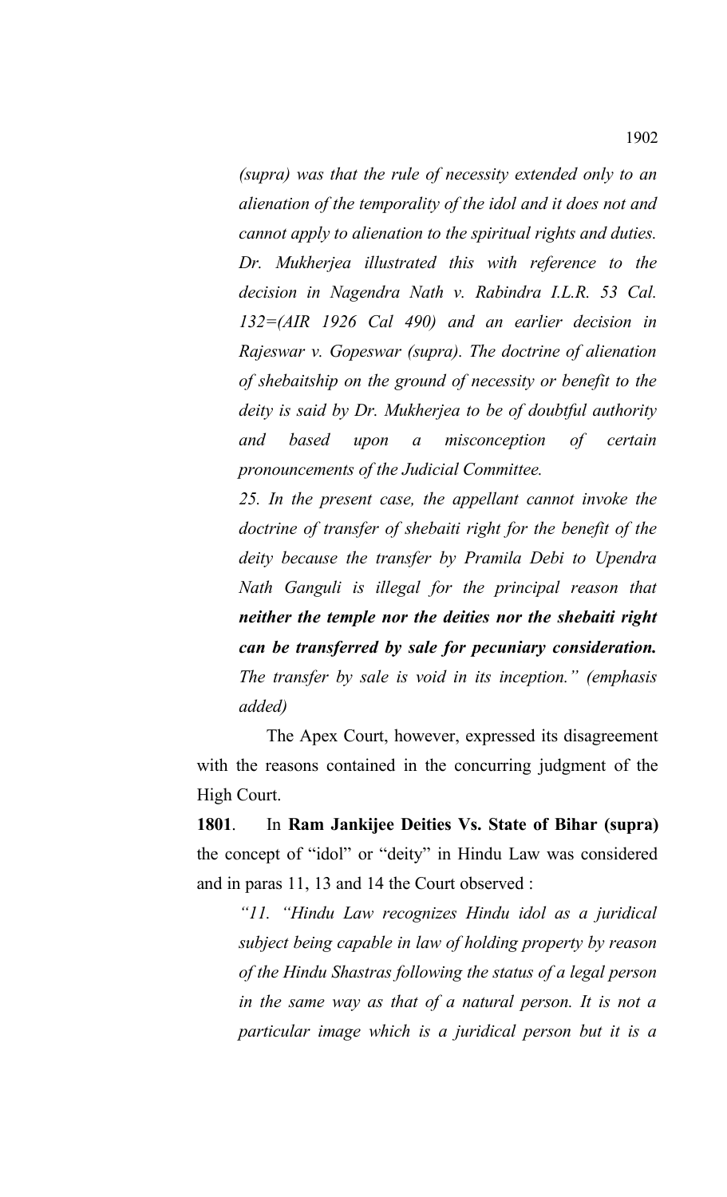*(supra) was that the rule of necessity extended only to an alienation of the temporality of the idol and it does not and cannot apply to alienation to the spiritual rights and duties. Dr. Mukherjea illustrated this with reference to the decision in Nagendra Nath v. Rabindra I.L.R. 53 Cal. 132=(AIR 1926 Cal 490) and an earlier decision in Rajeswar v. Gopeswar (supra). The doctrine of alienation of shebaitship on the ground of necessity or benefit to the deity is said by Dr. Mukherjea to be of doubtful authority and based upon a misconception of certain pronouncements of the Judicial Committee.*

*25. In the present case, the appellant cannot invoke the doctrine of transfer of shebaiti right for the benefit of the deity because the transfer by Pramila Debi to Upendra Nath Ganguli is illegal for the principal reason that* ***neither the temple nor the deities nor the shebaiti right can be transferred by sale for pecuniary consideration.*** *The transfer by sale is void in its inception." (emphasis added)*

The Apex Court, however, expressed its disagreement with the reasons contained in the concurring judgment of the High Court.

**1801**. In **Ram Jankijee Deities Vs. State of Bihar (supra)** the concept of "idol" or "deity" in Hindu Law was considered and in paras 11, 13 and 14 the Court observed :

*"11. "Hindu Law recognizes Hindu idol as a juridical subject being capable in law of holding property by reason of the Hindu Shastras following the status of a legal person in the same way as that of a natural person. It is not a particular image which is a juridical person but it is a*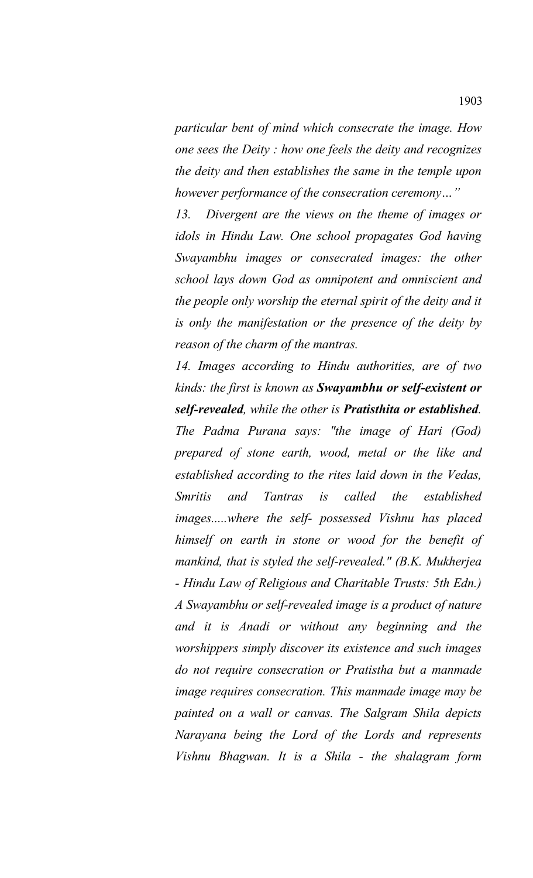*particular bent of mind which consecrate the image. How one sees the Deity : how one feels the deity and recognizes the deity and then establishes the same in the temple upon however performance of the consecration ceremony…"*

*13. Divergent are the views on the theme of images or idols in Hindu Law. One school propagates God having Swayambhu images or consecrated images: the other school lays down God as omnipotent and omniscient and the people only worship the eternal spirit of the deity and it is only the manifestation or the presence of the deity by reason of the charm of the mantras.*

*14. Images according to Hindu authorities, are of two kinds: the first is known as* ***Swayambhu or self-existent or self-revealed****, while the other is* ***Pratisthita or established****. The Padma Purana says: "the image of Hari (God) prepared of stone earth, wood, metal or the like and established according to the rites laid down in the Vedas, Smritis and Tantras is called the established images.....where the self- possessed Vishnu has placed himself on earth in stone or wood for the benefit of mankind, that is styled the self-revealed." (B.K. Mukherjea - Hindu Law of Religious and Charitable Trusts: 5th Edn.) A Swayambhu or self-revealed image is a product of nature and it is Anadi or without any beginning and the worshippers simply discover its existence and such images do not require consecration or Pratistha but a manmade image requires consecration. This manmade image may be painted on a wall or canvas. The Salgram Shila depicts Narayana being the Lord of the Lords and represents Vishnu Bhagwan. It is a Shila - the shalagram form*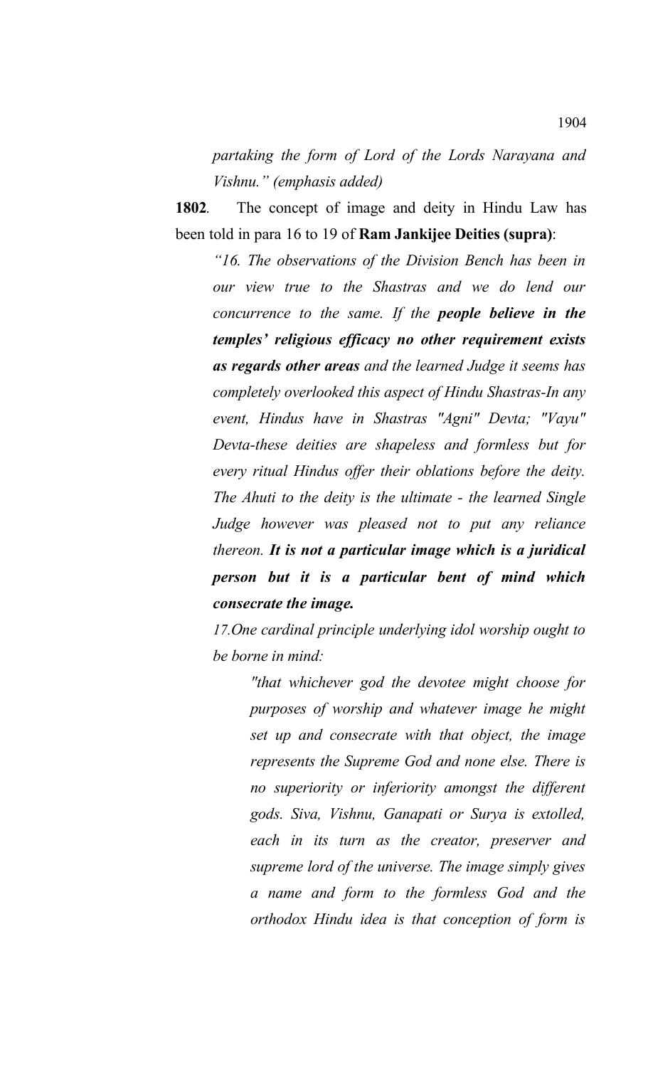*partaking the form of Lord of the Lords Narayana and Vishnu." (emphasis added)*

**1802**. The concept of image and deity in Hindu Law has been told in para 16 to 19 of **Ram Jankijee Deities (supra)**:

*"16. The observations of the Division Bench has been in our view true to the Shastras and we do lend our concurrence to the same. If the **people believe in the temples' religious efficacy no other requirement exists as regards other areas** and the learned Judge it seems has completely overlooked this aspect of Hindu Shastras-In any event, Hindus have in Shastras "Agni" Devta; "Vayu" Devta-these deities are shapeless and formless but for every ritual Hindus offer their oblations before the deity. The Ahuti to the deity is the ultimate - the learned Single Judge however was pleased not to put any reliance thereon. **It is not a particular image which is a juridical person but it is a particular bent of mind which consecrate the image.***

*17.One cardinal principle underlying idol worship ought to be borne in mind:*

> *"that whichever god the devotee might choose for purposes of worship and whatever image he might set up and consecrate with that object, the image represents the Supreme God and none else. There is no superiority or inferiority amongst the different gods. Siva, Vishnu, Ganapati or Surya is extolled, each in its turn as the creator, preserver and supreme lord of the universe. The image simply gives a name and form to the formless God and the orthodox Hindu idea is that conception of form is*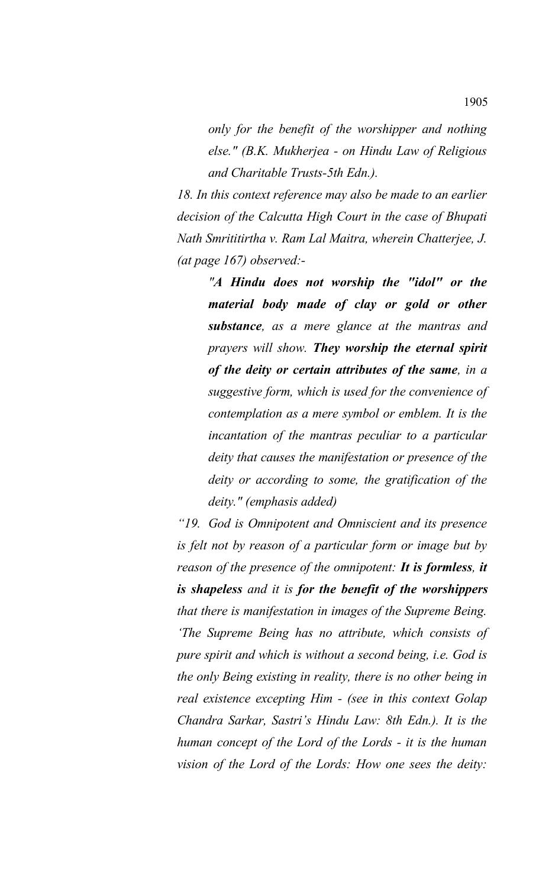*only for the benefit of the worshipper and nothing else." (B.K. Mukherjea - on Hindu Law of Religious and Charitable Trusts-5th Edn.).*

*18. In this context reference may also be made to an earlier decision of the Calcutta High Court in the case of Bhupati Nath Smrititirtha v. Ram Lal Maitra, wherein Chatterjee, J. (at page 167) observed:-*

> *"**A Hindu does not worship the "idol" or the material body made of clay or gold or other substance**, as a mere glance at the mantras and prayers will show. **They worship the eternal spirit of the deity or certain attributes of the same**, in a suggestive form, which is used for the convenience of contemplation as a mere symbol or emblem. It is the incantation of the mantras peculiar to a particular deity that causes the manifestation or presence of the deity or according to some, the gratification of the deity." (emphasis added)*

*"19. God is Omnipotent and Omniscient and its presence is felt not by reason of a particular form or image but by reason of the presence of the omnipotent: **It is formless**, **it is shapeless** and it is **for the benefit of the worshippers** that there is manifestation in images of the Supreme Being. 'The Supreme Being has no attribute, which consists of pure spirit and which is without a second being, i.e. God is the only Being existing in reality, there is no other being in real existence excepting Him - (see in this context Golap Chandra Sarkar, Sastri's Hindu Law: 8th Edn.). It is the human concept of the Lord of the Lords - it is the human vision of the Lord of the Lords: How one sees the deity:*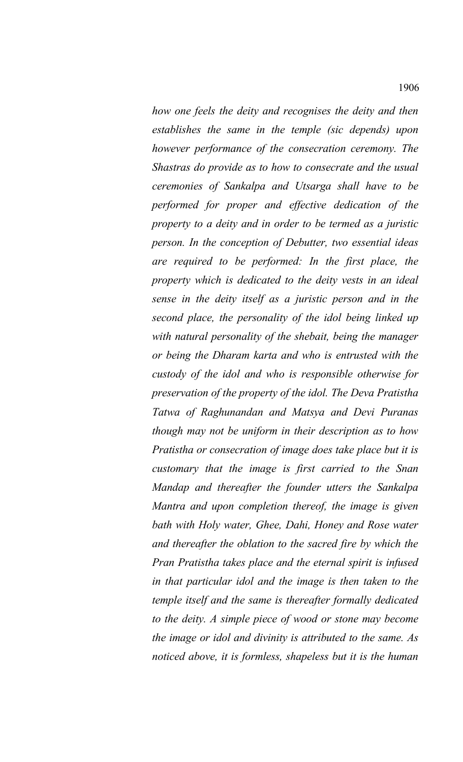*how one feels the deity and recognises the deity and then establishes the same in the temple (sic depends) upon however performance of the consecration ceremony. The Shastras do provide as to how to consecrate and the usual ceremonies of Sankalpa and Utsarga shall have to be performed for proper and effective dedication of the property to a deity and in order to be termed as a juristic person. In the conception of Debutter, two essential ideas are required to be performed: In the first place, the property which is dedicated to the deity vests in an ideal sense in the deity itself as a juristic person and in the second place, the personality of the idol being linked up with natural personality of the shebait, being the manager or being the Dharam karta and who is entrusted with the custody of the idol and who is responsible otherwise for preservation of the property of the idol. The Deva Pratistha Tatwa of Raghunandan and Matsya and Devi Puranas though may not be uniform in their description as to how Pratistha or consecration of image does take place but it is customary that the image is first carried to the Snan Mandap and thereafter the founder utters the Sankalpa Mantra and upon completion thereof, the image is given bath with Holy water, Ghee, Dahi, Honey and Rose water and thereafter the oblation to the sacred fire by which the Pran Pratistha takes place and the eternal spirit is infused in that particular idol and the image is then taken to the temple itself and the same is thereafter formally dedicated to the deity. A simple piece of wood or stone may become the image or idol and divinity is attributed to the same. As noticed above, it is formless, shapeless but it is the human*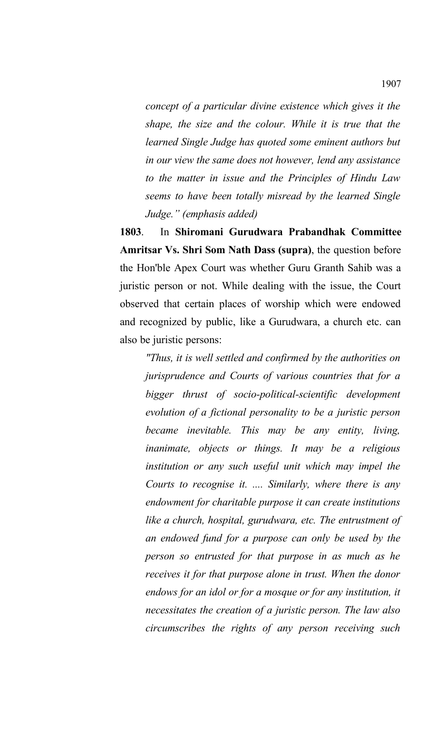*concept of a particular divine existence which gives it the shape, the size and the colour. While it is true that the learned Single Judge has quoted some eminent authors but in our view the same does not however, lend any assistance to the matter in issue and the Principles of Hindu Law seems to have been totally misread by the learned Single Judge." (emphasis added)*

**1803**. In **Shiromani Gurudwara Prabandhak Committee Amritsar Vs. Shri Som Nath Dass (supra)**, the question before the Hon'ble Apex Court was whether Guru Granth Sahib was a juristic person or not. While dealing with the issue, the Court observed that certain places of worship which were endowed and recognized by public, like a Gurudwara, a church etc. can also be juristic persons:

*"Thus, it is well settled and confirmed by the authorities on jurisprudence and Courts of various countries that for a bigger thrust of socio-political-scientific development evolution of a fictional personality to be a juristic person became inevitable. This may be any entity, living, inanimate, objects or things. It may be a religious institution or any such useful unit which may impel the Courts to recognise it. .... Similarly, where there is any endowment for charitable purpose it can create institutions like a church, hospital, gurudwara, etc. The entrustment of an endowed fund for a purpose can only be used by the person so entrusted for that purpose in as much as he receives it for that purpose alone in trust. When the donor endows for an idol or for a mosque or for any institution, it necessitates the creation of a juristic person. The law also circumscribes the rights of any person receiving such*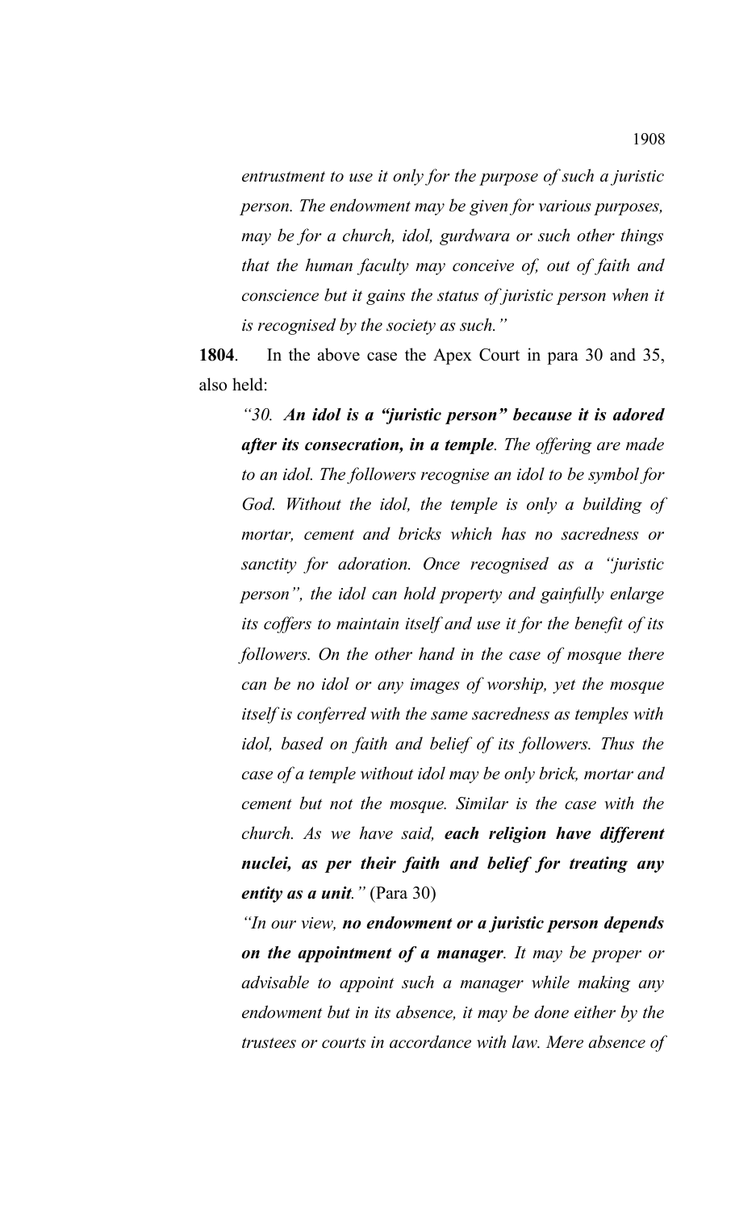*entrustment to use it only for the purpose of such a juristic person. The endowment may be given for various purposes, may be for a church, idol, gurdwara or such other things that the human faculty may conceive of, out of faith and conscience but it gains the status of juristic person when it is recognised by the society as such."*

**1804**. In the above case the Apex Court in para 30 and 35, also held:

*"30. **An idol is a "juristic person" because it is adored after its consecration, in a temple**. The offering are made to an idol. The followers recognise an idol to be symbol for God. Without the idol, the temple is only a building of mortar, cement and bricks which has no sacredness or sanctity for adoration. Once recognised as a "juristic person", the idol can hold property and gainfully enlarge its coffers to maintain itself and use it for the benefit of its followers. On the other hand in the case of mosque there can be no idol or any images of worship, yet the mosque itself is conferred with the same sacredness as temples with idol, based on faith and belief of its followers. Thus the case of a temple without idol may be only brick, mortar and cement but not the mosque. Similar is the case with the church. As we have said, **each religion have different nuclei, as per their faith and belief for treating any entity as a unit**."* (Para 30)

*"In our view, **no endowment or a juristic person depends on the appointment of a manager**. It may be proper or advisable to appoint such a manager while making any endowment but in its absence, it may be done either by the trustees or courts in accordance with law. Mere absence of*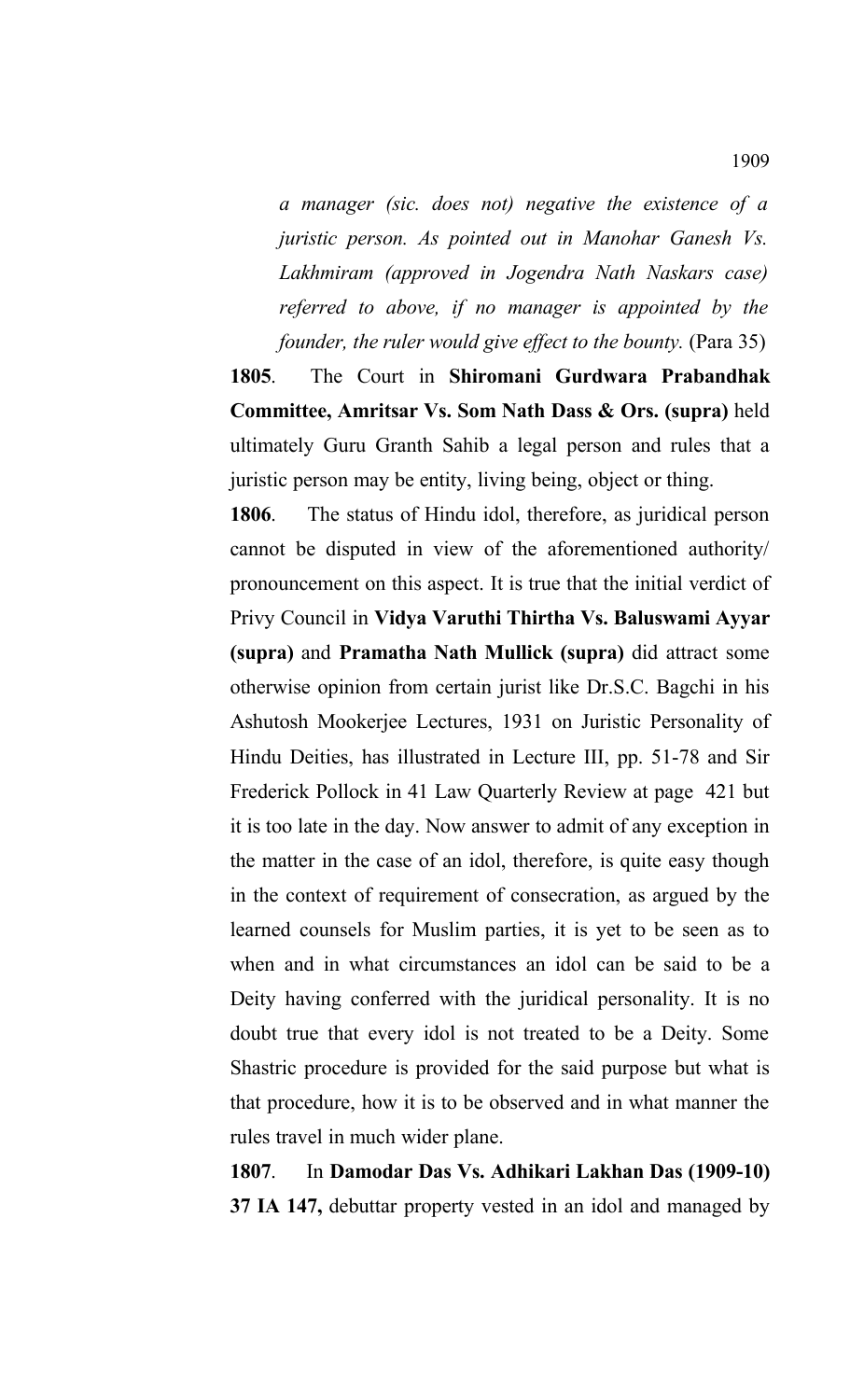*a manager (sic. does not) negative the existence of a juristic person. As pointed out in Manohar Ganesh Vs. Lakhmiram (approved in Jogendra Nath Naskars case) referred to above, if no manager is appointed by the founder, the ruler would give effect to the bounty.* (Para 35)

**1805**. The Court in **Shiromani Gurdwara Prabandhak Committee, Amritsar Vs. Som Nath Dass & Ors. (supra)** held ultimately Guru Granth Sahib a legal person and rules that a juristic person may be entity, living being, object or thing.

**1806**. The status of Hindu idol, therefore, as juridical person cannot be disputed in view of the aforementioned authority/ pronouncement on this aspect. It is true that the initial verdict of Privy Council in **Vidya Varuthi Thirtha Vs. Baluswami Ayyar (supra)** and **Pramatha Nath Mullick (supra)** did attract some otherwise opinion from certain jurist like Dr.S.C. Bagchi in his Ashutosh Mookerjee Lectures, 1931 on Juristic Personality of Hindu Deities, has illustrated in Lecture III, pp. 51-78 and Sir Frederick Pollock in 41 Law Quarterly Review at page 421 but it is too late in the day. Now answer to admit of any exception in the matter in the case of an idol, therefore, is quite easy though in the context of requirement of consecration, as argued by the learned counsels for Muslim parties, it is yet to be seen as to when and in what circumstances an idol can be said to be a Deity having conferred with the juridical personality. It is no doubt true that every idol is not treated to be a Deity. Some Shastric procedure is provided for the said purpose but what is that procedure, how it is to be observed and in what manner the rules travel in much wider plane.

**1807**. In **Damodar Das Vs. Adhikari Lakhan Das (1909-10) 37 IA 147,** debuttar property vested in an idol and managed by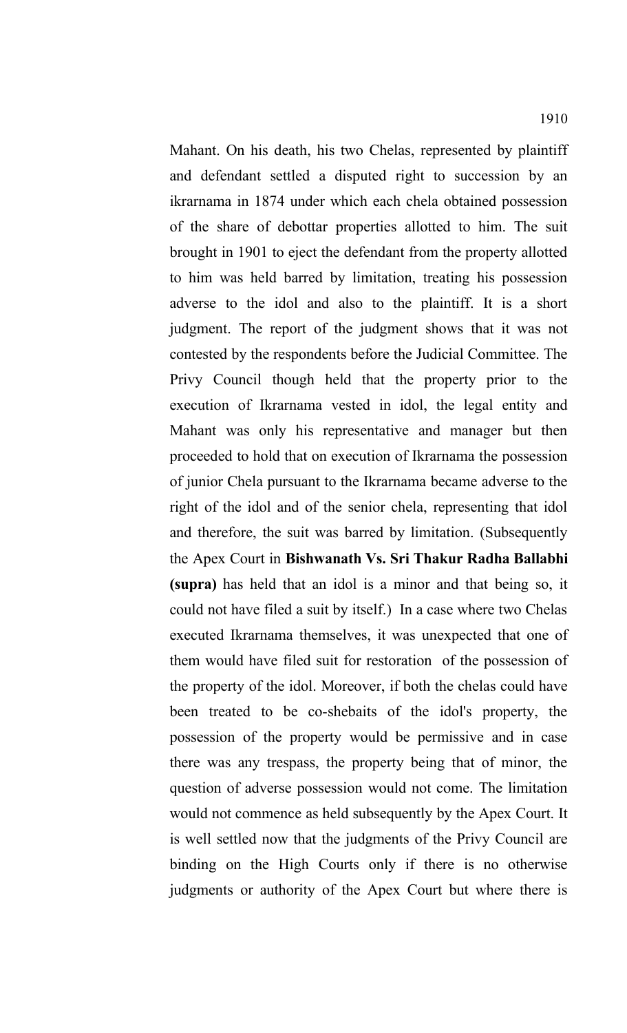Mahant. On his death, his two Chelas, represented by plaintiff and defendant settled a disputed right to succession by an ikrarnama in 1874 under which each chela obtained possession of the share of debottar properties allotted to him. The suit brought in 1901 to eject the defendant from the property allotted to him was held barred by limitation, treating his possession adverse to the idol and also to the plaintiff. It is a short judgment. The report of the judgment shows that it was not contested by the respondents before the Judicial Committee. The Privy Council though held that the property prior to the execution of Ikrarnama vested in idol, the legal entity and Mahant was only his representative and manager but then proceeded to hold that on execution of Ikrarnama the possession of junior Chela pursuant to the Ikrarnama became adverse to the right of the idol and of the senior chela, representing that idol and therefore, the suit was barred by limitation. (Subsequently the Apex Court in **Bishwanath Vs. Sri Thakur Radha Ballabhi (supra)** has held that an idol is a minor and that being so, it could not have filed a suit by itself.) In a case where two Chelas executed Ikrarnama themselves, it was unexpected that one of them would have filed suit for restoration of the possession of the property of the idol. Moreover, if both the chelas could have been treated to be co-shebaits of the idol's property, the possession of the property would be permissive and in case there was any trespass, the property being that of minor, the question of adverse possession would not come. The limitation would not commence as held subsequently by the Apex Court. It is well settled now that the judgments of the Privy Council are binding on the High Courts only if there is no otherwise judgments or authority of the Apex Court but where there is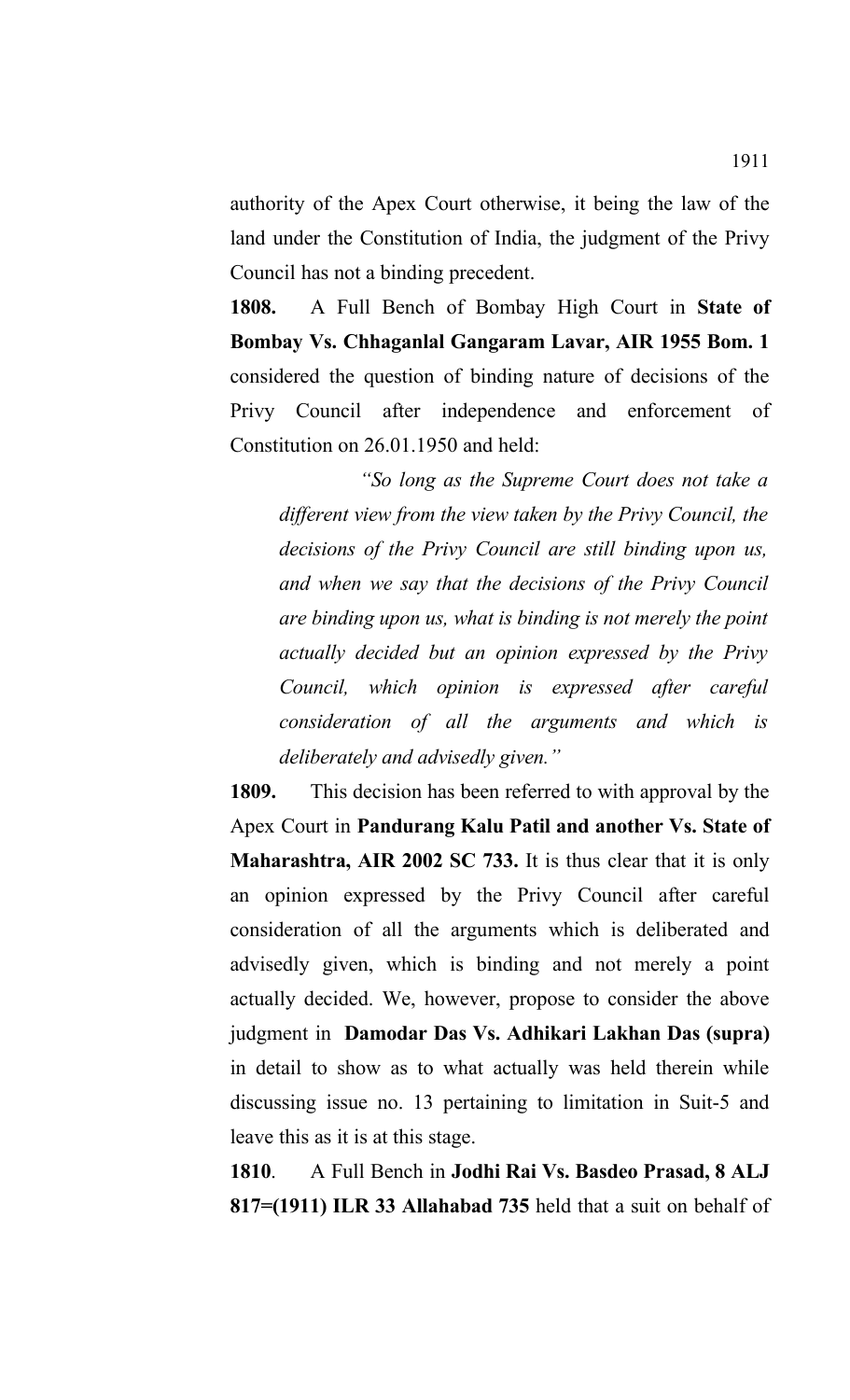authority of the Apex Court otherwise, it being the law of the land under the Constitution of India, the judgment of the Privy Council has not a binding precedent.

**1808.** A Full Bench of Bombay High Court in **State of Bombay Vs. Chhaganlal Gangaram Lavar, AIR 1955 Bom. 1** considered the question of binding nature of decisions of the Privy Council after independence and enforcement of Constitution on 26.01.1950 and held:

> *"So long as the Supreme Court does not take a different view from the view taken by the Privy Council, the decisions of the Privy Council are still binding upon us, and when we say that the decisions of the Privy Council are binding upon us, what is binding is not merely the point actually decided but an opinion expressed by the Privy Council, which opinion is expressed after careful consideration of all the arguments and which is deliberately and advisedly given."*

**1809.** This decision has been referred to with approval by the Apex Court in **Pandurang Kalu Patil and another Vs. State of Maharashtra, AIR 2002 SC 733.** It is thus clear that it is only an opinion expressed by the Privy Council after careful consideration of all the arguments which is deliberated and advisedly given, which is binding and not merely a point actually decided. We, however, propose to consider the above judgment in **Damodar Das Vs. Adhikari Lakhan Das (supra)** in detail to show as to what actually was held therein while discussing issue no. 13 pertaining to limitation in Suit-5 and leave this as it is at this stage.

**1810**. A Full Bench in **Jodhi Rai Vs. Basdeo Prasad, 8 ALJ 817=(1911) ILR 33 Allahabad 735** held that a suit on behalf of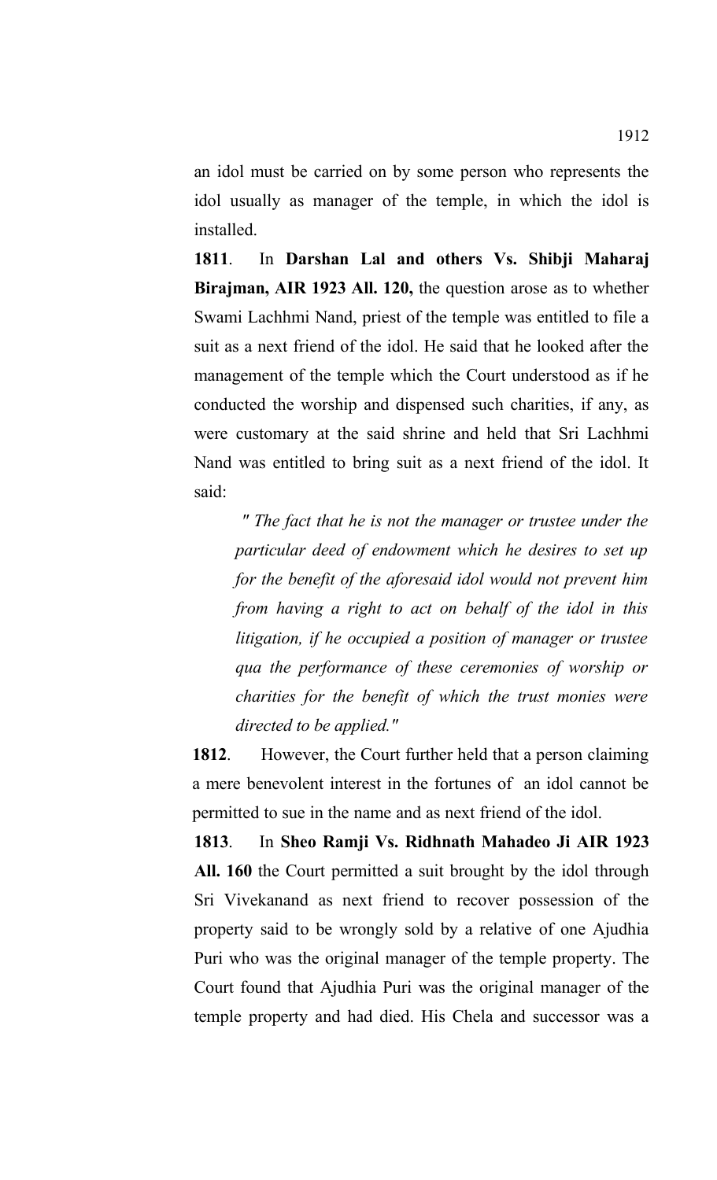an idol must be carried on by some person who represents the idol usually as manager of the temple, in which the idol is installed.

**1811**. In **Darshan Lal and others Vs. Shibji Maharaj Birajman, AIR 1923 All. 120,** the question arose as to whether Swami Lachhmi Nand, priest of the temple was entitled to file a suit as a next friend of the idol. He said that he looked after the management of the temple which the Court understood as if he conducted the worship and dispensed such charities, if any, as were customary at the said shrine and held that Sri Lachhmi Nand was entitled to bring suit as a next friend of the idol. It said:

> *" The fact that he is not the manager or trustee under the particular deed of endowment which he desires to set up for the benefit of the aforesaid idol would not prevent him from having a right to act on behalf of the idol in this litigation, if he occupied a position of manager or trustee qua the performance of these ceremonies of worship or charities for the benefit of which the trust monies were directed to be applied."*

**1812**. However, the Court further held that a person claiming a mere benevolent interest in the fortunes of an idol cannot be permitted to sue in the name and as next friend of the idol.

**1813**. In **Sheo Ramji Vs. Ridhnath Mahadeo Ji AIR 1923 All. 160** the Court permitted a suit brought by the idol through Sri Vivekanand as next friend to recover possession of the property said to be wrongly sold by a relative of one Ajudhia Puri who was the original manager of the temple property. The Court found that Ajudhia Puri was the original manager of the temple property and had died. His Chela and successor was a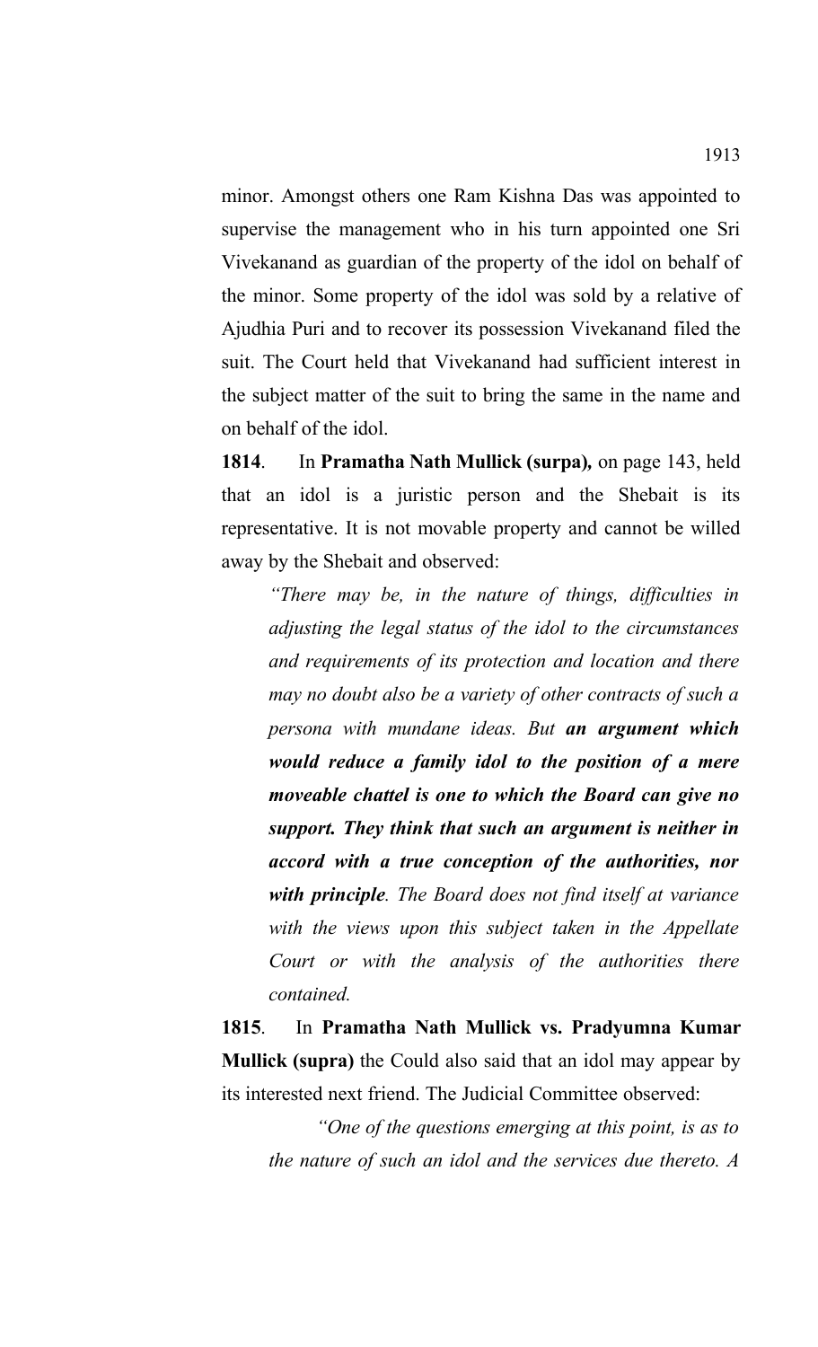minor. Amongst others one Ram Kishna Das was appointed to supervise the management who in his turn appointed one Sri Vivekanand as guardian of the property of the idol on behalf of the minor. Some property of the idol was sold by a relative of Ajudhia Puri and to recover its possession Vivekanand filed the suit. The Court held that Vivekanand had sufficient interest in the subject matter of the suit to bring the same in the name and on behalf of the idol.

**1814**. In **Pramatha Nath Mullick (surpa),** on page 143, held that an idol is a juristic person and the Shebait is its representative. It is not movable property and cannot be willed away by the Shebait and observed:

> *"There may be, in the nature of things, difficulties in adjusting the legal status of the idol to the circumstances and requirements of its protection and location and there may no doubt also be a variety of other contracts of such a persona with mundane ideas. But **an argument which would reduce a family idol to the position of a mere moveable chattel is one to which the Board can give no support. They think that such an argument is neither in accord with a true conception of the authorities, nor with principle**. The Board does not find itself at variance with the views upon this subject taken in the Appellate Court or with the analysis of the authorities there contained.*

**1815**. In **Pramatha Nath Mullick vs. Pradyumna Kumar Mullick (supra)** the Could also said that an idol may appear by its interested next friend. The Judicial Committee observed:

> *"One of the questions emerging at this point, is as to the nature of such an idol and the services due thereto. A*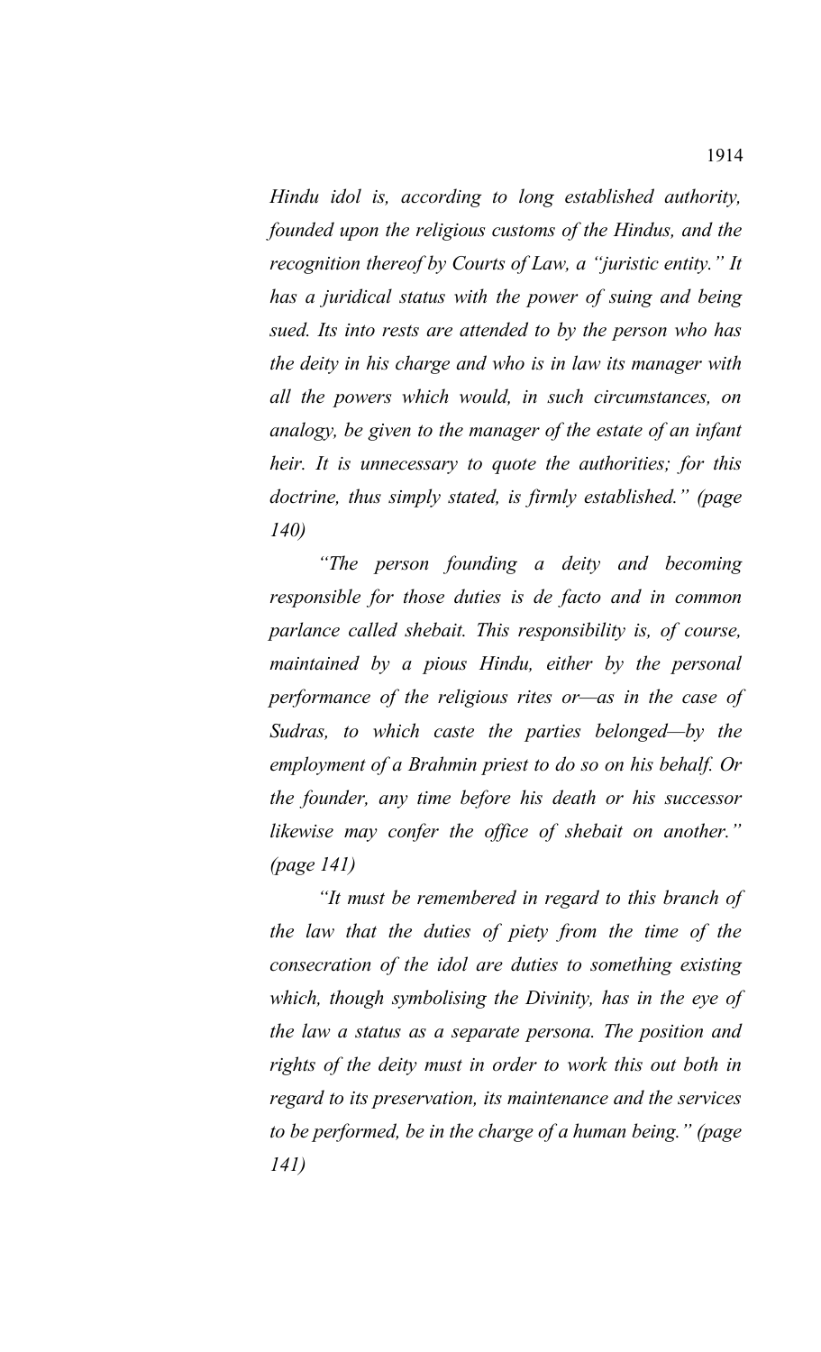*Hindu idol is, according to long established authority, founded upon the religious customs of the Hindus, and the recognition thereof by Courts of Law, a "juristic entity." It has a juridical status with the power of suing and being sued. Its into rests are attended to by the person who has the deity in his charge and who is in law its manager with all the powers which would, in such circumstances, on analogy, be given to the manager of the estate of an infant heir. It is unnecessary to quote the authorities; for this doctrine, thus simply stated, is firmly established." (page 140)*

*"The person founding a deity and becoming responsible for those duties is de facto and in common parlance called shebait. This responsibility is, of course, maintained by a pious Hindu, either by the personal performance of the religious rites or—as in the case of Sudras, to which caste the parties belonged—by the employment of a Brahmin priest to do so on his behalf. Or the founder, any time before his death or his successor likewise may confer the office of shebait on another." (page 141)*

*"It must be remembered in regard to this branch of the law that the duties of piety from the time of the consecration of the idol are duties to something existing which, though symbolising the Divinity, has in the eye of the law a status as a separate persona. The position and rights of the deity must in order to work this out both in regard to its preservation, its maintenance and the services to be performed, be in the charge of a human being." (page 141)*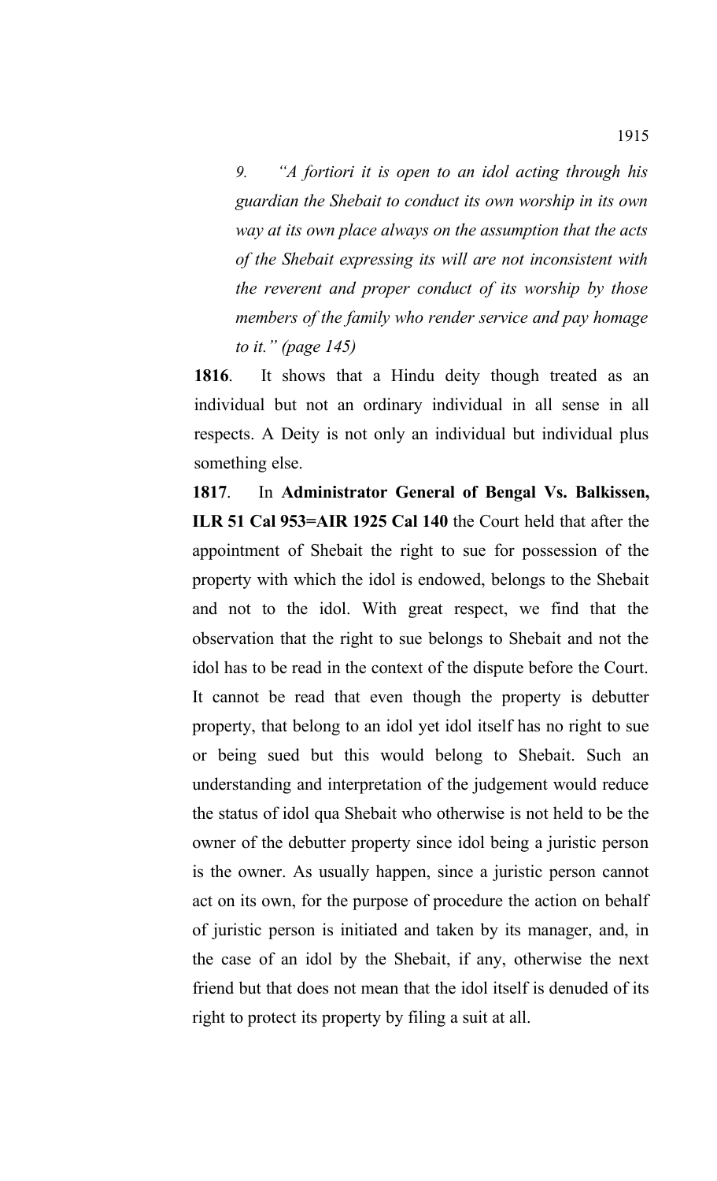*9. "A fortiori it is open to an idol acting through his guardian the Shebait to conduct its own worship in its own way at its own place always on the assumption that the acts of the Shebait expressing its will are not inconsistent with the reverent and proper conduct of its worship by those members of the family who render service and pay homage to it." (page 145)*

**1816**. It shows that a Hindu deity though treated as an individual but not an ordinary individual in all sense in all respects. A Deity is not only an individual but individual plus something else.

**1817**. In **Administrator General of Bengal Vs. Balkissen, ILR 51 Cal 953=AIR 1925 Cal 140** the Court held that after the appointment of Shebait the right to sue for possession of the property with which the idol is endowed, belongs to the Shebait and not to the idol. With great respect, we find that the observation that the right to sue belongs to Shebait and not the idol has to be read in the context of the dispute before the Court. It cannot be read that even though the property is debutter property, that belong to an idol yet idol itself has no right to sue or being sued but this would belong to Shebait. Such an understanding and interpretation of the judgement would reduce the status of idol qua Shebait who otherwise is not held to be the owner of the debutter property since idol being a juristic person is the owner. As usually happen, since a juristic person cannot act on its own, for the purpose of procedure the action on behalf of juristic person is initiated and taken by its manager, and, in the case of an idol by the Shebait, if any, otherwise the next friend but that does not mean that the idol itself is denuded of its right to protect its property by filing a suit at all.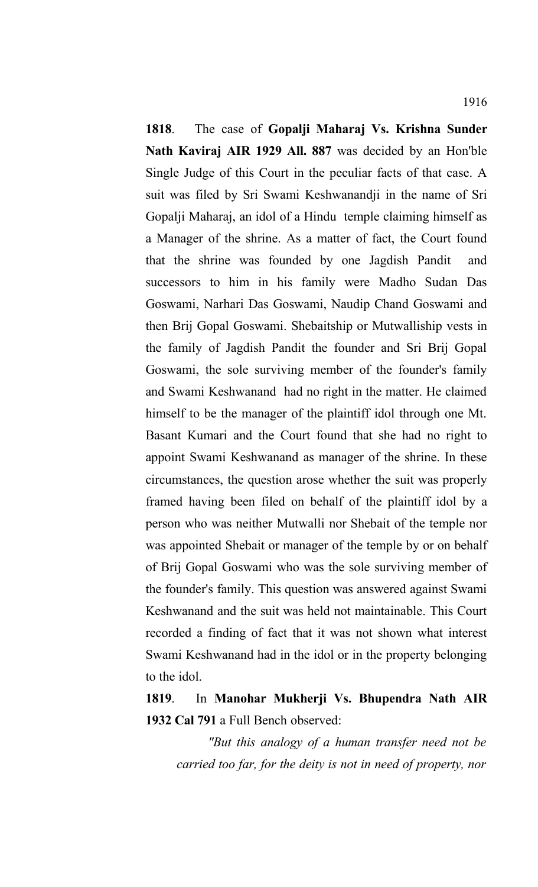**1818**. The case of **Gopalji Maharaj Vs. Krishna Sunder Nath Kaviraj AIR 1929 All. 887** was decided by an Hon'ble Single Judge of this Court in the peculiar facts of that case. A suit was filed by Sri Swami Keshwanandji in the name of Sri Gopalji Maharaj, an idol of a Hindu temple claiming himself as a Manager of the shrine. As a matter of fact, the Court found that the shrine was founded by one Jagdish Pandit and successors to him in his family were Madho Sudan Das Goswami, Narhari Das Goswami, Naudip Chand Goswami and then Brij Gopal Goswami. Shebaitship or Mutwalliship vests in the family of Jagdish Pandit the founder and Sri Brij Gopal Goswami, the sole surviving member of the founder's family and Swami Keshwanand had no right in the matter. He claimed himself to be the manager of the plaintiff idol through one Mt. Basant Kumari and the Court found that she had no right to appoint Swami Keshwanand as manager of the shrine. In these circumstances, the question arose whether the suit was properly framed having been filed on behalf of the plaintiff idol by a person who was neither Mutwalli nor Shebait of the temple nor was appointed Shebait or manager of the temple by or on behalf of Brij Gopal Goswami who was the sole surviving member of the founder's family. This question was answered against Swami Keshwanand and the suit was held not maintainable. This Court recorded a finding of fact that it was not shown what interest Swami Keshwanand had in the idol or in the property belonging to the idol.

**1819**. In **Manohar Mukherji Vs. Bhupendra Nath AIR 1932 Cal 791** a Full Bench observed:

*"But this analogy of a human transfer need not be carried too far, for the deity is not in need of property, nor*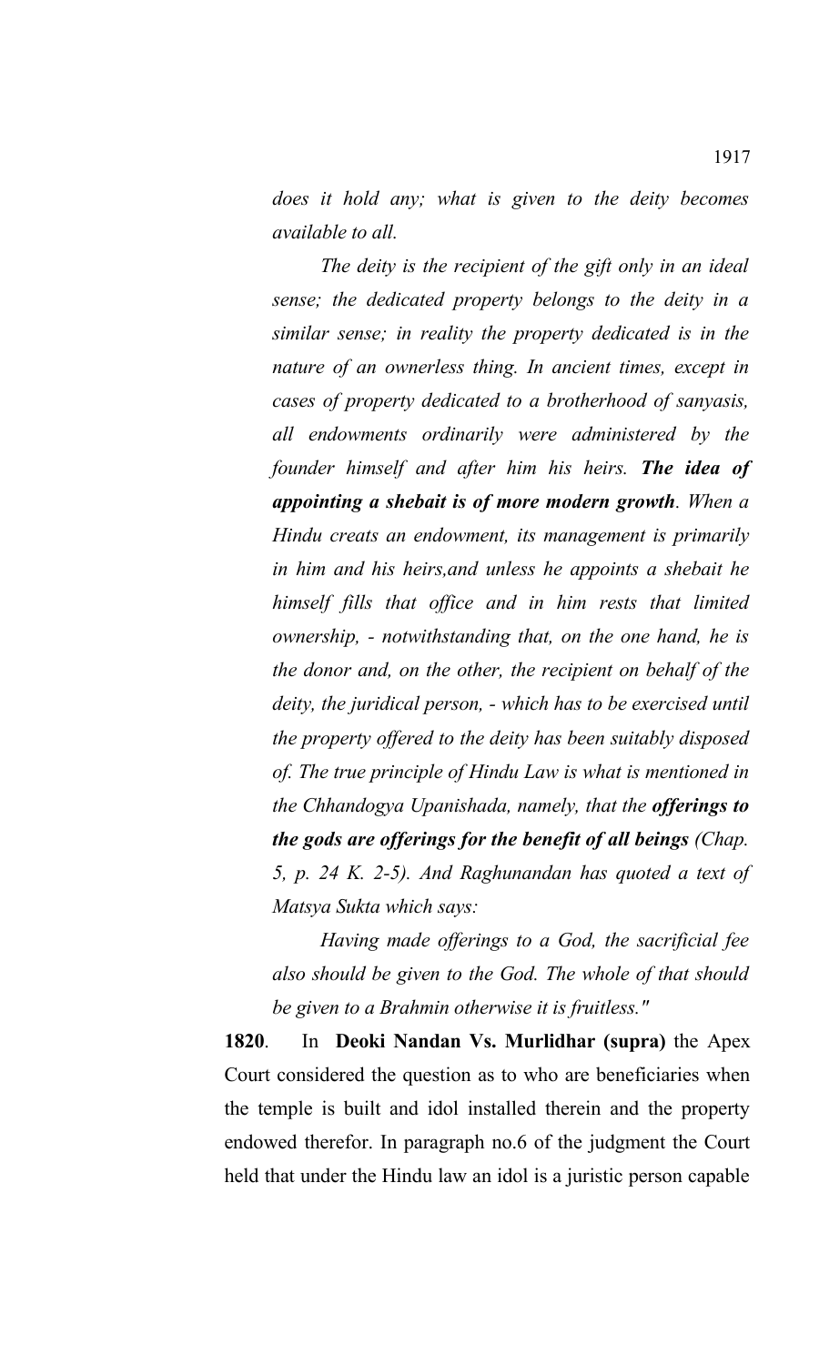*does it hold any; what is given to the deity becomes available to all.*

*The deity is the recipient of the gift only in an ideal sense; the dedicated property belongs to the deity in a similar sense; in reality the property dedicated is in the nature of an ownerless thing. In ancient times, except in cases of property dedicated to a brotherhood of sanyasis, all endowments ordinarily were administered by the founder himself and after him his heirs.* ***The idea of appointing a shebait is of more modern growth****. When a Hindu creats an endowment, its management is primarily in him and his heirs,and unless he appoints a shebait he himself fills that office and in him rests that limited ownership, - notwithstanding that, on the one hand, he is the donor and, on the other, the recipient on behalf of the deity, the juridical person, - which has to be exercised until the property offered to the deity has been suitably disposed of. The true principle of Hindu Law is what is mentioned in the Chhandogya Upanishada, namely, that the* ***offerings to the gods are offerings for the benefit of all beings*** *(Chap. 5, p. 24 K. 2-5). And Raghunandan has quoted a text of Matsya Sukta which says:*

*Having made offerings to a God, the sacrificial fee also should be given to the God. The whole of that should be given to a Brahmin otherwise it is fruitless."*

**1820**. In **Deoki Nandan Vs. Murlidhar (supra)** the Apex Court considered the question as to who are beneficiaries when the temple is built and idol installed therein and the property endowed therefor. In paragraph no.6 of the judgment the Court held that under the Hindu law an idol is a juristic person capable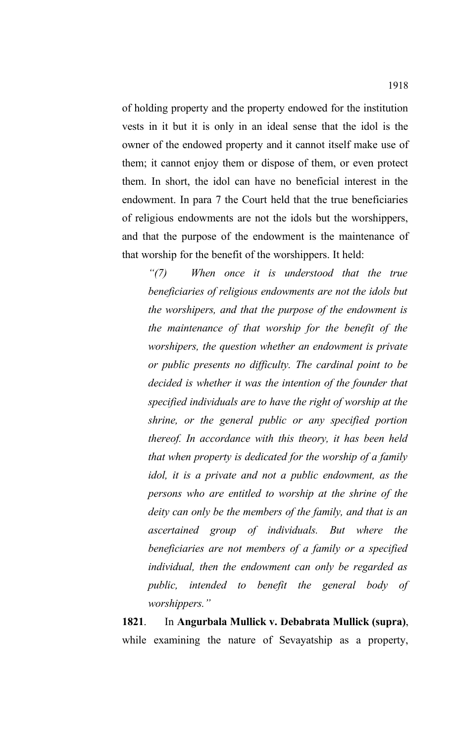of holding property and the property endowed for the institution vests in it but it is only in an ideal sense that the idol is the owner of the endowed property and it cannot itself make use of them; it cannot enjoy them or dispose of them, or even protect them. In short, the idol can have no beneficial interest in the endowment. In para 7 the Court held that the true beneficiaries of religious endowments are not the idols but the worshippers, and that the purpose of the endowment is the maintenance of that worship for the benefit of the worshippers. It held:

> *"(7) When once it is understood that the true beneficiaries of religious endowments are not the idols but the worshipers, and that the purpose of the endowment is the maintenance of that worship for the benefit of the worshipers, the question whether an endowment is private or public presents no difficulty. The cardinal point to be decided is whether it was the intention of the founder that specified individuals are to have the right of worship at the shrine, or the general public or any specified portion thereof. In accordance with this theory, it has been held that when property is dedicated for the worship of a family idol, it is a private and not a public endowment, as the persons who are entitled to worship at the shrine of the deity can only be the members of the family, and that is an ascertained group of individuals. But where the beneficiaries are not members of a family or a specified individual, then the endowment can only be regarded as public, intended to benefit the general body of worshippers."*

**1821**. In **Angurbala Mullick v. Debabrata Mullick (supra)**, while examining the nature of Sevayatship as a property,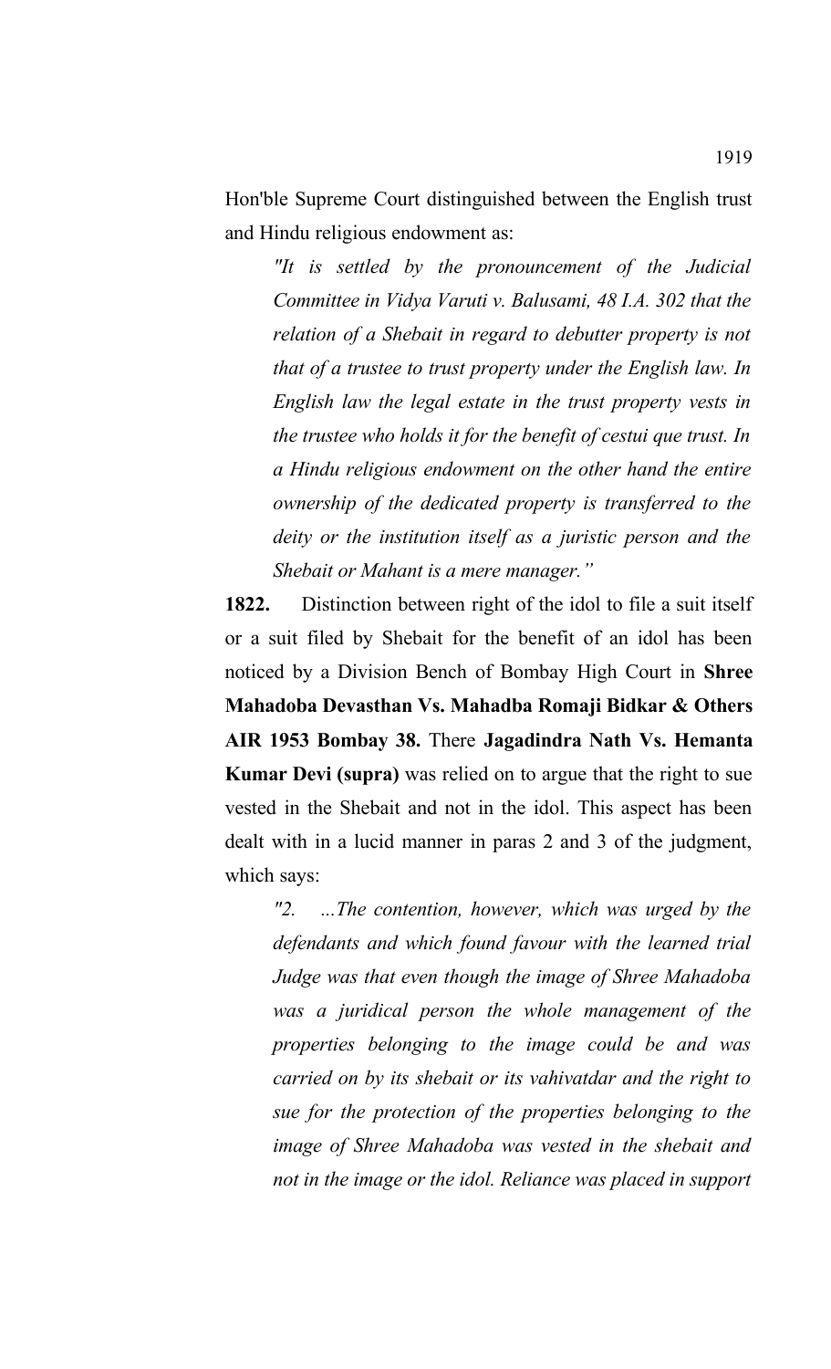Hon'ble Supreme Court distinguished between the English trust and Hindu religious endowment as:

> *"It is settled by the pronouncement of the Judicial Committee in Vidya Varuti v. Balusami, 48 I.A. 302 that the relation of a Shebait in regard to debutter property is not that of a trustee to trust property under the English law. In English law the legal estate in the trust property vests in the trustee who holds it for the benefit of cestui que trust. In a Hindu religious endowment on the other hand the entire ownership of the dedicated property is transferred to the deity or the institution itself as a juristic person and the Shebait or Mahant is a mere manager."*

**1822.** Distinction between right of the idol to file a suit itself or a suit filed by Shebait for the benefit of an idol has been noticed by a Division Bench of Bombay High Court in **Shree Mahadoba Devasthan Vs. Mahadba Romaji Bidkar & Others AIR 1953 Bombay 38.** There **Jagadindra Nath Vs. Hemanta Kumar Devi (supra)** was relied on to argue that the right to sue vested in the Shebait and not in the idol. This aspect has been dealt with in a lucid manner in paras 2 and 3 of the judgment, which says:

> *"2. ...The contention, however, which was urged by the defendants and which found favour with the learned trial Judge was that even though the image of Shree Mahadoba was a juridical person the whole management of the properties belonging to the image could be and was carried on by its shebait or its vahivatdar and the right to sue for the protection of the properties belonging to the image of Shree Mahadoba was vested in the shebait and not in the image or the idol. Reliance was placed in support*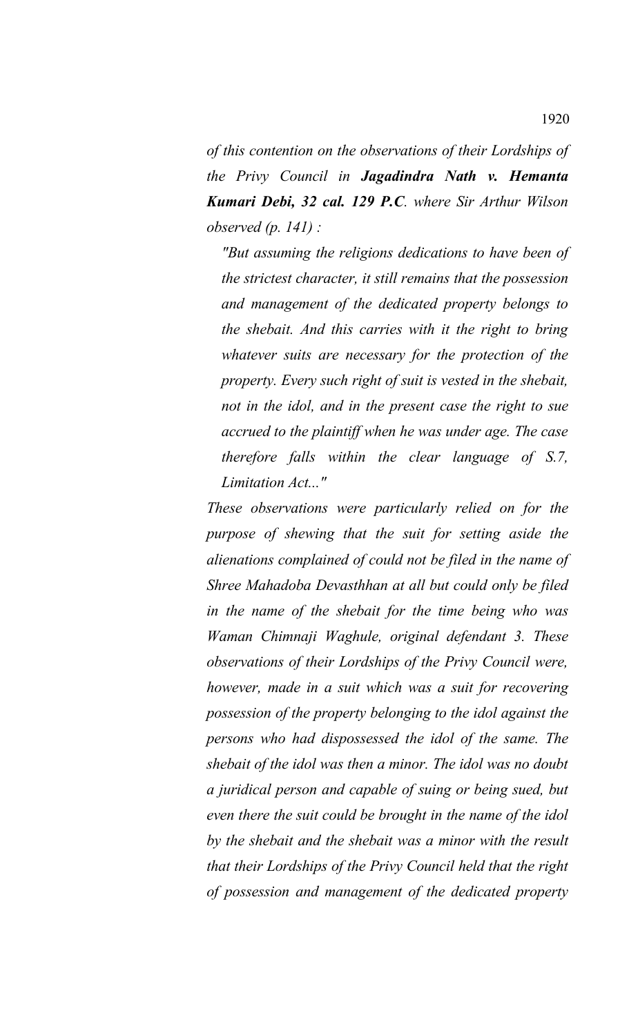*of this contention on the observations of their Lordships of the Privy Council in* ***Jagadindra Nath v. Hemanta Kumari Debi, 32 cal. 129 P.C****. where Sir Arthur Wilson observed (p. 141) :*

> *"But assuming the religions dedications to have been of the strictest character, it still remains that the possession and management of the dedicated property belongs to the shebait. And this carries with it the right to bring whatever suits are necessary for the protection of the property. Every such right of suit is vested in the shebait, not in the idol, and in the present case the right to sue accrued to the plaintiff when he was under age. The case therefore falls within the clear language of S.7, Limitation Act..."*

*These observations were particularly relied on for the purpose of shewing that the suit for setting aside the alienations complained of could not be filed in the name of Shree Mahadoba Devasthhan at all but could only be filed in the name of the shebait for the time being who was Waman Chimnaji Waghule, original defendant 3. These observations of their Lordships of the Privy Council were, however, made in a suit which was a suit for recovering possession of the property belonging to the idol against the persons who had dispossessed the idol of the same. The shebait of the idol was then a minor. The idol was no doubt a juridical person and capable of suing or being sued, but even there the suit could be brought in the name of the idol by the shebait and the shebait was a minor with the result that their Lordships of the Privy Council held that the right of possession and management of the dedicated property*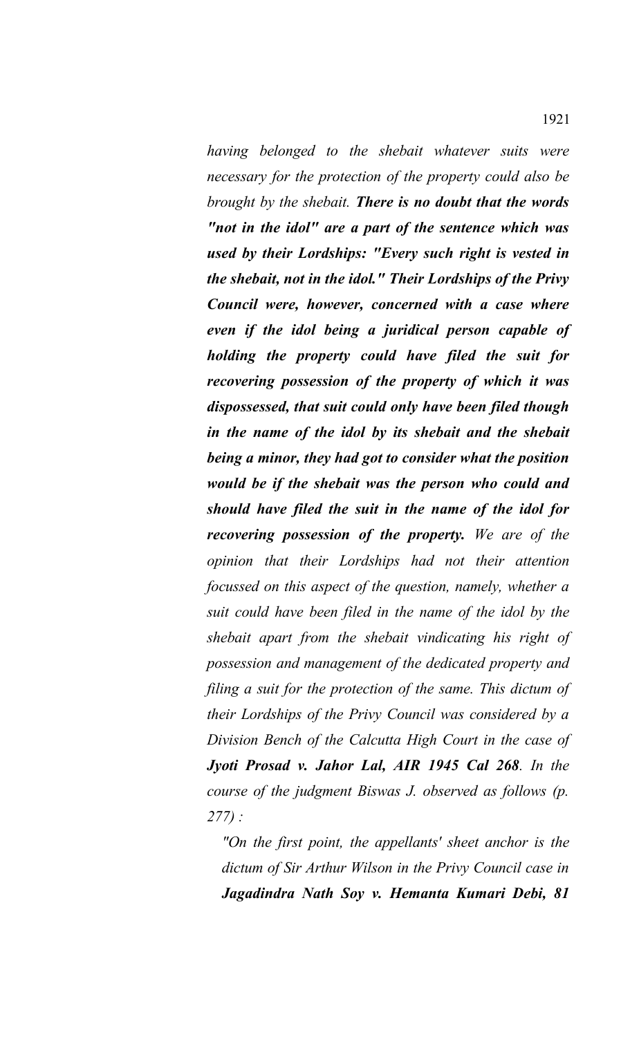*having belonged to the shebait whatever suits were necessary for the protection of the property could also be brought by the shebait.* ***There is no doubt that the words "not in the idol" are a part of the sentence which was used by their Lordships: "Every such right is vested in the shebait, not in the idol." Their Lordships of the Privy Council were, however, concerned with a case where even if the idol being a juridical person capable of holding the property could have filed the suit for recovering possession of the property of which it was dispossessed, that suit could only have been filed though in the name of the idol by its shebait and the shebait being a minor, they had got to consider what the position would be if the shebait was the person who could and should have filed the suit in the name of the idol for recovering possession of the property.*** *We are of the opinion that their Lordships had not their attention focussed on this aspect of the question, namely, whether a suit could have been filed in the name of the idol by the shebait apart from the shebait vindicating his right of possession and management of the dedicated property and filing a suit for the protection of the same. This dictum of their Lordships of the Privy Council was considered by a Division Bench of the Calcutta High Court in the case of* ***Jyoti Prosad v. Jahor Lal, AIR 1945 Cal 268****. In the course of the judgment Biswas J. observed as follows (p. 277) :*

> *"On the first point, the appellants' sheet anchor is the dictum of Sir Arthur Wilson in the Privy Council case in* ***Jagadindra Nath Soy v. Hemanta Kumari Debi, 81***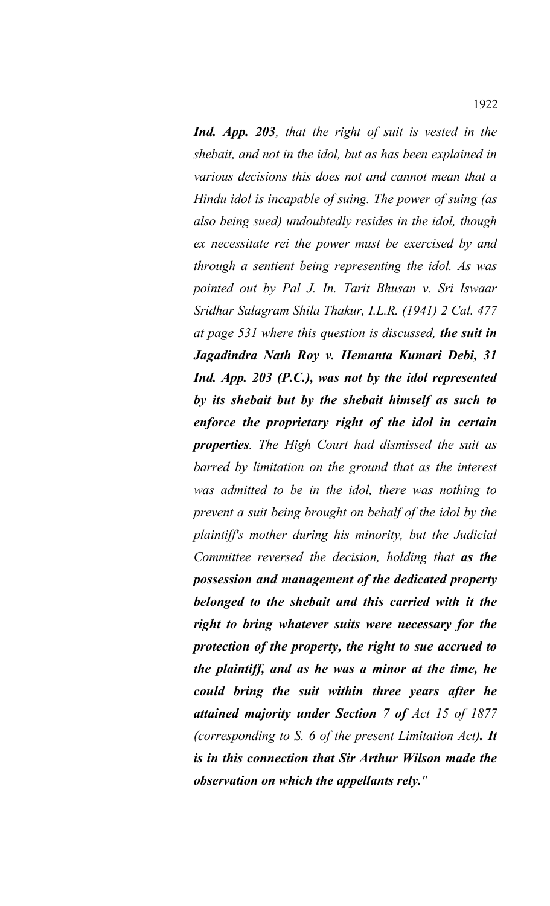*Ind. App. 203, that the right of suit is vested in the shebait, and not in the idol, but as has been explained in various decisions this does not and cannot mean that a Hindu idol is incapable of suing. The power of suing (as also being sued) undoubtedly resides in the idol, though ex necessitate rei the power must be exercised by and through a sentient being representing the idol. As was pointed out by Pal J. In. Tarit Bhusan v. Sri Iswaar Sridhar Salagram Shila Thakur, I.L.R. (1941) 2 Cal. 477 at page 531 where this question is discussed,* ***the suit in Jagadindra Nath Roy v. Hemanta Kumari Debi, 31 Ind. App. 203 (P.C.), was not by the idol represented by its shebait but by the shebait himself as such to enforce the proprietary right of the idol in certain properties****. The High Court had dismissed the suit as barred by limitation on the ground that as the interest was admitted to be in the idol, there was nothing to prevent a suit being brought on behalf of the idol by the plaintiff's mother during his minority, but the Judicial Committee reversed the decision, holding that* ***as the possession and management of the dedicated property belonged to the shebait and this carried with it the right to bring whatever suits were necessary for the protection of the property, the right to sue accrued to the plaintiff, and as he was a minor at the time, he could bring the suit within three years after he attained majority under Section 7 of*** *Act 15 of 1877 (corresponding to S. 6 of the present Limitation Act)****. It is in this connection that Sir Arthur Wilson made the observation on which the appellants rely."***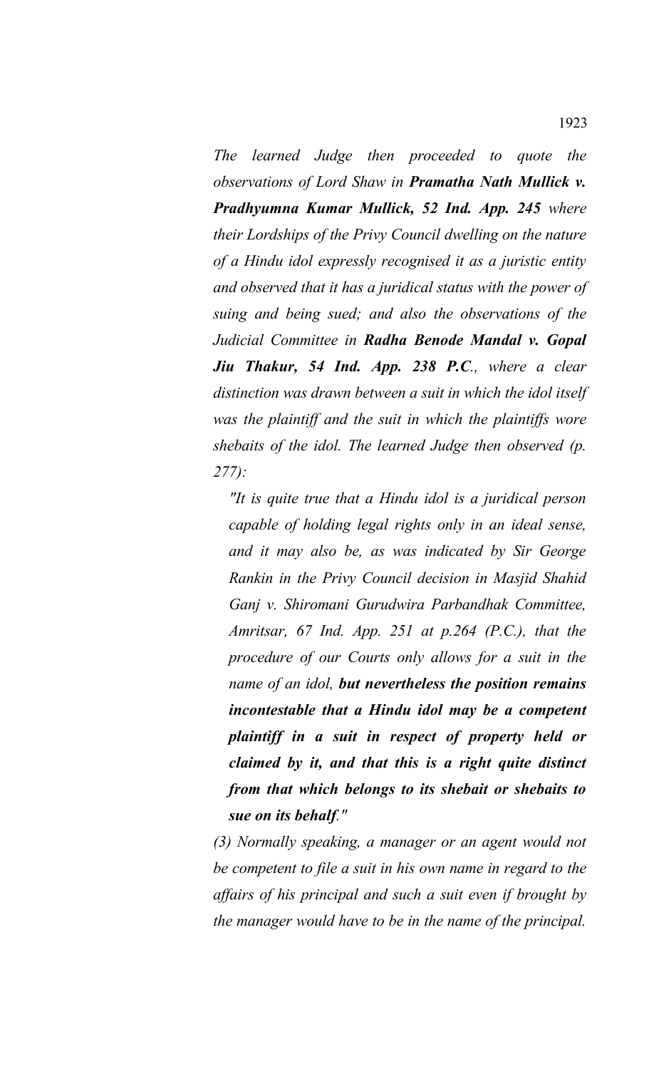*The learned Judge then proceeded to quote the observations of Lord Shaw in* ***Pramatha Nath Mullick v. Pradhyumna Kumar Mullick, 52 Ind. App. 245*** *where their Lordships of the Privy Council dwelling on the nature of a Hindu idol expressly recognised it as a juristic entity and observed that it has a juridical status with the power of suing and being sued; and also the observations of the Judicial Committee in* ***Radha Benode Mandal v. Gopal Jiu Thakur, 54 Ind. App. 238 P.C****., where a clear distinction was drawn between a suit in which the idol itself was the plaintiff and the suit in which the plaintiffs wore shebaits of the idol. The learned Judge then observed (p. 277):*

> *"It is quite true that a Hindu idol is a juridical person capable of holding legal rights only in an ideal sense, and it may also be, as was indicated by Sir George Rankin in the Privy Council decision in Masjid Shahid Ganj v. Shiromani Gurudwira Parbandhak Committee, Amritsar, 67 Ind. App. 251 at p.264 (P.C.), that the procedure of our Courts only allows for a suit in the name of an idol,* ***but nevertheless the position remains incontestable that a Hindu idol may be a competent plaintiff in a suit in respect of property held or claimed by it, and that this is a right quite distinct from that which belongs to its shebait or shebaits to sue on its behalf****."*

*(3) Normally speaking, a manager or an agent would not be competent to file a suit in his own name in regard to the affairs of his principal and such a suit even if brought by the manager would have to be in the name of the principal.*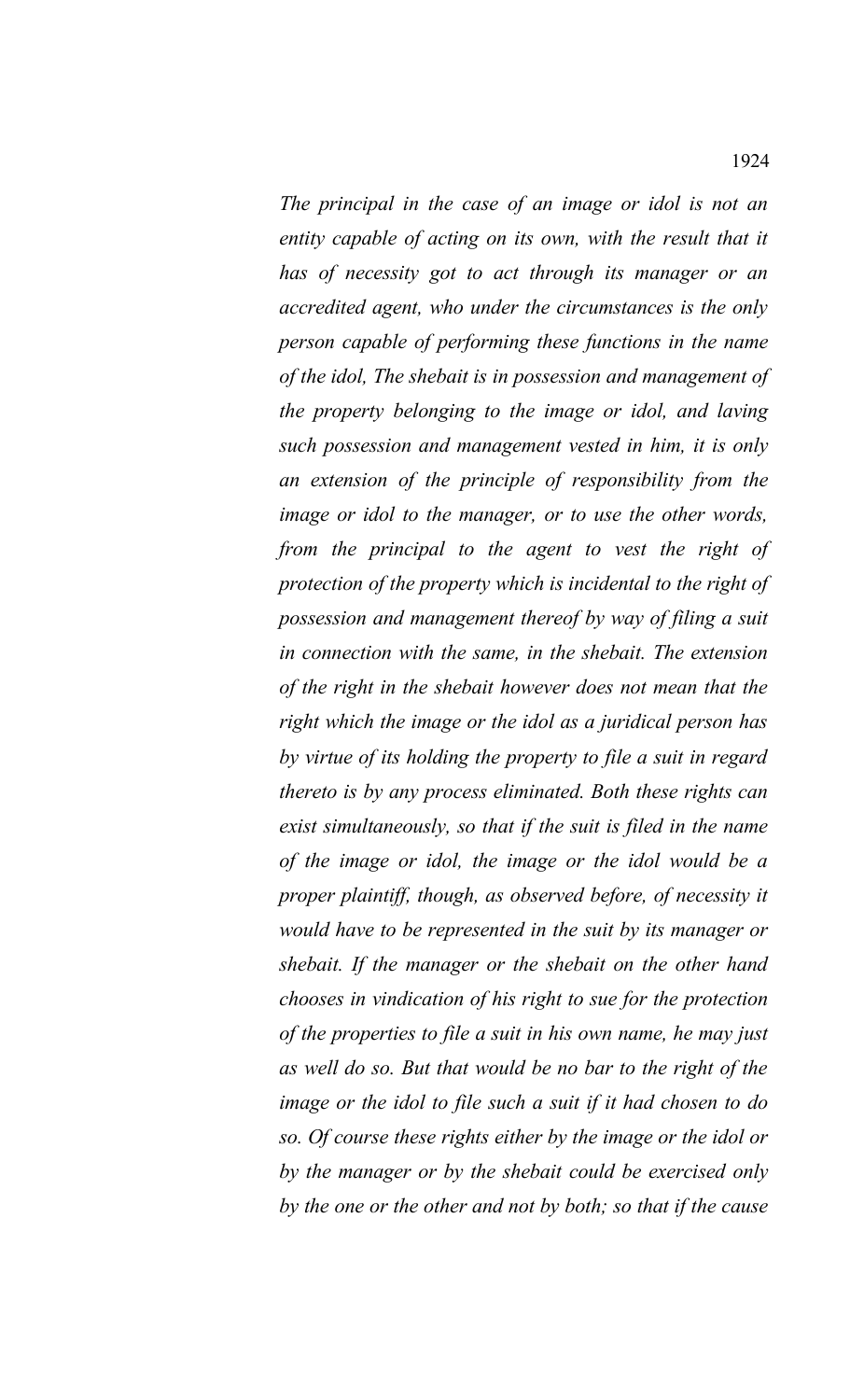*The principal in the case of an image or idol is not an entity capable of acting on its own, with the result that it has of necessity got to act through its manager or an accredited agent, who under the circumstances is the only person capable of performing these functions in the name of the idol, The shebait is in possession and management of the property belonging to the image or idol, and laving such possession and management vested in him, it is only an extension of the principle of responsibility from the image or idol to the manager, or to use the other words, from the principal to the agent to vest the right of protection of the property which is incidental to the right of possession and management thereof by way of filing a suit in connection with the same, in the shebait. The extension of the right in the shebait however does not mean that the right which the image or the idol as a juridical person has by virtue of its holding the property to file a suit in regard thereto is by any process eliminated. Both these rights can exist simultaneously, so that if the suit is filed in the name of the image or idol, the image or the idol would be a proper plaintiff, though, as observed before, of necessity it would have to be represented in the suit by its manager or shebait. If the manager or the shebait on the other hand chooses in vindication of his right to sue for the protection of the properties to file a suit in his own name, he may just as well do so. But that would be no bar to the right of the image or the idol to file such a suit if it had chosen to do so. Of course these rights either by the image or the idol or by the manager or by the shebait could be exercised only by the one or the other and not by both; so that if the cause*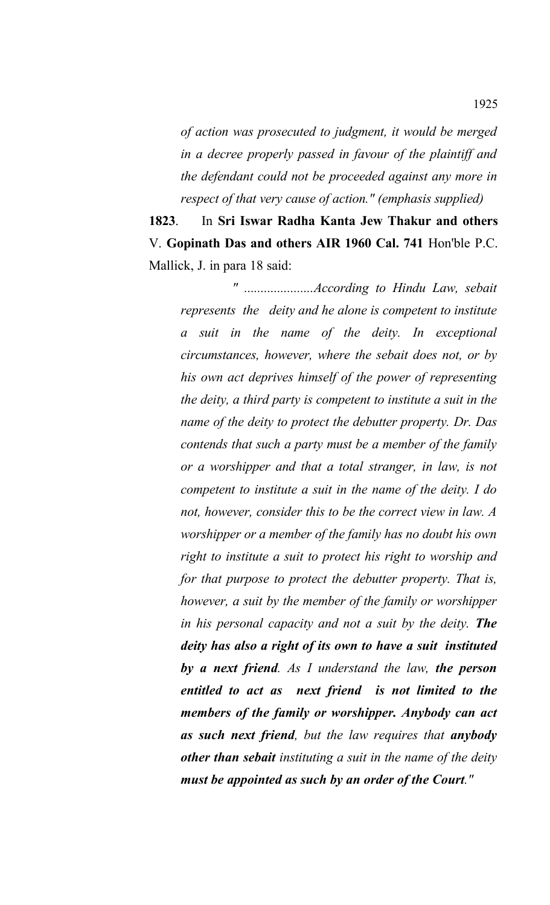*of action was prosecuted to judgment, it would be merged in a decree properly passed in favour of the plaintiff and the defendant could not be proceeded against any more in respect of that very cause of action." (emphasis supplied)*

**1823**. In **Sri Iswar Radha Kanta Jew Thakur and others** V. **Gopinath Das and others AIR 1960 Cal. 741** Hon'ble P.C. Mallick, J. in para 18 said:

> *" .....................According to Hindu Law, sebait represents the deity and he alone is competent to institute a suit in the name of the deity. In exceptional circumstances, however, where the sebait does not, or by his own act deprives himself of the power of representing the deity, a third party is competent to institute a suit in the name of the deity to protect the debutter property. Dr. Das contends that such a party must be a member of the family or a worshipper and that a total stranger, in law, is not competent to institute a suit in the name of the deity. I do not, however, consider this to be the correct view in law. A worshipper or a member of the family has no doubt his own right to institute a suit to protect his right to worship and for that purpose to protect the debutter property. That is, however, a suit by the member of the family or worshipper in his personal capacity and not a suit by the deity.* ***The deity has also a right of its own to have a suit instituted by a next friend****. As I understand the law,* ***the person entitled to act as next friend is not limited to the members of the family or worshipper. Anybody can act as such next friend****, but the law requires that* ***anybody other than sebait*** *instituting a suit in the name of the deity* ***must be appointed as such by an order of the Court****."*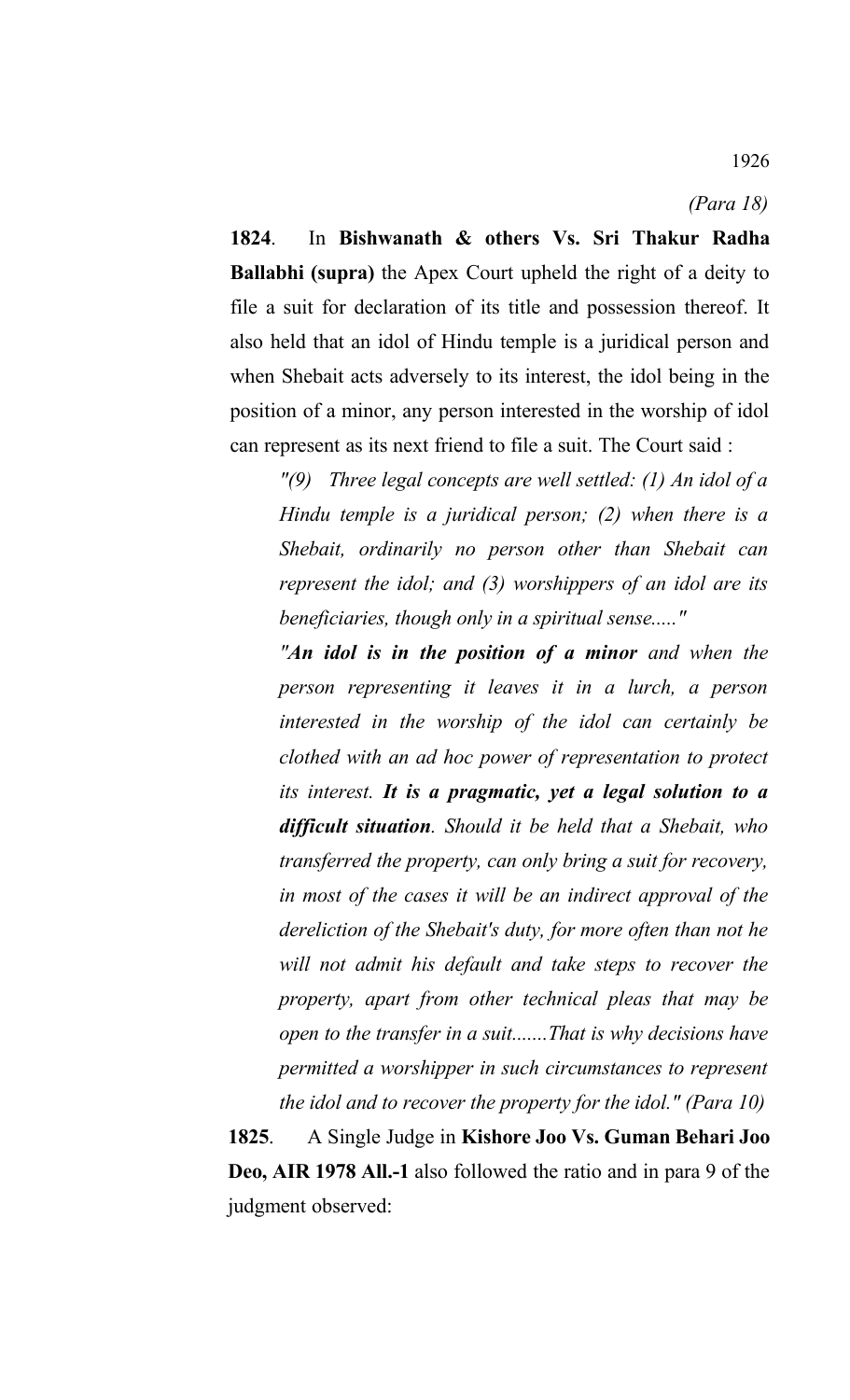*(Para 18)*

**1824**. In **Bishwanath & others Vs. Sri Thakur Radha Ballabhi (supra)** the Apex Court upheld the right of a deity to file a suit for declaration of its title and possession thereof. It also held that an idol of Hindu temple is a juridical person and when Shebait acts adversely to its interest, the idol being in the position of a minor, any person interested in the worship of idol can represent as its next friend to file a suit. The Court said :

> *"(9) Three legal concepts are well settled: (1) An idol of a Hindu temple is a juridical person; (2) when there is a Shebait, ordinarily no person other than Shebait can represent the idol; and (3) worshippers of an idol are its beneficiaries, though only in a spiritual sense....."*
>
> *"**An idol is in the position of a minor** and when the person representing it leaves it in a lurch, a person interested in the worship of the idol can certainly be clothed with an ad hoc power of representation to protect its interest. **It is a pragmatic, yet a legal solution to a difficult situation**. Should it be held that a Shebait, who transferred the property, can only bring a suit for recovery, in most of the cases it will be an indirect approval of the dereliction of the Shebait's duty, for more often than not he will not admit his default and take steps to recover the property, apart from other technical pleas that may be open to the transfer in a suit.......That is why decisions have permitted a worshipper in such circumstances to represent the idol and to recover the property for the idol." (Para 10)*

**1825**. A Single Judge in **Kishore Joo Vs. Guman Behari Joo Deo, AIR 1978 All.-1** also followed the ratio and in para 9 of the judgment observed: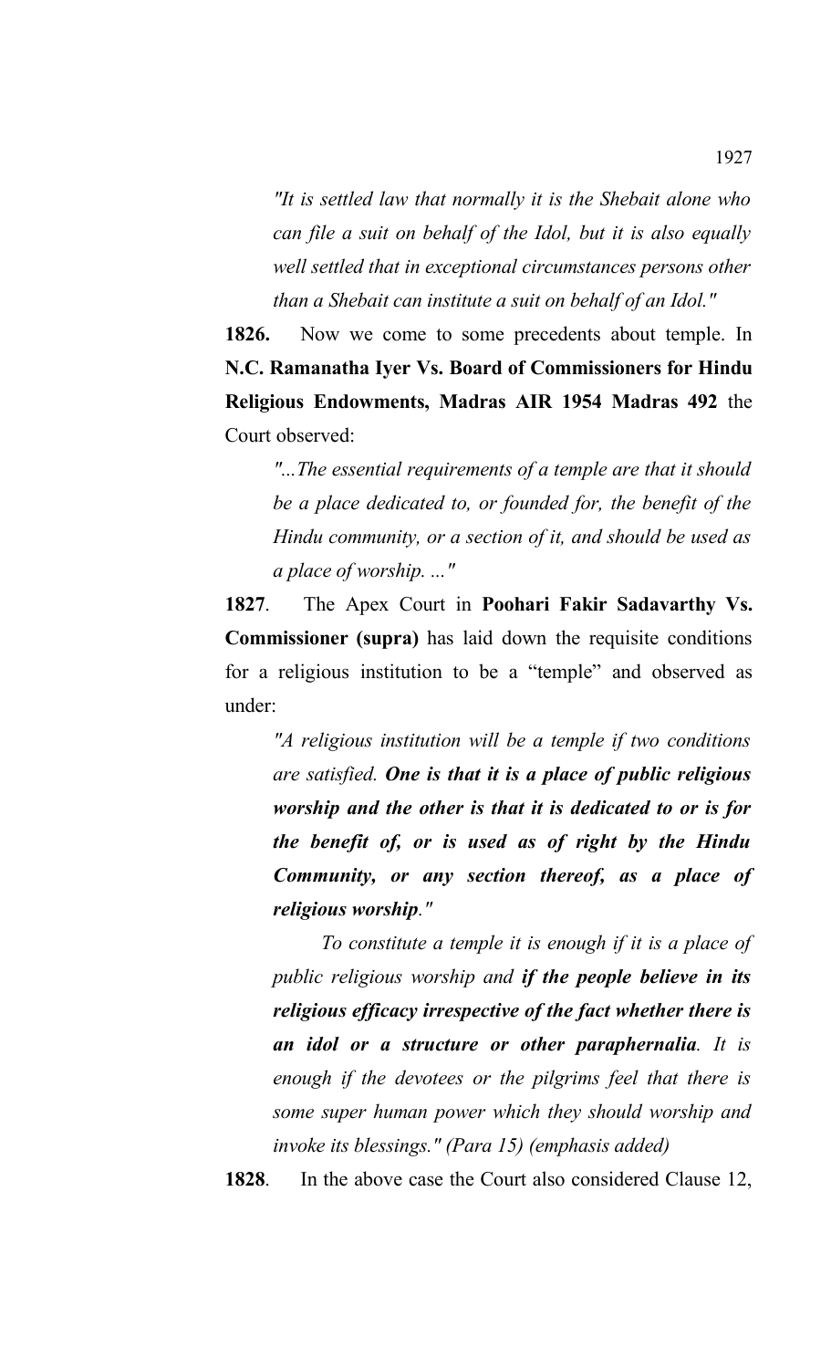*"It is settled law that normally it is the Shebait alone who can file a suit on behalf of the Idol, but it is also equally well settled that in exceptional circumstances persons other than a Shebait can institute a suit on behalf of an Idol."*

**1826.** Now we come to some precedents about temple. In **N.C. Ramanatha Iyer Vs. Board of Commissioners for Hindu Religious Endowments, Madras AIR 1954 Madras 492** the Court observed:

*"...The essential requirements of a temple are that it should be a place dedicated to, or founded for, the benefit of the Hindu community, or a section of it, and should be used as a place of worship. ..."*

**1827**. The Apex Court in **Poohari Fakir Sadavarthy Vs. Commissioner (supra)** has laid down the requisite conditions for a religious institution to be a "temple" and observed as under:

*"A religious institution will be a temple if two conditions are satisfied.* ***One is that it is a place of public religious worship and the other is that it is dedicated to or is for the benefit of, or is used as of right by the Hindu Community, or any section thereof, as a place of religious worship****."*

*To constitute a temple it is enough if it is a place of public religious worship and* ***if the people believe in its religious efficacy irrespective of the fact whether there is an idol or a structure or other paraphernalia****. It is enough if the devotees or the pilgrims feel that there is some super human power which they should worship and invoke its blessings." (Para 15) (emphasis added)*

**1828**. In the above case the Court also considered Clause 12,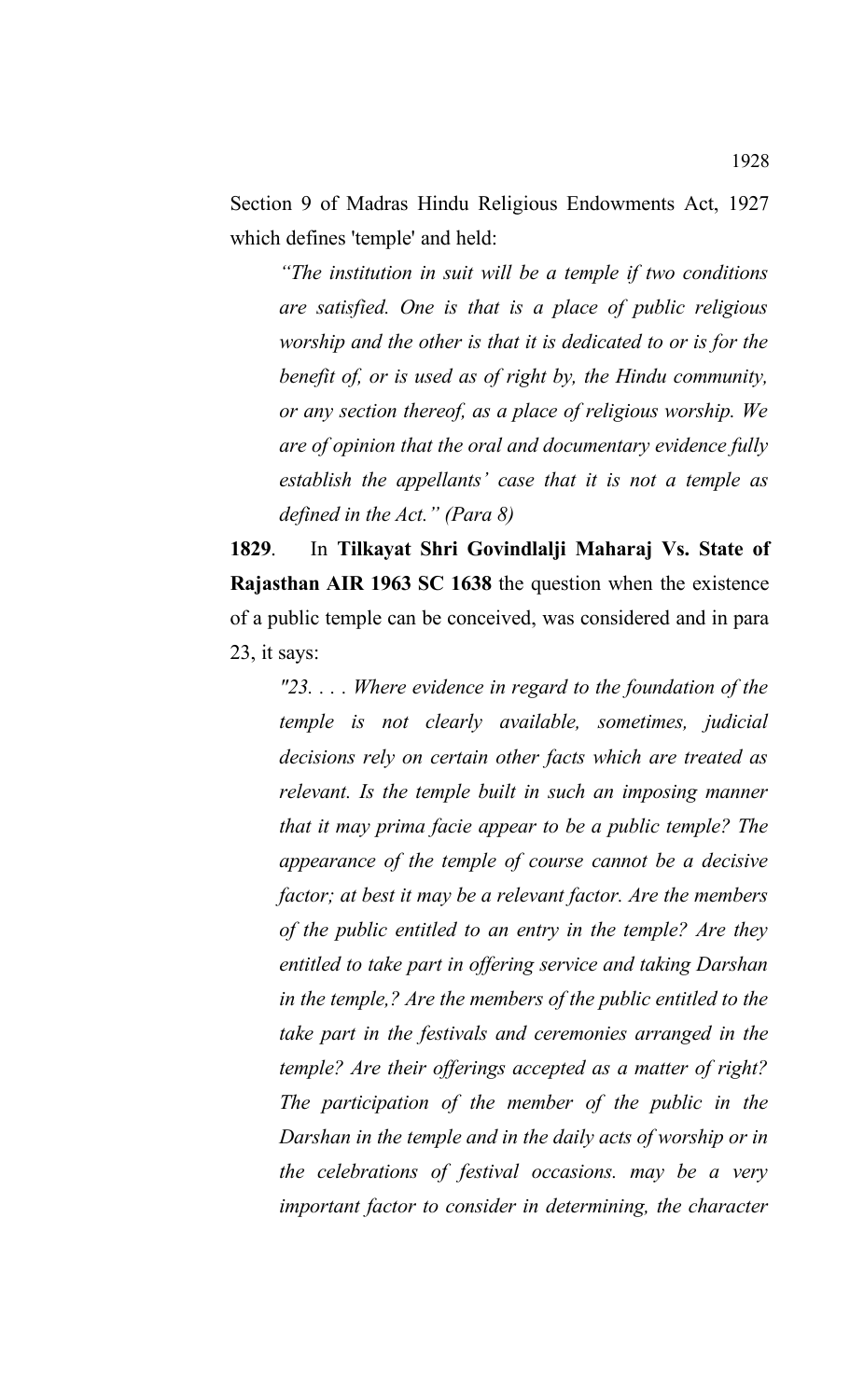Section 9 of Madras Hindu Religious Endowments Act, 1927 which defines 'temple' and held:

> *"The institution in suit will be a temple if two conditions are satisfied. One is that is a place of public religious worship and the other is that it is dedicated to or is for the benefit of, or is used as of right by, the Hindu community, or any section thereof, as a place of religious worship. We are of opinion that the oral and documentary evidence fully establish the appellants' case that it is not a temple as defined in the Act." (Para 8)*

**1829**. In **Tilkayat Shri Govindlalji Maharaj Vs. State of Rajasthan AIR 1963 SC 1638** the question when the existence of a public temple can be conceived, was considered and in para 23, it says:

> *"23. . . . Where evidence in regard to the foundation of the temple is not clearly available, sometimes, judicial decisions rely on certain other facts which are treated as relevant. Is the temple built in such an imposing manner that it may prima facie appear to be a public temple? The appearance of the temple of course cannot be a decisive factor; at best it may be a relevant factor. Are the members of the public entitled to an entry in the temple? Are they entitled to take part in offering service and taking Darshan in the temple,? Are the members of the public entitled to the take part in the festivals and ceremonies arranged in the temple? Are their offerings accepted as a matter of right? The participation of the member of the public in the Darshan in the temple and in the daily acts of worship or in the celebrations of festival occasions. may be a very important factor to consider in determining, the character*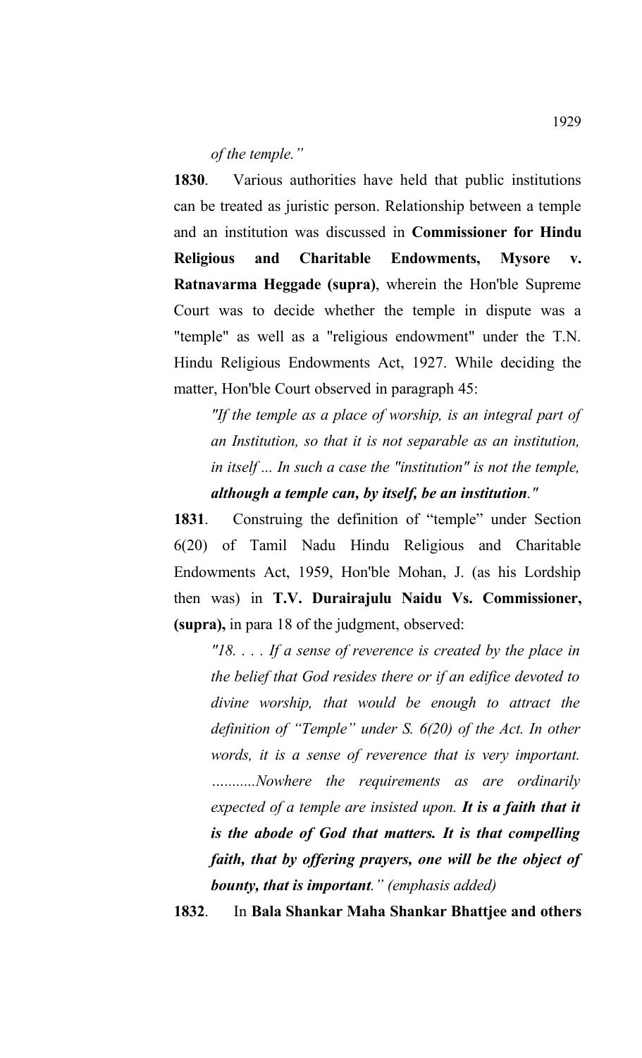*of the temple."*

**1830**. Various authorities have held that public institutions can be treated as juristic person. Relationship between a temple and an institution was discussed in **Commissioner for Hindu Religious and Charitable Endowments, Mysore v. Ratnavarma Heggade (supra)**, wherein the Hon'ble Supreme Court was to decide whether the temple in dispute was a "temple" as well as a "religious endowment" under the T.N. Hindu Religious Endowments Act, 1927. While deciding the matter, Hon'ble Court observed in paragraph 45:

> *"If the temple as a place of worship, is an integral part of an Institution, so that it is not separable as an institution, in itself ... In such a case the "institution" is not the temple, **although a temple can, by itself, be an institution**."*

**1831**. Construing the definition of "temple" under Section 6(20) of Tamil Nadu Hindu Religious and Charitable Endowments Act, 1959, Hon'ble Mohan, J. (as his Lordship then was) in **T.V. Durairajulu Naidu Vs. Commissioner, (supra),** in para 18 of the judgment, observed:

> *"18. . . . If a sense of reverence is created by the place in the belief that God resides there or if an edifice devoted to divine worship, that would be enough to attract the definition of "Temple" under S. 6(20) of the Act. In other words, it is a sense of reverence that is very important. ...........Nowhere the requirements as are ordinarily expected of a temple are insisted upon. **It is a faith that it is the abode of God that matters. It is that compelling faith, that by offering prayers, one will be the object of bounty, that is important**." (emphasis added)*

**1832**. In **Bala Shankar Maha Shankar Bhattjee and others**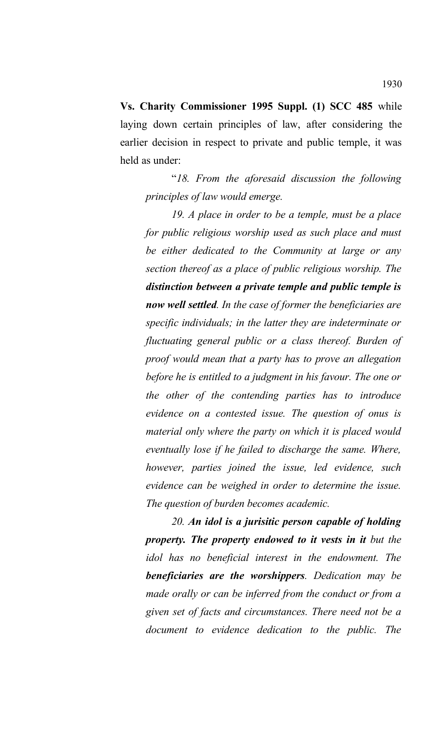**Vs. Charity Commissioner 1995 Suppl. (1) SCC 485** while laying down certain principles of law, after considering the earlier decision in respect to private and public temple, it was held as under:

> "*18. From the aforesaid discussion the following principles of law would emerge.*
>
> *19. A place in order to be a temple, must be a place for public religious worship used as such place and must be either dedicated to the Community at large or any section thereof as a place of public religious worship. The* ***distinction between a private temple and public temple is now well settled****. In the case of former the beneficiaries are specific individuals; in the latter they are indeterminate or fluctuating general public or a class thereof. Burden of proof would mean that a party has to prove an allegation before he is entitled to a judgment in his favour. The one or the other of the contending parties has to introduce evidence on a contested issue. The question of onus is material only where the party on which it is placed would eventually lose if he failed to discharge the same. Where, however, parties joined the issue, led evidence, such evidence can be weighed in order to determine the issue. The question of burden becomes academic.*
>
> *20.* ***An idol is a jurisitic person capable of holding property. The property endowed to it vests in it*** *but the idol has no beneficial interest in the endowment. The* ***beneficiaries are the worshippers****. Dedication may be made orally or can be inferred from the conduct or from a given set of facts and circumstances. There need not be a document to evidence dedication to the public. The*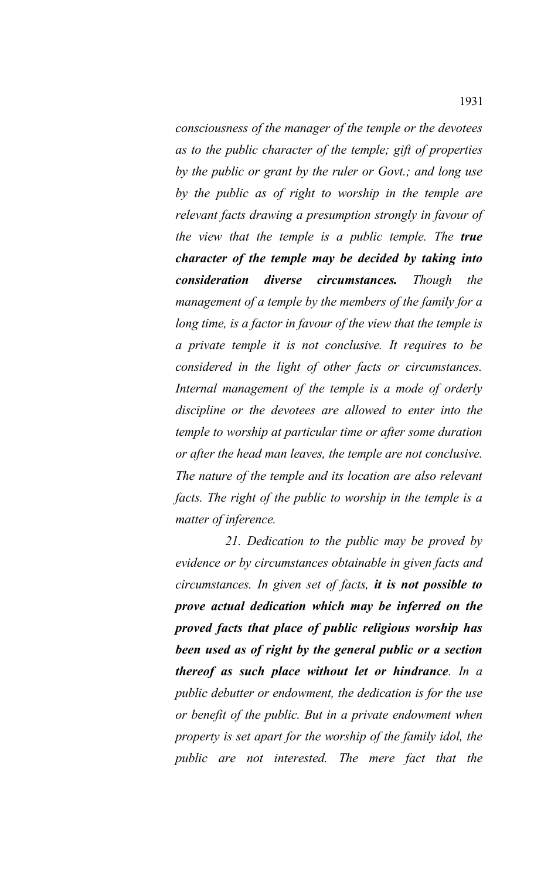*consciousness of the manager of the temple or the devotees as to the public character of the temple; gift of properties by the public or grant by the ruler or Govt.; and long use by the public as of right to worship in the temple are relevant facts drawing a presumption strongly in favour of the view that the temple is a public temple. The **true character of the temple may be decided by taking into consideration diverse circumstances.** Though the management of a temple by the members of the family for a long time, is a factor in favour of the view that the temple is a private temple it is not conclusive. It requires to be considered in the light of other facts or circumstances. Internal management of the temple is a mode of orderly discipline or the devotees are allowed to enter into the temple to worship at particular time or after some duration or after the head man leaves, the temple are not conclusive. The nature of the temple and its location are also relevant facts. The right of the public to worship in the temple is a matter of inference.*

*21. Dedication to the public may be proved by evidence or by circumstances obtainable in given facts and circumstances. In given set of facts, **it is not possible to prove actual dedication which may be inferred on the proved facts that place of public religious worship has been used as of right by the general public or a section thereof as such place without let or hindrance**. In a public debutter or endowment, the dedication is for the use or benefit of the public. But in a private endowment when property is set apart for the worship of the family idol, the public are not interested. The mere fact that the*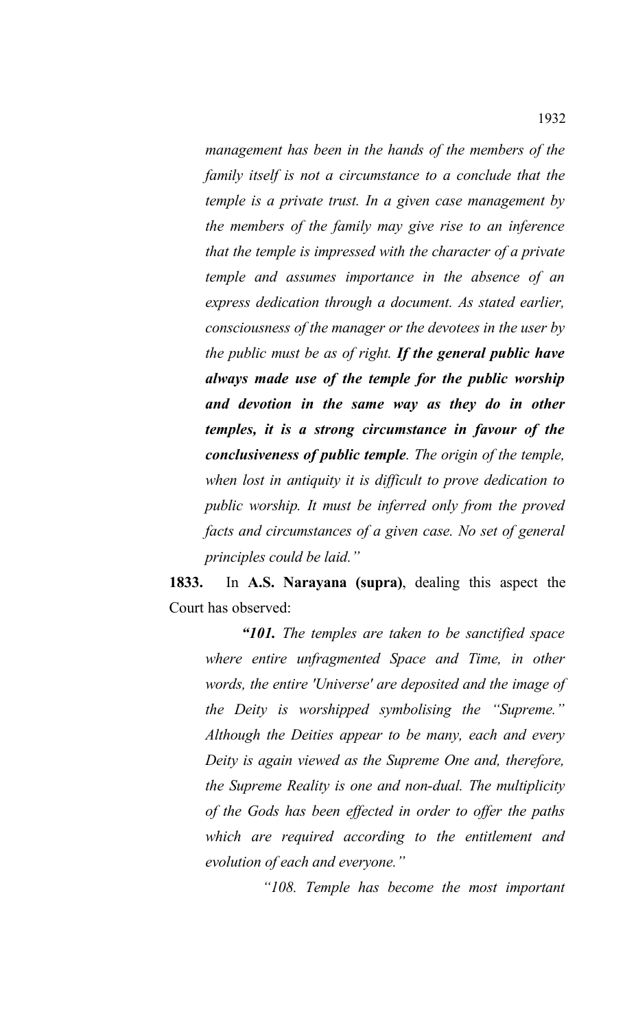*management has been in the hands of the members of the family itself is not a circumstance to a conclude that the temple is a private trust. In a given case management by the members of the family may give rise to an inference that the temple is impressed with the character of a private temple and assumes importance in the absence of an express dedication through a document. As stated earlier, consciousness of the manager or the devotees in the user by the public must be as of right.* ***If the general public have always made use of the temple for the public worship and devotion in the same way as they do in other temples, it is a strong circumstance in favour of the conclusiveness of public temple****. The origin of the temple, when lost in antiquity it is difficult to prove dedication to public worship. It must be inferred only from the proved facts and circumstances of a given case. No set of general principles could be laid."*

**1833.** In **A.S. Narayana (supra)**, dealing this aspect the Court has observed:

> ***"101.*** *The temples are taken to be sanctified space where entire unfragmented Space and Time, in other words, the entire 'Universe' are deposited and the image of the Deity is worshipped symbolising the "Supreme." Although the Deities appear to be many, each and every Deity is again viewed as the Supreme One and, therefore, the Supreme Reality is one and non-dual. The multiplicity of the Gods has been effected in order to offer the paths which are required according to the entitlement and evolution of each and everyone."*
>
> *"108. Temple has become the most important*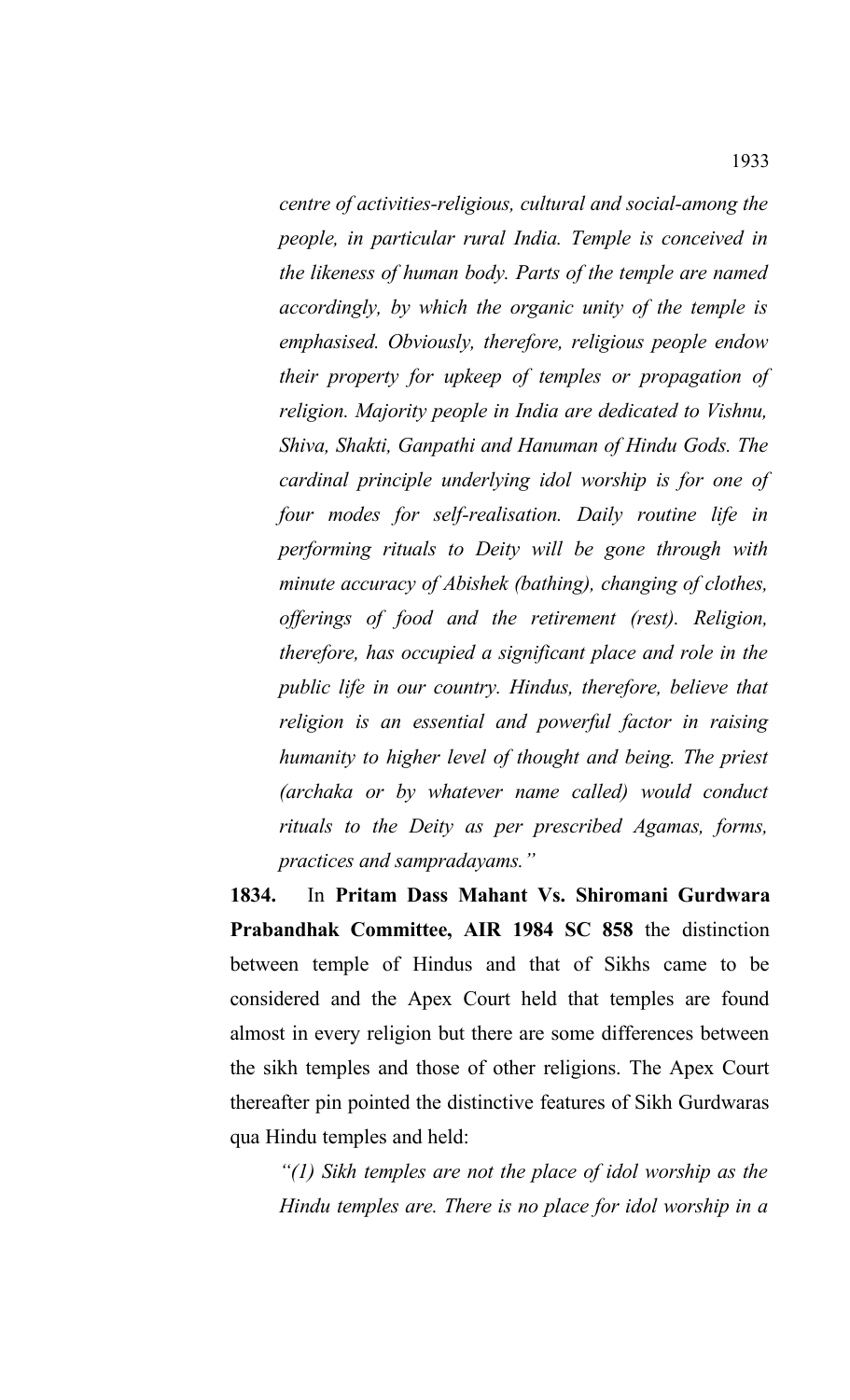*centre of activities-religious, cultural and social-among the people, in particular rural India. Temple is conceived in the likeness of human body. Parts of the temple are named accordingly, by which the organic unity of the temple is emphasised. Obviously, therefore, religious people endow their property for upkeep of temples or propagation of religion. Majority people in India are dedicated to Vishnu, Shiva, Shakti, Ganpathi and Hanuman of Hindu Gods. The cardinal principle underlying idol worship is for one of four modes for self-realisation. Daily routine life in performing rituals to Deity will be gone through with minute accuracy of Abishek (bathing), changing of clothes, offerings of food and the retirement (rest). Religion, therefore, has occupied a significant place and role in the public life in our country. Hindus, therefore, believe that religion is an essential and powerful factor in raising humanity to higher level of thought and being. The priest (archaka or by whatever name called) would conduct rituals to the Deity as per prescribed Agamas, forms, practices and sampradayams."*

**1834.** In **Pritam Dass Mahant Vs. Shiromani Gurdwara Prabandhak Committee, AIR 1984 SC 858** the distinction between temple of Hindus and that of Sikhs came to be considered and the Apex Court held that temples are found almost in every religion but there are some differences between the sikh temples and those of other religions. The Apex Court thereafter pin pointed the distinctive features of Sikh Gurdwaras qua Hindu temples and held:

*"(1) Sikh temples are not the place of idol worship as the Hindu temples are. There is no place for idol worship in a*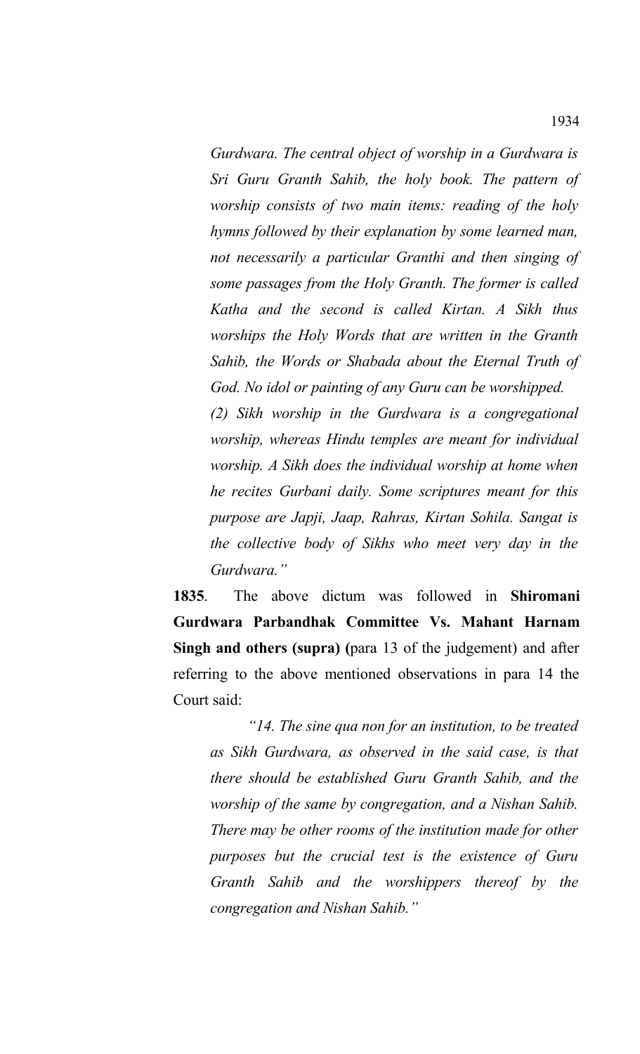*Gurdwara. The central object of worship in a Gurdwara is Sri Guru Granth Sahib, the holy book. The pattern of worship consists of two main items: reading of the holy hymns followed by their explanation by some learned man, not necessarily a particular Granthi and then singing of some passages from the Holy Granth. The former is called Katha and the second is called Kirtan. A Sikh thus worships the Holy Words that are written in the Granth Sahib, the Words or Shabada about the Eternal Truth of God. No idol or painting of any Guru can be worshipped.*

*(2) Sikh worship in the Gurdwara is a congregational worship, whereas Hindu temples are meant for individual worship. A Sikh does the individual worship at home when he recites Gurbani daily. Some scriptures meant for this purpose are Japji, Jaap, Rahras, Kirtan Sohila. Sangat is the collective body of Sikhs who meet very day in the Gurdwara."*

**1835**. The above dictum was followed in **Shiromani Gurdwara Parbandhak Committee Vs. Mahant Harnam Singh and others (supra) (**para 13 of the judgement) and after referring to the above mentioned observations in para 14 the Court said:

*"14. The sine qua non for an institution, to be treated as Sikh Gurdwara, as observed in the said case, is that there should be established Guru Granth Sahib, and the worship of the same by congregation, and a Nishan Sahib. There may be other rooms of the institution made for other purposes but the crucial test is the existence of Guru Granth Sahib and the worshippers thereof by the congregation and Nishan Sahib."*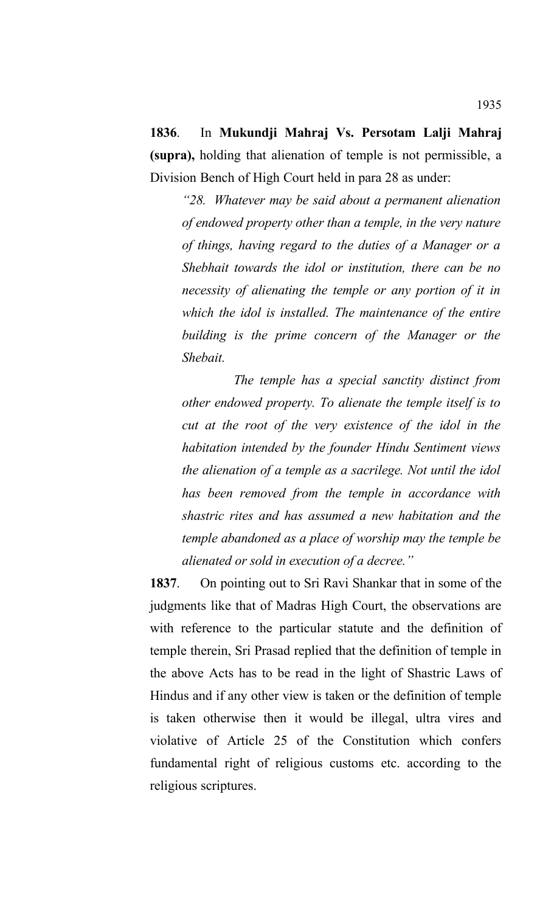**1836**. In **Mukundji Mahraj Vs. Persotam Lalji Mahraj (supra),** holding that alienation of temple is not permissible, a Division Bench of High Court held in para 28 as under:

*"28. Whatever may be said about a permanent alienation of endowed property other than a temple, in the very nature of things, having regard to the duties of a Manager or a Shebhait towards the idol or institution, there can be no necessity of alienating the temple or any portion of it in which the idol is installed. The maintenance of the entire building is the prime concern of the Manager or the Shebait.*

*The temple has a special sanctity distinct from other endowed property. To alienate the temple itself is to cut at the root of the very existence of the idol in the habitation intended by the founder Hindu Sentiment views the alienation of a temple as a sacrilege. Not until the idol has been removed from the temple in accordance with shastric rites and has assumed a new habitation and the temple abandoned as a place of worship may the temple be alienated or sold in execution of a decree."*

**1837**. On pointing out to Sri Ravi Shankar that in some of the judgments like that of Madras High Court, the observations are with reference to the particular statute and the definition of temple therein, Sri Prasad replied that the definition of temple in the above Acts has to be read in the light of Shastric Laws of Hindus and if any other view is taken or the definition of temple is taken otherwise then it would be illegal, ultra vires and violative of Article 25 of the Constitution which confers fundamental right of religious customs etc. according to the religious scriptures.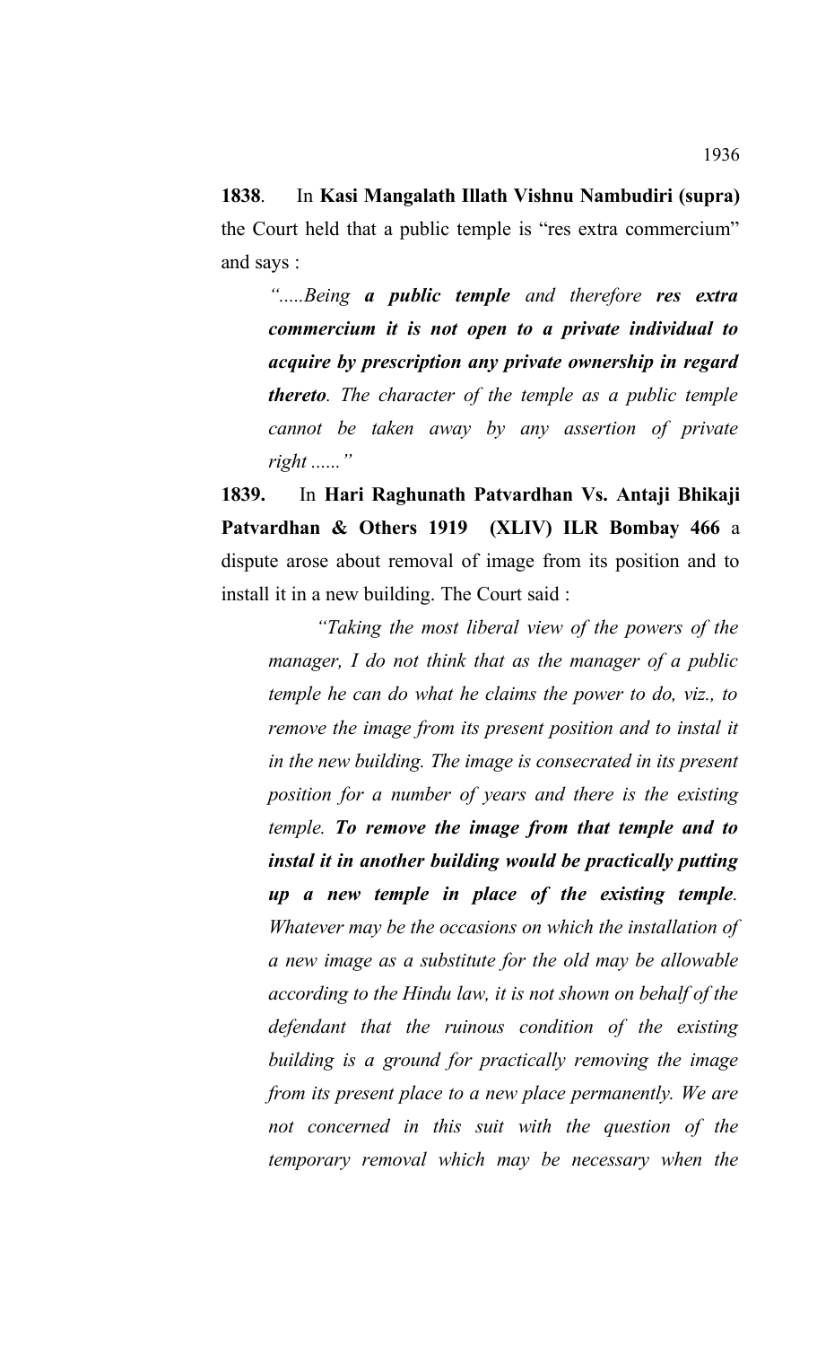**1838**. In **Kasi Mangalath Illath Vishnu Nambudiri (supra)** the Court held that a public temple is "res extra commercium" and says :

> *".....Being **a public temple** and therefore **res extra commercium it is not open to a private individual to acquire by prescription any private ownership in regard thereto**. The character of the temple as a public temple cannot be taken away by any assertion of private right ......"*

**1839.** In **Hari Raghunath Patvardhan Vs. Antaji Bhikaji Patvardhan & Others 1919 (XLIV) ILR Bombay 466** a dispute arose about removal of image from its position and to install it in a new building. The Court said :

> *"Taking the most liberal view of the powers of the manager, I do not think that as the manager of a public temple he can do what he claims the power to do, viz., to remove the image from its present position and to instal it in the new building. The image is consecrated in its present position for a number of years and there is the existing temple. **To remove the image from that temple and to instal it in another building would be practically putting up a new temple in place of the existing temple**. Whatever may be the occasions on which the installation of a new image as a substitute for the old may be allowable according to the Hindu law, it is not shown on behalf of the defendant that the ruinous condition of the existing building is a ground for practically removing the image from its present place to a new place permanently. We are not concerned in this suit with the question of the temporary removal which may be necessary when the*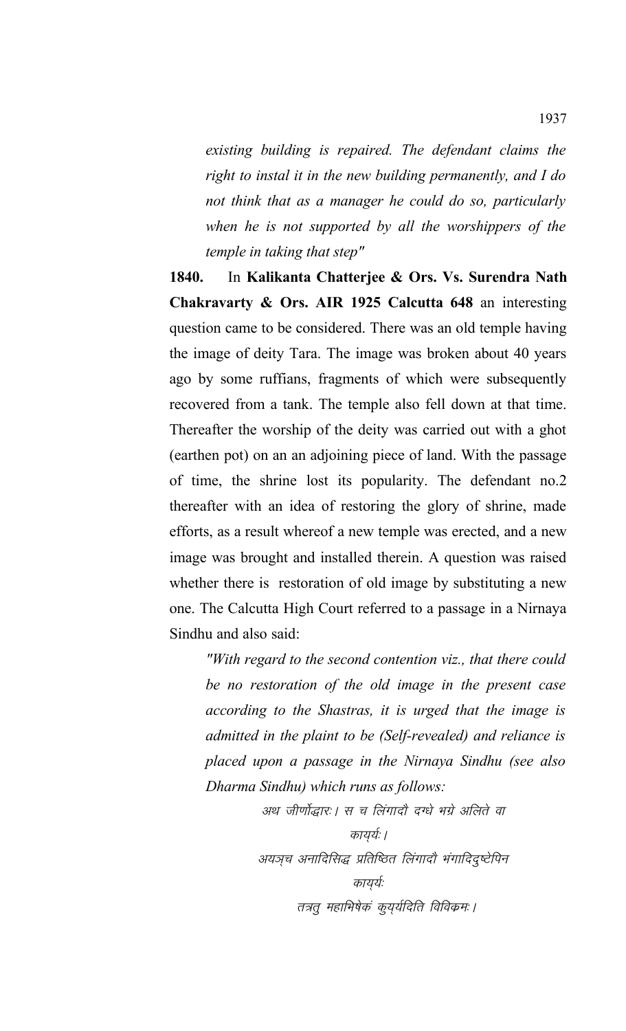*existing building is repaired. The defendant claims the right to instal it in the new building permanently, and I do not think that as a manager he could do so, particularly when he is not supported by all the worshippers of the temple in taking that step"*

**1840.** In **Kalikanta Chatterjee & Ors. Vs. Surendra Nath Chakravarty & Ors. AIR 1925 Calcutta 648** an interesting question came to be considered. There was an old temple having the image of deity Tara. The image was broken about 40 years ago by some ruffians, fragments of which were subsequently recovered from a tank. The temple also fell down at that time. Thereafter the worship of the deity was carried out with a ghot (earthen pot) on an an adjoining piece of land. With the passage of time, the shrine lost its popularity. The defendant no.2 thereafter with an idea of restoring the glory of shrine, made efforts, as a result whereof a new temple was erected, and a new image was brought and installed therein. A question was raised whether there is restoration of old image by substituting a new one. The Calcutta High Court referred to a passage in a Nirnaya Sindhu and also said:

*"With regard to the second contention viz., that there could be no restoration of the old image in the present case according to the Shastras, it is urged that the image is admitted in the plaint to be (Self-revealed) and reliance is placed upon a passage in the Nirnaya Sindhu (see also Dharma Sindhu) which runs as follows:*

*अथ जीर्णोद्धारः। स च लिंगादौ दग्धे भग्ने अलिते वा कार्य्यः।*
*अयत्र्च अनादिसिद्ध प्रतिष्ठित लिंगादौ भंगादिदुष्टेपिन कार्य्यः*
*तत्रतु महाभिषेकं कुर्य्यदिति विविक्रमः।*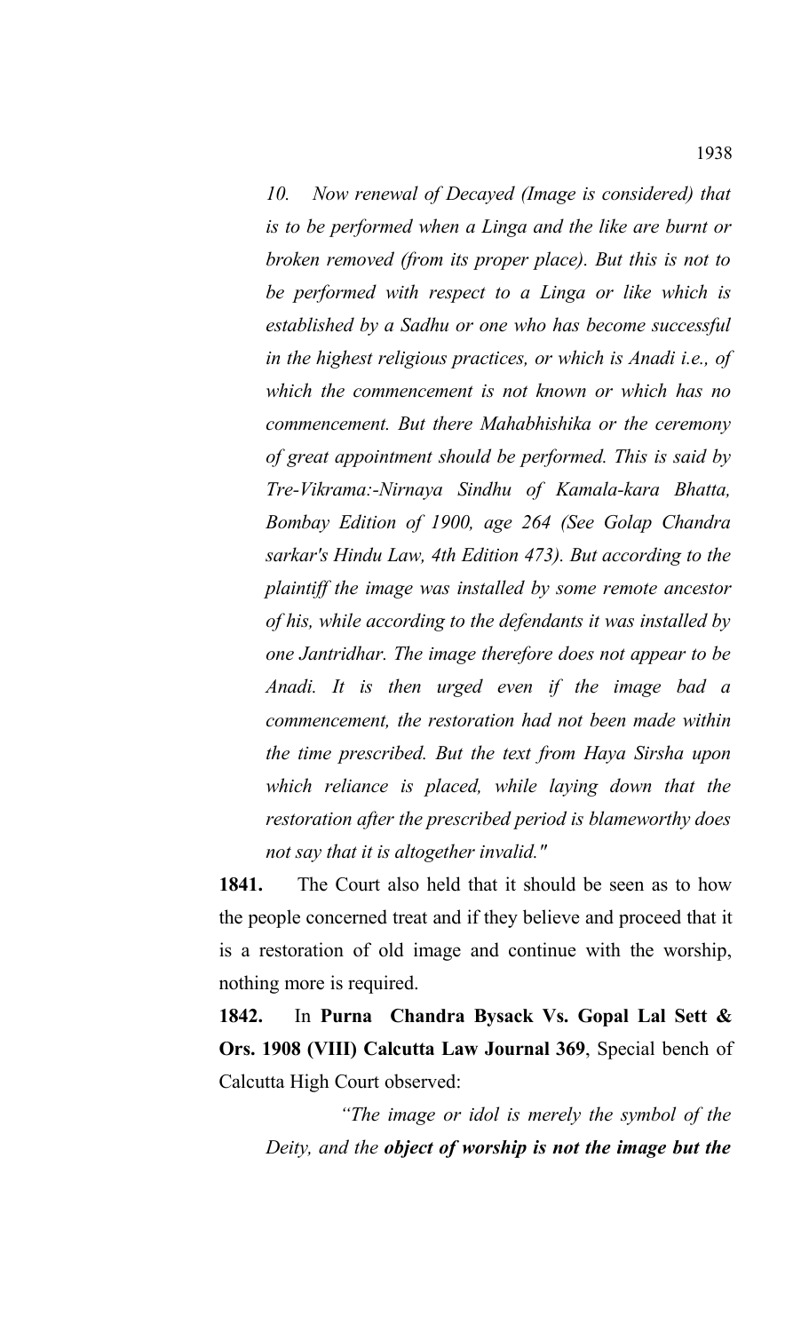*10. Now renewal of Decayed (Image is considered) that is to be performed when a Linga and the like are burnt or broken removed (from its proper place). But this is not to be performed with respect to a Linga or like which is established by a Sadhu or one who has become successful in the highest religious practices, or which is Anadi i.e., of which the commencement is not known or which has no commencement. But there Mahabhishika or the ceremony of great appointment should be performed. This is said by Tre-Vikrama:-Nirnaya Sindhu of Kamala-kara Bhatta, Bombay Edition of 1900, age 264 (See Golap Chandra sarkar's Hindu Law, 4th Edition 473). But according to the plaintiff the image was installed by some remote ancestor of his, while according to the defendants it was installed by one Jantridhar. The image therefore does not appear to be Anadi. It is then urged even if the image bad a commencement, the restoration had not been made within the time prescribed. But the text from Haya Sirsha upon which reliance is placed, while laying down that the restoration after the prescribed period is blameworthy does not say that it is altogether invalid."*

**1841.** The Court also held that it should be seen as to how the people concerned treat and if they believe and proceed that it is a restoration of old image and continue with the worship, nothing more is required.

**1842.** In **Purna Chandra Bysack Vs. Gopal Lal Sett & Ors. 1908 (VIII) Calcutta Law Journal 369**, Special bench of Calcutta High Court observed:

*"The image or idol is merely the symbol of the Deity, and the **object of worship is not the image but the***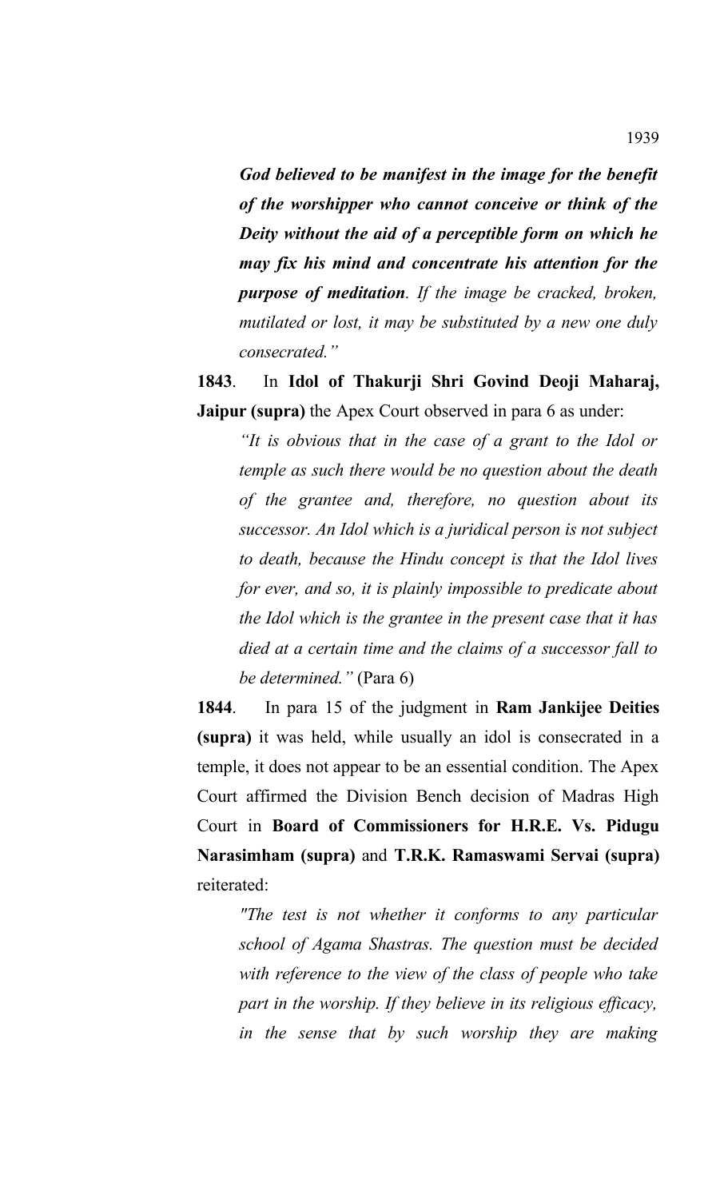***God believed to be manifest in the image for the benefit of the worshipper who cannot conceive or think of the Deity without the aid of a perceptible form on which he may fix his mind and concentrate his attention for the purpose of meditation****. If the image be cracked, broken, mutilated or lost, it may be substituted by a new one duly consecrated."*

**1843**. In **Idol of Thakurji Shri Govind Deoji Maharaj, Jaipur (supra)** the Apex Court observed in para 6 as under:

> *"It is obvious that in the case of a grant to the Idol or temple as such there would be no question about the death of the grantee and, therefore, no question about its successor. An Idol which is a juridical person is not subject to death, because the Hindu concept is that the Idol lives for ever, and so, it is plainly impossible to predicate about the Idol which is the grantee in the present case that it has died at a certain time and the claims of a successor fall to be determined."* (Para 6)

**1844**. In para 15 of the judgment in **Ram Jankijee Deities (supra)** it was held, while usually an idol is consecrated in a temple, it does not appear to be an essential condition. The Apex Court affirmed the Division Bench decision of Madras High Court in **Board of Commissioners for H.R.E. Vs. Pidugu Narasimham (supra)** and **T.R.K. Ramaswami Servai (supra)** reiterated:

> *"The test is not whether it conforms to any particular school of Agama Shastras. The question must be decided with reference to the view of the class of people who take part in the worship. If they believe in its religious efficacy, in the sense that by such worship they are making*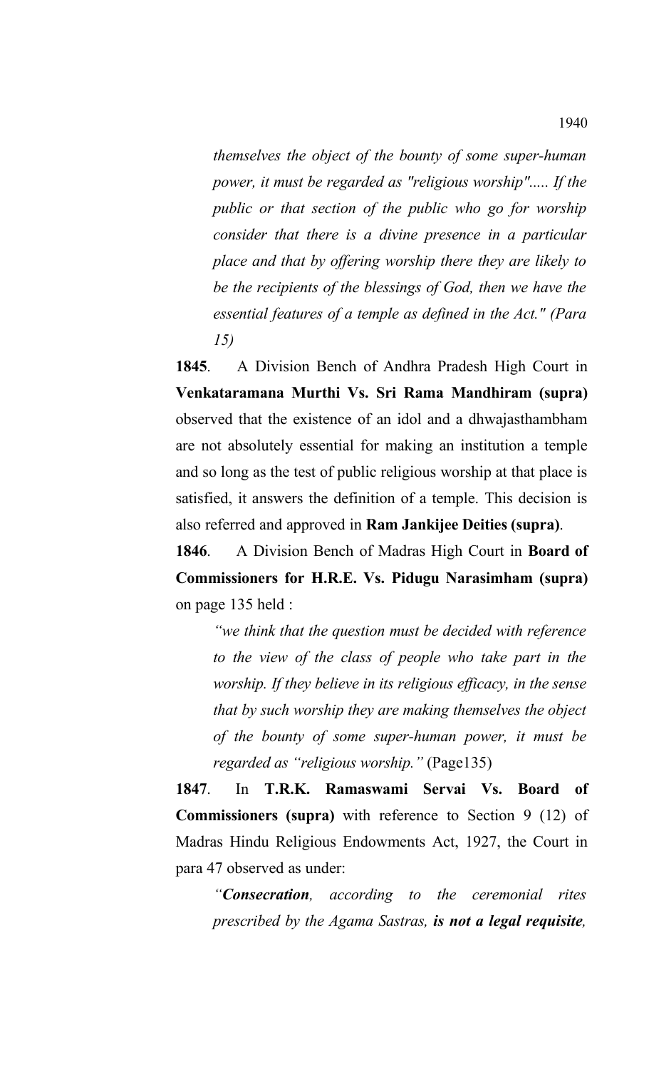*themselves the object of the bounty of some super-human power, it must be regarded as "religious worship"..... If the public or that section of the public who go for worship consider that there is a divine presence in a particular place and that by offering worship there they are likely to be the recipients of the blessings of God, then we have the essential features of a temple as defined in the Act." (Para 15)*

**1845**. A Division Bench of Andhra Pradesh High Court in **Venkataramana Murthi Vs. Sri Rama Mandhiram (supra)** observed that the existence of an idol and a dhwajasthambham are not absolutely essential for making an institution a temple and so long as the test of public religious worship at that place is satisfied, it answers the definition of a temple. This decision is also referred and approved in **Ram Jankijee Deities (supra)**.

**1846**. A Division Bench of Madras High Court in **Board of Commissioners for H.R.E. Vs. Pidugu Narasimham (supra)** on page 135 held :

> *"we think that the question must be decided with reference to the view of the class of people who take part in the worship. If they believe in its religious efficacy, in the sense that by such worship they are making themselves the object of the bounty of some super-human power, it must be regarded as "religious worship."* (Page135)

**1847**. In **T.R.K. Ramaswami Servai Vs. Board of Commissioners (supra)** with reference to Section 9 (12) of Madras Hindu Religious Endowments Act, 1927, the Court in para 47 observed as under:

> *"**Consecration**, according to the ceremonial rites prescribed by the Agama Sastras, **is not a legal requisite,***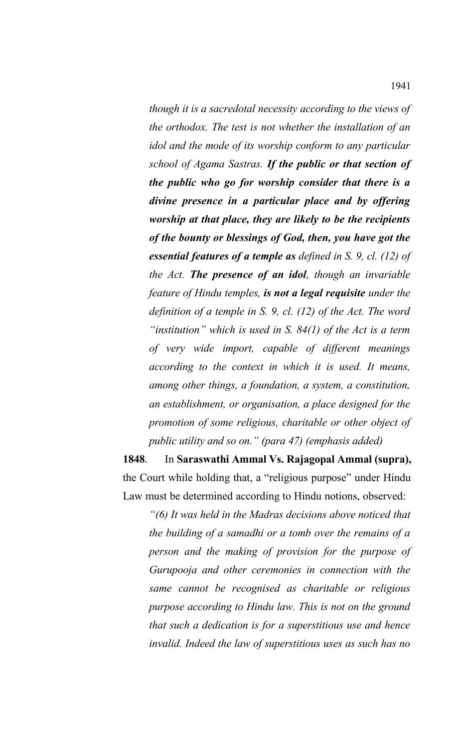*though it is a sacredotal necessity according to the views of the orthodox. The test is not whether the installation of an idol and the mode of its worship conform to any particular school of Agama Sastras.* ***If the public or that section of the public who go for worship consider that there is a divine presence in a particular place and by offering worship at that place, they are likely to be the recipients of the bounty or blessings of God, then, you have got the essential features of a temple as*** *defined in S. 9, cl. (12) of the Act.* ***The presence of an idol****, though an invariable feature of Hindu temples,* ***is not a legal requisite*** *under the definition of a temple in S. 9, cl. (12) of the Act. The word "institution" which is used in S. 84(1) of the Act is a term of very wide import, capable of different meanings according to the context in which it is used. It means, among other things, a foundation, a system, a constitution, an establishment, or organisation, a place designed for the promotion of some religious, charitable or other object of public utility and so on." (para 47) (emphasis added)*

**1848**. In **Saraswathi Ammal Vs. Rajagopal Ammal (supra),** the Court while holding that, a "religious purpose" under Hindu Law must be determined according to Hindu notions, observed:

*"(6) It was held in the Madras decisions above noticed that the building of a samadhi or a tomb over the remains of a person and the making of provision for the purpose of Gurupooja and other ceremonies in connection with the same cannot be recognised as charitable or religious purpose according to Hindu law. This is not on the ground that such a dedication is for a superstitious use and hence invalid. Indeed the law of superstitious uses as such has no*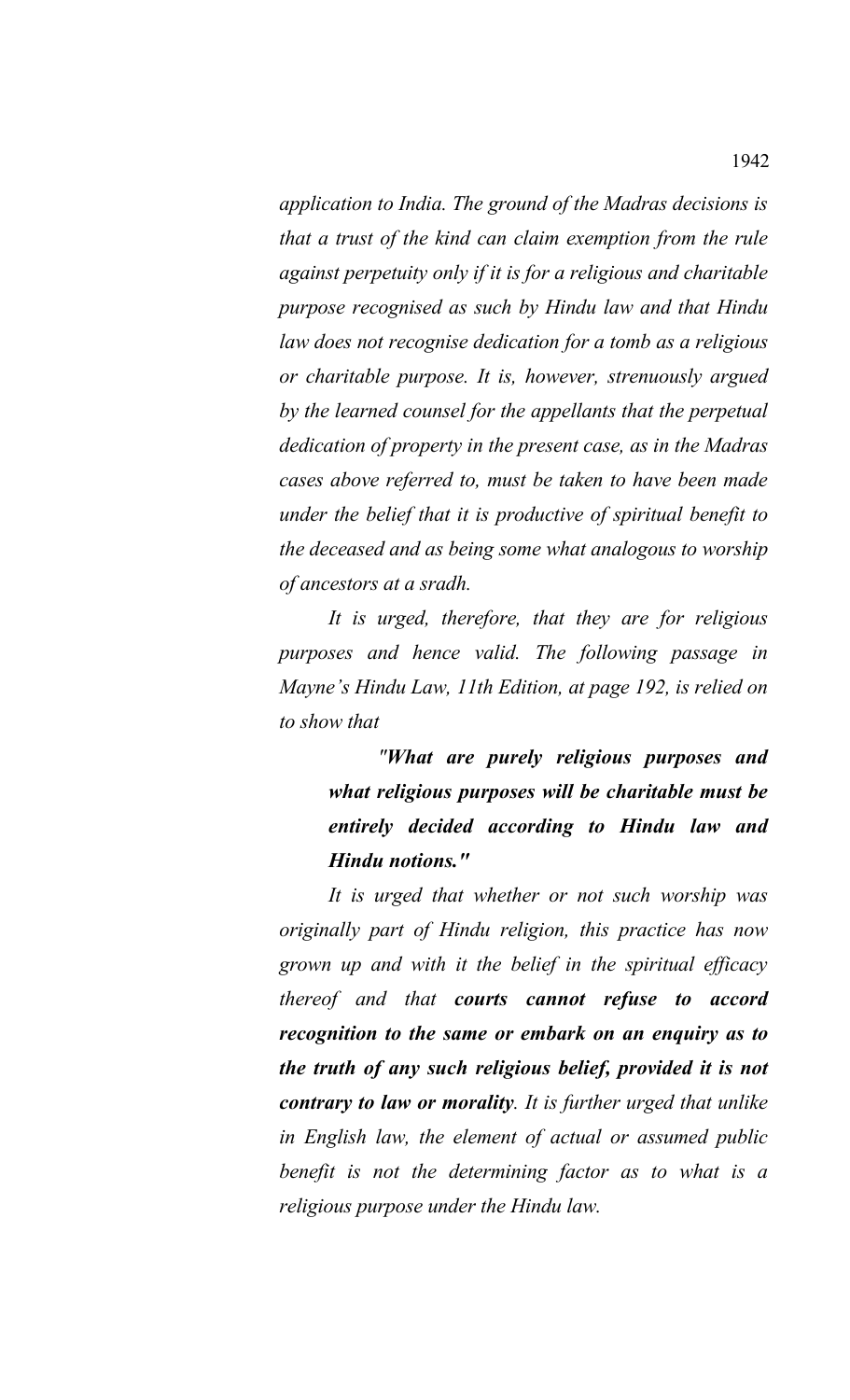*application to India. The ground of the Madras decisions is that a trust of the kind can claim exemption from the rule against perpetuity only if it is for a religious and charitable purpose recognised as such by Hindu law and that Hindu law does not recognise dedication for a tomb as a religious or charitable purpose. It is, however, strenuously argued by the learned counsel for the appellants that the perpetual dedication of property in the present case, as in the Madras cases above referred to, must be taken to have been made under the belief that it is productive of spiritual benefit to the deceased and as being some what analogous to worship of ancestors at a sradh.*

*It is urged, therefore, that they are for religious purposes and hence valid. The following passage in Mayne's Hindu Law, 11th Edition, at page 192, is relied on to show that*

> ***"What are purely religious purposes and what religious purposes will be charitable must be entirely decided according to Hindu law and Hindu notions."***

*It is urged that whether or not such worship was originally part of Hindu religion, this practice has now grown up and with it the belief in the spiritual efficacy thereof and that* ***courts cannot refuse to accord recognition to the same or embark on an enquiry as to the truth of any such religious belief, provided it is not contrary to law or morality****. It is further urged that unlike in English law, the element of actual or assumed public benefit is not the determining factor as to what is a religious purpose under the Hindu law.*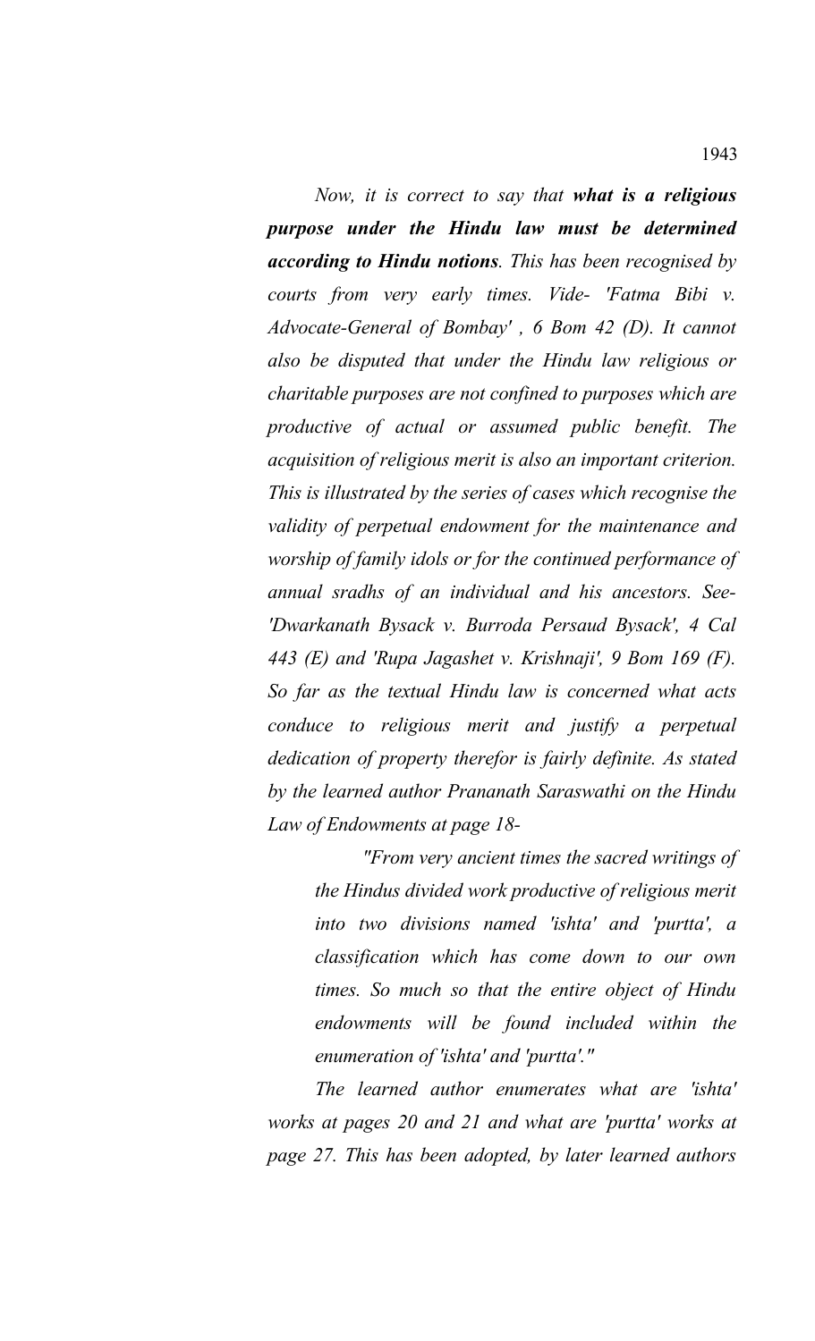*Now, it is correct to say that **what is a religious purpose under the Hindu law must be determined according to Hindu notions**. This has been recognised by courts from very early times. Vide- 'Fatma Bibi v. Advocate-General of Bombay' , 6 Bom 42 (D). It cannot also be disputed that under the Hindu law religious or charitable purposes are not confined to purposes which are productive of actual or assumed public benefit. The acquisition of religious merit is also an important criterion. This is illustrated by the series of cases which recognise the validity of perpetual endowment for the maintenance and worship of family idols or for the continued performance of annual sradhs of an individual and his ancestors. See- 'Dwarkanath Bysack v. Burroda Persaud Bysack', 4 Cal 443 (E) and 'Rupa Jagashet v. Krishnaji', 9 Bom 169 (F). So far as the textual Hindu law is concerned what acts conduce to religious merit and justify a perpetual dedication of property therefor is fairly definite. As stated by the learned author Prananath Saraswathi on the Hindu Law of Endowments at page 18-*

> *"From very ancient times the sacred writings of the Hindus divided work productive of religious merit into two divisions named 'ishta' and 'purtta', a classification which has come down to our own times. So much so that the entire object of Hindu endowments will be found included within the enumeration of 'ishta' and 'purtta'."*

*The learned author enumerates what are 'ishta' works at pages 20 and 21 and what are 'purtta' works at page 27. This has been adopted, by later learned authors*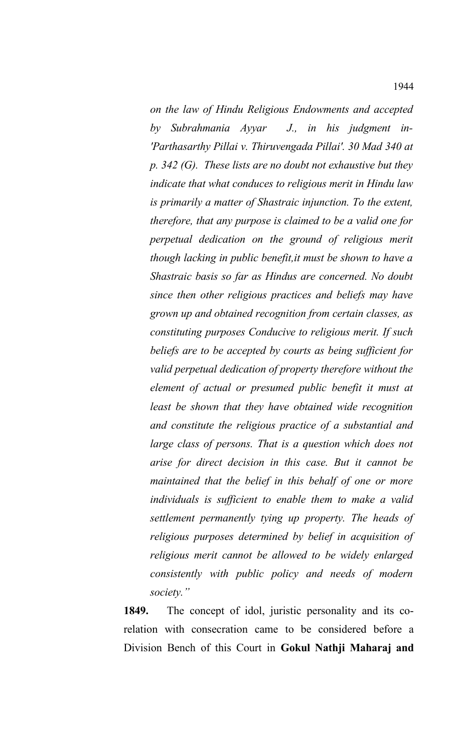*on the law of Hindu Religious Endowments and accepted by Subrahmania Ayyar J., in his judgment in- 'Parthasarthy Pillai v. Thiruvengada Pillai'. 30 Mad 340 at p. 342 (G). These lists are no doubt not exhaustive but they indicate that what conduces to religious merit in Hindu law is primarily a matter of Shastraic injunction. To the extent, therefore, that any purpose is claimed to be a valid one for perpetual dedication on the ground of religious merit though lacking in public benefit,it must be shown to have a Shastraic basis so far as Hindus are concerned. No doubt since then other religious practices and beliefs may have grown up and obtained recognition from certain classes, as constituting purposes Conducive to religious merit. If such beliefs are to be accepted by courts as being sufficient for valid perpetual dedication of property therefore without the element of actual or presumed public benefit it must at least be shown that they have obtained wide recognition and constitute the religious practice of a substantial and large class of persons. That is a question which does not arise for direct decision in this case. But it cannot be maintained that the belief in this behalf of one or more individuals is sufficient to enable them to make a valid settlement permanently tying up property. The heads of religious purposes determined by belief in acquisition of religious merit cannot be allowed to be widely enlarged consistently with public policy and needs of modern society."*

**1849.** The concept of idol, juristic personality and its co-relation with consecration came to be considered before a Division Bench of this Court in **Gokul Nathji Maharaj and**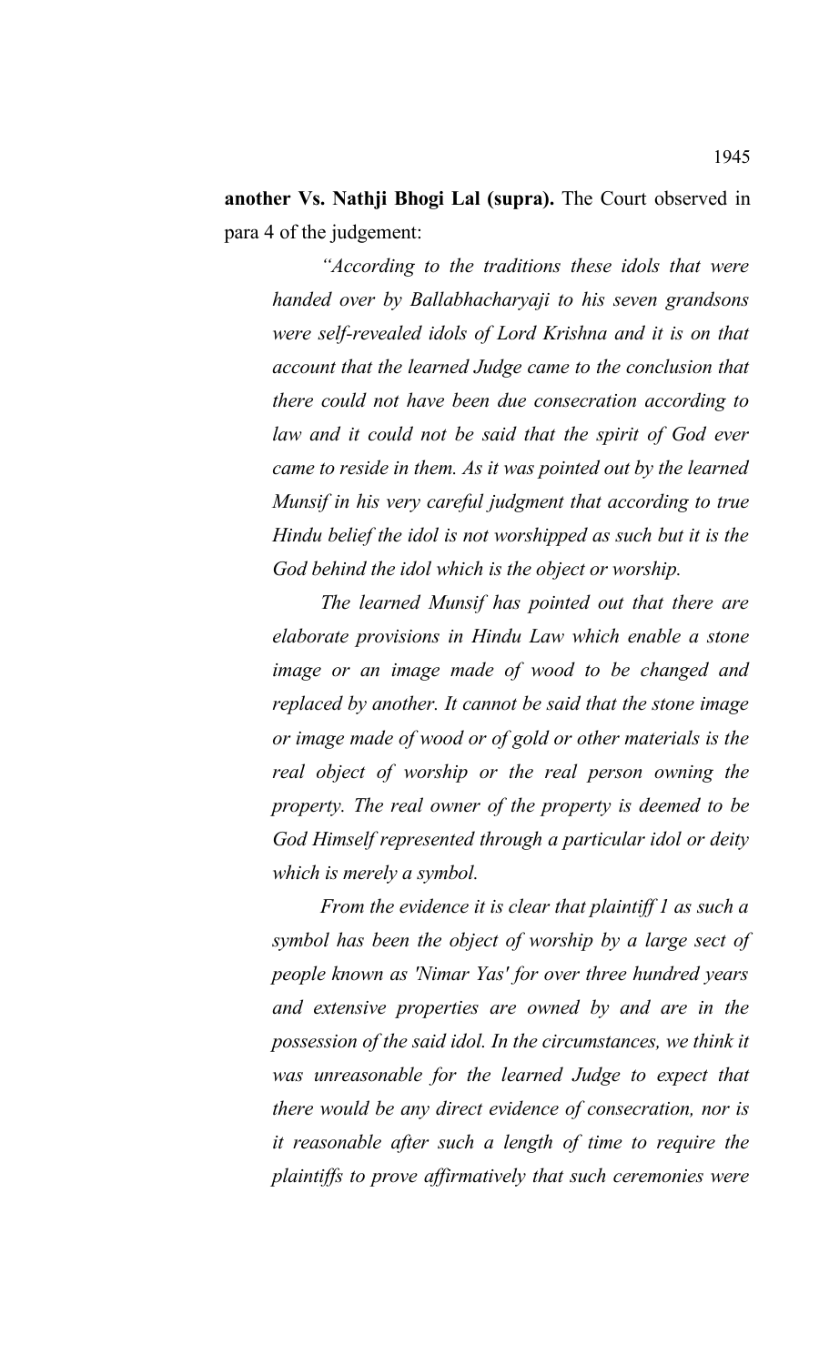**another Vs. Nathji Bhogi Lal (supra).** The Court observed in para 4 of the judgement:

> *"According to the traditions these idols that were handed over by Ballabhacharyaji to his seven grandsons were self-revealed idols of Lord Krishna and it is on that account that the learned Judge came to the conclusion that there could not have been due consecration according to law and it could not be said that the spirit of God ever came to reside in them. As it was pointed out by the learned Munsif in his very careful judgment that according to true Hindu belief the idol is not worshipped as such but it is the God behind the idol which is the object or worship.*
>
> *The learned Munsif has pointed out that there are elaborate provisions in Hindu Law which enable a stone image or an image made of wood to be changed and replaced by another. It cannot be said that the stone image or image made of wood or of gold or other materials is the real object of worship or the real person owning the property. The real owner of the property is deemed to be God Himself represented through a particular idol or deity which is merely a symbol.*
>
> *From the evidence it is clear that plaintiff 1 as such a symbol has been the object of worship by a large sect of people known as 'Nimar Yas' for over three hundred years and extensive properties are owned by and are in the possession of the said idol. In the circumstances, we think it was unreasonable for the learned Judge to expect that there would be any direct evidence of consecration, nor is it reasonable after such a length of time to require the plaintiffs to prove affirmatively that such ceremonies were*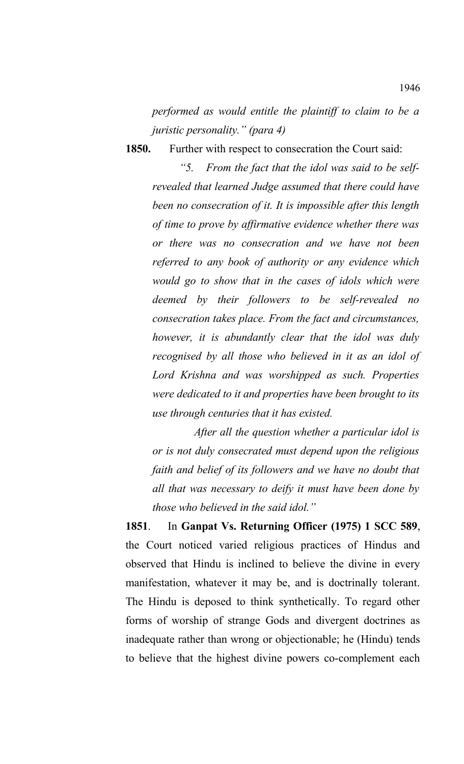*performed as would entitle the plaintiff to claim to be a juristic personality." (para 4)*

**1850.** Further with respect to consecration the Court said:

> *"5. From the fact that the idol was said to be self-revealed that learned Judge assumed that there could have been no consecration of it. It is impossible after this length of time to prove by affirmative evidence whether there was or there was no consecration and we have not been referred to any book of authority or any evidence which would go to show that in the cases of idols which were deemed by their followers to be self-revealed no consecration takes place. From the fact and circumstances, however, it is abundantly clear that the idol was duly recognised by all those who believed in it as an idol of Lord Krishna and was worshipped as such. Properties were dedicated to it and properties have been brought to its use through centuries that it has existed.*
>
> *After all the question whether a particular idol is or is not duly consecrated must depend upon the religious faith and belief of its followers and we have no doubt that all that was necessary to deify it must have been done by those who believed in the said idol."*

**1851**. In **Ganpat Vs. Returning Officer (1975) 1 SCC 589**, the Court noticed varied religious practices of Hindus and observed that Hindu is inclined to believe the divine in every manifestation, whatever it may be, and is doctrinally tolerant. The Hindu is deposed to think synthetically. To regard other forms of worship of strange Gods and divergent doctrines as inadequate rather than wrong or objectionable; he (Hindu) tends to believe that the highest divine powers co-complement each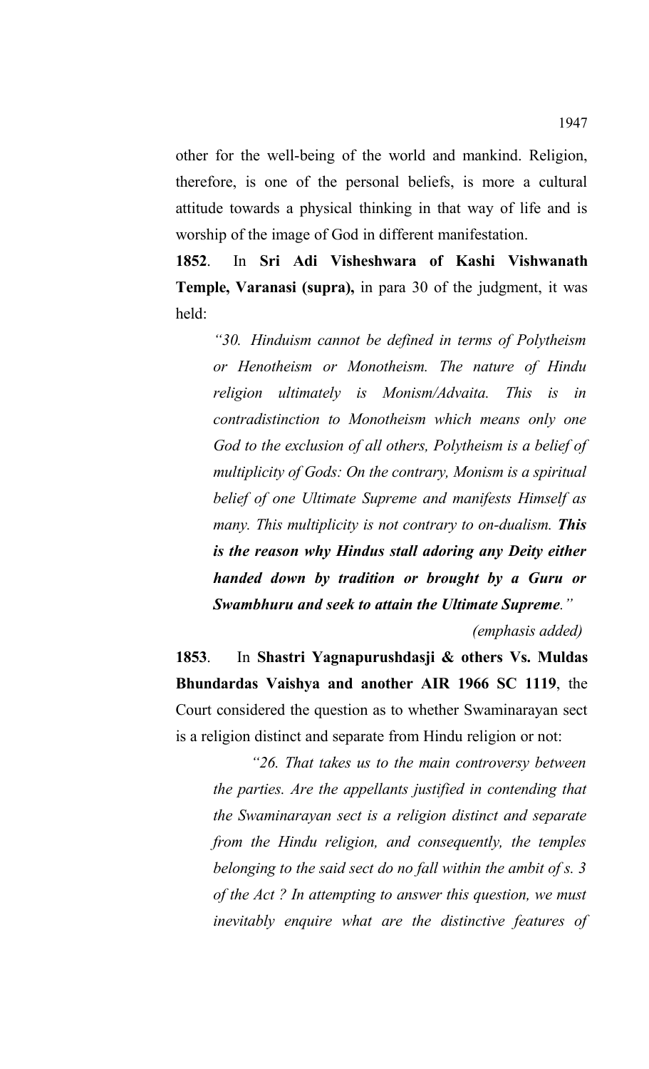other for the well-being of the world and mankind. Religion, therefore, is one of the personal beliefs, is more a cultural attitude towards a physical thinking in that way of life and is worship of the image of God in different manifestation.

**1852**. In **Sri Adi Visheshwara of Kashi Vishwanath Temple, Varanasi (supra),** in para 30 of the judgment, it was held:

> *"30. Hinduism cannot be defined in terms of Polytheism or Henotheism or Monotheism. The nature of Hindu religion ultimately is Monism/Advaita. This is in contradistinction to Monotheism which means only one God to the exclusion of all others, Polytheism is a belief of multiplicity of Gods: On the contrary, Monism is a spiritual belief of one Ultimate Supreme and manifests Himself as many. This multiplicity is not contrary to on-dualism.* ***This is the reason why Hindus stall adoring any Deity either handed down by tradition or brought by a Guru or Swambhuru and seek to attain the Ultimate Supreme****."*
>
> *(emphasis added)*

**1853**. In **Shastri Yagnapurushdasji & others Vs. Muldas Bhundardas Vaishya and another AIR 1966 SC 1119**, the Court considered the question as to whether Swaminarayan sect is a religion distinct and separate from Hindu religion or not:

> *"26. That takes us to the main controversy between the parties. Are the appellants justified in contending that the Swaminarayan sect is a religion distinct and separate from the Hindu religion, and consequently, the temples belonging to the said sect do no fall within the ambit of s. 3 of the Act ? In attempting to answer this question, we must inevitably enquire what are the distinctive features of*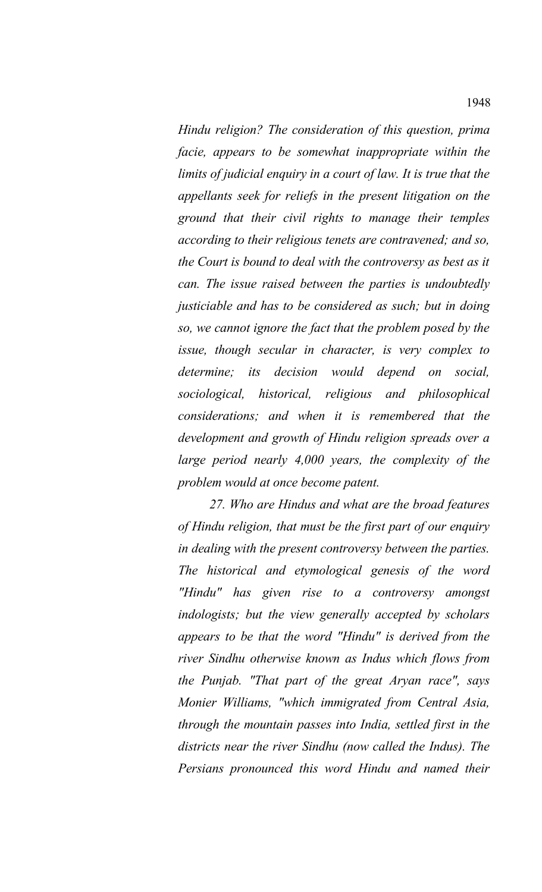*Hindu religion? The consideration of this question, prima facie, appears to be somewhat inappropriate within the limits of judicial enquiry in a court of law. It is true that the appellants seek for reliefs in the present litigation on the ground that their civil rights to manage their temples according to their religious tenets are contravened; and so, the Court is bound to deal with the controversy as best as it can. The issue raised between the parties is undoubtedly justiciable and has to be considered as such; but in doing so, we cannot ignore the fact that the problem posed by the issue, though secular in character, is very complex to determine; its decision would depend on social, sociological, historical, religious and philosophical considerations; and when it is remembered that the development and growth of Hindu religion spreads over a large period nearly 4,000 years, the complexity of the problem would at once become patent.*

*27. Who are Hindus and what are the broad features of Hindu religion, that must be the first part of our enquiry in dealing with the present controversy between the parties. The historical and etymological genesis of the word "Hindu" has given rise to a controversy amongst indologists; but the view generally accepted by scholars appears to be that the word "Hindu" is derived from the river Sindhu otherwise known as Indus which flows from the Punjab. "That part of the great Aryan race", says Monier Williams, "which immigrated from Central Asia, through the mountain passes into India, settled first in the districts near the river Sindhu (now called the Indus). The Persians pronounced this word Hindu and named their*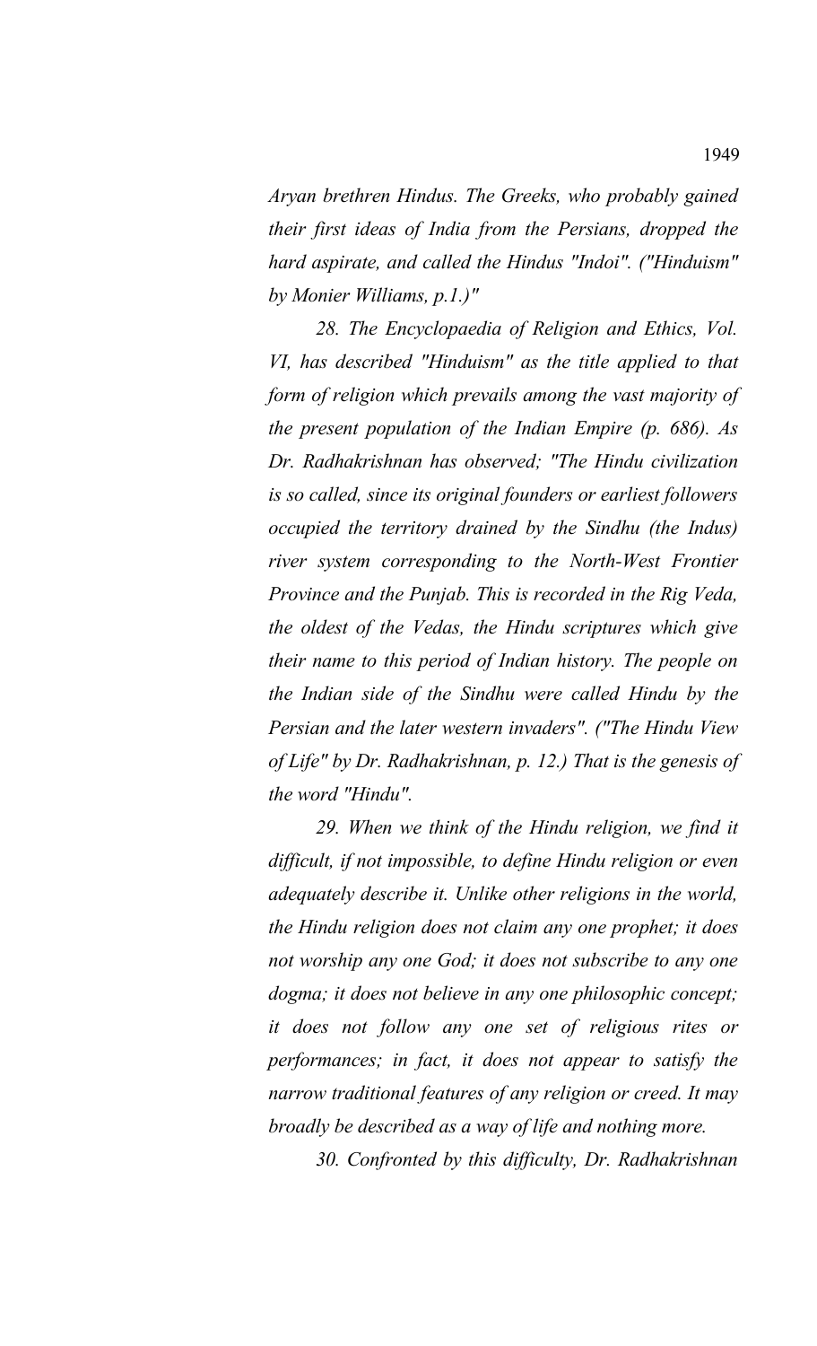*Aryan brethren Hindus. The Greeks, who probably gained their first ideas of India from the Persians, dropped the hard aspirate, and called the Hindus "Indoi". ("Hinduism" by Monier Williams, p.1.)"*

*28. The Encyclopaedia of Religion and Ethics, Vol. VI, has described "Hinduism" as the title applied to that form of religion which prevails among the vast majority of the present population of the Indian Empire (p. 686). As Dr. Radhakrishnan has observed; "The Hindu civilization is so called, since its original founders or earliest followers occupied the territory drained by the Sindhu (the Indus) river system corresponding to the North-West Frontier Province and the Punjab. This is recorded in the Rig Veda, the oldest of the Vedas, the Hindu scriptures which give their name to this period of Indian history. The people on the Indian side of the Sindhu were called Hindu by the Persian and the later western invaders". ("The Hindu View of Life" by Dr. Radhakrishnan, p. 12.) That is the genesis of the word "Hindu".*

*29. When we think of the Hindu religion, we find it difficult, if not impossible, to define Hindu religion or even adequately describe it. Unlike other religions in the world, the Hindu religion does not claim any one prophet; it does not worship any one God; it does not subscribe to any one dogma; it does not believe in any one philosophic concept; it does not follow any one set of religious rites or performances; in fact, it does not appear to satisfy the narrow traditional features of any religion or creed. It may broadly be described as a way of life and nothing more.*

*30. Confronted by this difficulty, Dr. Radhakrishnan*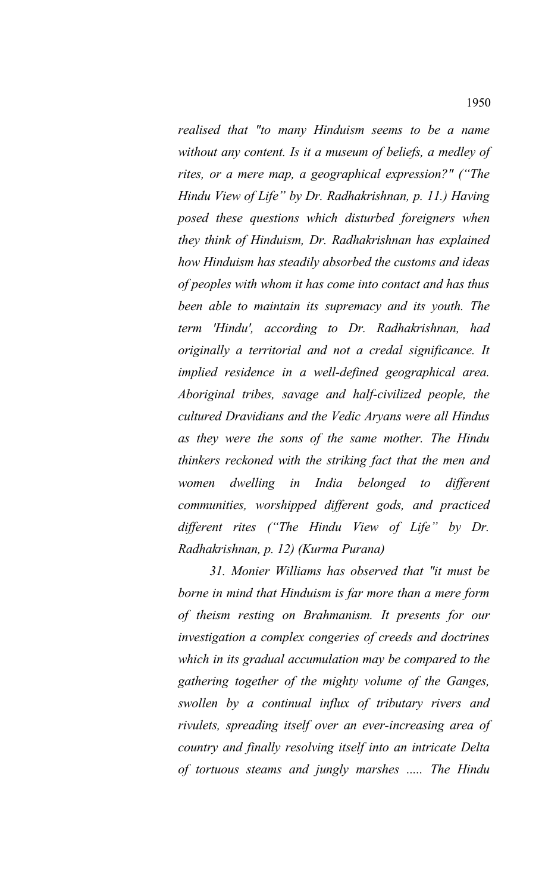*realised that "to many Hinduism seems to be a name without any content. Is it a museum of beliefs, a medley of rites, or a mere map, a geographical expression?" ("The Hindu View of Life" by Dr. Radhakrishnan, p. 11.) Having posed these questions which disturbed foreigners when they think of Hinduism, Dr. Radhakrishnan has explained how Hinduism has steadily absorbed the customs and ideas of peoples with whom it has come into contact and has thus been able to maintain its supremacy and its youth. The term 'Hindu', according to Dr. Radhakrishnan, had originally a territorial and not a credal significance. It implied residence in a well-defined geographical area. Aboriginal tribes, savage and half-civilized people, the cultured Dravidians and the Vedic Aryans were all Hindus as they were the sons of the same mother. The Hindu thinkers reckoned with the striking fact that the men and women dwelling in India belonged to different communities, worshipped different gods, and practiced different rites ("The Hindu View of Life" by Dr. Radhakrishnan, p. 12) (Kurma Purana)*

*31. Monier Williams has observed that "it must be borne in mind that Hinduism is far more than a mere form of theism resting on Brahmanism. It presents for our investigation a complex congeries of creeds and doctrines which in its gradual accumulation may be compared to the gathering together of the mighty volume of the Ganges, swollen by a continual influx of tributary rivers and rivulets, spreading itself over an ever-increasing area of country and finally resolving itself into an intricate Delta of tortuous steams and jungly marshes ..... The Hindu*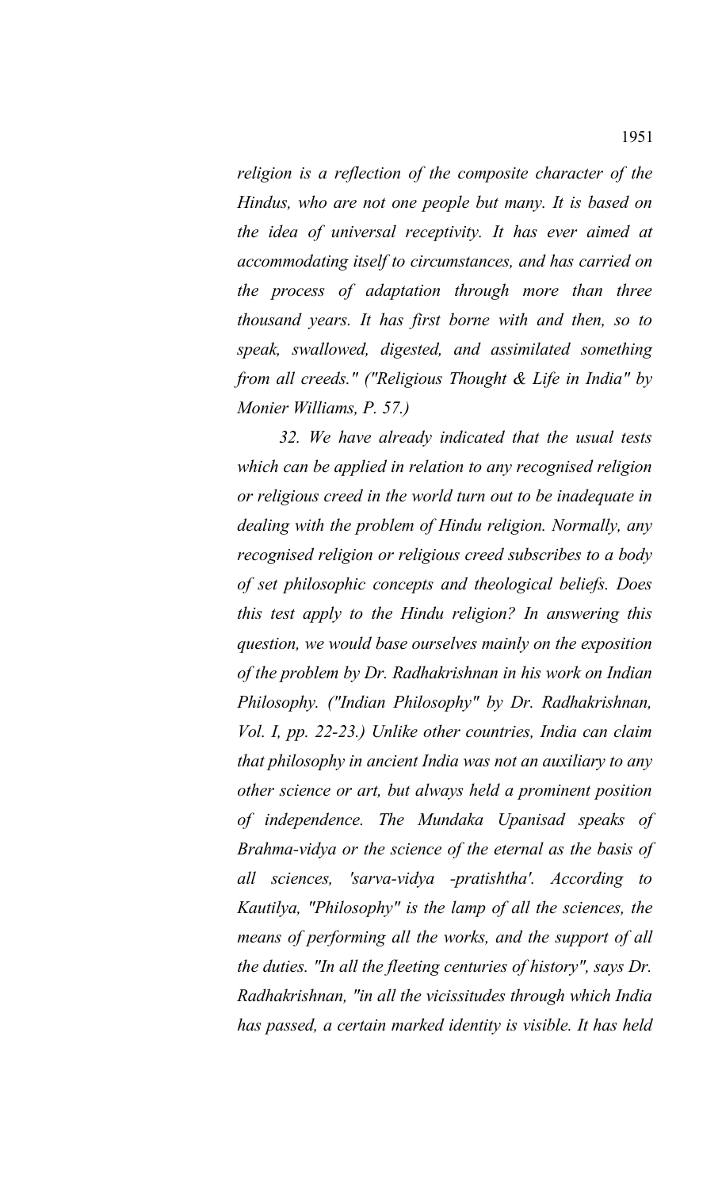*religion is a reflection of the composite character of the Hindus, who are not one people but many. It is based on the idea of universal receptivity. It has ever aimed at accommodating itself to circumstances, and has carried on the process of adaptation through more than three thousand years. It has first borne with and then, so to speak, swallowed, digested, and assimilated something from all creeds." ("Religious Thought & Life in India" by Monier Williams, P. 57.)*

*32. We have already indicated that the usual tests which can be applied in relation to any recognised religion or religious creed in the world turn out to be inadequate in dealing with the problem of Hindu religion. Normally, any recognised religion or religious creed subscribes to a body of set philosophic concepts and theological beliefs. Does this test apply to the Hindu religion? In answering this question, we would base ourselves mainly on the exposition of the problem by Dr. Radhakrishnan in his work on Indian Philosophy. ("Indian Philosophy" by Dr. Radhakrishnan, Vol. I, pp. 22-23.) Unlike other countries, India can claim that philosophy in ancient India was not an auxiliary to any other science or art, but always held a prominent position of independence. The Mundaka Upanisad speaks of Brahma-vidya or the science of the eternal as the basis of all sciences, 'sarva-vidya -pratishtha'. According to Kautilya, "Philosophy" is the lamp of all the sciences, the means of performing all the works, and the support of all the duties. "In all the fleeting centuries of history", says Dr. Radhakrishnan, "in all the vicissitudes through which India has passed, a certain marked identity is visible. It has held*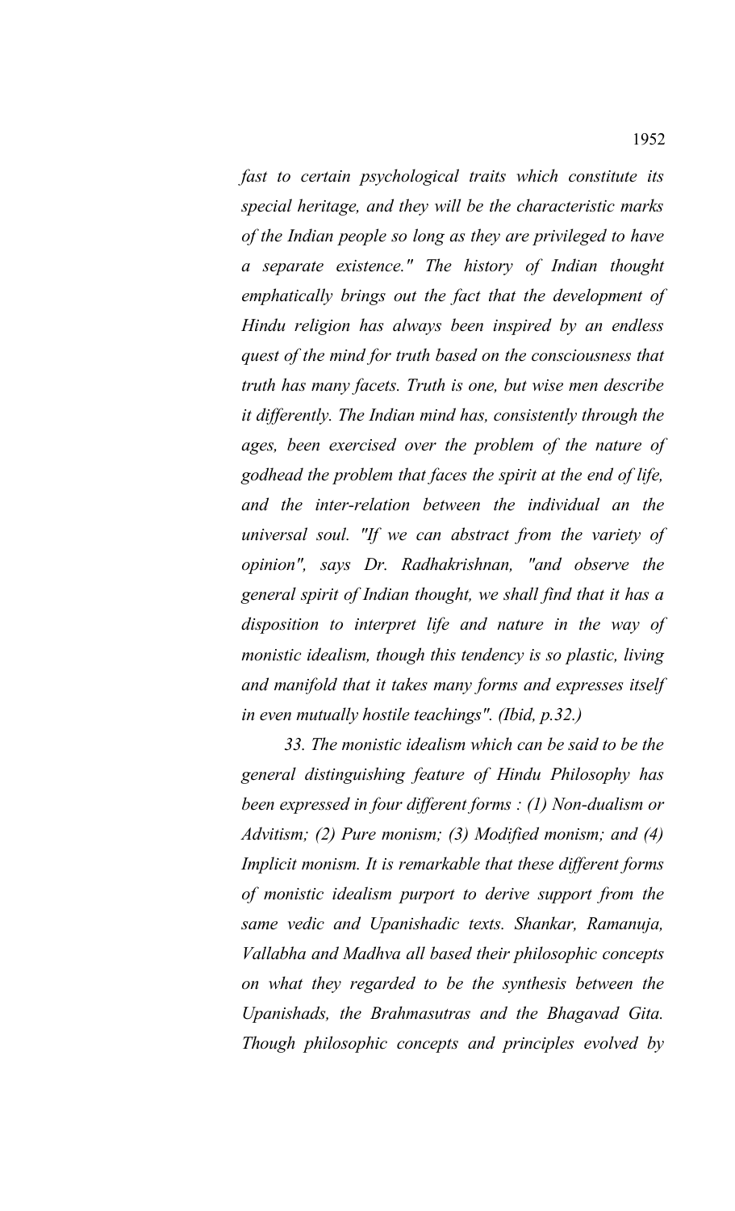*fast to certain psychological traits which constitute its special heritage, and they will be the characteristic marks of the Indian people so long as they are privileged to have a separate existence." The history of Indian thought emphatically brings out the fact that the development of Hindu religion has always been inspired by an endless quest of the mind for truth based on the consciousness that truth has many facets. Truth is one, but wise men describe it differently. The Indian mind has, consistently through the ages, been exercised over the problem of the nature of godhead the problem that faces the spirit at the end of life, and the inter-relation between the individual an the universal soul. "If we can abstract from the variety of opinion", says Dr. Radhakrishnan, "and observe the general spirit of Indian thought, we shall find that it has a disposition to interpret life and nature in the way of monistic idealism, though this tendency is so plastic, living and manifold that it takes many forms and expresses itself in even mutually hostile teachings". (Ibid, p.32.)*

*33. The monistic idealism which can be said to be the general distinguishing feature of Hindu Philosophy has been expressed in four different forms : (1) Non-dualism or Advitism; (2) Pure monism; (3) Modified monism; and (4) Implicit monism. It is remarkable that these different forms of monistic idealism purport to derive support from the same vedic and Upanishadic texts. Shankar, Ramanuja, Vallabha and Madhva all based their philosophic concepts on what they regarded to be the synthesis between the Upanishads, the Brahmasutras and the Bhagavad Gita. Though philosophic concepts and principles evolved by*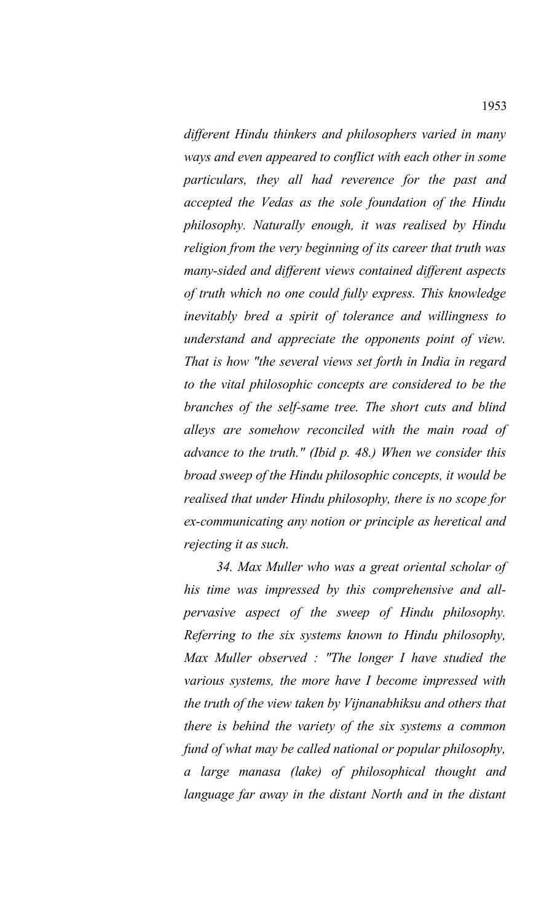*different Hindu thinkers and philosophers varied in many ways and even appeared to conflict with each other in some particulars, they all had reverence for the past and accepted the Vedas as the sole foundation of the Hindu philosophy. Naturally enough, it was realised by Hindu religion from the very beginning of its career that truth was many-sided and different views contained different aspects of truth which no one could fully express. This knowledge inevitably bred a spirit of tolerance and willingness to understand and appreciate the opponents point of view. That is how "the several views set forth in India in regard to the vital philosophic concepts are considered to be the branches of the self-same tree. The short cuts and blind alleys are somehow reconciled with the main road of advance to the truth." (Ibid p. 48.) When we consider this broad sweep of the Hindu philosophic concepts, it would be realised that under Hindu philosophy, there is no scope for ex-communicating any notion or principle as heretical and rejecting it as such.*

*34. Max Muller who was a great oriental scholar of his time was impressed by this comprehensive and all-pervasive aspect of the sweep of Hindu philosophy. Referring to the six systems known to Hindu philosophy, Max Muller observed : "The longer I have studied the various systems, the more have I become impressed with the truth of the view taken by Vijnanabhiksu and others that there is behind the variety of the six systems a common fund of what may be called national or popular philosophy, a large manasa (lake) of philosophical thought and language far away in the distant North and in the distant*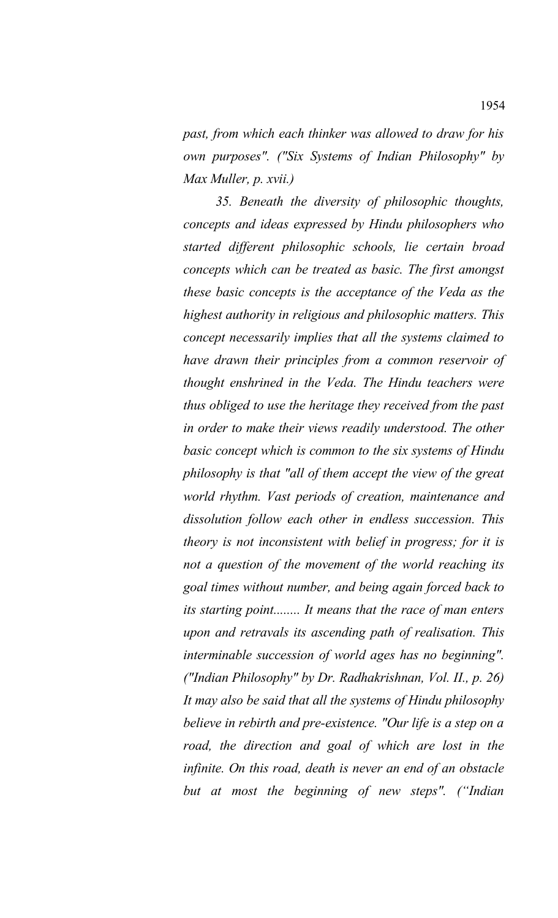*past, from which each thinker was allowed to draw for his own purposes". ("Six Systems of Indian Philosophy" by Max Muller, p. xvii.)*

*35. Beneath the diversity of philosophic thoughts, concepts and ideas expressed by Hindu philosophers who started different philosophic schools, lie certain broad concepts which can be treated as basic. The first amongst these basic concepts is the acceptance of the Veda as the highest authority in religious and philosophic matters. This concept necessarily implies that all the systems claimed to have drawn their principles from a common reservoir of thought enshrined in the Veda. The Hindu teachers were thus obliged to use the heritage they received from the past in order to make their views readily understood. The other basic concept which is common to the six systems of Hindu philosophy is that "all of them accept the view of the great world rhythm. Vast periods of creation, maintenance and dissolution follow each other in endless succession. This theory is not inconsistent with belief in progress; for it is not a question of the movement of the world reaching its goal times without number, and being again forced back to its starting point........ It means that the race of man enters upon and retravals its ascending path of realisation. This interminable succession of world ages has no beginning". ("Indian Philosophy" by Dr. Radhakrishnan, Vol. II., p. 26) It may also be said that all the systems of Hindu philosophy believe in rebirth and pre-existence. "Our life is a step on a road, the direction and goal of which are lost in the infinite. On this road, death is never an end of an obstacle but at most the beginning of new steps". ("Indian*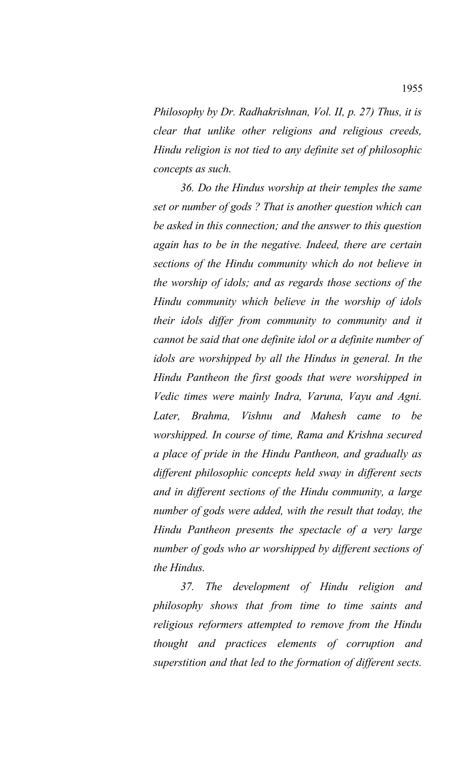*Philosophy by Dr. Radhakrishnan, Vol. II, p. 27) Thus, it is clear that unlike other religions and religious creeds, Hindu religion is not tied to any definite set of philosophic concepts as such.*

*36. Do the Hindus worship at their temples the same set or number of gods ? That is another question which can be asked in this connection; and the answer to this question again has to be in the negative. Indeed, there are certain sections of the Hindu community which do not believe in the worship of idols; and as regards those sections of the Hindu community which believe in the worship of idols their idols differ from community to community and it cannot be said that one definite idol or a definite number of idols are worshipped by all the Hindus in general. In the Hindu Pantheon the first goods that were worshipped in Vedic times were mainly Indra, Varuna, Vayu and Agni. Later, Brahma, Vishnu and Mahesh came to be worshipped. In course of time, Rama and Krishna secured a place of pride in the Hindu Pantheon, and gradually as different philosophic concepts held sway in different sects and in different sections of the Hindu community, a large number of gods were added, with the result that today, the Hindu Pantheon presents the spectacle of a very large number of gods who ar worshipped by different sections of the Hindus.*

*37. The development of Hindu religion and philosophy shows that from time to time saints and religious reformers attempted to remove from the Hindu thought and practices elements of corruption and superstition and that led to the formation of different sects.*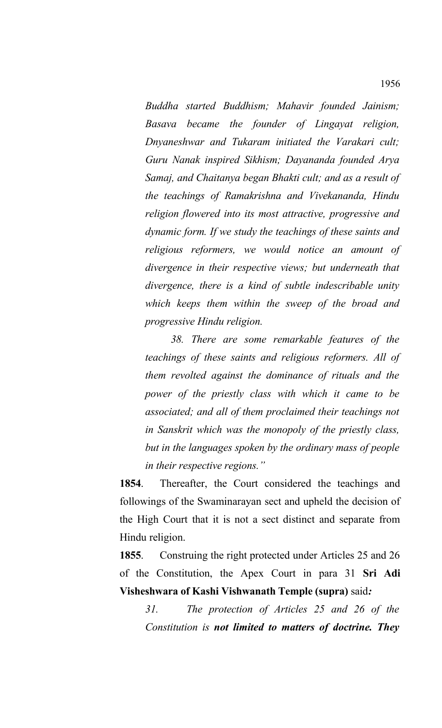*Buddha started Buddhism; Mahavir founded Jainism; Basava became the founder of Lingayat religion, Dnyaneshwar and Tukaram initiated the Varakari cult; Guru Nanak inspired Sikhism; Dayananda founded Arya Samaj, and Chaitanya began Bhakti cult; and as a result of the teachings of Ramakrishna and Vivekananda, Hindu religion flowered into its most attractive, progressive and dynamic form. If we study the teachings of these saints and religious reformers, we would notice an amount of divergence in their respective views; but underneath that divergence, there is a kind of subtle indescribable unity which keeps them within the sweep of the broad and progressive Hindu religion.*

*38. There are some remarkable features of the teachings of these saints and religious reformers. All of them revolted against the dominance of rituals and the power of the priestly class with which it came to be associated; and all of them proclaimed their teachings not in Sanskrit which was the monopoly of the priestly class, but in the languages spoken by the ordinary mass of people in their respective regions."*

**1854**. Thereafter, the Court considered the teachings and followings of the Swaminarayan sect and upheld the decision of the High Court that it is not a sect distinct and separate from Hindu religion.

**1855**. Construing the right protected under Articles 25 and 26 of the Constitution, the Apex Court in para 31 **Sri Adi Visheshwara of Kashi Vishwanath Temple (supra)** said***:***

*31. The protection of Articles 25 and 26 of the Constitution is* ***not limited to matters of doctrine. They***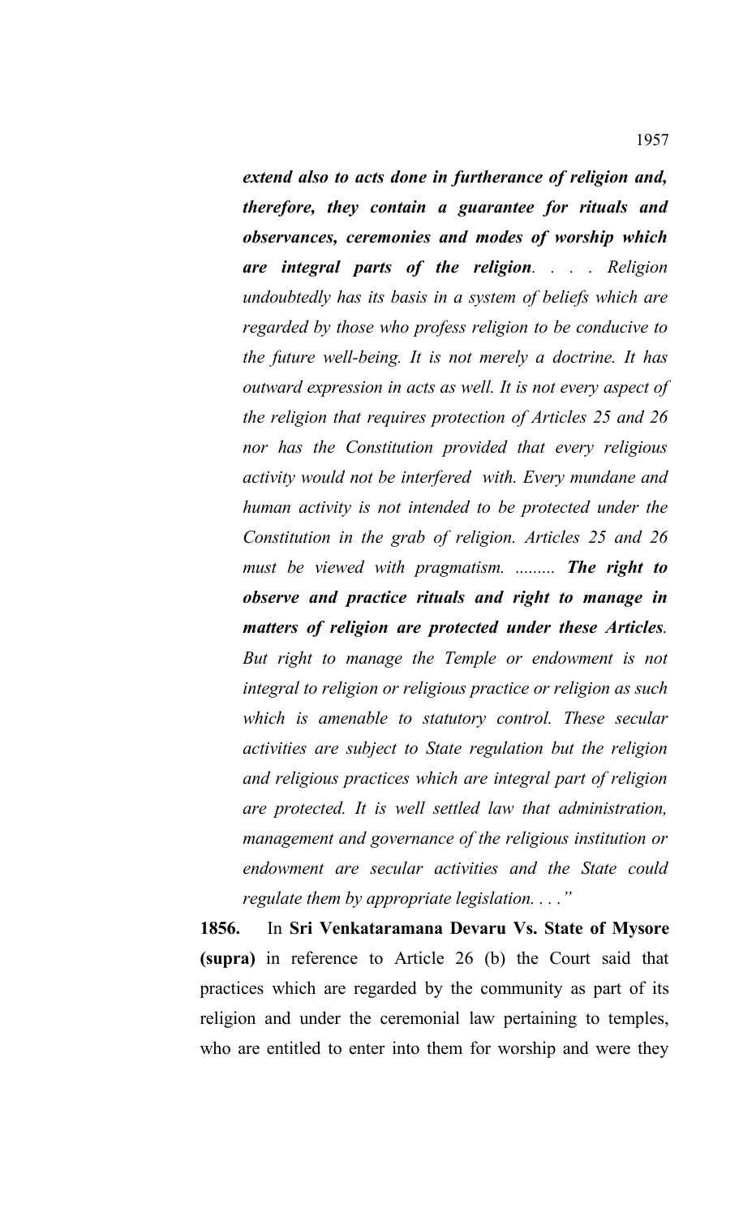*extend also to acts done in furtherance of religion and, therefore, they contain a guarantee for rituals and observances, ceremonies and modes of worship which are integral parts of the religion*. . . . *Religion undoubtedly has its basis in a system of beliefs which are regarded by those who profess religion to be conducive to the future well-being. It is not merely a doctrine. It has outward expression in acts as well. It is not every aspect of the religion that requires protection of Articles 25 and 26 nor has the Constitution provided that every religious activity would not be interfered with. Every mundane and human activity is not intended to be protected under the Constitution in the grab of religion. Articles 25 and 26 must be viewed with pragmatism. ......... **The right to observe and practice rituals and right to manage in matters of religion are protected under these Articles**. But right to manage the Temple or endowment is not integral to religion or religious practice or religion as such which is amenable to statutory control. These secular activities are subject to State regulation but the religion and religious practices which are integral part of religion are protected. It is well settled law that administration, management and governance of the religious institution or endowment are secular activities and the State could regulate them by appropriate legislation. . . ."*

**1856.** In **Sri Venkataramana Devaru Vs. State of Mysore (supra)** in reference to Article 26 (b) the Court said that practices which are regarded by the community as part of its religion and under the ceremonial law pertaining to temples, who are entitled to enter into them for worship and were they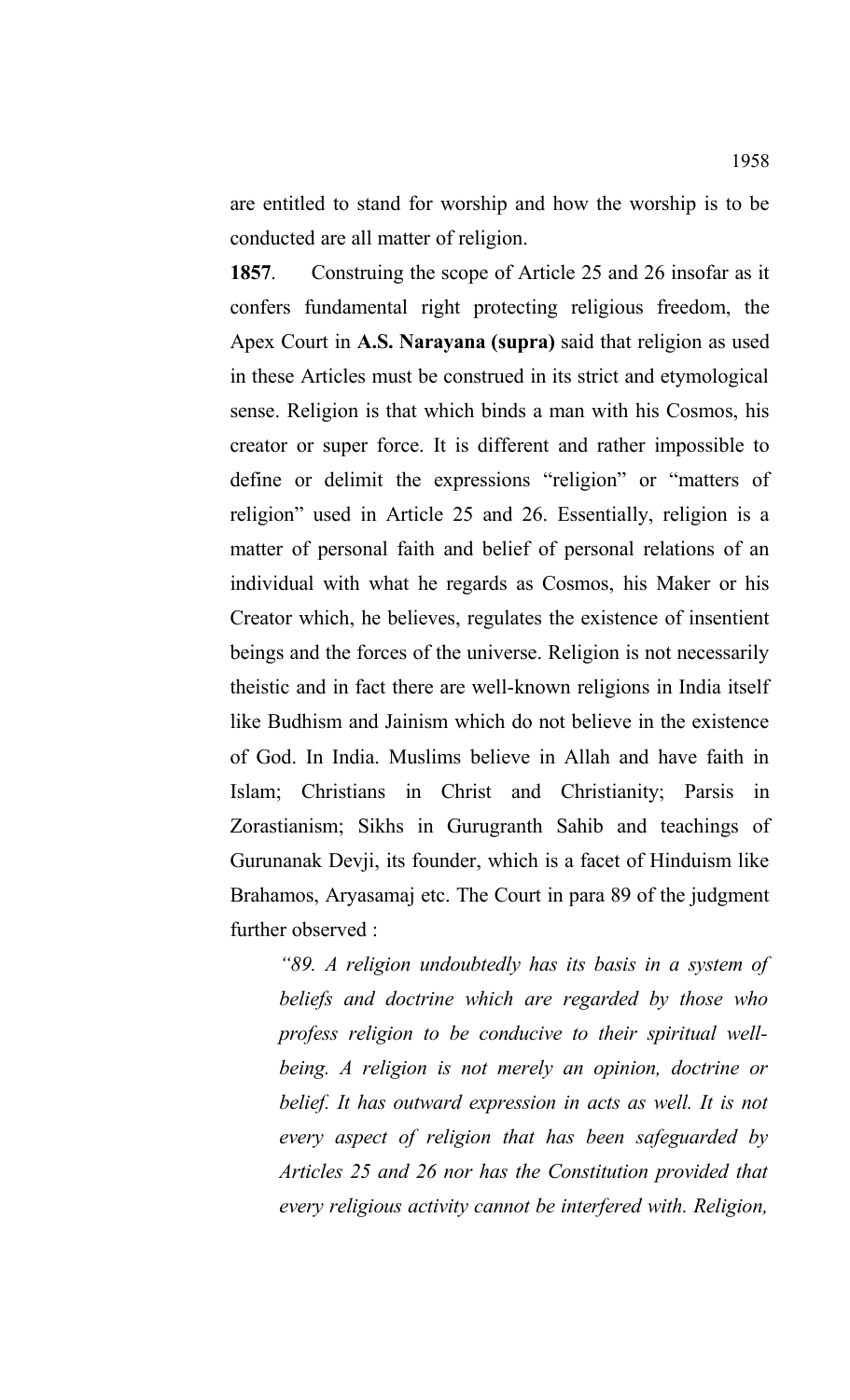are entitled to stand for worship and how the worship is to be conducted are all matter of religion.

**1857**. Construing the scope of Article 25 and 26 insofar as it confers fundamental right protecting religious freedom, the Apex Court in **A.S. Narayana (supra)** said that religion as used in these Articles must be construed in its strict and etymological sense. Religion is that which binds a man with his Cosmos, his creator or super force. It is different and rather impossible to define or delimit the expressions "religion" or "matters of religion" used in Article 25 and 26. Essentially, religion is a matter of personal faith and belief of personal relations of an individual with what he regards as Cosmos, his Maker or his Creator which, he believes, regulates the existence of insentient beings and the forces of the universe. Religion is not necessarily theistic and in fact there are well-known religions in India itself like Budhism and Jainism which do not believe in the existence of God. In India. Muslims believe in Allah and have faith in Islam; Christians in Christ and Christianity; Parsis in Zorastianism; Sikhs in Gurugranth Sahib and teachings of Gurunanak Devji, its founder, which is a facet of Hinduism like Brahamos, Aryasamaj etc. The Court in para 89 of the judgment further observed :

> *"89. A religion undoubtedly has its basis in a system of beliefs and doctrine which are regarded by those who profess religion to be conducive to their spiritual well-being. A religion is not merely an opinion, doctrine or belief. It has outward expression in acts as well. It is not every aspect of religion that has been safeguarded by Articles 25 and 26 nor has the Constitution provided that every religious activity cannot be interfered with. Religion,*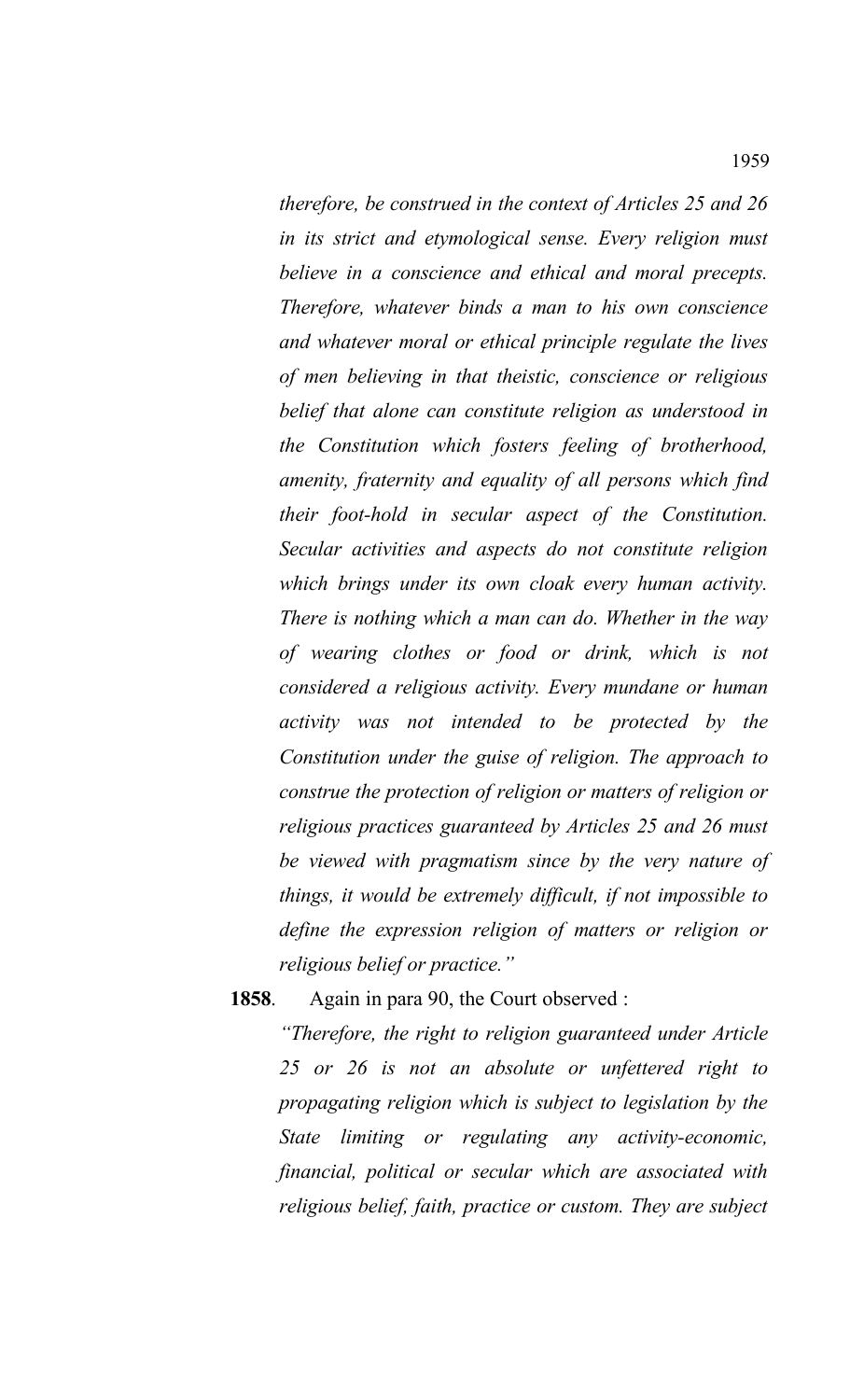*therefore, be construed in the context of Articles 25 and 26 in its strict and etymological sense. Every religion must believe in a conscience and ethical and moral precepts. Therefore, whatever binds a man to his own conscience and whatever moral or ethical principle regulate the lives of men believing in that theistic, conscience or religious belief that alone can constitute religion as understood in the Constitution which fosters feeling of brotherhood, amenity, fraternity and equality of all persons which find their foot-hold in secular aspect of the Constitution. Secular activities and aspects do not constitute religion which brings under its own cloak every human activity. There is nothing which a man can do. Whether in the way of wearing clothes or food or drink, which is not considered a religious activity. Every mundane or human activity was not intended to be protected by the Constitution under the guise of religion. The approach to construe the protection of religion or matters of religion or religious practices guaranteed by Articles 25 and 26 must be viewed with pragmatism since by the very nature of things, it would be extremely difficult, if not impossible to define the expression religion of matters or religion or religious belief or practice."*

**1858**. Again in para 90, the Court observed :

*"Therefore, the right to religion guaranteed under Article 25 or 26 is not an absolute or unfettered right to propagating religion which is subject to legislation by the State limiting or regulating any activity-economic, financial, political or secular which are associated with religious belief, faith, practice or custom. They are subject*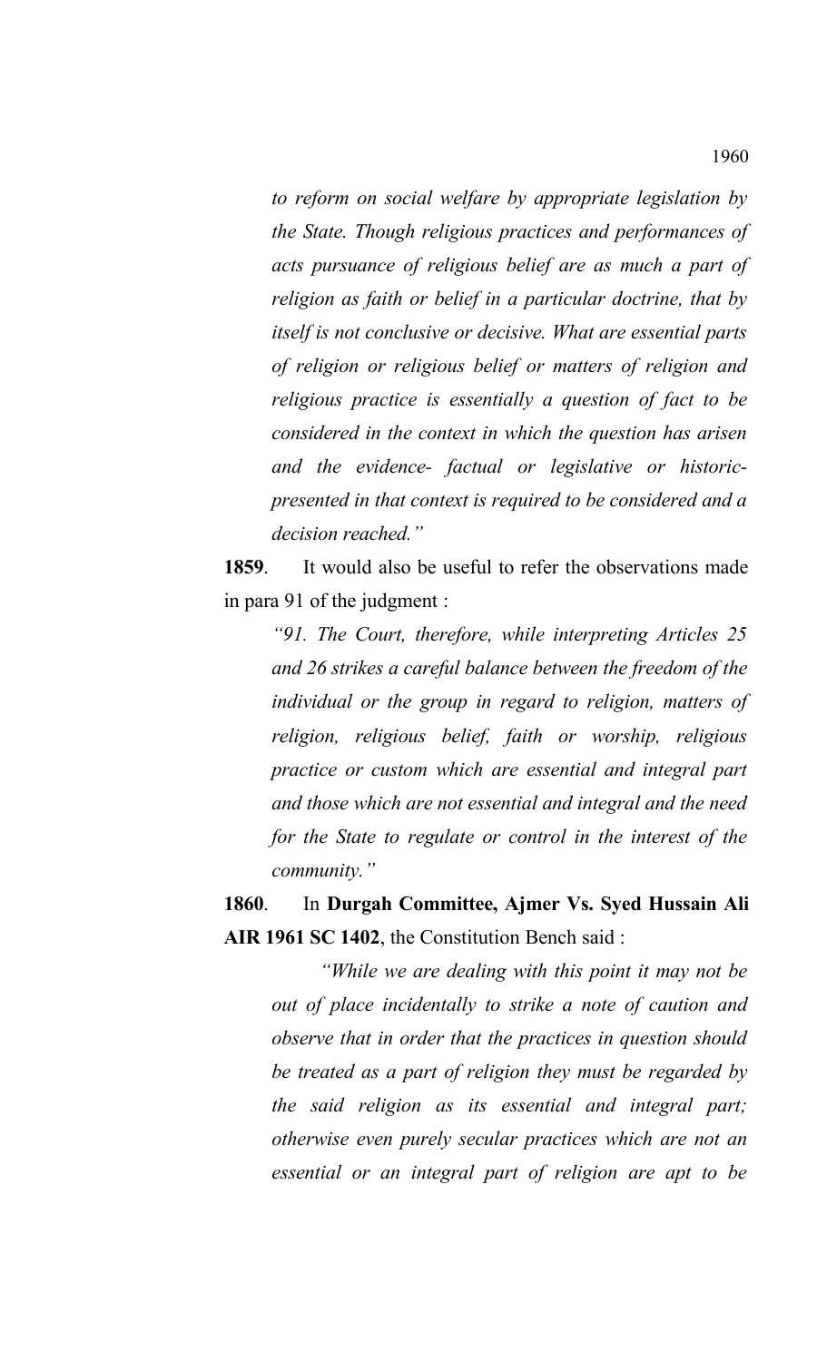*to reform on social welfare by appropriate legislation by the State. Though religious practices and performances of acts pursuance of religious belief are as much a part of religion as faith or belief in a particular doctrine, that by itself is not conclusive or decisive. What are essential parts of religion or religious belief or matters of religion and religious practice is essentially a question of fact to be considered in the context in which the question has arisen and the evidence- factual or legislative or historic- presented in that context is required to be considered and a decision reached."*

**1859**. It would also be useful to refer the observations made in para 91 of the judgment :

*"91. The Court, therefore, while interpreting Articles 25 and 26 strikes a careful balance between the freedom of the individual or the group in regard to religion, matters of religion, religious belief, faith or worship, religious practice or custom which are essential and integral part and those which are not essential and integral and the need for the State to regulate or control in the interest of the community."*

**1860**. In **Durgah Committee, Ajmer Vs. Syed Hussain Ali AIR 1961 SC 1402**, the Constitution Bench said :

*"While we are dealing with this point it may not be out of place incidentally to strike a note of caution and observe that in order that the practices in question should be treated as a part of religion they must be regarded by the said religion as its essential and integral part; otherwise even purely secular practices which are not an essential or an integral part of religion are apt to be*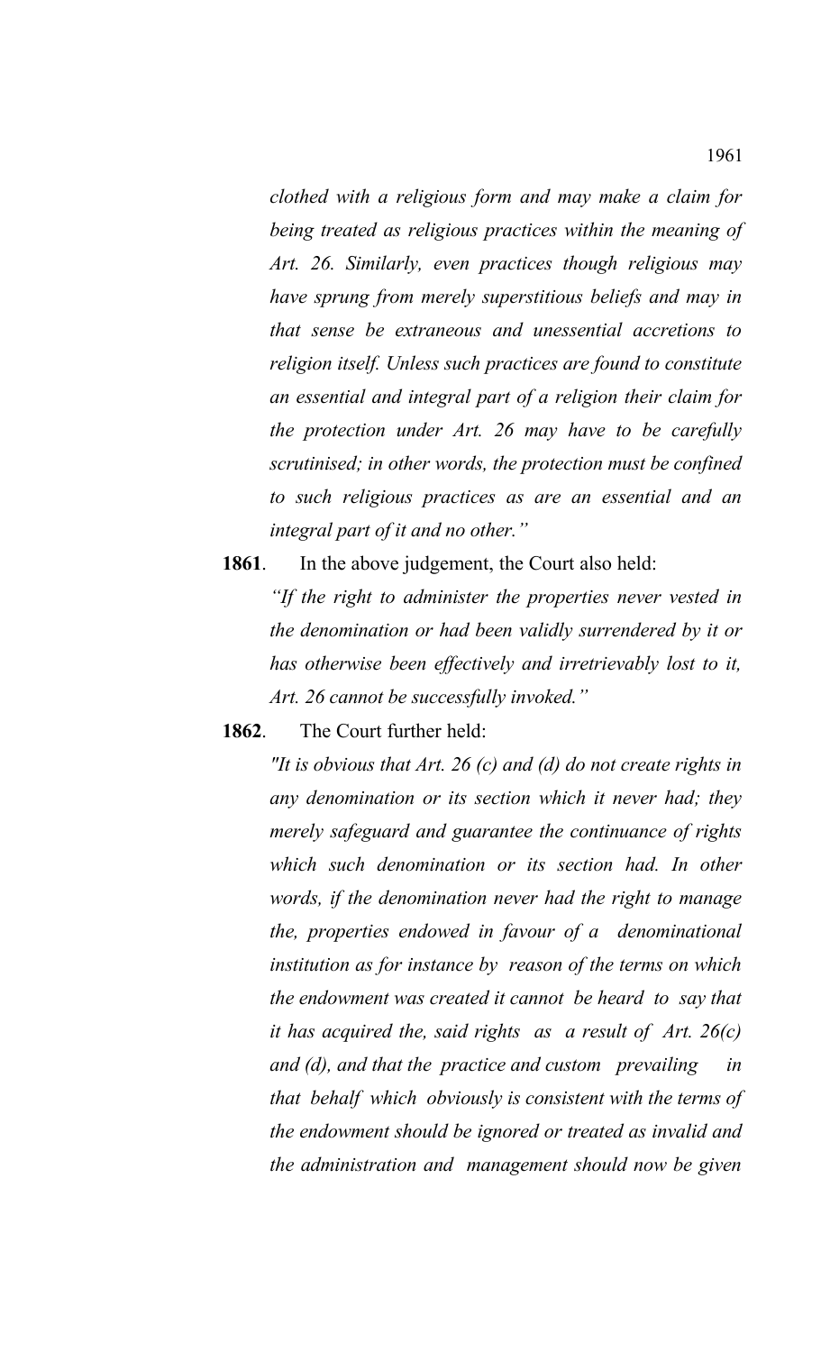*clothed with a religious form and may make a claim for being treated as religious practices within the meaning of Art. 26. Similarly, even practices though religious may have sprung from merely superstitious beliefs and may in that sense be extraneous and unessential accretions to religion itself. Unless such practices are found to constitute an essential and integral part of a religion their claim for the protection under Art. 26 may have to be carefully scrutinised; in other words, the protection must be confined to such religious practices as are an essential and an integral part of it and no other."*

**1861**. In the above judgement, the Court also held:

*"If the right to administer the properties never vested in the denomination or had been validly surrendered by it or has otherwise been effectively and irretrievably lost to it, Art. 26 cannot be successfully invoked."*

**1862**. The Court further held:

*"It is obvious that Art. 26 (c) and (d) do not create rights in any denomination or its section which it never had; they merely safeguard and guarantee the continuance of rights which such denomination or its section had. In other words, if the denomination never had the right to manage the, properties endowed in favour of a denominational institution as for instance by reason of the terms on which the endowment was created it cannot be heard to say that it has acquired the, said rights as a result of Art. 26(c) and (d), and that the practice and custom prevailing in that behalf which obviously is consistent with the terms of the endowment should be ignored or treated as invalid and the administration and management should now be given*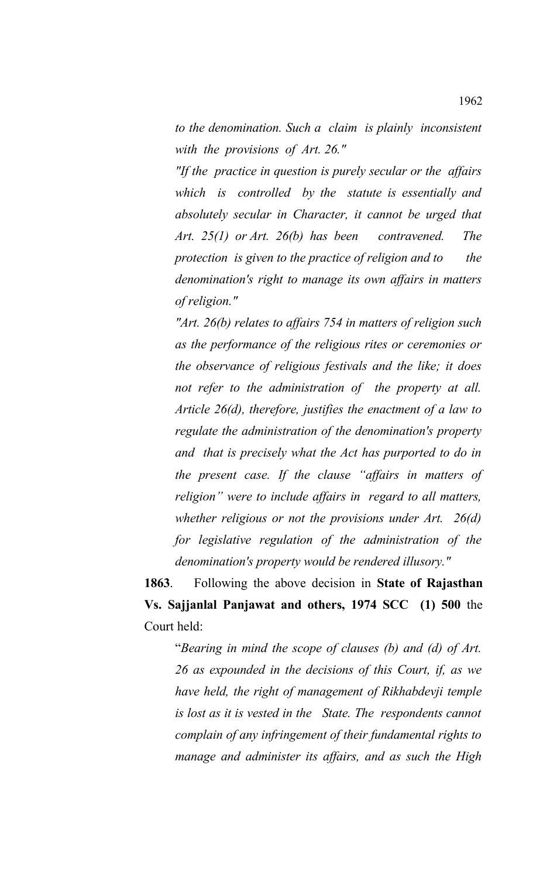*to the denomination. Such a claim is plainly inconsistent with the provisions of Art. 26."*

*"If the practice in question is purely secular or the affairs which is controlled by the statute is essentially and absolutely secular in Character, it cannot be urged that Art. 25(1) or Art. 26(b) has been contravened. The protection is given to the practice of religion and to the denomination's right to manage its own affairs in matters of religion."*

*"Art. 26(b) relates to affairs 754 in matters of religion such as the performance of the religious rites or ceremonies or the observance of religious festivals and the like; it does not refer to the administration of the property at all. Article 26(d), therefore, justifies the enactment of a law to regulate the administration of the denomination's property and that is precisely what the Act has purported to do in the present case. If the clause "affairs in matters of religion" were to include affairs in regard to all matters, whether religious or not the provisions under Art. 26(d) for legislative regulation of the administration of the denomination's property would be rendered illusory."*

**1863**. Following the above decision in **State of Rajasthan Vs. Sajjanlal Panjawat and others, 1974 SCC (1) 500** the Court held:

"*Bearing in mind the scope of clauses (b) and (d) of Art. 26 as expounded in the decisions of this Court, if, as we have held, the right of management of Rikhabdevji temple is lost as it is vested in the State. The respondents cannot complain of any infringement of their fundamental rights to manage and administer its affairs, and as such the High*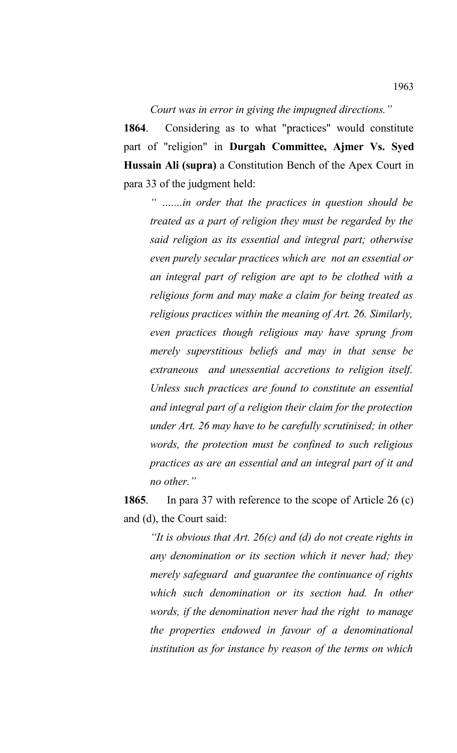*Court was in error in giving the impugned directions."*

**1864**. Considering as to what "practices" would constitute part of "religion" in **Durgah Committee, Ajmer Vs. Syed Hussain Ali (supra)** a Constitution Bench of the Apex Court in para 33 of the judgment held:

> *" .......in order that the practices in question should be treated as a part of religion they must be regarded by the said religion as its essential and integral part; otherwise even purely secular practices which are not an essential or an integral part of religion are apt to be clothed with a religious form and may make a claim for being treated as religious practices within the meaning of Art. 26. Similarly, even practices though religious may have sprung from merely superstitious beliefs and may in that sense be extraneous and unessential accretions to religion itself. Unless such practices are found to constitute an essential and integral part of a religion their claim for the protection under Art. 26 may have to be carefully scrutinised; in other words, the protection must be confined to such religious practices as are an essential and an integral part of it and no other."*

**1865**. In para 37 with reference to the scope of Article 26 (c) and (d), the Court said:

> *"It is obvious that Art. 26(c) and (d) do not create rights in any denomination or its section which it never had; they merely safeguard and guarantee the continuance of rights which such denomination or its section had. In other words, if the denomination never had the right to manage the properties endowed in favour of a denominational institution as for instance by reason of the terms on which*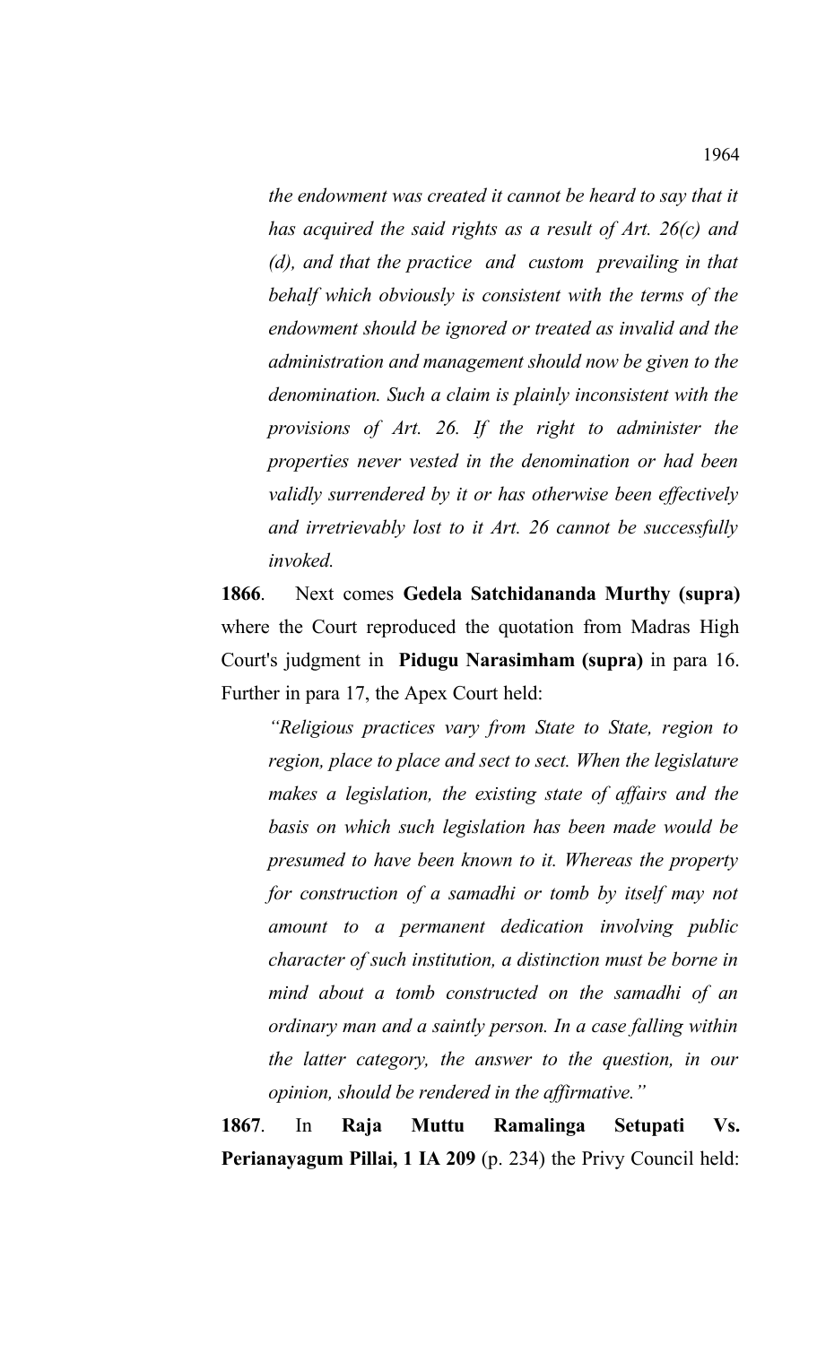*the endowment was created it cannot be heard to say that it has acquired the said rights as a result of Art. 26(c) and (d), and that the practice and custom prevailing in that behalf which obviously is consistent with the terms of the endowment should be ignored or treated as invalid and the administration and management should now be given to the denomination. Such a claim is plainly inconsistent with the provisions of Art. 26. If the right to administer the properties never vested in the denomination or had been validly surrendered by it or has otherwise been effectively and irretrievably lost to it Art. 26 cannot be successfully invoked.*

**1866**. Next comes **Gedela Satchidananda Murthy (supra)** where the Court reproduced the quotation from Madras High Court's judgment in **Pidugu Narasimham (supra)** in para 16. Further in para 17, the Apex Court held:

*"Religious practices vary from State to State, region to region, place to place and sect to sect. When the legislature makes a legislation, the existing state of affairs and the basis on which such legislation has been made would be presumed to have been known to it. Whereas the property for construction of a samadhi or tomb by itself may not amount to a permanent dedication involving public character of such institution, a distinction must be borne in mind about a tomb constructed on the samadhi of an ordinary man and a saintly person. In a case falling within the latter category, the answer to the question, in our opinion, should be rendered in the affirmative."*

**1867**. In **Raja Muttu Ramalinga Setupati Vs. Perianayagum Pillai, 1 IA 209** (p. 234) the Privy Council held: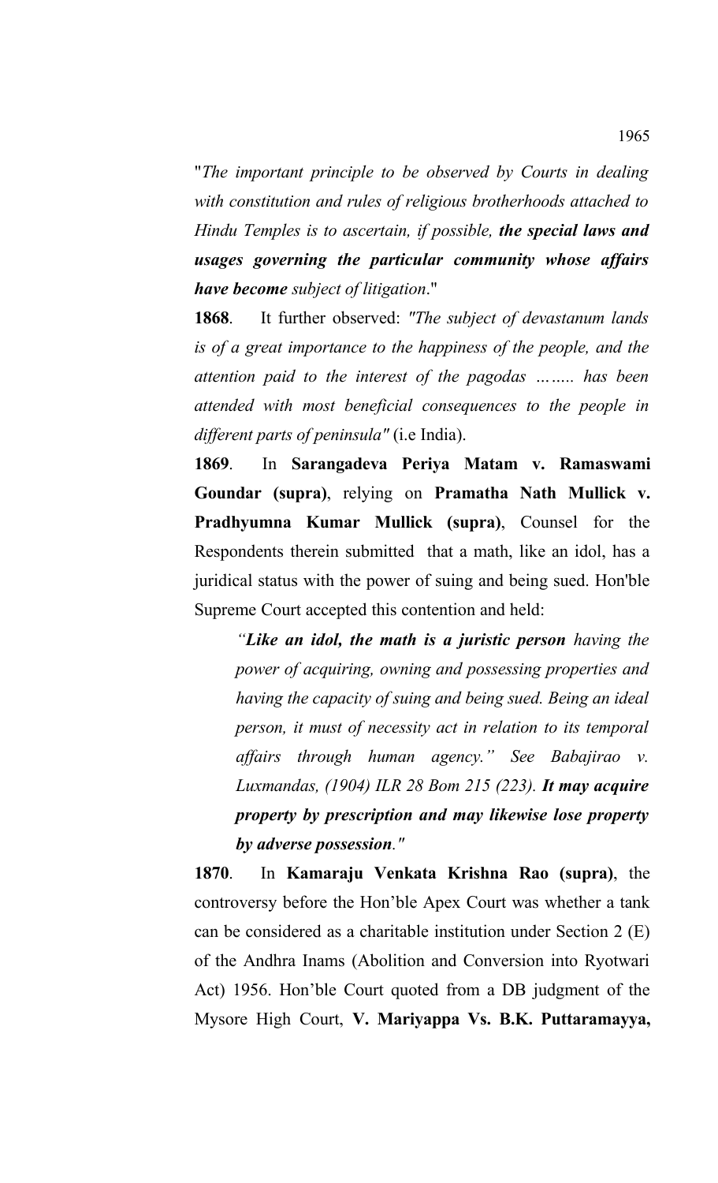"*The important principle to be observed by Courts in dealing with constitution and rules of religious brotherhoods attached to Hindu Temples is to ascertain, if possible, **the special laws and usages governing the particular community whose affairs have become** subject of litigation*."

**1868**. It further observed: *"The subject of devastanum lands is of a great importance to the happiness of the people, and the attention paid to the interest of the pagodas …….. has been attended with most beneficial consequences to the people in different parts of peninsula"* (i.e India).

**1869**. In **Sarangadeva Periya Matam v. Ramaswami Goundar (supra)**, relying on **Pramatha Nath Mullick v. Pradhyumna Kumar Mullick (supra)**, Counsel for the Respondents therein submitted that a math, like an idol, has a juridical status with the power of suing and being sued. Hon'ble Supreme Court accepted this contention and held:

> *"**Like an idol, the math is a juristic person** having the power of acquiring, owning and possessing properties and having the capacity of suing and being sued. Being an ideal person, it must of necessity act in relation to its temporal affairs through human agency." See Babajirao v. Luxmandas, (1904) ILR 28 Bom 215 (223). **It may acquire property by prescription and may likewise lose property by adverse possession**."*

**1870**. In **Kamaraju Venkata Krishna Rao (supra)**, the controversy before the Hon'ble Apex Court was whether a tank can be considered as a charitable institution under Section 2 (E) of the Andhra Inams (Abolition and Conversion into Ryotwari Act) 1956. Hon'ble Court quoted from a DB judgment of the Mysore High Court, **V. Mariyappa Vs. B.K. Puttaramayya,**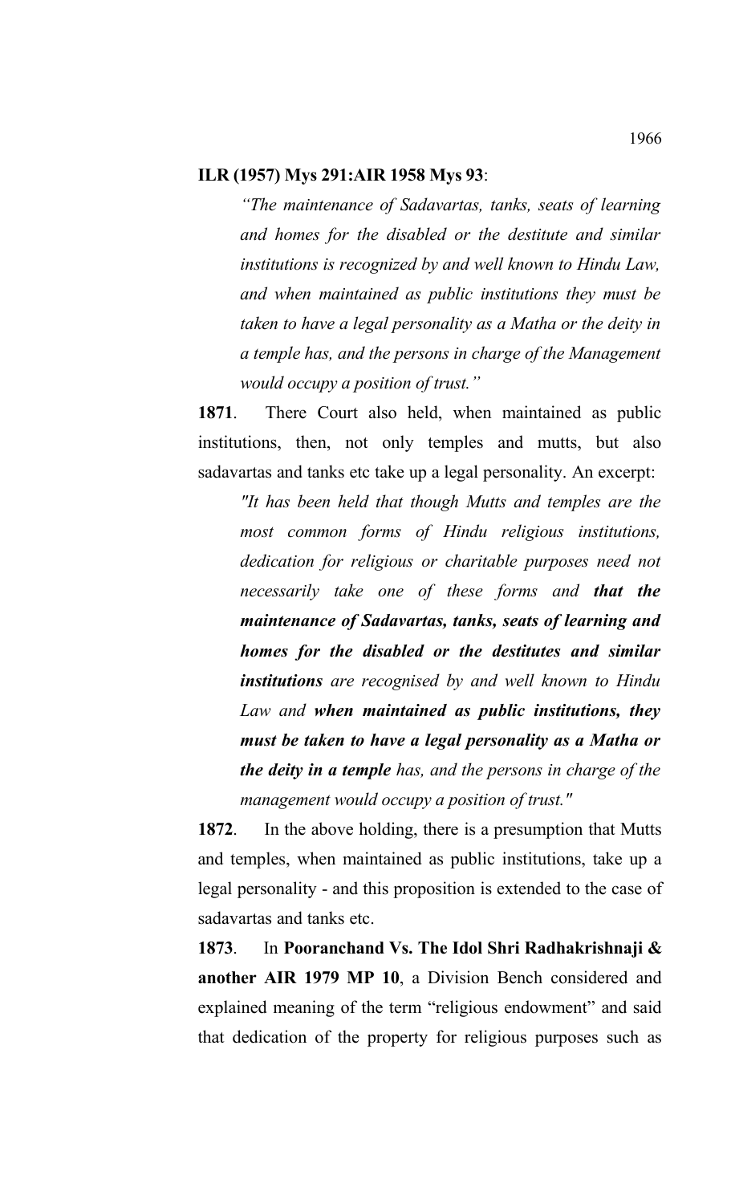**ILR (1957) Mys 291:AIR 1958 Mys 93**:

> *"The maintenance of Sadavartas, tanks, seats of learning and homes for the disabled or the destitute and similar institutions is recognized by and well known to Hindu Law, and when maintained as public institutions they must be taken to have a legal personality as a Matha or the deity in a temple has, and the persons in charge of the Management would occupy a position of trust."*

**1871**. There Court also held, when maintained as public institutions, then, not only temples and mutts, but also sadavartas and tanks etc take up a legal personality. An excerpt:

> *"It has been held that though Mutts and temples are the most common forms of Hindu religious institutions, dedication for religious or charitable purposes need not necessarily take one of these forms and* ***that the maintenance of Sadavartas, tanks, seats of learning and homes for the disabled or the destitutes and similar institutions*** *are recognised by and well known to Hindu Law and* ***when maintained as public institutions, they must be taken to have a legal personality as a Matha or the deity in a temple*** *has, and the persons in charge of the management would occupy a position of trust."*

**1872**. In the above holding, there is a presumption that Mutts and temples, when maintained as public institutions, take up a legal personality - and this proposition is extended to the case of sadavartas and tanks etc.

**1873**. In **Pooranchand Vs. The Idol Shri Radhakrishnaji & another AIR 1979 MP 10**, a Division Bench considered and explained meaning of the term "religious endowment" and said that dedication of the property for religious purposes such as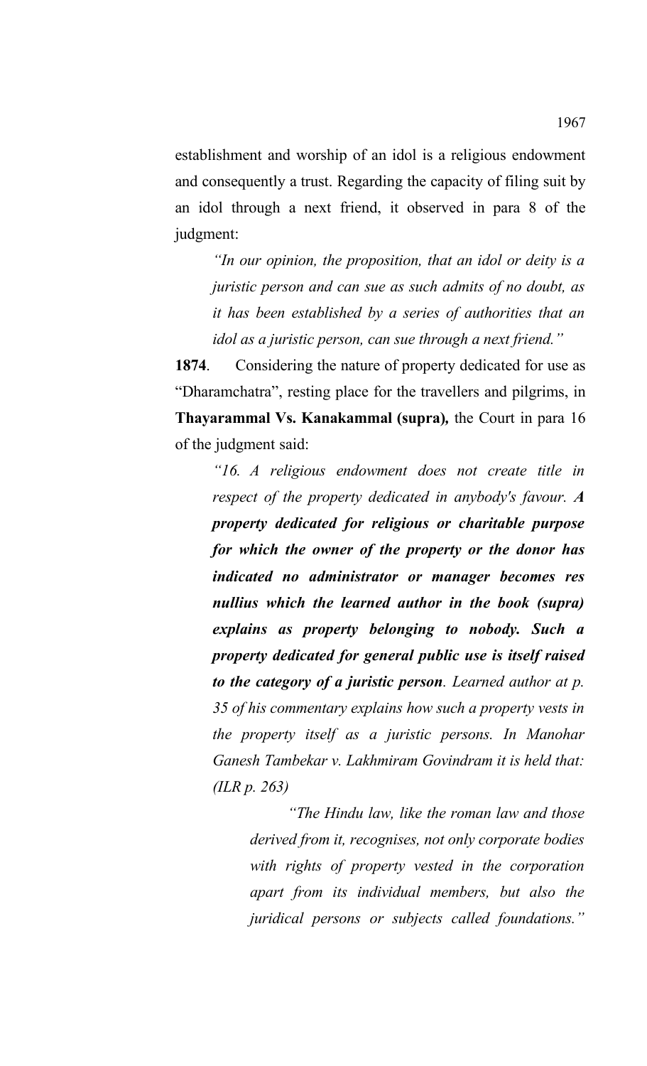establishment and worship of an idol is a religious endowment and consequently a trust. Regarding the capacity of filing suit by an idol through a next friend, it observed in para 8 of the judgment:

> *"In our opinion, the proposition, that an idol or deity is a juristic person and can sue as such admits of no doubt, as it has been established by a series of authorities that an idol as a juristic person, can sue through a next friend."*

**1874**. Considering the nature of property dedicated for use as "Dharamchatra", resting place for the travellers and pilgrims, in **Thayarammal Vs. Kanakammal (supra),** the Court in para 16 of the judgment said:

> *"16. A religious endowment does not create title in respect of the property dedicated in anybody's favour.* ***A property dedicated for religious or charitable purpose for which the owner of the property or the donor has indicated no administrator or manager becomes res nullius which the learned author in the book (supra) explains as property belonging to nobody. Such a property dedicated for general public use is itself raised to the category of a juristic person****. Learned author at p. 35 of his commentary explains how such a property vests in the property itself as a juristic persons. In Manohar Ganesh Tambekar v. Lakhmiram Govindram it is held that: (ILR p. 263)*
>
> > *"The Hindu law, like the roman law and those derived from it, recognises, not only corporate bodies with rights of property vested in the corporation apart from its individual members, but also the juridical persons or subjects called foundations."*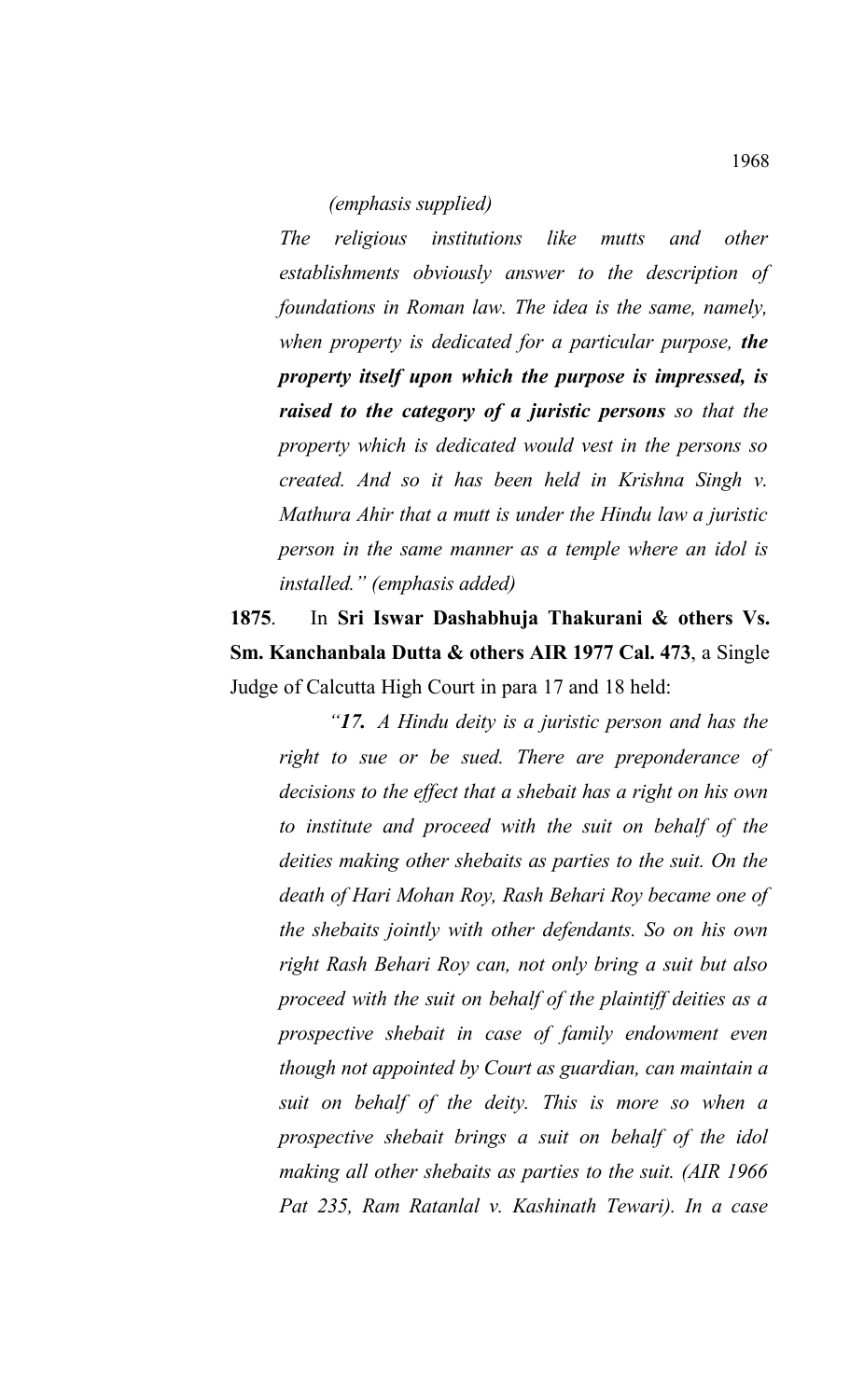*(emphasis supplied)*

> *The religious institutions like mutts and other establishments obviously answer to the description of foundations in Roman law. The idea is the same, namely, when property is dedicated for a particular purpose,* ***the property itself upon which the purpose is impressed, is raised to the category of a juristic persons*** *so that the property which is dedicated would vest in the persons so created. And so it has been held in Krishna Singh v. Mathura Ahir that a mutt is under the Hindu law a juristic person in the same manner as a temple where an idol is installed." (emphasis added)*

**1875**. In **Sri Iswar Dashabhuja Thakurani & others Vs. Sm. Kanchanbala Dutta & others AIR 1977 Cal. 473**, a Single Judge of Calcutta High Court in para 17 and 18 held:

> *"**17.** A Hindu deity is a juristic person and has the right to sue or be sued. There are preponderance of decisions to the effect that a shebait has a right on his own to institute and proceed with the suit on behalf of the deities making other shebaits as parties to the suit. On the death of Hari Mohan Roy, Rash Behari Roy became one of the shebaits jointly with other defendants. So on his own right Rash Behari Roy can, not only bring a suit but also proceed with the suit on behalf of the plaintiff deities as a prospective shebait in case of family endowment even though not appointed by Court as guardian, can maintain a suit on behalf of the deity. This is more so when a prospective shebait brings a suit on behalf of the idol making all other shebaits as parties to the suit. (AIR 1966 Pat 235, Ram Ratanlal v. Kashinath Tewari). In a case*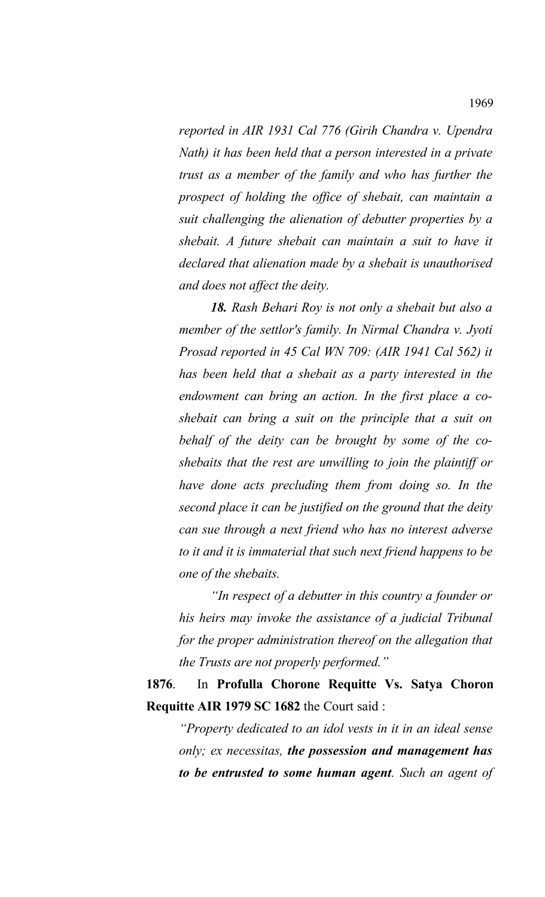*reported in AIR 1931 Cal 776 (Girih Chandra v. Upendra Nath) it has been held that a person interested in a private trust as a member of the family and who has further the prospect of holding the office of shebait, can maintain a suit challenging the alienation of debutter properties by a shebait. A future shebait can maintain a suit to have it declared that alienation made by a shebait is unauthorised and does not affect the deity.*

***18.*** *Rash Behari Roy is not only a shebait but also a member of the settlor's family. In Nirmal Chandra v. Jyoti Prosad reported in 45 Cal WN 709: (AIR 1941 Cal 562) it has been held that a shebait as a party interested in the endowment can bring an action. In the first place a co-shebait can bring a suit on the principle that a suit on behalf of the deity can be brought by some of the co-shebaits that the rest are unwilling to join the plaintiff or have done acts precluding them from doing so. In the second place it can be justified on the ground that the deity can sue through a next friend who has no interest adverse to it and it is immaterial that such next friend happens to be one of the shebaits.*

*"In respect of a debutter in this country a founder or his heirs may invoke the assistance of a judicial Tribunal for the proper administration thereof on the allegation that the Trusts are not properly performed."*

**1876**. In **Profulla Chorone Requitte Vs. Satya Choron Requitte AIR 1979 SC 1682** the Court said :

*"Property dedicated to an idol vests in it in an ideal sense only; ex necessitas, **the possession and management has to be entrusted to some human agent**. Such an agent of*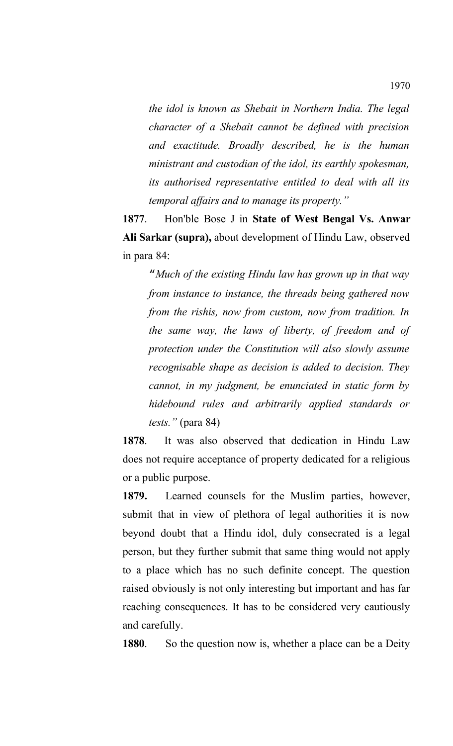*the idol is known as Shebait in Northern India. The legal character of a Shebait cannot be defined with precision and exactitude. Broadly described, he is the human ministrant and custodian of the idol, its earthly spokesman, its authorised representative entitled to deal with all its temporal affairs and to manage its property."*

**1877**. Hon'ble Bose J in **State of West Bengal Vs. Anwar Ali Sarkar (supra),** about development of Hindu Law, observed in para 84:

*"Much of the existing Hindu law has grown up in that way from instance to instance, the threads being gathered now from the rishis, now from custom, now from tradition. In the same way, the laws of liberty, of freedom and of protection under the Constitution will also slowly assume recognisable shape as decision is added to decision. They cannot, in my judgment, be enunciated in static form by hidebound rules and arbitrarily applied standards or tests."* (para 84)

**1878**. It was also observed that dedication in Hindu Law does not require acceptance of property dedicated for a religious or a public purpose.

**1879.** Learned counsels for the Muslim parties, however, submit that in view of plethora of legal authorities it is now beyond doubt that a Hindu idol, duly consecrated is a legal person, but they further submit that same thing would not apply to a place which has no such definite concept. The question raised obviously is not only interesting but important and has far reaching consequences. It has to be considered very cautiously and carefully.

**1880**. So the question now is, whether a place can be a Deity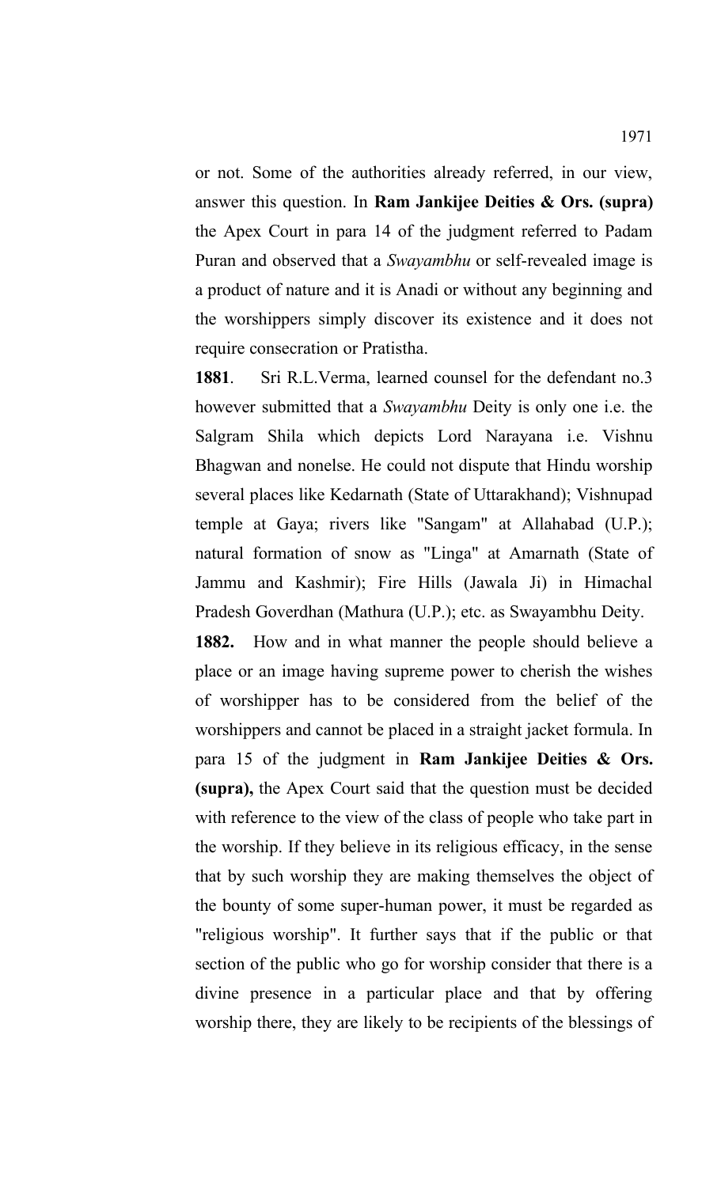or not. Some of the authorities already referred, in our view, answer this question. In **Ram Jankijee Deities & Ors. (supra)** the Apex Court in para 14 of the judgment referred to Padam Puran and observed that a *Swayambhu* or self-revealed image is a product of nature and it is Anadi or without any beginning and the worshippers simply discover its existence and it does not require consecration or Pratistha.

**1881**. Sri R.L.Verma, learned counsel for the defendant no.3 however submitted that a *Swayambhu* Deity is only one i.e. the Salgram Shila which depicts Lord Narayana i.e. Vishnu Bhagwan and nonelse. He could not dispute that Hindu worship several places like Kedarnath (State of Uttarakhand); Vishnupad temple at Gaya; rivers like "Sangam" at Allahabad (U.P.); natural formation of snow as "Linga" at Amarnath (State of Jammu and Kashmir); Fire Hills (Jawala Ji) in Himachal Pradesh Goverdhan (Mathura (U.P.); etc. as Swayambhu Deity.

**1882.** How and in what manner the people should believe a place or an image having supreme power to cherish the wishes of worshipper has to be considered from the belief of the worshippers and cannot be placed in a straight jacket formula. In para 15 of the judgment in **Ram Jankijee Deities & Ors. (supra),** the Apex Court said that the question must be decided with reference to the view of the class of people who take part in the worship. If they believe in its religious efficacy, in the sense that by such worship they are making themselves the object of the bounty of some super-human power, it must be regarded as "religious worship". It further says that if the public or that section of the public who go for worship consider that there is a divine presence in a particular place and that by offering worship there, they are likely to be recipients of the blessings of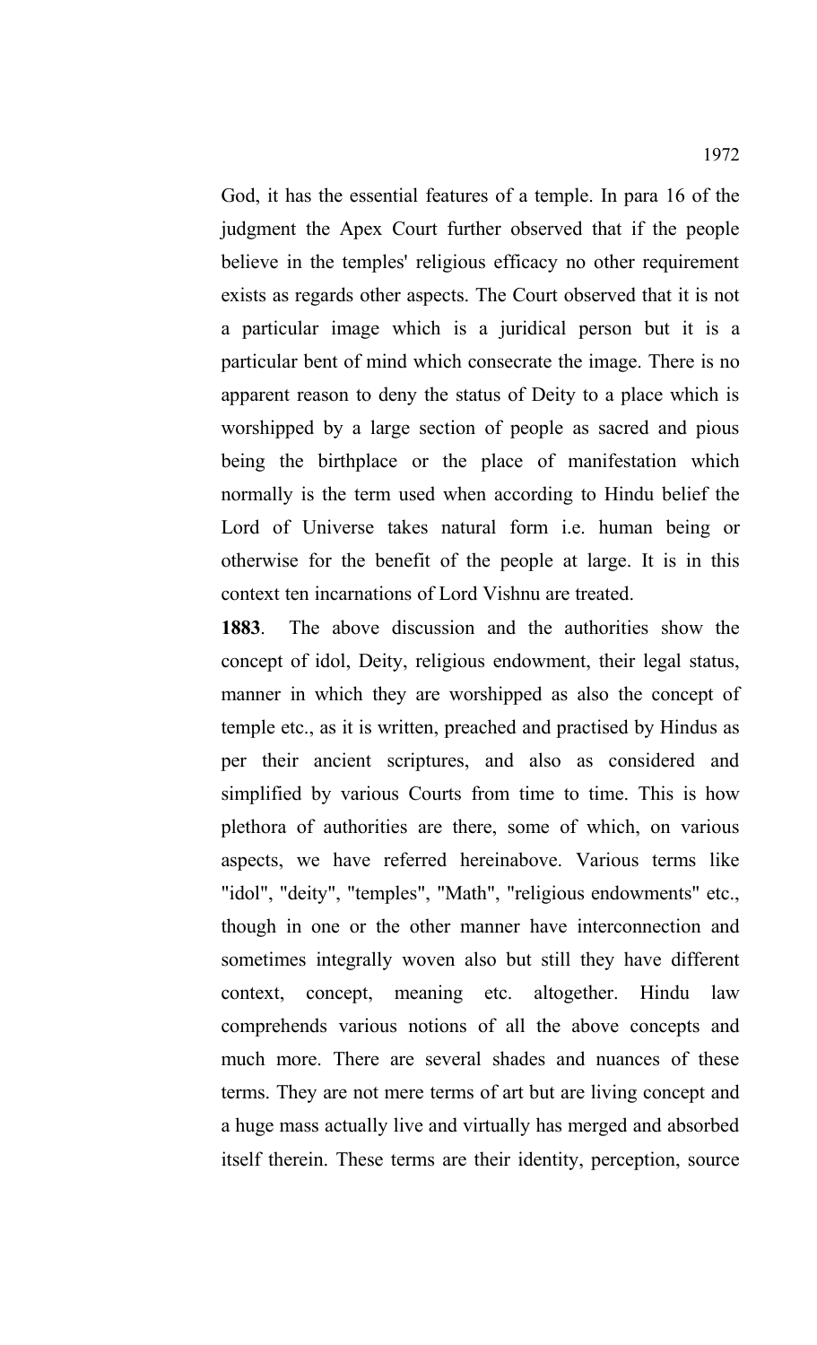God, it has the essential features of a temple. In para 16 of the judgment the Apex Court further observed that if the people believe in the temples' religious efficacy no other requirement exists as regards other aspects. The Court observed that it is not a particular image which is a juridical person but it is a particular bent of mind which consecrate the image. There is no apparent reason to deny the status of Deity to a place which is worshipped by a large section of people as sacred and pious being the birthplace or the place of manifestation which normally is the term used when according to Hindu belief the Lord of Universe takes natural form i.e. human being or otherwise for the benefit of the people at large. It is in this context ten incarnations of Lord Vishnu are treated.

**1883**. The above discussion and the authorities show the concept of idol, Deity, religious endowment, their legal status, manner in which they are worshipped as also the concept of temple etc., as it is written, preached and practised by Hindus as per their ancient scriptures, and also as considered and simplified by various Courts from time to time. This is how plethora of authorities are there, some of which, on various aspects, we have referred hereinabove. Various terms like "idol", "deity", "temples", "Math", "religious endowments" etc., though in one or the other manner have interconnection and sometimes integrally woven also but still they have different context, concept, meaning etc. altogether. Hindu law comprehends various notions of all the above concepts and much more. There are several shades and nuances of these terms. They are not mere terms of art but are living concept and a huge mass actually live and virtually has merged and absorbed itself therein. These terms are their identity, perception, source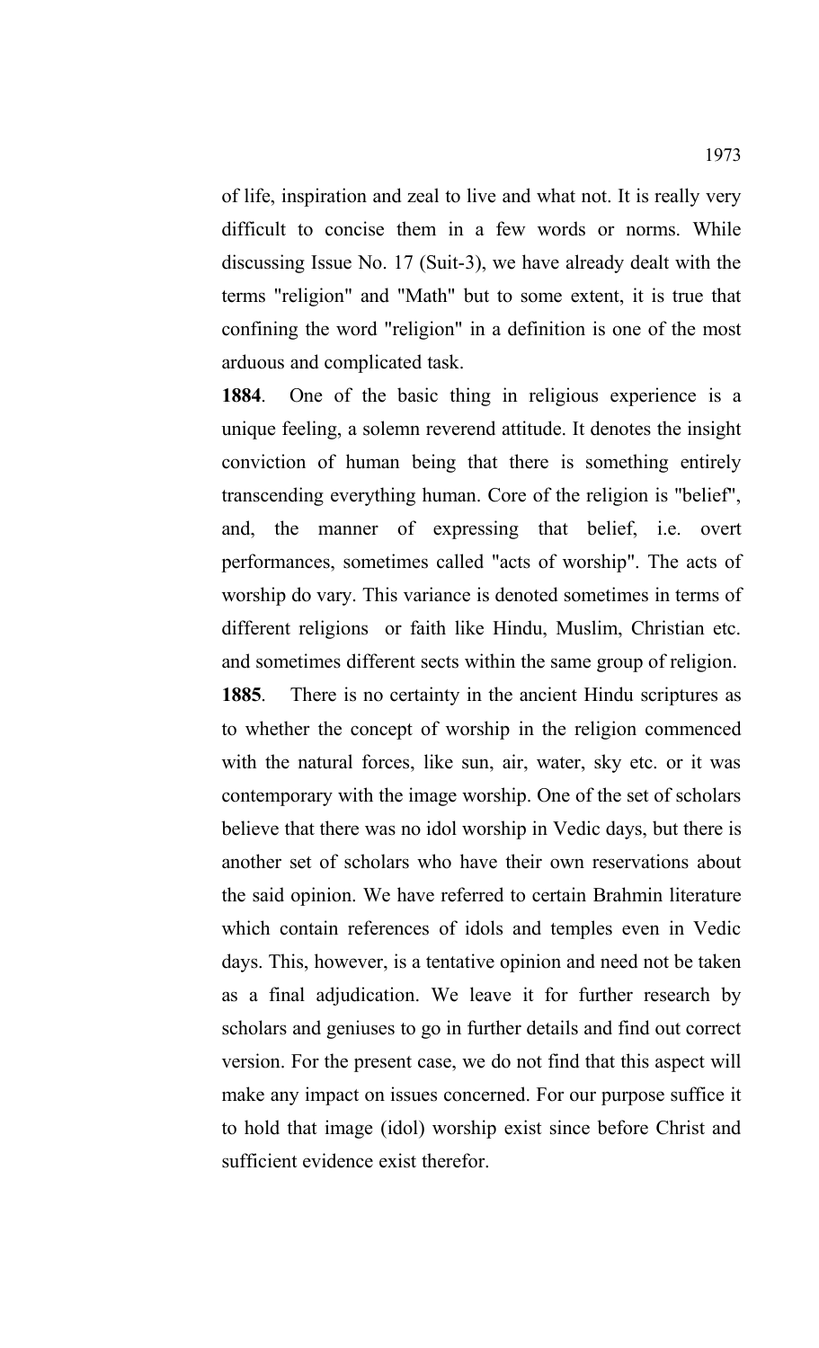of life, inspiration and zeal to live and what not. It is really very difficult to concise them in a few words or norms. While discussing Issue No. 17 (Suit-3), we have already dealt with the terms "religion" and "Math" but to some extent, it is true that confining the word "religion" in a definition is one of the most arduous and complicated task.

**1884**. One of the basic thing in religious experience is a unique feeling, a solemn reverend attitude. It denotes the insight conviction of human being that there is something entirely transcending everything human. Core of the religion is "belief", and, the manner of expressing that belief, i.e. overt performances, sometimes called "acts of worship". The acts of worship do vary. This variance is denoted sometimes in terms of different religions or faith like Hindu, Muslim, Christian etc. and sometimes different sects within the same group of religion.

**1885**. There is no certainty in the ancient Hindu scriptures as to whether the concept of worship in the religion commenced with the natural forces, like sun, air, water, sky etc. or it was contemporary with the image worship. One of the set of scholars believe that there was no idol worship in Vedic days, but there is another set of scholars who have their own reservations about the said opinion. We have referred to certain Brahmin literature which contain references of idols and temples even in Vedic days. This, however, is a tentative opinion and need not be taken as a final adjudication. We leave it for further research by scholars and geniuses to go in further details and find out correct version. For the present case, we do not find that this aspect will make any impact on issues concerned. For our purpose suffice it to hold that image (idol) worship exist since before Christ and sufficient evidence exist therefor.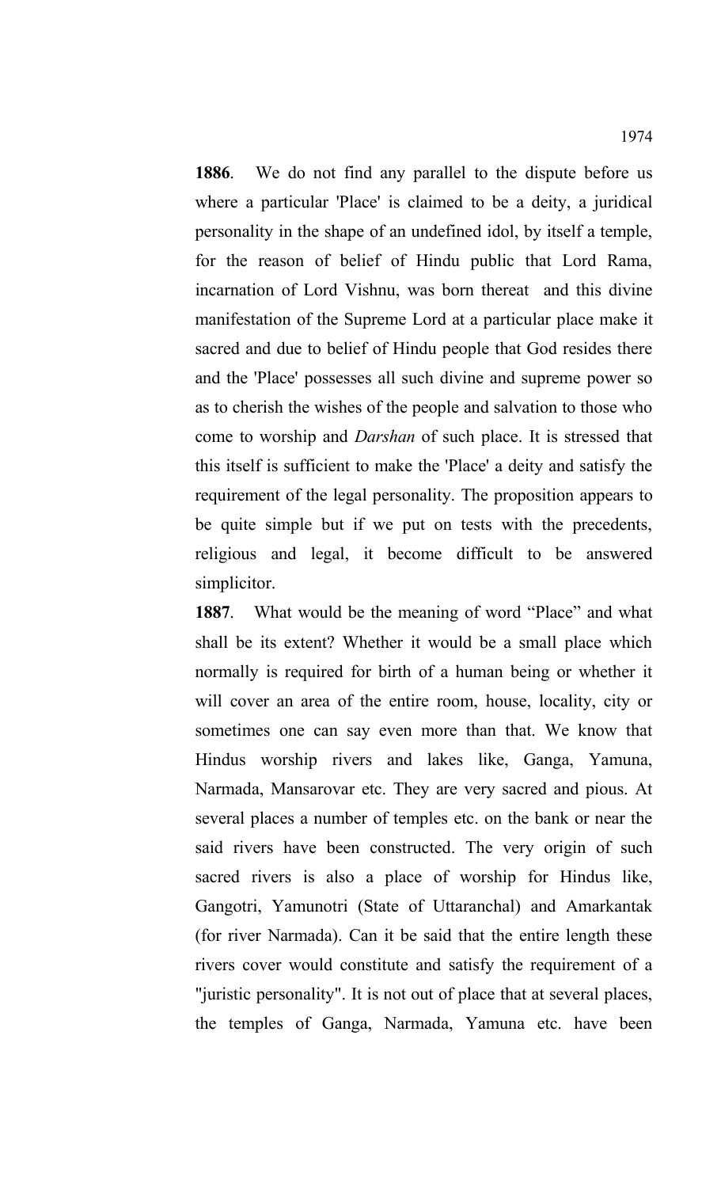**1886**. We do not find any parallel to the dispute before us where a particular 'Place' is claimed to be a deity, a juridical personality in the shape of an undefined idol, by itself a temple, for the reason of belief of Hindu public that Lord Rama, incarnation of Lord Vishnu, was born thereat and this divine manifestation of the Supreme Lord at a particular place make it sacred and due to belief of Hindu people that God resides there and the 'Place' possesses all such divine and supreme power so as to cherish the wishes of the people and salvation to those who come to worship and *Darshan* of such place. It is stressed that this itself is sufficient to make the 'Place' a deity and satisfy the requirement of the legal personality. The proposition appears to be quite simple but if we put on tests with the precedents, religious and legal, it become difficult to be answered simplicitor.

**1887**. What would be the meaning of word "Place" and what shall be its extent? Whether it would be a small place which normally is required for birth of a human being or whether it will cover an area of the entire room, house, locality, city or sometimes one can say even more than that. We know that Hindus worship rivers and lakes like, Ganga, Yamuna, Narmada, Mansarovar etc. They are very sacred and pious. At several places a number of temples etc. on the bank or near the said rivers have been constructed. The very origin of such sacred rivers is also a place of worship for Hindus like, Gangotri, Yamunotri (State of Uttaranchal) and Amarkantak (for river Narmada). Can it be said that the entire length these rivers cover would constitute and satisfy the requirement of a "juristic personality". It is not out of place that at several places, the temples of Ganga, Narmada, Yamuna etc. have been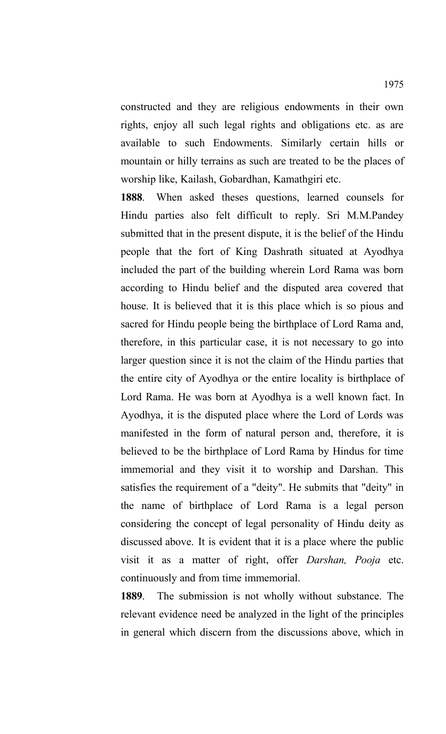constructed and they are religious endowments in their own rights, enjoy all such legal rights and obligations etc. as are available to such Endowments. Similarly certain hills or mountain or hilly terrains as such are treated to be the places of worship like, Kailash, Gobardhan, Kamathgiri etc.

**1888**. When asked theses questions, learned counsels for Hindu parties also felt difficult to reply. Sri M.M.Pandey submitted that in the present dispute, it is the belief of the Hindu people that the fort of King Dashrath situated at Ayodhya included the part of the building wherein Lord Rama was born according to Hindu belief and the disputed area covered that house. It is believed that it is this place which is so pious and sacred for Hindu people being the birthplace of Lord Rama and, therefore, in this particular case, it is not necessary to go into larger question since it is not the claim of the Hindu parties that the entire city of Ayodhya or the entire locality is birthplace of Lord Rama. He was born at Ayodhya is a well known fact. In Ayodhya, it is the disputed place where the Lord of Lords was manifested in the form of natural person and, therefore, it is believed to be the birthplace of Lord Rama by Hindus for time immemorial and they visit it to worship and Darshan. This satisfies the requirement of a "deity". He submits that "deity" in the name of birthplace of Lord Rama is a legal person considering the concept of legal personality of Hindu deity as discussed above. It is evident that it is a place where the public visit it as a matter of right, offer *Darshan, Pooja* etc. continuously and from time immemorial.

**1889**. The submission is not wholly without substance. The relevant evidence need be analyzed in the light of the principles in general which discern from the discussions above, which in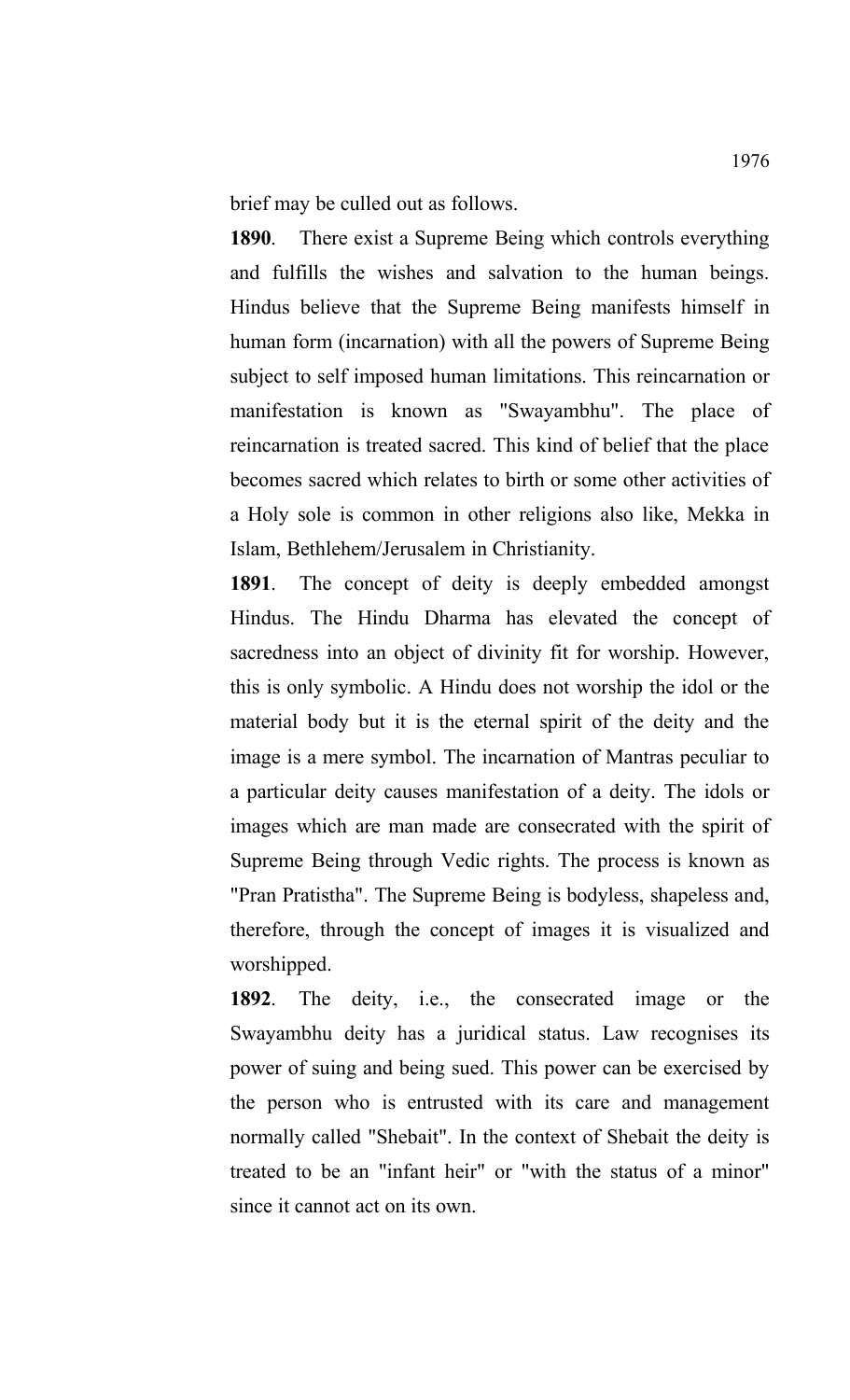brief may be culled out as follows.

**1890**. There exist a Supreme Being which controls everything and fulfills the wishes and salvation to the human beings. Hindus believe that the Supreme Being manifests himself in human form (incarnation) with all the powers of Supreme Being subject to self imposed human limitations. This reincarnation or manifestation is known as "Swayambhu". The place of reincarnation is treated sacred. This kind of belief that the place becomes sacred which relates to birth or some other activities of a Holy sole is common in other religions also like, Mekka in Islam, Bethlehem/Jerusalem in Christianity.

**1891**. The concept of deity is deeply embedded amongst Hindus. The Hindu Dharma has elevated the concept of sacredness into an object of divinity fit for worship. However, this is only symbolic. A Hindu does not worship the idol or the material body but it is the eternal spirit of the deity and the image is a mere symbol. The incarnation of Mantras peculiar to a particular deity causes manifestation of a deity. The idols or images which are man made are consecrated with the spirit of Supreme Being through Vedic rights. The process is known as "Pran Pratistha". The Supreme Being is bodyless, shapeless and, therefore, through the concept of images it is visualized and worshipped.

**1892**. The deity, i.e., the consecrated image or the Swayambhu deity has a juridical status. Law recognises its power of suing and being sued. This power can be exercised by the person who is entrusted with its care and management normally called "Shebait". In the context of Shebait the deity is treated to be an "infant heir" or "with the status of a minor" since it cannot act on its own.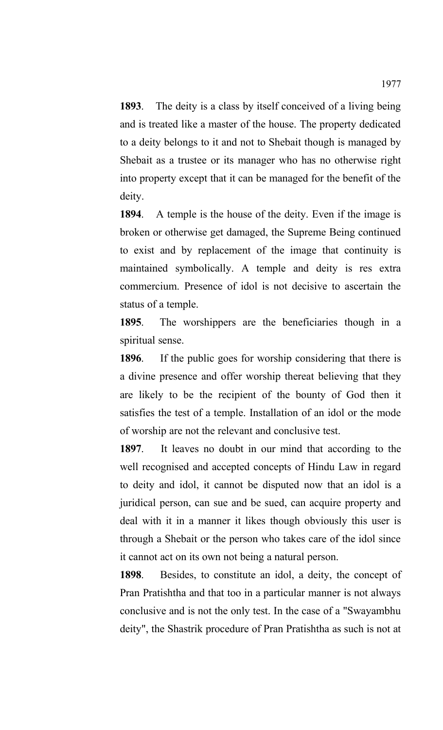**1893**. The deity is a class by itself conceived of a living being and is treated like a master of the house. The property dedicated to a deity belongs to it and not to Shebait though is managed by Shebait as a trustee or its manager who has no otherwise right into property except that it can be managed for the benefit of the deity.

**1894**. A temple is the house of the deity. Even if the image is broken or otherwise get damaged, the Supreme Being continued to exist and by replacement of the image that continuity is maintained symbolically. A temple and deity is res extra commercium. Presence of idol is not decisive to ascertain the status of a temple.

**1895**. The worshippers are the beneficiaries though in a spiritual sense.

**1896**. If the public goes for worship considering that there is a divine presence and offer worship thereat believing that they are likely to be the recipient of the bounty of God then it satisfies the test of a temple. Installation of an idol or the mode of worship are not the relevant and conclusive test.

**1897**. It leaves no doubt in our mind that according to the well recognised and accepted concepts of Hindu Law in regard to deity and idol, it cannot be disputed now that an idol is a juridical person, can sue and be sued, can acquire property and deal with it in a manner it likes though obviously this user is through a Shebait or the person who takes care of the idol since it cannot act on its own not being a natural person.

**1898**. Besides, to constitute an idol, a deity, the concept of Pran Pratishtha and that too in a particular manner is not always conclusive and is not the only test. In the case of a "Swayambhu deity", the Shastrik procedure of Pran Pratishtha as such is not at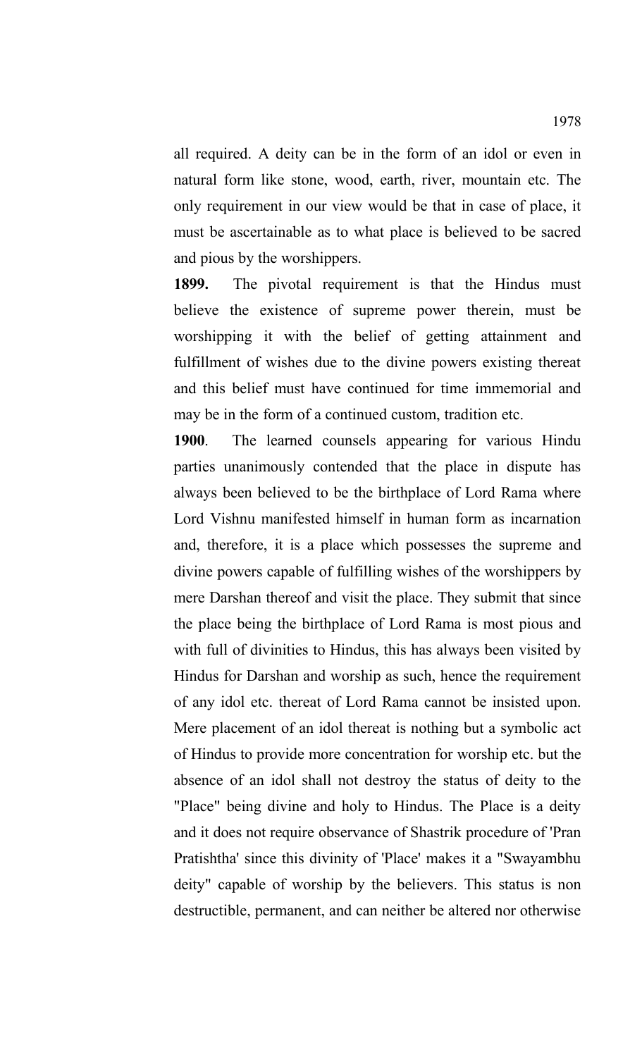all required. A deity can be in the form of an idol or even in natural form like stone, wood, earth, river, mountain etc. The only requirement in our view would be that in case of place, it must be ascertainable as to what place is believed to be sacred and pious by the worshippers.

**1899.** The pivotal requirement is that the Hindus must believe the existence of supreme power therein, must be worshipping it with the belief of getting attainment and fulfillment of wishes due to the divine powers existing thereat and this belief must have continued for time immemorial and may be in the form of a continued custom, tradition etc.

**1900**. The learned counsels appearing for various Hindu parties unanimously contended that the place in dispute has always been believed to be the birthplace of Lord Rama where Lord Vishnu manifested himself in human form as incarnation and, therefore, it is a place which possesses the supreme and divine powers capable of fulfilling wishes of the worshippers by mere Darshan thereof and visit the place. They submit that since the place being the birthplace of Lord Rama is most pious and with full of divinities to Hindus, this has always been visited by Hindus for Darshan and worship as such, hence the requirement of any idol etc. thereat of Lord Rama cannot be insisted upon. Mere placement of an idol thereat is nothing but a symbolic act of Hindus to provide more concentration for worship etc. but the absence of an idol shall not destroy the status of deity to the "Place" being divine and holy to Hindus. The Place is a deity and it does not require observance of Shastrik procedure of 'Pran Pratishtha' since this divinity of 'Place' makes it a "Swayambhu deity" capable of worship by the believers. This status is non destructible, permanent, and can neither be altered nor otherwise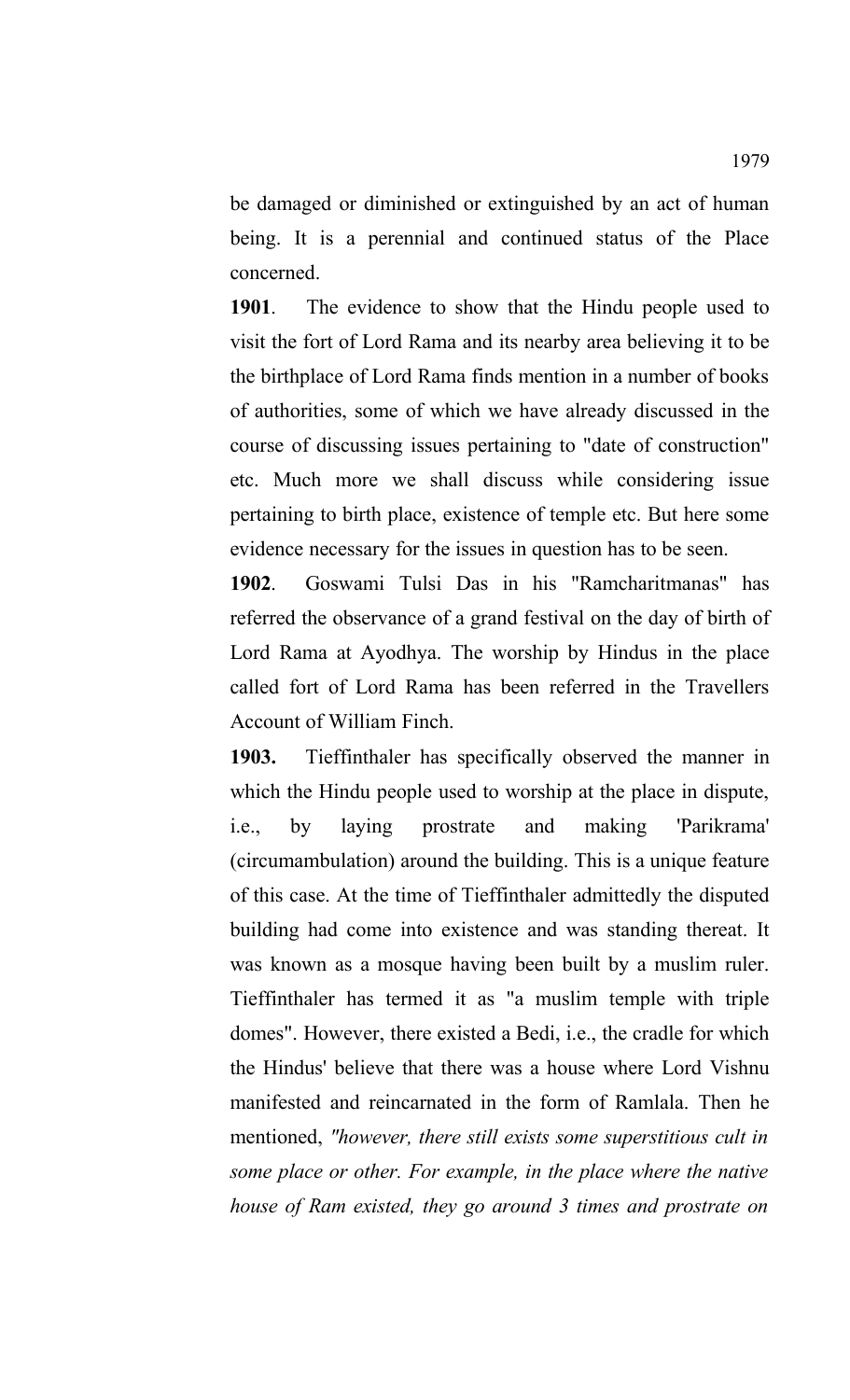be damaged or diminished or extinguished by an act of human being. It is a perennial and continued status of the Place concerned.

**1901**. The evidence to show that the Hindu people used to visit the fort of Lord Rama and its nearby area believing it to be the birthplace of Lord Rama finds mention in a number of books of authorities, some of which we have already discussed in the course of discussing issues pertaining to "date of construction" etc. Much more we shall discuss while considering issue pertaining to birth place, existence of temple etc. But here some evidence necessary for the issues in question has to be seen.

**1902**. Goswami Tulsi Das in his "Ramcharitmanas" has referred the observance of a grand festival on the day of birth of Lord Rama at Ayodhya. The worship by Hindus in the place called fort of Lord Rama has been referred in the Travellers Account of William Finch.

**1903.** Tieffinthaler has specifically observed the manner in which the Hindu people used to worship at the place in dispute, i.e., by laying prostrate and making 'Parikrama' (circumambulation) around the building. This is a unique feature of this case. At the time of Tieffinthaler admittedly the disputed building had come into existence and was standing thereat. It was known as a mosque having been built by a muslim ruler. Tieffinthaler has termed it as "a muslim temple with triple domes". However, there existed a Bedi, i.e., the cradle for which the Hindus' believe that there was a house where Lord Vishnu manifested and reincarnated in the form of Ramlala. Then he mentioned, *"however, there still exists some superstitious cult in some place or other. For example, in the place where the native house of Ram existed, they go around 3 times and prostrate on*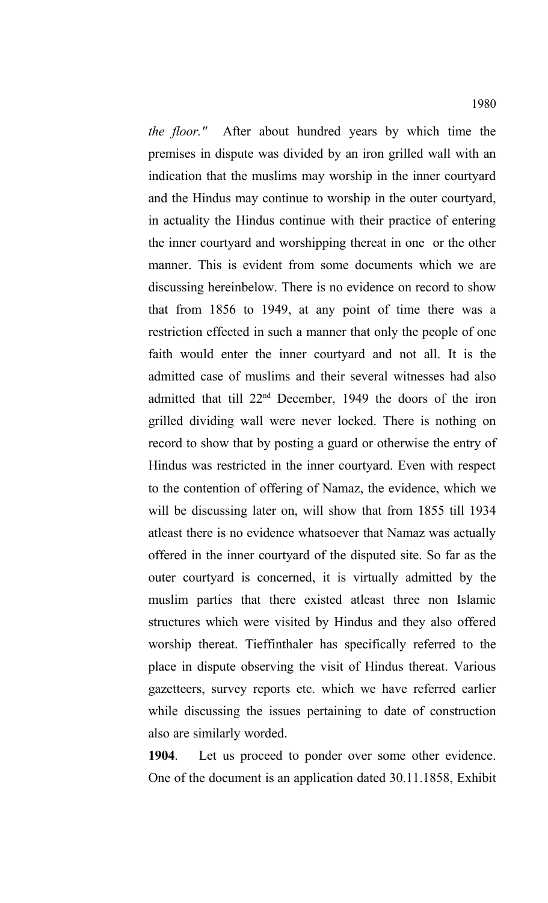*the floor."* After about hundred years by which time the premises in dispute was divided by an iron grilled wall with an indication that the muslims may worship in the inner courtyard and the Hindus may continue to worship in the outer courtyard, in actuality the Hindus continue with their practice of entering the inner courtyard and worshipping thereat in one or the other manner. This is evident from some documents which we are discussing hereinbelow. There is no evidence on record to show that from 1856 to 1949, at any point of time there was a restriction effected in such a manner that only the people of one faith would enter the inner courtyard and not all. It is the admitted case of muslims and their several witnesses had also admitted that till 22nd December, 1949 the doors of the iron grilled dividing wall were never locked. There is nothing on record to show that by posting a guard or otherwise the entry of Hindus was restricted in the inner courtyard. Even with respect to the contention of offering of Namaz, the evidence, which we will be discussing later on, will show that from 1855 till 1934 atleast there is no evidence whatsoever that Namaz was actually offered in the inner courtyard of the disputed site. So far as the outer courtyard is concerned, it is virtually admitted by the muslim parties that there existed atleast three non Islamic structures which were visited by Hindus and they also offered worship thereat. Tieffinthaler has specifically referred to the place in dispute observing the visit of Hindus thereat. Various gazetteers, survey reports etc. which we have referred earlier while discussing the issues pertaining to date of construction also are similarly worded.

**1904**. Let us proceed to ponder over some other evidence. One of the document is an application dated 30.11.1858, Exhibit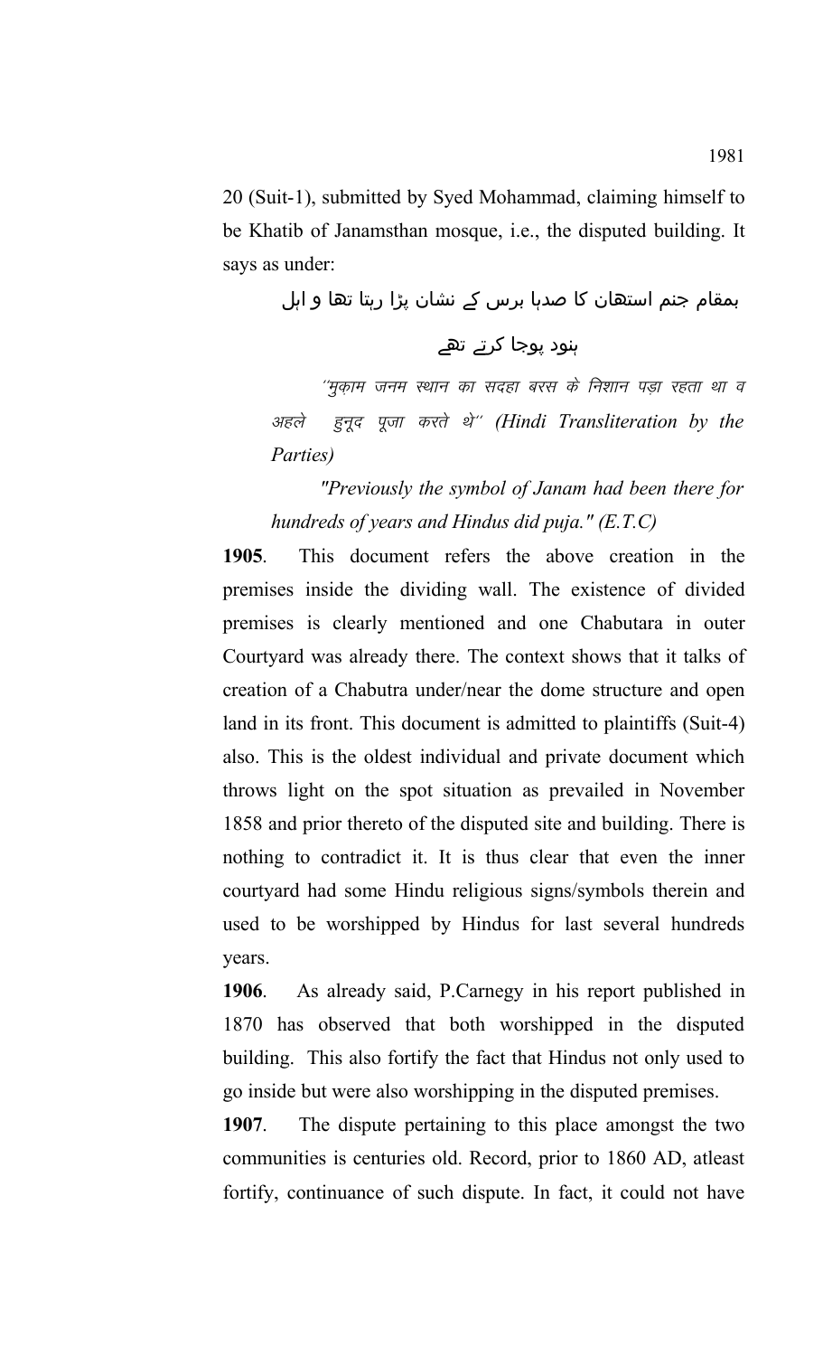20 (Suit-1), submitted by Syed Mohammad, claiming himself to be Khatib of Janamsthan mosque, i.e., the disputed building. It says as under:

بمقام جنم استھان کا صدہا برس کے نشان پڑا رہتا تھا و اہل ہنود پوجا کرتے تھے

*"मुक़ाम जनम स्थान का सदहा बरस के निशान पड़ा रहता था व अहले हुनूद पूजा करते थे" (Hindi Transliteration by the Parties)*

*"Previously the symbol of Janam had been there for hundreds of years and Hindus did puja." (E.T.C)*

**1905**. This document refers the above creation in the premises inside the dividing wall. The existence of divided premises is clearly mentioned and one Chabutara in outer Courtyard was already there. The context shows that it talks of creation of a Chabutra under/near the dome structure and open land in its front. This document is admitted to plaintiffs (Suit-4) also. This is the oldest individual and private document which throws light on the spot situation as prevailed in November 1858 and prior thereto of the disputed site and building. There is nothing to contradict it. It is thus clear that even the inner courtyard had some Hindu religious signs/symbols therein and used to be worshipped by Hindus for last several hundreds years.

**1906**. As already said, P.Carnegy in his report published in 1870 has observed that both worshipped in the disputed building. This also fortify the fact that Hindus not only used to go inside but were also worshipping in the disputed premises.

**1907**. The dispute pertaining to this place amongst the two communities is centuries old. Record, prior to 1860 AD, atleast fortify, continuance of such dispute. In fact, it could not have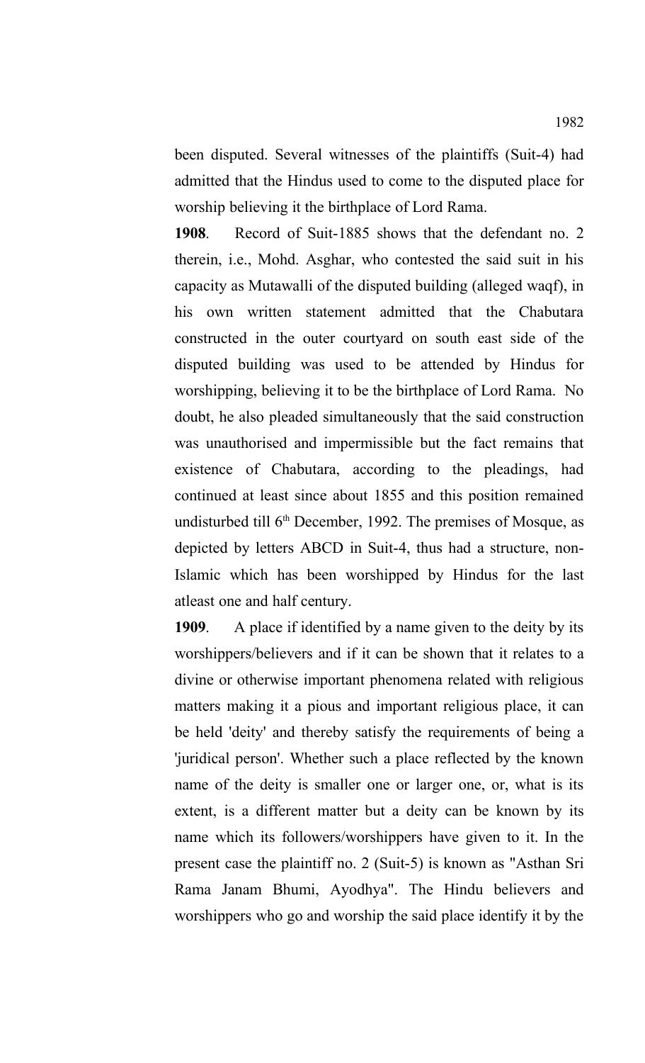been disputed. Several witnesses of the plaintiffs (Suit-4) had admitted that the Hindus used to come to the disputed place for worship believing it the birthplace of Lord Rama.

**1908**. Record of Suit-1885 shows that the defendant no. 2 therein, i.e., Mohd. Asghar, who contested the said suit in his capacity as Mutawalli of the disputed building (alleged waqf), in his own written statement admitted that the Chabutara constructed in the outer courtyard on south east side of the disputed building was used to be attended by Hindus for worshipping, believing it to be the birthplace of Lord Rama. No doubt, he also pleaded simultaneously that the said construction was unauthorised and impermissible but the fact remains that existence of Chabutara, according to the pleadings, had continued at least since about 1855 and this position remained undisturbed till 6th December, 1992. The premises of Mosque, as depicted by letters ABCD in Suit-4, thus had a structure, non-Islamic which has been worshipped by Hindus for the last atleast one and half century.

**1909**. A place if identified by a name given to the deity by its worshippers/believers and if it can be shown that it relates to a divine or otherwise important phenomena related with religious matters making it a pious and important religious place, it can be held 'deity' and thereby satisfy the requirements of being a 'juridical person'. Whether such a place reflected by the known name of the deity is smaller one or larger one, or, what is its extent, is a different matter but a deity can be known by its name which its followers/worshippers have given to it. In the present case the plaintiff no. 2 (Suit-5) is known as "Asthan Sri Rama Janam Bhumi, Ayodhya". The Hindu believers and worshippers who go and worship the said place identify it by the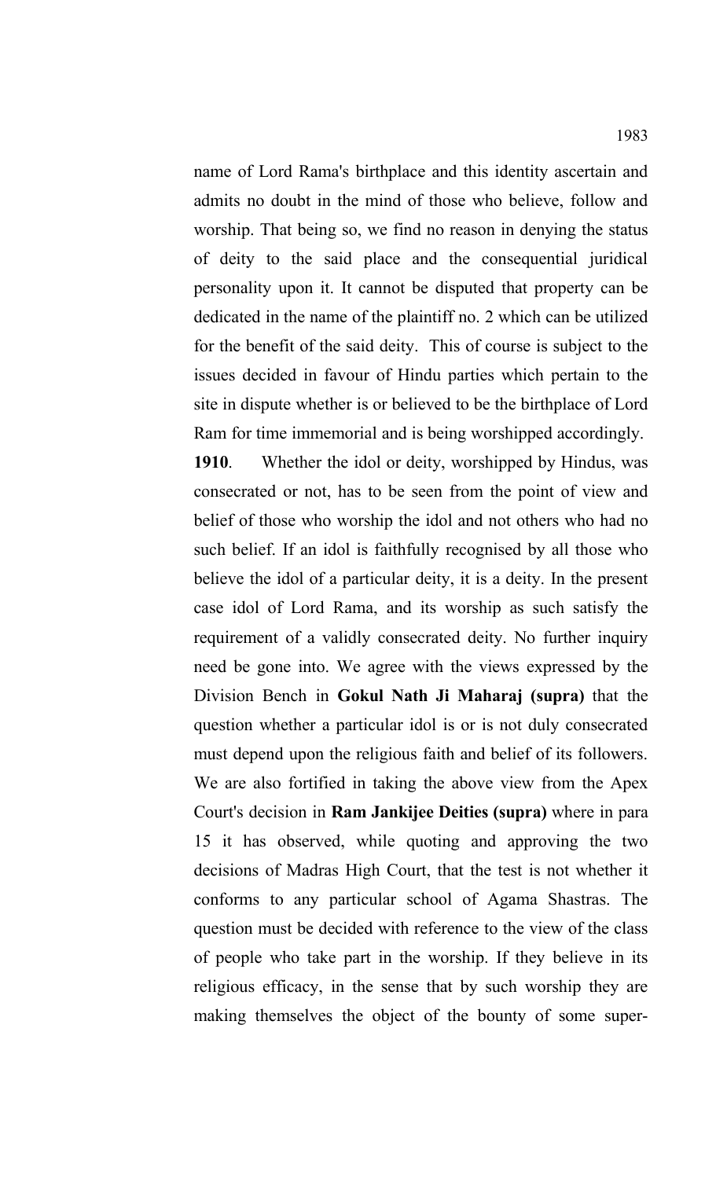name of Lord Rama's birthplace and this identity ascertain and admits no doubt in the mind of those who believe, follow and worship. That being so, we find no reason in denying the status of deity to the said place and the consequential juridical personality upon it. It cannot be disputed that property can be dedicated in the name of the plaintiff no. 2 which can be utilized for the benefit of the said deity. This of course is subject to the issues decided in favour of Hindu parties which pertain to the site in dispute whether is or believed to be the birthplace of Lord Ram for time immemorial and is being worshipped accordingly.

**1910**. Whether the idol or deity, worshipped by Hindus, was consecrated or not, has to be seen from the point of view and belief of those who worship the idol and not others who had no such belief. If an idol is faithfully recognised by all those who believe the idol of a particular deity, it is a deity. In the present case idol of Lord Rama, and its worship as such satisfy the requirement of a validly consecrated deity. No further inquiry need be gone into. We agree with the views expressed by the Division Bench in **Gokul Nath Ji Maharaj (supra)** that the question whether a particular idol is or is not duly consecrated must depend upon the religious faith and belief of its followers. We are also fortified in taking the above view from the Apex Court's decision in **Ram Jankijee Deities (supra)** where in para 15 it has observed, while quoting and approving the two decisions of Madras High Court, that the test is not whether it conforms to any particular school of Agama Shastras. The question must be decided with reference to the view of the class of people who take part in the worship. If they believe in its religious efficacy, in the sense that by such worship they are making themselves the object of the bounty of some super-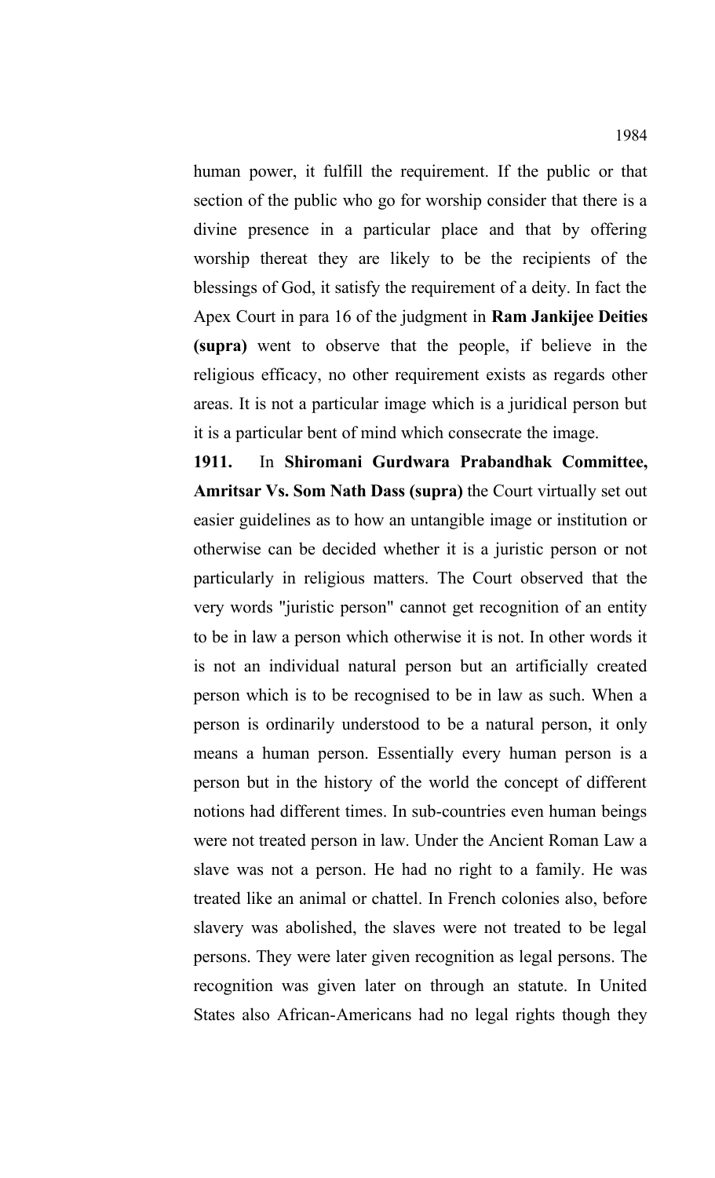human power, it fulfill the requirement. If the public or that section of the public who go for worship consider that there is a divine presence in a particular place and that by offering worship thereat they are likely to be the recipients of the blessings of God, it satisfy the requirement of a deity. In fact the Apex Court in para 16 of the judgment in **Ram Jankijee Deities (supra)** went to observe that the people, if believe in the religious efficacy, no other requirement exists as regards other areas. It is not a particular image which is a juridical person but it is a particular bent of mind which consecrate the image.

**1911.** In **Shiromani Gurdwara Prabandhak Committee, Amritsar Vs. Som Nath Dass (supra)** the Court virtually set out easier guidelines as to how an untangible image or institution or otherwise can be decided whether it is a juristic person or not particularly in religious matters. The Court observed that the very words "juristic person" cannot get recognition of an entity to be in law a person which otherwise it is not. In other words it is not an individual natural person but an artificially created person which is to be recognised to be in law as such. When a person is ordinarily understood to be a natural person, it only means a human person. Essentially every human person is a person but in the history of the world the concept of different notions had different times. In sub-countries even human beings were not treated person in law. Under the Ancient Roman Law a slave was not a person. He had no right to a family. He was treated like an animal or chattel. In French colonies also, before slavery was abolished, the slaves were not treated to be legal persons. They were later given recognition as legal persons. The recognition was given later on through an statute. In United States also African-Americans had no legal rights though they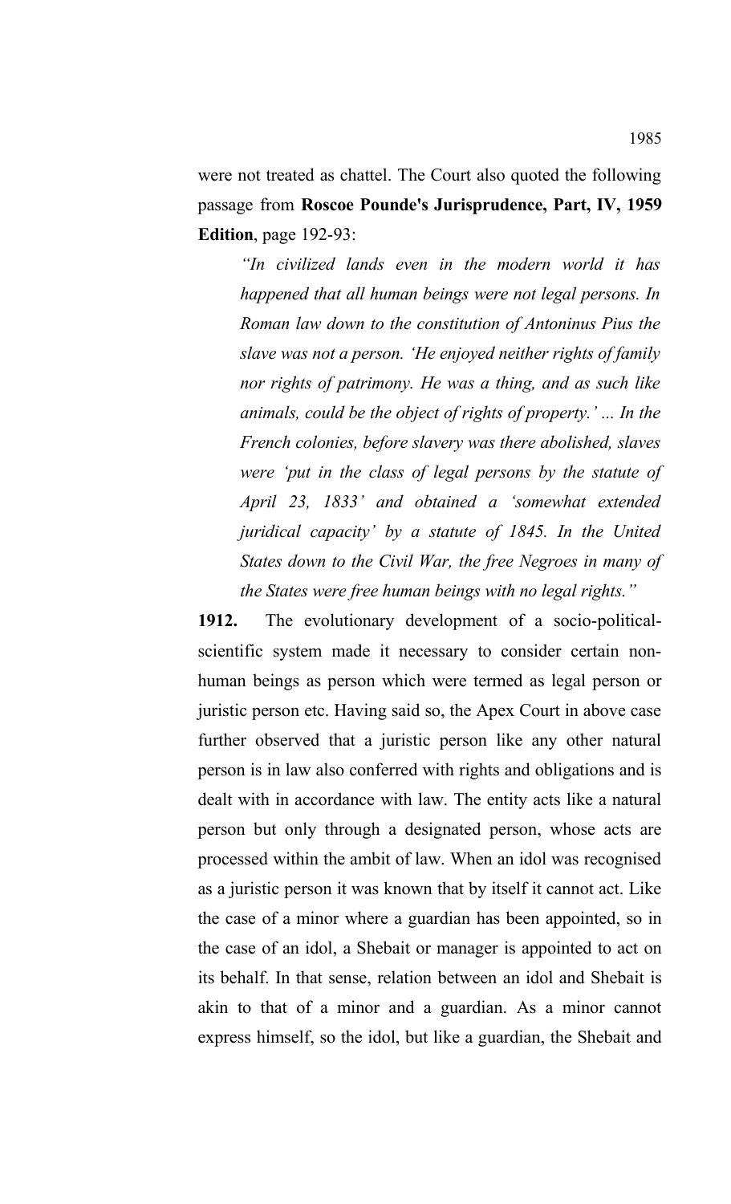were not treated as chattel. The Court also quoted the following passage from **Roscoe Pounde's Jurisprudence, Part, IV, 1959 Edition**, page 192-93:

> *"In civilized lands even in the modern world it has happened that all human beings were not legal persons. In Roman law down to the constitution of Antoninus Pius the slave was not a person. 'He enjoyed neither rights of family nor rights of patrimony. He was a thing, and as such like animals, could be the object of rights of property.' ... In the French colonies, before slavery was there abolished, slaves were 'put in the class of legal persons by the statute of April 23, 1833' and obtained a 'somewhat extended juridical capacity' by a statute of 1845. In the United States down to the Civil War, the free Negroes in many of the States were free human beings with no legal rights."*

**1912.** The evolutionary development of a socio-political-scientific system made it necessary to consider certain non-human beings as person which were termed as legal person or juristic person etc. Having said so, the Apex Court in above case further observed that a juristic person like any other natural person is in law also conferred with rights and obligations and is dealt with in accordance with law. The entity acts like a natural person but only through a designated person, whose acts are processed within the ambit of law. When an idol was recognised as a juristic person it was known that by itself it cannot act. Like the case of a minor where a guardian has been appointed, so in the case of an idol, a Shebait or manager is appointed to act on its behalf. In that sense, relation between an idol and Shebait is akin to that of a minor and a guardian. As a minor cannot express himself, so the idol, but like a guardian, the Shebait and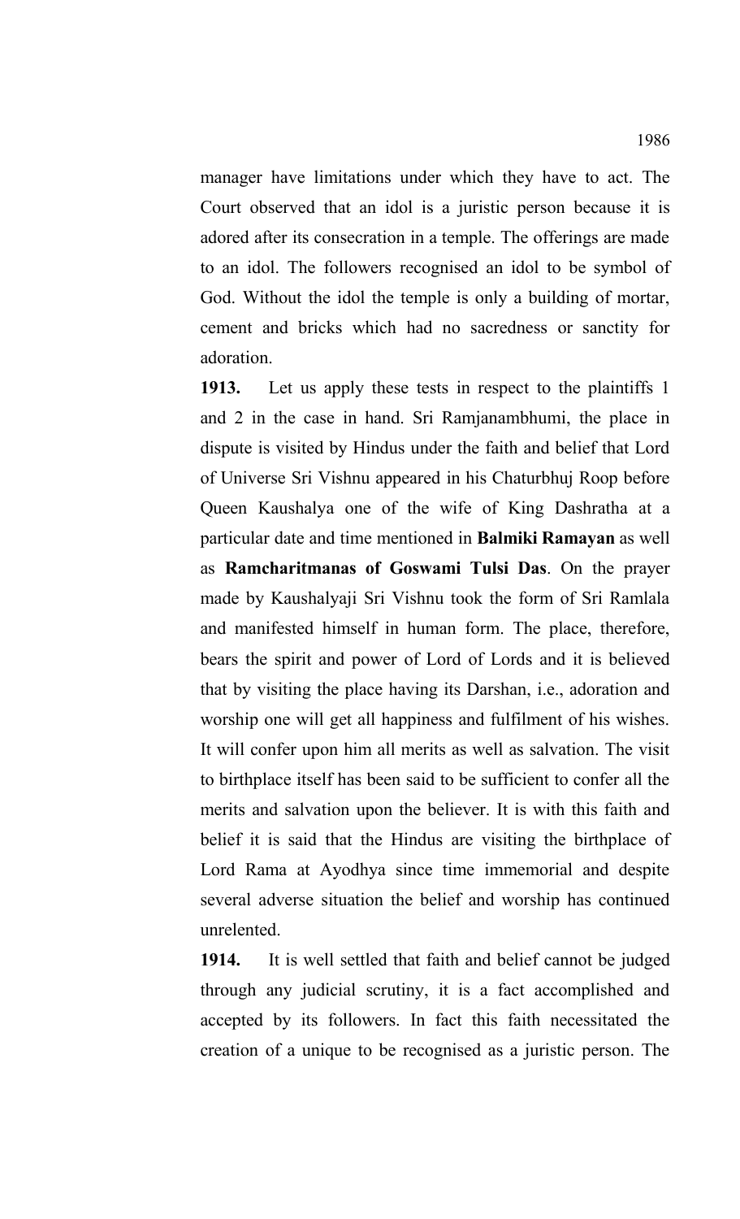manager have limitations under which they have to act. The Court observed that an idol is a juristic person because it is adored after its consecration in a temple. The offerings are made to an idol. The followers recognised an idol to be symbol of God. Without the idol the temple is only a building of mortar, cement and bricks which had no sacredness or sanctity for adoration.

**1913.** Let us apply these tests in respect to the plaintiffs 1 and 2 in the case in hand. Sri Ramjanambhumi, the place in dispute is visited by Hindus under the faith and belief that Lord of Universe Sri Vishnu appeared in his Chaturbhuj Roop before Queen Kaushalya one of the wife of King Dashratha at a particular date and time mentioned in **Balmiki Ramayan** as well as **Ramcharitmanas of Goswami Tulsi Das**. On the prayer made by Kaushalyaji Sri Vishnu took the form of Sri Ramlala and manifested himself in human form. The place, therefore, bears the spirit and power of Lord of Lords and it is believed that by visiting the place having its Darshan, i.e., adoration and worship one will get all happiness and fulfilment of his wishes. It will confer upon him all merits as well as salvation. The visit to birthplace itself has been said to be sufficient to confer all the merits and salvation upon the believer. It is with this faith and belief it is said that the Hindus are visiting the birthplace of Lord Rama at Ayodhya since time immemorial and despite several adverse situation the belief and worship has continued unrelented.

**1914.** It is well settled that faith and belief cannot be judged through any judicial scrutiny, it is a fact accomplished and accepted by its followers. In fact this faith necessitated the creation of a unique to be recognised as a juristic person. The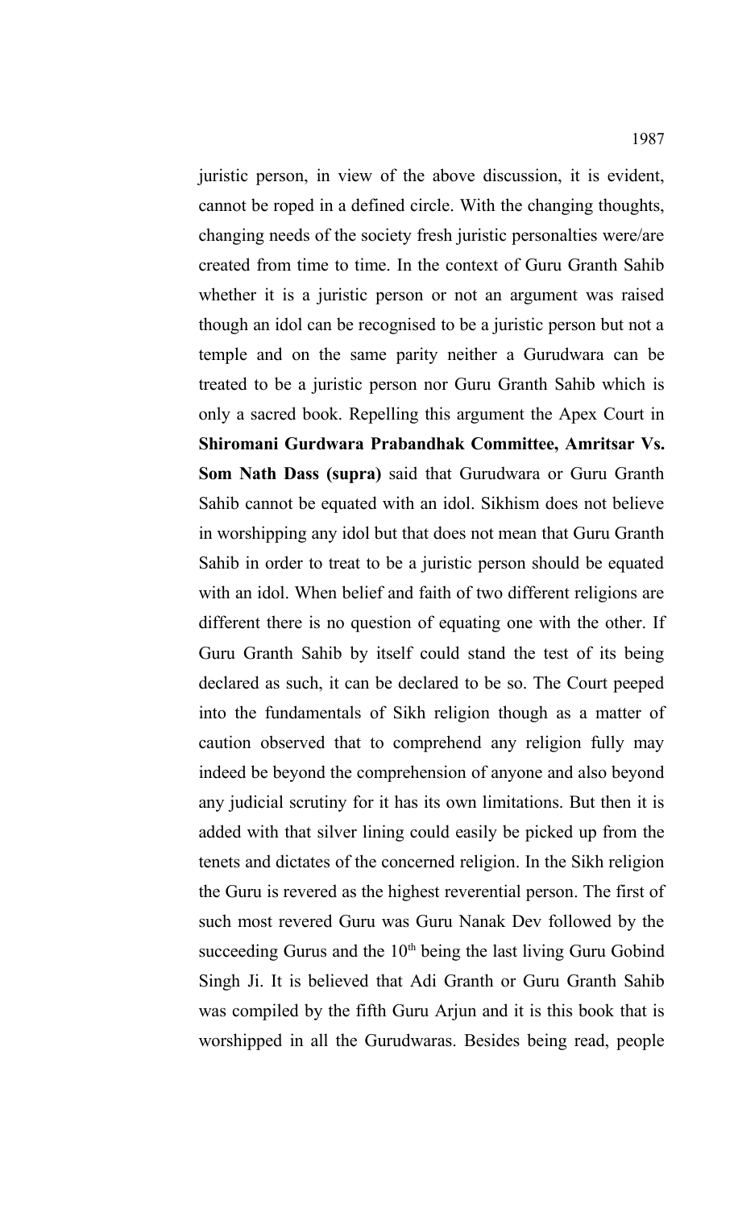juristic person, in view of the above discussion, it is evident, cannot be roped in a defined circle. With the changing thoughts, changing needs of the society fresh juristic personalties were/are created from time to time. In the context of Guru Granth Sahib whether it is a juristic person or not an argument was raised though an idol can be recognised to be a juristic person but not a temple and on the same parity neither a Gurudwara can be treated to be a juristic person nor Guru Granth Sahib which is only a sacred book. Repelling this argument the Apex Court in **Shiromani Gurdwara Prabandhak Committee, Amritsar Vs. Som Nath Dass (supra)** said that Gurudwara or Guru Granth Sahib cannot be equated with an idol. Sikhism does not believe in worshipping any idol but that does not mean that Guru Granth Sahib in order to treat to be a juristic person should be equated with an idol. When belief and faith of two different religions are different there is no question of equating one with the other. If Guru Granth Sahib by itself could stand the test of its being declared as such, it can be declared to be so. The Court peeped into the fundamentals of Sikh religion though as a matter of caution observed that to comprehend any religion fully may indeed be beyond the comprehension of anyone and also beyond any judicial scrutiny for it has its own limitations. But then it is added with that silver lining could easily be picked up from the tenets and dictates of the concerned religion. In the Sikh religion the Guru is revered as the highest reverential person. The first of such most revered Guru was Guru Nanak Dev followed by the succeeding Gurus and the 10th being the last living Guru Gobind Singh Ji. It is believed that Adi Granth or Guru Granth Sahib was compiled by the fifth Guru Arjun and it is this book that is worshipped in all the Gurudwaras. Besides being read, people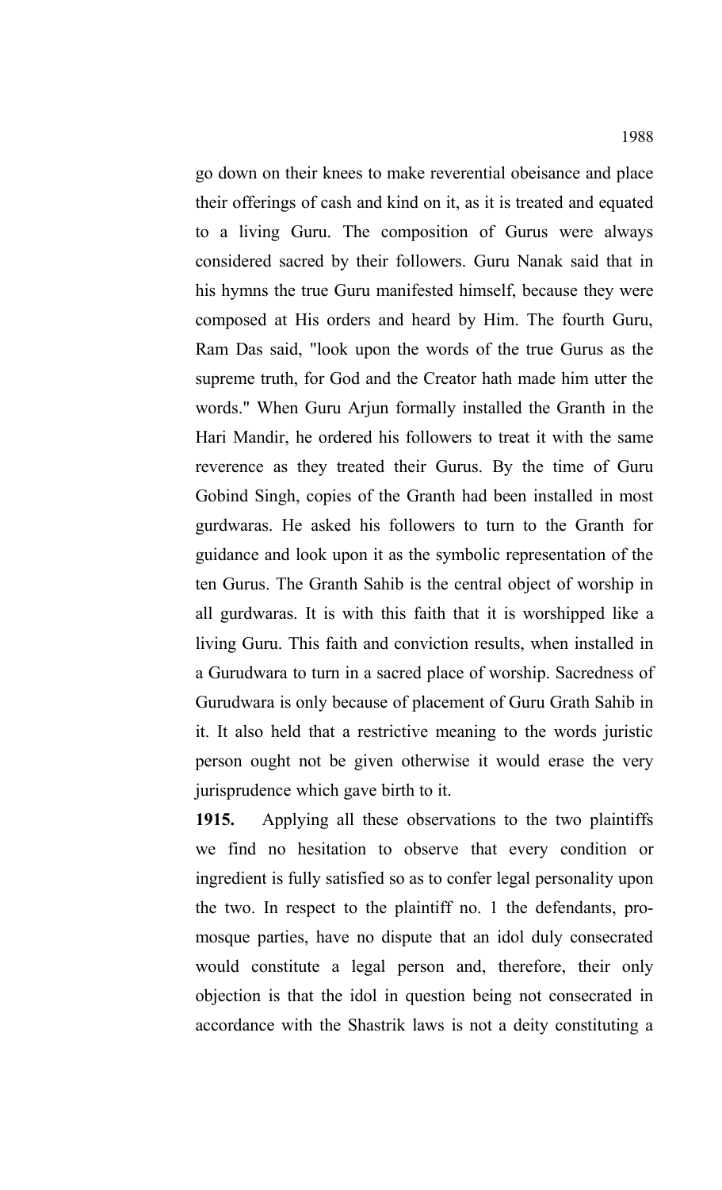go down on their knees to make reverential obeisance and place their offerings of cash and kind on it, as it is treated and equated to a living Guru. The composition of Gurus were always considered sacred by their followers. Guru Nanak said that in his hymns the true Guru manifested himself, because they were composed at His orders and heard by Him. The fourth Guru, Ram Das said, "look upon the words of the true Gurus as the supreme truth, for God and the Creator hath made him utter the words." When Guru Arjun formally installed the Granth in the Hari Mandir, he ordered his followers to treat it with the same reverence as they treated their Gurus. By the time of Guru Gobind Singh, copies of the Granth had been installed in most gurdwaras. He asked his followers to turn to the Granth for guidance and look upon it as the symbolic representation of the ten Gurus. The Granth Sahib is the central object of worship in all gurdwaras. It is with this faith that it is worshipped like a living Guru. This faith and conviction results, when installed in a Gurudwara to turn in a sacred place of worship. Sacredness of Gurudwara is only because of placement of Guru Grath Sahib in it. It also held that a restrictive meaning to the words juristic person ought not be given otherwise it would erase the very jurisprudence which gave birth to it.

**1915.** Applying all these observations to the two plaintiffs we find no hesitation to observe that every condition or ingredient is fully satisfied so as to confer legal personality upon the two. In respect to the plaintiff no. 1 the defendants, pro-mosque parties, have no dispute that an idol duly consecrated would constitute a legal person and, therefore, their only objection is that the idol in question being not consecrated in accordance with the Shastrik laws is not a deity constituting a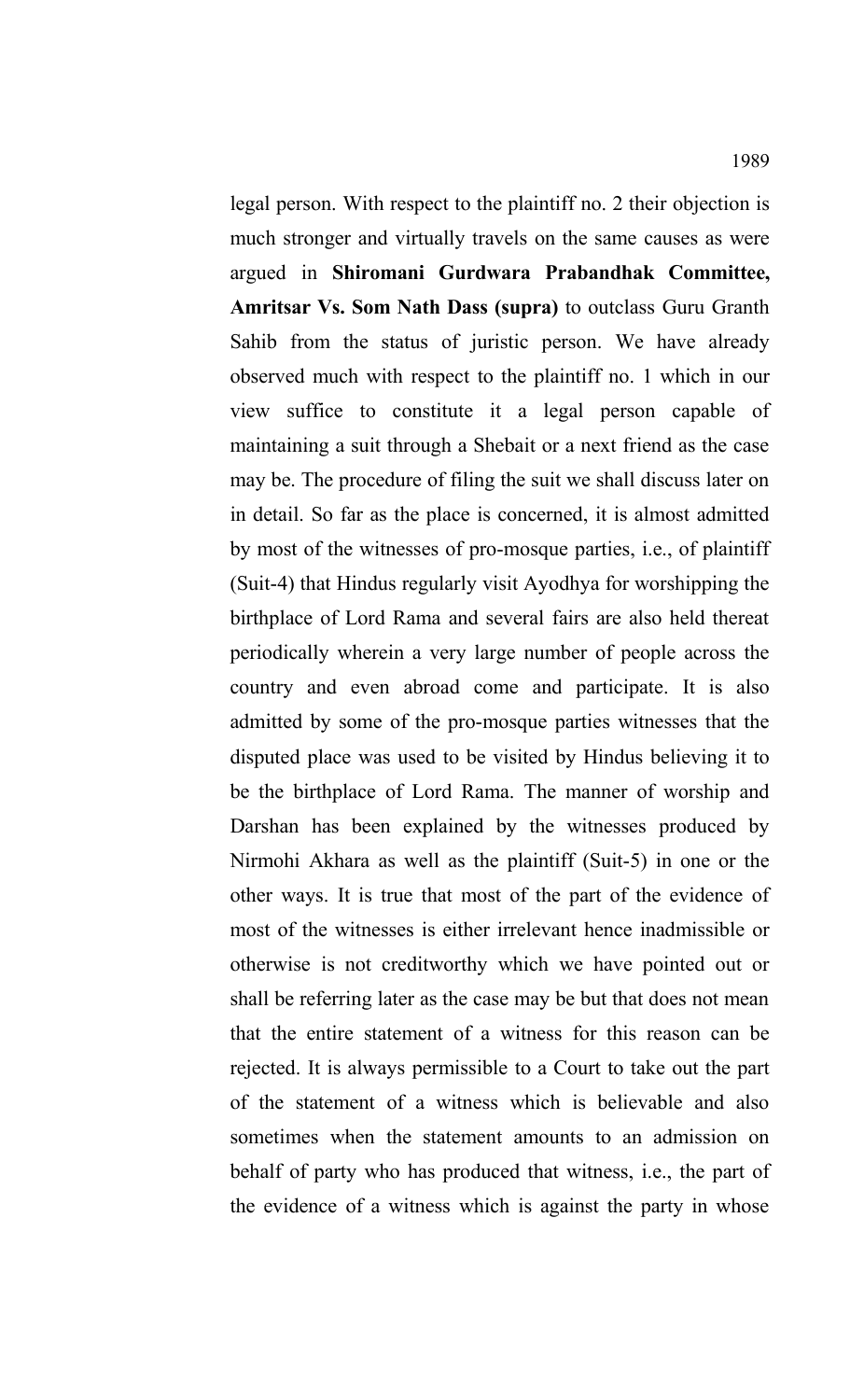legal person. With respect to the plaintiff no. 2 their objection is much stronger and virtually travels on the same causes as were argued in **Shiromani Gurdwara Prabandhak Committee, Amritsar Vs. Som Nath Dass (supra)** to outclass Guru Granth Sahib from the status of juristic person. We have already observed much with respect to the plaintiff no. 1 which in our view suffice to constitute it a legal person capable of maintaining a suit through a Shebait or a next friend as the case may be. The procedure of filing the suit we shall discuss later on in detail. So far as the place is concerned, it is almost admitted by most of the witnesses of pro-mosque parties, i.e., of plaintiff (Suit-4) that Hindus regularly visit Ayodhya for worshipping the birthplace of Lord Rama and several fairs are also held thereat periodically wherein a very large number of people across the country and even abroad come and participate. It is also admitted by some of the pro-mosque parties witnesses that the disputed place was used to be visited by Hindus believing it to be the birthplace of Lord Rama. The manner of worship and Darshan has been explained by the witnesses produced by Nirmohi Akhara as well as the plaintiff (Suit-5) in one or the other ways. It is true that most of the part of the evidence of most of the witnesses is either irrelevant hence inadmissible or otherwise is not creditworthy which we have pointed out or shall be referring later as the case may be but that does not mean that the entire statement of a witness for this reason can be rejected. It is always permissible to a Court to take out the part of the statement of a witness which is believable and also sometimes when the statement amounts to an admission on behalf of party who has produced that witness, i.e., the part of the evidence of a witness which is against the party in whose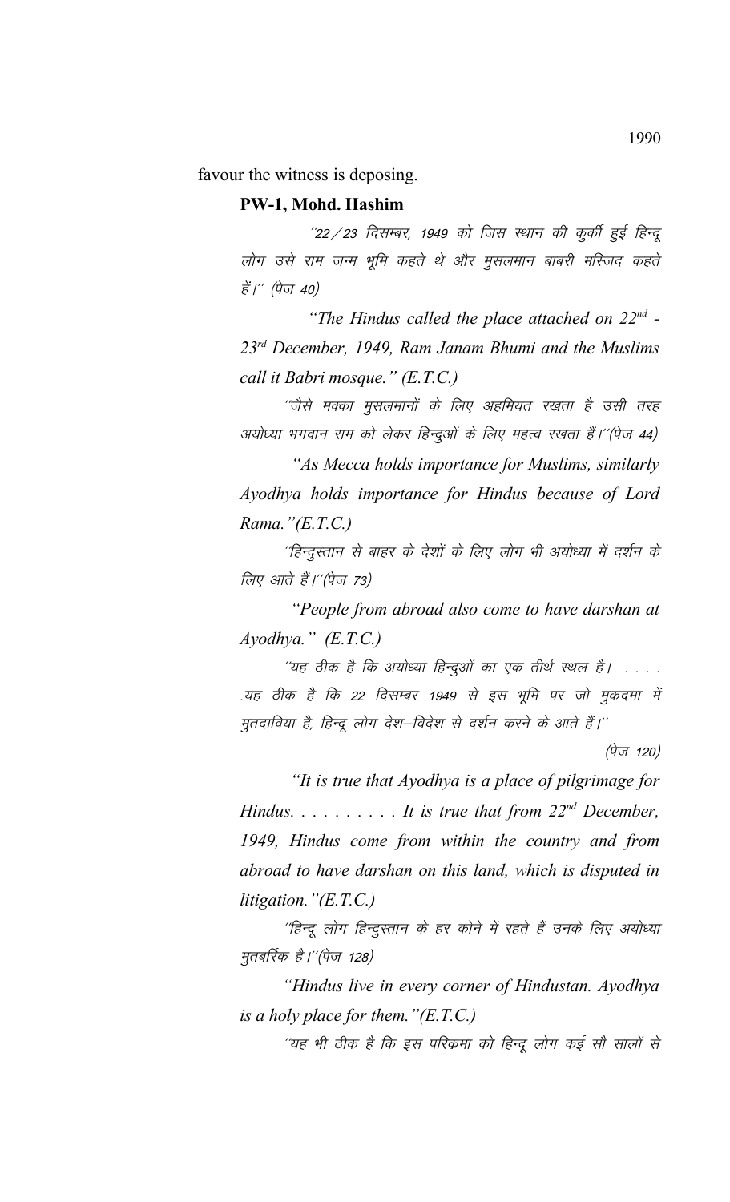favour the witness is deposing.

**PW-1, Mohd. Hashim**

"22/23 दिसम्बर, 1949 को जिस स्थान की कुर्की हुई हिन्दू लोग उसे राम जन्म भूमि कहते थे और मुसलमान बाबरी मस्जिद कहते हैं।" (पेज 40)

*"The Hindus called the place attached on 22nd - 23rd December, 1949, Ram Janam Bhumi and the Muslims call it Babri mosque." (E.T.C.)*

"जैसे मक्का मुसलमानों के लिए अहमियत रखता है उसी तरह अयोध्या भगवान राम को लेकर हिन्दुओं के लिए महत्व रखता है।"(पेज 44)

*"As Mecca holds importance for Muslims, similarly Ayodhya holds importance for Hindus because of Lord Rama."(E.T.C.)*

"हिन्दुस्तान से बाहर के देशों के लिए लोग भी अयोध्या में दर्शन के लिए आते हैं।"(पेज 73)

*"People from abroad also come to have darshan at Ayodhya." (E.T.C.)*

"यह ठीक है कि अयोध्या हिन्दुओं का एक तीर्थ स्थल है। . . . . .यह ठीक है कि 22 दिसम्बर 1949 से इस भूमि पर जो मुकदमा में मुतदाविया है, हिन्दू लोग देश–विदेश से दर्शन करने के आते हैं।"

(पेज 120)

*"It is true that Ayodhya is a place of pilgrimage for Hindus. . . . . . . . . . It is true that from 22nd December, 1949, Hindus come from within the country and from abroad to have darshan on this land, which is disputed in litigation."(E.T.C.)*

"हिन्दू लोग हिन्दुस्तान के हर कोने में रहते हैं उनके लिए अयोध्या मुतबर्रिक है।"(पेज 128)

*"Hindus live in every corner of Hindustan. Ayodhya is a holy place for them."(E.T.C.)*

"यह भी ठीक है कि इस परिक्रमा को हिन्दू लोग कई सौ सालों से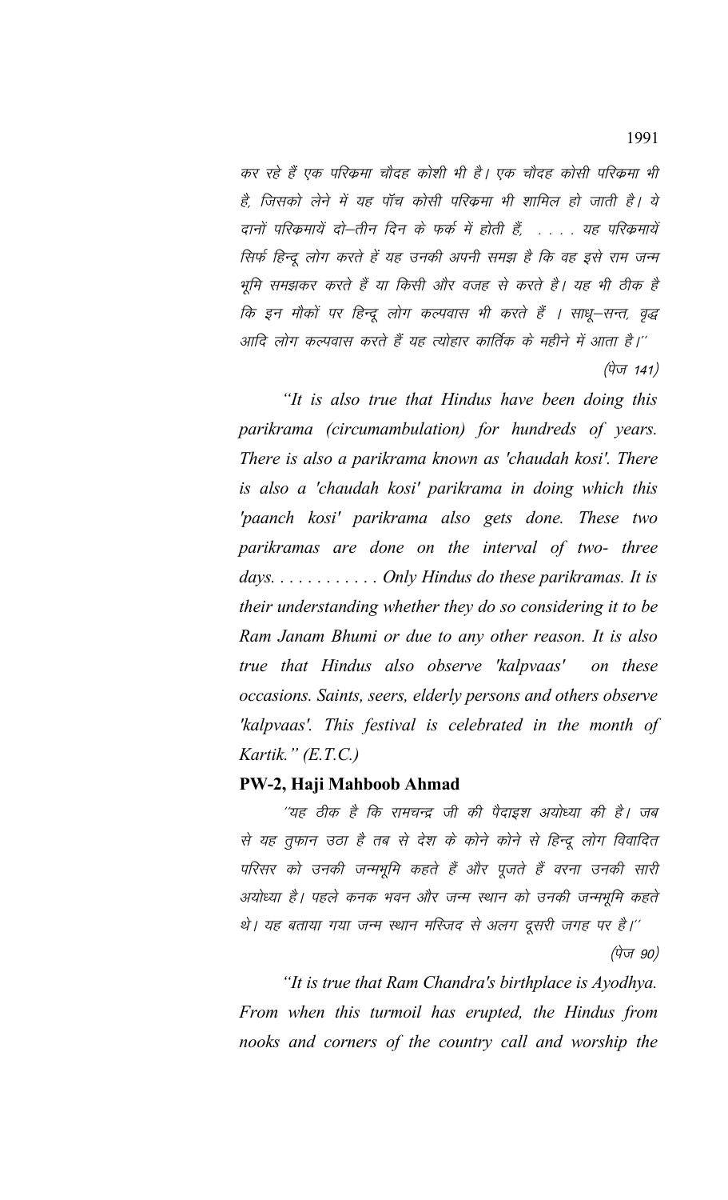कर रहे हैं एक परिक्रमा चौदह कोशी भी है। एक चौदह कोसी परिक्रमा भी है, जिसको लेने में यह पाँच कोसी परिक्रमा भी शामिल हो जाती है। ये दानों परिक्रमायें दो–तीन दिन के फर्क में होती हैं, . . . . यह परिक्रमायें सिर्फ हिन्दू लोग करते हें यह उनकी अपनी समझ है कि वह इसे राम जन्म भूमि समझकर करते हैं या किसी और वजह से करते है। यह भी ठीक है कि इन मौकों पर हिन्दू लोग कल्पवास भी करते हैं । साधू–सन्त, वृद्ध आदि लोग कल्पवास करते हैं यह त्योहार कार्तिक के महीने में आता है।''

(पेज 141)

*"It is also true that Hindus have been doing this parikrama (circumambulation) for hundreds of years. There is also a parikrama known as 'chaudah kosi'. There is also a 'chaudah kosi' parikrama in doing which this 'paanch kosi' parikrama also gets done. These two parikramas are done on the interval of two- three days. . . . . . . . . . . . Only Hindus do these parikramas. It is their understanding whether they do so considering it to be Ram Janam Bhumi or due to any other reason. It is also true that Hindus also observe 'kalpvaas' on these occasions. Saints, seers, elderly persons and others observe 'kalpvaas'. This festival is celebrated in the month of Kartik." (E.T.C.)*

**PW-2, Haji Mahboob Ahmad**

''यह ठीक है कि रामचन्द्र जी की पैदाइश अयोध्या की है। जब से यह तुफान उठा है तब से देश के कोने कोने से हिन्दू लोग विवादित परिसर को उनकी जन्मभूमि कहते हैं और पूजते हैं वरना उनकी सारी अयोध्या है। पहले कनक भवन और जन्म स्थान को उनकी जन्मभूमि कहते थे। यह बताया गया जन्म स्थान मस्जिद से अलग दूसरी जगह पर है।''

(पेज 90)

*"It is true that Ram Chandra's birthplace is Ayodhya. From when this turmoil has erupted, the Hindus from nooks and corners of the country call and worship the*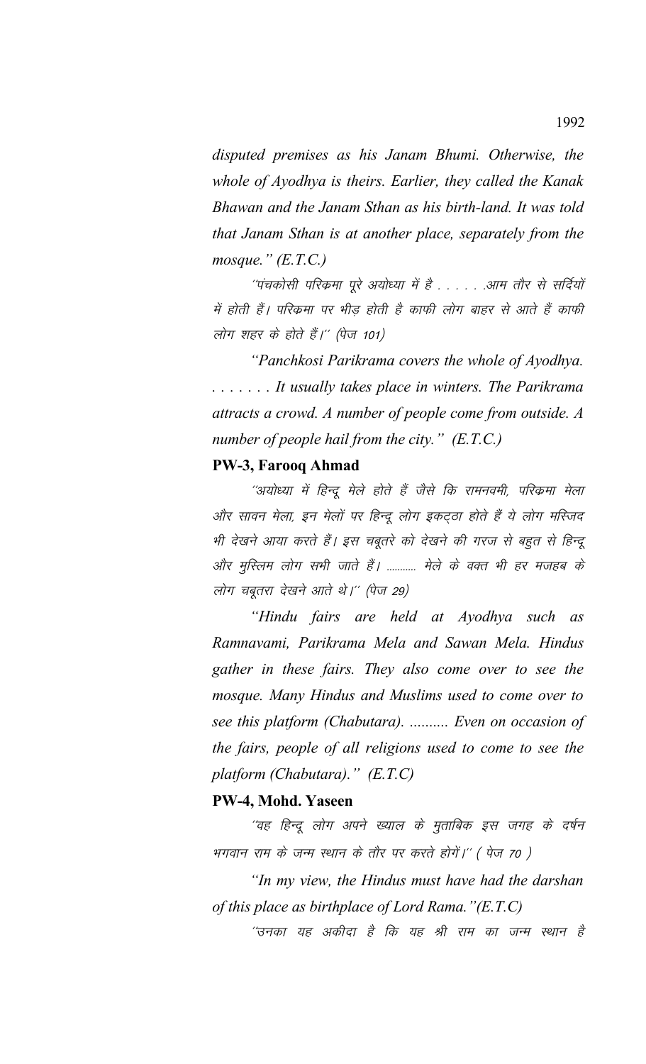*disputed premises as his Janam Bhumi. Otherwise, the whole of Ayodhya is theirs. Earlier, they called the Kanak Bhawan and the Janam Sthan as his birth-land. It was told that Janam Sthan is at another place, separately from the mosque." (E.T.C.)*

''पंचकोसी परिक्रमा पूरे अयोध्या में है . . . . . .आम तौर से सर्दियों में होती हैं। परिक्रमा पर भीड़ होती है काफी लोग बाहर से आते हैं काफी लोग शहर के होते हैं।'' (पेज 101)

*"Panchkosi Parikrama covers the whole of Ayodhya. . . . . . . . It usually takes place in winters. The Parikrama attracts a crowd. A number of people come from outside. A number of people hail from the city." (E.T.C.)*

**PW-3, Farooq Ahmad**

''अयोध्या में हिन्दू मेले होते हैं जैसे कि रामनवमी, परिक्रमा मेला और सावन मेला, इन मेलों पर हिन्दू लोग इकट्ठा होते हैं ये लोग मस्जिद भी देखने आया करते हैं। इस चबूतरे को देखने की गरज से बहुत से हिन्दू और मुस्लिम लोग सभी जाते हैं। .......... मेले के वक्त भी हर मजहब के लोग चबूतरा देखने आते थे।'' (पेज 29)

*"Hindu fairs are held at Ayodhya such as Ramnavami, Parikrama Mela and Sawan Mela. Hindus gather in these fairs. They also come over to see the mosque. Many Hindus and Muslims used to come over to see this platform (Chabutara). .......... Even on occasion of the fairs, people of all religions used to come to see the platform (Chabutara)." (E.T.C)*

**PW-4, Mohd. Yaseen**

''वह हिन्दू लोग अपने ख्याल के मुताबिक इस जगह के दर्षन भगवान राम के जन्म स्थान के तौर पर करते होगें।'' ( पेज 70 )

*"In my view, the Hindus must have had the darshan of this place as birthplace of Lord Rama."(E.T.C)*

''उनका यह अकीदा है कि यह श्री राम का जन्म स्थान है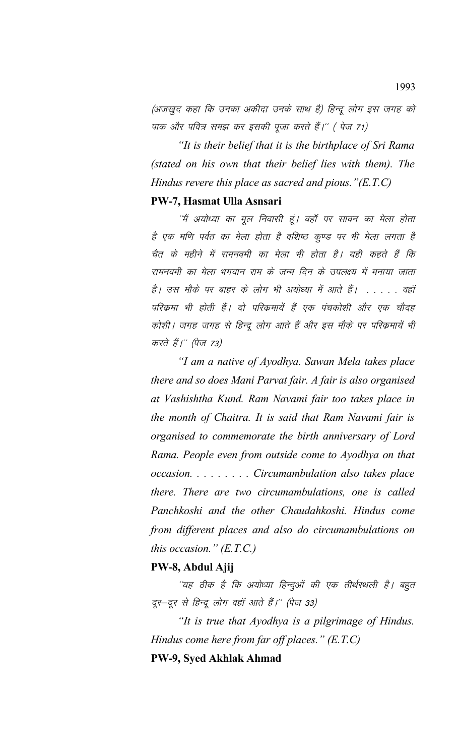(अजखुद कहा कि उनका अकीदा उनके साथ है) हिन्दू लोग इस जगह को पाक और पवित्र समझ कर इसकी पूजा करते हैं।'' ( पेज 71)

*"It is their belief that it is the birthplace of Sri Rama (stated on his own that their belief lies with them). The Hindus revere this place as sacred and pious."(E.T.C)*

**PW-7, Hasmat Ulla Asnsari**

''मैं अयोध्या का मूल निवासी हूं। वहाँ पर सावन का मेला होता है एक मणि पर्वत का मेला होता है वशिष्ठ कुण्ड पर भी मेला लगता है चैत के महीने में रामनवमी का मेला भी होता है। यही कहते हैं कि रामनवमी का मेला भगवान राम के जन्म दिन के उपलक्ष्य में मनाया जाता है। उस मौके पर बाहर के लोग भी अयोध्या में आते हैं। . . . . . वहाँ परिक्रमा भी होती हैं। दो परिक्रमायें हैं एक पंचकोशी और एक चौदह कोशी। जगह जगह से हिन्दू लोग आते हैं और इस मौके पर परिक्रमायें भी करते हैं।'' (पेज 73)

*"I am a native of Ayodhya. Sawan Mela takes place there and so does Mani Parvat fair. A fair is also organised at Vashishtha Kund. Ram Navami fair too takes place in the month of Chaitra. It is said that Ram Navami fair is organised to commemorate the birth anniversary of Lord Rama. People even from outside come to Ayodhya on that occasion. . . . . . . . . Circumambulation also takes place there. There are two circumambulations, one is called Panchkoshi and the other Chaudahkoshi. Hindus come from different places and also do circumambulations on this occasion." (E.T.C.)*

**PW-8, Abdul Ajij**

''यह ठीक है कि अयोध्या हिन्दुओं की एक तीर्थस्थली है। बहुत दूर–दूर से हिन्दू लोग वहाँ आते हैं।'' (पेज 33)

*"It is true that Ayodhya is a pilgrimage of Hindus. Hindus come here from far off places." (E.T.C)*

**PW-9, Syed Akhlak Ahmad**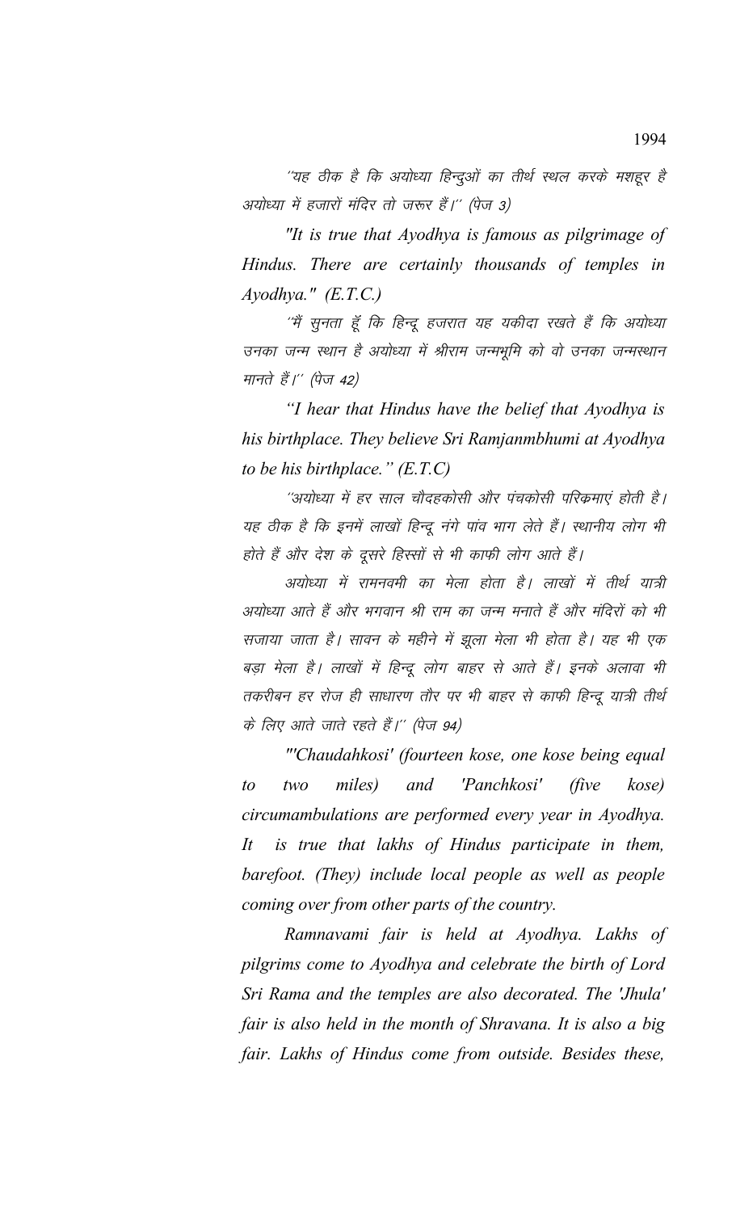''यह ठीक है कि अयोध्या हिन्दुओं का तीर्थ स्थल करके मशहूर है अयोध्या में हजारों मंदिर तो जरूर हैं।'' (पेज 3)

*"It is true that Ayodhya is famous as pilgrimage of Hindus. There are certainly thousands of temples in Ayodhya." (E.T.C.)*

''मैं सुनता हूँ कि हिन्दू हजरात यह यकीदा रखते हैं कि अयोध्या उनका जन्म स्थान है अयोध्या में श्रीराम जन्मभूमि को वो उनका जन्मस्थान मानते हैं।'' (पेज 42)

*"I hear that Hindus have the belief that Ayodhya is his birthplace. They believe Sri Ramjanmbhumi at Ayodhya to be his birthplace." (E.T.C)*

''अयोध्या में हर साल चौदहकोसी और पंचकोसी परिक्रमाएं होती है। यह ठीक है कि इनमें लाखों हिन्दू नंगे पांव भाग लेते हैं। स्थानीय लोग भी होते हैं और देश के दूसरे हिस्सों से भी काफी लोग आते हैं।

अयोध्या में रामनवमी का मेला होता है। लाखों में तीर्थ यात्री अयोध्या आते हैं और भगवान श्री राम का जन्म मनाते हैं और मंदिरों को भी सजाया जाता है। सावन के महीने में झूला मेला भी होता है। यह भी एक बड़ा मेला है। लाखों में हिन्दू लोग बाहर से आते हैं। इनके अलावा भी तकरीबन हर रोज ही साधारण तौर पर भी बाहर से काफी हिन्दू यात्री तीर्थ के लिए आते जाते रहते हैं।'' (पेज 94)

*"'Chaudahkosi' (fourteen kose, one kose being equal to two miles) and 'Panchkosi' (five kose) circumambulations are performed every year in Ayodhya. It is true that lakhs of Hindus participate in them, barefoot. (They) include local people as well as people coming over from other parts of the country.*

*Ramnavami fair is held at Ayodhya. Lakhs of pilgrims come to Ayodhya and celebrate the birth of Lord Sri Rama and the temples are also decorated. The 'Jhula' fair is also held in the month of Shravana. It is also a big fair. Lakhs of Hindus come from outside. Besides these,*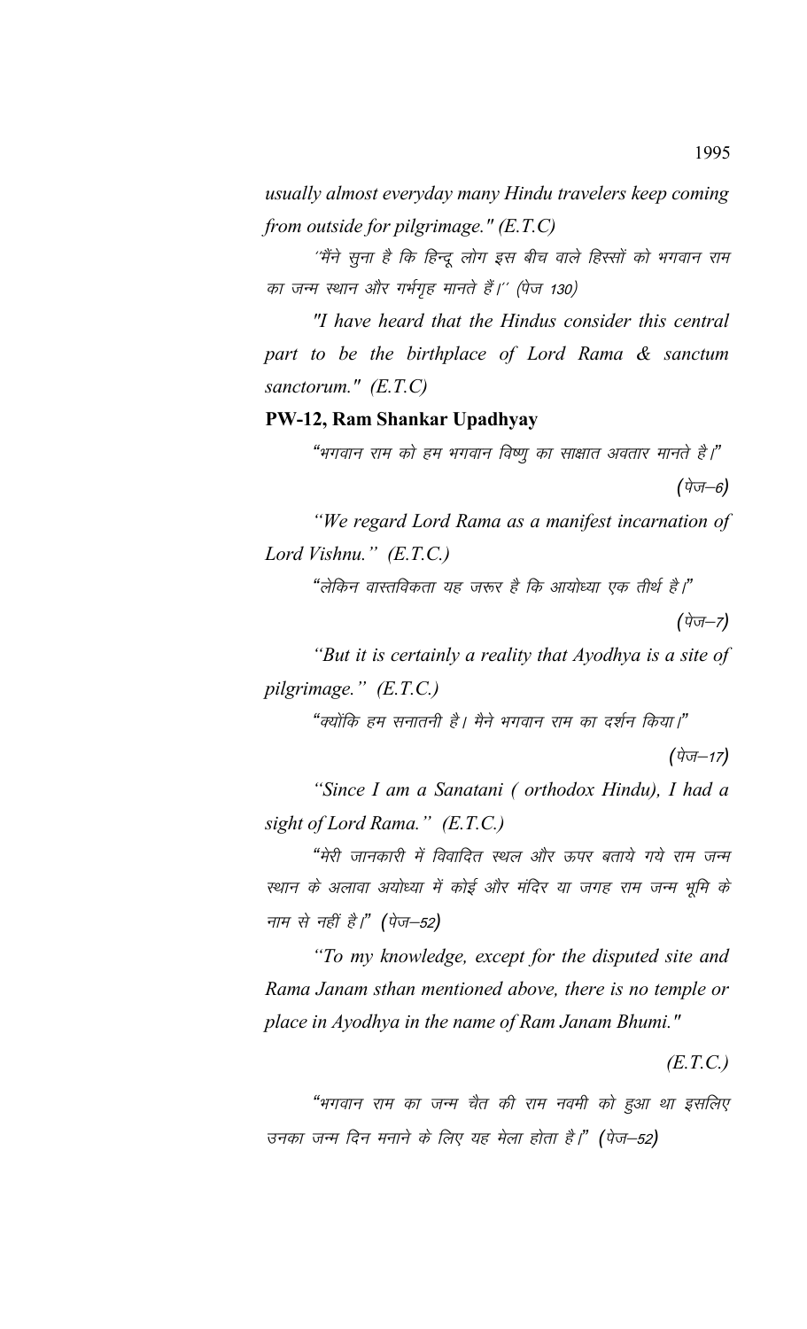*usually almost everyday many Hindu travelers keep coming from outside for pilgrimage." (E.T.C)*

*''मैंने सुना है कि हिन्दू लोग इस बीच वाले हिस्सों को भगवान राम का जन्म स्थान और गर्भगृह मानते हैं।'' (पेज 130)*

*"I have heard that the Hindus consider this central part to be the birthplace of Lord Rama & sanctum sanctorum." (E.T.C)*

**PW-12, Ram Shankar Upadhyay**

*"भगवान राम को हम भगवान विष्णु का साक्षात अवतार मानते है।"*

*(पेज–6)*

*"We regard Lord Rama as a manifest incarnation of Lord Vishnu." (E.T.C.)*

*"लेकिन वास्तविकता यह जरूर है कि आयोध्या एक तीर्थ है।"*

*(पेज–7)*

*"But it is certainly a reality that Ayodhya is a site of pilgrimage." (E.T.C.)*

*"क्योंकि हम सनातनी है। मैने भगवान राम का दर्शन किया।"*

*(पेज–17)*

*"Since I am a Sanatani ( orthodox Hindu), I had a sight of Lord Rama." (E.T.C.)*

*"मेरी जानकारी में विवादित स्थल और ऊपर बताये गये राम जन्म स्थान के अलावा अयोध्या में कोई और मंदिर या जगह राम जन्म भूमि के नाम से नहीं है।" (पेज–52)*

*"To my knowledge, except for the disputed site and Rama Janam sthan mentioned above, there is no temple or place in Ayodhya in the name of Ram Janam Bhumi."*

*(E.T.C.)*

*"भगवान राम का जन्म चैत की राम नवमी को हुआ था इसलिए उनका जन्म दिन मनाने के लिए यह मेला होता है।" (पेज–52)*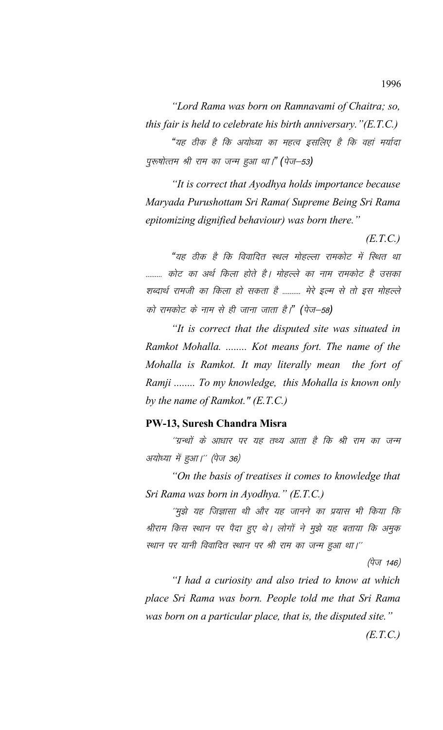*"Lord Rama was born on Ramnavami of Chaitra; so, this fair is held to celebrate his birth anniversary."(E.T.C.)*

*"यह ठीक है कि अयोध्या का महत्व इसलिए है कि वहां मर्यादा पुरूषोत्तम श्री राम का जन्म हुआ था।" (पेज–53)*

*"It is correct that Ayodhya holds importance because Maryada Purushottam Sri Rama( Supreme Being Sri Rama epitomizing dignified behaviour) was born there."*

*(E.T.C.)*

*"यह ठीक है कि विवादित स्थल मोहल्ला रामकोट में स्थित था ......... कोट का अर्थ किला होते है। मोहल्ले का नाम रामकोट है उसका शब्दार्थ रामजी का किला हो सकता है .......... मेरे इल्म से तो इस मोहल्ले को रामकोट के नाम से ही जाना जाता है।" (पेज–58)*

*"It is correct that the disputed site was situated in Ramkot Mohalla. ........ Kot means fort. The name of the Mohalla is Ramkot. It may literally mean the fort of Ramji ........ To my knowledge, this Mohalla is known only by the name of Ramkot." (E.T.C.)*

**PW-13, Suresh Chandra Misra**

*''ग्रन्थों के आधार पर यह तथ्य आता है कि श्री राम का जन्म अयोध्या में हुआ।'' (पेज 36)*

*"On the basis of treatises it comes to knowledge that Sri Rama was born in Ayodhya." (E.T.C.)*

*''मुझे यह जिज्ञासा थी और यह जानने का प्रयास भी किया कि श्रीराम किस स्थान पर पैदा हुए थे। लोगों ने मुझे यह बताया कि अमुक स्थान पर यानी विवादित स्थान पर श्री राम का जन्म हुआ था।''*

*(पेज 146)*

*"I had a curiosity and also tried to know at which place Sri Rama was born. People told me that Sri Rama was born on a particular place, that is, the disputed site."*

*(E.T.C.)*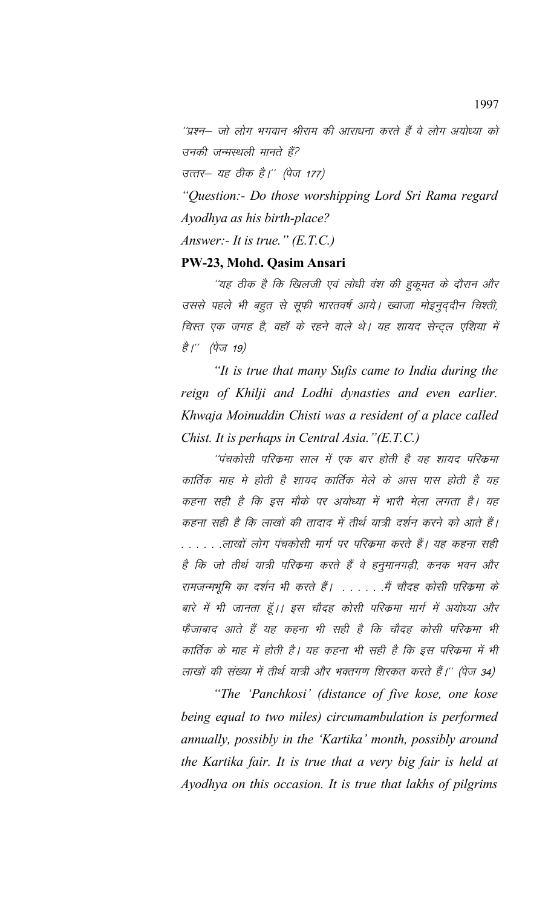''प्रश्न– जो लोग भगवान श्रीराम की आराधना करते हैं वे लोग अयोध्या को उनकी जन्मस्थली मानते हैं?

उत्तर– यह ठीक है।'' (पेज 177)

*"Question:- Do those worshipping Lord Sri Rama regard Ayodhya as his birth-place?*

*Answer:- It is true." (E.T.C.)*

**PW-23, Mohd. Qasim Ansari**

''यह ठीक है कि खिलजी एवं लोधी वंश की हुकूमत के दौरान और उससे पहले भी बहुत से सूफी भारतवर्ष आये। ख्वाजा मोइनुद्दीन चिश्ती, चिस्त एक जगह है, वहाँ के रहने वाले थे। यह शायद सेन्ट्ल एशिया में है।'' (पेज 19)

*"It is true that many Sufis came to India during the reign of Khilji and Lodhi dynasties and even earlier. Khwaja Moinuddin Chisti was a resident of a place called Chist. It is perhaps in Central Asia."(E.T.C.)*

''पंचकोसी परिक्रमा साल में एक बार होती है यह शायद परिक्रमा कार्तिक माह मे होती है शायद कार्तिक मेले के आस पास होती है यह कहना सही है कि इस मौके पर अयोध्या में भारी मेला लगता है। यह कहना सही है कि लाखों की तादाद में तीर्थ यात्री दर्शन करने को आते हैं। . . . . . .लाखों लोग पंचकोसी मार्ग पर परिक्रमा करते हैं। यह कहना सही है कि जो तीर्थ यात्री परिक्रमा करते हैं वे हनुमानगढ़ी, कनक भवन और रामजन्मभूमि का दर्शन भी करते हैं। . . . . . .मैं चौदह कोसी परिक्रमा के बारे में भी जानता हूँ।। इस चौदह कोसी परिक्रमा मार्ग में अयोध्या और फैजाबाद आते हैं यह कहना भी सही है कि चौदह कोसी परिक्रमा भी कार्तिक के माह में होती है। यह कहना भी सही है कि इस परिक्रमा में भी लाखों की संख्या में तीर्थ यात्री और भक्तगण शिरकत करते हैं।'' (पेज 34)

*"The 'Panchkosi' (distance of five kose, one kose being equal to two miles) circumambulation is performed annually, possibly in the 'Kartika' month, possibly around the Kartika fair. It is true that a very big fair is held at Ayodhya on this occasion. It is true that lakhs of pilgrims*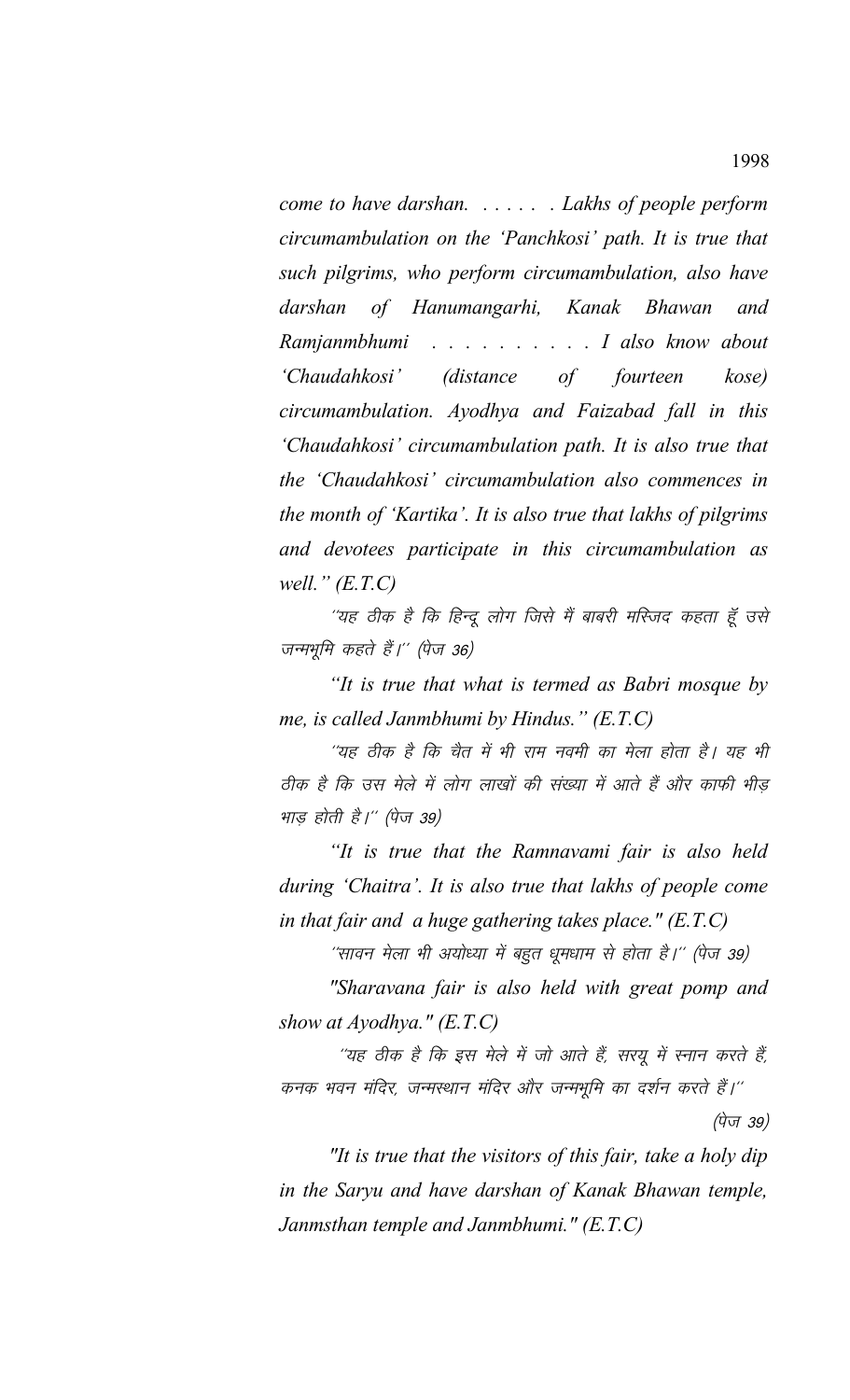*come to have darshan. . . . . . . Lakhs of people perform circumambulation on the 'Panchkosi' path. It is true that such pilgrims, who perform circumambulation, also have darshan of Hanumangarhi, Kanak Bhawan and Ramjanmbhumi . . . . . . . . . . I also know about 'Chaudahkosi' (distance of fourteen kose) circumambulation. Ayodhya and Faizabad fall in this 'Chaudahkosi' circumambulation path. It is also true that the 'Chaudahkosi' circumambulation also commences in the month of 'Kartika'. It is also true that lakhs of pilgrims and devotees participate in this circumambulation as well." (E.T.C)*

*''यह ठीक है कि हिन्दू लोग जिसे मैं बाबरी मस्जिद कहता हूँ उसे जन्मभूमि कहते हैं।'' (पेज 36)*

*"It is true that what is termed as Babri mosque by me, is called Janmbhumi by Hindus." (E.T.C)*

*''यह ठीक है कि चैत में भी राम नवमी का मेला होता है। यह भी ठीक है कि उस मेले में लोग लाखों की संख्या में आते हैं और काफी भीड़ भाड़ होती है।'' (पेज 39)*

*"It is true that the Ramnavami fair is also held during 'Chaitra'. It is also true that lakhs of people come in that fair and a huge gathering takes place." (E.T.C)*

*''सावन मेला भी अयोध्या में बहुत धूमधाम से होता है।'' (पेज 39)*

*"Sharavana fair is also held with great pomp and show at Ayodhya." (E.T.C)*

*''यह ठीक है कि इस मेले में जो आते हैं, सरयू में स्नान करते हैं, कनक भवन मंदिर, जन्मस्थान मंदिर और जन्मभूमि का दर्शन करते हैं।''*
*(पेज 39)*

*"It is true that the visitors of this fair, take a holy dip in the Saryu and have darshan of Kanak Bhawan temple, Janmsthan temple and Janmbhumi." (E.T.C)*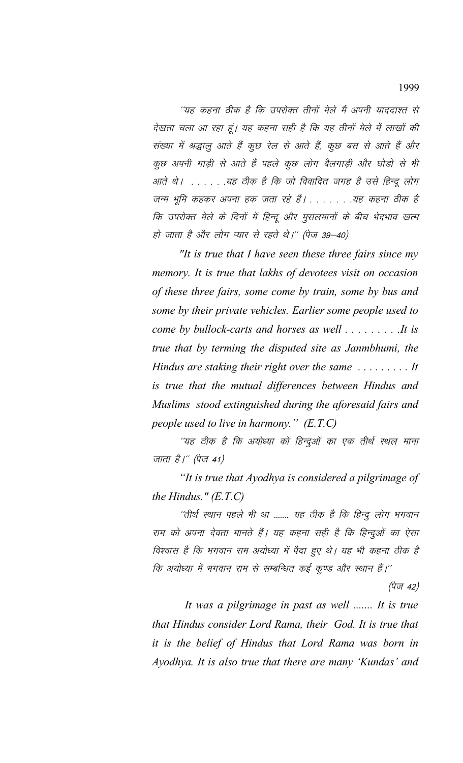''यह कहना ठीक है कि उपरोक्त तीनों मेले मैं अपनी याददाश्त से देखता चला आ रहा हूं। यह कहना सही है कि यह तीनों मेले में लाखों की संख्या में श्रद्धालु आते हैं कुछ रेल से आते हैं, कुछ बस से आते हैं और कुछ अपनी गाड़ी से आते हैं पहले कुछ लोग बैलगाड़ी और घोडो से भी आते थे। . . . . . .यह ठीक है कि जो विवादित जगह है उसे हिन्दू लोग जन्म भूमि कहकर अपना हक जता रहे हैं। . . . . . . .यह कहना ठीक है कि उपरोक्त मेले के दिनों में हिन्दू और मुसलमानों के बीच भेदभाव खत्म हो जाता है और लोग प्यार से रहते थे।'' (पेज 39–40)

*"It is true that I have seen these three fairs since my memory. It is true that lakhs of devotees visit on occasion of these three fairs, some come by train, some by bus and some by their private vehicles. Earlier some people used to come by bullock-carts and horses as well . . . . . . . . .It is true that by terming the disputed site as Janmbhumi, the Hindus are staking their right over the same . . . . . . . . . It is true that the mutual differences between Hindus and Muslims stood extinguished during the aforesaid fairs and people used to live in harmony." (E.T.C)*

''यह ठीक है कि अयोध्या को हिन्दुओं का एक तीर्थ स्थल माना जाता है।'' (पेज 41)

*"It is true that Ayodhya is considered a pilgrimage of the Hindus." (E.T.C)*

''तीर्थ स्थान पहले भी था ........ यह ठीक है कि हिन्दु लोग भगवान राम को अपना देवता मानते हैं। यह कहना सही है कि हिन्दुओं का ऐसा विश्वास है कि भगवान राम अयोध्या में पैदा हुए थे। यह भी कहना ठीक है कि अयोध्या में भगवान राम से सम्बन्धित कई कुण्ड और स्थान हैं।''

(पेज 42)

*It was a pilgrimage in past as well ....... It is true that Hindus consider Lord Rama, their God. It is true that it is the belief of Hindus that Lord Rama was born in Ayodhya. It is also true that there are many 'Kundas' and*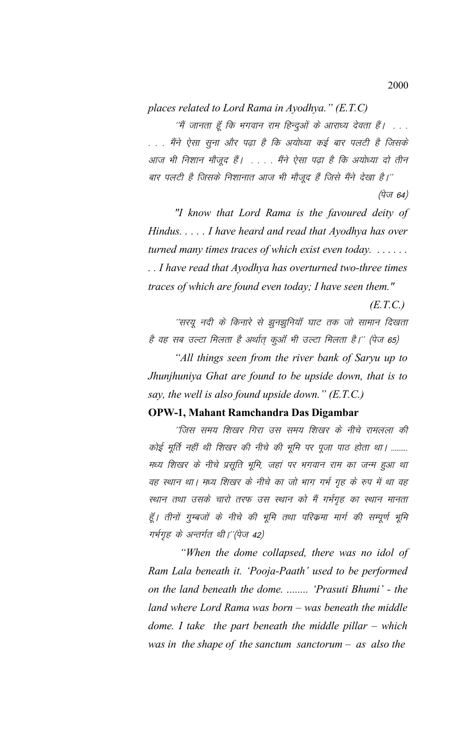*places related to Lord Rama in Ayodhya." (E.T.C)*

*''मैं जानता हूँ कि भगवान राम हिन्दुओं के आराध्य देवता हैं। . . . . . . मैंने ऐसा सुना और पढ़ा है कि अयोध्या कई बार पलटी है जिसके आज भी निशान मौजूद हैं। . . . . मैंने ऐसा पढ़ा है कि अयोध्या दो तीन बार पलटी है जिसके निशानात आज भी मौजूद हैं जिसे मैंने देखा है।''* *(पेज 64)*

*"I know that Lord Rama is the favoured deity of Hindus. . . . . I have heard and read that Ayodhya has over turned many times traces of which exist even today. . . . . . . . I have read that Ayodhya has overturned two-three times traces of which are found even today; I have seen them."* *(E.T.C.)*

*''सरयू नदी के किनारे से झुनझुनियाँ घाट तक जो सामान दिखता है वह सब उल्टा मिलता है अर्थात् कुआँ भी उल्टा मिलता है।''* *(पेज 65)*

*"All things seen from the river bank of Saryu up to Jhunjhuniya Ghat are found to be upside down, that is to say, the well is also found upside down." (E.T.C.)*

**OPW-1, Mahant Ramchandra Das Digambar**

*''जिस समय शिखर गिरा उस समय शिखर के नीचे रामलला की कोई मूर्ति नहीं थी शिखर की नीचे की भूमि पर पूजा पाठ होता था। ......... मध्य शिखर के नीचे प्रसूति भूमि, जहां पर भगवान राम का जन्म हुआ था वह स्थान था। मध्य शिखर के नीचे का जो भाग गर्भ गृह के रुप में था वह स्थान तथा उसके चारो तरफ उस स्थान को मैं गर्भगृह का स्थान मानता हूँ। तीनों गुम्बजों के नीचे की भूमि तथा परिक्रमा मार्ग की सम्पूर्ण भूमि गर्भगृह के अन्तर्गत थी।''(पेज 42)*

*"When the dome collapsed, there was no idol of Ram Lala beneath it. 'Pooja-Paath' used to be performed on the land beneath the dome. ........ 'Prasuti Bhumi' - the land where Lord Rama was born – was beneath the middle dome. I take the part beneath the middle pillar – which was in the shape of the sanctum sanctorum – as also the*